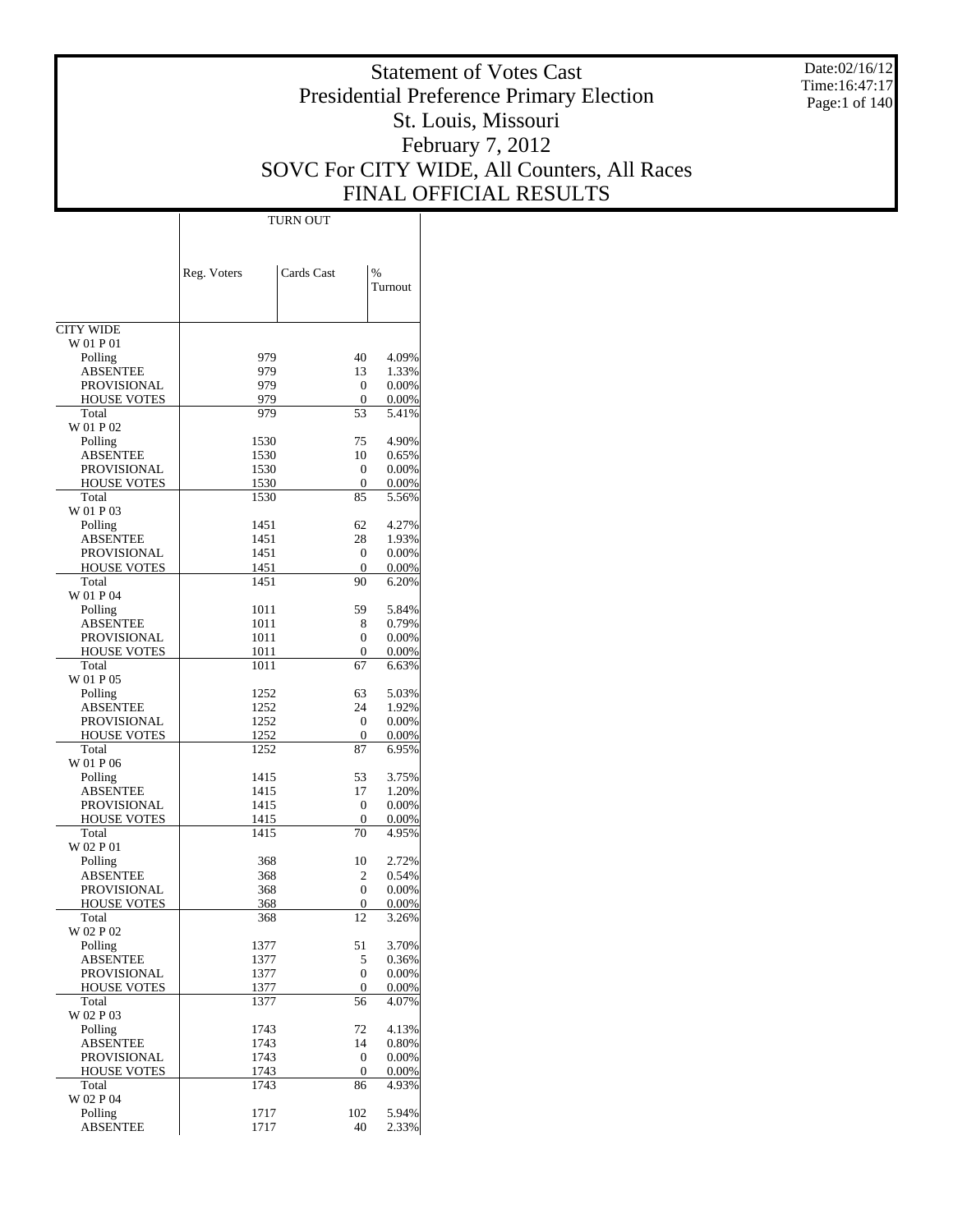# Statement of Votes Cast
# Presidential Preference Primary Election
# St. Louis, Missouri
# February 7, 2012
# SOVC For CITY WIDE, All Counters, All Races
# FINAL OFFICIAL RESULTS

Date:02/16/12
Time:16:47:17

| | TURN OUT | | |
|---|---|---|---|
| | Reg. Voters | Cards Cast | % Turnout |
| CITY WIDE | | | |
| W 01 P 01 | | | |
| Polling | 979 | 40 | 4.09% |
| ABSENTEE | 979 | 13 | 1.33% |
| PROVISIONAL | 979 | 0 | 0.00% |
| HOUSE VOTES | 979 | 0 | 0.00% |
| Total | 979 | 53 | 5.41% |
| W 01 P 02 | | | |
| Polling | 1530 | 75 | 4.90% |
| ABSENTEE | 1530 | 10 | 0.65% |
| PROVISIONAL | 1530 | 0 | 0.00% |
| HOUSE VOTES | 1530 | 0 | 0.00% |
| Total | 1530 | 85 | 5.56% |
| W 01 P 03 | | | |
| Polling | 1451 | 62 | 4.27% |
| ABSENTEE | 1451 | 28 | 1.93% |
| PROVISIONAL | 1451 | 0 | 0.00% |
| HOUSE VOTES | 1451 | 0 | 0.00% |
| Total | 1451 | 90 | 6.20% |
| W 01 P 04 | | | |
| Polling | 1011 | 59 | 5.84% |
| ABSENTEE | 1011 | 8 | 0.79% |
| PROVISIONAL | 1011 | 0 | 0.00% |
| HOUSE VOTES | 1011 | 0 | 0.00% |
| Total | 1011 | 67 | 6.63% |
| W 01 P 05 | | | |
| Polling | 1252 | 63 | 5.03% |
| ABSENTEE | 1252 | 24 | 1.92% |
| PROVISIONAL | 1252 | 0 | 0.00% |
| HOUSE VOTES | 1252 | 0 | 0.00% |
| Total | 1252 | 87 | 6.95% |
| W 01 P 06 | | | |
| Polling | 1415 | 53 | 3.75% |
| ABSENTEE | 1415 | 17 | 1.20% |
| PROVISIONAL | 1415 | 0 | 0.00% |
| HOUSE VOTES | 1415 | 0 | 0.00% |
| Total | 1415 | 70 | 4.95% |
| W 02 P 01 | | | |
| Polling | 368 | 10 | 2.72% |
| ABSENTEE | 368 | 2 | 0.54% |
| PROVISIONAL | 368 | 0 | 0.00% |
| HOUSE VOTES | 368 | 0 | 0.00% |
| Total | 368 | 12 | 3.26% |
| W 02 P 02 | | | |
| Polling | 1377 | 51 | 3.70% |
| ABSENTEE | 1377 | 5 | 0.36% |
| PROVISIONAL | 1377 | 0 | 0.00% |
| HOUSE VOTES | 1377 | 0 | 0.00% |
| Total | 1377 | 56 | 4.07% |
| W 02 P 03 | | | |
| Polling | 1743 | 72 | 4.13% |
| ABSENTEE | 1743 | 14 | 0.80% |
| PROVISIONAL | 1743 | 0 | 0.00% |
| HOUSE VOTES | 1743 | 0 | 0.00% |
| Total | 1743 | 86 | 4.93% |
| W 02 P 04 | | | |
| Polling | 1717 | 102 | 5.94% |
| ABSENTEE | 1717 | 40 | 2.33% |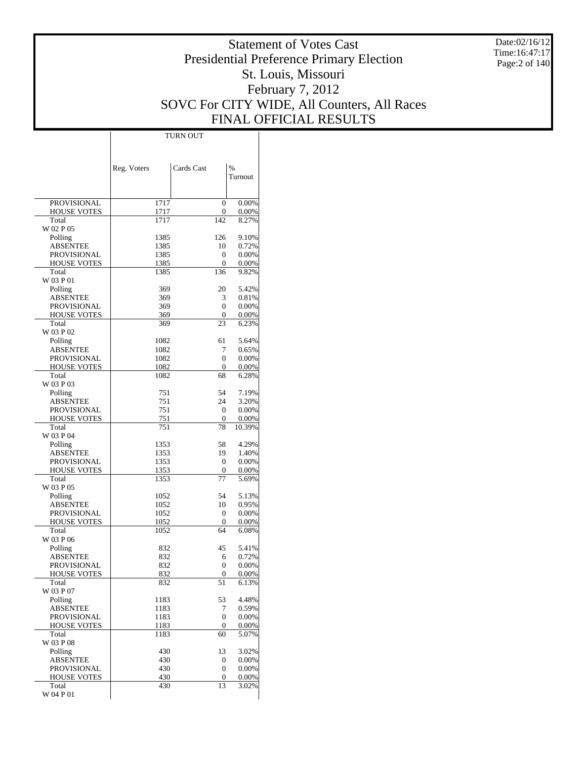# Statement of Votes Cast
# Presidential Preference Primary Election
# St. Louis, Missouri
# February 7, 2012
# SOVC For CITY WIDE, All Counters, All Races
# FINAL OFFICIAL RESULTS

Date:02/16/12
Time:16:47:17

| | TURN OUT | | |
|---|---|---|---|
| | Reg. Voters | Cards Cast | % Turnout |
| PROVISIONAL | 1717 | 0 | 0.00% |
| HOUSE VOTES | 1717 | 0 | 0.00% |
| Total | 1717 | 142 | 8.27% |
| W 02 P 05 | | | |
| Polling | 1385 | 126 | 9.10% |
| ABSENTEE | 1385 | 10 | 0.72% |
| PROVISIONAL | 1385 | 0 | 0.00% |
| HOUSE VOTES | 1385 | 0 | 0.00% |
| Total | 1385 | 136 | 9.82% |
| W 03 P 01 | | | |
| Polling | 369 | 20 | 5.42% |
| ABSENTEE | 369 | 3 | 0.81% |
| PROVISIONAL | 369 | 0 | 0.00% |
| HOUSE VOTES | 369 | 0 | 0.00% |
| Total | 369 | 23 | 6.23% |
| W 03 P 02 | | | |
| Polling | 1082 | 61 | 5.64% |
| ABSENTEE | 1082 | 7 | 0.65% |
| PROVISIONAL | 1082 | 0 | 0.00% |
| HOUSE VOTES | 1082 | 0 | 0.00% |
| Total | 1082 | 68 | 6.28% |
| W 03 P 03 | | | |
| Polling | 751 | 54 | 7.19% |
| ABSENTEE | 751 | 24 | 3.20% |
| PROVISIONAL | 751 | 0 | 0.00% |
| HOUSE VOTES | 751 | 0 | 0.00% |
| Total | 751 | 78 | 10.39% |
| W 03 P 04 | | | |
| Polling | 1353 | 58 | 4.29% |
| ABSENTEE | 1353 | 19 | 1.40% |
| PROVISIONAL | 1353 | 0 | 0.00% |
| HOUSE VOTES | 1353 | 0 | 0.00% |
| Total | 1353 | 77 | 5.69% |
| W 03 P 05 | | | |
| Polling | 1052 | 54 | 5.13% |
| ABSENTEE | 1052 | 10 | 0.95% |
| PROVISIONAL | 1052 | 0 | 0.00% |
| HOUSE VOTES | 1052 | 0 | 0.00% |
| Total | 1052 | 64 | 6.08% |
| W 03 P 06 | | | |
| Polling | 832 | 45 | 5.41% |
| ABSENTEE | 832 | 6 | 0.72% |
| PROVISIONAL | 832 | 0 | 0.00% |
| HOUSE VOTES | 832 | 0 | 0.00% |
| Total | 832 | 51 | 6.13% |
| W 03 P 07 | | | |
| Polling | 1183 | 53 | 4.48% |
| ABSENTEE | 1183 | 7 | 0.59% |
| PROVISIONAL | 1183 | 0 | 0.00% |
| HOUSE VOTES | 1183 | 0 | 0.00% |
| Total | 1183 | 60 | 5.07% |
| W 03 P 08 | | | |
| Polling | 430 | 13 | 3.02% |
| ABSENTEE | 430 | 0 | 0.00% |
| PROVISIONAL | 430 | 0 | 0.00% |
| HOUSE VOTES | 430 | 0 | 0.00% |
| Total | 430 | 13 | 3.02% |
| W 04 P 01 | | | |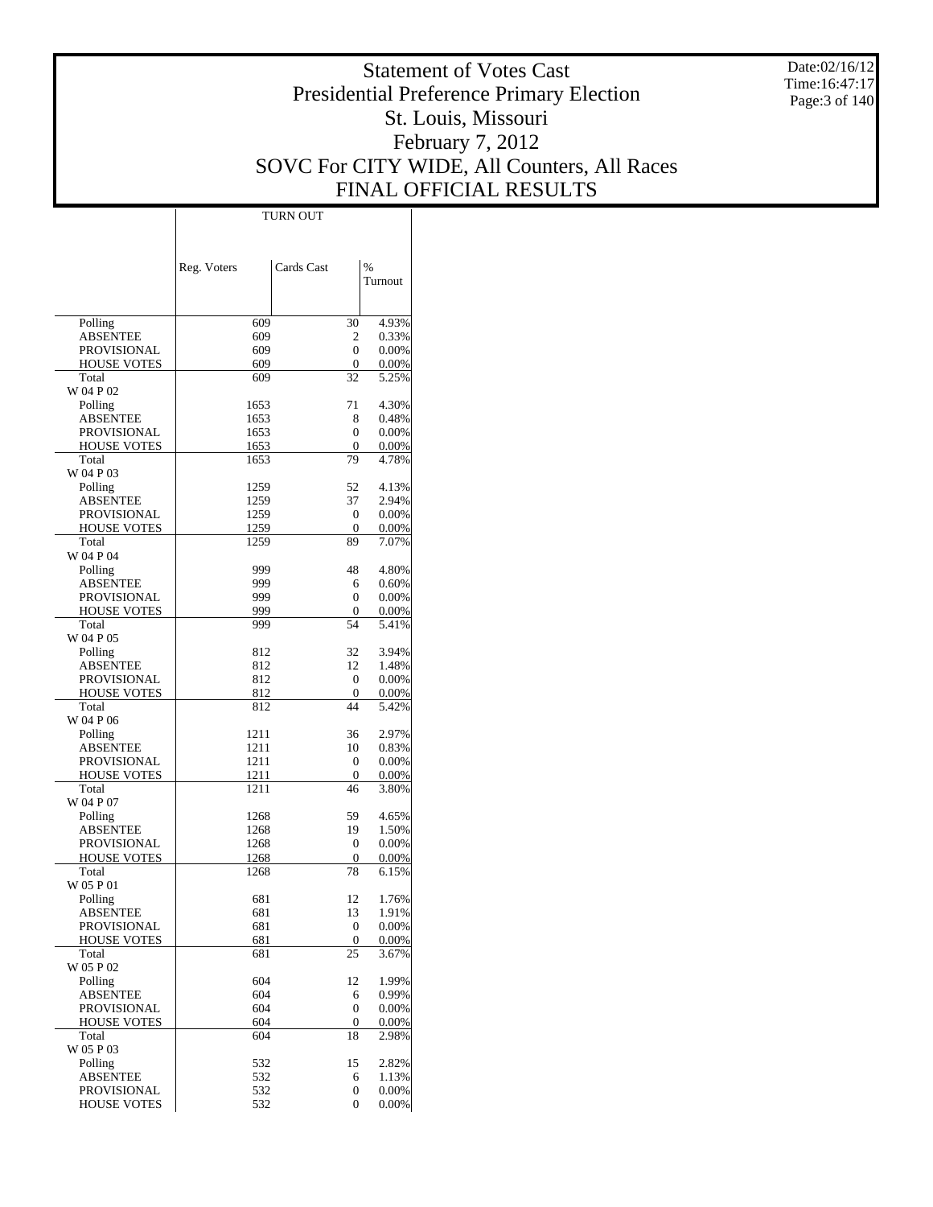# Statement of Votes Cast
# Presidential Preference Primary Election
# St. Louis, Missouri
# February 7, 2012
# SOVC For CITY WIDE, All Counters, All Races
# FINAL OFFICIAL RESULTS

Date:02/16/12
Time:16:47:17

| | TURN OUT | | |
|---|---|---|---|
| | Reg. Voters | Cards Cast | % Turnout |
| Polling | 609 | 30 | 4.93% |
| ABSENTEE | 609 | 2 | 0.33% |
| PROVISIONAL | 609 | 0 | 0.00% |
| HOUSE VOTES | 609 | 0 | 0.00% |
| Total | 609 | 32 | 5.25% |
| W 04 P 02 | | | |
| Polling | 1653 | 71 | 4.30% |
| ABSENTEE | 1653 | 8 | 0.48% |
| PROVISIONAL | 1653 | 0 | 0.00% |
| HOUSE VOTES | 1653 | 0 | 0.00% |
| Total | 1653 | 79 | 4.78% |
| W 04 P 03 | | | |
| Polling | 1259 | 52 | 4.13% |
| ABSENTEE | 1259 | 37 | 2.94% |
| PROVISIONAL | 1259 | 0 | 0.00% |
| HOUSE VOTES | 1259 | 0 | 0.00% |
| Total | 1259 | 89 | 7.07% |
| W 04 P 04 | | | |
| Polling | 999 | 48 | 4.80% |
| ABSENTEE | 999 | 6 | 0.60% |
| PROVISIONAL | 999 | 0 | 0.00% |
| HOUSE VOTES | 999 | 0 | 0.00% |
| Total | 999 | 54 | 5.41% |
| W 04 P 05 | | | |
| Polling | 812 | 32 | 3.94% |
| ABSENTEE | 812 | 12 | 1.48% |
| PROVISIONAL | 812 | 0 | 0.00% |
| HOUSE VOTES | 812 | 0 | 0.00% |
| Total | 812 | 44 | 5.42% |
| W 04 P 06 | | | |
| Polling | 1211 | 36 | 2.97% |
| ABSENTEE | 1211 | 10 | 0.83% |
| PROVISIONAL | 1211 | 0 | 0.00% |
| HOUSE VOTES | 1211 | 0 | 0.00% |
| Total | 1211 | 46 | 3.80% |
| W 04 P 07 | | | |
| Polling | 1268 | 59 | 4.65% |
| ABSENTEE | 1268 | 19 | 1.50% |
| PROVISIONAL | 1268 | 0 | 0.00% |
| HOUSE VOTES | 1268 | 0 | 0.00% |
| Total | 1268 | 78 | 6.15% |
| W 05 P 01 | | | |
| Polling | 681 | 12 | 1.76% |
| ABSENTEE | 681 | 13 | 1.91% |
| PROVISIONAL | 681 | 0 | 0.00% |
| HOUSE VOTES | 681 | 0 | 0.00% |
| Total | 681 | 25 | 3.67% |
| W 05 P 02 | | | |
| Polling | 604 | 12 | 1.99% |
| ABSENTEE | 604 | 6 | 0.99% |
| PROVISIONAL | 604 | 0 | 0.00% |
| HOUSE VOTES | 604 | 0 | 0.00% |
| Total | 604 | 18 | 2.98% |
| W 05 P 03 | | | |
| Polling | 532 | 15 | 2.82% |
| ABSENTEE | 532 | 6 | 1.13% |
| PROVISIONAL | 532 | 0 | 0.00% |
| HOUSE VOTES | 532 | 0 | 0.00% |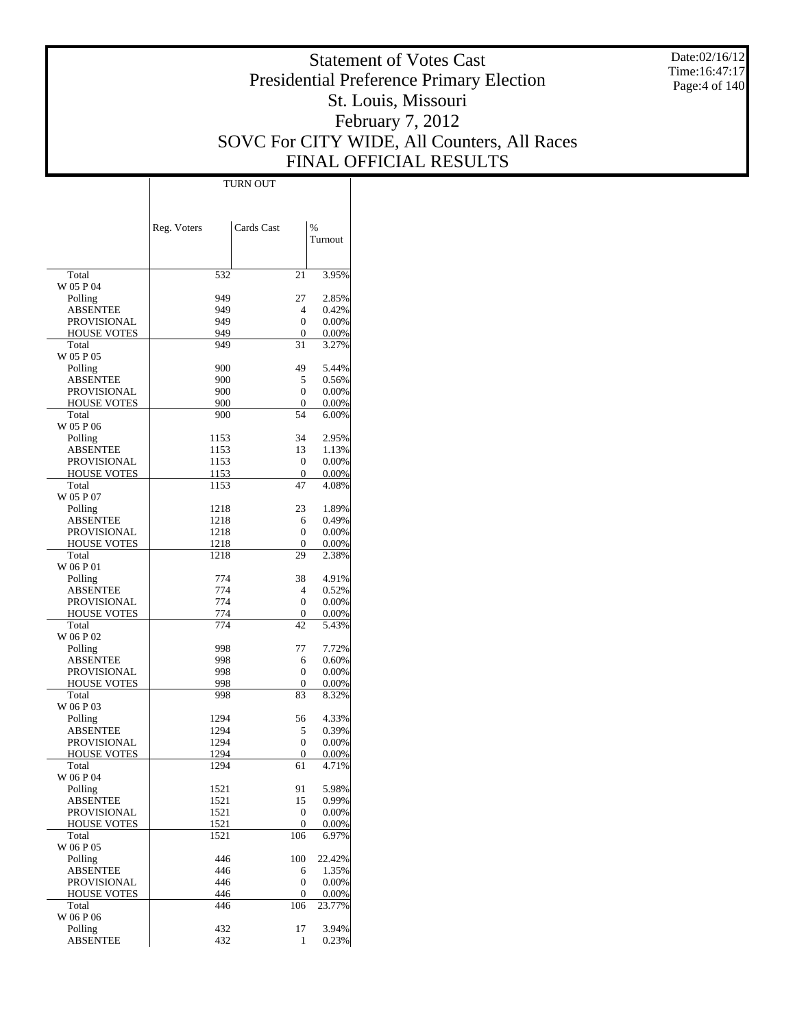# Statement of Votes Cast
# Presidential Preference Primary Election
# St. Louis, Missouri
# February 7, 2012
# SOVC For CITY WIDE, All Counters, All Races
# FINAL OFFICIAL RESULTS

Date:02/16/12
Time:16:47:17

| | TURN OUT | | |
|---|---|---|---|
| | Reg. Voters | Cards Cast | % Turnout |
| Total | 532 | 21 | 3.95% |
| W 05 P 04 | | | |
| Polling | 949 | 27 | 2.85% |
| ABSENTEE | 949 | 4 | 0.42% |
| PROVISIONAL | 949 | 0 | 0.00% |
| HOUSE VOTES | 949 | 0 | 0.00% |
| Total | 949 | 31 | 3.27% |
| W 05 P 05 | | | |
| Polling | 900 | 49 | 5.44% |
| ABSENTEE | 900 | 5 | 0.56% |
| PROVISIONAL | 900 | 0 | 0.00% |
| HOUSE VOTES | 900 | 0 | 0.00% |
| Total | 900 | 54 | 6.00% |
| W 05 P 06 | | | |
| Polling | 1153 | 34 | 2.95% |
| ABSENTEE | 1153 | 13 | 1.13% |
| PROVISIONAL | 1153 | 0 | 0.00% |
| HOUSE VOTES | 1153 | 0 | 0.00% |
| Total | 1153 | 47 | 4.08% |
| W 05 P 07 | | | |
| Polling | 1218 | 23 | 1.89% |
| ABSENTEE | 1218 | 6 | 0.49% |
| PROVISIONAL | 1218 | 0 | 0.00% |
| HOUSE VOTES | 1218 | 0 | 0.00% |
| Total | 1218 | 29 | 2.38% |
| W 06 P 01 | | | |
| Polling | 774 | 38 | 4.91% |
| ABSENTEE | 774 | 4 | 0.52% |
| PROVISIONAL | 774 | 0 | 0.00% |
| HOUSE VOTES | 774 | 0 | 0.00% |
| Total | 774 | 42 | 5.43% |
| W 06 P 02 | | | |
| Polling | 998 | 77 | 7.72% |
| ABSENTEE | 998 | 6 | 0.60% |
| PROVISIONAL | 998 | 0 | 0.00% |
| HOUSE VOTES | 998 | 0 | 0.00% |
| Total | 998 | 83 | 8.32% |
| W 06 P 03 | | | |
| Polling | 1294 | 56 | 4.33% |
| ABSENTEE | 1294 | 5 | 0.39% |
| PROVISIONAL | 1294 | 0 | 0.00% |
| HOUSE VOTES | 1294 | 0 | 0.00% |
| Total | 1294 | 61 | 4.71% |
| W 06 P 04 | | | |
| Polling | 1521 | 91 | 5.98% |
| ABSENTEE | 1521 | 15 | 0.99% |
| PROVISIONAL | 1521 | 0 | 0.00% |
| HOUSE VOTES | 1521 | 0 | 0.00% |
| Total | 1521 | 106 | 6.97% |
| W 06 P 05 | | | |
| Polling | 446 | 100 | 22.42% |
| ABSENTEE | 446 | 6 | 1.35% |
| PROVISIONAL | 446 | 0 | 0.00% |
| HOUSE VOTES | 446 | 0 | 0.00% |
| Total | 446 | 106 | 23.77% |
| W 06 P 06 | | | |
| Polling | 432 | 17 | 3.94% |
| ABSENTEE | 432 | 1 | 0.23% |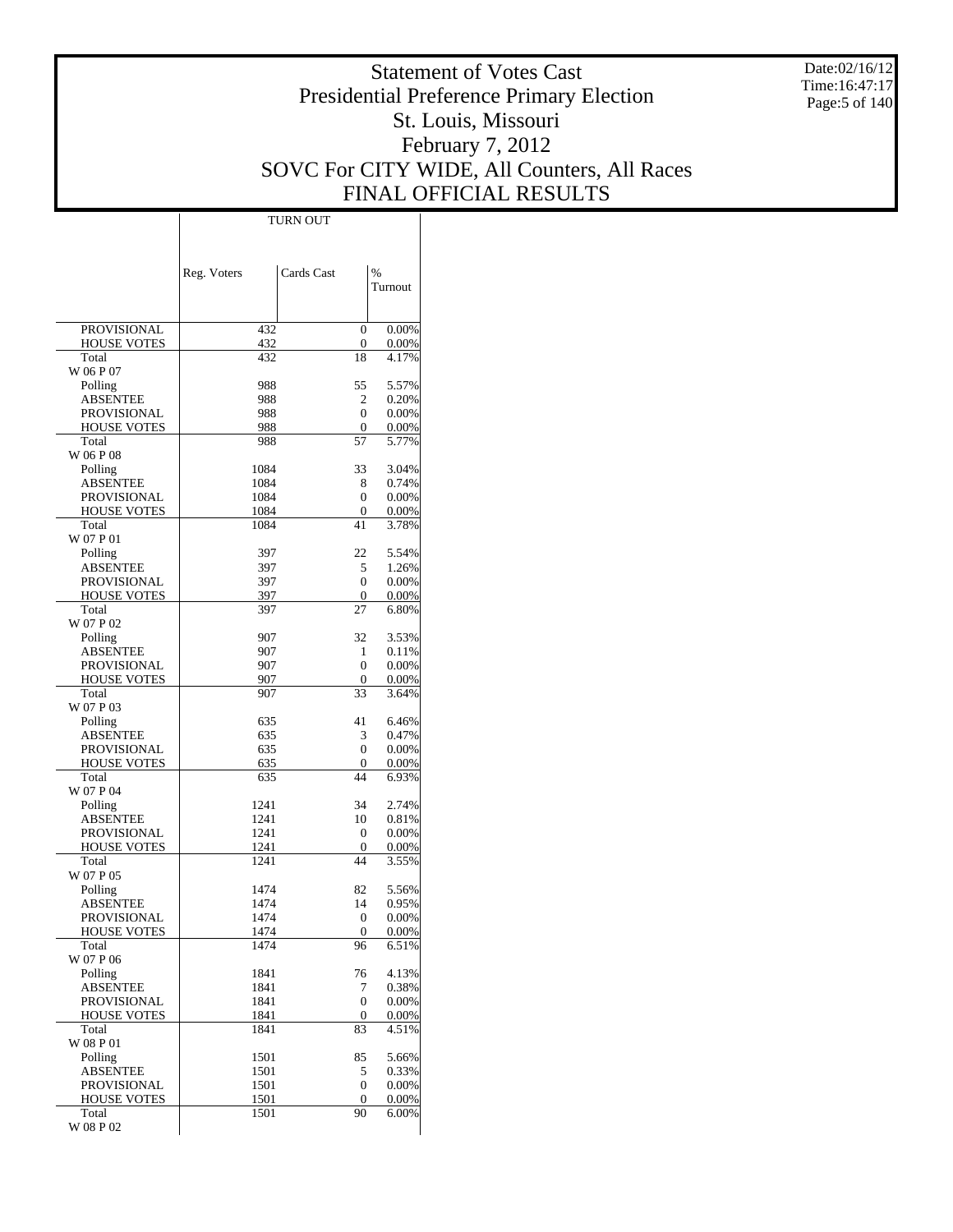# Statement of Votes Cast
# Presidential Preference Primary Election
# St. Louis, Missouri
# February 7, 2012
# SOVC For CITY WIDE, All Counters, All Races
# FINAL OFFICIAL RESULTS

Date:02/16/12
Time:16:47:17

| | TURN OUT | | |
|---|---|---|---|
| | Reg. Voters | Cards Cast | % Turnout |
| PROVISIONAL | 432 | 0 | 0.00% |
| HOUSE VOTES | 432 | 0 | 0.00% |
| Total | 432 | 18 | 4.17% |
| W 06 P 07 | | | |
| Polling | 988 | 55 | 5.57% |
| ABSENTEE | 988 | 2 | 0.20% |
| PROVISIONAL | 988 | 0 | 0.00% |
| HOUSE VOTES | 988 | 0 | 0.00% |
| Total | 988 | 57 | 5.77% |
| W 06 P 08 | | | |
| Polling | 1084 | 33 | 3.04% |
| ABSENTEE | 1084 | 8 | 0.74% |
| PROVISIONAL | 1084 | 0 | 0.00% |
| HOUSE VOTES | 1084 | 0 | 0.00% |
| Total | 1084 | 41 | 3.78% |
| W 07 P 01 | | | |
| Polling | 397 | 22 | 5.54% |
| ABSENTEE | 397 | 5 | 1.26% |
| PROVISIONAL | 397 | 0 | 0.00% |
| HOUSE VOTES | 397 | 0 | 0.00% |
| Total | 397 | 27 | 6.80% |
| W 07 P 02 | | | |
| Polling | 907 | 32 | 3.53% |
| ABSENTEE | 907 | 1 | 0.11% |
| PROVISIONAL | 907 | 0 | 0.00% |
| HOUSE VOTES | 907 | 0 | 0.00% |
| Total | 907 | 33 | 3.64% |
| W 07 P 03 | | | |
| Polling | 635 | 41 | 6.46% |
| ABSENTEE | 635 | 3 | 0.47% |
| PROVISIONAL | 635 | 0 | 0.00% |
| HOUSE VOTES | 635 | 0 | 0.00% |
| Total | 635 | 44 | 6.93% |
| W 07 P 04 | | | |
| Polling | 1241 | 34 | 2.74% |
| ABSENTEE | 1241 | 10 | 0.81% |
| PROVISIONAL | 1241 | 0 | 0.00% |
| HOUSE VOTES | 1241 | 0 | 0.00% |
| Total | 1241 | 44 | 3.55% |
| W 07 P 05 | | | |
| Polling | 1474 | 82 | 5.56% |
| ABSENTEE | 1474 | 14 | 0.95% |
| PROVISIONAL | 1474 | 0 | 0.00% |
| HOUSE VOTES | 1474 | 0 | 0.00% |
| Total | 1474 | 96 | 6.51% |
| W 07 P 06 | | | |
| Polling | 1841 | 76 | 4.13% |
| ABSENTEE | 1841 | 7 | 0.38% |
| PROVISIONAL | 1841 | 0 | 0.00% |
| HOUSE VOTES | 1841 | 0 | 0.00% |
| Total | 1841 | 83 | 4.51% |
| W 08 P 01 | | | |
| Polling | 1501 | 85 | 5.66% |
| ABSENTEE | 1501 | 5 | 0.33% |
| PROVISIONAL | 1501 | 0 | 0.00% |
| HOUSE VOTES | 1501 | 0 | 0.00% |
| Total | 1501 | 90 | 6.00% |
| W 08 P 02 | | | |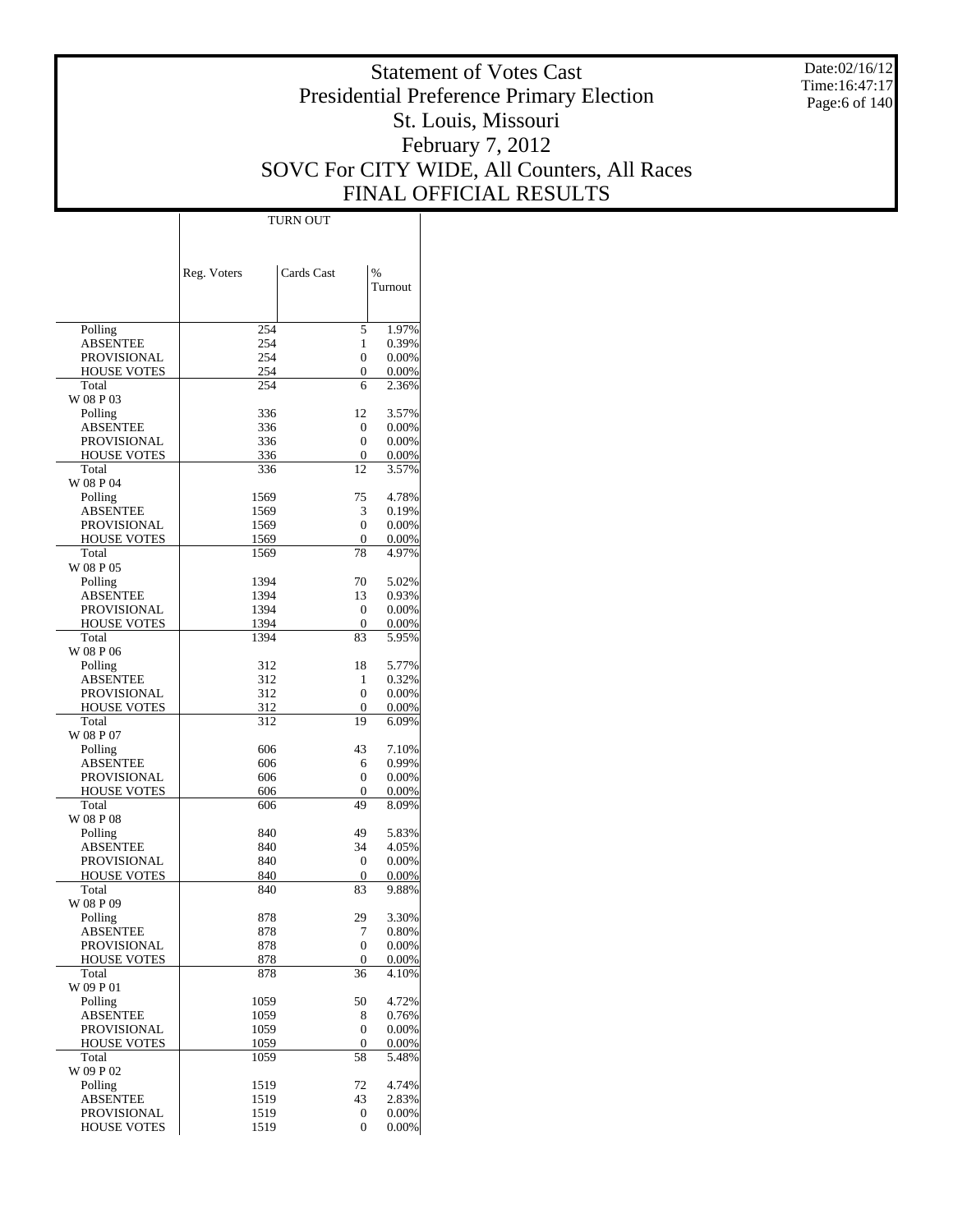# Statement of Votes Cast
## Presidential Preference Primary Election
## St. Louis, Missouri
## February 7, 2012
## SOVC For CITY WIDE, All Counters, All Races
## FINAL OFFICIAL RESULTS

Date:02/16/12
Time:16:47:17

| | TURN OUT | | |
|---|---|---|---|
| | Reg. Voters | Cards Cast | % Turnout |
| Polling | 254 | 5 | 1.97% |
| ABSENTEE | 254 | 1 | 0.39% |
| PROVISIONAL | 254 | 0 | 0.00% |
| HOUSE VOTES | 254 | 0 | 0.00% |
| Total | 254 | 6 | 2.36% |
| W 08 P 03 | | | |
| Polling | 336 | 12 | 3.57% |
| ABSENTEE | 336 | 0 | 0.00% |
| PROVISIONAL | 336 | 0 | 0.00% |
| HOUSE VOTES | 336 | 0 | 0.00% |
| Total | 336 | 12 | 3.57% |
| W 08 P 04 | | | |
| Polling | 1569 | 75 | 4.78% |
| ABSENTEE | 1569 | 3 | 0.19% |
| PROVISIONAL | 1569 | 0 | 0.00% |
| HOUSE VOTES | 1569 | 0 | 0.00% |
| Total | 1569 | 78 | 4.97% |
| W 08 P 05 | | | |
| Polling | 1394 | 70 | 5.02% |
| ABSENTEE | 1394 | 13 | 0.93% |
| PROVISIONAL | 1394 | 0 | 0.00% |
| HOUSE VOTES | 1394 | 0 | 0.00% |
| Total | 1394 | 83 | 5.95% |
| W 08 P 06 | | | |
| Polling | 312 | 18 | 5.77% |
| ABSENTEE | 312 | 1 | 0.32% |
| PROVISIONAL | 312 | 0 | 0.00% |
| HOUSE VOTES | 312 | 0 | 0.00% |
| Total | 312 | 19 | 6.09% |
| W 08 P 07 | | | |
| Polling | 606 | 43 | 7.10% |
| ABSENTEE | 606 | 6 | 0.99% |
| PROVISIONAL | 606 | 0 | 0.00% |
| HOUSE VOTES | 606 | 0 | 0.00% |
| Total | 606 | 49 | 8.09% |
| W 08 P 08 | | | |
| Polling | 840 | 49 | 5.83% |
| ABSENTEE | 840 | 34 | 4.05% |
| PROVISIONAL | 840 | 0 | 0.00% |
| HOUSE VOTES | 840 | 0 | 0.00% |
| Total | 840 | 83 | 9.88% |
| W 08 P 09 | | | |
| Polling | 878 | 29 | 3.30% |
| ABSENTEE | 878 | 7 | 0.80% |
| PROVISIONAL | 878 | 0 | 0.00% |
| HOUSE VOTES | 878 | 0 | 0.00% |
| Total | 878 | 36 | 4.10% |
| W 09 P 01 | | | |
| Polling | 1059 | 50 | 4.72% |
| ABSENTEE | 1059 | 8 | 0.76% |
| PROVISIONAL | 1059 | 0 | 0.00% |
| HOUSE VOTES | 1059 | 0 | 0.00% |
| Total | 1059 | 58 | 5.48% |
| W 09 P 02 | | | |
| Polling | 1519 | 72 | 4.74% |
| ABSENTEE | 1519 | 43 | 2.83% |
| PROVISIONAL | 1519 | 0 | 0.00% |
| HOUSE VOTES | 1519 | 0 | 0.00% |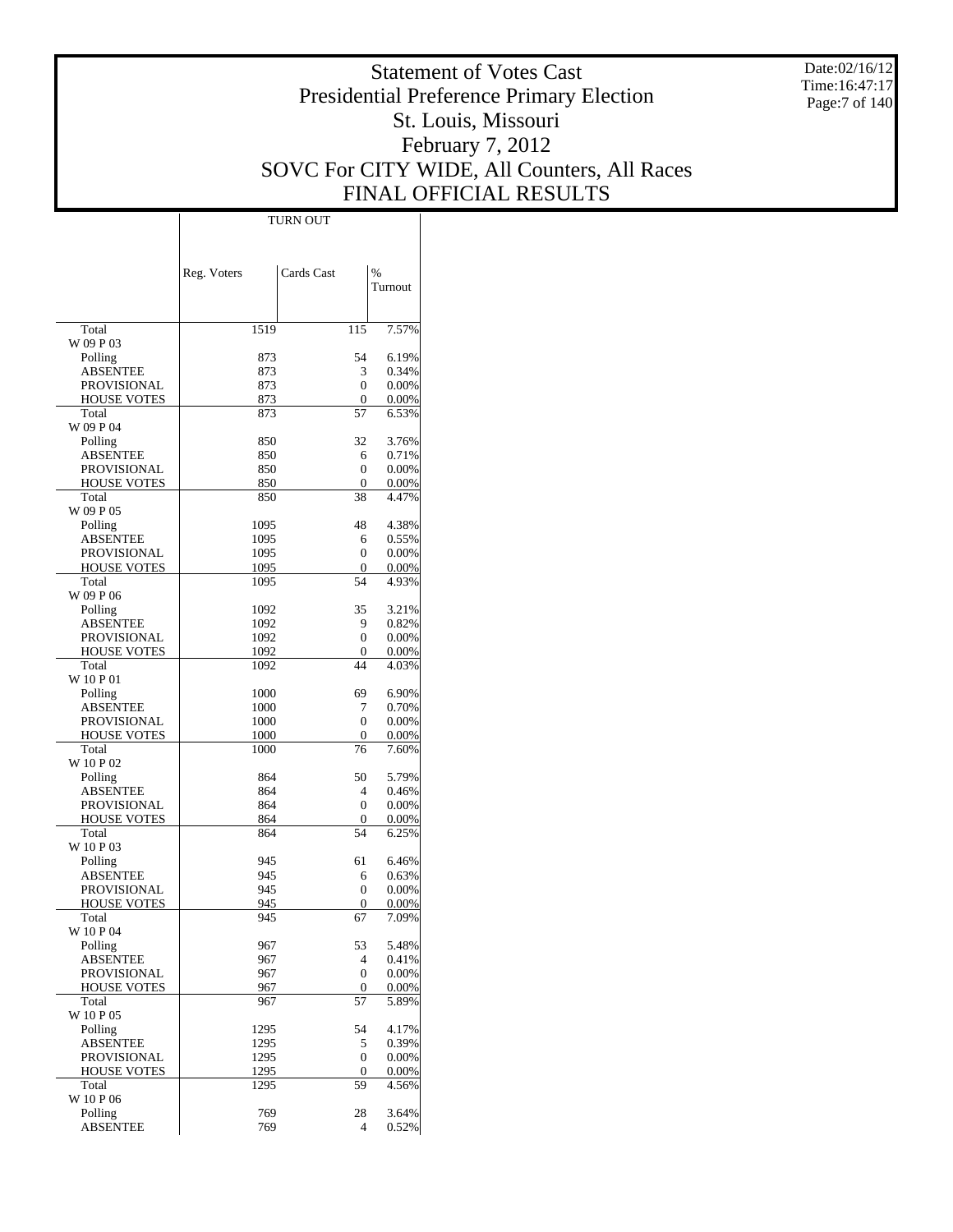# Statement of Votes Cast
## Presidential Preference Primary Election
## St. Louis, Missouri
## February 7, 2012
## SOVC For CITY WIDE, All Counters, All Races
## FINAL OFFICIAL RESULTS

Date:02/16/12
Time:16:47:17

| | TURN OUT | | |
|---|---|---|---|
| | Reg. Voters | Cards Cast | % Turnout |
| Total | 1519 | 115 | 7.57% |
| W 09 P 03 | | | |
| Polling | 873 | 54 | 6.19% |
| ABSENTEE | 873 | 3 | 0.34% |
| PROVISIONAL | 873 | 0 | 0.00% |
| HOUSE VOTES | 873 | 0 | 0.00% |
| Total | 873 | 57 | 6.53% |
| W 09 P 04 | | | |
| Polling | 850 | 32 | 3.76% |
| ABSENTEE | 850 | 6 | 0.71% |
| PROVISIONAL | 850 | 0 | 0.00% |
| HOUSE VOTES | 850 | 0 | 0.00% |
| Total | 850 | 38 | 4.47% |
| W 09 P 05 | | | |
| Polling | 1095 | 48 | 4.38% |
| ABSENTEE | 1095 | 6 | 0.55% |
| PROVISIONAL | 1095 | 0 | 0.00% |
| HOUSE VOTES | 1095 | 0 | 0.00% |
| Total | 1095 | 54 | 4.93% |
| W 09 P 06 | | | |
| Polling | 1092 | 35 | 3.21% |
| ABSENTEE | 1092 | 9 | 0.82% |
| PROVISIONAL | 1092 | 0 | 0.00% |
| HOUSE VOTES | 1092 | 0 | 0.00% |
| Total | 1092 | 44 | 4.03% |
| W 10 P 01 | | | |
| Polling | 1000 | 69 | 6.90% |
| ABSENTEE | 1000 | 7 | 0.70% |
| PROVISIONAL | 1000 | 0 | 0.00% |
| HOUSE VOTES | 1000 | 0 | 0.00% |
| Total | 1000 | 76 | 7.60% |
| W 10 P 02 | | | |
| Polling | 864 | 50 | 5.79% |
| ABSENTEE | 864 | 4 | 0.46% |
| PROVISIONAL | 864 | 0 | 0.00% |
| HOUSE VOTES | 864 | 0 | 0.00% |
| Total | 864 | 54 | 6.25% |
| W 10 P 03 | | | |
| Polling | 945 | 61 | 6.46% |
| ABSENTEE | 945 | 6 | 0.63% |
| PROVISIONAL | 945 | 0 | 0.00% |
| HOUSE VOTES | 945 | 0 | 0.00% |
| Total | 945 | 67 | 7.09% |
| W 10 P 04 | | | |
| Polling | 967 | 53 | 5.48% |
| ABSENTEE | 967 | 4 | 0.41% |
| PROVISIONAL | 967 | 0 | 0.00% |
| HOUSE VOTES | 967 | 0 | 0.00% |
| Total | 967 | 57 | 5.89% |
| W 10 P 05 | | | |
| Polling | 1295 | 54 | 4.17% |
| ABSENTEE | 1295 | 5 | 0.39% |
| PROVISIONAL | 1295 | 0 | 0.00% |
| HOUSE VOTES | 1295 | 0 | 0.00% |
| Total | 1295 | 59 | 4.56% |
| W 10 P 06 | | | |
| Polling | 769 | 28 | 3.64% |
| ABSENTEE | 769 | 4 | 0.52% |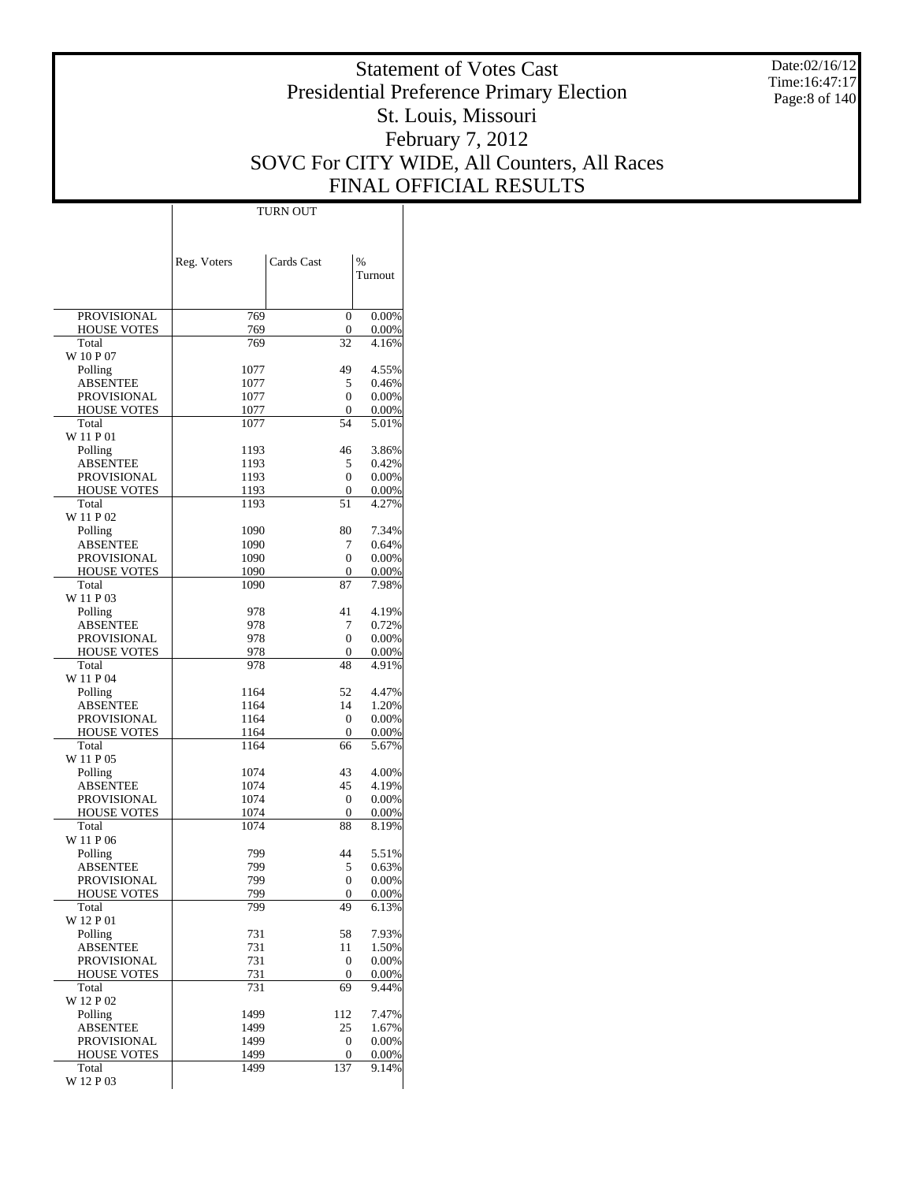# Statement of Votes Cast
# Presidential Preference Primary Election
# St. Louis, Missouri
# February 7, 2012
# SOVC For CITY WIDE, All Counters, All Races
# FINAL OFFICIAL RESULTS

Date:02/16/12
Time:16:47:17

| | TURN OUT | | |
|---|---|---|---|
| | Reg. Voters | Cards Cast | % Turnout |
| PROVISIONAL | 769 | 0 | 0.00% |
| HOUSE VOTES | 769 | 0 | 0.00% |
| Total | 769 | 32 | 4.16% |
| W 10 P 07 | | | |
| Polling | 1077 | 49 | 4.55% |
| ABSENTEE | 1077 | 5 | 0.46% |
| PROVISIONAL | 1077 | 0 | 0.00% |
| HOUSE VOTES | 1077 | 0 | 0.00% |
| Total | 1077 | 54 | 5.01% |
| W 11 P 01 | | | |
| Polling | 1193 | 46 | 3.86% |
| ABSENTEE | 1193 | 5 | 0.42% |
| PROVISIONAL | 1193 | 0 | 0.00% |
| HOUSE VOTES | 1193 | 0 | 0.00% |
| Total | 1193 | 51 | 4.27% |
| W 11 P 02 | | | |
| Polling | 1090 | 80 | 7.34% |
| ABSENTEE | 1090 | 7 | 0.64% |
| PROVISIONAL | 1090 | 0 | 0.00% |
| HOUSE VOTES | 1090 | 0 | 0.00% |
| Total | 1090 | 87 | 7.98% |
| W 11 P 03 | | | |
| Polling | 978 | 41 | 4.19% |
| ABSENTEE | 978 | 7 | 0.72% |
| PROVISIONAL | 978 | 0 | 0.00% |
| HOUSE VOTES | 978 | 0 | 0.00% |
| Total | 978 | 48 | 4.91% |
| W 11 P 04 | | | |
| Polling | 1164 | 52 | 4.47% |
| ABSENTEE | 1164 | 14 | 1.20% |
| PROVISIONAL | 1164 | 0 | 0.00% |
| HOUSE VOTES | 1164 | 0 | 0.00% |
| Total | 1164 | 66 | 5.67% |
| W 11 P 05 | | | |
| Polling | 1074 | 43 | 4.00% |
| ABSENTEE | 1074 | 45 | 4.19% |
| PROVISIONAL | 1074 | 0 | 0.00% |
| HOUSE VOTES | 1074 | 0 | 0.00% |
| Total | 1074 | 88 | 8.19% |
| W 11 P 06 | | | |
| Polling | 799 | 44 | 5.51% |
| ABSENTEE | 799 | 5 | 0.63% |
| PROVISIONAL | 799 | 0 | 0.00% |
| HOUSE VOTES | 799 | 0 | 0.00% |
| Total | 799 | 49 | 6.13% |
| W 12 P 01 | | | |
| Polling | 731 | 58 | 7.93% |
| ABSENTEE | 731 | 11 | 1.50% |
| PROVISIONAL | 731 | 0 | 0.00% |
| HOUSE VOTES | 731 | 0 | 0.00% |
| Total | 731 | 69 | 9.44% |
| W 12 P 02 | | | |
| Polling | 1499 | 112 | 7.47% |
| ABSENTEE | 1499 | 25 | 1.67% |
| PROVISIONAL | 1499 | 0 | 0.00% |
| HOUSE VOTES | 1499 | 0 | 0.00% |
| Total | 1499 | 137 | 9.14% |
| W 12 P 03 | | | |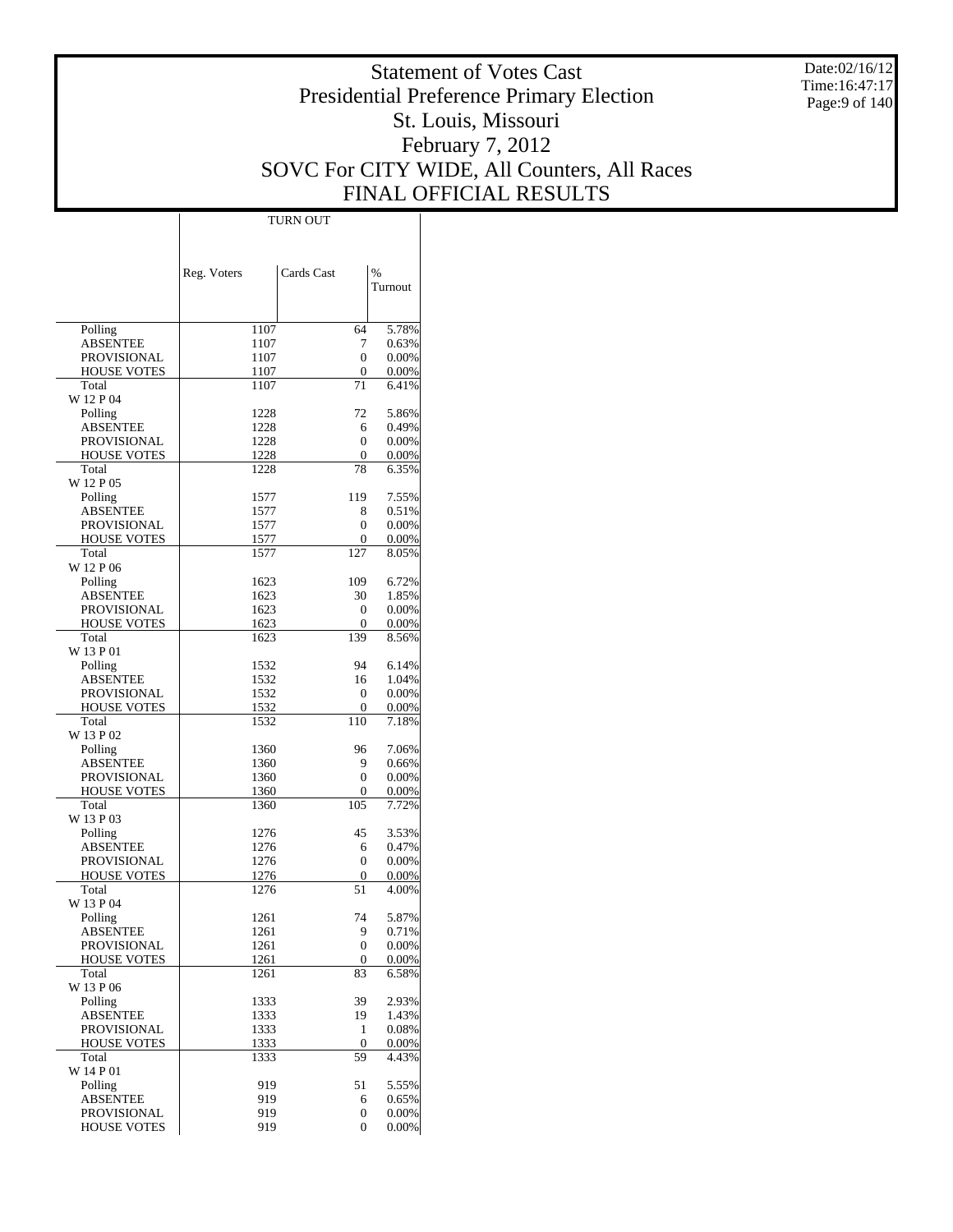# Statement of Votes Cast
## Presidential Preference Primary Election
## St. Louis, Missouri
## February 7, 2012
## SOVC For CITY WIDE, All Counters, All Races
## FINAL OFFICIAL RESULTS

Date:02/16/12
Time:16:47:17

| | TURN OUT | | |
|---|---|---|---|
| | Reg. Voters | Cards Cast | % Turnout |
| Polling | 1107 | 64 | 5.78% |
| ABSENTEE | 1107 | 7 | 0.63% |
| PROVISIONAL | 1107 | 0 | 0.00% |
| HOUSE VOTES | 1107 | 0 | 0.00% |
| Total | 1107 | 71 | 6.41% |
| W 12 P 04 | | | |
| Polling | 1228 | 72 | 5.86% |
| ABSENTEE | 1228 | 6 | 0.49% |
| PROVISIONAL | 1228 | 0 | 0.00% |
| HOUSE VOTES | 1228 | 0 | 0.00% |
| Total | 1228 | 78 | 6.35% |
| W 12 P 05 | | | |
| Polling | 1577 | 119 | 7.55% |
| ABSENTEE | 1577 | 8 | 0.51% |
| PROVISIONAL | 1577 | 0 | 0.00% |
| HOUSE VOTES | 1577 | 0 | 0.00% |
| Total | 1577 | 127 | 8.05% |
| W 12 P 06 | | | |
| Polling | 1623 | 109 | 6.72% |
| ABSENTEE | 1623 | 30 | 1.85% |
| PROVISIONAL | 1623 | 0 | 0.00% |
| HOUSE VOTES | 1623 | 0 | 0.00% |
| Total | 1623 | 139 | 8.56% |
| W 13 P 01 | | | |
| Polling | 1532 | 94 | 6.14% |
| ABSENTEE | 1532 | 16 | 1.04% |
| PROVISIONAL | 1532 | 0 | 0.00% |
| HOUSE VOTES | 1532 | 0 | 0.00% |
| Total | 1532 | 110 | 7.18% |
| W 13 P 02 | | | |
| Polling | 1360 | 96 | 7.06% |
| ABSENTEE | 1360 | 9 | 0.66% |
| PROVISIONAL | 1360 | 0 | 0.00% |
| HOUSE VOTES | 1360 | 0 | 0.00% |
| Total | 1360 | 105 | 7.72% |
| W 13 P 03 | | | |
| Polling | 1276 | 45 | 3.53% |
| ABSENTEE | 1276 | 6 | 0.47% |
| PROVISIONAL | 1276 | 0 | 0.00% |
| HOUSE VOTES | 1276 | 0 | 0.00% |
| Total | 1276 | 51 | 4.00% |
| W 13 P 04 | | | |
| Polling | 1261 | 74 | 5.87% |
| ABSENTEE | 1261 | 9 | 0.71% |
| PROVISIONAL | 1261 | 0 | 0.00% |
| HOUSE VOTES | 1261 | 0 | 0.00% |
| Total | 1261 | 83 | 6.58% |
| W 13 P 06 | | | |
| Polling | 1333 | 39 | 2.93% |
| ABSENTEE | 1333 | 19 | 1.43% |
| PROVISIONAL | 1333 | 1 | 0.08% |
| HOUSE VOTES | 1333 | 0 | 0.00% |
| Total | 1333 | 59 | 4.43% |
| W 14 P 01 | | | |
| Polling | 919 | 51 | 5.55% |
| ABSENTEE | 919 | 6 | 0.65% |
| PROVISIONAL | 919 | 0 | 0.00% |
| HOUSE VOTES | 919 | 0 | 0.00% |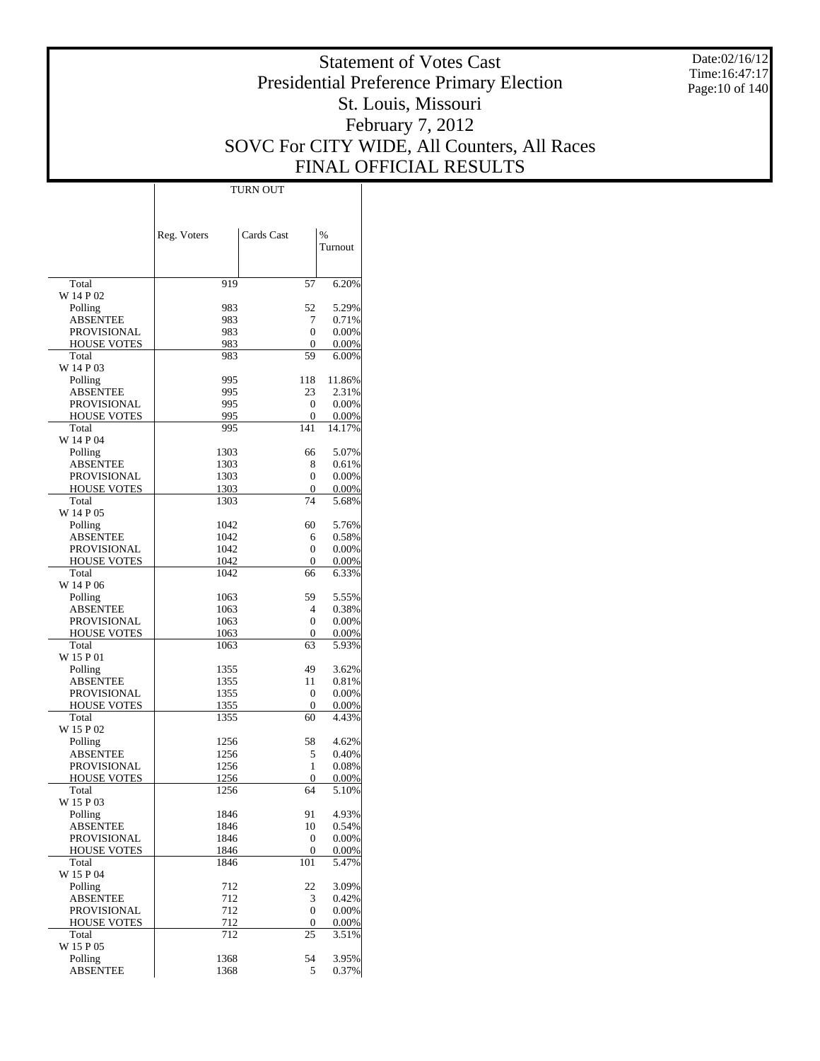# Statement of Votes Cast
# Presidential Preference Primary Election
# St. Louis, Missouri
# February 7, 2012
# SOVC For CITY WIDE, All Counters, All Races
# FINAL OFFICIAL RESULTS

Date:02/16/12
Time:16:47:17

| | TURN OUT | | |
|---|---|---|---|
| | Reg. Voters | Cards Cast | % Turnout |
| Total | 919 | 57 | 6.20% |
| W 14 P 02 | | | |
| Polling | 983 | 52 | 5.29% |
| ABSENTEE | 983 | 7 | 0.71% |
| PROVISIONAL | 983 | 0 | 0.00% |
| HOUSE VOTES | 983 | 0 | 0.00% |
| Total | 983 | 59 | 6.00% |
| W 14 P 03 | | | |
| Polling | 995 | 118 | 11.86% |
| ABSENTEE | 995 | 23 | 2.31% |
| PROVISIONAL | 995 | 0 | 0.00% |
| HOUSE VOTES | 995 | 0 | 0.00% |
| Total | 995 | 141 | 14.17% |
| W 14 P 04 | | | |
| Polling | 1303 | 66 | 5.07% |
| ABSENTEE | 1303 | 8 | 0.61% |
| PROVISIONAL | 1303 | 0 | 0.00% |
| HOUSE VOTES | 1303 | 0 | 0.00% |
| Total | 1303 | 74 | 5.68% |
| W 14 P 05 | | | |
| Polling | 1042 | 60 | 5.76% |
| ABSENTEE | 1042 | 6 | 0.58% |
| PROVISIONAL | 1042 | 0 | 0.00% |
| HOUSE VOTES | 1042 | 0 | 0.00% |
| Total | 1042 | 66 | 6.33% |
| W 14 P 06 | | | |
| Polling | 1063 | 59 | 5.55% |
| ABSENTEE | 1063 | 4 | 0.38% |
| PROVISIONAL | 1063 | 0 | 0.00% |
| HOUSE VOTES | 1063 | 0 | 0.00% |
| Total | 1063 | 63 | 5.93% |
| W 15 P 01 | | | |
| Polling | 1355 | 49 | 3.62% |
| ABSENTEE | 1355 | 11 | 0.81% |
| PROVISIONAL | 1355 | 0 | 0.00% |
| HOUSE VOTES | 1355 | 0 | 0.00% |
| Total | 1355 | 60 | 4.43% |
| W 15 P 02 | | | |
| Polling | 1256 | 58 | 4.62% |
| ABSENTEE | 1256 | 5 | 0.40% |
| PROVISIONAL | 1256 | 1 | 0.08% |
| HOUSE VOTES | 1256 | 0 | 0.00% |
| Total | 1256 | 64 | 5.10% |
| W 15 P 03 | | | |
| Polling | 1846 | 91 | 4.93% |
| ABSENTEE | 1846 | 10 | 0.54% |
| PROVISIONAL | 1846 | 0 | 0.00% |
| HOUSE VOTES | 1846 | 0 | 0.00% |
| Total | 1846 | 101 | 5.47% |
| W 15 P 04 | | | |
| Polling | 712 | 22 | 3.09% |
| ABSENTEE | 712 | 3 | 0.42% |
| PROVISIONAL | 712 | 0 | 0.00% |
| HOUSE VOTES | 712 | 0 | 0.00% |
| Total | 712 | 25 | 3.51% |
| W 15 P 05 | | | |
| Polling | 1368 | 54 | 3.95% |
| ABSENTEE | 1368 | 5 | 0.37% |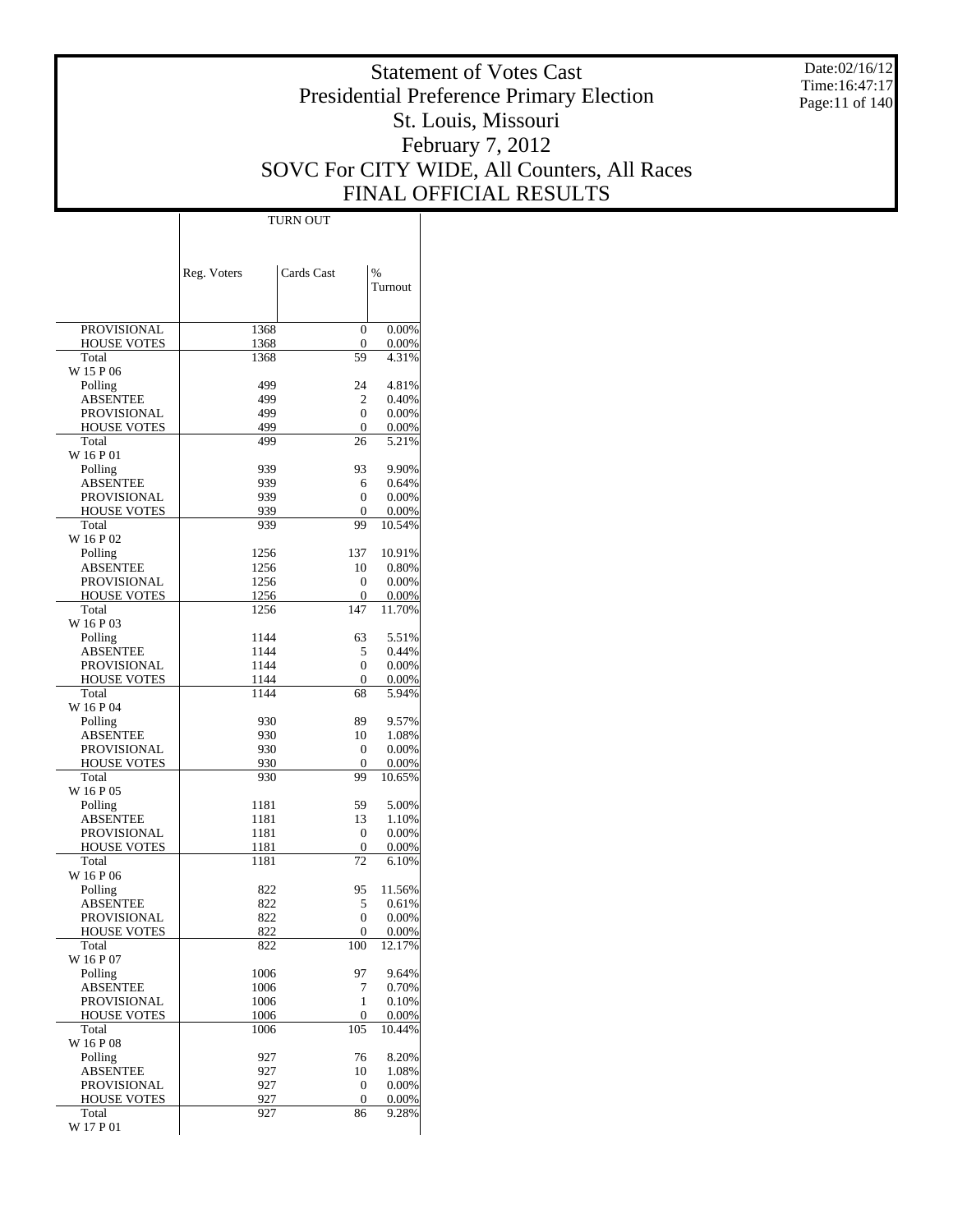# Statement of Votes Cast
# Presidential Preference Primary Election
# St. Louis, Missouri
# February 7, 2012
# SOVC For CITY WIDE, All Counters, All Races
# FINAL OFFICIAL RESULTS

Date:02/16/12
Time:16:47:17

| | TURN OUT | | |
|---|---|---|---|
| | Reg. Voters | Cards Cast | % Turnout |
| PROVISIONAL | 1368 | 0 | 0.00% |
| HOUSE VOTES | 1368 | 0 | 0.00% |
| Total | 1368 | 59 | 4.31% |
| W 15 P 06 | | | |
| Polling | 499 | 24 | 4.81% |
| ABSENTEE | 499 | 2 | 0.40% |
| PROVISIONAL | 499 | 0 | 0.00% |
| HOUSE VOTES | 499 | 0 | 0.00% |
| Total | 499 | 26 | 5.21% |
| W 16 P 01 | | | |
| Polling | 939 | 93 | 9.90% |
| ABSENTEE | 939 | 6 | 0.64% |
| PROVISIONAL | 939 | 0 | 0.00% |
| HOUSE VOTES | 939 | 0 | 0.00% |
| Total | 939 | 99 | 10.54% |
| W 16 P 02 | | | |
| Polling | 1256 | 137 | 10.91% |
| ABSENTEE | 1256 | 10 | 0.80% |
| PROVISIONAL | 1256 | 0 | 0.00% |
| HOUSE VOTES | 1256 | 0 | 0.00% |
| Total | 1256 | 147 | 11.70% |
| W 16 P 03 | | | |
| Polling | 1144 | 63 | 5.51% |
| ABSENTEE | 1144 | 5 | 0.44% |
| PROVISIONAL | 1144 | 0 | 0.00% |
| HOUSE VOTES | 1144 | 0 | 0.00% |
| Total | 1144 | 68 | 5.94% |
| W 16 P 04 | | | |
| Polling | 930 | 89 | 9.57% |
| ABSENTEE | 930 | 10 | 1.08% |
| PROVISIONAL | 930 | 0 | 0.00% |
| HOUSE VOTES | 930 | 0 | 0.00% |
| Total | 930 | 99 | 10.65% |
| W 16 P 05 | | | |
| Polling | 1181 | 59 | 5.00% |
| ABSENTEE | 1181 | 13 | 1.10% |
| PROVISIONAL | 1181 | 0 | 0.00% |
| HOUSE VOTES | 1181 | 0 | 0.00% |
| Total | 1181 | 72 | 6.10% |
| W 16 P 06 | | | |
| Polling | 822 | 95 | 11.56% |
| ABSENTEE | 822 | 5 | 0.61% |
| PROVISIONAL | 822 | 0 | 0.00% |
| HOUSE VOTES | 822 | 0 | 0.00% |
| Total | 822 | 100 | 12.17% |
| W 16 P 07 | | | |
| Polling | 1006 | 97 | 9.64% |
| ABSENTEE | 1006 | 7 | 0.70% |
| PROVISIONAL | 1006 | 1 | 0.10% |
| HOUSE VOTES | 1006 | 0 | 0.00% |
| Total | 1006 | 105 | 10.44% |
| W 16 P 08 | | | |
| Polling | 927 | 76 | 8.20% |
| ABSENTEE | 927 | 10 | 1.08% |
| PROVISIONAL | 927 | 0 | 0.00% |
| HOUSE VOTES | 927 | 0 | 0.00% |
| Total | 927 | 86 | 9.28% |
| W 17 P 01 | | | |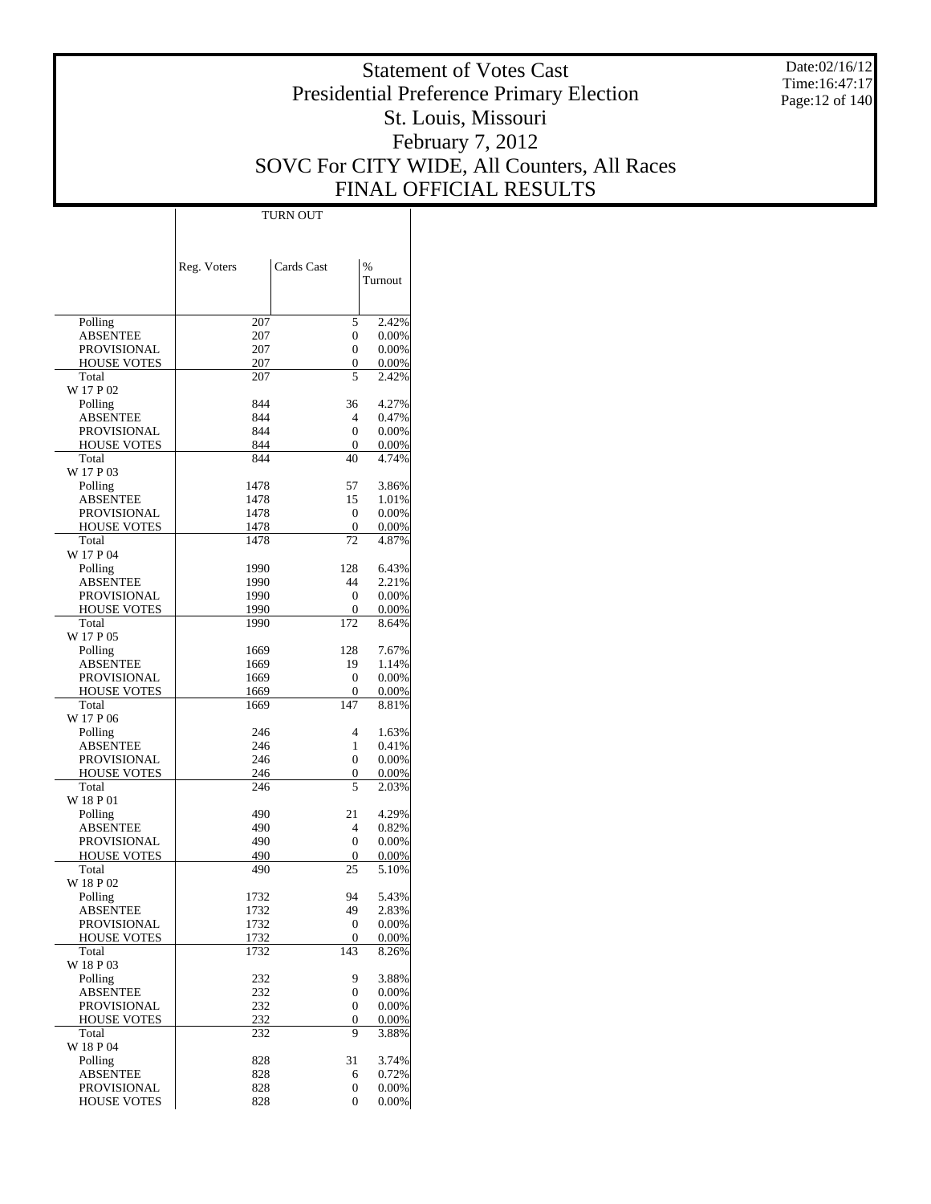# Statement of Votes Cast
## Presidential Preference Primary Election
## St. Louis, Missouri
## February 7, 2012
## SOVC For CITY WIDE, All Counters, All Races
## FINAL OFFICIAL RESULTS

Date:02/16/12
Time:16:47:17

| | TURN OUT | | |
|---|---|---|---|
| | Reg. Voters | Cards Cast | % Turnout |
| Polling | 207 | 5 | 2.42% |
| ABSENTEE | 207 | 0 | 0.00% |
| PROVISIONAL | 207 | 0 | 0.00% |
| HOUSE VOTES | 207 | 0 | 0.00% |
| Total | 207 | 5 | 2.42% |
| W 17 P 02 | | | |
| Polling | 844 | 36 | 4.27% |
| ABSENTEE | 844 | 4 | 0.47% |
| PROVISIONAL | 844 | 0 | 0.00% |
| HOUSE VOTES | 844 | 0 | 0.00% |
| Total | 844 | 40 | 4.74% |
| W 17 P 03 | | | |
| Polling | 1478 | 57 | 3.86% |
| ABSENTEE | 1478 | 15 | 1.01% |
| PROVISIONAL | 1478 | 0 | 0.00% |
| HOUSE VOTES | 1478 | 0 | 0.00% |
| Total | 1478 | 72 | 4.87% |
| W 17 P 04 | | | |
| Polling | 1990 | 128 | 6.43% |
| ABSENTEE | 1990 | 44 | 2.21% |
| PROVISIONAL | 1990 | 0 | 0.00% |
| HOUSE VOTES | 1990 | 0 | 0.00% |
| Total | 1990 | 172 | 8.64% |
| W 17 P 05 | | | |
| Polling | 1669 | 128 | 7.67% |
| ABSENTEE | 1669 | 19 | 1.14% |
| PROVISIONAL | 1669 | 0 | 0.00% |
| HOUSE VOTES | 1669 | 0 | 0.00% |
| Total | 1669 | 147 | 8.81% |
| W 17 P 06 | | | |
| Polling | 246 | 4 | 1.63% |
| ABSENTEE | 246 | 1 | 0.41% |
| PROVISIONAL | 246 | 0 | 0.00% |
| HOUSE VOTES | 246 | 0 | 0.00% |
| Total | 246 | 5 | 2.03% |
| W 18 P 01 | | | |
| Polling | 490 | 21 | 4.29% |
| ABSENTEE | 490 | 4 | 0.82% |
| PROVISIONAL | 490 | 0 | 0.00% |
| HOUSE VOTES | 490 | 0 | 0.00% |
| Total | 490 | 25 | 5.10% |
| W 18 P 02 | | | |
| Polling | 1732 | 94 | 5.43% |
| ABSENTEE | 1732 | 49 | 2.83% |
| PROVISIONAL | 1732 | 0 | 0.00% |
| HOUSE VOTES | 1732 | 0 | 0.00% |
| Total | 1732 | 143 | 8.26% |
| W 18 P 03 | | | |
| Polling | 232 | 9 | 3.88% |
| ABSENTEE | 232 | 0 | 0.00% |
| PROVISIONAL | 232 | 0 | 0.00% |
| HOUSE VOTES | 232 | 0 | 0.00% |
| Total | 232 | 9 | 3.88% |
| W 18 P 04 | | | |
| Polling | 828 | 31 | 3.74% |
| ABSENTEE | 828 | 6 | 0.72% |
| PROVISIONAL | 828 | 0 | 0.00% |
| HOUSE VOTES | 828 | 0 | 0.00% |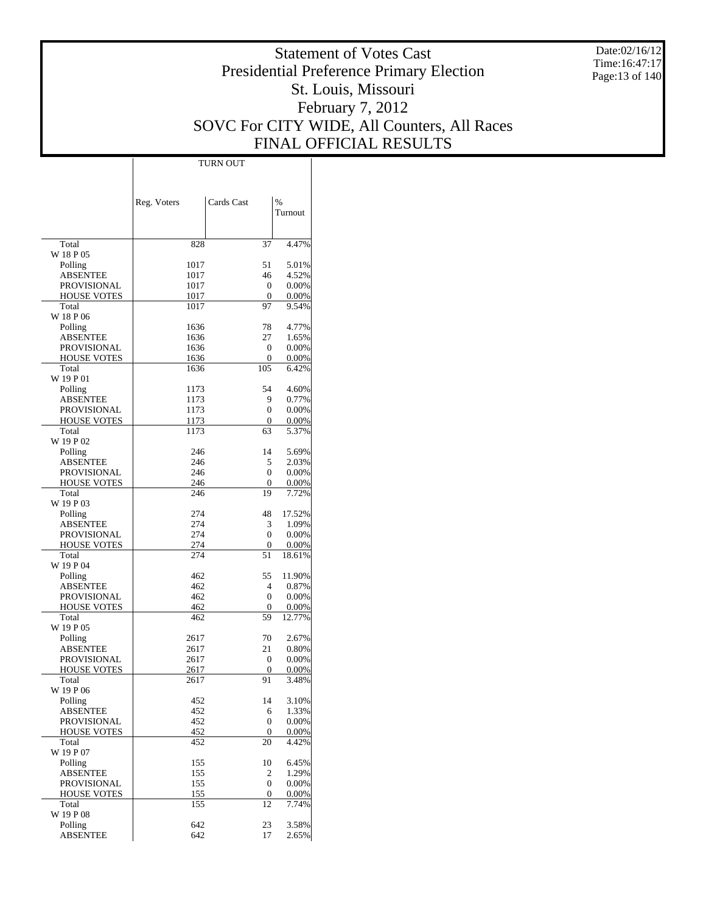# Statement of Votes Cast
# Presidential Preference Primary Election
# St. Louis, Missouri
# February 7, 2012
# SOVC For CITY WIDE, All Counters, All Races
# FINAL OFFICIAL RESULTS

Date:02/16/12
Time:16:47:17

| | TURN OUT | | |
|---|---|---|---|
| | Reg. Voters | Cards Cast | % Turnout |
| Total | 828 | 37 | 4.47% |
| W 18 P 05 | | | |
| Polling | 1017 | 51 | 5.01% |
| ABSENTEE | 1017 | 46 | 4.52% |
| PROVISIONAL | 1017 | 0 | 0.00% |
| HOUSE VOTES | 1017 | 0 | 0.00% |
| Total | 1017 | 97 | 9.54% |
| W 18 P 06 | | | |
| Polling | 1636 | 78 | 4.77% |
| ABSENTEE | 1636 | 27 | 1.65% |
| PROVISIONAL | 1636 | 0 | 0.00% |
| HOUSE VOTES | 1636 | 0 | 0.00% |
| Total | 1636 | 105 | 6.42% |
| W 19 P 01 | | | |
| Polling | 1173 | 54 | 4.60% |
| ABSENTEE | 1173 | 9 | 0.77% |
| PROVISIONAL | 1173 | 0 | 0.00% |
| HOUSE VOTES | 1173 | 0 | 0.00% |
| Total | 1173 | 63 | 5.37% |
| W 19 P 02 | | | |
| Polling | 246 | 14 | 5.69% |
| ABSENTEE | 246 | 5 | 2.03% |
| PROVISIONAL | 246 | 0 | 0.00% |
| HOUSE VOTES | 246 | 0 | 0.00% |
| Total | 246 | 19 | 7.72% |
| W 19 P 03 | | | |
| Polling | 274 | 48 | 17.52% |
| ABSENTEE | 274 | 3 | 1.09% |
| PROVISIONAL | 274 | 0 | 0.00% |
| HOUSE VOTES | 274 | 0 | 0.00% |
| Total | 274 | 51 | 18.61% |
| W 19 P 04 | | | |
| Polling | 462 | 55 | 11.90% |
| ABSENTEE | 462 | 4 | 0.87% |
| PROVISIONAL | 462 | 0 | 0.00% |
| HOUSE VOTES | 462 | 0 | 0.00% |
| Total | 462 | 59 | 12.77% |
| W 19 P 05 | | | |
| Polling | 2617 | 70 | 2.67% |
| ABSENTEE | 2617 | 21 | 0.80% |
| PROVISIONAL | 2617 | 0 | 0.00% |
| HOUSE VOTES | 2617 | 0 | 0.00% |
| Total | 2617 | 91 | 3.48% |
| W 19 P 06 | | | |
| Polling | 452 | 14 | 3.10% |
| ABSENTEE | 452 | 6 | 1.33% |
| PROVISIONAL | 452 | 0 | 0.00% |
| HOUSE VOTES | 452 | 0 | 0.00% |
| Total | 452 | 20 | 4.42% |
| W 19 P 07 | | | |
| Polling | 155 | 10 | 6.45% |
| ABSENTEE | 155 | 2 | 1.29% |
| PROVISIONAL | 155 | 0 | 0.00% |
| HOUSE VOTES | 155 | 0 | 0.00% |
| Total | 155 | 12 | 7.74% |
| W 19 P 08 | | | |
| Polling | 642 | 23 | 3.58% |
| ABSENTEE | 642 | 17 | 2.65% |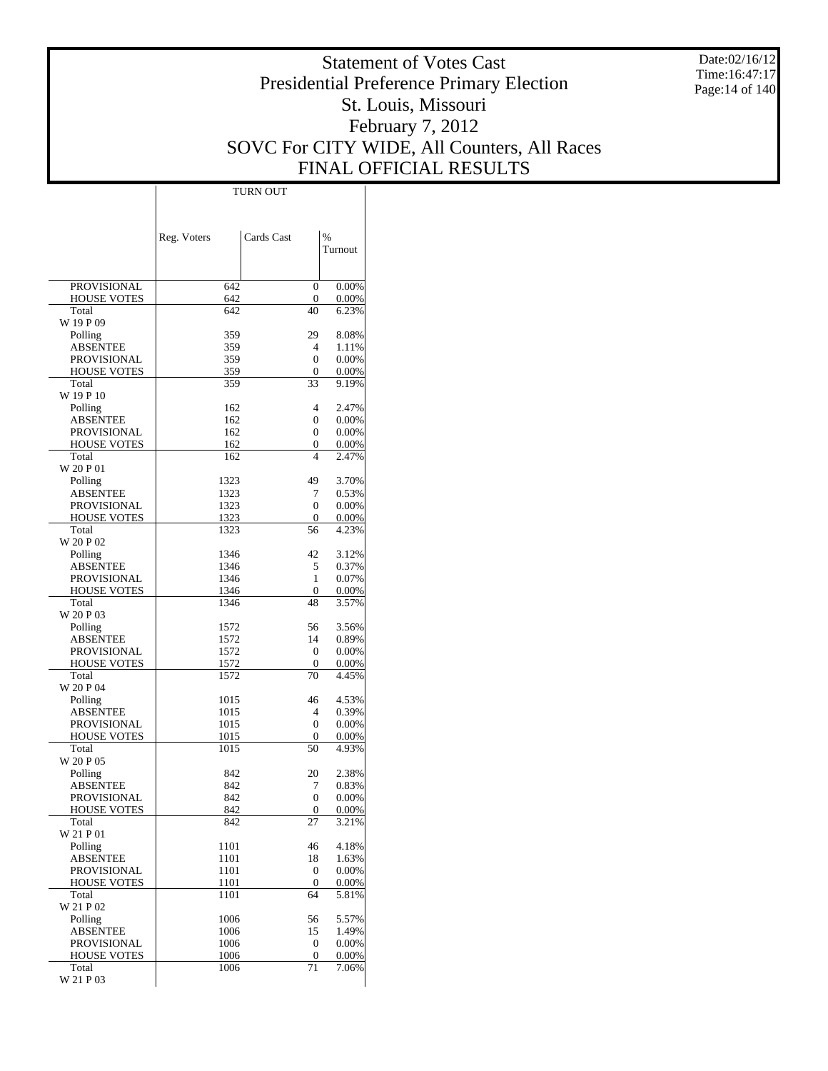# Statement of Votes Cast
# Presidential Preference Primary Election
# St. Louis, Missouri
# February 7, 2012
# SOVC For CITY WIDE, All Counters, All Races
# FINAL OFFICIAL RESULTS

Date:02/16/12
Time:16:47:17

| | TURN OUT | | |
|---|---|---|---|
| | Reg. Voters | Cards Cast | % Turnout |
| PROVISIONAL | 642 | 0 | 0.00% |
| HOUSE VOTES | 642 | 0 | 0.00% |
| Total | 642 | 40 | 6.23% |
| W 19 P 09 | | | |
| Polling | 359 | 29 | 8.08% |
| ABSENTEE | 359 | 4 | 1.11% |
| PROVISIONAL | 359 | 0 | 0.00% |
| HOUSE VOTES | 359 | 0 | 0.00% |
| Total | 359 | 33 | 9.19% |
| W 19 P 10 | | | |
| Polling | 162 | 4 | 2.47% |
| ABSENTEE | 162 | 0 | 0.00% |
| PROVISIONAL | 162 | 0 | 0.00% |
| HOUSE VOTES | 162 | 0 | 0.00% |
| Total | 162 | 4 | 2.47% |
| W 20 P 01 | | | |
| Polling | 1323 | 49 | 3.70% |
| ABSENTEE | 1323 | 7 | 0.53% |
| PROVISIONAL | 1323 | 0 | 0.00% |
| HOUSE VOTES | 1323 | 0 | 0.00% |
| Total | 1323 | 56 | 4.23% |
| W 20 P 02 | | | |
| Polling | 1346 | 42 | 3.12% |
| ABSENTEE | 1346 | 5 | 0.37% |
| PROVISIONAL | 1346 | 1 | 0.07% |
| HOUSE VOTES | 1346 | 0 | 0.00% |
| Total | 1346 | 48 | 3.57% |
| W 20 P 03 | | | |
| Polling | 1572 | 56 | 3.56% |
| ABSENTEE | 1572 | 14 | 0.89% |
| PROVISIONAL | 1572 | 0 | 0.00% |
| HOUSE VOTES | 1572 | 0 | 0.00% |
| Total | 1572 | 70 | 4.45% |
| W 20 P 04 | | | |
| Polling | 1015 | 46 | 4.53% |
| ABSENTEE | 1015 | 4 | 0.39% |
| PROVISIONAL | 1015 | 0 | 0.00% |
| HOUSE VOTES | 1015 | 0 | 0.00% |
| Total | 1015 | 50 | 4.93% |
| W 20 P 05 | | | |
| Polling | 842 | 20 | 2.38% |
| ABSENTEE | 842 | 7 | 0.83% |
| PROVISIONAL | 842 | 0 | 0.00% |
| HOUSE VOTES | 842 | 0 | 0.00% |
| Total | 842 | 27 | 3.21% |
| W 21 P 01 | | | |
| Polling | 1101 | 46 | 4.18% |
| ABSENTEE | 1101 | 18 | 1.63% |
| PROVISIONAL | 1101 | 0 | 0.00% |
| HOUSE VOTES | 1101 | 0 | 0.00% |
| Total | 1101 | 64 | 5.81% |
| W 21 P 02 | | | |
| Polling | 1006 | 56 | 5.57% |
| ABSENTEE | 1006 | 15 | 1.49% |
| PROVISIONAL | 1006 | 0 | 0.00% |
| HOUSE VOTES | 1006 | 0 | 0.00% |
| Total | 1006 | 71 | 7.06% |
| W 21 P 03 | | | |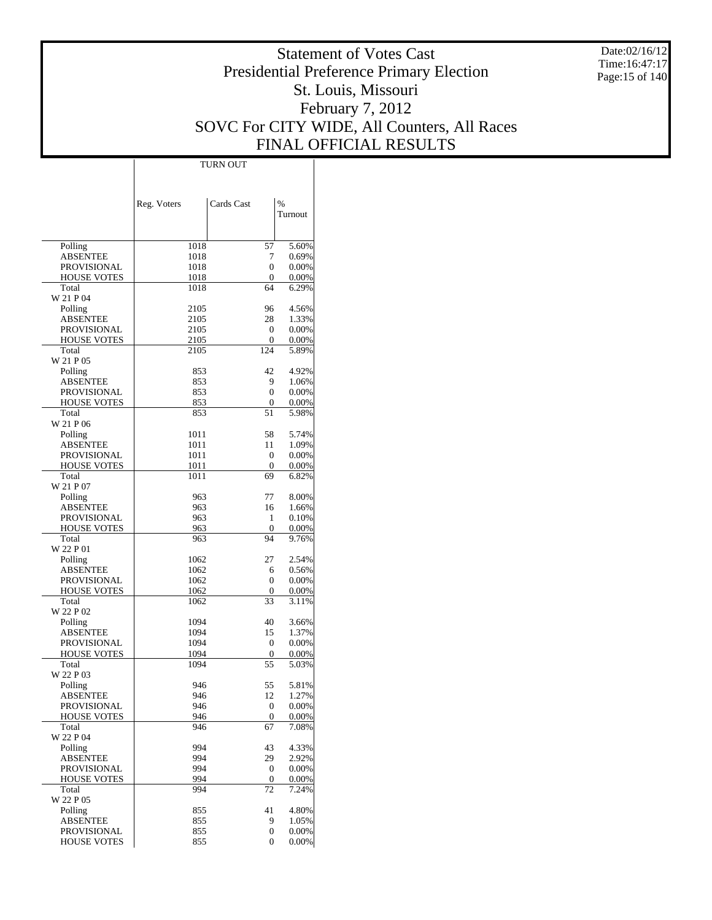# Statement of Votes Cast
# Presidential Preference Primary Election
# St. Louis, Missouri
# February 7, 2012
# SOVC For CITY WIDE, All Counters, All Races
# FINAL OFFICIAL RESULTS

Date:02/16/12
Time:16:47:17

| | TURN OUT | | |
|---|---|---|---|
| | Reg. Voters | Cards Cast | % Turnout |
| Polling | 1018 | 57 | 5.60% |
| ABSENTEE | 1018 | 7 | 0.69% |
| PROVISIONAL | 1018 | 0 | 0.00% |
| HOUSE VOTES | 1018 | 0 | 0.00% |
| Total | 1018 | 64 | 6.29% |
| W 21 P 04 | | | |
| Polling | 2105 | 96 | 4.56% |
| ABSENTEE | 2105 | 28 | 1.33% |
| PROVISIONAL | 2105 | 0 | 0.00% |
| HOUSE VOTES | 2105 | 0 | 0.00% |
| Total | 2105 | 124 | 5.89% |
| W 21 P 05 | | | |
| Polling | 853 | 42 | 4.92% |
| ABSENTEE | 853 | 9 | 1.06% |
| PROVISIONAL | 853 | 0 | 0.00% |
| HOUSE VOTES | 853 | 0 | 0.00% |
| Total | 853 | 51 | 5.98% |
| W 21 P 06 | | | |
| Polling | 1011 | 58 | 5.74% |
| ABSENTEE | 1011 | 11 | 1.09% |
| PROVISIONAL | 1011 | 0 | 0.00% |
| HOUSE VOTES | 1011 | 0 | 0.00% |
| Total | 1011 | 69 | 6.82% |
| W 21 P 07 | | | |
| Polling | 963 | 77 | 8.00% |
| ABSENTEE | 963 | 16 | 1.66% |
| PROVISIONAL | 963 | 1 | 0.10% |
| HOUSE VOTES | 963 | 0 | 0.00% |
| Total | 963 | 94 | 9.76% |
| W 22 P 01 | | | |
| Polling | 1062 | 27 | 2.54% |
| ABSENTEE | 1062 | 6 | 0.56% |
| PROVISIONAL | 1062 | 0 | 0.00% |
| HOUSE VOTES | 1062 | 0 | 0.00% |
| Total | 1062 | 33 | 3.11% |
| W 22 P 02 | | | |
| Polling | 1094 | 40 | 3.66% |
| ABSENTEE | 1094 | 15 | 1.37% |
| PROVISIONAL | 1094 | 0 | 0.00% |
| HOUSE VOTES | 1094 | 0 | 0.00% |
| Total | 1094 | 55 | 5.03% |
| W 22 P 03 | | | |
| Polling | 946 | 55 | 5.81% |
| ABSENTEE | 946 | 12 | 1.27% |
| PROVISIONAL | 946 | 0 | 0.00% |
| HOUSE VOTES | 946 | 0 | 0.00% |
| Total | 946 | 67 | 7.08% |
| W 22 P 04 | | | |
| Polling | 994 | 43 | 4.33% |
| ABSENTEE | 994 | 29 | 2.92% |
| PROVISIONAL | 994 | 0 | 0.00% |
| HOUSE VOTES | 994 | 0 | 0.00% |
| Total | 994 | 72 | 7.24% |
| W 22 P 05 | | | |
| Polling | 855 | 41 | 4.80% |
| ABSENTEE | 855 | 9 | 1.05% |
| PROVISIONAL | 855 | 0 | 0.00% |
| HOUSE VOTES | 855 | 0 | 0.00% |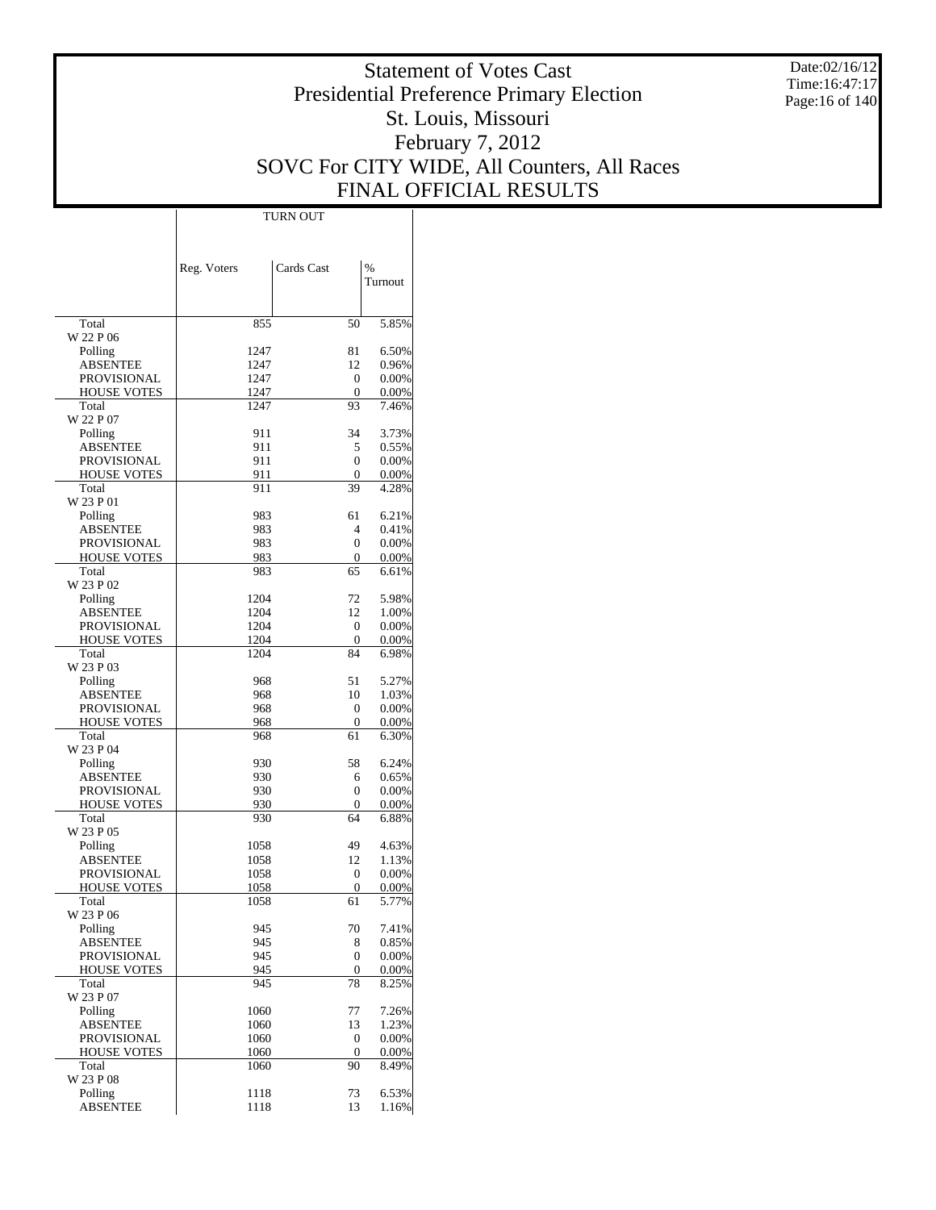# Statement of Votes Cast
## Presidential Preference Primary Election
## St. Louis, Missouri
## February 7, 2012
## SOVC For CITY WIDE, All Counters, All Races
## FINAL OFFICIAL RESULTS

| | TURN OUT | | |
|---|---|---|---|
| | Reg. Voters | Cards Cast | % Turnout |
| Total | 855 | 50 | 5.85% |
| W 22 P 06 | | | |
| Polling | 1247 | 81 | 6.50% |
| ABSENTEE | 1247 | 12 | 0.96% |
| PROVISIONAL | 1247 | 0 | 0.00% |
| HOUSE VOTES | 1247 | 0 | 0.00% |
| Total | 1247 | 93 | 7.46% |
| W 22 P 07 | | | |
| Polling | 911 | 34 | 3.73% |
| ABSENTEE | 911 | 5 | 0.55% |
| PROVISIONAL | 911 | 0 | 0.00% |
| HOUSE VOTES | 911 | 0 | 0.00% |
| Total | 911 | 39 | 4.28% |
| W 23 P 01 | | | |
| Polling | 983 | 61 | 6.21% |
| ABSENTEE | 983 | 4 | 0.41% |
| PROVISIONAL | 983 | 0 | 0.00% |
| HOUSE VOTES | 983 | 0 | 0.00% |
| Total | 983 | 65 | 6.61% |
| W 23 P 02 | | | |
| Polling | 1204 | 72 | 5.98% |
| ABSENTEE | 1204 | 12 | 1.00% |
| PROVISIONAL | 1204 | 0 | 0.00% |
| HOUSE VOTES | 1204 | 0 | 0.00% |
| Total | 1204 | 84 | 6.98% |
| W 23 P 03 | | | |
| Polling | 968 | 51 | 5.27% |
| ABSENTEE | 968 | 10 | 1.03% |
| PROVISIONAL | 968 | 0 | 0.00% |
| HOUSE VOTES | 968 | 0 | 0.00% |
| Total | 968 | 61 | 6.30% |
| W 23 P 04 | | | |
| Polling | 930 | 58 | 6.24% |
| ABSENTEE | 930 | 6 | 0.65% |
| PROVISIONAL | 930 | 0 | 0.00% |
| HOUSE VOTES | 930 | 0 | 0.00% |
| Total | 930 | 64 | 6.88% |
| W 23 P 05 | | | |
| Polling | 1058 | 49 | 4.63% |
| ABSENTEE | 1058 | 12 | 1.13% |
| PROVISIONAL | 1058 | 0 | 0.00% |
| HOUSE VOTES | 1058 | 0 | 0.00% |
| Total | 1058 | 61 | 5.77% |
| W 23 P 06 | | | |
| Polling | 945 | 70 | 7.41% |
| ABSENTEE | 945 | 8 | 0.85% |
| PROVISIONAL | 945 | 0 | 0.00% |
| HOUSE VOTES | 945 | 0 | 0.00% |
| Total | 945 | 78 | 8.25% |
| W 23 P 07 | | | |
| Polling | 1060 | 77 | 7.26% |
| ABSENTEE | 1060 | 13 | 1.23% |
| PROVISIONAL | 1060 | 0 | 0.00% |
| HOUSE VOTES | 1060 | 0 | 0.00% |
| Total | 1060 | 90 | 8.49% |
| W 23 P 08 | | | |
| Polling | 1118 | 73 | 6.53% |
| ABSENTEE | 1118 | 13 | 1.16% |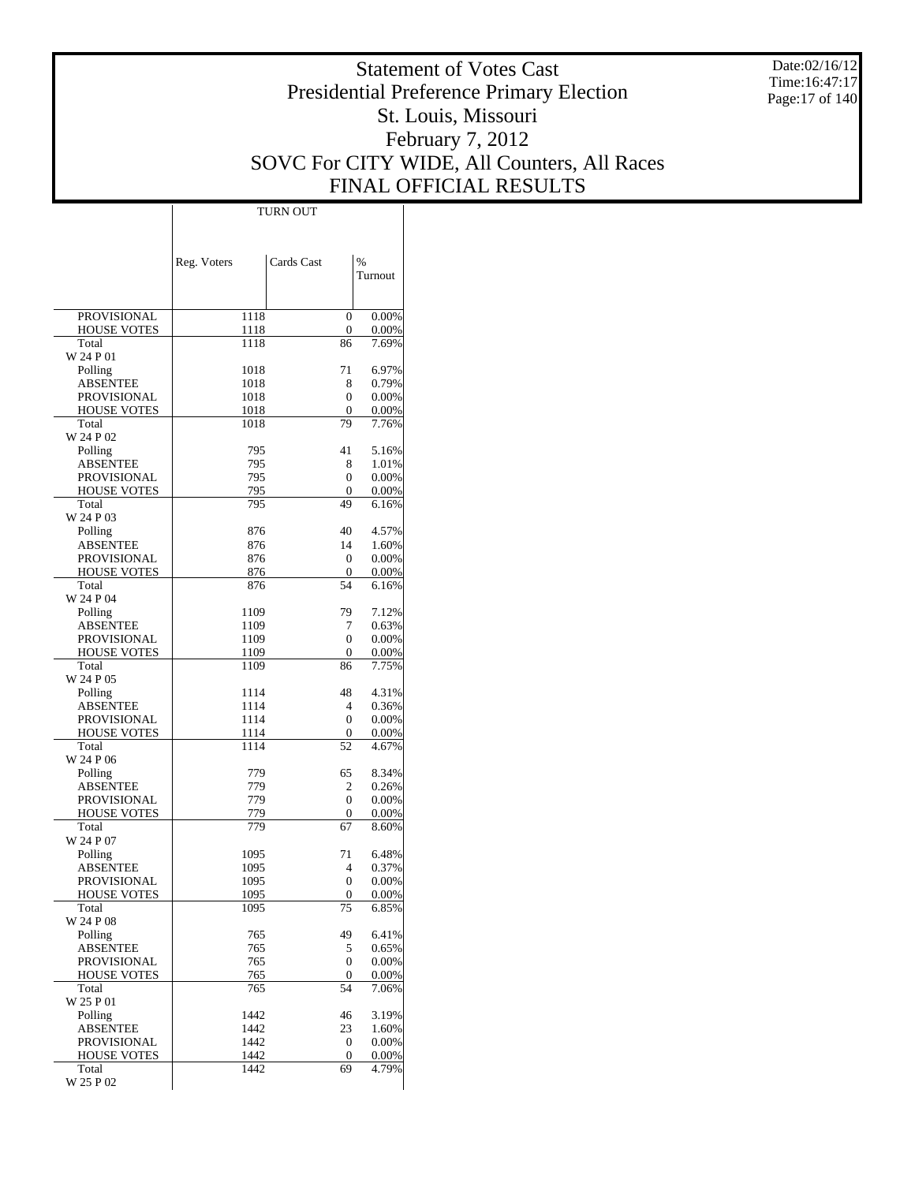# Statement of Votes Cast
# Presidential Preference Primary Election
# St. Louis, Missouri
# February 7, 2012
# SOVC For CITY WIDE, All Counters, All Races
# FINAL OFFICIAL RESULTS

Date:02/16/12
Time:16:47:17

| | TURN OUT | | |
|---|---|---|---|
| | Reg. Voters | Cards Cast | % Turnout |
| PROVISIONAL | 1118 | 0 | 0.00% |
| HOUSE VOTES | 1118 | 0 | 0.00% |
| Total | 1118 | 86 | 7.69% |
| W 24 P 01 | | | |
| Polling | 1018 | 71 | 6.97% |
| ABSENTEE | 1018 | 8 | 0.79% |
| PROVISIONAL | 1018 | 0 | 0.00% |
| HOUSE VOTES | 1018 | 0 | 0.00% |
| Total | 1018 | 79 | 7.76% |
| W 24 P 02 | | | |
| Polling | 795 | 41 | 5.16% |
| ABSENTEE | 795 | 8 | 1.01% |
| PROVISIONAL | 795 | 0 | 0.00% |
| HOUSE VOTES | 795 | 0 | 0.00% |
| Total | 795 | 49 | 6.16% |
| W 24 P 03 | | | |
| Polling | 876 | 40 | 4.57% |
| ABSENTEE | 876 | 14 | 1.60% |
| PROVISIONAL | 876 | 0 | 0.00% |
| HOUSE VOTES | 876 | 0 | 0.00% |
| Total | 876 | 54 | 6.16% |
| W 24 P 04 | | | |
| Polling | 1109 | 79 | 7.12% |
| ABSENTEE | 1109 | 7 | 0.63% |
| PROVISIONAL | 1109 | 0 | 0.00% |
| HOUSE VOTES | 1109 | 0 | 0.00% |
| Total | 1109 | 86 | 7.75% |
| W 24 P 05 | | | |
| Polling | 1114 | 48 | 4.31% |
| ABSENTEE | 1114 | 4 | 0.36% |
| PROVISIONAL | 1114 | 0 | 0.00% |
| HOUSE VOTES | 1114 | 0 | 0.00% |
| Total | 1114 | 52 | 4.67% |
| W 24 P 06 | | | |
| Polling | 779 | 65 | 8.34% |
| ABSENTEE | 779 | 2 | 0.26% |
| PROVISIONAL | 779 | 0 | 0.00% |
| HOUSE VOTES | 779 | 0 | 0.00% |
| Total | 779 | 67 | 8.60% |
| W 24 P 07 | | | |
| Polling | 1095 | 71 | 6.48% |
| ABSENTEE | 1095 | 4 | 0.37% |
| PROVISIONAL | 1095 | 0 | 0.00% |
| HOUSE VOTES | 1095 | 0 | 0.00% |
| Total | 1095 | 75 | 6.85% |
| W 24 P 08 | | | |
| Polling | 765 | 49 | 6.41% |
| ABSENTEE | 765 | 5 | 0.65% |
| PROVISIONAL | 765 | 0 | 0.00% |
| HOUSE VOTES | 765 | 0 | 0.00% |
| Total | 765 | 54 | 7.06% |
| W 25 P 01 | | | |
| Polling | 1442 | 46 | 3.19% |
| ABSENTEE | 1442 | 23 | 1.60% |
| PROVISIONAL | 1442 | 0 | 0.00% |
| HOUSE VOTES | 1442 | 0 | 0.00% |
| Total | 1442 | 69 | 4.79% |
| W 25 P 02 | | | |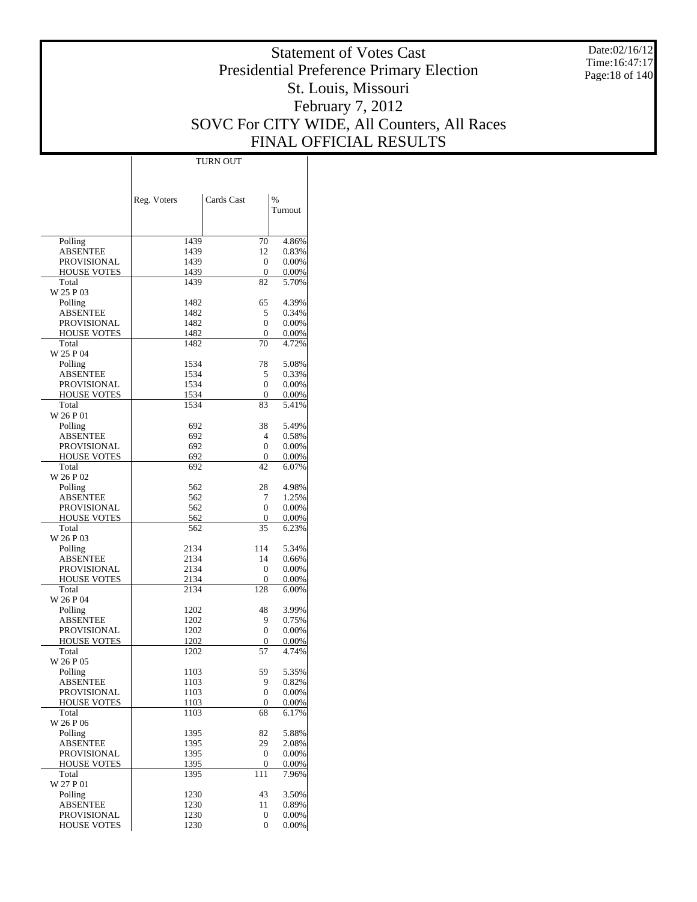# Statement of Votes Cast
## Presidential Preference Primary Election
## St. Louis, Missouri
## February 7, 2012
## SOVC For CITY WIDE, All Counters, All Races
## FINAL OFFICIAL RESULTS

Date:02/16/12
Time:16:47:17

| | TURN OUT | | |
|---|---|---|---|
| | Reg. Voters | Cards Cast | % Turnout |
| Polling | 1439 | 70 | 4.86% |
| ABSENTEE | 1439 | 12 | 0.83% |
| PROVISIONAL | 1439 | 0 | 0.00% |
| HOUSE VOTES | 1439 | 0 | 0.00% |
| Total | 1439 | 82 | 5.70% |
| W 25 P 03 | | | |
| Polling | 1482 | 65 | 4.39% |
| ABSENTEE | 1482 | 5 | 0.34% |
| PROVISIONAL | 1482 | 0 | 0.00% |
| HOUSE VOTES | 1482 | 0 | 0.00% |
| Total | 1482 | 70 | 4.72% |
| W 25 P 04 | | | |
| Polling | 1534 | 78 | 5.08% |
| ABSENTEE | 1534 | 5 | 0.33% |
| PROVISIONAL | 1534 | 0 | 0.00% |
| HOUSE VOTES | 1534 | 0 | 0.00% |
| Total | 1534 | 83 | 5.41% |
| W 26 P 01 | | | |
| Polling | 692 | 38 | 5.49% |
| ABSENTEE | 692 | 4 | 0.58% |
| PROVISIONAL | 692 | 0 | 0.00% |
| HOUSE VOTES | 692 | 0 | 0.00% |
| Total | 692 | 42 | 6.07% |
| W 26 P 02 | | | |
| Polling | 562 | 28 | 4.98% |
| ABSENTEE | 562 | 7 | 1.25% |
| PROVISIONAL | 562 | 0 | 0.00% |
| HOUSE VOTES | 562 | 0 | 0.00% |
| Total | 562 | 35 | 6.23% |
| W 26 P 03 | | | |
| Polling | 2134 | 114 | 5.34% |
| ABSENTEE | 2134 | 14 | 0.66% |
| PROVISIONAL | 2134 | 0 | 0.00% |
| HOUSE VOTES | 2134 | 0 | 0.00% |
| Total | 2134 | 128 | 6.00% |
| W 26 P 04 | | | |
| Polling | 1202 | 48 | 3.99% |
| ABSENTEE | 1202 | 9 | 0.75% |
| PROVISIONAL | 1202 | 0 | 0.00% |
| HOUSE VOTES | 1202 | 0 | 0.00% |
| Total | 1202 | 57 | 4.74% |
| W 26 P 05 | | | |
| Polling | 1103 | 59 | 5.35% |
| ABSENTEE | 1103 | 9 | 0.82% |
| PROVISIONAL | 1103 | 0 | 0.00% |
| HOUSE VOTES | 1103 | 0 | 0.00% |
| Total | 1103 | 68 | 6.17% |
| W 26 P 06 | | | |
| Polling | 1395 | 82 | 5.88% |
| ABSENTEE | 1395 | 29 | 2.08% |
| PROVISIONAL | 1395 | 0 | 0.00% |
| HOUSE VOTES | 1395 | 0 | 0.00% |
| Total | 1395 | 111 | 7.96% |
| W 27 P 01 | | | |
| Polling | 1230 | 43 | 3.50% |
| ABSENTEE | 1230 | 11 | 0.89% |
| PROVISIONAL | 1230 | 0 | 0.00% |
| HOUSE VOTES | 1230 | 0 | 0.00% |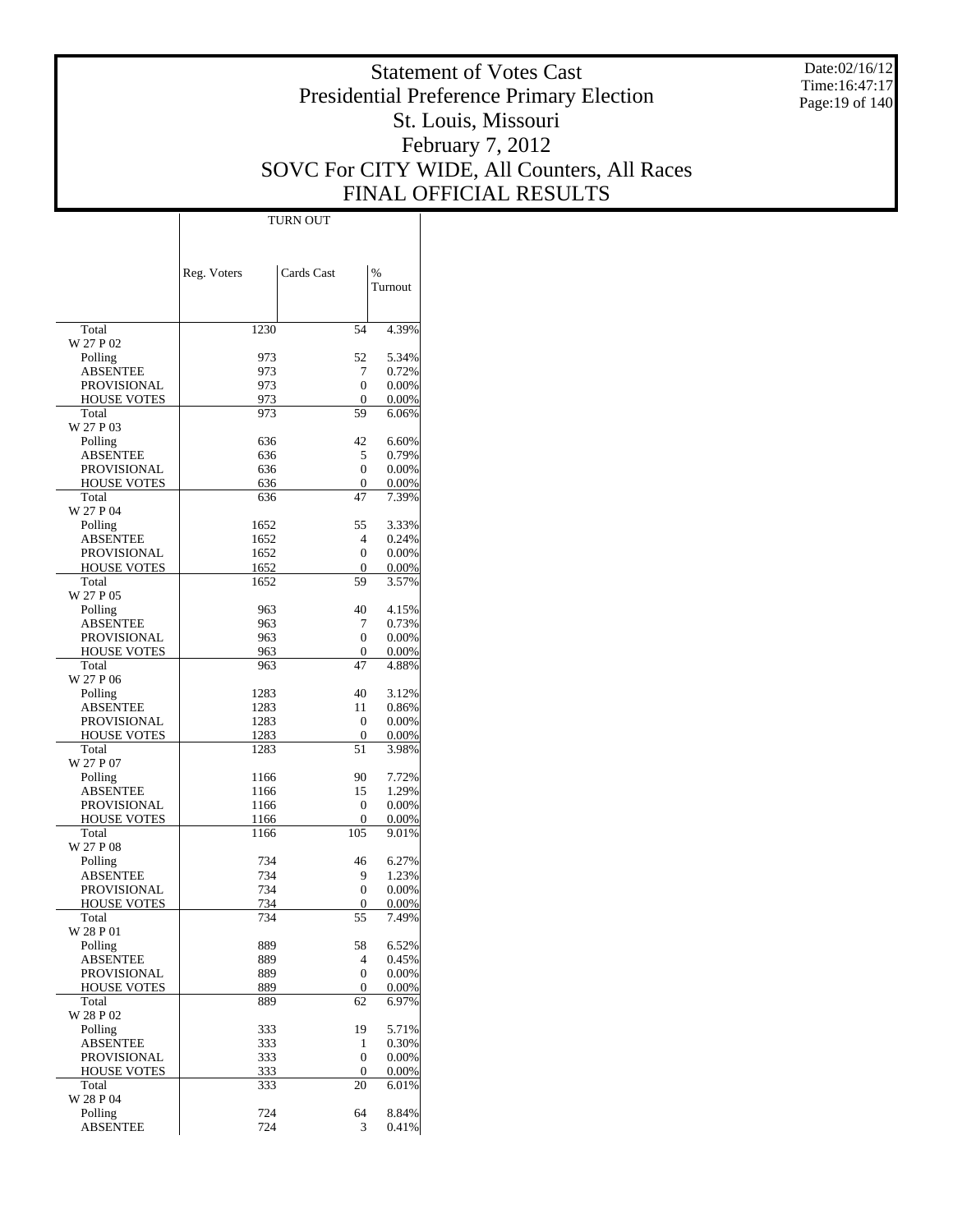# Statement of Votes Cast
## Presidential Preference Primary Election
## St. Louis, Missouri
## February 7, 2012
## SOVC For CITY WIDE, All Counters, All Races
## FINAL OFFICIAL RESULTS

| | TURN OUT | | |
|---|---|---|---|
| | Reg. Voters | Cards Cast | % Turnout |
| Total | 1230 | 54 | 4.39% |
| W 27 P 02 | | | |
| Polling | 973 | 52 | 5.34% |
| ABSENTEE | 973 | 7 | 0.72% |
| PROVISIONAL | 973 | 0 | 0.00% |
| HOUSE VOTES | 973 | 0 | 0.00% |
| Total | 973 | 59 | 6.06% |
| W 27 P 03 | | | |
| Polling | 636 | 42 | 6.60% |
| ABSENTEE | 636 | 5 | 0.79% |
| PROVISIONAL | 636 | 0 | 0.00% |
| HOUSE VOTES | 636 | 0 | 0.00% |
| Total | 636 | 47 | 7.39% |
| W 27 P 04 | | | |
| Polling | 1652 | 55 | 3.33% |
| ABSENTEE | 1652 | 4 | 0.24% |
| PROVISIONAL | 1652 | 0 | 0.00% |
| HOUSE VOTES | 1652 | 0 | 0.00% |
| Total | 1652 | 59 | 3.57% |
| W 27 P 05 | | | |
| Polling | 963 | 40 | 4.15% |
| ABSENTEE | 963 | 7 | 0.73% |
| PROVISIONAL | 963 | 0 | 0.00% |
| HOUSE VOTES | 963 | 0 | 0.00% |
| Total | 963 | 47 | 4.88% |
| W 27 P 06 | | | |
| Polling | 1283 | 40 | 3.12% |
| ABSENTEE | 1283 | 11 | 0.86% |
| PROVISIONAL | 1283 | 0 | 0.00% |
| HOUSE VOTES | 1283 | 0 | 0.00% |
| Total | 1283 | 51 | 3.98% |
| W 27 P 07 | | | |
| Polling | 1166 | 90 | 7.72% |
| ABSENTEE | 1166 | 15 | 1.29% |
| PROVISIONAL | 1166 | 0 | 0.00% |
| HOUSE VOTES | 1166 | 0 | 0.00% |
| Total | 1166 | 105 | 9.01% |
| W 27 P 08 | | | |
| Polling | 734 | 46 | 6.27% |
| ABSENTEE | 734 | 9 | 1.23% |
| PROVISIONAL | 734 | 0 | 0.00% |
| HOUSE VOTES | 734 | 0 | 0.00% |
| Total | 734 | 55 | 7.49% |
| W 28 P 01 | | | |
| Polling | 889 | 58 | 6.52% |
| ABSENTEE | 889 | 4 | 0.45% |
| PROVISIONAL | 889 | 0 | 0.00% |
| HOUSE VOTES | 889 | 0 | 0.00% |
| Total | 889 | 62 | 6.97% |
| W 28 P 02 | | | |
| Polling | 333 | 19 | 5.71% |
| ABSENTEE | 333 | 1 | 0.30% |
| PROVISIONAL | 333 | 0 | 0.00% |
| HOUSE VOTES | 333 | 0 | 0.00% |
| Total | 333 | 20 | 6.01% |
| W 28 P 04 | | | |
| Polling | 724 | 64 | 8.84% |
| ABSENTEE | 724 | 3 | 0.41% |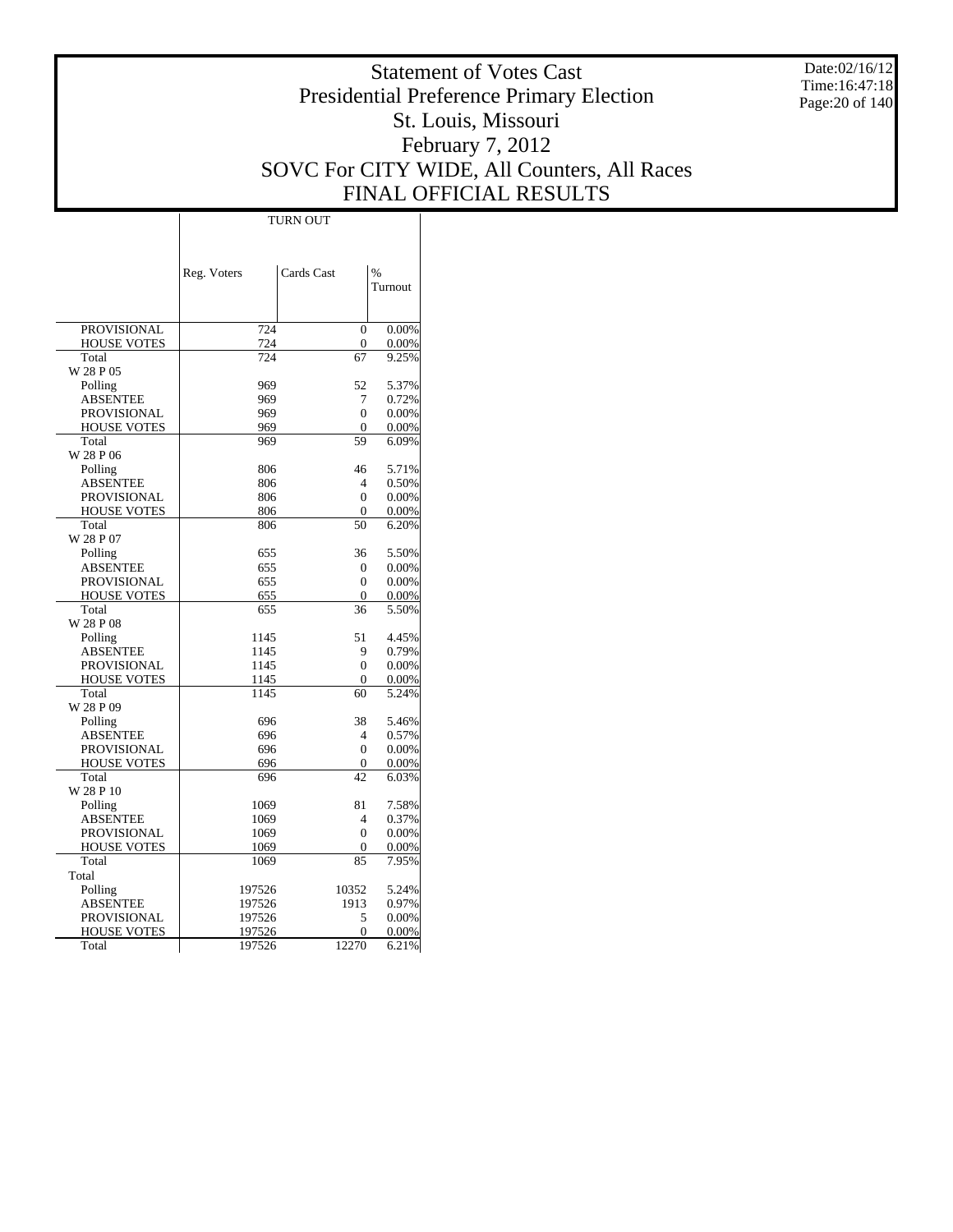# Statement of Votes Cast
## Presidential Preference Primary Election
## St. Louis, Missouri
## February 7, 2012
## SOVC For CITY WIDE, All Counters, All Races
## FINAL OFFICIAL RESULTS

Date:02/16/12
Time:16:47:18

| | TURN OUT | | |
|---|---|---|---|
| | Reg. Voters | Cards Cast | % Turnout |
| PROVISIONAL | 724 | 0 | 0.00% |
| HOUSE VOTES | 724 | 0 | 0.00% |
| Total | 724 | 67 | 9.25% |
| W 28 P 05 | | | |
| Polling | 969 | 52 | 5.37% |
| ABSENTEE | 969 | 7 | 0.72% |
| PROVISIONAL | 969 | 0 | 0.00% |
| HOUSE VOTES | 969 | 0 | 0.00% |
| Total | 969 | 59 | 6.09% |
| W 28 P 06 | | | |
| Polling | 806 | 46 | 5.71% |
| ABSENTEE | 806 | 4 | 0.50% |
| PROVISIONAL | 806 | 0 | 0.00% |
| HOUSE VOTES | 806 | 0 | 0.00% |
| Total | 806 | 50 | 6.20% |
| W 28 P 07 | | | |
| Polling | 655 | 36 | 5.50% |
| ABSENTEE | 655 | 0 | 0.00% |
| PROVISIONAL | 655 | 0 | 0.00% |
| HOUSE VOTES | 655 | 0 | 0.00% |
| Total | 655 | 36 | 5.50% |
| W 28 P 08 | | | |
| Polling | 1145 | 51 | 4.45% |
| ABSENTEE | 1145 | 9 | 0.79% |
| PROVISIONAL | 1145 | 0 | 0.00% |
| HOUSE VOTES | 1145 | 0 | 0.00% |
| Total | 1145 | 60 | 5.24% |
| W 28 P 09 | | | |
| Polling | 696 | 38 | 5.46% |
| ABSENTEE | 696 | 4 | 0.57% |
| PROVISIONAL | 696 | 0 | 0.00% |
| HOUSE VOTES | 696 | 0 | 0.00% |
| Total | 696 | 42 | 6.03% |
| W 28 P 10 | | | |
| Polling | 1069 | 81 | 7.58% |
| ABSENTEE | 1069 | 4 | 0.37% |
| PROVISIONAL | 1069 | 0 | 0.00% |
| HOUSE VOTES | 1069 | 0 | 0.00% |
| Total | 1069 | 85 | 7.95% |
| Total | | | |
| Polling | 197526 | 10352 | 5.24% |
| ABSENTEE | 197526 | 1913 | 0.97% |
| PROVISIONAL | 197526 | 5 | 0.00% |
| HOUSE VOTES | 197526 | 0 | 0.00% |
| Total | 197526 | 12270 | 6.21% |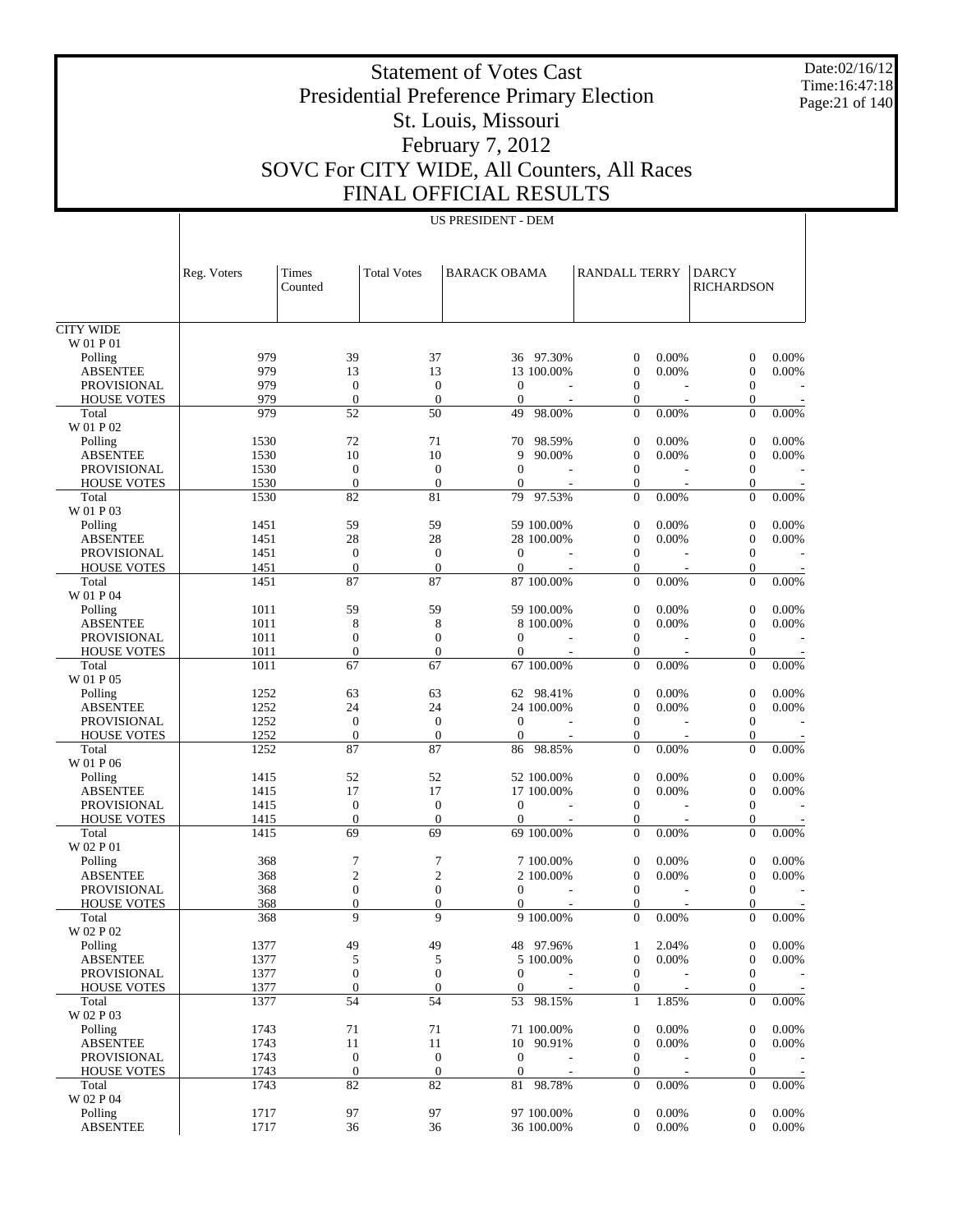# Statement of Votes Cast
# Presidential Preference Primary Election
# St. Louis, Missouri
# February 7, 2012
# SOVC For CITY WIDE, All Counters, All Races
# FINAL OFFICIAL RESULTS

Date:02/16/12
Time:16:47:18

US PRESIDENT - DEM

| | Reg. Voters | Times Counted | Total Votes | BARACK OBAMA | | RANDALL TERRY | | DARCY RICHARDSON | |
|---|---|---|---|---|---|---|---|---|---|
| CITY WIDE | | | | | | | | | |
| W 01 P 01 | | | | | | | | | |
| Polling | 979 | 39 | 37 | 36 | 97.30% | 0 | 0.00% | 0 | 0.00% |
| ABSENTEE | 979 | 13 | 13 | 13 | 100.00% | 0 | 0.00% | 0 | 0.00% |
| PROVISIONAL | 979 | 0 | 0 | 0 | - | 0 | - | 0 | - |
| HOUSE VOTES | 979 | 0 | 0 | 0 | - | 0 | - | 0 | - |
| Total | 979 | 52 | 50 | 49 | 98.00% | 0 | 0.00% | 0 | 0.00% |
| W 01 P 02 | | | | | | | | | |
| Polling | 1530 | 72 | 71 | 70 | 98.59% | 0 | 0.00% | 0 | 0.00% |
| ABSENTEE | 1530 | 10 | 10 | 9 | 90.00% | 0 | 0.00% | 0 | 0.00% |
| PROVISIONAL | 1530 | 0 | 0 | 0 | - | 0 | - | 0 | - |
| HOUSE VOTES | 1530 | 0 | 0 | 0 | - | 0 | - | 0 | - |
| Total | 1530 | 82 | 81 | 79 | 97.53% | 0 | 0.00% | 0 | 0.00% |
| W 01 P 03 | | | | | | | | | |
| Polling | 1451 | 59 | 59 | 59 | 100.00% | 0 | 0.00% | 0 | 0.00% |
| ABSENTEE | 1451 | 28 | 28 | 28 | 100.00% | 0 | 0.00% | 0 | 0.00% |
| PROVISIONAL | 1451 | 0 | 0 | 0 | - | 0 | - | 0 | - |
| HOUSE VOTES | 1451 | 0 | 0 | 0 | - | 0 | - | 0 | - |
| Total | 1451 | 87 | 87 | 87 | 100.00% | 0 | 0.00% | 0 | 0.00% |
| W 01 P 04 | | | | | | | | | |
| Polling | 1011 | 59 | 59 | 59 | 100.00% | 0 | 0.00% | 0 | 0.00% |
| ABSENTEE | 1011 | 8 | 8 | 8 | 100.00% | 0 | 0.00% | 0 | 0.00% |
| PROVISIONAL | 1011 | 0 | 0 | 0 | - | 0 | - | 0 | - |
| HOUSE VOTES | 1011 | 0 | 0 | 0 | - | 0 | - | 0 | - |
| Total | 1011 | 67 | 67 | 67 | 100.00% | 0 | 0.00% | 0 | 0.00% |
| W 01 P 05 | | | | | | | | | |
| Polling | 1252 | 63 | 63 | 62 | 98.41% | 0 | 0.00% | 0 | 0.00% |
| ABSENTEE | 1252 | 24 | 24 | 24 | 100.00% | 0 | 0.00% | 0 | 0.00% |
| PROVISIONAL | 1252 | 0 | 0 | 0 | - | 0 | - | 0 | - |
| HOUSE VOTES | 1252 | 0 | 0 | 0 | - | 0 | - | 0 | - |
| Total | 1252 | 87 | 87 | 86 | 98.85% | 0 | 0.00% | 0 | 0.00% |
| W 01 P 06 | | | | | | | | | |
| Polling | 1415 | 52 | 52 | 52 | 100.00% | 0 | 0.00% | 0 | 0.00% |
| ABSENTEE | 1415 | 17 | 17 | 17 | 100.00% | 0 | 0.00% | 0 | 0.00% |
| PROVISIONAL | 1415 | 0 | 0 | 0 | - | 0 | - | 0 | - |
| HOUSE VOTES | 1415 | 0 | 0 | 0 | - | 0 | - | 0 | - |
| Total | 1415 | 69 | 69 | 69 | 100.00% | 0 | 0.00% | 0 | 0.00% |
| W 02 P 01 | | | | | | | | | |
| Polling | 368 | 7 | 7 | 7 | 100.00% | 0 | 0.00% | 0 | 0.00% |
| ABSENTEE | 368 | 2 | 2 | 2 | 100.00% | 0 | 0.00% | 0 | 0.00% |
| PROVISIONAL | 368 | 0 | 0 | 0 | - | 0 | - | 0 | - |
| HOUSE VOTES | 368 | 0 | 0 | 0 | - | 0 | - | 0 | - |
| Total | 368 | 9 | 9 | 9 | 100.00% | 0 | 0.00% | 0 | 0.00% |
| W 02 P 02 | | | | | | | | | |
| Polling | 1377 | 49 | 49 | 48 | 97.96% | 1 | 2.04% | 0 | 0.00% |
| ABSENTEE | 1377 | 5 | 5 | 5 | 100.00% | 0 | 0.00% | 0 | 0.00% |
| PROVISIONAL | 1377 | 0 | 0 | 0 | - | 0 | - | 0 | - |
| HOUSE VOTES | 1377 | 0 | 0 | 0 | - | 0 | - | 0 | - |
| Total | 1377 | 54 | 54 | 53 | 98.15% | 1 | 1.85% | 0 | 0.00% |
| W 02 P 03 | | | | | | | | | |
| Polling | 1743 | 71 | 71 | 71 | 100.00% | 0 | 0.00% | 0 | 0.00% |
| ABSENTEE | 1743 | 11 | 11 | 10 | 90.91% | 0 | 0.00% | 0 | 0.00% |
| PROVISIONAL | 1743 | 0 | 0 | 0 | - | 0 | - | 0 | - |
| HOUSE VOTES | 1743 | 0 | 0 | 0 | - | 0 | - | 0 | - |
| Total | 1743 | 82 | 82 | 81 | 98.78% | 0 | 0.00% | 0 | 0.00% |
| W 02 P 04 | | | | | | | | | |
| Polling | 1717 | 97 | 97 | 97 | 100.00% | 0 | 0.00% | 0 | 0.00% |
| ABSENTEE | 1717 | 36 | 36 | 36 | 100.00% | 0 | 0.00% | 0 | 0.00% |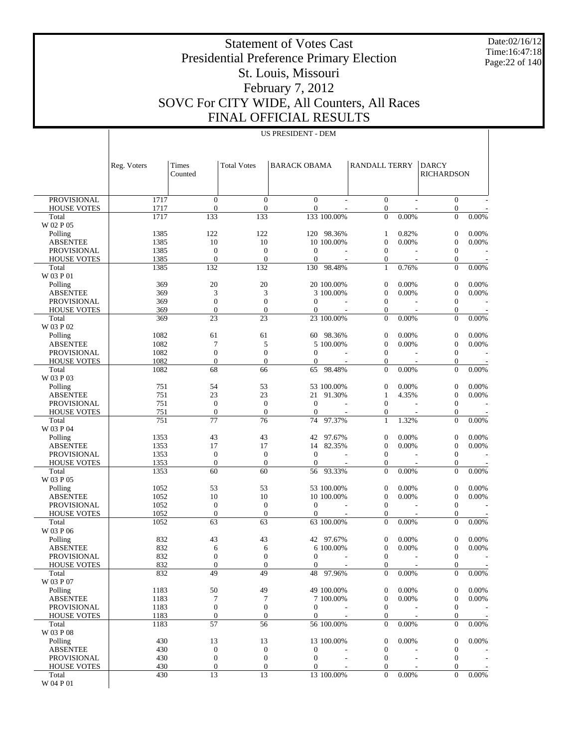# Statement of Votes Cast
# Presidential Preference Primary Election
# St. Louis, Missouri
# February 7, 2012
# SOVC For CITY WIDE, All Counters, All Races
# FINAL OFFICIAL RESULTS

Date:02/16/12
Time:16:47:18

US PRESIDENT - DEM

| | Reg. Voters | Times Counted | Total Votes | BARACK OBAMA | | RANDALL TERRY | | DARCY RICHARDSON | |
|---|---|---|---|---|---|---|---|---|---|
| PROVISIONAL | 1717 | 0 | 0 | 0 | - | 0 | - | 0 | - |
| HOUSE VOTES | 1717 | 0 | 0 | 0 | - | 0 | - | 0 | - |
| Total | 1717 | 133 | 133 | 133 | 100.00% | 0 | 0.00% | 0 | 0.00% |
| W 02 P 05 | | | | | | | | | |
| Polling | 1385 | 122 | 122 | 120 | 98.36% | 1 | 0.82% | 0 | 0.00% |
| ABSENTEE | 1385 | 10 | 10 | 10 | 100.00% | 0 | 0.00% | 0 | 0.00% |
| PROVISIONAL | 1385 | 0 | 0 | 0 | - | 0 | - | 0 | - |
| HOUSE VOTES | 1385 | 0 | 0 | 0 | - | 0 | - | 0 | - |
| Total | 1385 | 132 | 132 | 130 | 98.48% | 1 | 0.76% | 0 | 0.00% |
| W 03 P 01 | | | | | | | | | |
| Polling | 369 | 20 | 20 | 20 | 100.00% | 0 | 0.00% | 0 | 0.00% |
| ABSENTEE | 369 | 3 | 3 | 3 | 100.00% | 0 | 0.00% | 0 | 0.00% |
| PROVISIONAL | 369 | 0 | 0 | 0 | - | 0 | - | 0 | - |
| HOUSE VOTES | 369 | 0 | 0 | 0 | - | 0 | - | 0 | - |
| Total | 369 | 23 | 23 | 23 | 100.00% | 0 | 0.00% | 0 | 0.00% |
| W 03 P 02 | | | | | | | | | |
| Polling | 1082 | 61 | 61 | 60 | 98.36% | 0 | 0.00% | 0 | 0.00% |
| ABSENTEE | 1082 | 7 | 5 | 5 | 100.00% | 0 | 0.00% | 0 | 0.00% |
| PROVISIONAL | 1082 | 0 | 0 | 0 | - | 0 | - | 0 | - |
| HOUSE VOTES | 1082 | 0 | 0 | 0 | - | 0 | - | 0 | - |
| Total | 1082 | 68 | 66 | 65 | 98.48% | 0 | 0.00% | 0 | 0.00% |
| W 03 P 03 | | | | | | | | | |
| Polling | 751 | 54 | 53 | 53 | 100.00% | 0 | 0.00% | 0 | 0.00% |
| ABSENTEE | 751 | 23 | 23 | 21 | 91.30% | 1 | 4.35% | 0 | 0.00% |
| PROVISIONAL | 751 | 0 | 0 | 0 | - | 0 | - | 0 | - |
| HOUSE VOTES | 751 | 0 | 0 | 0 | - | 0 | - | 0 | - |
| Total | 751 | 77 | 76 | 74 | 97.37% | 1 | 1.32% | 0 | 0.00% |
| W 03 P 04 | | | | | | | | | |
| Polling | 1353 | 43 | 43 | 42 | 97.67% | 0 | 0.00% | 0 | 0.00% |
| ABSENTEE | 1353 | 17 | 17 | 14 | 82.35% | 0 | 0.00% | 0 | 0.00% |
| PROVISIONAL | 1353 | 0 | 0 | 0 | - | 0 | - | 0 | - |
| HOUSE VOTES | 1353 | 0 | 0 | 0 | - | 0 | - | 0 | - |
| Total | 1353 | 60 | 60 | 56 | 93.33% | 0 | 0.00% | 0 | 0.00% |
| W 03 P 05 | | | | | | | | | |
| Polling | 1052 | 53 | 53 | 53 | 100.00% | 0 | 0.00% | 0 | 0.00% |
| ABSENTEE | 1052 | 10 | 10 | 10 | 100.00% | 0 | 0.00% | 0 | 0.00% |
| PROVISIONAL | 1052 | 0 | 0 | 0 | - | 0 | - | 0 | - |
| HOUSE VOTES | 1052 | 0 | 0 | 0 | - | 0 | - | 0 | - |
| Total | 1052 | 63 | 63 | 63 | 100.00% | 0 | 0.00% | 0 | 0.00% |
| W 03 P 06 | | | | | | | | | |
| Polling | 832 | 43 | 43 | 42 | 97.67% | 0 | 0.00% | 0 | 0.00% |
| ABSENTEE | 832 | 6 | 6 | 6 | 100.00% | 0 | 0.00% | 0 | 0.00% |
| PROVISIONAL | 832 | 0 | 0 | 0 | - | 0 | - | 0 | - |
| HOUSE VOTES | 832 | 0 | 0 | 0 | - | 0 | - | 0 | - |
| Total | 832 | 49 | 49 | 48 | 97.96% | 0 | 0.00% | 0 | 0.00% |
| W 03 P 07 | | | | | | | | | |
| Polling | 1183 | 50 | 49 | 49 | 100.00% | 0 | 0.00% | 0 | 0.00% |
| ABSENTEE | 1183 | 7 | 7 | 7 | 100.00% | 0 | 0.00% | 0 | 0.00% |
| PROVISIONAL | 1183 | 0 | 0 | 0 | - | 0 | - | 0 | - |
| HOUSE VOTES | 1183 | 0 | 0 | 0 | - | 0 | - | 0 | - |
| Total | 1183 | 57 | 56 | 56 | 100.00% | 0 | 0.00% | 0 | 0.00% |
| W 03 P 08 | | | | | | | | | |
| Polling | 430 | 13 | 13 | 13 | 100.00% | 0 | 0.00% | 0 | 0.00% |
| ABSENTEE | 430 | 0 | 0 | 0 | - | 0 | - | 0 | - |
| PROVISIONAL | 430 | 0 | 0 | 0 | - | 0 | - | 0 | - |
| HOUSE VOTES | 430 | 0 | 0 | 0 | - | 0 | - | 0 | - |
| Total | 430 | 13 | 13 | 13 | 100.00% | 0 | 0.00% | 0 | 0.00% |
| W 04 P 01 | | | | | | | | | |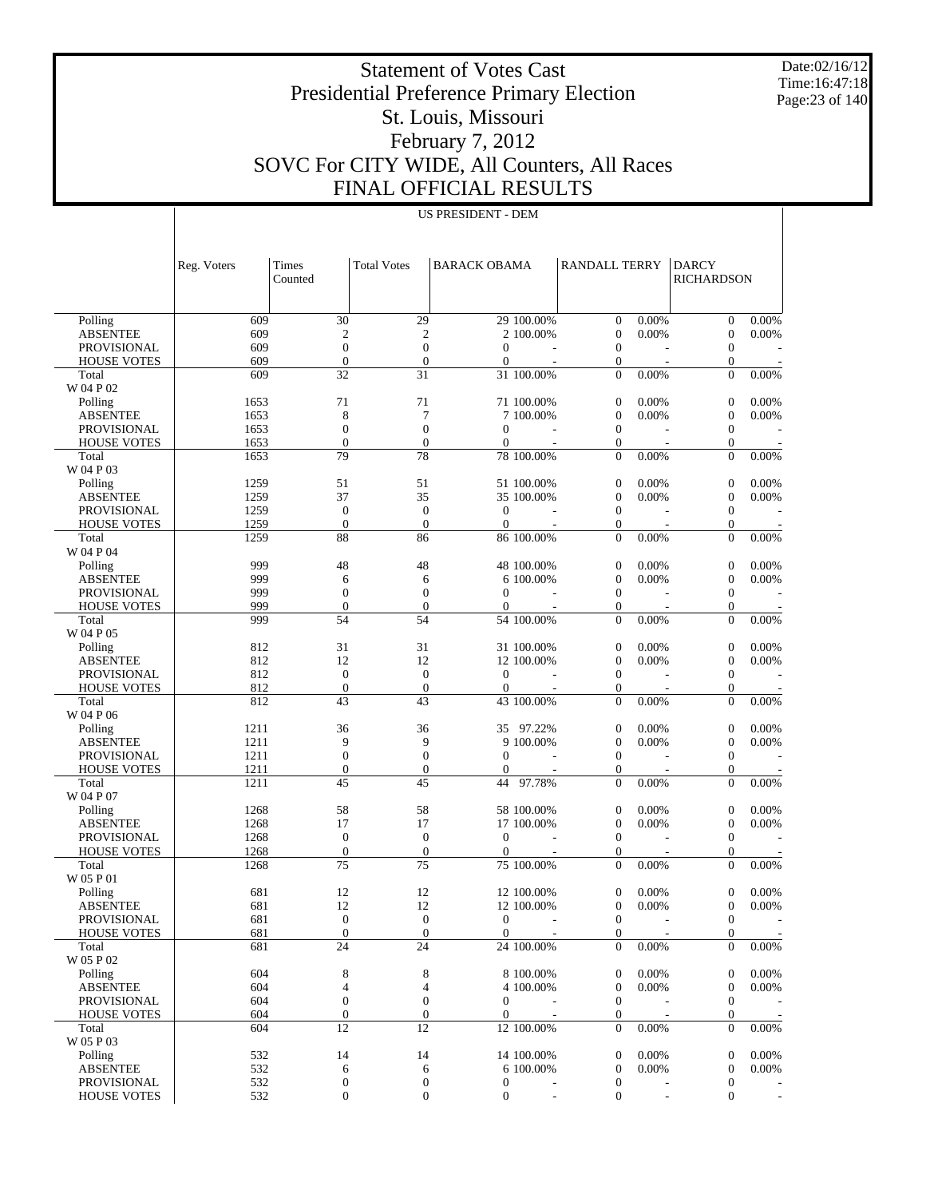# Statement of Votes Cast
# Presidential Preference Primary Election
# St. Louis, Missouri
# February 7, 2012
# SOVC For CITY WIDE, All Counters, All Races
# FINAL OFFICIAL RESULTS

Date:02/16/12
Time:16:47:18

US PRESIDENT - DEM

| | Reg. Voters | Times Counted | Total Votes | BARACK OBAMA | | RANDALL TERRY | | DARCY RICHARDSON | |
|---|---|---|---|---|---|---|---|---|---|
| Polling | 609 | 30 | 29 | 29 | 100.00% | 0 | 0.00% | 0 | 0.00% |
| ABSENTEE | 609 | 2 | 2 | 2 | 100.00% | 0 | 0.00% | 0 | 0.00% |
| PROVISIONAL | 609 | 0 | 0 | 0 | - | 0 | - | 0 | - |
| HOUSE VOTES | 609 | 0 | 0 | 0 | - | 0 | - | 0 | - |
| Total | 609 | 32 | 31 | 31 | 100.00% | 0 | 0.00% | 0 | 0.00% |
| W 04 P 02 | | | | | | | | | |
| Polling | 1653 | 71 | 71 | 71 | 100.00% | 0 | 0.00% | 0 | 0.00% |
| ABSENTEE | 1653 | 8 | 7 | 7 | 100.00% | 0 | 0.00% | 0 | 0.00% |
| PROVISIONAL | 1653 | 0 | 0 | 0 | - | 0 | - | 0 | - |
| HOUSE VOTES | 1653 | 0 | 0 | 0 | - | 0 | - | 0 | - |
| Total | 1653 | 79 | 78 | 78 | 100.00% | 0 | 0.00% | 0 | 0.00% |
| W 04 P 03 | | | | | | | | | |
| Polling | 1259 | 51 | 51 | 51 | 100.00% | 0 | 0.00% | 0 | 0.00% |
| ABSENTEE | 1259 | 37 | 35 | 35 | 100.00% | 0 | 0.00% | 0 | 0.00% |
| PROVISIONAL | 1259 | 0 | 0 | 0 | - | 0 | - | 0 | - |
| HOUSE VOTES | 1259 | 0 | 0 | 0 | - | 0 | - | 0 | - |
| Total | 1259 | 88 | 86 | 86 | 100.00% | 0 | 0.00% | 0 | 0.00% |
| W 04 P 04 | | | | | | | | | |
| Polling | 999 | 48 | 48 | 48 | 100.00% | 0 | 0.00% | 0 | 0.00% |
| ABSENTEE | 999 | 6 | 6 | 6 | 100.00% | 0 | 0.00% | 0 | 0.00% |
| PROVISIONAL | 999 | 0 | 0 | 0 | - | 0 | - | 0 | - |
| HOUSE VOTES | 999 | 0 | 0 | 0 | - | 0 | - | 0 | - |
| Total | 999 | 54 | 54 | 54 | 100.00% | 0 | 0.00% | 0 | 0.00% |
| W 04 P 05 | | | | | | | | | |
| Polling | 812 | 31 | 31 | 31 | 100.00% | 0 | 0.00% | 0 | 0.00% |
| ABSENTEE | 812 | 12 | 12 | 12 | 100.00% | 0 | 0.00% | 0 | 0.00% |
| PROVISIONAL | 812 | 0 | 0 | 0 | - | 0 | - | 0 | - |
| HOUSE VOTES | 812 | 0 | 0 | 0 | - | 0 | - | 0 | - |
| Total | 812 | 43 | 43 | 43 | 100.00% | 0 | 0.00% | 0 | 0.00% |
| W 04 P 06 | | | | | | | | | |
| Polling | 1211 | 36 | 36 | 35 | 97.22% | 0 | 0.00% | 0 | 0.00% |
| ABSENTEE | 1211 | 9 | 9 | 9 | 100.00% | 0 | 0.00% | 0 | 0.00% |
| PROVISIONAL | 1211 | 0 | 0 | 0 | - | 0 | - | 0 | - |
| HOUSE VOTES | 1211 | 0 | 0 | 0 | - | 0 | - | 0 | - |
| Total | 1211 | 45 | 45 | 44 | 97.78% | 0 | 0.00% | 0 | 0.00% |
| W 04 P 07 | | | | | | | | | |
| Polling | 1268 | 58 | 58 | 58 | 100.00% | 0 | 0.00% | 0 | 0.00% |
| ABSENTEE | 1268 | 17 | 17 | 17 | 100.00% | 0 | 0.00% | 0 | 0.00% |
| PROVISIONAL | 1268 | 0 | 0 | 0 | - | 0 | - | 0 | - |
| HOUSE VOTES | 1268 | 0 | 0 | 0 | - | 0 | - | 0 | - |
| Total | 1268 | 75 | 75 | 75 | 100.00% | 0 | 0.00% | 0 | 0.00% |
| W 05 P 01 | | | | | | | | | |
| Polling | 681 | 12 | 12 | 12 | 100.00% | 0 | 0.00% | 0 | 0.00% |
| ABSENTEE | 681 | 12 | 12 | 12 | 100.00% | 0 | 0.00% | 0 | 0.00% |
| PROVISIONAL | 681 | 0 | 0 | 0 | - | 0 | - | 0 | - |
| HOUSE VOTES | 681 | 0 | 0 | 0 | - | 0 | - | 0 | - |
| Total | 681 | 24 | 24 | 24 | 100.00% | 0 | 0.00% | 0 | 0.00% |
| W 05 P 02 | | | | | | | | | |
| Polling | 604 | 8 | 8 | 8 | 100.00% | 0 | 0.00% | 0 | 0.00% |
| ABSENTEE | 604 | 4 | 4 | 4 | 100.00% | 0 | 0.00% | 0 | 0.00% |
| PROVISIONAL | 604 | 0 | 0 | 0 | - | 0 | - | 0 | - |
| HOUSE VOTES | 604 | 0 | 0 | 0 | - | 0 | - | 0 | - |
| Total | 604 | 12 | 12 | 12 | 100.00% | 0 | 0.00% | 0 | 0.00% |
| W 05 P 03 | | | | | | | | | |
| Polling | 532 | 14 | 14 | 14 | 100.00% | 0 | 0.00% | 0 | 0.00% |
| ABSENTEE | 532 | 6 | 6 | 6 | 100.00% | 0 | 0.00% | 0 | 0.00% |
| PROVISIONAL | 532 | 0 | 0 | 0 | - | 0 | - | 0 | - |
| HOUSE VOTES | 532 | 0 | 0 | 0 | - | 0 | - | 0 | - |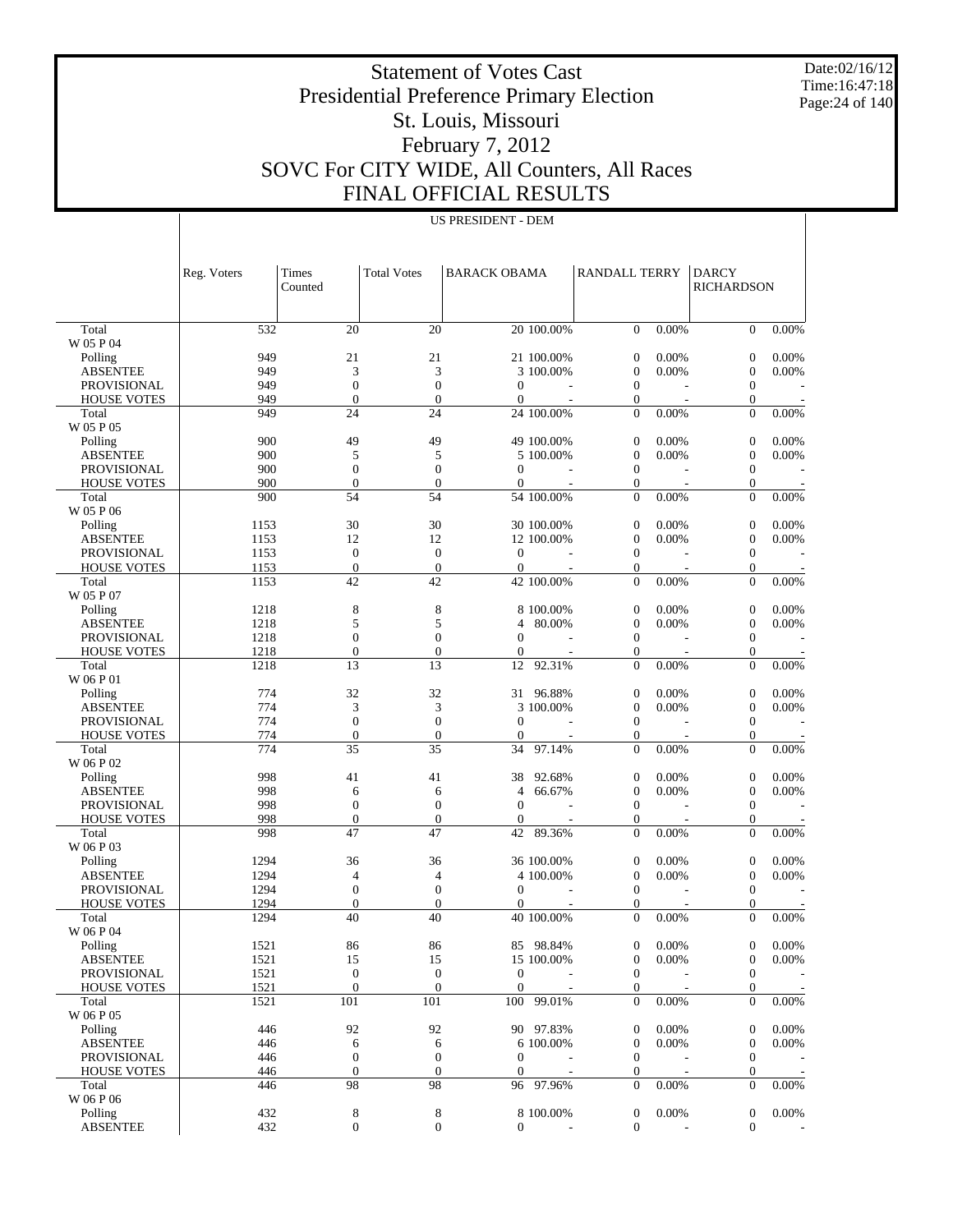# Statement of Votes Cast
# Presidential Preference Primary Election
# St. Louis, Missouri
# February 7, 2012
# SOVC For CITY WIDE, All Counters, All Races
# FINAL OFFICIAL RESULTS

Date:02/16/12
Time:16:47:18

US PRESIDENT - DEM

| | Reg. Voters | Times Counted | Total Votes | BARACK OBAMA | | RANDALL TERRY | | DARCY RICHARDSON | |
|---|---|---|---|---|---|---|---|---|---|
| Total | 532 | 20 | 20 | 20 | 100.00% | 0 | 0.00% | 0 | 0.00% |
| W 05 P 04 | | | | | | | | | |
| Polling | 949 | 21 | 21 | 21 | 100.00% | 0 | 0.00% | 0 | 0.00% |
| ABSENTEE | 949 | 3 | 3 | 3 | 100.00% | 0 | 0.00% | 0 | 0.00% |
| PROVISIONAL | 949 | 0 | 0 | 0 | - | 0 | - | 0 | - |
| HOUSE VOTES | 949 | 0 | 0 | 0 | - | 0 | - | 0 | - |
| Total | 949 | 24 | 24 | 24 | 100.00% | 0 | 0.00% | 0 | 0.00% |
| W 05 P 05 | | | | | | | | | |
| Polling | 900 | 49 | 49 | 49 | 100.00% | 0 | 0.00% | 0 | 0.00% |
| ABSENTEE | 900 | 5 | 5 | 5 | 100.00% | 0 | 0.00% | 0 | 0.00% |
| PROVISIONAL | 900 | 0 | 0 | 0 | - | 0 | - | 0 | - |
| HOUSE VOTES | 900 | 0 | 0 | 0 | - | 0 | - | 0 | - |
| Total | 900 | 54 | 54 | 54 | 100.00% | 0 | 0.00% | 0 | 0.00% |
| W 05 P 06 | | | | | | | | | |
| Polling | 1153 | 30 | 30 | 30 | 100.00% | 0 | 0.00% | 0 | 0.00% |
| ABSENTEE | 1153 | 12 | 12 | 12 | 100.00% | 0 | 0.00% | 0 | 0.00% |
| PROVISIONAL | 1153 | 0 | 0 | 0 | - | 0 | - | 0 | - |
| HOUSE VOTES | 1153 | 0 | 0 | 0 | - | 0 | - | 0 | - |
| Total | 1153 | 42 | 42 | 42 | 100.00% | 0 | 0.00% | 0 | 0.00% |
| W 05 P 07 | | | | | | | | | |
| Polling | 1218 | 8 | 8 | 8 | 100.00% | 0 | 0.00% | 0 | 0.00% |
| ABSENTEE | 1218 | 5 | 5 | 4 | 80.00% | 0 | 0.00% | 0 | 0.00% |
| PROVISIONAL | 1218 | 0 | 0 | 0 | - | 0 | - | 0 | - |
| HOUSE VOTES | 1218 | 0 | 0 | 0 | - | 0 | - | 0 | - |
| Total | 1218 | 13 | 13 | 12 | 92.31% | 0 | 0.00% | 0 | 0.00% |
| W 06 P 01 | | | | | | | | | |
| Polling | 774 | 32 | 32 | 31 | 96.88% | 0 | 0.00% | 0 | 0.00% |
| ABSENTEE | 774 | 3 | 3 | 3 | 100.00% | 0 | 0.00% | 0 | 0.00% |
| PROVISIONAL | 774 | 0 | 0 | 0 | - | 0 | - | 0 | - |
| HOUSE VOTES | 774 | 0 | 0 | 0 | - | 0 | - | 0 | - |
| Total | 774 | 35 | 35 | 34 | 97.14% | 0 | 0.00% | 0 | 0.00% |
| W 06 P 02 | | | | | | | | | |
| Polling | 998 | 41 | 41 | 38 | 92.68% | 0 | 0.00% | 0 | 0.00% |
| ABSENTEE | 998 | 6 | 6 | 4 | 66.67% | 0 | 0.00% | 0 | 0.00% |
| PROVISIONAL | 998 | 0 | 0 | 0 | - | 0 | - | 0 | - |
| HOUSE VOTES | 998 | 0 | 0 | 0 | - | 0 | - | 0 | - |
| Total | 998 | 47 | 47 | 42 | 89.36% | 0 | 0.00% | 0 | 0.00% |
| W 06 P 03 | | | | | | | | | |
| Polling | 1294 | 36 | 36 | 36 | 100.00% | 0 | 0.00% | 0 | 0.00% |
| ABSENTEE | 1294 | 4 | 4 | 4 | 100.00% | 0 | 0.00% | 0 | 0.00% |
| PROVISIONAL | 1294 | 0 | 0 | 0 | - | 0 | - | 0 | - |
| HOUSE VOTES | 1294 | 0 | 0 | 0 | - | 0 | - | 0 | - |
| Total | 1294 | 40 | 40 | 40 | 100.00% | 0 | 0.00% | 0 | 0.00% |
| W 06 P 04 | | | | | | | | | |
| Polling | 1521 | 86 | 86 | 85 | 98.84% | 0 | 0.00% | 0 | 0.00% |
| ABSENTEE | 1521 | 15 | 15 | 15 | 100.00% | 0 | 0.00% | 0 | 0.00% |
| PROVISIONAL | 1521 | 0 | 0 | 0 | - | 0 | - | 0 | - |
| HOUSE VOTES | 1521 | 0 | 0 | 0 | - | 0 | - | 0 | - |
| Total | 1521 | 101 | 101 | 100 | 99.01% | 0 | 0.00% | 0 | 0.00% |
| W 06 P 05 | | | | | | | | | |
| Polling | 446 | 92 | 92 | 90 | 97.83% | 0 | 0.00% | 0 | 0.00% |
| ABSENTEE | 446 | 6 | 6 | 6 | 100.00% | 0 | 0.00% | 0 | 0.00% |
| PROVISIONAL | 446 | 0 | 0 | 0 | - | 0 | - | 0 | - |
| HOUSE VOTES | 446 | 0 | 0 | 0 | - | 0 | - | 0 | - |
| Total | 446 | 98 | 98 | 96 | 97.96% | 0 | 0.00% | 0 | 0.00% |
| W 06 P 06 | | | | | | | | | |
| Polling | 432 | 8 | 8 | 8 | 100.00% | 0 | 0.00% | 0 | 0.00% |
| ABSENTEE | 432 | 0 | 0 | 0 | - | 0 | - | 0 | - |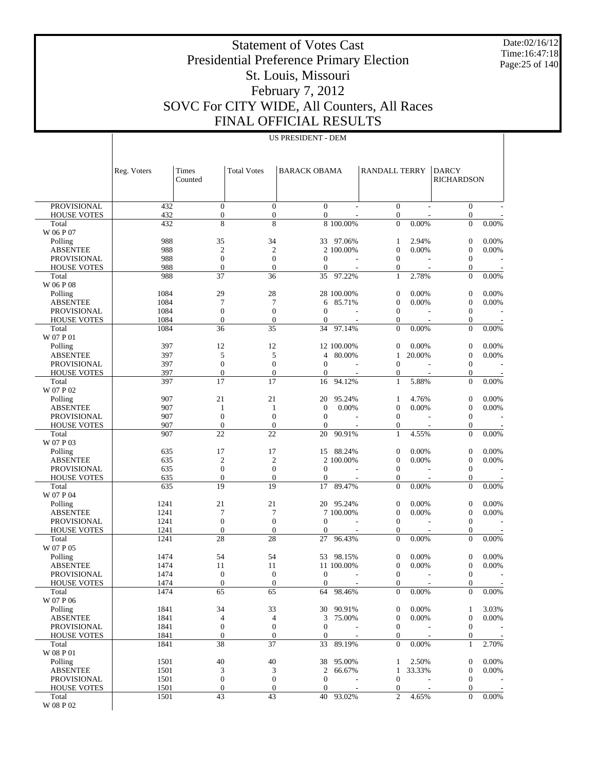# Statement of Votes Cast
# Presidential Preference Primary Election
# St. Louis, Missouri
# February 7, 2012
# SOVC For CITY WIDE, All Counters, All Races
# FINAL OFFICIAL RESULTS

Date:02/16/12
Time:16:47:18

## US PRESIDENT - DEM

| | Reg. Voters | Times Counted | Total Votes | BARACK OBAMA | | RANDALL TERRY | | DARCY RICHARDSON | |
|---|---|---|---|---|---|---|---|---|---|
| PROVISIONAL | 432 | 0 | 0 | 0 | - | 0 | - | 0 | - |
| HOUSE VOTES | 432 | 0 | 0 | 0 | - | 0 | - | 0 | - |
| Total | 432 | 8 | 8 | 8 | 100.00% | 0 | 0.00% | 0 | 0.00% |
| W 06 P 07 | | | | | | | | | |
| Polling | 988 | 35 | 34 | 33 | 97.06% | 1 | 2.94% | 0 | 0.00% |
| ABSENTEE | 988 | 2 | 2 | 2 | 100.00% | 0 | 0.00% | 0 | 0.00% |
| PROVISIONAL | 988 | 0 | 0 | 0 | - | 0 | - | 0 | - |
| HOUSE VOTES | 988 | 0 | 0 | 0 | - | 0 | - | 0 | - |
| Total | 988 | 37 | 36 | 35 | 97.22% | 1 | 2.78% | 0 | 0.00% |
| W 06 P 08 | | | | | | | | | |
| Polling | 1084 | 29 | 28 | 28 | 100.00% | 0 | 0.00% | 0 | 0.00% |
| ABSENTEE | 1084 | 7 | 7 | 6 | 85.71% | 0 | 0.00% | 0 | 0.00% |
| PROVISIONAL | 1084 | 0 | 0 | 0 | - | 0 | - | 0 | - |
| HOUSE VOTES | 1084 | 0 | 0 | 0 | - | 0 | - | 0 | - |
| Total | 1084 | 36 | 35 | 34 | 97.14% | 0 | 0.00% | 0 | 0.00% |
| W 07 P 01 | | | | | | | | | |
| Polling | 397 | 12 | 12 | 12 | 100.00% | 0 | 0.00% | 0 | 0.00% |
| ABSENTEE | 397 | 5 | 5 | 4 | 80.00% | 1 | 20.00% | 0 | 0.00% |
| PROVISIONAL | 397 | 0 | 0 | 0 | - | 0 | - | 0 | - |
| HOUSE VOTES | 397 | 0 | 0 | 0 | - | 0 | - | 0 | - |
| Total | 397 | 17 | 17 | 16 | 94.12% | 1 | 5.88% | 0 | 0.00% |
| W 07 P 02 | | | | | | | | | |
| Polling | 907 | 21 | 21 | 20 | 95.24% | 1 | 4.76% | 0 | 0.00% |
| ABSENTEE | 907 | 1 | 1 | 0 | 0.00% | 0 | 0.00% | 0 | 0.00% |
| PROVISIONAL | 907 | 0 | 0 | 0 | - | 0 | - | 0 | - |
| HOUSE VOTES | 907 | 0 | 0 | 0 | - | 0 | - | 0 | - |
| Total | 907 | 22 | 22 | 20 | 90.91% | 1 | 4.55% | 0 | 0.00% |
| W 07 P 03 | | | | | | | | | |
| Polling | 635 | 17 | 17 | 15 | 88.24% | 0 | 0.00% | 0 | 0.00% |
| ABSENTEE | 635 | 2 | 2 | 2 | 100.00% | 0 | 0.00% | 0 | 0.00% |
| PROVISIONAL | 635 | 0 | 0 | 0 | - | 0 | - | 0 | - |
| HOUSE VOTES | 635 | 0 | 0 | 0 | - | 0 | - | 0 | - |
| Total | 635 | 19 | 19 | 17 | 89.47% | 0 | 0.00% | 0 | 0.00% |
| W 07 P 04 | | | | | | | | | |
| Polling | 1241 | 21 | 21 | 20 | 95.24% | 0 | 0.00% | 0 | 0.00% |
| ABSENTEE | 1241 | 7 | 7 | 7 | 100.00% | 0 | 0.00% | 0 | 0.00% |
| PROVISIONAL | 1241 | 0 | 0 | 0 | - | 0 | - | 0 | - |
| HOUSE VOTES | 1241 | 0 | 0 | 0 | - | 0 | - | 0 | - |
| Total | 1241 | 28 | 28 | 27 | 96.43% | 0 | 0.00% | 0 | 0.00% |
| W 07 P 05 | | | | | | | | | |
| Polling | 1474 | 54 | 54 | 53 | 98.15% | 0 | 0.00% | 0 | 0.00% |
| ABSENTEE | 1474 | 11 | 11 | 11 | 100.00% | 0 | 0.00% | 0 | 0.00% |
| PROVISIONAL | 1474 | 0 | 0 | 0 | - | 0 | - | 0 | - |
| HOUSE VOTES | 1474 | 0 | 0 | 0 | - | 0 | - | 0 | - |
| Total | 1474 | 65 | 65 | 64 | 98.46% | 0 | 0.00% | 0 | 0.00% |
| W 07 P 06 | | | | | | | | | |
| Polling | 1841 | 34 | 33 | 30 | 90.91% | 0 | 0.00% | 1 | 3.03% |
| ABSENTEE | 1841 | 4 | 4 | 3 | 75.00% | 0 | 0.00% | 0 | 0.00% |
| PROVISIONAL | 1841 | 0 | 0 | 0 | - | 0 | - | 0 | - |
| HOUSE VOTES | 1841 | 0 | 0 | 0 | - | 0 | - | 0 | - |
| Total | 1841 | 38 | 37 | 33 | 89.19% | 0 | 0.00% | 1 | 2.70% |
| W 08 P 01 | | | | | | | | | |
| Polling | 1501 | 40 | 40 | 38 | 95.00% | 1 | 2.50% | 0 | 0.00% |
| ABSENTEE | 1501 | 3 | 3 | 2 | 66.67% | 1 | 33.33% | 0 | 0.00% |
| PROVISIONAL | 1501 | 0 | 0 | 0 | - | 0 | - | 0 | - |
| HOUSE VOTES | 1501 | 0 | 0 | 0 | - | 0 | - | 0 | - |
| Total | 1501 | 43 | 43 | 40 | 93.02% | 2 | 4.65% | 0 | 0.00% |
| W 08 P 02 | | | | | | | | | |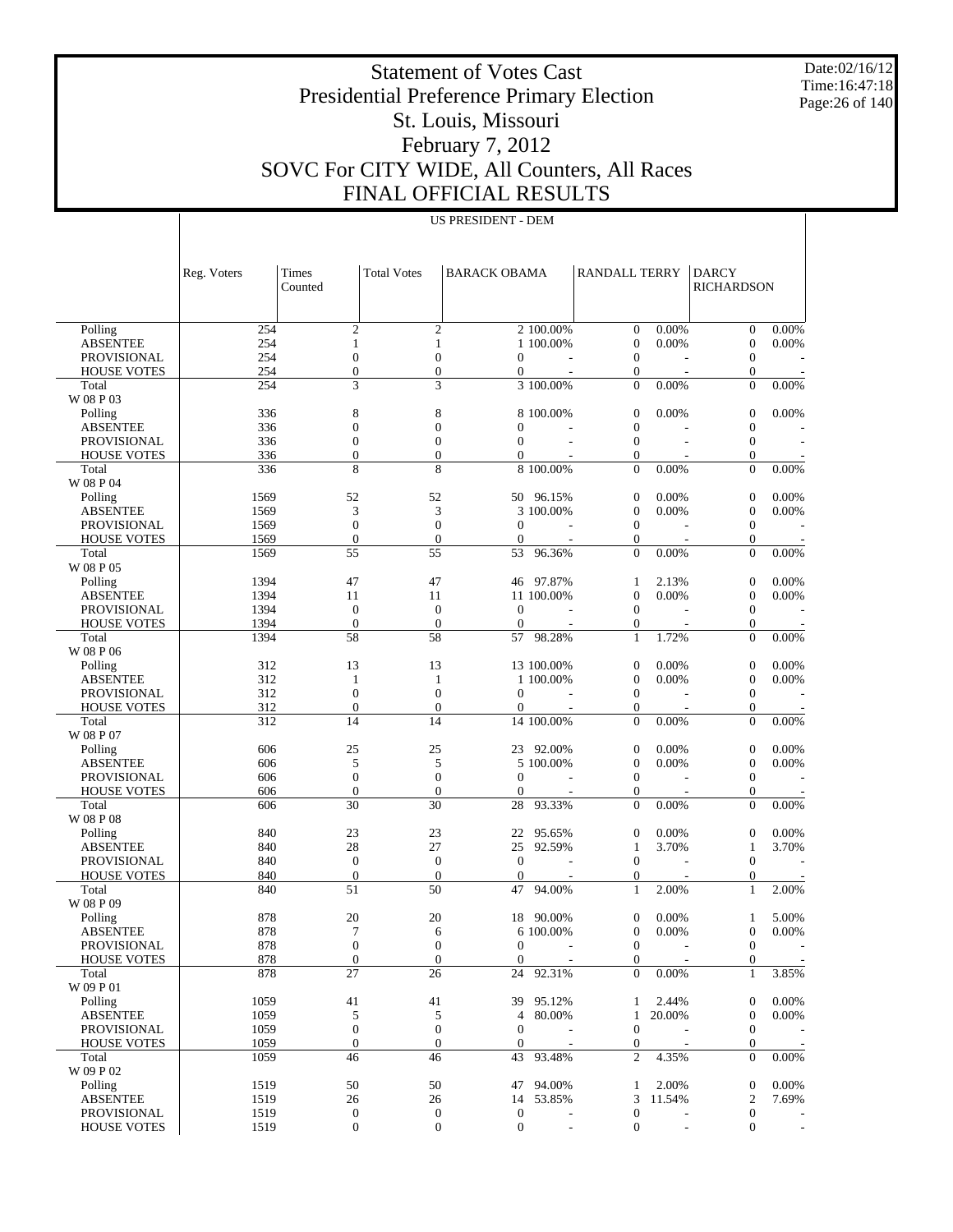# Statement of Votes Cast
# Presidential Preference Primary Election
# St. Louis, Missouri
# February 7, 2012
# SOVC For CITY WIDE, All Counters, All Races
# FINAL OFFICIAL RESULTS

Date:02/16/12
Time:16:47:18

US PRESIDENT - DEM

| | Reg. Voters | Times Counted | Total Votes | BARACK OBAMA | | RANDALL TERRY | | DARCY RICHARDSON | |
|---|---|---|---|---|---|---|---|---|---|
| Polling | 254 | 2 | 2 | 2 | 100.00% | 0 | 0.00% | 0 | 0.00% |
| ABSENTEE | 254 | 1 | 1 | 1 | 100.00% | 0 | 0.00% | 0 | 0.00% |
| PROVISIONAL | 254 | 0 | 0 | 0 | - | 0 | - | 0 | - |
| HOUSE VOTES | 254 | 0 | 0 | 0 | - | 0 | - | 0 | - |
| Total | 254 | 3 | 3 | 3 | 100.00% | 0 | 0.00% | 0 | 0.00% |
| W 08 P 03 | | | | | | | | | |
| Polling | 336 | 8 | 8 | 8 | 100.00% | 0 | 0.00% | 0 | 0.00% |
| ABSENTEE | 336 | 0 | 0 | 0 | - | 0 | - | 0 | - |
| PROVISIONAL | 336 | 0 | 0 | 0 | - | 0 | - | 0 | - |
| HOUSE VOTES | 336 | 0 | 0 | 0 | - | 0 | - | 0 | - |
| Total | 336 | 8 | 8 | 8 | 100.00% | 0 | 0.00% | 0 | 0.00% |
| W 08 P 04 | | | | | | | | | |
| Polling | 1569 | 52 | 52 | 50 | 96.15% | 0 | 0.00% | 0 | 0.00% |
| ABSENTEE | 1569 | 3 | 3 | 3 | 100.00% | 0 | 0.00% | 0 | 0.00% |
| PROVISIONAL | 1569 | 0 | 0 | 0 | - | 0 | - | 0 | - |
| HOUSE VOTES | 1569 | 0 | 0 | 0 | - | 0 | - | 0 | - |
| Total | 1569 | 55 | 55 | 53 | 96.36% | 0 | 0.00% | 0 | 0.00% |
| W 08 P 05 | | | | | | | | | |
| Polling | 1394 | 47 | 47 | 46 | 97.87% | 1 | 2.13% | 0 | 0.00% |
| ABSENTEE | 1394 | 11 | 11 | 11 | 100.00% | 0 | 0.00% | 0 | 0.00% |
| PROVISIONAL | 1394 | 0 | 0 | 0 | - | 0 | - | 0 | - |
| HOUSE VOTES | 1394 | 0 | 0 | 0 | - | 0 | - | 0 | - |
| Total | 1394 | 58 | 58 | 57 | 98.28% | 1 | 1.72% | 0 | 0.00% |
| W 08 P 06 | | | | | | | | | |
| Polling | 312 | 13 | 13 | 13 | 100.00% | 0 | 0.00% | 0 | 0.00% |
| ABSENTEE | 312 | 1 | 1 | 1 | 100.00% | 0 | 0.00% | 0 | 0.00% |
| PROVISIONAL | 312 | 0 | 0 | 0 | - | 0 | - | 0 | - |
| HOUSE VOTES | 312 | 0 | 0 | 0 | - | 0 | - | 0 | - |
| Total | 312 | 14 | 14 | 14 | 100.00% | 0 | 0.00% | 0 | 0.00% |
| W 08 P 07 | | | | | | | | | |
| Polling | 606 | 25 | 25 | 23 | 92.00% | 0 | 0.00% | 0 | 0.00% |
| ABSENTEE | 606 | 5 | 5 | 5 | 100.00% | 0 | 0.00% | 0 | 0.00% |
| PROVISIONAL | 606 | 0 | 0 | 0 | - | 0 | - | 0 | - |
| HOUSE VOTES | 606 | 0 | 0 | 0 | - | 0 | - | 0 | - |
| Total | 606 | 30 | 30 | 28 | 93.33% | 0 | 0.00% | 0 | 0.00% |
| W 08 P 08 | | | | | | | | | |
| Polling | 840 | 23 | 23 | 22 | 95.65% | 0 | 0.00% | 0 | 0.00% |
| ABSENTEE | 840 | 28 | 27 | 25 | 92.59% | 1 | 3.70% | 1 | 3.70% |
| PROVISIONAL | 840 | 0 | 0 | 0 | - | 0 | - | 0 | - |
| HOUSE VOTES | 840 | 0 | 0 | 0 | - | 0 | - | 0 | - |
| Total | 840 | 51 | 50 | 47 | 94.00% | 1 | 2.00% | 1 | 2.00% |
| W 08 P 09 | | | | | | | | | |
| Polling | 878 | 20 | 20 | 18 | 90.00% | 0 | 0.00% | 1 | 5.00% |
| ABSENTEE | 878 | 7 | 6 | 6 | 100.00% | 0 | 0.00% | 0 | 0.00% |
| PROVISIONAL | 878 | 0 | 0 | 0 | - | 0 | - | 0 | - |
| HOUSE VOTES | 878 | 0 | 0 | 0 | - | 0 | - | 0 | - |
| Total | 878 | 27 | 26 | 24 | 92.31% | 0 | 0.00% | 1 | 3.85% |
| W 09 P 01 | | | | | | | | | |
| Polling | 1059 | 41 | 41 | 39 | 95.12% | 1 | 2.44% | 0 | 0.00% |
| ABSENTEE | 1059 | 5 | 5 | 4 | 80.00% | 1 | 20.00% | 0 | 0.00% |
| PROVISIONAL | 1059 | 0 | 0 | 0 | - | 0 | - | 0 | - |
| HOUSE VOTES | 1059 | 0 | 0 | 0 | - | 0 | - | 0 | - |
| Total | 1059 | 46 | 46 | 43 | 93.48% | 2 | 4.35% | 0 | 0.00% |
| W 09 P 02 | | | | | | | | | |
| Polling | 1519 | 50 | 50 | 47 | 94.00% | 1 | 2.00% | 0 | 0.00% |
| ABSENTEE | 1519 | 26 | 26 | 14 | 53.85% | 3 | 11.54% | 2 | 7.69% |
| PROVISIONAL | 1519 | 0 | 0 | 0 | - | 0 | - | 0 | - |
| HOUSE VOTES | 1519 | 0 | 0 | 0 | - | 0 | - | 0 | - |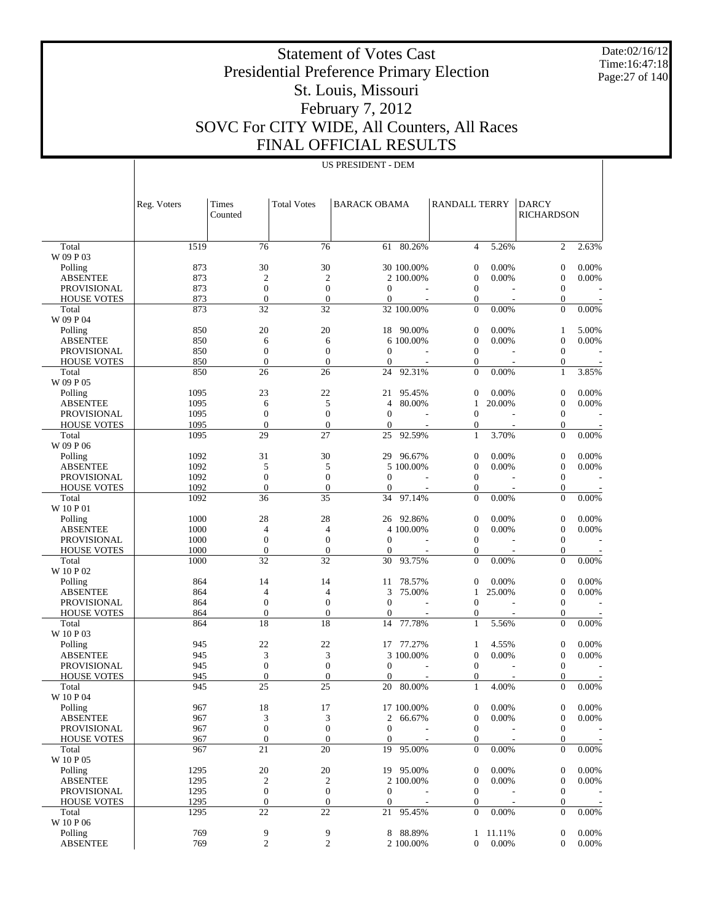# Statement of Votes Cast
# Presidential Preference Primary Election
# St. Louis, Missouri
# February 7, 2012
# SOVC For CITY WIDE, All Counters, All Races
# FINAL OFFICIAL RESULTS

Date:02/16/12
Time:16:47:18

US PRESIDENT - DEM

| | Reg. Voters | Times Counted | Total Votes | BARACK OBAMA | | RANDALL TERRY | | DARCY RICHARDSON | |
|---|---|---|---|---|---|---|---|---|---|
| Total | 1519 | 76 | 76 | 61 | 80.26% | 4 | 5.26% | 2 | 2.63% |
| W 09 P 03 | | | | | | | | | |
| Polling | 873 | 30 | 30 | 30 | 100.00% | 0 | 0.00% | 0 | 0.00% |
| ABSENTEE | 873 | 2 | 2 | 2 | 100.00% | 0 | 0.00% | 0 | 0.00% |
| PROVISIONAL | 873 | 0 | 0 | 0 | - | 0 | - | 0 | - |
| HOUSE VOTES | 873 | 0 | 0 | 0 | - | 0 | - | 0 | - |
| Total | 873 | 32 | 32 | 32 | 100.00% | 0 | 0.00% | 0 | 0.00% |
| W 09 P 04 | | | | | | | | | |
| Polling | 850 | 20 | 20 | 18 | 90.00% | 0 | 0.00% | 1 | 5.00% |
| ABSENTEE | 850 | 6 | 6 | 6 | 100.00% | 0 | 0.00% | 0 | 0.00% |
| PROVISIONAL | 850 | 0 | 0 | 0 | - | 0 | - | 0 | - |
| HOUSE VOTES | 850 | 0 | 0 | 0 | - | 0 | - | 0 | - |
| Total | 850 | 26 | 26 | 24 | 92.31% | 0 | 0.00% | 1 | 3.85% |
| W 09 P 05 | | | | | | | | | |
| Polling | 1095 | 23 | 22 | 21 | 95.45% | 0 | 0.00% | 0 | 0.00% |
| ABSENTEE | 1095 | 6 | 5 | 4 | 80.00% | 1 | 20.00% | 0 | 0.00% |
| PROVISIONAL | 1095 | 0 | 0 | 0 | - | 0 | - | 0 | - |
| HOUSE VOTES | 1095 | 0 | 0 | 0 | - | 0 | - | 0 | - |
| Total | 1095 | 29 | 27 | 25 | 92.59% | 1 | 3.70% | 0 | 0.00% |
| W 09 P 06 | | | | | | | | | |
| Polling | 1092 | 31 | 30 | 29 | 96.67% | 0 | 0.00% | 0 | 0.00% |
| ABSENTEE | 1092 | 5 | 5 | 5 | 100.00% | 0 | 0.00% | 0 | 0.00% |
| PROVISIONAL | 1092 | 0 | 0 | 0 | - | 0 | - | 0 | - |
| HOUSE VOTES | 1092 | 0 | 0 | 0 | - | 0 | - | 0 | - |
| Total | 1092 | 36 | 35 | 34 | 97.14% | 0 | 0.00% | 0 | 0.00% |
| W 10 P 01 | | | | | | | | | |
| Polling | 1000 | 28 | 28 | 26 | 92.86% | 0 | 0.00% | 0 | 0.00% |
| ABSENTEE | 1000 | 4 | 4 | 4 | 100.00% | 0 | 0.00% | 0 | 0.00% |
| PROVISIONAL | 1000 | 0 | 0 | 0 | - | 0 | - | 0 | - |
| HOUSE VOTES | 1000 | 0 | 0 | 0 | - | 0 | - | 0 | - |
| Total | 1000 | 32 | 32 | 30 | 93.75% | 0 | 0.00% | 0 | 0.00% |
| W 10 P 02 | | | | | | | | | |
| Polling | 864 | 14 | 14 | 11 | 78.57% | 0 | 0.00% | 0 | 0.00% |
| ABSENTEE | 864 | 4 | 4 | 3 | 75.00% | 1 | 25.00% | 0 | 0.00% |
| PROVISIONAL | 864 | 0 | 0 | 0 | - | 0 | - | 0 | - |
| HOUSE VOTES | 864 | 0 | 0 | 0 | - | 0 | - | 0 | - |
| Total | 864 | 18 | 18 | 14 | 77.78% | 1 | 5.56% | 0 | 0.00% |
| W 10 P 03 | | | | | | | | | |
| Polling | 945 | 22 | 22 | 17 | 77.27% | 1 | 4.55% | 0 | 0.00% |
| ABSENTEE | 945 | 3 | 3 | 3 | 100.00% | 0 | 0.00% | 0 | 0.00% |
| PROVISIONAL | 945 | 0 | 0 | 0 | - | 0 | - | 0 | - |
| HOUSE VOTES | 945 | 0 | 0 | 0 | - | 0 | - | 0 | - |
| Total | 945 | 25 | 25 | 20 | 80.00% | 1 | 4.00% | 0 | 0.00% |
| W 10 P 04 | | | | | | | | | |
| Polling | 967 | 18 | 17 | 17 | 100.00% | 0 | 0.00% | 0 | 0.00% |
| ABSENTEE | 967 | 3 | 3 | 2 | 66.67% | 0 | 0.00% | 0 | 0.00% |
| PROVISIONAL | 967 | 0 | 0 | 0 | - | 0 | - | 0 | - |
| HOUSE VOTES | 967 | 0 | 0 | 0 | - | 0 | - | 0 | - |
| Total | 967 | 21 | 20 | 19 | 95.00% | 0 | 0.00% | 0 | 0.00% |
| W 10 P 05 | | | | | | | | | |
| Polling | 1295 | 20 | 20 | 19 | 95.00% | 0 | 0.00% | 0 | 0.00% |
| ABSENTEE | 1295 | 2 | 2 | 2 | 100.00% | 0 | 0.00% | 0 | 0.00% |
| PROVISIONAL | 1295 | 0 | 0 | 0 | - | 0 | - | 0 | - |
| HOUSE VOTES | 1295 | 0 | 0 | 0 | - | 0 | - | 0 | - |
| Total | 1295 | 22 | 22 | 21 | 95.45% | 0 | 0.00% | 0 | 0.00% |
| W 10 P 06 | | | | | | | | | |
| Polling | 769 | 9 | 9 | 8 | 88.89% | 1 | 11.11% | 0 | 0.00% |
| ABSENTEE | 769 | 2 | 2 | 2 | 100.00% | 0 | 0.00% | 0 | 0.00% |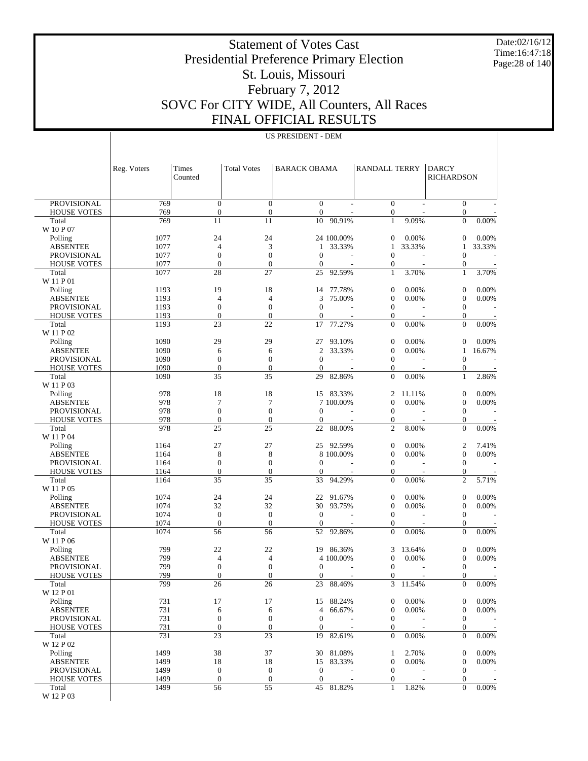# Statement of Votes Cast
# Presidential Preference Primary Election
# St. Louis, Missouri
# February 7, 2012
# SOVC For CITY WIDE, All Counters, All Races
# FINAL OFFICIAL RESULTS

Date:02/16/12
Time:16:47:18

## US PRESIDENT - DEM

| | Reg. Voters | Times Counted | Total Votes | BARACK OBAMA | | RANDALL TERRY | | DARCY RICHARDSON | |
|---|---|---|---|---|---|---|---|---|---|
| PROVISIONAL | 769 | 0 | 0 | 0 | - | 0 | - | 0 | - |
| HOUSE VOTES | 769 | 0 | 0 | 0 | - | 0 | - | 0 | - |
| Total | 769 | 11 | 11 | 10 | 90.91% | 1 | 9.09% | 0 | 0.00% |
| W 10 P 07 | | | | | | | | | |
| Polling | 1077 | 24 | 24 | 24 | 100.00% | 0 | 0.00% | 0 | 0.00% |
| ABSENTEE | 1077 | 4 | 3 | 1 | 33.33% | 1 | 33.33% | 1 | 33.33% |
| PROVISIONAL | 1077 | 0 | 0 | 0 | - | 0 | - | 0 | - |
| HOUSE VOTES | 1077 | 0 | 0 | 0 | - | 0 | - | 0 | - |
| Total | 1077 | 28 | 27 | 25 | 92.59% | 1 | 3.70% | 1 | 3.70% |
| W 11 P 01 | | | | | | | | | |
| Polling | 1193 | 19 | 18 | 14 | 77.78% | 0 | 0.00% | 0 | 0.00% |
| ABSENTEE | 1193 | 4 | 4 | 3 | 75.00% | 0 | 0.00% | 0 | 0.00% |
| PROVISIONAL | 1193 | 0 | 0 | 0 | - | 0 | - | 0 | - |
| HOUSE VOTES | 1193 | 0 | 0 | 0 | - | 0 | - | 0 | - |
| Total | 1193 | 23 | 22 | 17 | 77.27% | 0 | 0.00% | 0 | 0.00% |
| W 11 P 02 | | | | | | | | | |
| Polling | 1090 | 29 | 29 | 27 | 93.10% | 0 | 0.00% | 0 | 0.00% |
| ABSENTEE | 1090 | 6 | 6 | 2 | 33.33% | 0 | 0.00% | 1 | 16.67% |
| PROVISIONAL | 1090 | 0 | 0 | 0 | - | 0 | - | 0 | - |
| HOUSE VOTES | 1090 | 0 | 0 | 0 | - | 0 | - | 0 | - |
| Total | 1090 | 35 | 35 | 29 | 82.86% | 0 | 0.00% | 1 | 2.86% |
| W 11 P 03 | | | | | | | | | |
| Polling | 978 | 18 | 18 | 15 | 83.33% | 2 | 11.11% | 0 | 0.00% |
| ABSENTEE | 978 | 7 | 7 | 7 | 100.00% | 0 | 0.00% | 0 | 0.00% |
| PROVISIONAL | 978 | 0 | 0 | 0 | - | 0 | - | 0 | - |
| HOUSE VOTES | 978 | 0 | 0 | 0 | - | 0 | - | 0 | - |
| Total | 978 | 25 | 25 | 22 | 88.00% | 2 | 8.00% | 0 | 0.00% |
| W 11 P 04 | | | | | | | | | |
| Polling | 1164 | 27 | 27 | 25 | 92.59% | 0 | 0.00% | 2 | 7.41% |
| ABSENTEE | 1164 | 8 | 8 | 8 | 100.00% | 0 | 0.00% | 0 | 0.00% |
| PROVISIONAL | 1164 | 0 | 0 | 0 | - | 0 | - | 0 | - |
| HOUSE VOTES | 1164 | 0 | 0 | 0 | - | 0 | - | 0 | - |
| Total | 1164 | 35 | 35 | 33 | 94.29% | 0 | 0.00% | 2 | 5.71% |
| W 11 P 05 | | | | | | | | | |
| Polling | 1074 | 24 | 24 | 22 | 91.67% | 0 | 0.00% | 0 | 0.00% |
| ABSENTEE | 1074 | 32 | 32 | 30 | 93.75% | 0 | 0.00% | 0 | 0.00% |
| PROVISIONAL | 1074 | 0 | 0 | 0 | - | 0 | - | 0 | - |
| HOUSE VOTES | 1074 | 0 | 0 | 0 | - | 0 | - | 0 | - |
| Total | 1074 | 56 | 56 | 52 | 92.86% | 0 | 0.00% | 0 | 0.00% |
| W 11 P 06 | | | | | | | | | |
| Polling | 799 | 22 | 22 | 19 | 86.36% | 3 | 13.64% | 0 | 0.00% |
| ABSENTEE | 799 | 4 | 4 | 4 | 100.00% | 0 | 0.00% | 0 | 0.00% |
| PROVISIONAL | 799 | 0 | 0 | 0 | - | 0 | - | 0 | - |
| HOUSE VOTES | 799 | 0 | 0 | 0 | - | 0 | - | 0 | - |
| Total | 799 | 26 | 26 | 23 | 88.46% | 3 | 11.54% | 0 | 0.00% |
| W 12 P 01 | | | | | | | | | |
| Polling | 731 | 17 | 17 | 15 | 88.24% | 0 | 0.00% | 0 | 0.00% |
| ABSENTEE | 731 | 6 | 6 | 4 | 66.67% | 0 | 0.00% | 0 | 0.00% |
| PROVISIONAL | 731 | 0 | 0 | 0 | - | 0 | - | 0 | - |
| HOUSE VOTES | 731 | 0 | 0 | 0 | - | 0 | - | 0 | - |
| Total | 731 | 23 | 23 | 19 | 82.61% | 0 | 0.00% | 0 | 0.00% |
| W 12 P 02 | | | | | | | | | |
| Polling | 1499 | 38 | 37 | 30 | 81.08% | 1 | 2.70% | 0 | 0.00% |
| ABSENTEE | 1499 | 18 | 18 | 15 | 83.33% | 0 | 0.00% | 0 | 0.00% |
| PROVISIONAL | 1499 | 0 | 0 | 0 | - | 0 | - | 0 | - |
| HOUSE VOTES | 1499 | 0 | 0 | 0 | - | 0 | - | 0 | - |
| Total | 1499 | 56 | 55 | 45 | 81.82% | 1 | 1.82% | 0 | 0.00% |
| W 12 P 03 | | | | | | | | | |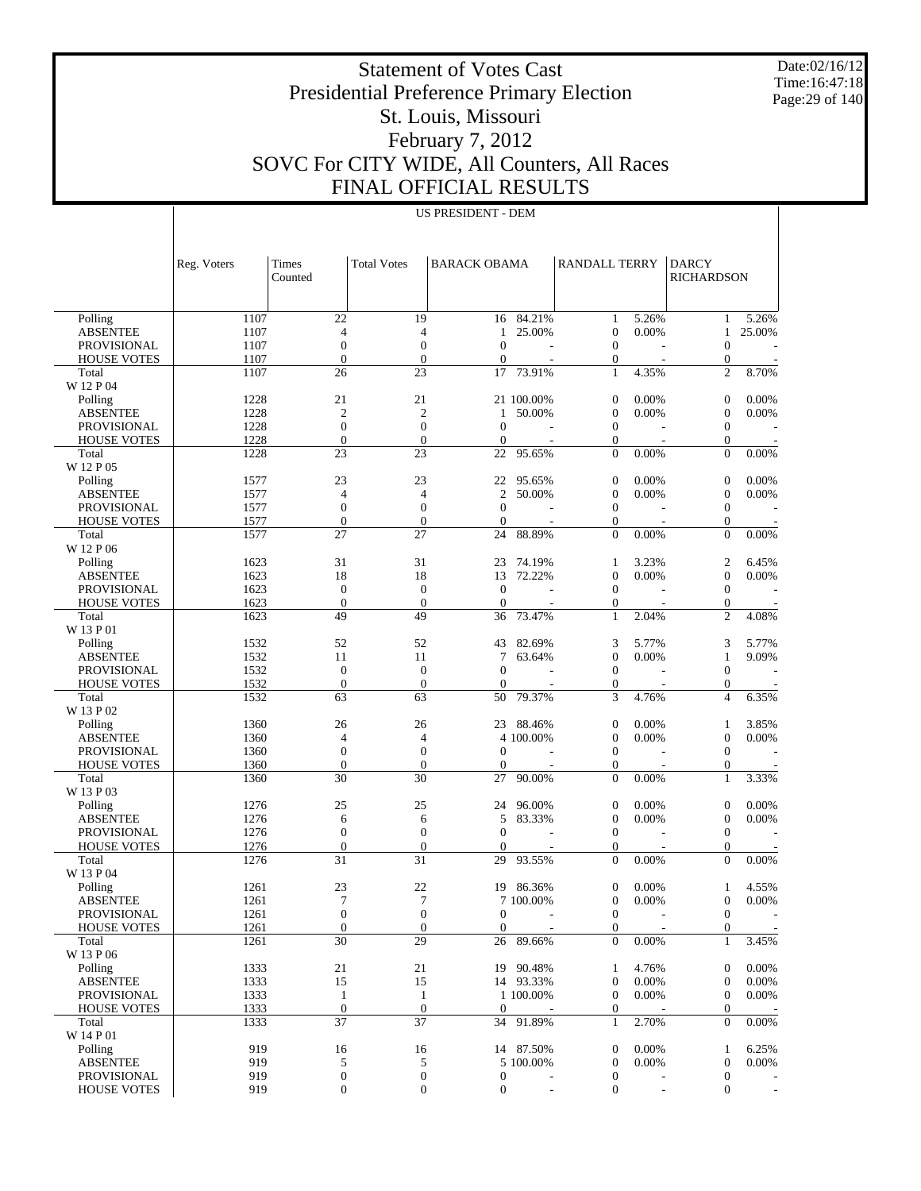# Statement of Votes Cast
# Presidential Preference Primary Election
# St. Louis, Missouri
# February 7, 2012
# SOVC For CITY WIDE, All Counters, All Races
# FINAL OFFICIAL RESULTS

Date:02/16/12
Time:16:47:18

US PRESIDENT - DEM

| | Reg. Voters | Times Counted | Total Votes | BARACK OBAMA | | RANDALL TERRY | | DARCY RICHARDSON | |
|---|---|---|---|---|---|---|---|---|---|
| Polling | 1107 | 22 | 19 | 16 | 84.21% | 1 | 5.26% | 1 | 5.26% |
| ABSENTEE | 1107 | 4 | 4 | 1 | 25.00% | 0 | 0.00% | 1 | 25.00% |
| PROVISIONAL | 1107 | 0 | 0 | 0 | - | 0 | - | 0 | - |
| HOUSE VOTES | 1107 | 0 | 0 | 0 | - | 0 | - | 0 | - |
| Total | 1107 | 26 | 23 | 17 | 73.91% | 1 | 4.35% | 2 | 8.70% |
| W 12 P 04 | | | | | | | | | |
| Polling | 1228 | 21 | 21 | 21 | 100.00% | 0 | 0.00% | 0 | 0.00% |
| ABSENTEE | 1228 | 2 | 2 | 1 | 50.00% | 0 | 0.00% | 0 | 0.00% |
| PROVISIONAL | 1228 | 0 | 0 | 0 | - | 0 | - | 0 | - |
| HOUSE VOTES | 1228 | 0 | 0 | 0 | - | 0 | - | 0 | - |
| Total | 1228 | 23 | 23 | 22 | 95.65% | 0 | 0.00% | 0 | 0.00% |
| W 12 P 05 | | | | | | | | | |
| Polling | 1577 | 23 | 23 | 22 | 95.65% | 0 | 0.00% | 0 | 0.00% |
| ABSENTEE | 1577 | 4 | 4 | 2 | 50.00% | 0 | 0.00% | 0 | 0.00% |
| PROVISIONAL | 1577 | 0 | 0 | 0 | - | 0 | - | 0 | - |
| HOUSE VOTES | 1577 | 0 | 0 | 0 | - | 0 | - | 0 | - |
| Total | 1577 | 27 | 27 | 24 | 88.89% | 0 | 0.00% | 0 | 0.00% |
| W 12 P 06 | | | | | | | | | |
| Polling | 1623 | 31 | 31 | 23 | 74.19% | 1 | 3.23% | 2 | 6.45% |
| ABSENTEE | 1623 | 18 | 18 | 13 | 72.22% | 0 | 0.00% | 0 | 0.00% |
| PROVISIONAL | 1623 | 0 | 0 | 0 | - | 0 | - | 0 | - |
| HOUSE VOTES | 1623 | 0 | 0 | 0 | - | 0 | - | 0 | - |
| Total | 1623 | 49 | 49 | 36 | 73.47% | 1 | 2.04% | 2 | 4.08% |
| W 13 P 01 | | | | | | | | | |
| Polling | 1532 | 52 | 52 | 43 | 82.69% | 3 | 5.77% | 3 | 5.77% |
| ABSENTEE | 1532 | 11 | 11 | 7 | 63.64% | 0 | 0.00% | 1 | 9.09% |
| PROVISIONAL | 1532 | 0 | 0 | 0 | - | 0 | - | 0 | - |
| HOUSE VOTES | 1532 | 0 | 0 | 0 | - | 0 | - | 0 | - |
| Total | 1532 | 63 | 63 | 50 | 79.37% | 3 | 4.76% | 4 | 6.35% |
| W 13 P 02 | | | | | | | | | |
| Polling | 1360 | 26 | 26 | 23 | 88.46% | 0 | 0.00% | 1 | 3.85% |
| ABSENTEE | 1360 | 4 | 4 | 4 | 100.00% | 0 | 0.00% | 0 | 0.00% |
| PROVISIONAL | 1360 | 0 | 0 | 0 | - | 0 | - | 0 | - |
| HOUSE VOTES | 1360 | 0 | 0 | 0 | - | 0 | - | 0 | - |
| Total | 1360 | 30 | 30 | 27 | 90.00% | 0 | 0.00% | 1 | 3.33% |
| W 13 P 03 | | | | | | | | | |
| Polling | 1276 | 25 | 25 | 24 | 96.00% | 0 | 0.00% | 0 | 0.00% |
| ABSENTEE | 1276 | 6 | 6 | 5 | 83.33% | 0 | 0.00% | 0 | 0.00% |
| PROVISIONAL | 1276 | 0 | 0 | 0 | - | 0 | - | 0 | - |
| HOUSE VOTES | 1276 | 0 | 0 | 0 | - | 0 | - | 0 | - |
| Total | 1276 | 31 | 31 | 29 | 93.55% | 0 | 0.00% | 0 | 0.00% |
| W 13 P 04 | | | | | | | | | |
| Polling | 1261 | 23 | 22 | 19 | 86.36% | 0 | 0.00% | 1 | 4.55% |
| ABSENTEE | 1261 | 7 | 7 | 7 | 100.00% | 0 | 0.00% | 0 | 0.00% |
| PROVISIONAL | 1261 | 0 | 0 | 0 | - | 0 | - | 0 | - |
| HOUSE VOTES | 1261 | 0 | 0 | 0 | - | 0 | - | 0 | - |
| Total | 1261 | 30 | 29 | 26 | 89.66% | 0 | 0.00% | 1 | 3.45% |
| W 13 P 06 | | | | | | | | | |
| Polling | 1333 | 21 | 21 | 19 | 90.48% | 1 | 4.76% | 0 | 0.00% |
| ABSENTEE | 1333 | 15 | 15 | 14 | 93.33% | 0 | 0.00% | 0 | 0.00% |
| PROVISIONAL | 1333 | 1 | 1 | 1 | 100.00% | 0 | 0.00% | 0 | 0.00% |
| HOUSE VOTES | 1333 | 0 | 0 | 0 | - | 0 | - | 0 | - |
| Total | 1333 | 37 | 37 | 34 | 91.89% | 1 | 2.70% | 0 | 0.00% |
| W 14 P 01 | | | | | | | | | |
| Polling | 919 | 16 | 16 | 14 | 87.50% | 0 | 0.00% | 1 | 6.25% |
| ABSENTEE | 919 | 5 | 5 | 5 | 100.00% | 0 | 0.00% | 0 | 0.00% |
| PROVISIONAL | 919 | 0 | 0 | 0 | - | 0 | - | 0 | - |
| HOUSE VOTES | 919 | 0 | 0 | 0 | - | 0 | - | 0 | - |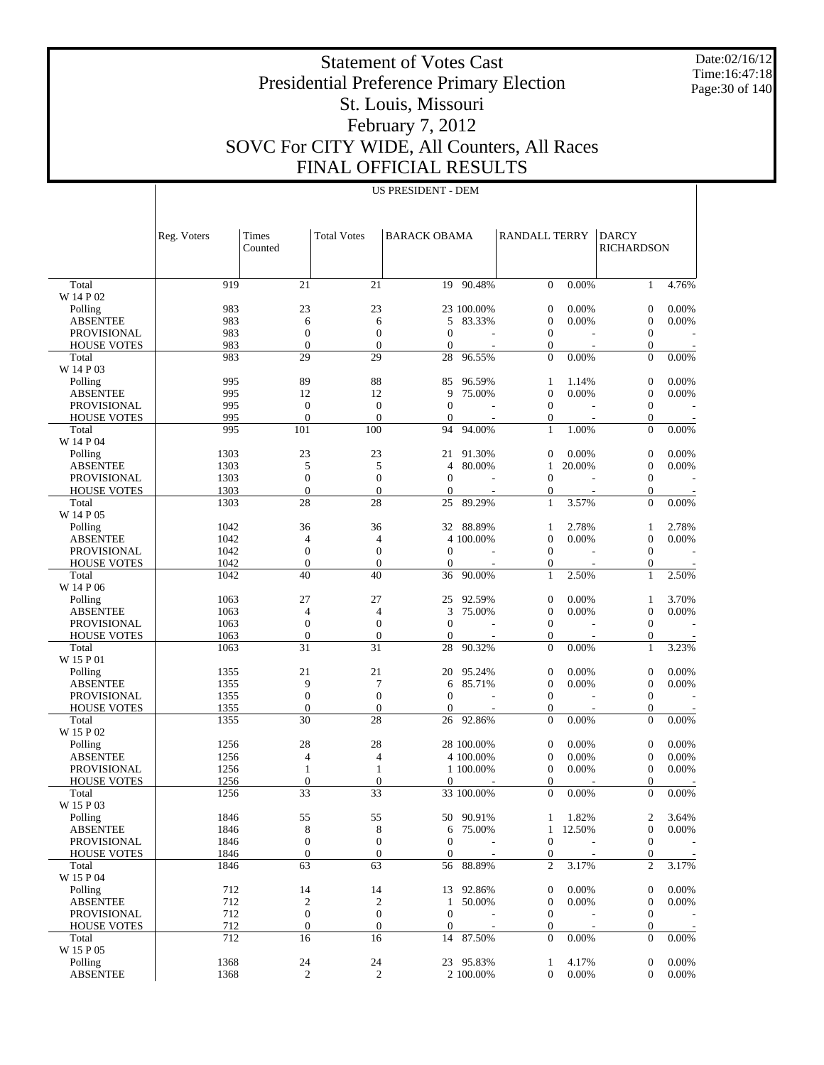# Statement of Votes Cast
# Presidential Preference Primary Election
# St. Louis, Missouri
# February 7, 2012
# SOVC For CITY WIDE, All Counters, All Races
# FINAL OFFICIAL RESULTS

Date:02/16/12
Time:16:47:18

US PRESIDENT - DEM

| | Reg. Voters | Times Counted | Total Votes | BARACK OBAMA | | RANDALL TERRY | | DARCY RICHARDSON | |
|---|---|---|---|---|---|---|---|---|---|
| Total | 919 | 21 | 21 | 19 | 90.48% | 0 | 0.00% | 1 | 4.76% |
| W 14 P 02 | | | | | | | | | |
| Polling | 983 | 23 | 23 | 23 | 100.00% | 0 | 0.00% | 0 | 0.00% |
| ABSENTEE | 983 | 6 | 6 | 5 | 83.33% | 0 | 0.00% | 0 | 0.00% |
| PROVISIONAL | 983 | 0 | 0 | 0 | - | 0 | - | 0 | - |
| HOUSE VOTES | 983 | 0 | 0 | 0 | - | 0 | - | 0 | - |
| Total | 983 | 29 | 29 | 28 | 96.55% | 0 | 0.00% | 0 | 0.00% |
| W 14 P 03 | | | | | | | | | |
| Polling | 995 | 89 | 88 | 85 | 96.59% | 1 | 1.14% | 0 | 0.00% |
| ABSENTEE | 995 | 12 | 12 | 9 | 75.00% | 0 | 0.00% | 0 | 0.00% |
| PROVISIONAL | 995 | 0 | 0 | 0 | - | 0 | - | 0 | - |
| HOUSE VOTES | 995 | 0 | 0 | 0 | - | 0 | - | 0 | - |
| Total | 995 | 101 | 100 | 94 | 94.00% | 1 | 1.00% | 0 | 0.00% |
| W 14 P 04 | | | | | | | | | |
| Polling | 1303 | 23 | 23 | 21 | 91.30% | 0 | 0.00% | 0 | 0.00% |
| ABSENTEE | 1303 | 5 | 5 | 4 | 80.00% | 1 | 20.00% | 0 | 0.00% |
| PROVISIONAL | 1303 | 0 | 0 | 0 | - | 0 | - | 0 | - |
| HOUSE VOTES | 1303 | 0 | 0 | 0 | - | 0 | - | 0 | - |
| Total | 1303 | 28 | 28 | 25 | 89.29% | 1 | 3.57% | 0 | 0.00% |
| W 14 P 05 | | | | | | | | | |
| Polling | 1042 | 36 | 36 | 32 | 88.89% | 1 | 2.78% | 1 | 2.78% |
| ABSENTEE | 1042 | 4 | 4 | 4 | 100.00% | 0 | 0.00% | 0 | 0.00% |
| PROVISIONAL | 1042 | 0 | 0 | 0 | - | 0 | - | 0 | - |
| HOUSE VOTES | 1042 | 0 | 0 | 0 | - | 0 | - | 0 | - |
| Total | 1042 | 40 | 40 | 36 | 90.00% | 1 | 2.50% | 1 | 2.50% |
| W 14 P 06 | | | | | | | | | |
| Polling | 1063 | 27 | 27 | 25 | 92.59% | 0 | 0.00% | 1 | 3.70% |
| ABSENTEE | 1063 | 4 | 4 | 3 | 75.00% | 0 | 0.00% | 0 | 0.00% |
| PROVISIONAL | 1063 | 0 | 0 | 0 | - | 0 | - | 0 | - |
| HOUSE VOTES | 1063 | 0 | 0 | 0 | - | 0 | - | 0 | - |
| Total | 1063 | 31 | 31 | 28 | 90.32% | 0 | 0.00% | 1 | 3.23% |
| W 15 P 01 | | | | | | | | | |
| Polling | 1355 | 21 | 21 | 20 | 95.24% | 0 | 0.00% | 0 | 0.00% |
| ABSENTEE | 1355 | 9 | 7 | 6 | 85.71% | 0 | 0.00% | 0 | 0.00% |
| PROVISIONAL | 1355 | 0 | 0 | 0 | - | 0 | - | 0 | - |
| HOUSE VOTES | 1355 | 0 | 0 | 0 | - | 0 | - | 0 | - |
| Total | 1355 | 30 | 28 | 26 | 92.86% | 0 | 0.00% | 0 | 0.00% |
| W 15 P 02 | | | | | | | | | |
| Polling | 1256 | 28 | 28 | 28 | 100.00% | 0 | 0.00% | 0 | 0.00% |
| ABSENTEE | 1256 | 4 | 4 | 4 | 100.00% | 0 | 0.00% | 0 | 0.00% |
| PROVISIONAL | 1256 | 1 | 1 | 1 | 100.00% | 0 | 0.00% | 0 | 0.00% |
| HOUSE VOTES | 1256 | 0 | 0 | 0 | - | 0 | - | 0 | - |
| Total | 1256 | 33 | 33 | 33 | 100.00% | 0 | 0.00% | 0 | 0.00% |
| W 15 P 03 | | | | | | | | | |
| Polling | 1846 | 55 | 55 | 50 | 90.91% | 1 | 1.82% | 2 | 3.64% |
| ABSENTEE | 1846 | 8 | 8 | 6 | 75.00% | 1 | 12.50% | 0 | 0.00% |
| PROVISIONAL | 1846 | 0 | 0 | 0 | - | 0 | - | 0 | - |
| HOUSE VOTES | 1846 | 0 | 0 | 0 | - | 0 | - | 0 | - |
| Total | 1846 | 63 | 63 | 56 | 88.89% | 2 | 3.17% | 2 | 3.17% |
| W 15 P 04 | | | | | | | | | |
| Polling | 712 | 14 | 14 | 13 | 92.86% | 0 | 0.00% | 0 | 0.00% |
| ABSENTEE | 712 | 2 | 2 | 1 | 50.00% | 0 | 0.00% | 0 | 0.00% |
| PROVISIONAL | 712 | 0 | 0 | 0 | - | 0 | - | 0 | - |
| HOUSE VOTES | 712 | 0 | 0 | 0 | - | 0 | - | 0 | - |
| Total | 712 | 16 | 16 | 14 | 87.50% | 0 | 0.00% | 0 | 0.00% |
| W 15 P 05 | | | | | | | | | |
| Polling | 1368 | 24 | 24 | 23 | 95.83% | 1 | 4.17% | 0 | 0.00% |
| ABSENTEE | 1368 | 2 | 2 | 2 | 100.00% | 0 | 0.00% | 0 | 0.00% |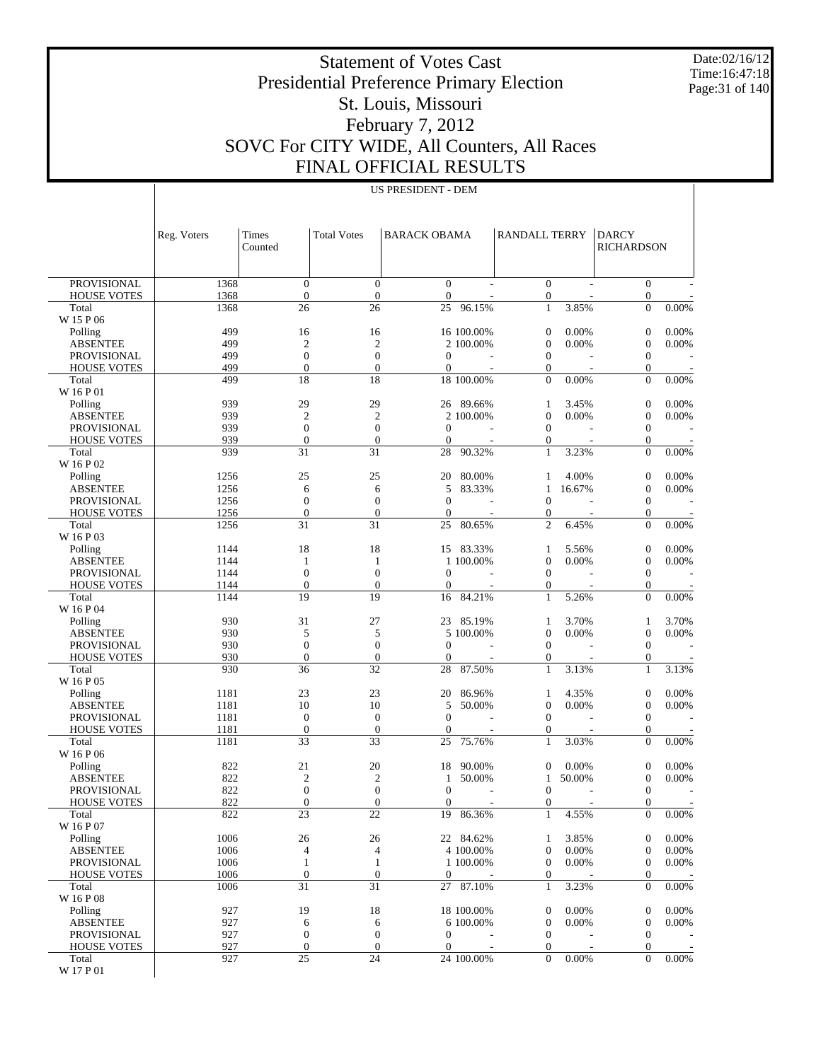# Statement of Votes Cast
# Presidential Preference Primary Election
# St. Louis, Missouri
# February 7, 2012
# SOVC For CITY WIDE, All Counters, All Races
# FINAL OFFICIAL RESULTS

Date:02/16/12
Time:16:47:18

## US PRESIDENT - DEM

| | Reg. Voters | Times Counted | Total Votes | BARACK OBAMA | | RANDALL TERRY | | DARCY RICHARDSON | |
|---|---|---|---|---|---|---|---|---|---|
| PROVISIONAL | 1368 | 0 | 0 | 0 | - | 0 | - | 0 | - |
| HOUSE VOTES | 1368 | 0 | 0 | 0 | - | 0 | - | 0 | - |
| Total | 1368 | 26 | 26 | 25 | 96.15% | 1 | 3.85% | 0 | 0.00% |
| W 15 P 06 | | | | | | | | | |
| Polling | 499 | 16 | 16 | 16 | 100.00% | 0 | 0.00% | 0 | 0.00% |
| ABSENTEE | 499 | 2 | 2 | 2 | 100.00% | 0 | 0.00% | 0 | 0.00% |
| PROVISIONAL | 499 | 0 | 0 | 0 | - | 0 | - | 0 | - |
| HOUSE VOTES | 499 | 0 | 0 | 0 | - | 0 | - | 0 | - |
| Total | 499 | 18 | 18 | 18 | 100.00% | 0 | 0.00% | 0 | 0.00% |
| W 16 P 01 | | | | | | | | | |
| Polling | 939 | 29 | 29 | 26 | 89.66% | 1 | 3.45% | 0 | 0.00% |
| ABSENTEE | 939 | 2 | 2 | 2 | 100.00% | 0 | 0.00% | 0 | 0.00% |
| PROVISIONAL | 939 | 0 | 0 | 0 | - | 0 | - | 0 | - |
| HOUSE VOTES | 939 | 0 | 0 | 0 | - | 0 | - | 0 | - |
| Total | 939 | 31 | 31 | 28 | 90.32% | 1 | 3.23% | 0 | 0.00% |
| W 16 P 02 | | | | | | | | | |
| Polling | 1256 | 25 | 25 | 20 | 80.00% | 1 | 4.00% | 0 | 0.00% |
| ABSENTEE | 1256 | 6 | 6 | 5 | 83.33% | 1 | 16.67% | 0 | 0.00% |
| PROVISIONAL | 1256 | 0 | 0 | 0 | - | 0 | - | 0 | - |
| HOUSE VOTES | 1256 | 0 | 0 | 0 | - | 0 | - | 0 | - |
| Total | 1256 | 31 | 31 | 25 | 80.65% | 2 | 6.45% | 0 | 0.00% |
| W 16 P 03 | | | | | | | | | |
| Polling | 1144 | 18 | 18 | 15 | 83.33% | 1 | 5.56% | 0 | 0.00% |
| ABSENTEE | 1144 | 1 | 1 | 1 | 100.00% | 0 | 0.00% | 0 | 0.00% |
| PROVISIONAL | 1144 | 0 | 0 | 0 | - | 0 | - | 0 | - |
| HOUSE VOTES | 1144 | 0 | 0 | 0 | - | 0 | - | 0 | - |
| Total | 1144 | 19 | 19 | 16 | 84.21% | 1 | 5.26% | 0 | 0.00% |
| W 16 P 04 | | | | | | | | | |
| Polling | 930 | 31 | 27 | 23 | 85.19% | 1 | 3.70% | 1 | 3.70% |
| ABSENTEE | 930 | 5 | 5 | 5 | 100.00% | 0 | 0.00% | 0 | 0.00% |
| PROVISIONAL | 930 | 0 | 0 | 0 | - | 0 | - | 0 | - |
| HOUSE VOTES | 930 | 0 | 0 | 0 | - | 0 | - | 0 | - |
| Total | 930 | 36 | 32 | 28 | 87.50% | 1 | 3.13% | 1 | 3.13% |
| W 16 P 05 | | | | | | | | | |
| Polling | 1181 | 23 | 23 | 20 | 86.96% | 1 | 4.35% | 0 | 0.00% |
| ABSENTEE | 1181 | 10 | 10 | 5 | 50.00% | 0 | 0.00% | 0 | 0.00% |
| PROVISIONAL | 1181 | 0 | 0 | 0 | - | 0 | - | 0 | - |
| HOUSE VOTES | 1181 | 0 | 0 | 0 | - | 0 | - | 0 | - |
| Total | 1181 | 33 | 33 | 25 | 75.76% | 1 | 3.03% | 0 | 0.00% |
| W 16 P 06 | | | | | | | | | |
| Polling | 822 | 21 | 20 | 18 | 90.00% | 0 | 0.00% | 0 | 0.00% |
| ABSENTEE | 822 | 2 | 2 | 1 | 50.00% | 1 | 50.00% | 0 | 0.00% |
| PROVISIONAL | 822 | 0 | 0 | 0 | - | 0 | - | 0 | - |
| HOUSE VOTES | 822 | 0 | 0 | 0 | - | 0 | - | 0 | - |
| Total | 822 | 23 | 22 | 19 | 86.36% | 1 | 4.55% | 0 | 0.00% |
| W 16 P 07 | | | | | | | | | |
| Polling | 1006 | 26 | 26 | 22 | 84.62% | 1 | 3.85% | 0 | 0.00% |
| ABSENTEE | 1006 | 4 | 4 | 4 | 100.00% | 0 | 0.00% | 0 | 0.00% |
| PROVISIONAL | 1006 | 1 | 1 | 1 | 100.00% | 0 | 0.00% | 0 | 0.00% |
| HOUSE VOTES | 1006 | 0 | 0 | 0 | - | 0 | - | 0 | - |
| Total | 1006 | 31 | 31 | 27 | 87.10% | 1 | 3.23% | 0 | 0.00% |
| W 16 P 08 | | | | | | | | | |
| Polling | 927 | 19 | 18 | 18 | 100.00% | 0 | 0.00% | 0 | 0.00% |
| ABSENTEE | 927 | 6 | 6 | 6 | 100.00% | 0 | 0.00% | 0 | 0.00% |
| PROVISIONAL | 927 | 0 | 0 | 0 | - | 0 | - | 0 | - |
| HOUSE VOTES | 927 | 0 | 0 | 0 | - | 0 | - | 0 | - |
| Total | 927 | 25 | 24 | 24 | 100.00% | 0 | 0.00% | 0 | 0.00% |
| W 17 P 01 | | | | | | | | | |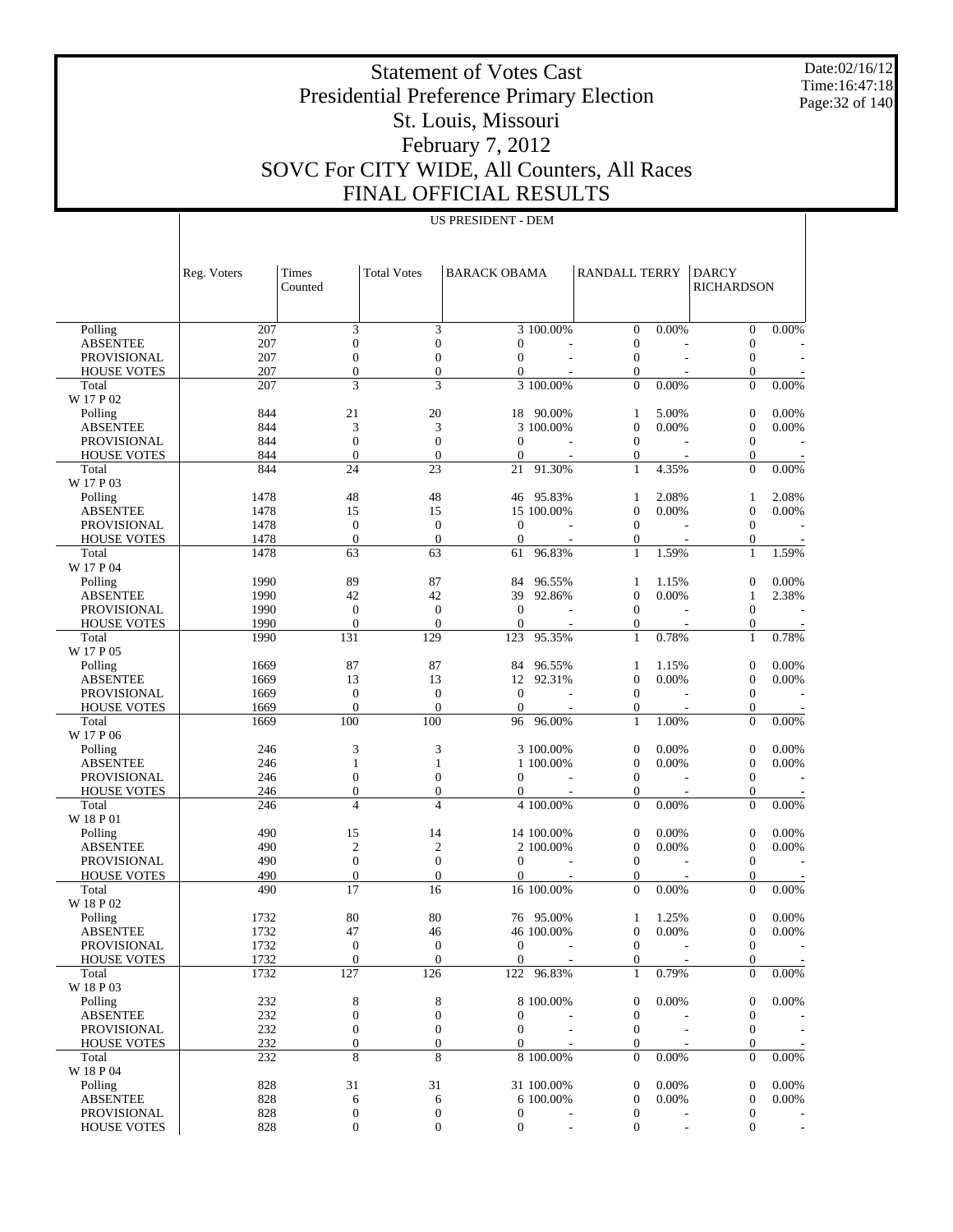# Statement of Votes Cast
# Presidential Preference Primary Election
# St. Louis, Missouri
# February 7, 2012
# SOVC For CITY WIDE, All Counters, All Races
# FINAL OFFICIAL RESULTS

Date:02/16/12
Time:16:47:18

## US PRESIDENT - DEM

| | Reg. Voters | Times Counted | Total Votes | BARACK OBAMA | | RANDALL TERRY | | DARCY RICHARDSON | |
|---|---|---|---|---|---|---|---|---|---|
| Polling | 207 | 3 | 3 | 3 | 100.00% | 0 | 0.00% | 0 | 0.00% |
| ABSENTEE | 207 | 0 | 0 | 0 | - | 0 | - | 0 | - |
| PROVISIONAL | 207 | 0 | 0 | 0 | - | 0 | - | 0 | - |
| HOUSE VOTES | 207 | 0 | 0 | 0 | - | 0 | - | 0 | - |
| Total | 207 | 3 | 3 | 3 | 100.00% | 0 | 0.00% | 0 | 0.00% |
| W 17 P 02 | | | | | | | | | |
| Polling | 844 | 21 | 20 | 18 | 90.00% | 1 | 5.00% | 0 | 0.00% |
| ABSENTEE | 844 | 3 | 3 | 3 | 100.00% | 0 | 0.00% | 0 | 0.00% |
| PROVISIONAL | 844 | 0 | 0 | 0 | - | 0 | - | 0 | - |
| HOUSE VOTES | 844 | 0 | 0 | 0 | - | 0 | - | 0 | - |
| Total | 844 | 24 | 23 | 21 | 91.30% | 1 | 4.35% | 0 | 0.00% |
| W 17 P 03 | | | | | | | | | |
| Polling | 1478 | 48 | 48 | 46 | 95.83% | 1 | 2.08% | 1 | 2.08% |
| ABSENTEE | 1478 | 15 | 15 | 15 | 100.00% | 0 | 0.00% | 0 | 0.00% |
| PROVISIONAL | 1478 | 0 | 0 | 0 | - | 0 | - | 0 | - |
| HOUSE VOTES | 1478 | 0 | 0 | 0 | - | 0 | - | 0 | - |
| Total | 1478 | 63 | 63 | 61 | 96.83% | 1 | 1.59% | 1 | 1.59% |
| W 17 P 04 | | | | | | | | | |
| Polling | 1990 | 89 | 87 | 84 | 96.55% | 1 | 1.15% | 0 | 0.00% |
| ABSENTEE | 1990 | 42 | 42 | 39 | 92.86% | 0 | 0.00% | 1 | 2.38% |
| PROVISIONAL | 1990 | 0 | 0 | 0 | - | 0 | - | 0 | - |
| HOUSE VOTES | 1990 | 0 | 0 | 0 | - | 0 | - | 0 | - |
| Total | 1990 | 131 | 129 | 123 | 95.35% | 1 | 0.78% | 1 | 0.78% |
| W 17 P 05 | | | | | | | | | |
| Polling | 1669 | 87 | 87 | 84 | 96.55% | 1 | 1.15% | 0 | 0.00% |
| ABSENTEE | 1669 | 13 | 13 | 12 | 92.31% | 0 | 0.00% | 0 | 0.00% |
| PROVISIONAL | 1669 | 0 | 0 | 0 | - | 0 | - | 0 | - |
| HOUSE VOTES | 1669 | 0 | 0 | 0 | - | 0 | - | 0 | - |
| Total | 1669 | 100 | 100 | 96 | 96.00% | 1 | 1.00% | 0 | 0.00% |
| W 17 P 06 | | | | | | | | | |
| Polling | 246 | 3 | 3 | 3 | 100.00% | 0 | 0.00% | 0 | 0.00% |
| ABSENTEE | 246 | 1 | 1 | 1 | 100.00% | 0 | 0.00% | 0 | 0.00% |
| PROVISIONAL | 246 | 0 | 0 | 0 | - | 0 | - | 0 | - |
| HOUSE VOTES | 246 | 0 | 0 | 0 | - | 0 | - | 0 | - |
| Total | 246 | 4 | 4 | 4 | 100.00% | 0 | 0.00% | 0 | 0.00% |
| W 18 P 01 | | | | | | | | | |
| Polling | 490 | 15 | 14 | 14 | 100.00% | 0 | 0.00% | 0 | 0.00% |
| ABSENTEE | 490 | 2 | 2 | 2 | 100.00% | 0 | 0.00% | 0 | 0.00% |
| PROVISIONAL | 490 | 0 | 0 | 0 | - | 0 | - | 0 | - |
| HOUSE VOTES | 490 | 0 | 0 | 0 | - | 0 | - | 0 | - |
| Total | 490 | 17 | 16 | 16 | 100.00% | 0 | 0.00% | 0 | 0.00% |
| W 18 P 02 | | | | | | | | | |
| Polling | 1732 | 80 | 80 | 76 | 95.00% | 1 | 1.25% | 0 | 0.00% |
| ABSENTEE | 1732 | 47 | 46 | 46 | 100.00% | 0 | 0.00% | 0 | 0.00% |
| PROVISIONAL | 1732 | 0 | 0 | 0 | - | 0 | - | 0 | - |
| HOUSE VOTES | 1732 | 0 | 0 | 0 | - | 0 | - | 0 | - |
| Total | 1732 | 127 | 126 | 122 | 96.83% | 1 | 0.79% | 0 | 0.00% |
| W 18 P 03 | | | | | | | | | |
| Polling | 232 | 8 | 8 | 8 | 100.00% | 0 | 0.00% | 0 | 0.00% |
| ABSENTEE | 232 | 0 | 0 | 0 | - | 0 | - | 0 | - |
| PROVISIONAL | 232 | 0 | 0 | 0 | - | 0 | - | 0 | - |
| HOUSE VOTES | 232 | 0 | 0 | 0 | - | 0 | - | 0 | - |
| Total | 232 | 8 | 8 | 8 | 100.00% | 0 | 0.00% | 0 | 0.00% |
| W 18 P 04 | | | | | | | | | |
| Polling | 828 | 31 | 31 | 31 | 100.00% | 0 | 0.00% | 0 | 0.00% |
| ABSENTEE | 828 | 6 | 6 | 6 | 100.00% | 0 | 0.00% | 0 | 0.00% |
| PROVISIONAL | 828 | 0 | 0 | 0 | - | 0 | - | 0 | - |
| HOUSE VOTES | 828 | 0 | 0 | 0 | - | 0 | - | 0 | - |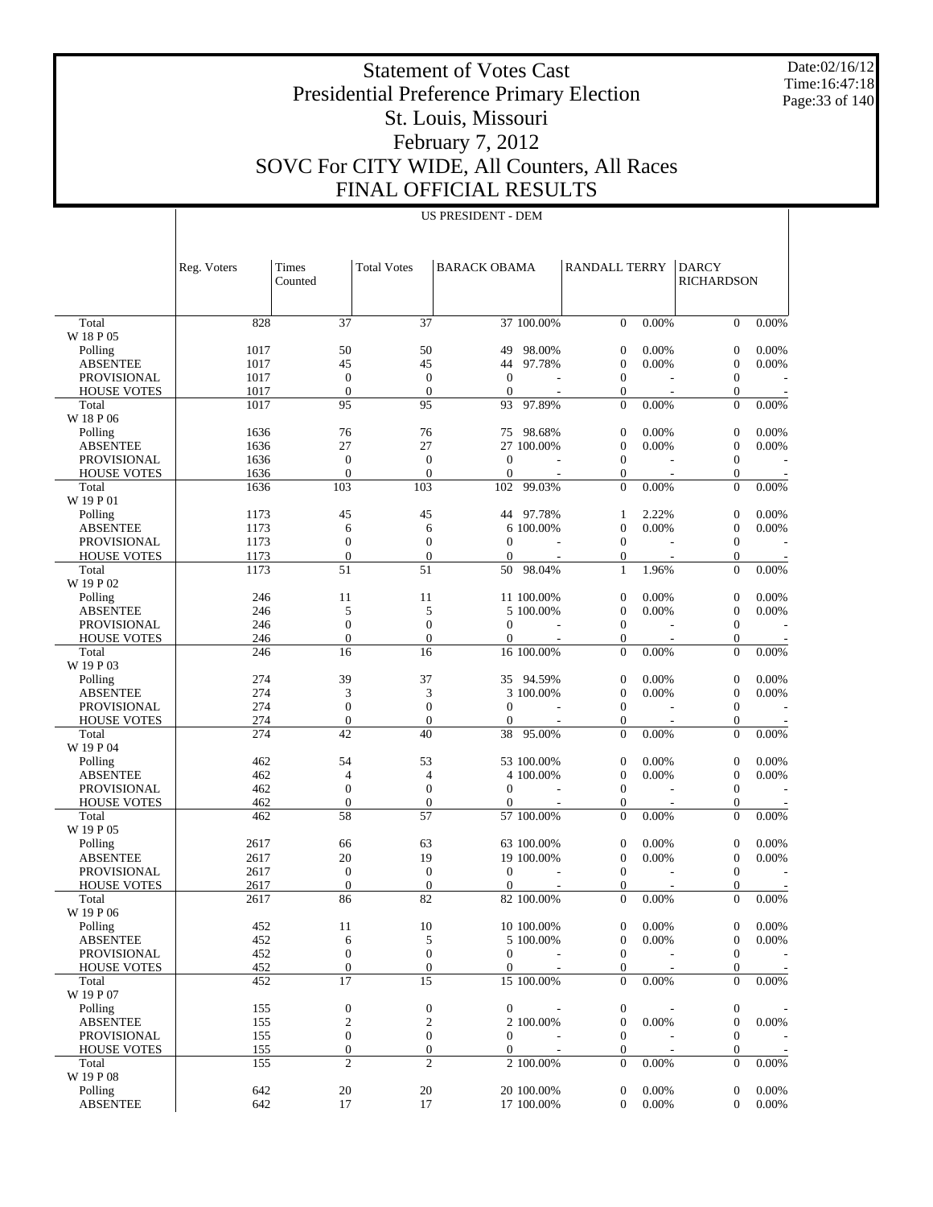# Statement of Votes Cast
# Presidential Preference Primary Election
# St. Louis, Missouri
# February 7, 2012
# SOVC For CITY WIDE, All Counters, All Races
# FINAL OFFICIAL RESULTS

Date:02/16/12
Time:16:47:18

## US PRESIDENT - DEM

| | Reg. Voters | Times Counted | Total Votes | BARACK OBAMA | | RANDALL TERRY | | DARCY RICHARDSON | |
|---|---|---|---|---|---|---|---|---|---|
| Total | 828 | 37 | 37 | 37 | 100.00% | 0 | 0.00% | 0 | 0.00% |
| W 18 P 05 | | | | | | | | | |
| Polling | 1017 | 50 | 50 | 49 | 98.00% | 0 | 0.00% | 0 | 0.00% |
| ABSENTEE | 1017 | 45 | 45 | 44 | 97.78% | 0 | 0.00% | 0 | 0.00% |
| PROVISIONAL | 1017 | 0 | 0 | 0 | - | 0 | - | 0 | - |
| HOUSE VOTES | 1017 | 0 | 0 | 0 | - | 0 | - | 0 | - |
| Total | 1017 | 95 | 95 | 93 | 97.89% | 0 | 0.00% | 0 | 0.00% |
| W 18 P 06 | | | | | | | | | |
| Polling | 1636 | 76 | 76 | 75 | 98.68% | 0 | 0.00% | 0 | 0.00% |
| ABSENTEE | 1636 | 27 | 27 | 27 | 100.00% | 0 | 0.00% | 0 | 0.00% |
| PROVISIONAL | 1636 | 0 | 0 | 0 | - | 0 | - | 0 | - |
| HOUSE VOTES | 1636 | 0 | 0 | 0 | - | 0 | - | 0 | - |
| Total | 1636 | 103 | 103 | 102 | 99.03% | 0 | 0.00% | 0 | 0.00% |
| W 19 P 01 | | | | | | | | | |
| Polling | 1173 | 45 | 45 | 44 | 97.78% | 1 | 2.22% | 0 | 0.00% |
| ABSENTEE | 1173 | 6 | 6 | 6 | 100.00% | 0 | 0.00% | 0 | 0.00% |
| PROVISIONAL | 1173 | 0 | 0 | 0 | - | 0 | - | 0 | - |
| HOUSE VOTES | 1173 | 0 | 0 | 0 | - | 0 | - | 0 | - |
| Total | 1173 | 51 | 51 | 50 | 98.04% | 1 | 1.96% | 0 | 0.00% |
| W 19 P 02 | | | | | | | | | |
| Polling | 246 | 11 | 11 | 11 | 100.00% | 0 | 0.00% | 0 | 0.00% |
| ABSENTEE | 246 | 5 | 5 | 5 | 100.00% | 0 | 0.00% | 0 | 0.00% |
| PROVISIONAL | 246 | 0 | 0 | 0 | - | 0 | - | 0 | - |
| HOUSE VOTES | 246 | 0 | 0 | 0 | - | 0 | - | 0 | - |
| Total | 246 | 16 | 16 | 16 | 100.00% | 0 | 0.00% | 0 | 0.00% |
| W 19 P 03 | | | | | | | | | |
| Polling | 274 | 39 | 37 | 35 | 94.59% | 0 | 0.00% | 0 | 0.00% |
| ABSENTEE | 274 | 3 | 3 | 3 | 100.00% | 0 | 0.00% | 0 | 0.00% |
| PROVISIONAL | 274 | 0 | 0 | 0 | - | 0 | - | 0 | - |
| HOUSE VOTES | 274 | 0 | 0 | 0 | - | 0 | - | 0 | - |
| Total | 274 | 42 | 40 | 38 | 95.00% | 0 | 0.00% | 0 | 0.00% |
| W 19 P 04 | | | | | | | | | |
| Polling | 462 | 54 | 53 | 53 | 100.00% | 0 | 0.00% | 0 | 0.00% |
| ABSENTEE | 462 | 4 | 4 | 4 | 100.00% | 0 | 0.00% | 0 | 0.00% |
| PROVISIONAL | 462 | 0 | 0 | 0 | - | 0 | - | 0 | - |
| HOUSE VOTES | 462 | 0 | 0 | 0 | - | 0 | - | 0 | - |
| Total | 462 | 58 | 57 | 57 | 100.00% | 0 | 0.00% | 0 | 0.00% |
| W 19 P 05 | | | | | | | | | |
| Polling | 2617 | 66 | 63 | 63 | 100.00% | 0 | 0.00% | 0 | 0.00% |
| ABSENTEE | 2617 | 20 | 19 | 19 | 100.00% | 0 | 0.00% | 0 | 0.00% |
| PROVISIONAL | 2617 | 0 | 0 | 0 | - | 0 | - | 0 | - |
| HOUSE VOTES | 2617 | 0 | 0 | 0 | - | 0 | - | 0 | - |
| Total | 2617 | 86 | 82 | 82 | 100.00% | 0 | 0.00% | 0 | 0.00% |
| W 19 P 06 | | | | | | | | | |
| Polling | 452 | 11 | 10 | 10 | 100.00% | 0 | 0.00% | 0 | 0.00% |
| ABSENTEE | 452 | 6 | 5 | 5 | 100.00% | 0 | 0.00% | 0 | 0.00% |
| PROVISIONAL | 452 | 0 | 0 | 0 | - | 0 | - | 0 | - |
| HOUSE VOTES | 452 | 0 | 0 | 0 | - | 0 | - | 0 | - |
| Total | 452 | 17 | 15 | 15 | 100.00% | 0 | 0.00% | 0 | 0.00% |
| W 19 P 07 | | | | | | | | | |
| Polling | 155 | 0 | 0 | 0 | - | 0 | - | 0 | - |
| ABSENTEE | 155 | 2 | 2 | 2 | 100.00% | 0 | 0.00% | 0 | 0.00% |
| PROVISIONAL | 155 | 0 | 0 | 0 | - | 0 | - | 0 | - |
| HOUSE VOTES | 155 | 0 | 0 | 0 | - | 0 | - | 0 | - |
| Total | 155 | 2 | 2 | 2 | 100.00% | 0 | 0.00% | 0 | 0.00% |
| W 19 P 08 | | | | | | | | | |
| Polling | 642 | 20 | 20 | 20 | 100.00% | 0 | 0.00% | 0 | 0.00% |
| ABSENTEE | 642 | 17 | 17 | 17 | 100.00% | 0 | 0.00% | 0 | 0.00% |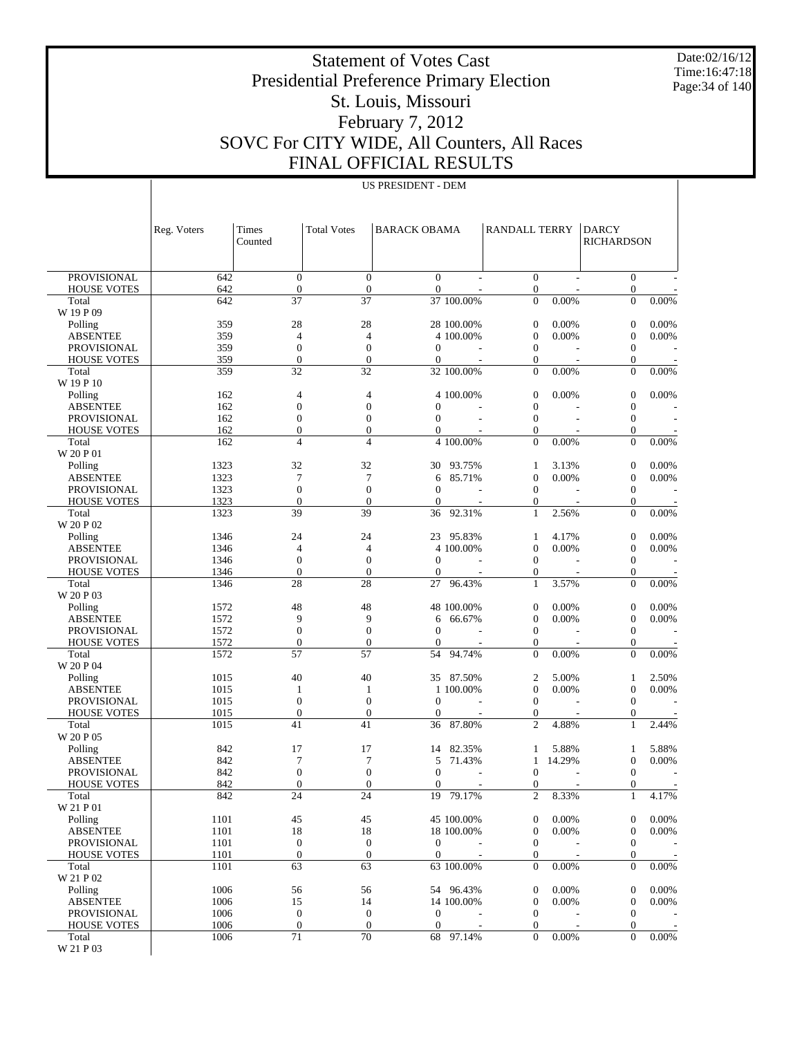# Statement of Votes Cast
# Presidential Preference Primary Election
# St. Louis, Missouri
# February 7, 2012
# SOVC For CITY WIDE, All Counters, All Races
# FINAL OFFICIAL RESULTS

Date:02/16/12
Time:16:47:18

US PRESIDENT - DEM

| | Reg. Voters | Times Counted | Total Votes | BARACK OBAMA | | RANDALL TERRY | | DARCY RICHARDSON | |
|---|---|---|---|---|---|---|---|---|---|
| PROVISIONAL | 642 | 0 | 0 | 0 | - | 0 | - | 0 | - |
| HOUSE VOTES | 642 | 0 | 0 | 0 | - | 0 | - | 0 | - |
| Total | 642 | 37 | 37 | 37 | 100.00% | 0 | 0.00% | 0 | 0.00% |
| W 19 P 09 | | | | | | | | | |
| Polling | 359 | 28 | 28 | 28 | 100.00% | 0 | 0.00% | 0 | 0.00% |
| ABSENTEE | 359 | 4 | 4 | 4 | 100.00% | 0 | 0.00% | 0 | 0.00% |
| PROVISIONAL | 359 | 0 | 0 | 0 | - | 0 | - | 0 | - |
| HOUSE VOTES | 359 | 0 | 0 | 0 | - | 0 | - | 0 | - |
| Total | 359 | 32 | 32 | 32 | 100.00% | 0 | 0.00% | 0 | 0.00% |
| W 19 P 10 | | | | | | | | | |
| Polling | 162 | 4 | 4 | 4 | 100.00% | 0 | 0.00% | 0 | 0.00% |
| ABSENTEE | 162 | 0 | 0 | 0 | - | 0 | - | 0 | - |
| PROVISIONAL | 162 | 0 | 0 | 0 | - | 0 | - | 0 | - |
| HOUSE VOTES | 162 | 0 | 0 | 0 | - | 0 | - | 0 | - |
| Total | 162 | 4 | 4 | 4 | 100.00% | 0 | 0.00% | 0 | 0.00% |
| W 20 P 01 | | | | | | | | | |
| Polling | 1323 | 32 | 32 | 30 | 93.75% | 1 | 3.13% | 0 | 0.00% |
| ABSENTEE | 1323 | 7 | 7 | 6 | 85.71% | 0 | 0.00% | 0 | 0.00% |
| PROVISIONAL | 1323 | 0 | 0 | 0 | - | 0 | - | 0 | - |
| HOUSE VOTES | 1323 | 0 | 0 | 0 | - | 0 | - | 0 | - |
| Total | 1323 | 39 | 39 | 36 | 92.31% | 1 | 2.56% | 0 | 0.00% |
| W 20 P 02 | | | | | | | | | |
| Polling | 1346 | 24 | 24 | 23 | 95.83% | 1 | 4.17% | 0 | 0.00% |
| ABSENTEE | 1346 | 4 | 4 | 4 | 100.00% | 0 | 0.00% | 0 | 0.00% |
| PROVISIONAL | 1346 | 0 | 0 | 0 | - | 0 | - | 0 | - |
| HOUSE VOTES | 1346 | 0 | 0 | 0 | - | 0 | - | 0 | - |
| Total | 1346 | 28 | 28 | 27 | 96.43% | 1 | 3.57% | 0 | 0.00% |
| W 20 P 03 | | | | | | | | | |
| Polling | 1572 | 48 | 48 | 48 | 100.00% | 0 | 0.00% | 0 | 0.00% |
| ABSENTEE | 1572 | 9 | 9 | 6 | 66.67% | 0 | 0.00% | 0 | 0.00% |
| PROVISIONAL | 1572 | 0 | 0 | 0 | - | 0 | - | 0 | - |
| HOUSE VOTES | 1572 | 0 | 0 | 0 | - | 0 | - | 0 | - |
| Total | 1572 | 57 | 57 | 54 | 94.74% | 0 | 0.00% | 0 | 0.00% |
| W 20 P 04 | | | | | | | | | |
| Polling | 1015 | 40 | 40 | 35 | 87.50% | 2 | 5.00% | 1 | 2.50% |
| ABSENTEE | 1015 | 1 | 1 | 1 | 100.00% | 0 | 0.00% | 0 | 0.00% |
| PROVISIONAL | 1015 | 0 | 0 | 0 | - | 0 | - | 0 | - |
| HOUSE VOTES | 1015 | 0 | 0 | 0 | - | 0 | - | 0 | - |
| Total | 1015 | 41 | 41 | 36 | 87.80% | 2 | 4.88% | 1 | 2.44% |
| W 20 P 05 | | | | | | | | | |
| Polling | 842 | 17 | 17 | 14 | 82.35% | 1 | 5.88% | 1 | 5.88% |
| ABSENTEE | 842 | 7 | 7 | 5 | 71.43% | 1 | 14.29% | 0 | 0.00% |
| PROVISIONAL | 842 | 0 | 0 | 0 | - | 0 | - | 0 | - |
| HOUSE VOTES | 842 | 0 | 0 | 0 | - | 0 | - | 0 | - |
| Total | 842 | 24 | 24 | 19 | 79.17% | 2 | 8.33% | 1 | 4.17% |
| W 21 P 01 | | | | | | | | | |
| Polling | 1101 | 45 | 45 | 45 | 100.00% | 0 | 0.00% | 0 | 0.00% |
| ABSENTEE | 1101 | 18 | 18 | 18 | 100.00% | 0 | 0.00% | 0 | 0.00% |
| PROVISIONAL | 1101 | 0 | 0 | 0 | - | 0 | - | 0 | - |
| HOUSE VOTES | 1101 | 0 | 0 | 0 | - | 0 | - | 0 | - |
| Total | 1101 | 63 | 63 | 63 | 100.00% | 0 | 0.00% | 0 | 0.00% |
| W 21 P 02 | | | | | | | | | |
| Polling | 1006 | 56 | 56 | 54 | 96.43% | 0 | 0.00% | 0 | 0.00% |
| ABSENTEE | 1006 | 15 | 14 | 14 | 100.00% | 0 | 0.00% | 0 | 0.00% |
| PROVISIONAL | 1006 | 0 | 0 | 0 | - | 0 | - | 0 | - |
| HOUSE VOTES | 1006 | 0 | 0 | 0 | - | 0 | - | 0 | - |
| Total | 1006 | 71 | 70 | 68 | 97.14% | 0 | 0.00% | 0 | 0.00% |
| W 21 P 03 | | | | | | | | | |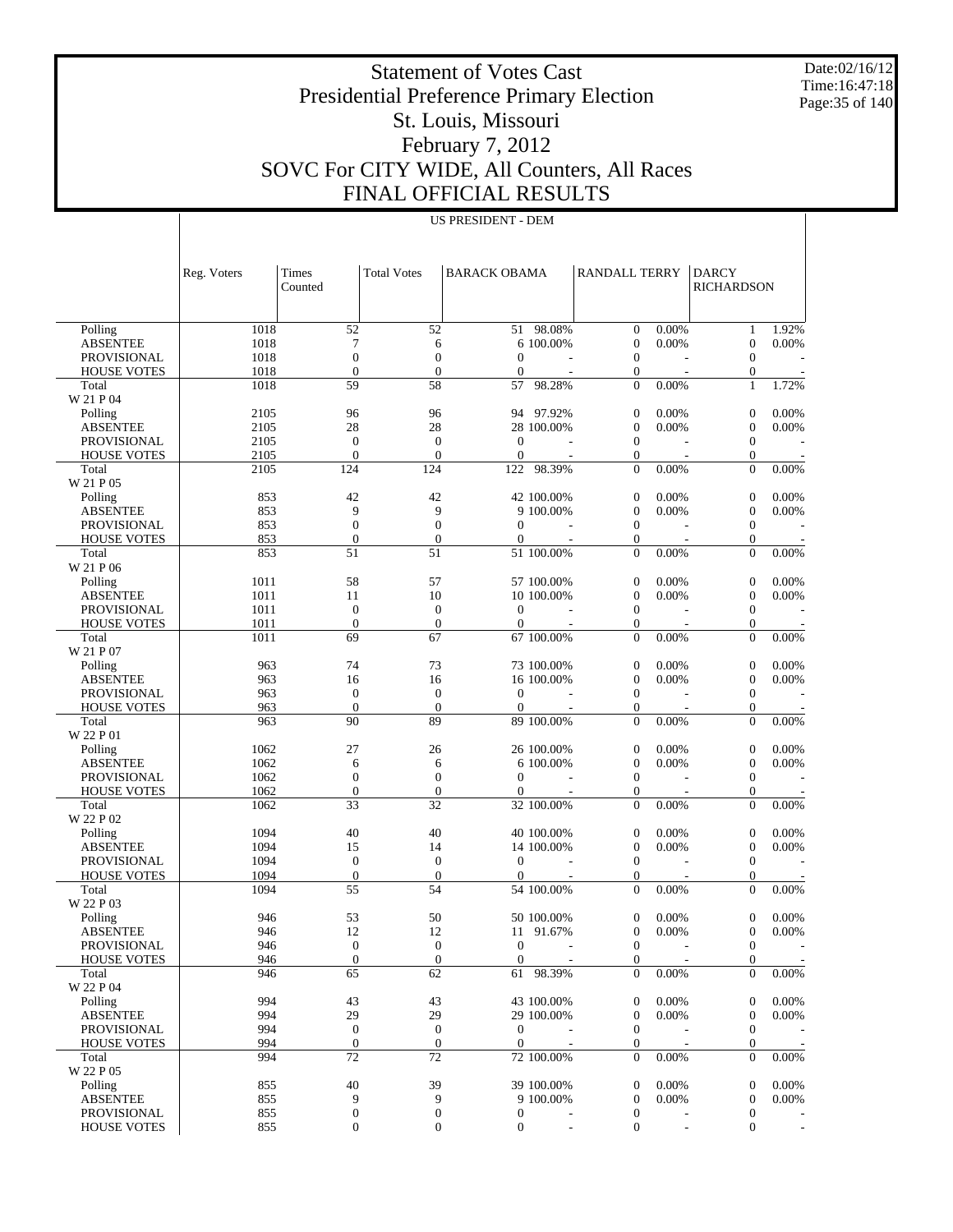# Statement of Votes Cast
# Presidential Preference Primary Election
# St. Louis, Missouri
# February 7, 2012
# SOVC For CITY WIDE, All Counters, All Races
# FINAL OFFICIAL RESULTS

Date:02/16/12
Time:16:47:18

## US PRESIDENT - DEM

| | Reg. Voters | Times Counted | Total Votes | BARACK OBAMA | | RANDALL TERRY | | DARCY RICHARDSON | |
|---|---|---|---|---|---|---|---|---|---|
| Polling | 1018 | 52 | 52 | 51 | 98.08% | 0 | 0.00% | 1 | 1.92% |
| ABSENTEE | 1018 | 7 | 6 | 6 | 100.00% | 0 | 0.00% | 0 | 0.00% |
| PROVISIONAL | 1018 | 0 | 0 | 0 | - | 0 | - | 0 | - |
| HOUSE VOTES | 1018 | 0 | 0 | 0 | - | 0 | - | 0 | - |
| Total | 1018 | 59 | 58 | 57 | 98.28% | 0 | 0.00% | 1 | 1.72% |
| W 21 P 04 | | | | | | | | | |
| Polling | 2105 | 96 | 96 | 94 | 97.92% | 0 | 0.00% | 0 | 0.00% |
| ABSENTEE | 2105 | 28 | 28 | 28 | 100.00% | 0 | 0.00% | 0 | 0.00% |
| PROVISIONAL | 2105 | 0 | 0 | 0 | - | 0 | - | 0 | - |
| HOUSE VOTES | 2105 | 0 | 0 | 0 | - | 0 | - | 0 | - |
| Total | 2105 | 124 | 124 | 122 | 98.39% | 0 | 0.00% | 0 | 0.00% |
| W 21 P 05 | | | | | | | | | |
| Polling | 853 | 42 | 42 | 42 | 100.00% | 0 | 0.00% | 0 | 0.00% |
| ABSENTEE | 853 | 9 | 9 | 9 | 100.00% | 0 | 0.00% | 0 | 0.00% |
| PROVISIONAL | 853 | 0 | 0 | 0 | - | 0 | - | 0 | - |
| HOUSE VOTES | 853 | 0 | 0 | 0 | - | 0 | - | 0 | - |
| Total | 853 | 51 | 51 | 51 | 100.00% | 0 | 0.00% | 0 | 0.00% |
| W 21 P 06 | | | | | | | | | |
| Polling | 1011 | 58 | 57 | 57 | 100.00% | 0 | 0.00% | 0 | 0.00% |
| ABSENTEE | 1011 | 11 | 10 | 10 | 100.00% | 0 | 0.00% | 0 | 0.00% |
| PROVISIONAL | 1011 | 0 | 0 | 0 | - | 0 | - | 0 | - |
| HOUSE VOTES | 1011 | 0 | 0 | 0 | - | 0 | - | 0 | - |
| Total | 1011 | 69 | 67 | 67 | 100.00% | 0 | 0.00% | 0 | 0.00% |
| W 21 P 07 | | | | | | | | | |
| Polling | 963 | 74 | 73 | 73 | 100.00% | 0 | 0.00% | 0 | 0.00% |
| ABSENTEE | 963 | 16 | 16 | 16 | 100.00% | 0 | 0.00% | 0 | 0.00% |
| PROVISIONAL | 963 | 0 | 0 | 0 | - | 0 | - | 0 | - |
| HOUSE VOTES | 963 | 0 | 0 | 0 | - | 0 | - | 0 | - |
| Total | 963 | 90 | 89 | 89 | 100.00% | 0 | 0.00% | 0 | 0.00% |
| W 22 P 01 | | | | | | | | | |
| Polling | 1062 | 27 | 26 | 26 | 100.00% | 0 | 0.00% | 0 | 0.00% |
| ABSENTEE | 1062 | 6 | 6 | 6 | 100.00% | 0 | 0.00% | 0 | 0.00% |
| PROVISIONAL | 1062 | 0 | 0 | 0 | - | 0 | - | 0 | - |
| HOUSE VOTES | 1062 | 0 | 0 | 0 | - | 0 | - | 0 | - |
| Total | 1062 | 33 | 32 | 32 | 100.00% | 0 | 0.00% | 0 | 0.00% |
| W 22 P 02 | | | | | | | | | |
| Polling | 1094 | 40 | 40 | 40 | 100.00% | 0 | 0.00% | 0 | 0.00% |
| ABSENTEE | 1094 | 15 | 14 | 14 | 100.00% | 0 | 0.00% | 0 | 0.00% |
| PROVISIONAL | 1094 | 0 | 0 | 0 | - | 0 | - | 0 | - |
| HOUSE VOTES | 1094 | 0 | 0 | 0 | - | 0 | - | 0 | - |
| Total | 1094 | 55 | 54 | 54 | 100.00% | 0 | 0.00% | 0 | 0.00% |
| W 22 P 03 | | | | | | | | | |
| Polling | 946 | 53 | 50 | 50 | 100.00% | 0 | 0.00% | 0 | 0.00% |
| ABSENTEE | 946 | 12 | 12 | 11 | 91.67% | 0 | 0.00% | 0 | 0.00% |
| PROVISIONAL | 946 | 0 | 0 | 0 | - | 0 | - | 0 | - |
| HOUSE VOTES | 946 | 0 | 0 | 0 | - | 0 | - | 0 | - |
| Total | 946 | 65 | 62 | 61 | 98.39% | 0 | 0.00% | 0 | 0.00% |
| W 22 P 04 | | | | | | | | | |
| Polling | 994 | 43 | 43 | 43 | 100.00% | 0 | 0.00% | 0 | 0.00% |
| ABSENTEE | 994 | 29 | 29 | 29 | 100.00% | 0 | 0.00% | 0 | 0.00% |
| PROVISIONAL | 994 | 0 | 0 | 0 | - | 0 | - | 0 | - |
| HOUSE VOTES | 994 | 0 | 0 | 0 | - | 0 | - | 0 | - |
| Total | 994 | 72 | 72 | 72 | 100.00% | 0 | 0.00% | 0 | 0.00% |
| W 22 P 05 | | | | | | | | | |
| Polling | 855 | 40 | 39 | 39 | 100.00% | 0 | 0.00% | 0 | 0.00% |
| ABSENTEE | 855 | 9 | 9 | 9 | 100.00% | 0 | 0.00% | 0 | 0.00% |
| PROVISIONAL | 855 | 0 | 0 | 0 | - | 0 | - | 0 | - |
| HOUSE VOTES | 855 | 0 | 0 | 0 | - | 0 | - | 0 | - |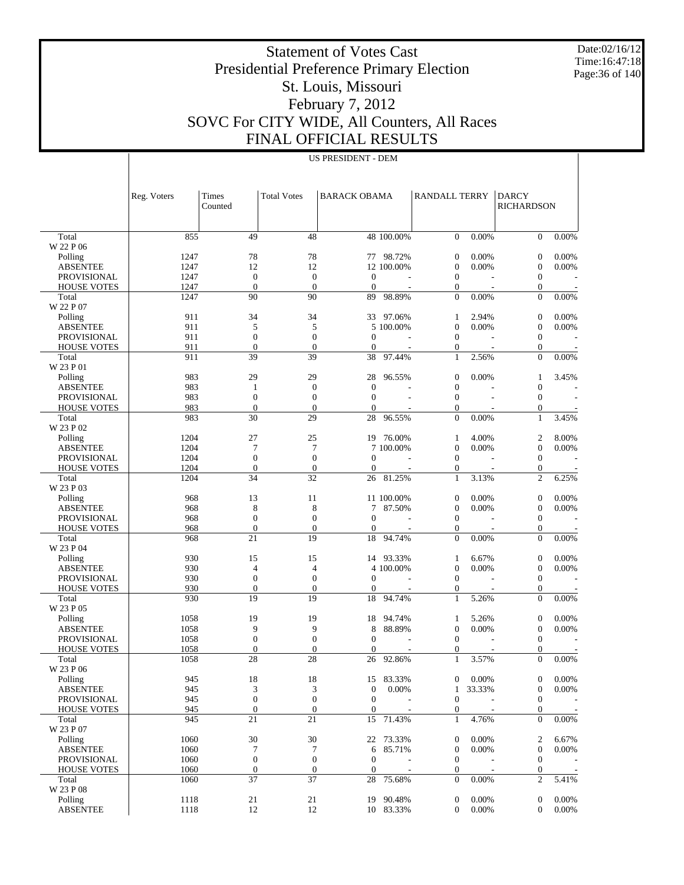# Statement of Votes Cast
## Presidential Preference Primary Election
## St. Louis, Missouri
## February 7, 2012
## SOVC For CITY WIDE, All Counters, All Races
## FINAL OFFICIAL RESULTS

Date:02/16/12
Time:16:47:18

US PRESIDENT - DEM

| | Reg. Voters | Times Counted | Total Votes | BARACK OBAMA | | RANDALL TERRY | | DARCY RICHARDSON | |
|---|---|---|---|---|---|---|---|---|---|
| Total | 855 | 49 | 48 | 48 | 100.00% | 0 | 0.00% | 0 | 0.00% |
| W 22 P 06 | | | | | | | | | |
| Polling | 1247 | 78 | 78 | 77 | 98.72% | 0 | 0.00% | 0 | 0.00% |
| ABSENTEE | 1247 | 12 | 12 | 12 | 100.00% | 0 | 0.00% | 0 | 0.00% |
| PROVISIONAL | 1247 | 0 | 0 | 0 | - | 0 | - | 0 | - |
| HOUSE VOTES | 1247 | 0 | 0 | 0 | - | 0 | - | 0 | - |
| Total | 1247 | 90 | 90 | 89 | 98.89% | 0 | 0.00% | 0 | 0.00% |
| W 22 P 07 | | | | | | | | | |
| Polling | 911 | 34 | 34 | 33 | 97.06% | 1 | 2.94% | 0 | 0.00% |
| ABSENTEE | 911 | 5 | 5 | 5 | 100.00% | 0 | 0.00% | 0 | 0.00% |
| PROVISIONAL | 911 | 0 | 0 | 0 | - | 0 | - | 0 | - |
| HOUSE VOTES | 911 | 0 | 0 | 0 | - | 0 | - | 0 | - |
| Total | 911 | 39 | 39 | 38 | 97.44% | 1 | 2.56% | 0 | 0.00% |
| W 23 P 01 | | | | | | | | | |
| Polling | 983 | 29 | 29 | 28 | 96.55% | 0 | 0.00% | 1 | 3.45% |
| ABSENTEE | 983 | 1 | 0 | 0 | - | 0 | - | 0 | - |
| PROVISIONAL | 983 | 0 | 0 | 0 | - | 0 | - | 0 | - |
| HOUSE VOTES | 983 | 0 | 0 | 0 | - | 0 | - | 0 | - |
| Total | 983 | 30 | 29 | 28 | 96.55% | 0 | 0.00% | 1 | 3.45% |
| W 23 P 02 | | | | | | | | | |
| Polling | 1204 | 27 | 25 | 19 | 76.00% | 1 | 4.00% | 2 | 8.00% |
| ABSENTEE | 1204 | 7 | 7 | 7 | 100.00% | 0 | 0.00% | 0 | 0.00% |
| PROVISIONAL | 1204 | 0 | 0 | 0 | - | 0 | - | 0 | - |
| HOUSE VOTES | 1204 | 0 | 0 | 0 | - | 0 | - | 0 | - |
| Total | 1204 | 34 | 32 | 26 | 81.25% | 1 | 3.13% | 2 | 6.25% |
| W 23 P 03 | | | | | | | | | |
| Polling | 968 | 13 | 11 | 11 | 100.00% | 0 | 0.00% | 0 | 0.00% |
| ABSENTEE | 968 | 8 | 8 | 7 | 87.50% | 0 | 0.00% | 0 | 0.00% |
| PROVISIONAL | 968 | 0 | 0 | 0 | - | 0 | - | 0 | - |
| HOUSE VOTES | 968 | 0 | 0 | 0 | - | 0 | - | 0 | - |
| Total | 968 | 21 | 19 | 18 | 94.74% | 0 | 0.00% | 0 | 0.00% |
| W 23 P 04 | | | | | | | | | |
| Polling | 930 | 15 | 15 | 14 | 93.33% | 1 | 6.67% | 0 | 0.00% |
| ABSENTEE | 930 | 4 | 4 | 4 | 100.00% | 0 | 0.00% | 0 | 0.00% |
| PROVISIONAL | 930 | 0 | 0 | 0 | - | 0 | - | 0 | - |
| HOUSE VOTES | 930 | 0 | 0 | 0 | - | 0 | - | 0 | - |
| Total | 930 | 19 | 19 | 18 | 94.74% | 1 | 5.26% | 0 | 0.00% |
| W 23 P 05 | | | | | | | | | |
| Polling | 1058 | 19 | 19 | 18 | 94.74% | 1 | 5.26% | 0 | 0.00% |
| ABSENTEE | 1058 | 9 | 9 | 8 | 88.89% | 0 | 0.00% | 0 | 0.00% |
| PROVISIONAL | 1058 | 0 | 0 | 0 | - | 0 | - | 0 | - |
| HOUSE VOTES | 1058 | 0 | 0 | 0 | - | 0 | - | 0 | - |
| Total | 1058 | 28 | 28 | 26 | 92.86% | 1 | 3.57% | 0 | 0.00% |
| W 23 P 06 | | | | | | | | | |
| Polling | 945 | 18 | 18 | 15 | 83.33% | 0 | 0.00% | 0 | 0.00% |
| ABSENTEE | 945 | 3 | 3 | 0 | 0.00% | 1 | 33.33% | 0 | 0.00% |
| PROVISIONAL | 945 | 0 | 0 | 0 | - | 0 | - | 0 | - |
| HOUSE VOTES | 945 | 0 | 0 | 0 | - | 0 | - | 0 | - |
| Total | 945 | 21 | 21 | 15 | 71.43% | 1 | 4.76% | 0 | 0.00% |
| W 23 P 07 | | | | | | | | | |
| Polling | 1060 | 30 | 30 | 22 | 73.33% | 0 | 0.00% | 2 | 6.67% |
| ABSENTEE | 1060 | 7 | 7 | 6 | 85.71% | 0 | 0.00% | 0 | 0.00% |
| PROVISIONAL | 1060 | 0 | 0 | 0 | - | 0 | - | 0 | - |
| HOUSE VOTES | 1060 | 0 | 0 | 0 | - | 0 | - | 0 | - |
| Total | 1060 | 37 | 37 | 28 | 75.68% | 0 | 0.00% | 2 | 5.41% |
| W 23 P 08 | | | | | | | | | |
| Polling | 1118 | 21 | 21 | 19 | 90.48% | 0 | 0.00% | 0 | 0.00% |
| ABSENTEE | 1118 | 12 | 12 | 10 | 83.33% | 0 | 0.00% | 0 | 0.00% |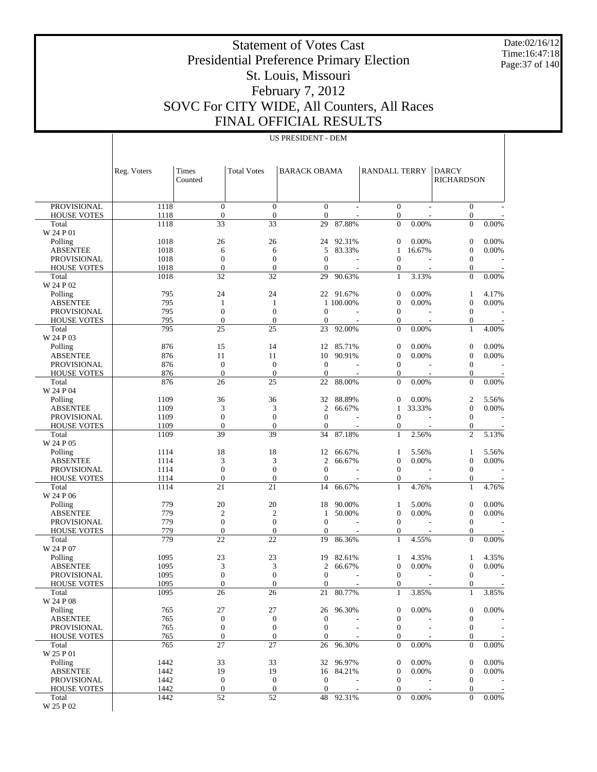# Statement of Votes Cast
## Presidential Preference Primary Election
## St. Louis, Missouri
## February 7, 2012
## SOVC For CITY WIDE, All Counters, All Races
## FINAL OFFICIAL RESULTS

Date:02/16/12
Time:16:47:18

US PRESIDENT - DEM

| | Reg. Voters | Times Counted | Total Votes | BARACK OBAMA | | RANDALL TERRY | | DARCY RICHARDSON | |
|---|---|---|---|---|---|---|---|---|---|
| PROVISIONAL | 1118 | 0 | 0 | 0 | - | 0 | - | 0 | - |
| HOUSE VOTES | 1118 | 0 | 0 | 0 | - | 0 | - | 0 | - |
| Total | 1118 | 33 | 33 | 29 | 87.88% | 0 | 0.00% | 0 | 0.00% |
| W 24 P 01 | | | | | | | | | |
| Polling | 1018 | 26 | 26 | 24 | 92.31% | 0 | 0.00% | 0 | 0.00% |
| ABSENTEE | 1018 | 6 | 6 | 5 | 83.33% | 1 | 16.67% | 0 | 0.00% |
| PROVISIONAL | 1018 | 0 | 0 | 0 | - | 0 | - | 0 | - |
| HOUSE VOTES | 1018 | 0 | 0 | 0 | - | 0 | - | 0 | - |
| Total | 1018 | 32 | 32 | 29 | 90.63% | 1 | 3.13% | 0 | 0.00% |
| W 24 P 02 | | | | | | | | | |
| Polling | 795 | 24 | 24 | 22 | 91.67% | 0 | 0.00% | 1 | 4.17% |
| ABSENTEE | 795 | 1 | 1 | 1 | 100.00% | 0 | 0.00% | 0 | 0.00% |
| PROVISIONAL | 795 | 0 | 0 | 0 | - | 0 | - | 0 | - |
| HOUSE VOTES | 795 | 0 | 0 | 0 | - | 0 | - | 0 | - |
| Total | 795 | 25 | 25 | 23 | 92.00% | 0 | 0.00% | 1 | 4.00% |
| W 24 P 03 | | | | | | | | | |
| Polling | 876 | 15 | 14 | 12 | 85.71% | 0 | 0.00% | 0 | 0.00% |
| ABSENTEE | 876 | 11 | 11 | 10 | 90.91% | 0 | 0.00% | 0 | 0.00% |
| PROVISIONAL | 876 | 0 | 0 | 0 | - | 0 | - | 0 | - |
| HOUSE VOTES | 876 | 0 | 0 | 0 | - | 0 | - | 0 | - |
| Total | 876 | 26 | 25 | 22 | 88.00% | 0 | 0.00% | 0 | 0.00% |
| W 24 P 04 | | | | | | | | | |
| Polling | 1109 | 36 | 36 | 32 | 88.89% | 0 | 0.00% | 2 | 5.56% |
| ABSENTEE | 1109 | 3 | 3 | 2 | 66.67% | 1 | 33.33% | 0 | 0.00% |
| PROVISIONAL | 1109 | 0 | 0 | 0 | - | 0 | - | 0 | - |
| HOUSE VOTES | 1109 | 0 | 0 | 0 | - | 0 | - | 0 | - |
| Total | 1109 | 39 | 39 | 34 | 87.18% | 1 | 2.56% | 2 | 5.13% |
| W 24 P 05 | | | | | | | | | |
| Polling | 1114 | 18 | 18 | 12 | 66.67% | 1 | 5.56% | 1 | 5.56% |
| ABSENTEE | 1114 | 3 | 3 | 2 | 66.67% | 0 | 0.00% | 0 | 0.00% |
| PROVISIONAL | 1114 | 0 | 0 | 0 | - | 0 | - | 0 | - |
| HOUSE VOTES | 1114 | 0 | 0 | 0 | - | 0 | - | 0 | - |
| Total | 1114 | 21 | 21 | 14 | 66.67% | 1 | 4.76% | 1 | 4.76% |
| W 24 P 06 | | | | | | | | | |
| Polling | 779 | 20 | 20 | 18 | 90.00% | 1 | 5.00% | 0 | 0.00% |
| ABSENTEE | 779 | 2 | 2 | 1 | 50.00% | 0 | 0.00% | 0 | 0.00% |
| PROVISIONAL | 779 | 0 | 0 | 0 | - | 0 | - | 0 | - |
| HOUSE VOTES | 779 | 0 | 0 | 0 | - | 0 | - | 0 | - |
| Total | 779 | 22 | 22 | 19 | 86.36% | 1 | 4.55% | 0 | 0.00% |
| W 24 P 07 | | | | | | | | | |
| Polling | 1095 | 23 | 23 | 19 | 82.61% | 1 | 4.35% | 1 | 4.35% |
| ABSENTEE | 1095 | 3 | 3 | 2 | 66.67% | 0 | 0.00% | 0 | 0.00% |
| PROVISIONAL | 1095 | 0 | 0 | 0 | - | 0 | - | 0 | - |
| HOUSE VOTES | 1095 | 0 | 0 | 0 | - | 0 | - | 0 | - |
| Total | 1095 | 26 | 26 | 21 | 80.77% | 1 | 3.85% | 1 | 3.85% |
| W 24 P 08 | | | | | | | | | |
| Polling | 765 | 27 | 27 | 26 | 96.30% | 0 | 0.00% | 0 | 0.00% |
| ABSENTEE | 765 | 0 | 0 | 0 | - | 0 | - | 0 | - |
| PROVISIONAL | 765 | 0 | 0 | 0 | - | 0 | - | 0 | - |
| HOUSE VOTES | 765 | 0 | 0 | 0 | - | 0 | - | 0 | - |
| Total | 765 | 27 | 27 | 26 | 96.30% | 0 | 0.00% | 0 | 0.00% |
| W 25 P 01 | | | | | | | | | |
| Polling | 1442 | 33 | 33 | 32 | 96.97% | 0 | 0.00% | 0 | 0.00% |
| ABSENTEE | 1442 | 19 | 19 | 16 | 84.21% | 0 | 0.00% | 0 | 0.00% |
| PROVISIONAL | 1442 | 0 | 0 | 0 | - | 0 | - | 0 | - |
| HOUSE VOTES | 1442 | 0 | 0 | 0 | - | 0 | - | 0 | - |
| Total | 1442 | 52 | 52 | 48 | 92.31% | 0 | 0.00% | 0 | 0.00% |
| W 25 P 02 | | | | | | | | | |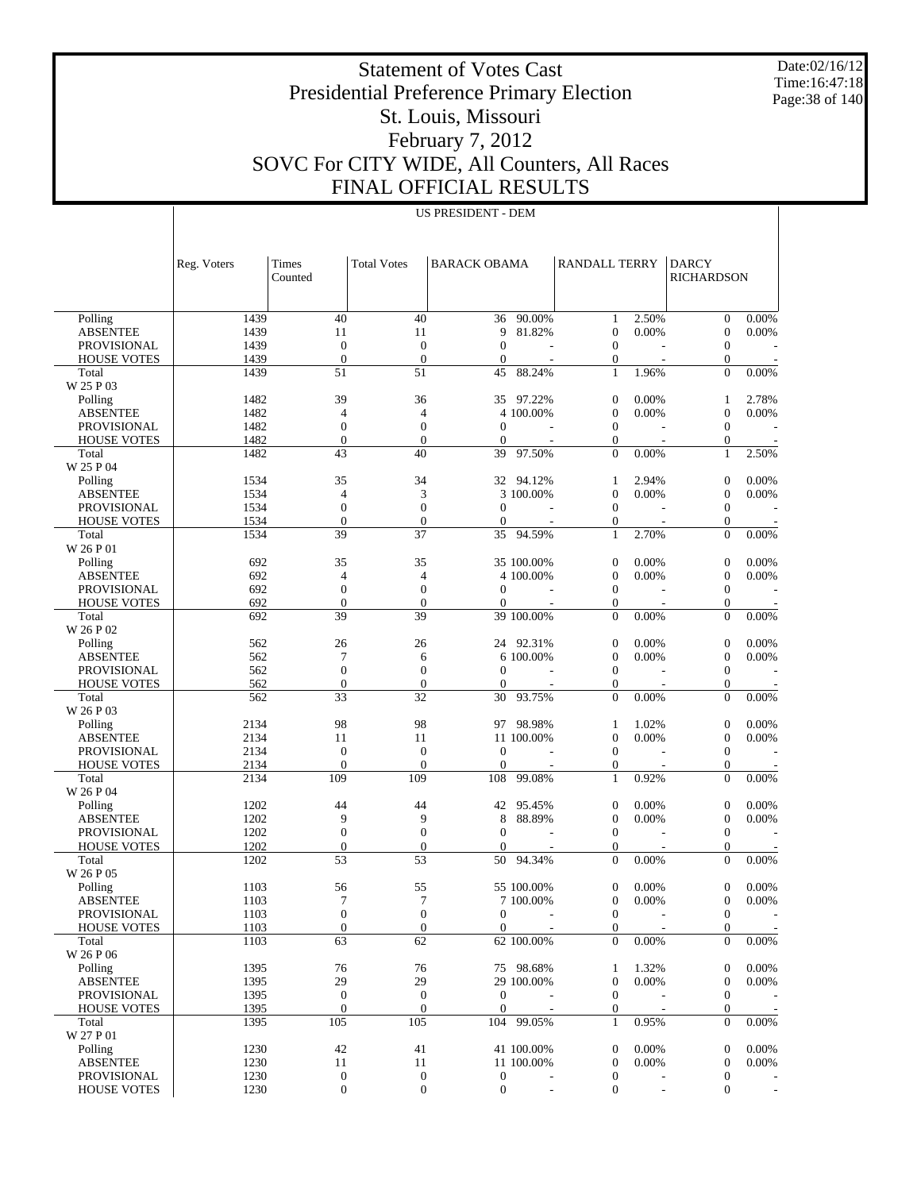# Statement of Votes Cast
# Presidential Preference Primary Election
# St. Louis, Missouri
# February 7, 2012
# SOVC For CITY WIDE, All Counters, All Races
# FINAL OFFICIAL RESULTS

Date:02/16/12
Time:16:47:18

US PRESIDENT - DEM

| | Reg. Voters | Times Counted | Total Votes | BARACK OBAMA | | RANDALL TERRY | | DARCY RICHARDSON | |
|---|---|---|---|---|---|---|---|---|---|
| Polling | 1439 | 40 | 40 | 36 | 90.00% | 1 | 2.50% | 0 | 0.00% |
| ABSENTEE | 1439 | 11 | 11 | 9 | 81.82% | 0 | 0.00% | 0 | 0.00% |
| PROVISIONAL | 1439 | 0 | 0 | 0 | - | 0 | - | 0 | - |
| HOUSE VOTES | 1439 | 0 | 0 | 0 | - | 0 | - | 0 | - |
| Total | 1439 | 51 | 51 | 45 | 88.24% | 1 | 1.96% | 0 | 0.00% |
| W 25 P 03 | | | | | | | | | |
| Polling | 1482 | 39 | 36 | 35 | 97.22% | 0 | 0.00% | 1 | 2.78% |
| ABSENTEE | 1482 | 4 | 4 | 4 | 100.00% | 0 | 0.00% | 0 | 0.00% |
| PROVISIONAL | 1482 | 0 | 0 | 0 | - | 0 | - | 0 | - |
| HOUSE VOTES | 1482 | 0 | 0 | 0 | - | 0 | - | 0 | - |
| Total | 1482 | 43 | 40 | 39 | 97.50% | 0 | 0.00% | 1 | 2.50% |
| W 25 P 04 | | | | | | | | | |
| Polling | 1534 | 35 | 34 | 32 | 94.12% | 1 | 2.94% | 0 | 0.00% |
| ABSENTEE | 1534 | 4 | 3 | 3 | 100.00% | 0 | 0.00% | 0 | 0.00% |
| PROVISIONAL | 1534 | 0 | 0 | 0 | - | 0 | - | 0 | - |
| HOUSE VOTES | 1534 | 0 | 0 | 0 | - | 0 | - | 0 | - |
| Total | 1534 | 39 | 37 | 35 | 94.59% | 1 | 2.70% | 0 | 0.00% |
| W 26 P 01 | | | | | | | | | |
| Polling | 692 | 35 | 35 | 35 | 100.00% | 0 | 0.00% | 0 | 0.00% |
| ABSENTEE | 692 | 4 | 4 | 4 | 100.00% | 0 | 0.00% | 0 | 0.00% |
| PROVISIONAL | 692 | 0 | 0 | 0 | - | 0 | - | 0 | - |
| HOUSE VOTES | 692 | 0 | 0 | 0 | - | 0 | - | 0 | - |
| Total | 692 | 39 | 39 | 39 | 100.00% | 0 | 0.00% | 0 | 0.00% |
| W 26 P 02 | | | | | | | | | |
| Polling | 562 | 26 | 26 | 24 | 92.31% | 0 | 0.00% | 0 | 0.00% |
| ABSENTEE | 562 | 7 | 6 | 6 | 100.00% | 0 | 0.00% | 0 | 0.00% |
| PROVISIONAL | 562 | 0 | 0 | 0 | - | 0 | - | 0 | - |
| HOUSE VOTES | 562 | 0 | 0 | 0 | - | 0 | - | 0 | - |
| Total | 562 | 33 | 32 | 30 | 93.75% | 0 | 0.00% | 0 | 0.00% |
| W 26 P 03 | | | | | | | | | |
| Polling | 2134 | 98 | 98 | 97 | 98.98% | 1 | 1.02% | 0 | 0.00% |
| ABSENTEE | 2134 | 11 | 11 | 11 | 100.00% | 0 | 0.00% | 0 | 0.00% |
| PROVISIONAL | 2134 | 0 | 0 | 0 | - | 0 | - | 0 | - |
| HOUSE VOTES | 2134 | 0 | 0 | 0 | - | 0 | - | 0 | - |
| Total | 2134 | 109 | 109 | 108 | 99.08% | 1 | 0.92% | 0 | 0.00% |
| W 26 P 04 | | | | | | | | | |
| Polling | 1202 | 44 | 44 | 42 | 95.45% | 0 | 0.00% | 0 | 0.00% |
| ABSENTEE | 1202 | 9 | 9 | 8 | 88.89% | 0 | 0.00% | 0 | 0.00% |
| PROVISIONAL | 1202 | 0 | 0 | 0 | - | 0 | - | 0 | - |
| HOUSE VOTES | 1202 | 0 | 0 | 0 | - | 0 | - | 0 | - |
| Total | 1202 | 53 | 53 | 50 | 94.34% | 0 | 0.00% | 0 | 0.00% |
| W 26 P 05 | | | | | | | | | |
| Polling | 1103 | 56 | 55 | 55 | 100.00% | 0 | 0.00% | 0 | 0.00% |
| ABSENTEE | 1103 | 7 | 7 | 7 | 100.00% | 0 | 0.00% | 0 | 0.00% |
| PROVISIONAL | 1103 | 0 | 0 | 0 | - | 0 | - | 0 | - |
| HOUSE VOTES | 1103 | 0 | 0 | 0 | - | 0 | - | 0 | - |
| Total | 1103 | 63 | 62 | 62 | 100.00% | 0 | 0.00% | 0 | 0.00% |
| W 26 P 06 | | | | | | | | | |
| Polling | 1395 | 76 | 76 | 75 | 98.68% | 1 | 1.32% | 0 | 0.00% |
| ABSENTEE | 1395 | 29 | 29 | 29 | 100.00% | 0 | 0.00% | 0 | 0.00% |
| PROVISIONAL | 1395 | 0 | 0 | 0 | - | 0 | - | 0 | - |
| HOUSE VOTES | 1395 | 0 | 0 | 0 | - | 0 | - | 0 | - |
| Total | 1395 | 105 | 105 | 104 | 99.05% | 1 | 0.95% | 0 | 0.00% |
| W 27 P 01 | | | | | | | | | |
| Polling | 1230 | 42 | 41 | 41 | 100.00% | 0 | 0.00% | 0 | 0.00% |
| ABSENTEE | 1230 | 11 | 11 | 11 | 100.00% | 0 | 0.00% | 0 | 0.00% |
| PROVISIONAL | 1230 | 0 | 0 | 0 | - | 0 | - | 0 | - |
| HOUSE VOTES | 1230 | 0 | 0 | 0 | - | 0 | - | 0 | - |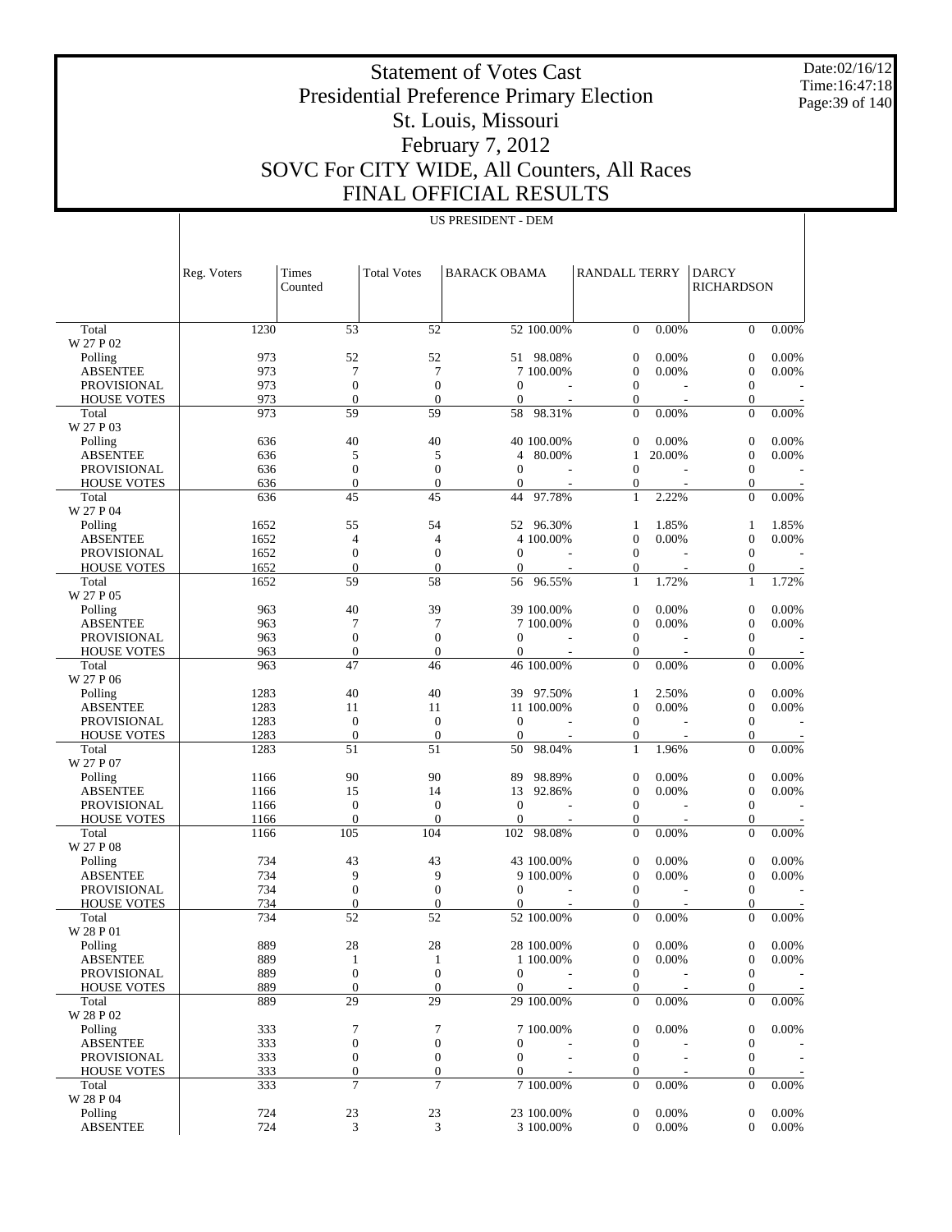# Statement of Votes Cast
## Presidential Preference Primary Election
## St. Louis, Missouri
## February 7, 2012
## SOVC For CITY WIDE, All Counters, All Races
## FINAL OFFICIAL RESULTS

Date:02/16/12
Time:16:47:18

US PRESIDENT - DEM

| | Reg. Voters | Times Counted | Total Votes | BARACK OBAMA | | RANDALL TERRY | | DARCY RICHARDSON | |
|---|---|---|---|---|---|---|---|---|---|
| Total | 1230 | 53 | 52 | 52 | 100.00% | 0 | 0.00% | 0 | 0.00% |
| W 27 P 02 | | | | | | | | | |
| Polling | 973 | 52 | 52 | 51 | 98.08% | 0 | 0.00% | 0 | 0.00% |
| ABSENTEE | 973 | 7 | 7 | 7 | 100.00% | 0 | 0.00% | 0 | 0.00% |
| PROVISIONAL | 973 | 0 | 0 | 0 | - | 0 | - | 0 | - |
| HOUSE VOTES | 973 | 0 | 0 | 0 | - | 0 | - | 0 | - |
| Total | 973 | 59 | 59 | 58 | 98.31% | 0 | 0.00% | 0 | 0.00% |
| W 27 P 03 | | | | | | | | | |
| Polling | 636 | 40 | 40 | 40 | 100.00% | 0 | 0.00% | 0 | 0.00% |
| ABSENTEE | 636 | 5 | 5 | 4 | 80.00% | 1 | 20.00% | 0 | 0.00% |
| PROVISIONAL | 636 | 0 | 0 | 0 | - | 0 | - | 0 | - |
| HOUSE VOTES | 636 | 0 | 0 | 0 | - | 0 | - | 0 | - |
| Total | 636 | 45 | 45 | 44 | 97.78% | 1 | 2.22% | 0 | 0.00% |
| W 27 P 04 | | | | | | | | | |
| Polling | 1652 | 55 | 54 | 52 | 96.30% | 1 | 1.85% | 1 | 1.85% |
| ABSENTEE | 1652 | 4 | 4 | 4 | 100.00% | 0 | 0.00% | 0 | 0.00% |
| PROVISIONAL | 1652 | 0 | 0 | 0 | - | 0 | - | 0 | - |
| HOUSE VOTES | 1652 | 0 | 0 | 0 | - | 0 | - | 0 | - |
| Total | 1652 | 59 | 58 | 56 | 96.55% | 1 | 1.72% | 1 | 1.72% |
| W 27 P 05 | | | | | | | | | |
| Polling | 963 | 40 | 39 | 39 | 100.00% | 0 | 0.00% | 0 | 0.00% |
| ABSENTEE | 963 | 7 | 7 | 7 | 100.00% | 0 | 0.00% | 0 | 0.00% |
| PROVISIONAL | 963 | 0 | 0 | 0 | - | 0 | - | 0 | - |
| HOUSE VOTES | 963 | 0 | 0 | 0 | - | 0 | - | 0 | - |
| Total | 963 | 47 | 46 | 46 | 100.00% | 0 | 0.00% | 0 | 0.00% |
| W 27 P 06 | | | | | | | | | |
| Polling | 1283 | 40 | 40 | 39 | 97.50% | 1 | 2.50% | 0 | 0.00% |
| ABSENTEE | 1283 | 11 | 11 | 11 | 100.00% | 0 | 0.00% | 0 | 0.00% |
| PROVISIONAL | 1283 | 0 | 0 | 0 | - | 0 | - | 0 | - |
| HOUSE VOTES | 1283 | 0 | 0 | 0 | - | 0 | - | 0 | - |
| Total | 1283 | 51 | 51 | 50 | 98.04% | 1 | 1.96% | 0 | 0.00% |
| W 27 P 07 | | | | | | | | | |
| Polling | 1166 | 90 | 90 | 89 | 98.89% | 0 | 0.00% | 0 | 0.00% |
| ABSENTEE | 1166 | 15 | 14 | 13 | 92.86% | 0 | 0.00% | 0 | 0.00% |
| PROVISIONAL | 1166 | 0 | 0 | 0 | - | 0 | - | 0 | - |
| HOUSE VOTES | 1166 | 0 | 0 | 0 | - | 0 | - | 0 | - |
| Total | 1166 | 105 | 104 | 102 | 98.08% | 0 | 0.00% | 0 | 0.00% |
| W 27 P 08 | | | | | | | | | |
| Polling | 734 | 43 | 43 | 43 | 100.00% | 0 | 0.00% | 0 | 0.00% |
| ABSENTEE | 734 | 9 | 9 | 9 | 100.00% | 0 | 0.00% | 0 | 0.00% |
| PROVISIONAL | 734 | 0 | 0 | 0 | - | 0 | - | 0 | - |
| HOUSE VOTES | 734 | 0 | 0 | 0 | - | 0 | - | 0 | - |
| Total | 734 | 52 | 52 | 52 | 100.00% | 0 | 0.00% | 0 | 0.00% |
| W 28 P 01 | | | | | | | | | |
| Polling | 889 | 28 | 28 | 28 | 100.00% | 0 | 0.00% | 0 | 0.00% |
| ABSENTEE | 889 | 1 | 1 | 1 | 100.00% | 0 | 0.00% | 0 | 0.00% |
| PROVISIONAL | 889 | 0 | 0 | 0 | - | 0 | - | 0 | - |
| HOUSE VOTES | 889 | 0 | 0 | 0 | - | 0 | - | 0 | - |
| Total | 889 | 29 | 29 | 29 | 100.00% | 0 | 0.00% | 0 | 0.00% |
| W 28 P 02 | | | | | | | | | |
| Polling | 333 | 7 | 7 | 7 | 100.00% | 0 | 0.00% | 0 | 0.00% |
| ABSENTEE | 333 | 0 | 0 | 0 | - | 0 | - | 0 | - |
| PROVISIONAL | 333 | 0 | 0 | 0 | - | 0 | - | 0 | - |
| HOUSE VOTES | 333 | 0 | 0 | 0 | - | 0 | - | 0 | - |
| Total | 333 | 7 | 7 | 7 | 100.00% | 0 | 0.00% | 0 | 0.00% |
| W 28 P 04 | | | | | | | | | |
| Polling | 724 | 23 | 23 | 23 | 100.00% | 0 | 0.00% | 0 | 0.00% |
| ABSENTEE | 724 | 3 | 3 | 3 | 100.00% | 0 | 0.00% | 0 | 0.00% |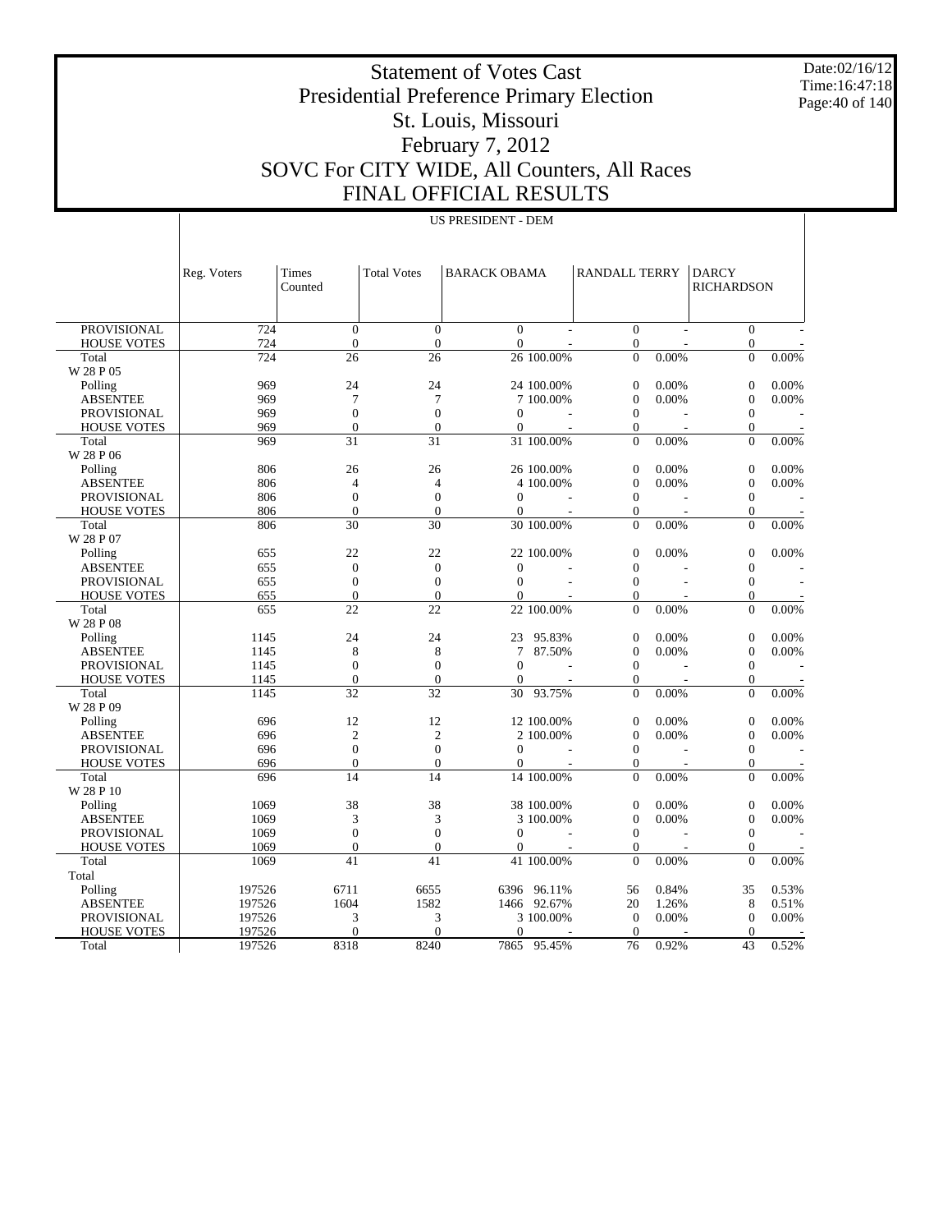# Statement of Votes Cast
# Presidential Preference Primary Election
# St. Louis, Missouri
# February 7, 2012
# SOVC For CITY WIDE, All Counters, All Races
# FINAL OFFICIAL RESULTS

Date:02/16/12
Time:16:47:18

US PRESIDENT - DEM

| | Reg. Voters | Times Counted | Total Votes | BARACK OBAMA | | RANDALL TERRY | | DARCY RICHARDSON | |
|---|---|---|---|---|---|---|---|---|---|
| PROVISIONAL | 724 | 0 | 0 | 0 | - | 0 | - | 0 | - |
| HOUSE VOTES | 724 | 0 | 0 | 0 | - | 0 | - | 0 | - |
| Total | 724 | 26 | 26 | 26 | 100.00% | 0 | 0.00% | 0 | 0.00% |
| W 28 P 05 | | | | | | | | | |
| Polling | 969 | 24 | 24 | 24 | 100.00% | 0 | 0.00% | 0 | 0.00% |
| ABSENTEE | 969 | 7 | 7 | 7 | 100.00% | 0 | 0.00% | 0 | 0.00% |
| PROVISIONAL | 969 | 0 | 0 | 0 | - | 0 | - | 0 | - |
| HOUSE VOTES | 969 | 0 | 0 | 0 | - | 0 | - | 0 | - |
| Total | 969 | 31 | 31 | 31 | 100.00% | 0 | 0.00% | 0 | 0.00% |
| W 28 P 06 | | | | | | | | | |
| Polling | 806 | 26 | 26 | 26 | 100.00% | 0 | 0.00% | 0 | 0.00% |
| ABSENTEE | 806 | 4 | 4 | 4 | 100.00% | 0 | 0.00% | 0 | 0.00% |
| PROVISIONAL | 806 | 0 | 0 | 0 | - | 0 | - | 0 | - |
| HOUSE VOTES | 806 | 0 | 0 | 0 | - | 0 | - | 0 | - |
| Total | 806 | 30 | 30 | 30 | 100.00% | 0 | 0.00% | 0 | 0.00% |
| W 28 P 07 | | | | | | | | | |
| Polling | 655 | 22 | 22 | 22 | 100.00% | 0 | 0.00% | 0 | 0.00% |
| ABSENTEE | 655 | 0 | 0 | 0 | - | 0 | - | 0 | - |
| PROVISIONAL | 655 | 0 | 0 | 0 | - | 0 | - | 0 | - |
| HOUSE VOTES | 655 | 0 | 0 | 0 | - | 0 | - | 0 | - |
| Total | 655 | 22 | 22 | 22 | 100.00% | 0 | 0.00% | 0 | 0.00% |
| W 28 P 08 | | | | | | | | | |
| Polling | 1145 | 24 | 24 | 23 | 95.83% | 0 | 0.00% | 0 | 0.00% |
| ABSENTEE | 1145 | 8 | 8 | 7 | 87.50% | 0 | 0.00% | 0 | 0.00% |
| PROVISIONAL | 1145 | 0 | 0 | 0 | - | 0 | - | 0 | - |
| HOUSE VOTES | 1145 | 0 | 0 | 0 | - | 0 | - | 0 | - |
| Total | 1145 | 32 | 32 | 30 | 93.75% | 0 | 0.00% | 0 | 0.00% |
| W 28 P 09 | | | | | | | | | |
| Polling | 696 | 12 | 12 | 12 | 100.00% | 0 | 0.00% | 0 | 0.00% |
| ABSENTEE | 696 | 2 | 2 | 2 | 100.00% | 0 | 0.00% | 0 | 0.00% |
| PROVISIONAL | 696 | 0 | 0 | 0 | - | 0 | - | 0 | - |
| HOUSE VOTES | 696 | 0 | 0 | 0 | - | 0 | - | 0 | - |
| Total | 696 | 14 | 14 | 14 | 100.00% | 0 | 0.00% | 0 | 0.00% |
| W 28 P 10 | | | | | | | | | |
| Polling | 1069 | 38 | 38 | 38 | 100.00% | 0 | 0.00% | 0 | 0.00% |
| ABSENTEE | 1069 | 3 | 3 | 3 | 100.00% | 0 | 0.00% | 0 | 0.00% |
| PROVISIONAL | 1069 | 0 | 0 | 0 | - | 0 | - | 0 | - |
| HOUSE VOTES | 1069 | 0 | 0 | 0 | - | 0 | - | 0 | - |
| Total | 1069 | 41 | 41 | 41 | 100.00% | 0 | 0.00% | 0 | 0.00% |
| Total | | | | | | | | | |
| Polling | 197526 | 6711 | 6655 | 6396 | 96.11% | 56 | 0.84% | 35 | 0.53% |
| ABSENTEE | 197526 | 1604 | 1582 | 1466 | 92.67% | 20 | 1.26% | 8 | 0.51% |
| PROVISIONAL | 197526 | 3 | 3 | 3 | 100.00% | 0 | 0.00% | 0 | 0.00% |
| HOUSE VOTES | 197526 | 0 | 0 | 0 | - | 0 | - | 0 | - |
| Total | 197526 | 8318 | 8240 | 7865 | 95.45% | 76 | 0.92% | 43 | 0.52% |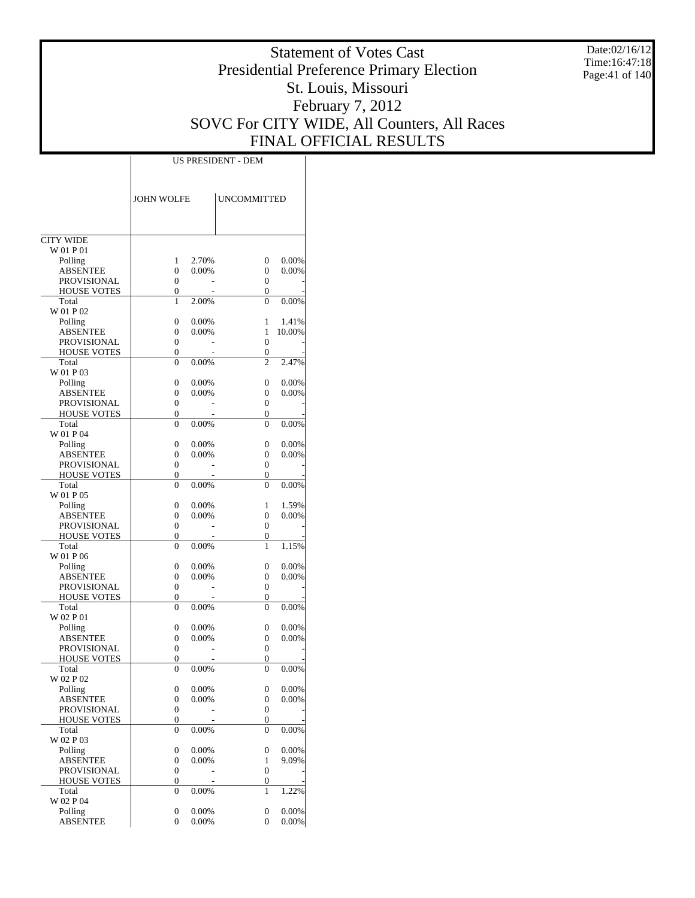# Statement of Votes Cast
# Presidential Preference Primary Election
# St. Louis, Missouri
# February 7, 2012
# SOVC For CITY WIDE, All Counters, All Races
# FINAL OFFICIAL RESULTS

Date:02/16/12
Time:16:47:18

| | US PRESIDENT - DEM | | | |
|---|---|---|---|---|
| | JOHN WOLFE | | UNCOMMITTED | |
| CITY WIDE | | | | |
| W 01 P 01 | | | | |
| Polling | 1 | 2.70% | 0 | 0.00% |
| ABSENTEE | 0 | 0.00% | 0 | 0.00% |
| PROVISIONAL | 0 | - | 0 | - |
| HOUSE VOTES | 0 | - | 0 | - |
| Total | 1 | 2.00% | 0 | 0.00% |
| W 01 P 02 | | | | |
| Polling | 0 | 0.00% | 1 | 1.41% |
| ABSENTEE | 0 | 0.00% | 1 | 10.00% |
| PROVISIONAL | 0 | - | 0 | - |
| HOUSE VOTES | 0 | - | 0 | - |
| Total | 0 | 0.00% | 2 | 2.47% |
| W 01 P 03 | | | | |
| Polling | 0 | 0.00% | 0 | 0.00% |
| ABSENTEE | 0 | 0.00% | 0 | 0.00% |
| PROVISIONAL | 0 | - | 0 | - |
| HOUSE VOTES | 0 | - | 0 | - |
| Total | 0 | 0.00% | 0 | 0.00% |
| W 01 P 04 | | | | |
| Polling | 0 | 0.00% | 0 | 0.00% |
| ABSENTEE | 0 | 0.00% | 0 | 0.00% |
| PROVISIONAL | 0 | - | 0 | - |
| HOUSE VOTES | 0 | - | 0 | - |
| Total | 0 | 0.00% | 0 | 0.00% |
| W 01 P 05 | | | | |
| Polling | 0 | 0.00% | 1 | 1.59% |
| ABSENTEE | 0 | 0.00% | 0 | 0.00% |
| PROVISIONAL | 0 | - | 0 | - |
| HOUSE VOTES | 0 | - | 0 | - |
| Total | 0 | 0.00% | 1 | 1.15% |
| W 01 P 06 | | | | |
| Polling | 0 | 0.00% | 0 | 0.00% |
| ABSENTEE | 0 | 0.00% | 0 | 0.00% |
| PROVISIONAL | 0 | - | 0 | - |
| HOUSE VOTES | 0 | - | 0 | - |
| Total | 0 | 0.00% | 0 | 0.00% |
| W 02 P 01 | | | | |
| Polling | 0 | 0.00% | 0 | 0.00% |
| ABSENTEE | 0 | 0.00% | 0 | 0.00% |
| PROVISIONAL | 0 | - | 0 | - |
| HOUSE VOTES | 0 | - | 0 | - |
| Total | 0 | 0.00% | 0 | 0.00% |
| W 02 P 02 | | | | |
| Polling | 0 | 0.00% | 0 | 0.00% |
| ABSENTEE | 0 | 0.00% | 0 | 0.00% |
| PROVISIONAL | 0 | - | 0 | - |
| HOUSE VOTES | 0 | - | 0 | - |
| Total | 0 | 0.00% | 0 | 0.00% |
| W 02 P 03 | | | | |
| Polling | 0 | 0.00% | 0 | 0.00% |
| ABSENTEE | 0 | 0.00% | 1 | 9.09% |
| PROVISIONAL | 0 | - | 0 | - |
| HOUSE VOTES | 0 | - | 0 | - |
| Total | 0 | 0.00% | 1 | 1.22% |
| W 02 P 04 | | | | |
| Polling | 0 | 0.00% | 0 | 0.00% |
| ABSENTEE | 0 | 0.00% | 0 | 0.00% |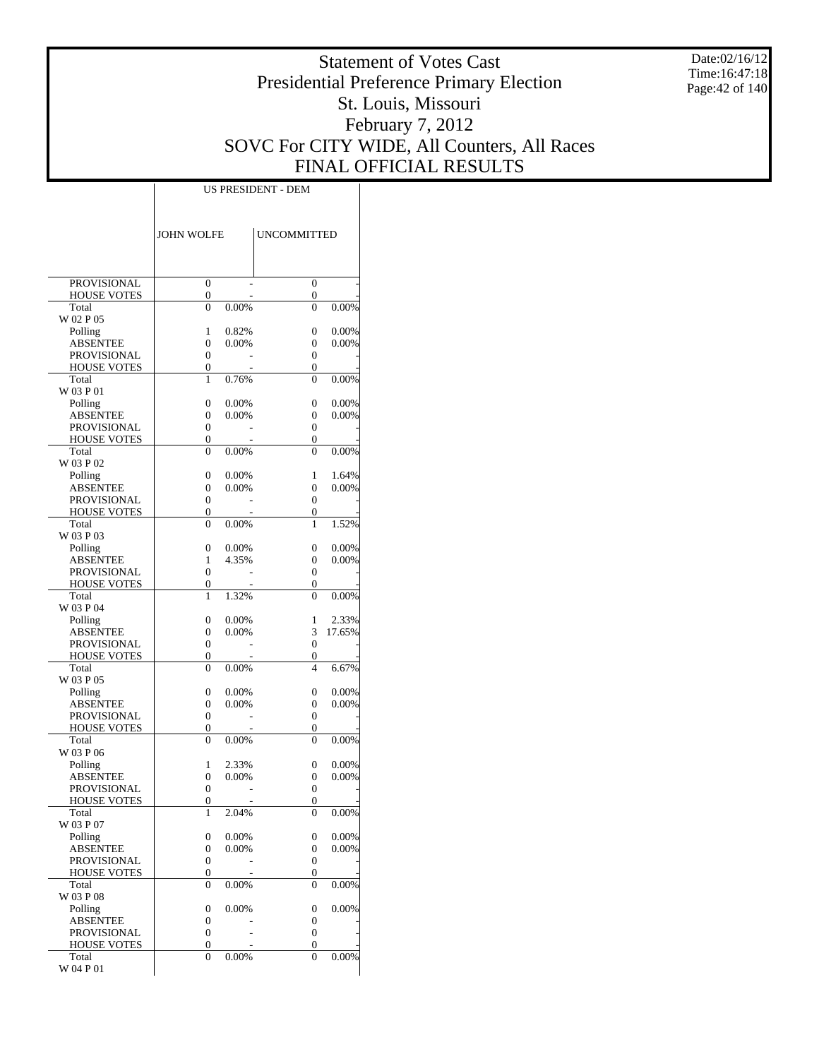# Statement of Votes Cast
# Presidential Preference Primary Election
# St. Louis, Missouri
# February 7, 2012
# SOVC For CITY WIDE, All Counters, All Races
# FINAL OFFICIAL RESULTS

Date:02/16/12
Time:16:47:18

| | US PRESIDENT - DEM | | | |
|---|---|---|---|---|
| | JOHN WOLFE | | UNCOMMITTED | |
| PROVISIONAL | 0 | - | 0 | - |
| HOUSE VOTES | 0 | - | 0 | - |
| Total | 0 | 0.00% | 0 | 0.00% |
| W 02 P 05 | | | | |
| Polling | 1 | 0.82% | 0 | 0.00% |
| ABSENTEE | 0 | 0.00% | 0 | 0.00% |
| PROVISIONAL | 0 | - | 0 | - |
| HOUSE VOTES | 0 | - | 0 | - |
| Total | 1 | 0.76% | 0 | 0.00% |
| W 03 P 01 | | | | |
| Polling | 0 | 0.00% | 0 | 0.00% |
| ABSENTEE | 0 | 0.00% | 0 | 0.00% |
| PROVISIONAL | 0 | - | 0 | - |
| HOUSE VOTES | 0 | - | 0 | - |
| Total | 0 | 0.00% | 0 | 0.00% |
| W 03 P 02 | | | | |
| Polling | 0 | 0.00% | 1 | 1.64% |
| ABSENTEE | 0 | 0.00% | 0 | 0.00% |
| PROVISIONAL | 0 | - | 0 | - |
| HOUSE VOTES | 0 | - | 0 | - |
| Total | 0 | 0.00% | 1 | 1.52% |
| W 03 P 03 | | | | |
| Polling | 0 | 0.00% | 0 | 0.00% |
| ABSENTEE | 1 | 4.35% | 0 | 0.00% |
| PROVISIONAL | 0 | - | 0 | - |
| HOUSE VOTES | 0 | - | 0 | - |
| Total | 1 | 1.32% | 0 | 0.00% |
| W 03 P 04 | | | | |
| Polling | 0 | 0.00% | 1 | 2.33% |
| ABSENTEE | 0 | 0.00% | 3 | 17.65% |
| PROVISIONAL | 0 | - | 0 | - |
| HOUSE VOTES | 0 | - | 0 | - |
| Total | 0 | 0.00% | 4 | 6.67% |
| W 03 P 05 | | | | |
| Polling | 0 | 0.00% | 0 | 0.00% |
| ABSENTEE | 0 | 0.00% | 0 | 0.00% |
| PROVISIONAL | 0 | - | 0 | - |
| HOUSE VOTES | 0 | - | 0 | - |
| Total | 0 | 0.00% | 0 | 0.00% |
| W 03 P 06 | | | | |
| Polling | 1 | 2.33% | 0 | 0.00% |
| ABSENTEE | 0 | 0.00% | 0 | 0.00% |
| PROVISIONAL | 0 | - | 0 | - |
| HOUSE VOTES | 0 | - | 0 | - |
| Total | 1 | 2.04% | 0 | 0.00% |
| W 03 P 07 | | | | |
| Polling | 0 | 0.00% | 0 | 0.00% |
| ABSENTEE | 0 | 0.00% | 0 | 0.00% |
| PROVISIONAL | 0 | - | 0 | - |
| HOUSE VOTES | 0 | - | 0 | - |
| Total | 0 | 0.00% | 0 | 0.00% |
| W 03 P 08 | | | | |
| Polling | 0 | 0.00% | 0 | 0.00% |
| ABSENTEE | 0 | - | 0 | - |
| PROVISIONAL | 0 | - | 0 | - |
| HOUSE VOTES | 0 | - | 0 | - |
| Total | 0 | 0.00% | 0 | 0.00% |
| W 04 P 01 | | | | |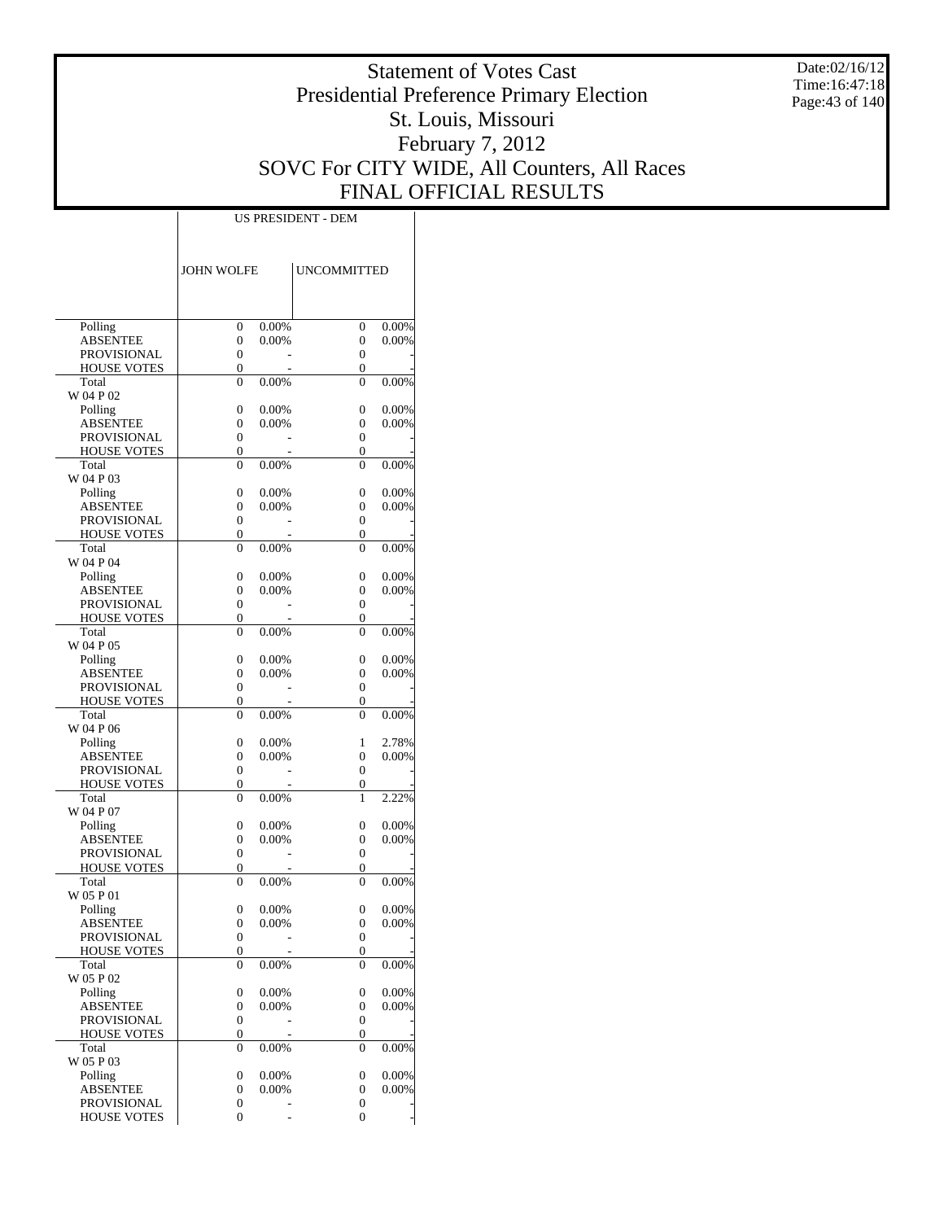# Statement of Votes Cast
## Presidential Preference Primary Election
## St. Louis, Missouri
## February 7, 2012
## SOVC For CITY WIDE, All Counters, All Races
## FINAL OFFICIAL RESULTS

Date:02/16/12
Time:16:47:18

| | US PRESIDENT - DEM | | | |
|---|---|---|---|---|
| | JOHN WOLFE | | UNCOMMITTED | |
| Polling | 0 | 0.00% | 0 | 0.00% |
| ABSENTEE | 0 | 0.00% | 0 | 0.00% |
| PROVISIONAL | 0 | - | 0 | - |
| HOUSE VOTES | 0 | - | 0 | - |
| Total | 0 | 0.00% | 0 | 0.00% |
| W 04 P 02 | | | | |
| Polling | 0 | 0.00% | 0 | 0.00% |
| ABSENTEE | 0 | 0.00% | 0 | 0.00% |
| PROVISIONAL | 0 | - | 0 | - |
| HOUSE VOTES | 0 | - | 0 | - |
| Total | 0 | 0.00% | 0 | 0.00% |
| W 04 P 03 | | | | |
| Polling | 0 | 0.00% | 0 | 0.00% |
| ABSENTEE | 0 | 0.00% | 0 | 0.00% |
| PROVISIONAL | 0 | - | 0 | - |
| HOUSE VOTES | 0 | - | 0 | - |
| Total | 0 | 0.00% | 0 | 0.00% |
| W 04 P 04 | | | | |
| Polling | 0 | 0.00% | 0 | 0.00% |
| ABSENTEE | 0 | 0.00% | 0 | 0.00% |
| PROVISIONAL | 0 | - | 0 | - |
| HOUSE VOTES | 0 | - | 0 | - |
| Total | 0 | 0.00% | 0 | 0.00% |
| W 04 P 05 | | | | |
| Polling | 0 | 0.00% | 0 | 0.00% |
| ABSENTEE | 0 | 0.00% | 0 | 0.00% |
| PROVISIONAL | 0 | - | 0 | - |
| HOUSE VOTES | 0 | - | 0 | - |
| Total | 0 | 0.00% | 0 | 0.00% |
| W 04 P 06 | | | | |
| Polling | 0 | 0.00% | 1 | 2.78% |
| ABSENTEE | 0 | 0.00% | 0 | 0.00% |
| PROVISIONAL | 0 | - | 0 | - |
| HOUSE VOTES | 0 | - | 0 | - |
| Total | 0 | 0.00% | 1 | 2.22% |
| W 04 P 07 | | | | |
| Polling | 0 | 0.00% | 0 | 0.00% |
| ABSENTEE | 0 | 0.00% | 0 | 0.00% |
| PROVISIONAL | 0 | - | 0 | - |
| HOUSE VOTES | 0 | - | 0 | - |
| Total | 0 | 0.00% | 0 | 0.00% |
| W 05 P 01 | | | | |
| Polling | 0 | 0.00% | 0 | 0.00% |
| ABSENTEE | 0 | 0.00% | 0 | 0.00% |
| PROVISIONAL | 0 | - | 0 | - |
| HOUSE VOTES | 0 | - | 0 | - |
| Total | 0 | 0.00% | 0 | 0.00% |
| W 05 P 02 | | | | |
| Polling | 0 | 0.00% | 0 | 0.00% |
| ABSENTEE | 0 | 0.00% | 0 | 0.00% |
| PROVISIONAL | 0 | - | 0 | - |
| HOUSE VOTES | 0 | - | 0 | - |
| Total | 0 | 0.00% | 0 | 0.00% |
| W 05 P 03 | | | | |
| Polling | 0 | 0.00% | 0 | 0.00% |
| ABSENTEE | 0 | 0.00% | 0 | 0.00% |
| PROVISIONAL | 0 | - | 0 | - |
| HOUSE VOTES | 0 | - | 0 | - |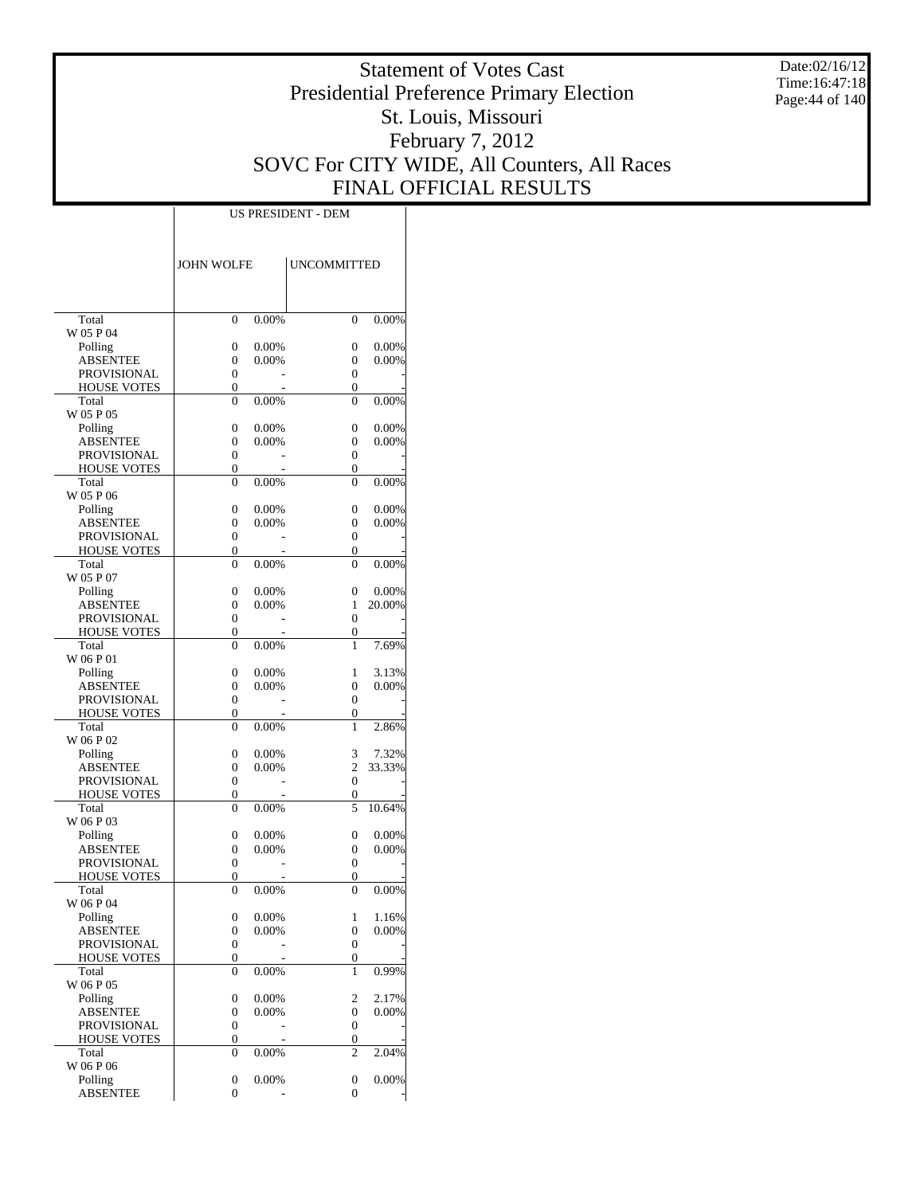# Statement of Votes Cast
# Presidential Preference Primary Election
# St. Louis, Missouri
# February 7, 2012
# SOVC For CITY WIDE, All Counters, All Races
# FINAL OFFICIAL RESULTS

Date:02/16/12
Time:16:47:18

| | US PRESIDENT - DEM | | | |
|---|---|---|---|---|
| | JOHN WOLFE | | UNCOMMITTED | |
| Total | 0 | 0.00% | 0 | 0.00% |
| W 05 P 04 | | | | |
| Polling | 0 | 0.00% | 0 | 0.00% |
| ABSENTEE | 0 | 0.00% | 0 | 0.00% |
| PROVISIONAL | 0 | - | 0 | - |
| HOUSE VOTES | 0 | - | 0 | - |
| Total | 0 | 0.00% | 0 | 0.00% |
| W 05 P 05 | | | | |
| Polling | 0 | 0.00% | 0 | 0.00% |
| ABSENTEE | 0 | 0.00% | 0 | 0.00% |
| PROVISIONAL | 0 | - | 0 | - |
| HOUSE VOTES | 0 | - | 0 | - |
| Total | 0 | 0.00% | 0 | 0.00% |
| W 05 P 06 | | | | |
| Polling | 0 | 0.00% | 0 | 0.00% |
| ABSENTEE | 0 | 0.00% | 0 | 0.00% |
| PROVISIONAL | 0 | - | 0 | - |
| HOUSE VOTES | 0 | - | 0 | - |
| Total | 0 | 0.00% | 0 | 0.00% |
| W 05 P 07 | | | | |
| Polling | 0 | 0.00% | 0 | 0.00% |
| ABSENTEE | 0 | 0.00% | 1 | 20.00% |
| PROVISIONAL | 0 | - | 0 | - |
| HOUSE VOTES | 0 | - | 0 | - |
| Total | 0 | 0.00% | 1 | 7.69% |
| W 06 P 01 | | | | |
| Polling | 0 | 0.00% | 1 | 3.13% |
| ABSENTEE | 0 | 0.00% | 0 | 0.00% |
| PROVISIONAL | 0 | - | 0 | - |
| HOUSE VOTES | 0 | - | 0 | - |
| Total | 0 | 0.00% | 1 | 2.86% |
| W 06 P 02 | | | | |
| Polling | 0 | 0.00% | 3 | 7.32% |
| ABSENTEE | 0 | 0.00% | 2 | 33.33% |
| PROVISIONAL | 0 | - | 0 | - |
| HOUSE VOTES | 0 | - | 0 | - |
| Total | 0 | 0.00% | 5 | 10.64% |
| W 06 P 03 | | | | |
| Polling | 0 | 0.00% | 0 | 0.00% |
| ABSENTEE | 0 | 0.00% | 0 | 0.00% |
| PROVISIONAL | 0 | - | 0 | - |
| HOUSE VOTES | 0 | - | 0 | - |
| Total | 0 | 0.00% | 0 | 0.00% |
| W 06 P 04 | | | | |
| Polling | 0 | 0.00% | 1 | 1.16% |
| ABSENTEE | 0 | 0.00% | 0 | 0.00% |
| PROVISIONAL | 0 | - | 0 | - |
| HOUSE VOTES | 0 | - | 0 | - |
| Total | 0 | 0.00% | 1 | 0.99% |
| W 06 P 05 | | | | |
| Polling | 0 | 0.00% | 2 | 2.17% |
| ABSENTEE | 0 | 0.00% | 0 | 0.00% |
| PROVISIONAL | 0 | - | 0 | - |
| HOUSE VOTES | 0 | - | 0 | - |
| Total | 0 | 0.00% | 2 | 2.04% |
| W 06 P 06 | | | | |
| Polling | 0 | 0.00% | 0 | 0.00% |
| ABSENTEE | 0 | - | 0 | - |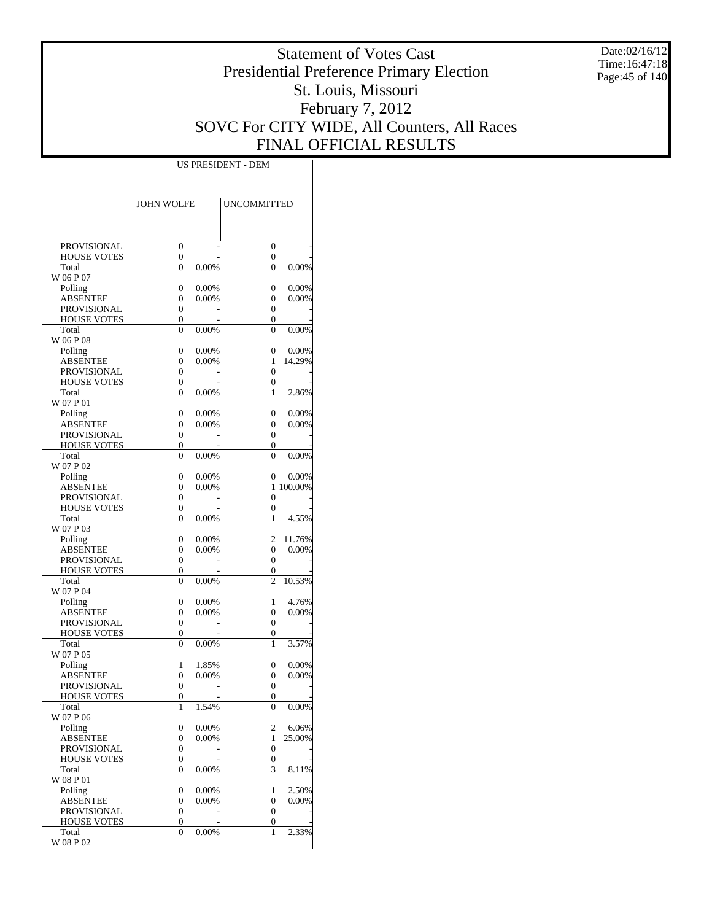# Statement of Votes Cast
## Presidential Preference Primary Election
## St. Louis, Missouri
## February 7, 2012
## SOVC For CITY WIDE, All Counters, All Races
## FINAL OFFICIAL RESULTS

Date:02/16/12
Time:16:47:18

| | US PRESIDENT - DEM | | | |
|---|---|---|---|---|
| | JOHN WOLFE | | UNCOMMITTED | |
| PROVISIONAL | 0 | - | 0 | - |
| HOUSE VOTES | 0 | - | 0 | - |
| Total | 0 | 0.00% | 0 | 0.00% |
| W 06 P 07 | | | | |
| Polling | 0 | 0.00% | 0 | 0.00% |
| ABSENTEE | 0 | 0.00% | 0 | 0.00% |
| PROVISIONAL | 0 | - | 0 | - |
| HOUSE VOTES | 0 | - | 0 | - |
| Total | 0 | 0.00% | 0 | 0.00% |
| W 06 P 08 | | | | |
| Polling | 0 | 0.00% | 0 | 0.00% |
| ABSENTEE | 0 | 0.00% | 1 | 14.29% |
| PROVISIONAL | 0 | - | 0 | - |
| HOUSE VOTES | 0 | - | 0 | - |
| Total | 0 | 0.00% | 1 | 2.86% |
| W 07 P 01 | | | | |
| Polling | 0 | 0.00% | 0 | 0.00% |
| ABSENTEE | 0 | 0.00% | 0 | 0.00% |
| PROVISIONAL | 0 | - | 0 | - |
| HOUSE VOTES | 0 | - | 0 | - |
| Total | 0 | 0.00% | 0 | 0.00% |
| W 07 P 02 | | | | |
| Polling | 0 | 0.00% | 0 | 0.00% |
| ABSENTEE | 0 | 0.00% | 1 | 100.00% |
| PROVISIONAL | 0 | - | 0 | - |
| HOUSE VOTES | 0 | - | 0 | - |
| Total | 0 | 0.00% | 1 | 4.55% |
| W 07 P 03 | | | | |
| Polling | 0 | 0.00% | 2 | 11.76% |
| ABSENTEE | 0 | 0.00% | 0 | 0.00% |
| PROVISIONAL | 0 | - | 0 | - |
| HOUSE VOTES | 0 | - | 0 | - |
| Total | 0 | 0.00% | 2 | 10.53% |
| W 07 P 04 | | | | |
| Polling | 0 | 0.00% | 1 | 4.76% |
| ABSENTEE | 0 | 0.00% | 0 | 0.00% |
| PROVISIONAL | 0 | - | 0 | - |
| HOUSE VOTES | 0 | - | 0 | - |
| Total | 0 | 0.00% | 1 | 3.57% |
| W 07 P 05 | | | | |
| Polling | 1 | 1.85% | 0 | 0.00% |
| ABSENTEE | 0 | 0.00% | 0 | 0.00% |
| PROVISIONAL | 0 | - | 0 | - |
| HOUSE VOTES | 0 | - | 0 | - |
| Total | 1 | 1.54% | 0 | 0.00% |
| W 07 P 06 | | | | |
| Polling | 0 | 0.00% | 2 | 6.06% |
| ABSENTEE | 0 | 0.00% | 1 | 25.00% |
| PROVISIONAL | 0 | - | 0 | - |
| HOUSE VOTES | 0 | - | 0 | - |
| Total | 0 | 0.00% | 3 | 8.11% |
| W 08 P 01 | | | | |
| Polling | 0 | 0.00% | 1 | 2.50% |
| ABSENTEE | 0 | 0.00% | 0 | 0.00% |
| PROVISIONAL | 0 | - | 0 | - |
| HOUSE VOTES | 0 | - | 0 | - |
| Total | 0 | 0.00% | 1 | 2.33% |
| W 08 P 02 | | | | |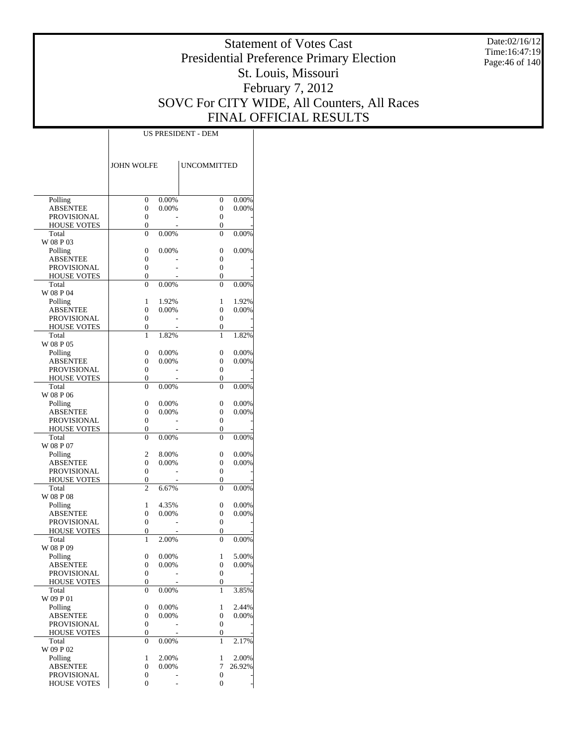# Statement of Votes Cast
# Presidential Preference Primary Election
# St. Louis, Missouri
# February 7, 2012
# SOVC For CITY WIDE, All Counters, All Races
# FINAL OFFICIAL RESULTS

Date:02/16/12
Time:16:47:19

| | US PRESIDENT - DEM | | | |
|---|---|---|---|---|
| | JOHN WOLFE | | UNCOMMITTED | |
| Polling | 0 | 0.00% | 0 | 0.00% |
| ABSENTEE | 0 | 0.00% | 0 | 0.00% |
| PROVISIONAL | 0 | - | 0 | - |
| HOUSE VOTES | 0 | - | 0 | - |
| Total | 0 | 0.00% | 0 | 0.00% |
| W 08 P 03 | | | | |
| Polling | 0 | 0.00% | 0 | 0.00% |
| ABSENTEE | 0 | - | 0 | - |
| PROVISIONAL | 0 | - | 0 | - |
| HOUSE VOTES | 0 | - | 0 | - |
| Total | 0 | 0.00% | 0 | 0.00% |
| W 08 P 04 | | | | |
| Polling | 1 | 1.92% | 1 | 1.92% |
| ABSENTEE | 0 | 0.00% | 0 | 0.00% |
| PROVISIONAL | 0 | - | 0 | - |
| HOUSE VOTES | 0 | - | 0 | - |
| Total | 1 | 1.82% | 1 | 1.82% |
| W 08 P 05 | | | | |
| Polling | 0 | 0.00% | 0 | 0.00% |
| ABSENTEE | 0 | 0.00% | 0 | 0.00% |
| PROVISIONAL | 0 | - | 0 | - |
| HOUSE VOTES | 0 | - | 0 | - |
| Total | 0 | 0.00% | 0 | 0.00% |
| W 08 P 06 | | | | |
| Polling | 0 | 0.00% | 0 | 0.00% |
| ABSENTEE | 0 | 0.00% | 0 | 0.00% |
| PROVISIONAL | 0 | - | 0 | - |
| HOUSE VOTES | 0 | - | 0 | - |
| Total | 0 | 0.00% | 0 | 0.00% |
| W 08 P 07 | | | | |
| Polling | 2 | 8.00% | 0 | 0.00% |
| ABSENTEE | 0 | 0.00% | 0 | 0.00% |
| PROVISIONAL | 0 | - | 0 | - |
| HOUSE VOTES | 0 | - | 0 | - |
| Total | 2 | 6.67% | 0 | 0.00% |
| W 08 P 08 | | | | |
| Polling | 1 | 4.35% | 0 | 0.00% |
| ABSENTEE | 0 | 0.00% | 0 | 0.00% |
| PROVISIONAL | 0 | - | 0 | - |
| HOUSE VOTES | 0 | - | 0 | - |
| Total | 1 | 2.00% | 0 | 0.00% |
| W 08 P 09 | | | | |
| Polling | 0 | 0.00% | 1 | 5.00% |
| ABSENTEE | 0 | 0.00% | 0 | 0.00% |
| PROVISIONAL | 0 | - | 0 | - |
| HOUSE VOTES | 0 | - | 0 | - |
| Total | 0 | 0.00% | 1 | 3.85% |
| W 09 P 01 | | | | |
| Polling | 0 | 0.00% | 1 | 2.44% |
| ABSENTEE | 0 | 0.00% | 0 | 0.00% |
| PROVISIONAL | 0 | - | 0 | - |
| HOUSE VOTES | 0 | - | 0 | - |
| Total | 0 | 0.00% | 1 | 2.17% |
| W 09 P 02 | | | | |
| Polling | 1 | 2.00% | 1 | 2.00% |
| ABSENTEE | 0 | 0.00% | 7 | 26.92% |
| PROVISIONAL | 0 | - | 0 | - |
| HOUSE VOTES | 0 | - | 0 | - |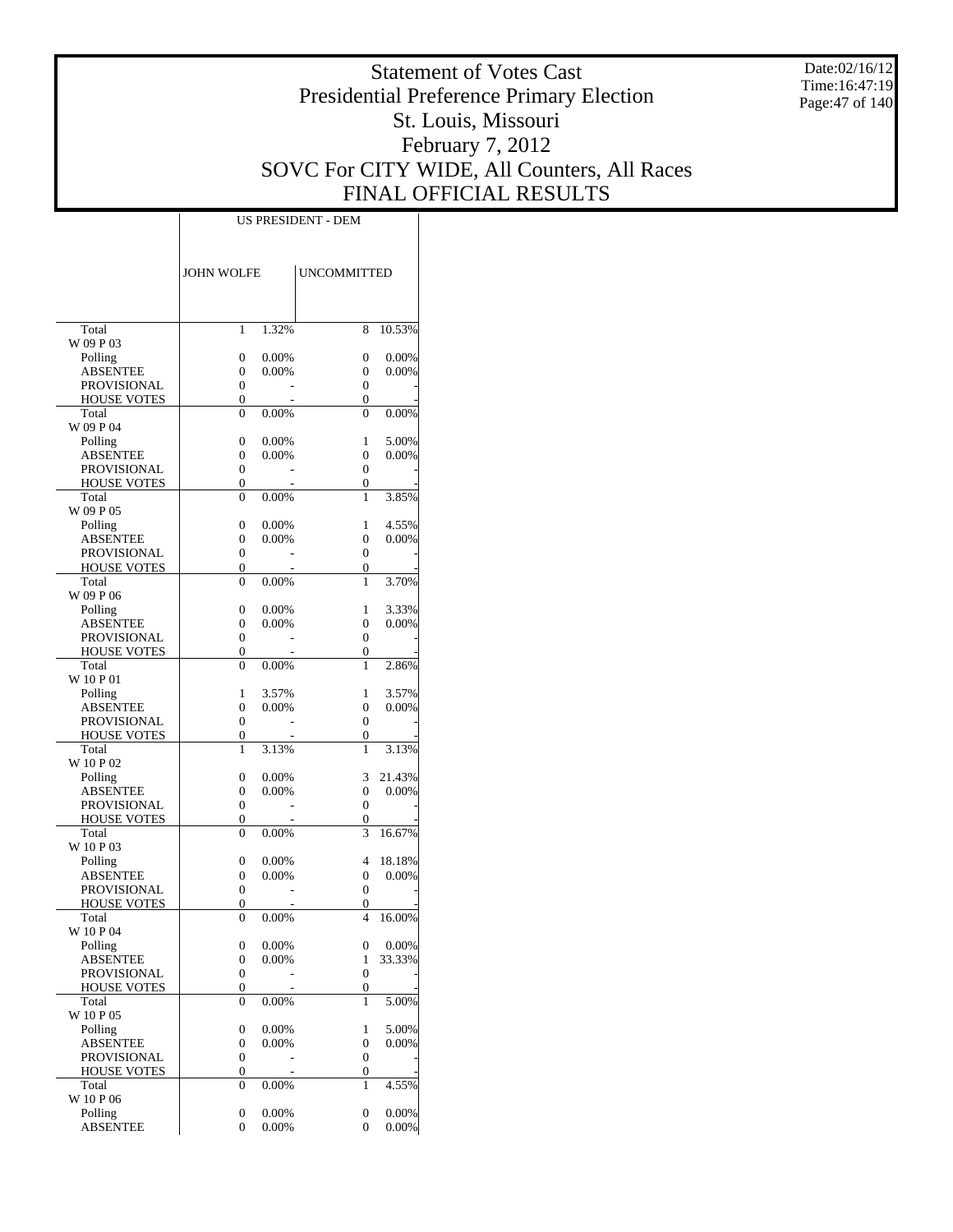# Statement of Votes Cast
# Presidential Preference Primary Election
# St. Louis, Missouri
# February 7, 2012
# SOVC For CITY WIDE, All Counters, All Races
# FINAL OFFICIAL RESULTS

Date:02/16/12
Time:16:47:19

| | US PRESIDENT - DEM | | | |
|---|---|---|---|---|
| | JOHN WOLFE | | UNCOMMITTED | |
| Total | 1 | 1.32% | 8 | 10.53% |
| W 09 P 03 | | | | |
| Polling | 0 | 0.00% | 0 | 0.00% |
| ABSENTEE | 0 | 0.00% | 0 | 0.00% |
| PROVISIONAL | 0 | - | 0 | - |
| HOUSE VOTES | 0 | - | 0 | - |
| Total | 0 | 0.00% | 0 | 0.00% |
| W 09 P 04 | | | | |
| Polling | 0 | 0.00% | 1 | 5.00% |
| ABSENTEE | 0 | 0.00% | 0 | 0.00% |
| PROVISIONAL | 0 | - | 0 | - |
| HOUSE VOTES | 0 | - | 0 | - |
| Total | 0 | 0.00% | 1 | 3.85% |
| W 09 P 05 | | | | |
| Polling | 0 | 0.00% | 1 | 4.55% |
| ABSENTEE | 0 | 0.00% | 0 | 0.00% |
| PROVISIONAL | 0 | - | 0 | - |
| HOUSE VOTES | 0 | - | 0 | - |
| Total | 0 | 0.00% | 1 | 3.70% |
| W 09 P 06 | | | | |
| Polling | 0 | 0.00% | 1 | 3.33% |
| ABSENTEE | 0 | 0.00% | 0 | 0.00% |
| PROVISIONAL | 0 | - | 0 | - |
| HOUSE VOTES | 0 | - | 0 | - |
| Total | 0 | 0.00% | 1 | 2.86% |
| W 10 P 01 | | | | |
| Polling | 1 | 3.57% | 1 | 3.57% |
| ABSENTEE | 0 | 0.00% | 0 | 0.00% |
| PROVISIONAL | 0 | - | 0 | - |
| HOUSE VOTES | 0 | - | 0 | - |
| Total | 1 | 3.13% | 1 | 3.13% |
| W 10 P 02 | | | | |
| Polling | 0 | 0.00% | 3 | 21.43% |
| ABSENTEE | 0 | 0.00% | 0 | 0.00% |
| PROVISIONAL | 0 | - | 0 | - |
| HOUSE VOTES | 0 | - | 0 | - |
| Total | 0 | 0.00% | 3 | 16.67% |
| W 10 P 03 | | | | |
| Polling | 0 | 0.00% | 4 | 18.18% |
| ABSENTEE | 0 | 0.00% | 0 | 0.00% |
| PROVISIONAL | 0 | - | 0 | - |
| HOUSE VOTES | 0 | - | 0 | - |
| Total | 0 | 0.00% | 4 | 16.00% |
| W 10 P 04 | | | | |
| Polling | 0 | 0.00% | 0 | 0.00% |
| ABSENTEE | 0 | 0.00% | 1 | 33.33% |
| PROVISIONAL | 0 | - | 0 | - |
| HOUSE VOTES | 0 | - | 0 | - |
| Total | 0 | 0.00% | 1 | 5.00% |
| W 10 P 05 | | | | |
| Polling | 0 | 0.00% | 1 | 5.00% |
| ABSENTEE | 0 | 0.00% | 0 | 0.00% |
| PROVISIONAL | 0 | - | 0 | - |
| HOUSE VOTES | 0 | - | 0 | - |
| Total | 0 | 0.00% | 1 | 4.55% |
| W 10 P 06 | | | | |
| Polling | 0 | 0.00% | 0 | 0.00% |
| ABSENTEE | 0 | 0.00% | 0 | 0.00% |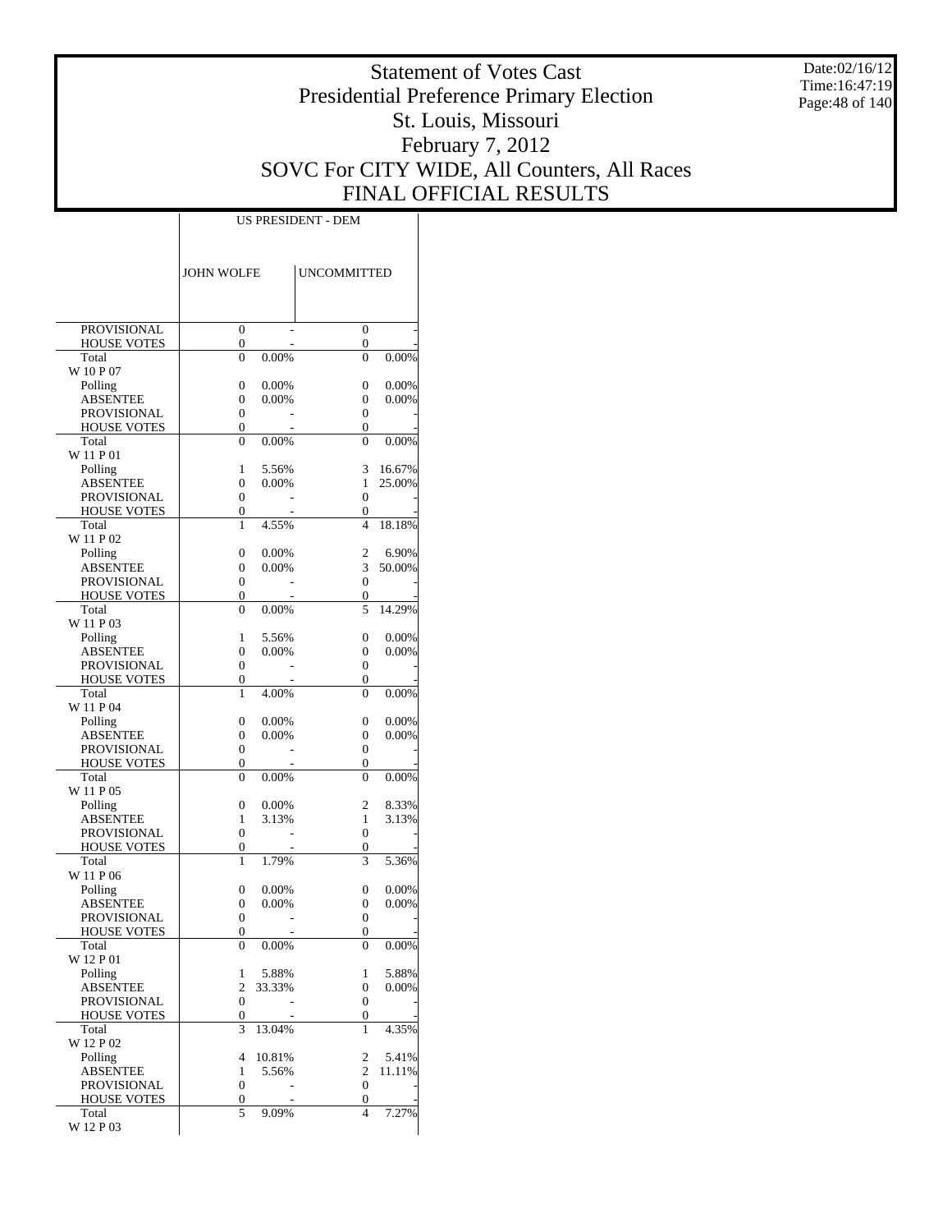# Statement of Votes Cast
# Presidential Preference Primary Election
# St. Louis, Missouri
# February 7, 2012
# SOVC For CITY WIDE, All Counters, All Races
# FINAL OFFICIAL RESULTS

Date:02/16/12
Time:16:47:19

| | US PRESIDENT - DEM | | | |
|---|---|---|---|---|
| | JOHN WOLFE | | UNCOMMITTED | |
| PROVISIONAL | 0 | - | 0 | - |
| HOUSE VOTES | 0 | - | 0 | - |
| Total | 0 | 0.00% | 0 | 0.00% |
| W 10 P 07 | | | | |
| Polling | 0 | 0.00% | 0 | 0.00% |
| ABSENTEE | 0 | 0.00% | 0 | 0.00% |
| PROVISIONAL | 0 | - | 0 | - |
| HOUSE VOTES | 0 | - | 0 | - |
| Total | 0 | 0.00% | 0 | 0.00% |
| W 11 P 01 | | | | |
| Polling | 1 | 5.56% | 3 | 16.67% |
| ABSENTEE | 0 | 0.00% | 1 | 25.00% |
| PROVISIONAL | 0 | - | 0 | - |
| HOUSE VOTES | 0 | - | 0 | - |
| Total | 1 | 4.55% | 4 | 18.18% |
| W 11 P 02 | | | | |
| Polling | 0 | 0.00% | 2 | 6.90% |
| ABSENTEE | 0 | 0.00% | 3 | 50.00% |
| PROVISIONAL | 0 | - | 0 | - |
| HOUSE VOTES | 0 | - | 0 | - |
| Total | 0 | 0.00% | 5 | 14.29% |
| W 11 P 03 | | | | |
| Polling | 1 | 5.56% | 0 | 0.00% |
| ABSENTEE | 0 | 0.00% | 0 | 0.00% |
| PROVISIONAL | 0 | - | 0 | - |
| HOUSE VOTES | 0 | - | 0 | - |
| Total | 1 | 4.00% | 0 | 0.00% |
| W 11 P 04 | | | | |
| Polling | 0 | 0.00% | 0 | 0.00% |
| ABSENTEE | 0 | 0.00% | 0 | 0.00% |
| PROVISIONAL | 0 | - | 0 | - |
| HOUSE VOTES | 0 | - | 0 | - |
| Total | 0 | 0.00% | 0 | 0.00% |
| W 11 P 05 | | | | |
| Polling | 0 | 0.00% | 2 | 8.33% |
| ABSENTEE | 1 | 3.13% | 1 | 3.13% |
| PROVISIONAL | 0 | - | 0 | - |
| HOUSE VOTES | 0 | - | 0 | - |
| Total | 1 | 1.79% | 3 | 5.36% |
| W 11 P 06 | | | | |
| Polling | 0 | 0.00% | 0 | 0.00% |
| ABSENTEE | 0 | 0.00% | 0 | 0.00% |
| PROVISIONAL | 0 | - | 0 | - |
| HOUSE VOTES | 0 | - | 0 | - |
| Total | 0 | 0.00% | 0 | 0.00% |
| W 12 P 01 | | | | |
| Polling | 1 | 5.88% | 1 | 5.88% |
| ABSENTEE | 2 | 33.33% | 0 | 0.00% |
| PROVISIONAL | 0 | - | 0 | - |
| HOUSE VOTES | 0 | - | 0 | - |
| Total | 3 | 13.04% | 1 | 4.35% |
| W 12 P 02 | | | | |
| Polling | 4 | 10.81% | 2 | 5.41% |
| ABSENTEE | 1 | 5.56% | 2 | 11.11% |
| PROVISIONAL | 0 | - | 0 | - |
| HOUSE VOTES | 0 | - | 0 | - |
| Total | 5 | 9.09% | 4 | 7.27% |
| W 12 P 03 | | | | |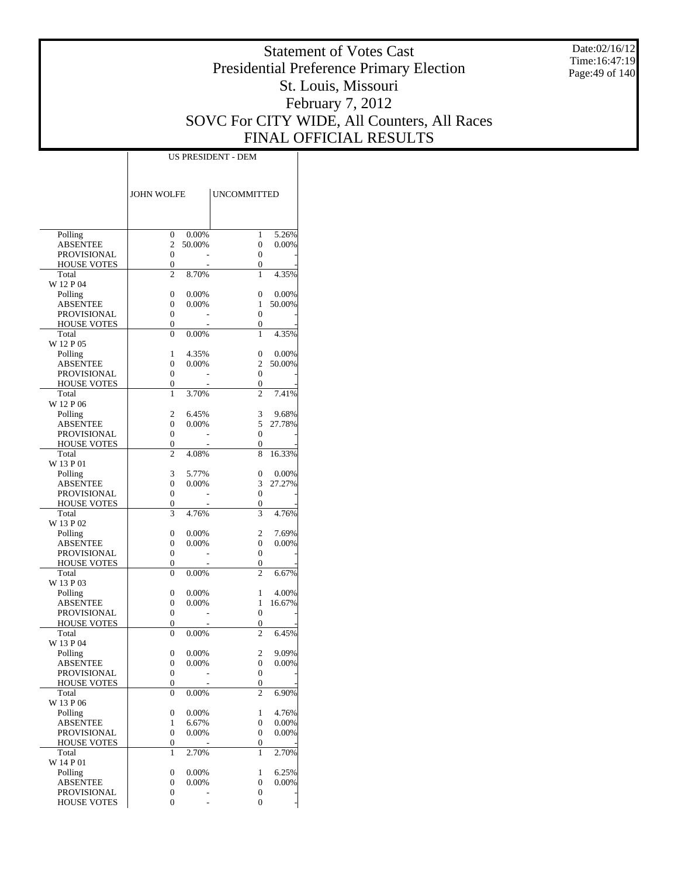# Statement of Votes Cast
# Presidential Preference Primary Election
# St. Louis, Missouri
# February 7, 2012
# SOVC For CITY WIDE, All Counters, All Races
# FINAL OFFICIAL RESULTS

| | US PRESIDENT - DEM | | | |
|---|---|---|---|---|
| | JOHN WOLFE | | UNCOMMITTED | |
| Polling | 0 | 0.00% | 1 | 5.26% |
| ABSENTEE | 2 | 50.00% | 0 | 0.00% |
| PROVISIONAL | 0 | - | 0 | - |
| HOUSE VOTES | 0 | - | 0 | - |
| Total | 2 | 8.70% | 1 | 4.35% |
| W 12 P 04 | | | | |
| Polling | 0 | 0.00% | 0 | 0.00% |
| ABSENTEE | 0 | 0.00% | 1 | 50.00% |
| PROVISIONAL | 0 | - | 0 | - |
| HOUSE VOTES | 0 | - | 0 | - |
| Total | 0 | 0.00% | 1 | 4.35% |
| W 12 P 05 | | | | |
| Polling | 1 | 4.35% | 0 | 0.00% |
| ABSENTEE | 0 | 0.00% | 2 | 50.00% |
| PROVISIONAL | 0 | - | 0 | - |
| HOUSE VOTES | 0 | - | 0 | - |
| Total | 1 | 3.70% | 2 | 7.41% |
| W 12 P 06 | | | | |
| Polling | 2 | 6.45% | 3 | 9.68% |
| ABSENTEE | 0 | 0.00% | 5 | 27.78% |
| PROVISIONAL | 0 | - | 0 | - |
| HOUSE VOTES | 0 | - | 0 | - |
| Total | 2 | 4.08% | 8 | 16.33% |
| W 13 P 01 | | | | |
| Polling | 3 | 5.77% | 0 | 0.00% |
| ABSENTEE | 0 | 0.00% | 3 | 27.27% |
| PROVISIONAL | 0 | - | 0 | - |
| HOUSE VOTES | 0 | - | 0 | - |
| Total | 3 | 4.76% | 3 | 4.76% |
| W 13 P 02 | | | | |
| Polling | 0 | 0.00% | 2 | 7.69% |
| ABSENTEE | 0 | 0.00% | 0 | 0.00% |
| PROVISIONAL | 0 | - | 0 | - |
| HOUSE VOTES | 0 | - | 0 | - |
| Total | 0 | 0.00% | 2 | 6.67% |
| W 13 P 03 | | | | |
| Polling | 0 | 0.00% | 1 | 4.00% |
| ABSENTEE | 0 | 0.00% | 1 | 16.67% |
| PROVISIONAL | 0 | - | 0 | - |
| HOUSE VOTES | 0 | - | 0 | - |
| Total | 0 | 0.00% | 2 | 6.45% |
| W 13 P 04 | | | | |
| Polling | 0 | 0.00% | 2 | 9.09% |
| ABSENTEE | 0 | 0.00% | 0 | 0.00% |
| PROVISIONAL | 0 | - | 0 | - |
| HOUSE VOTES | 0 | - | 0 | - |
| Total | 0 | 0.00% | 2 | 6.90% |
| W 13 P 06 | | | | |
| Polling | 0 | 0.00% | 1 | 4.76% |
| ABSENTEE | 1 | 6.67% | 0 | 0.00% |
| PROVISIONAL | 0 | 0.00% | 0 | 0.00% |
| HOUSE VOTES | 0 | - | 0 | - |
| Total | 1 | 2.70% | 1 | 2.70% |
| W 14 P 01 | | | | |
| Polling | 0 | 0.00% | 1 | 6.25% |
| ABSENTEE | 0 | 0.00% | 0 | 0.00% |
| PROVISIONAL | 0 | - | 0 | - |
| HOUSE VOTES | 0 | - | 0 | - |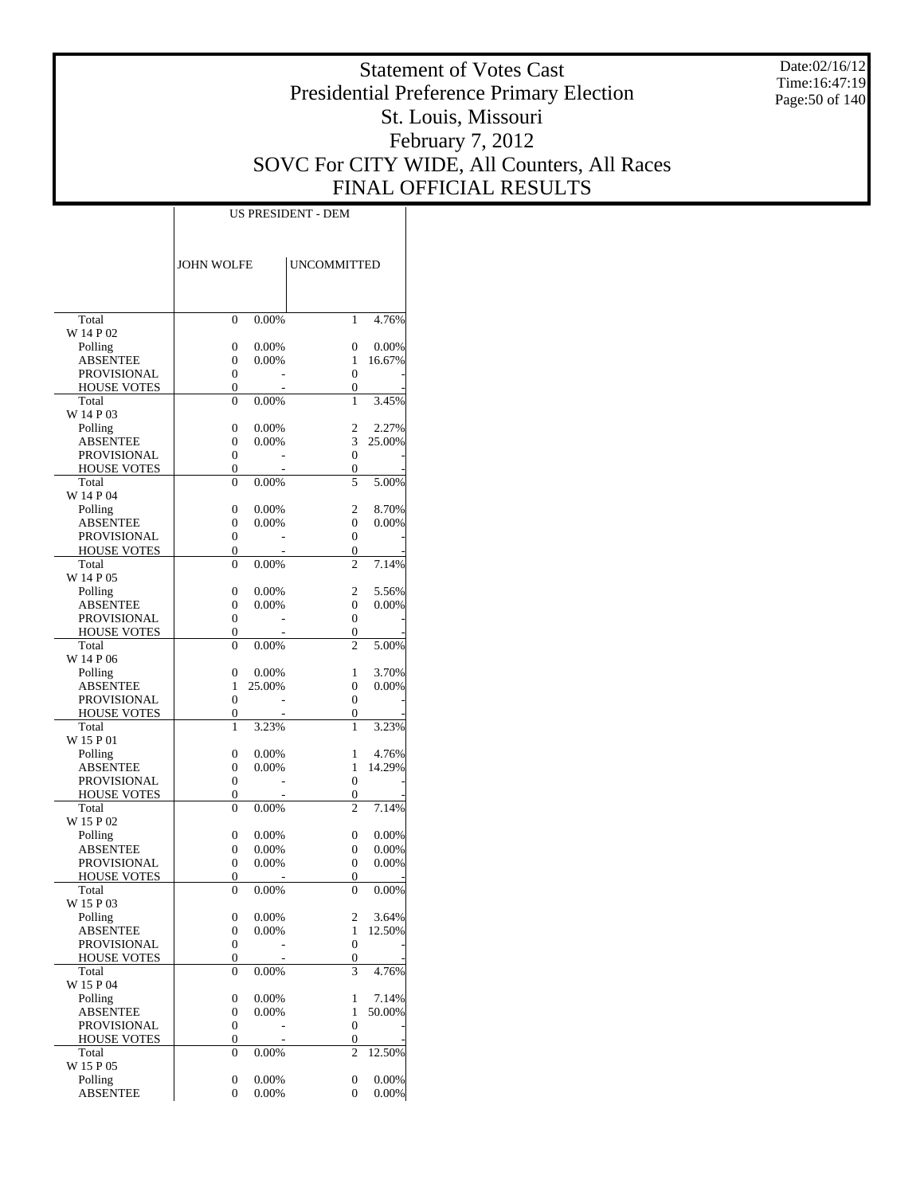# Statement of Votes Cast
# Presidential Preference Primary Election
# St. Louis, Missouri
# February 7, 2012
# SOVC For CITY WIDE, All Counters, All Races
# FINAL OFFICIAL RESULTS

Date:02/16/12
Time:16:47:19

| | US PRESIDENT - DEM | | | |
|---|---|---|---|---|
| | JOHN WOLFE | | UNCOMMITTED | |
| Total | 0 | 0.00% | 1 | 4.76% |
| W 14 P 02 | | | | |
| Polling | 0 | 0.00% | 0 | 0.00% |
| ABSENTEE | 0 | 0.00% | 1 | 16.67% |
| PROVISIONAL | 0 | - | 0 | - |
| HOUSE VOTES | 0 | - | 0 | - |
| Total | 0 | 0.00% | 1 | 3.45% |
| W 14 P 03 | | | | |
| Polling | 0 | 0.00% | 2 | 2.27% |
| ABSENTEE | 0 | 0.00% | 3 | 25.00% |
| PROVISIONAL | 0 | - | 0 | - |
| HOUSE VOTES | 0 | - | 0 | - |
| Total | 0 | 0.00% | 5 | 5.00% |
| W 14 P 04 | | | | |
| Polling | 0 | 0.00% | 2 | 8.70% |
| ABSENTEE | 0 | 0.00% | 0 | 0.00% |
| PROVISIONAL | 0 | - | 0 | - |
| HOUSE VOTES | 0 | - | 0 | - |
| Total | 0 | 0.00% | 2 | 7.14% |
| W 14 P 05 | | | | |
| Polling | 0 | 0.00% | 2 | 5.56% |
| ABSENTEE | 0 | 0.00% | 0 | 0.00% |
| PROVISIONAL | 0 | - | 0 | - |
| HOUSE VOTES | 0 | - | 0 | - |
| Total | 0 | 0.00% | 2 | 5.00% |
| W 14 P 06 | | | | |
| Polling | 0 | 0.00% | 1 | 3.70% |
| ABSENTEE | 1 | 25.00% | 0 | 0.00% |
| PROVISIONAL | 0 | - | 0 | - |
| HOUSE VOTES | 0 | - | 0 | - |
| Total | 1 | 3.23% | 1 | 3.23% |
| W 15 P 01 | | | | |
| Polling | 0 | 0.00% | 1 | 4.76% |
| ABSENTEE | 0 | 0.00% | 1 | 14.29% |
| PROVISIONAL | 0 | - | 0 | - |
| HOUSE VOTES | 0 | - | 0 | - |
| Total | 0 | 0.00% | 2 | 7.14% |
| W 15 P 02 | | | | |
| Polling | 0 | 0.00% | 0 | 0.00% |
| ABSENTEE | 0 | 0.00% | 0 | 0.00% |
| PROVISIONAL | 0 | 0.00% | 0 | 0.00% |
| HOUSE VOTES | 0 | - | 0 | - |
| Total | 0 | 0.00% | 0 | 0.00% |
| W 15 P 03 | | | | |
| Polling | 0 | 0.00% | 2 | 3.64% |
| ABSENTEE | 0 | 0.00% | 1 | 12.50% |
| PROVISIONAL | 0 | - | 0 | - |
| HOUSE VOTES | 0 | - | 0 | - |
| Total | 0 | 0.00% | 3 | 4.76% |
| W 15 P 04 | | | | |
| Polling | 0 | 0.00% | 1 | 7.14% |
| ABSENTEE | 0 | 0.00% | 1 | 50.00% |
| PROVISIONAL | 0 | - | 0 | - |
| HOUSE VOTES | 0 | - | 0 | - |
| Total | 0 | 0.00% | 2 | 12.50% |
| W 15 P 05 | | | | |
| Polling | 0 | 0.00% | 0 | 0.00% |
| ABSENTEE | 0 | 0.00% | 0 | 0.00% |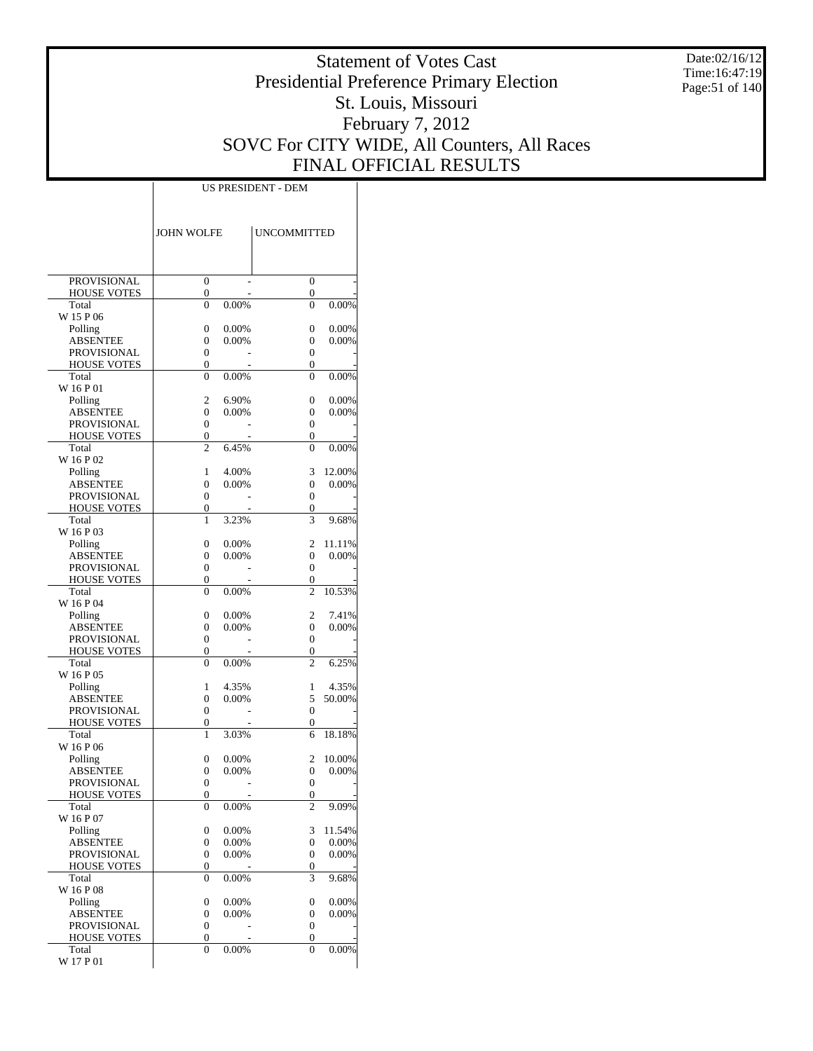# Statement of Votes Cast
## Presidential Preference Primary Election
## St. Louis, Missouri
## February 7, 2012
## SOVC For CITY WIDE, All Counters, All Races
## FINAL OFFICIAL RESULTS

Date:02/16/12
Time:16:47:19

| | US PRESIDENT - DEM | | | |
|---|---|---|---|---|
| | JOHN WOLFE | | UNCOMMITTED | |
| PROVISIONAL | 0 | - | 0 | - |
| HOUSE VOTES | 0 | - | 0 | - |
| Total | 0 | 0.00% | 0 | 0.00% |
| W 15 P 06 | | | | |
| Polling | 0 | 0.00% | 0 | 0.00% |
| ABSENTEE | 0 | 0.00% | 0 | 0.00% |
| PROVISIONAL | 0 | - | 0 | - |
| HOUSE VOTES | 0 | - | 0 | - |
| Total | 0 | 0.00% | 0 | 0.00% |
| W 16 P 01 | | | | |
| Polling | 2 | 6.90% | 0 | 0.00% |
| ABSENTEE | 0 | 0.00% | 0 | 0.00% |
| PROVISIONAL | 0 | - | 0 | - |
| HOUSE VOTES | 0 | - | 0 | - |
| Total | 2 | 6.45% | 0 | 0.00% |
| W 16 P 02 | | | | |
| Polling | 1 | 4.00% | 3 | 12.00% |
| ABSENTEE | 0 | 0.00% | 0 | 0.00% |
| PROVISIONAL | 0 | - | 0 | - |
| HOUSE VOTES | 0 | - | 0 | - |
| Total | 1 | 3.23% | 3 | 9.68% |
| W 16 P 03 | | | | |
| Polling | 0 | 0.00% | 2 | 11.11% |
| ABSENTEE | 0 | 0.00% | 0 | 0.00% |
| PROVISIONAL | 0 | - | 0 | - |
| HOUSE VOTES | 0 | - | 0 | - |
| Total | 0 | 0.00% | 2 | 10.53% |
| W 16 P 04 | | | | |
| Polling | 0 | 0.00% | 2 | 7.41% |
| ABSENTEE | 0 | 0.00% | 0 | 0.00% |
| PROVISIONAL | 0 | - | 0 | - |
| HOUSE VOTES | 0 | - | 0 | - |
| Total | 0 | 0.00% | 2 | 6.25% |
| W 16 P 05 | | | | |
| Polling | 1 | 4.35% | 1 | 4.35% |
| ABSENTEE | 0 | 0.00% | 5 | 50.00% |
| PROVISIONAL | 0 | - | 0 | - |
| HOUSE VOTES | 0 | - | 0 | - |
| Total | 1 | 3.03% | 6 | 18.18% |
| W 16 P 06 | | | | |
| Polling | 0 | 0.00% | 2 | 10.00% |
| ABSENTEE | 0 | 0.00% | 0 | 0.00% |
| PROVISIONAL | 0 | - | 0 | - |
| HOUSE VOTES | 0 | - | 0 | - |
| Total | 0 | 0.00% | 2 | 9.09% |
| W 16 P 07 | | | | |
| Polling | 0 | 0.00% | 3 | 11.54% |
| ABSENTEE | 0 | 0.00% | 0 | 0.00% |
| PROVISIONAL | 0 | 0.00% | 0 | 0.00% |
| HOUSE VOTES | 0 | - | 0 | - |
| Total | 0 | 0.00% | 3 | 9.68% |
| W 16 P 08 | | | | |
| Polling | 0 | 0.00% | 0 | 0.00% |
| ABSENTEE | 0 | 0.00% | 0 | 0.00% |
| PROVISIONAL | 0 | - | 0 | - |
| HOUSE VOTES | 0 | - | 0 | - |
| Total | 0 | 0.00% | 0 | 0.00% |
| W 17 P 01 | | | | |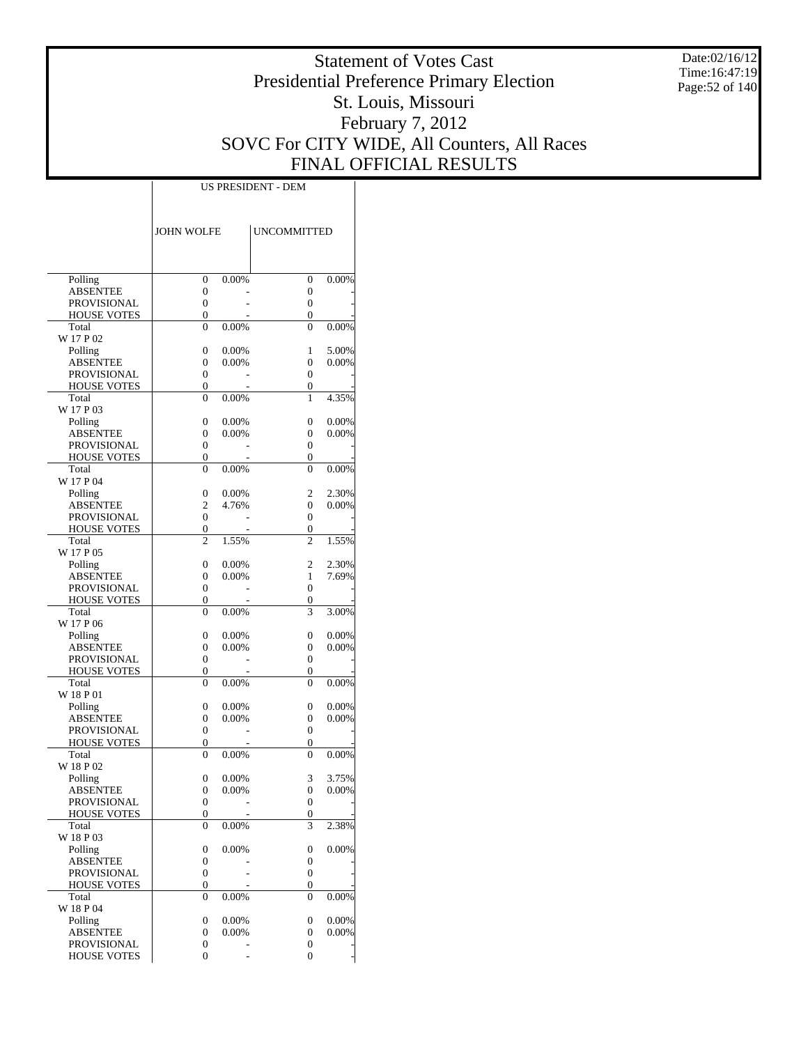# Statement of Votes Cast
# Presidential Preference Primary Election
# St. Louis, Missouri
# February 7, 2012
# SOVC For CITY WIDE, All Counters, All Races
# FINAL OFFICIAL RESULTS

Date:02/16/12
Time:16:47:19

| | US PRESIDENT - DEM | | | |
|---|---|---|---|---|
| | JOHN WOLFE | | UNCOMMITTED | |
| Polling | 0 | 0.00% | 0 | 0.00% |
| ABSENTEE | 0 | - | 0 | - |
| PROVISIONAL | 0 | - | 0 | - |
| HOUSE VOTES | 0 | - | 0 | - |
| Total | 0 | 0.00% | 0 | 0.00% |
| W 17 P 02 | | | | |
| Polling | 0 | 0.00% | 1 | 5.00% |
| ABSENTEE | 0 | 0.00% | 0 | 0.00% |
| PROVISIONAL | 0 | - | 0 | - |
| HOUSE VOTES | 0 | - | 0 | - |
| Total | 0 | 0.00% | 1 | 4.35% |
| W 17 P 03 | | | | |
| Polling | 0 | 0.00% | 0 | 0.00% |
| ABSENTEE | 0 | 0.00% | 0 | 0.00% |
| PROVISIONAL | 0 | - | 0 | - |
| HOUSE VOTES | 0 | - | 0 | - |
| Total | 0 | 0.00% | 0 | 0.00% |
| W 17 P 04 | | | | |
| Polling | 0 | 0.00% | 2 | 2.30% |
| ABSENTEE | 2 | 4.76% | 0 | 0.00% |
| PROVISIONAL | 0 | - | 0 | - |
| HOUSE VOTES | 0 | - | 0 | - |
| Total | 2 | 1.55% | 2 | 1.55% |
| W 17 P 05 | | | | |
| Polling | 0 | 0.00% | 2 | 2.30% |
| ABSENTEE | 0 | 0.00% | 1 | 7.69% |
| PROVISIONAL | 0 | - | 0 | - |
| HOUSE VOTES | 0 | - | 0 | - |
| Total | 0 | 0.00% | 3 | 3.00% |
| W 17 P 06 | | | | |
| Polling | 0 | 0.00% | 0 | 0.00% |
| ABSENTEE | 0 | 0.00% | 0 | 0.00% |
| PROVISIONAL | 0 | - | 0 | - |
| HOUSE VOTES | 0 | - | 0 | - |
| Total | 0 | 0.00% | 0 | 0.00% |
| W 18 P 01 | | | | |
| Polling | 0 | 0.00% | 0 | 0.00% |
| ABSENTEE | 0 | 0.00% | 0 | 0.00% |
| PROVISIONAL | 0 | - | 0 | - |
| HOUSE VOTES | 0 | - | 0 | - |
| Total | 0 | 0.00% | 0 | 0.00% |
| W 18 P 02 | | | | |
| Polling | 0 | 0.00% | 3 | 3.75% |
| ABSENTEE | 0 | 0.00% | 0 | 0.00% |
| PROVISIONAL | 0 | - | 0 | - |
| HOUSE VOTES | 0 | - | 0 | - |
| Total | 0 | 0.00% | 3 | 2.38% |
| W 18 P 03 | | | | |
| Polling | 0 | 0.00% | 0 | 0.00% |
| ABSENTEE | 0 | - | 0 | - |
| PROVISIONAL | 0 | - | 0 | - |
| HOUSE VOTES | 0 | - | 0 | - |
| Total | 0 | 0.00% | 0 | 0.00% |
| W 18 P 04 | | | | |
| Polling | 0 | 0.00% | 0 | 0.00% |
| ABSENTEE | 0 | 0.00% | 0 | 0.00% |
| PROVISIONAL | 0 | - | 0 | - |
| HOUSE VOTES | 0 | - | 0 | - |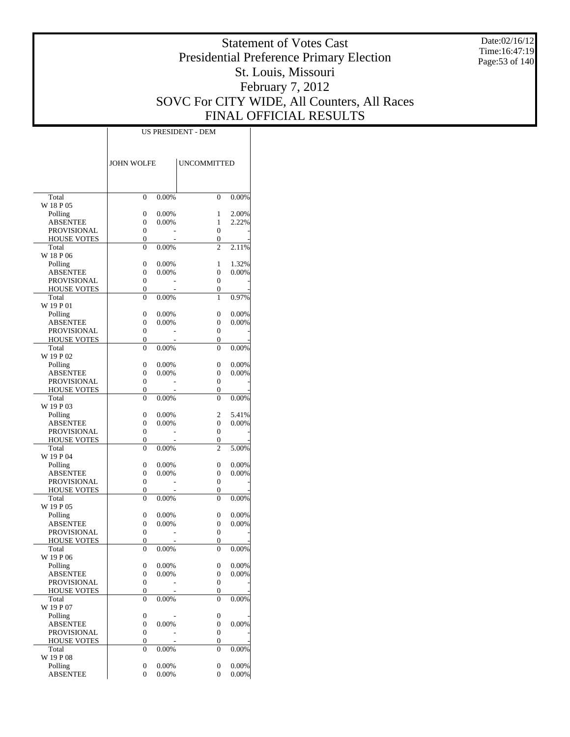# Statement of Votes Cast
# Presidential Preference Primary Election
# St. Louis, Missouri
# February 7, 2012
# SOVC For CITY WIDE, All Counters, All Races
# FINAL OFFICIAL RESULTS

Date:02/16/12
Time:16:47:19

| | US PRESIDENT - DEM | | | |
|---|---|---|---|---|
| | JOHN WOLFE | | UNCOMMITTED | |
| Total | 0 | 0.00% | 0 | 0.00% |
| W 18 P 05 | | | | |
| Polling | 0 | 0.00% | 1 | 2.00% |
| ABSENTEE | 0 | 0.00% | 1 | 2.22% |
| PROVISIONAL | 0 | - | 0 | - |
| HOUSE VOTES | 0 | - | 0 | - |
| Total | 0 | 0.00% | 2 | 2.11% |
| W 18 P 06 | | | | |
| Polling | 0 | 0.00% | 1 | 1.32% |
| ABSENTEE | 0 | 0.00% | 0 | 0.00% |
| PROVISIONAL | 0 | - | 0 | - |
| HOUSE VOTES | 0 | - | 0 | - |
| Total | 0 | 0.00% | 1 | 0.97% |
| W 19 P 01 | | | | |
| Polling | 0 | 0.00% | 0 | 0.00% |
| ABSENTEE | 0 | 0.00% | 0 | 0.00% |
| PROVISIONAL | 0 | - | 0 | - |
| HOUSE VOTES | 0 | - | 0 | - |
| Total | 0 | 0.00% | 0 | 0.00% |
| W 19 P 02 | | | | |
| Polling | 0 | 0.00% | 0 | 0.00% |
| ABSENTEE | 0 | 0.00% | 0 | 0.00% |
| PROVISIONAL | 0 | - | 0 | - |
| HOUSE VOTES | 0 | - | 0 | - |
| Total | 0 | 0.00% | 0 | 0.00% |
| W 19 P 03 | | | | |
| Polling | 0 | 0.00% | 2 | 5.41% |
| ABSENTEE | 0 | 0.00% | 0 | 0.00% |
| PROVISIONAL | 0 | - | 0 | - |
| HOUSE VOTES | 0 | - | 0 | - |
| Total | 0 | 0.00% | 2 | 5.00% |
| W 19 P 04 | | | | |
| Polling | 0 | 0.00% | 0 | 0.00% |
| ABSENTEE | 0 | 0.00% | 0 | 0.00% |
| PROVISIONAL | 0 | - | 0 | - |
| HOUSE VOTES | 0 | - | 0 | - |
| Total | 0 | 0.00% | 0 | 0.00% |
| W 19 P 05 | | | | |
| Polling | 0 | 0.00% | 0 | 0.00% |
| ABSENTEE | 0 | 0.00% | 0 | 0.00% |
| PROVISIONAL | 0 | - | 0 | - |
| HOUSE VOTES | 0 | - | 0 | - |
| Total | 0 | 0.00% | 0 | 0.00% |
| W 19 P 06 | | | | |
| Polling | 0 | 0.00% | 0 | 0.00% |
| ABSENTEE | 0 | 0.00% | 0 | 0.00% |
| PROVISIONAL | 0 | - | 0 | - |
| HOUSE VOTES | 0 | - | 0 | - |
| Total | 0 | 0.00% | 0 | 0.00% |
| W 19 P 07 | | | | |
| Polling | 0 | - | 0 | - |
| ABSENTEE | 0 | 0.00% | 0 | 0.00% |
| PROVISIONAL | 0 | - | 0 | - |
| HOUSE VOTES | 0 | - | 0 | - |
| Total | 0 | 0.00% | 0 | 0.00% |
| W 19 P 08 | | | | |
| Polling | 0 | 0.00% | 0 | 0.00% |
| ABSENTEE | 0 | 0.00% | 0 | 0.00% |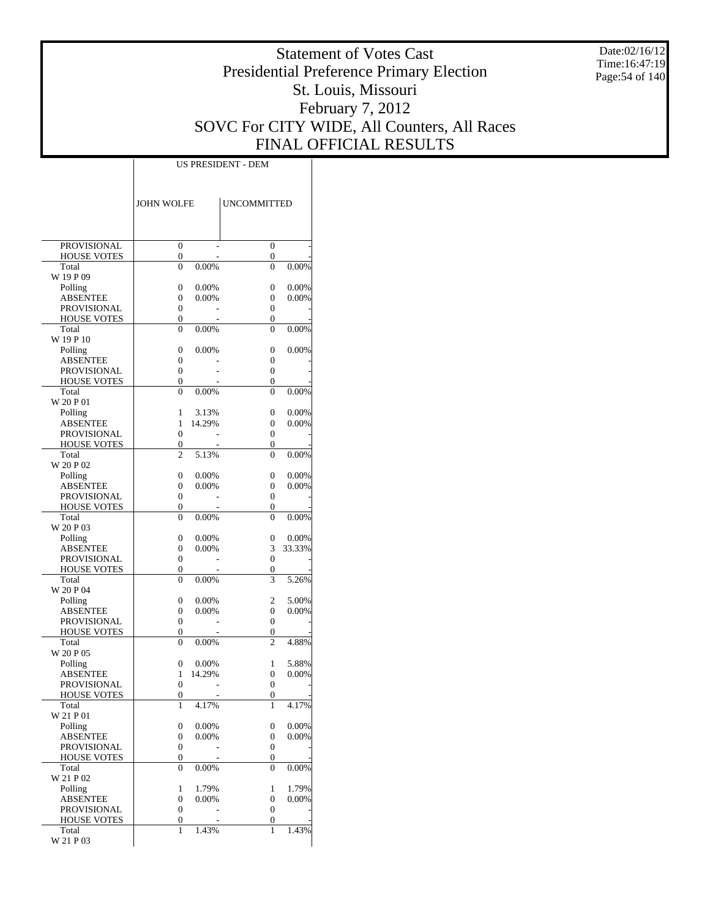# Statement of Votes Cast
## Presidential Preference Primary Election
## St. Louis, Missouri
## February 7, 2012
## SOVC For CITY WIDE, All Counters, All Races
## FINAL OFFICIAL RESULTS

Date:02/16/12
Time:16:47:19

| | US PRESIDENT - DEM | | | |
|---|---|---|---|---|
| | JOHN WOLFE | | UNCOMMITTED | |
| PROVISIONAL | 0 | - | 0 | - |
| HOUSE VOTES | 0 | - | 0 | - |
| Total | 0 | 0.00% | 0 | 0.00% |
| W 19 P 09 | | | | |
| Polling | 0 | 0.00% | 0 | 0.00% |
| ABSENTEE | 0 | 0.00% | 0 | 0.00% |
| PROVISIONAL | 0 | - | 0 | - |
| HOUSE VOTES | 0 | - | 0 | - |
| Total | 0 | 0.00% | 0 | 0.00% |
| W 19 P 10 | | | | |
| Polling | 0 | 0.00% | 0 | 0.00% |
| ABSENTEE | 0 | - | 0 | - |
| PROVISIONAL | 0 | - | 0 | - |
| HOUSE VOTES | 0 | - | 0 | - |
| Total | 0 | 0.00% | 0 | 0.00% |
| W 20 P 01 | | | | |
| Polling | 1 | 3.13% | 0 | 0.00% |
| ABSENTEE | 1 | 14.29% | 0 | 0.00% |
| PROVISIONAL | 0 | - | 0 | - |
| HOUSE VOTES | 0 | - | 0 | - |
| Total | 2 | 5.13% | 0 | 0.00% |
| W 20 P 02 | | | | |
| Polling | 0 | 0.00% | 0 | 0.00% |
| ABSENTEE | 0 | 0.00% | 0 | 0.00% |
| PROVISIONAL | 0 | - | 0 | - |
| HOUSE VOTES | 0 | - | 0 | - |
| Total | 0 | 0.00% | 0 | 0.00% |
| W 20 P 03 | | | | |
| Polling | 0 | 0.00% | 0 | 0.00% |
| ABSENTEE | 0 | 0.00% | 3 | 33.33% |
| PROVISIONAL | 0 | - | 0 | - |
| HOUSE VOTES | 0 | - | 0 | - |
| Total | 0 | 0.00% | 3 | 5.26% |
| W 20 P 04 | | | | |
| Polling | 0 | 0.00% | 2 | 5.00% |
| ABSENTEE | 0 | 0.00% | 0 | 0.00% |
| PROVISIONAL | 0 | - | 0 | - |
| HOUSE VOTES | 0 | - | 0 | - |
| Total | 0 | 0.00% | 2 | 4.88% |
| W 20 P 05 | | | | |
| Polling | 0 | 0.00% | 1 | 5.88% |
| ABSENTEE | 1 | 14.29% | 0 | 0.00% |
| PROVISIONAL | 0 | - | 0 | - |
| HOUSE VOTES | 0 | - | 0 | - |
| Total | 1 | 4.17% | 1 | 4.17% |
| W 21 P 01 | | | | |
| Polling | 0 | 0.00% | 0 | 0.00% |
| ABSENTEE | 0 | 0.00% | 0 | 0.00% |
| PROVISIONAL | 0 | - | 0 | - |
| HOUSE VOTES | 0 | - | 0 | - |
| Total | 0 | 0.00% | 0 | 0.00% |
| W 21 P 02 | | | | |
| Polling | 1 | 1.79% | 1 | 1.79% |
| ABSENTEE | 0 | 0.00% | 0 | 0.00% |
| PROVISIONAL | 0 | - | 0 | - |
| HOUSE VOTES | 0 | - | 0 | - |
| Total | 1 | 1.43% | 1 | 1.43% |
| W 21 P 03 | | | | |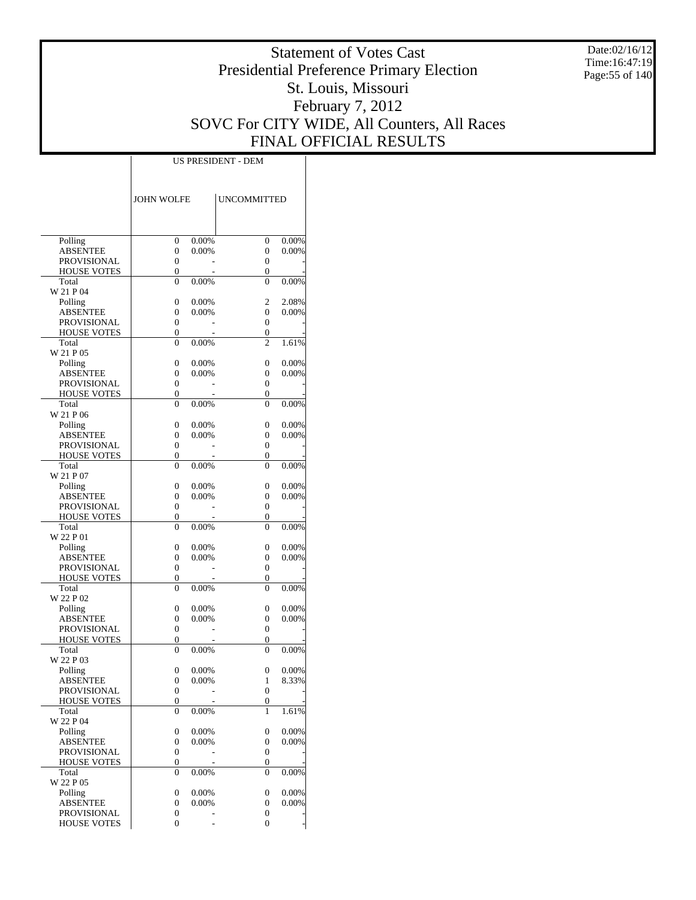# Statement of Votes Cast
## Presidential Preference Primary Election
## St. Louis, Missouri
## February 7, 2012
## SOVC For CITY WIDE, All Counters, All Races
## FINAL OFFICIAL RESULTS

Date:02/16/12
Time:16:47:19

| | US PRESIDENT - DEM | | | |
|---|---|---|---|---|
| | JOHN WOLFE | | UNCOMMITTED | |
| Polling | 0 | 0.00% | 0 | 0.00% |
| ABSENTEE | 0 | 0.00% | 0 | 0.00% |
| PROVISIONAL | 0 | - | 0 | - |
| HOUSE VOTES | 0 | - | 0 | - |
| Total | 0 | 0.00% | 0 | 0.00% |
| W 21 P 04 | | | | |
| Polling | 0 | 0.00% | 2 | 2.08% |
| ABSENTEE | 0 | 0.00% | 0 | 0.00% |
| PROVISIONAL | 0 | - | 0 | - |
| HOUSE VOTES | 0 | - | 0 | - |
| Total | 0 | 0.00% | 2 | 1.61% |
| W 21 P 05 | | | | |
| Polling | 0 | 0.00% | 0 | 0.00% |
| ABSENTEE | 0 | 0.00% | 0 | 0.00% |
| PROVISIONAL | 0 | - | 0 | - |
| HOUSE VOTES | 0 | - | 0 | - |
| Total | 0 | 0.00% | 0 | 0.00% |
| W 21 P 06 | | | | |
| Polling | 0 | 0.00% | 0 | 0.00% |
| ABSENTEE | 0 | 0.00% | 0 | 0.00% |
| PROVISIONAL | 0 | - | 0 | - |
| HOUSE VOTES | 0 | - | 0 | - |
| Total | 0 | 0.00% | 0 | 0.00% |
| W 21 P 07 | | | | |
| Polling | 0 | 0.00% | 0 | 0.00% |
| ABSENTEE | 0 | 0.00% | 0 | 0.00% |
| PROVISIONAL | 0 | - | 0 | - |
| HOUSE VOTES | 0 | - | 0 | - |
| Total | 0 | 0.00% | 0 | 0.00% |
| W 22 P 01 | | | | |
| Polling | 0 | 0.00% | 0 | 0.00% |
| ABSENTEE | 0 | 0.00% | 0 | 0.00% |
| PROVISIONAL | 0 | - | 0 | - |
| HOUSE VOTES | 0 | - | 0 | - |
| Total | 0 | 0.00% | 0 | 0.00% |
| W 22 P 02 | | | | |
| Polling | 0 | 0.00% | 0 | 0.00% |
| ABSENTEE | 0 | 0.00% | 0 | 0.00% |
| PROVISIONAL | 0 | - | 0 | - |
| HOUSE VOTES | 0 | - | 0 | - |
| Total | 0 | 0.00% | 0 | 0.00% |
| W 22 P 03 | | | | |
| Polling | 0 | 0.00% | 0 | 0.00% |
| ABSENTEE | 0 | 0.00% | 1 | 8.33% |
| PROVISIONAL | 0 | - | 0 | - |
| HOUSE VOTES | 0 | - | 0 | - |
| Total | 0 | 0.00% | 1 | 1.61% |
| W 22 P 04 | | | | |
| Polling | 0 | 0.00% | 0 | 0.00% |
| ABSENTEE | 0 | 0.00% | 0 | 0.00% |
| PROVISIONAL | 0 | - | 0 | - |
| HOUSE VOTES | 0 | - | 0 | - |
| Total | 0 | 0.00% | 0 | 0.00% |
| W 22 P 05 | | | | |
| Polling | 0 | 0.00% | 0 | 0.00% |
| ABSENTEE | 0 | 0.00% | 0 | 0.00% |
| PROVISIONAL | 0 | - | 0 | - |
| HOUSE VOTES | 0 | - | 0 | - |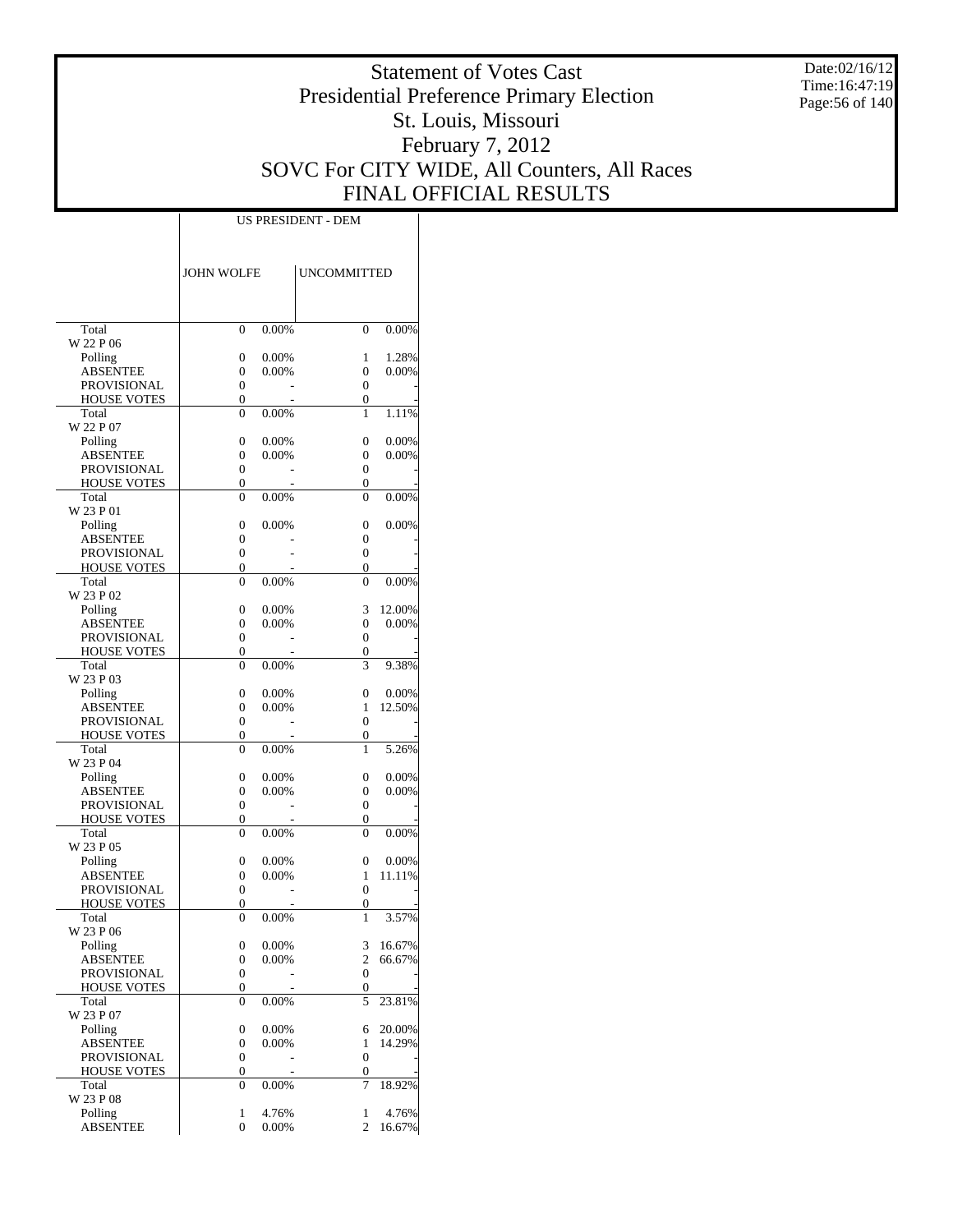# Statement of Votes Cast
## Presidential Preference Primary Election
## St. Louis, Missouri
## February 7, 2012
## SOVC For CITY WIDE, All Counters, All Races
## FINAL OFFICIAL RESULTS

Date:02/16/12
Time:16:47:19

| | US PRESIDENT - DEM | | | |
|---|---|---|---|---|
| | JOHN WOLFE | | UNCOMMITTED | |
| Total | 0 | 0.00% | 0 | 0.00% |
| W 22 P 06 | | | | |
| Polling | 0 | 0.00% | 1 | 1.28% |
| ABSENTEE | 0 | 0.00% | 0 | 0.00% |
| PROVISIONAL | 0 | - | 0 | - |
| HOUSE VOTES | 0 | - | 0 | - |
| Total | 0 | 0.00% | 1 | 1.11% |
| W 22 P 07 | | | | |
| Polling | 0 | 0.00% | 0 | 0.00% |
| ABSENTEE | 0 | 0.00% | 0 | 0.00% |
| PROVISIONAL | 0 | - | 0 | - |
| HOUSE VOTES | 0 | - | 0 | - |
| Total | 0 | 0.00% | 0 | 0.00% |
| W 23 P 01 | | | | |
| Polling | 0 | 0.00% | 0 | 0.00% |
| ABSENTEE | 0 | - | 0 | - |
| PROVISIONAL | 0 | - | 0 | - |
| HOUSE VOTES | 0 | - | 0 | - |
| Total | 0 | 0.00% | 0 | 0.00% |
| W 23 P 02 | | | | |
| Polling | 0 | 0.00% | 3 | 12.00% |
| ABSENTEE | 0 | 0.00% | 0 | 0.00% |
| PROVISIONAL | 0 | - | 0 | - |
| HOUSE VOTES | 0 | - | 0 | - |
| Total | 0 | 0.00% | 3 | 9.38% |
| W 23 P 03 | | | | |
| Polling | 0 | 0.00% | 0 | 0.00% |
| ABSENTEE | 0 | 0.00% | 1 | 12.50% |
| PROVISIONAL | 0 | - | 0 | - |
| HOUSE VOTES | 0 | - | 0 | - |
| Total | 0 | 0.00% | 1 | 5.26% |
| W 23 P 04 | | | | |
| Polling | 0 | 0.00% | 0 | 0.00% |
| ABSENTEE | 0 | 0.00% | 0 | 0.00% |
| PROVISIONAL | 0 | - | 0 | - |
| HOUSE VOTES | 0 | - | 0 | - |
| Total | 0 | 0.00% | 0 | 0.00% |
| W 23 P 05 | | | | |
| Polling | 0 | 0.00% | 0 | 0.00% |
| ABSENTEE | 0 | 0.00% | 1 | 11.11% |
| PROVISIONAL | 0 | - | 0 | - |
| HOUSE VOTES | 0 | - | 0 | - |
| Total | 0 | 0.00% | 1 | 3.57% |
| W 23 P 06 | | | | |
| Polling | 0 | 0.00% | 3 | 16.67% |
| ABSENTEE | 0 | 0.00% | 2 | 66.67% |
| PROVISIONAL | 0 | - | 0 | - |
| HOUSE VOTES | 0 | - | 0 | - |
| Total | 0 | 0.00% | 5 | 23.81% |
| W 23 P 07 | | | | |
| Polling | 0 | 0.00% | 6 | 20.00% |
| ABSENTEE | 0 | 0.00% | 1 | 14.29% |
| PROVISIONAL | 0 | - | 0 | - |
| HOUSE VOTES | 0 | - | 0 | - |
| Total | 0 | 0.00% | 7 | 18.92% |
| W 23 P 08 | | | | |
| Polling | 1 | 4.76% | 1 | 4.76% |
| ABSENTEE | 0 | 0.00% | 2 | 16.67% |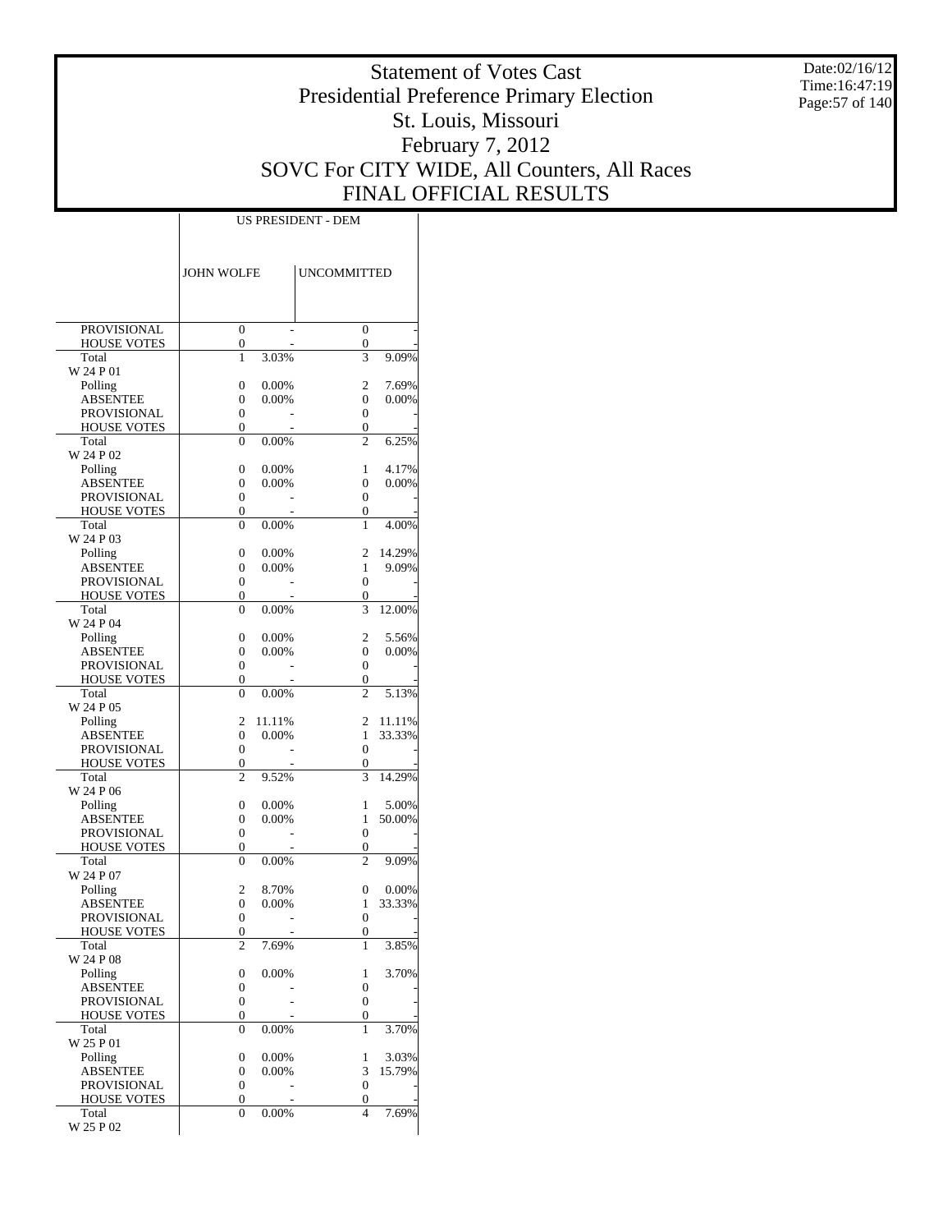# Statement of Votes Cast
## Presidential Preference Primary Election
## St. Louis, Missouri
## February 7, 2012
## SOVC For CITY WIDE, All Counters, All Races
## FINAL OFFICIAL RESULTS

Date:02/16/12
Time:16:47:19

| | US PRESIDENT - DEM | | | |
|---|---|---|---|---|
| | JOHN WOLFE | | UNCOMMITTED | |
| PROVISIONAL | 0 | - | 0 | - |
| HOUSE VOTES | 0 | - | 0 | - |
| Total | 1 | 3.03% | 3 | 9.09% |
| W 24 P 01 | | | | |
| Polling | 0 | 0.00% | 2 | 7.69% |
| ABSENTEE | 0 | 0.00% | 0 | 0.00% |
| PROVISIONAL | 0 | - | 0 | - |
| HOUSE VOTES | 0 | - | 0 | - |
| Total | 0 | 0.00% | 2 | 6.25% |
| W 24 P 02 | | | | |
| Polling | 0 | 0.00% | 1 | 4.17% |
| ABSENTEE | 0 | 0.00% | 0 | 0.00% |
| PROVISIONAL | 0 | - | 0 | - |
| HOUSE VOTES | 0 | - | 0 | - |
| Total | 0 | 0.00% | 1 | 4.00% |
| W 24 P 03 | | | | |
| Polling | 0 | 0.00% | 2 | 14.29% |
| ABSENTEE | 0 | 0.00% | 1 | 9.09% |
| PROVISIONAL | 0 | - | 0 | - |
| HOUSE VOTES | 0 | - | 0 | - |
| Total | 0 | 0.00% | 3 | 12.00% |
| W 24 P 04 | | | | |
| Polling | 0 | 0.00% | 2 | 5.56% |
| ABSENTEE | 0 | 0.00% | 0 | 0.00% |
| PROVISIONAL | 0 | - | 0 | - |
| HOUSE VOTES | 0 | - | 0 | - |
| Total | 0 | 0.00% | 2 | 5.13% |
| W 24 P 05 | | | | |
| Polling | 2 | 11.11% | 2 | 11.11% |
| ABSENTEE | 0 | 0.00% | 1 | 33.33% |
| PROVISIONAL | 0 | - | 0 | - |
| HOUSE VOTES | 0 | - | 0 | - |
| Total | 2 | 9.52% | 3 | 14.29% |
| W 24 P 06 | | | | |
| Polling | 0 | 0.00% | 1 | 5.00% |
| ABSENTEE | 0 | 0.00% | 1 | 50.00% |
| PROVISIONAL | 0 | - | 0 | - |
| HOUSE VOTES | 0 | - | 0 | - |
| Total | 0 | 0.00% | 2 | 9.09% |
| W 24 P 07 | | | | |
| Polling | 2 | 8.70% | 0 | 0.00% |
| ABSENTEE | 0 | 0.00% | 1 | 33.33% |
| PROVISIONAL | 0 | - | 0 | - |
| HOUSE VOTES | 0 | - | 0 | - |
| Total | 2 | 7.69% | 1 | 3.85% |
| W 24 P 08 | | | | |
| Polling | 0 | 0.00% | 1 | 3.70% |
| ABSENTEE | 0 | - | 0 | - |
| PROVISIONAL | 0 | - | 0 | - |
| HOUSE VOTES | 0 | - | 0 | - |
| Total | 0 | 0.00% | 1 | 3.70% |
| W 25 P 01 | | | | |
| Polling | 0 | 0.00% | 1 | 3.03% |
| ABSENTEE | 0 | 0.00% | 3 | 15.79% |
| PROVISIONAL | 0 | - | 0 | - |
| HOUSE VOTES | 0 | - | 0 | - |
| Total | 0 | 0.00% | 4 | 7.69% |
| W 25 P 02 | | | | |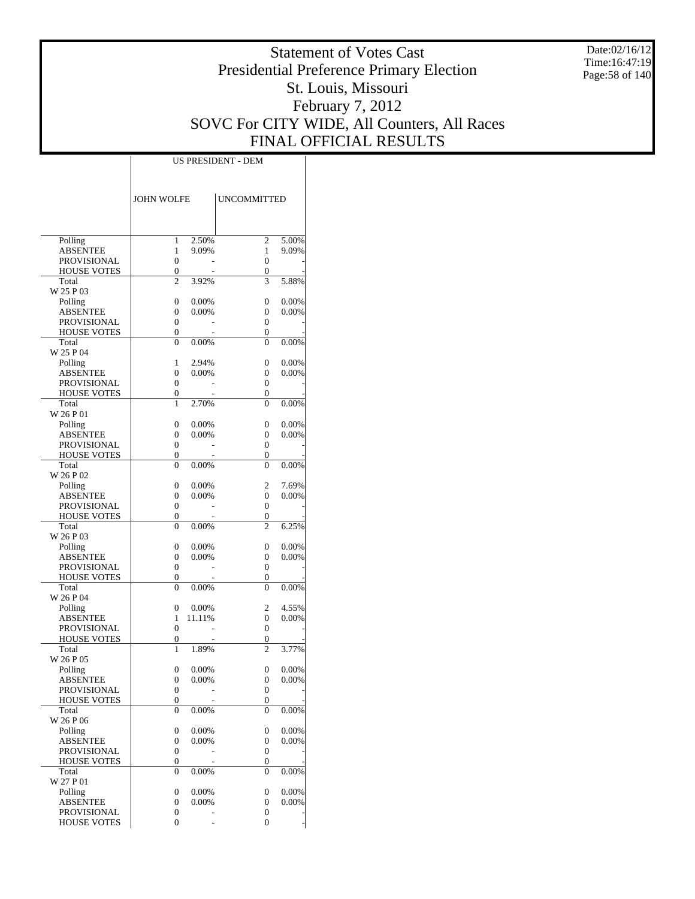# Statement of Votes Cast
## Presidential Preference Primary Election
## St. Louis, Missouri
## February 7, 2012
## SOVC For CITY WIDE, All Counters, All Races
## FINAL OFFICIAL RESULTS

Date:02/16/12
Time:16:47:19

| | US PRESIDENT - DEM | | | |
|---|---|---|---|---|
| | JOHN WOLFE | | UNCOMMITTED | |
| Polling | 1 | 2.50% | 2 | 5.00% |
| ABSENTEE | 1 | 9.09% | 1 | 9.09% |
| PROVISIONAL | 0 | - | 0 | - |
| HOUSE VOTES | 0 | - | 0 | - |
| Total | 2 | 3.92% | 3 | 5.88% |
| W 25 P 03 | | | | |
| Polling | 0 | 0.00% | 0 | 0.00% |
| ABSENTEE | 0 | 0.00% | 0 | 0.00% |
| PROVISIONAL | 0 | - | 0 | - |
| HOUSE VOTES | 0 | - | 0 | - |
| Total | 0 | 0.00% | 0 | 0.00% |
| W 25 P 04 | | | | |
| Polling | 1 | 2.94% | 0 | 0.00% |
| ABSENTEE | 0 | 0.00% | 0 | 0.00% |
| PROVISIONAL | 0 | - | 0 | - |
| HOUSE VOTES | 0 | - | 0 | - |
| Total | 1 | 2.70% | 0 | 0.00% |
| W 26 P 01 | | | | |
| Polling | 0 | 0.00% | 0 | 0.00% |
| ABSENTEE | 0 | 0.00% | 0 | 0.00% |
| PROVISIONAL | 0 | - | 0 | - |
| HOUSE VOTES | 0 | - | 0 | - |
| Total | 0 | 0.00% | 0 | 0.00% |
| W 26 P 02 | | | | |
| Polling | 0 | 0.00% | 2 | 7.69% |
| ABSENTEE | 0 | 0.00% | 0 | 0.00% |
| PROVISIONAL | 0 | - | 0 | - |
| HOUSE VOTES | 0 | - | 0 | - |
| Total | 0 | 0.00% | 2 | 6.25% |
| W 26 P 03 | | | | |
| Polling | 0 | 0.00% | 0 | 0.00% |
| ABSENTEE | 0 | 0.00% | 0 | 0.00% |
| PROVISIONAL | 0 | - | 0 | - |
| HOUSE VOTES | 0 | - | 0 | - |
| Total | 0 | 0.00% | 0 | 0.00% |
| W 26 P 04 | | | | |
| Polling | 0 | 0.00% | 2 | 4.55% |
| ABSENTEE | 1 | 11.11% | 0 | 0.00% |
| PROVISIONAL | 0 | - | 0 | - |
| HOUSE VOTES | 0 | - | 0 | - |
| Total | 1 | 1.89% | 2 | 3.77% |
| W 26 P 05 | | | | |
| Polling | 0 | 0.00% | 0 | 0.00% |
| ABSENTEE | 0 | 0.00% | 0 | 0.00% |
| PROVISIONAL | 0 | - | 0 | - |
| HOUSE VOTES | 0 | - | 0 | - |
| Total | 0 | 0.00% | 0 | 0.00% |
| W 26 P 06 | | | | |
| Polling | 0 | 0.00% | 0 | 0.00% |
| ABSENTEE | 0 | 0.00% | 0 | 0.00% |
| PROVISIONAL | 0 | - | 0 | - |
| HOUSE VOTES | 0 | - | 0 | - |
| Total | 0 | 0.00% | 0 | 0.00% |
| W 27 P 01 | | | | |
| Polling | 0 | 0.00% | 0 | 0.00% |
| ABSENTEE | 0 | 0.00% | 0 | 0.00% |
| PROVISIONAL | 0 | - | 0 | - |
| HOUSE VOTES | 0 | - | 0 | - |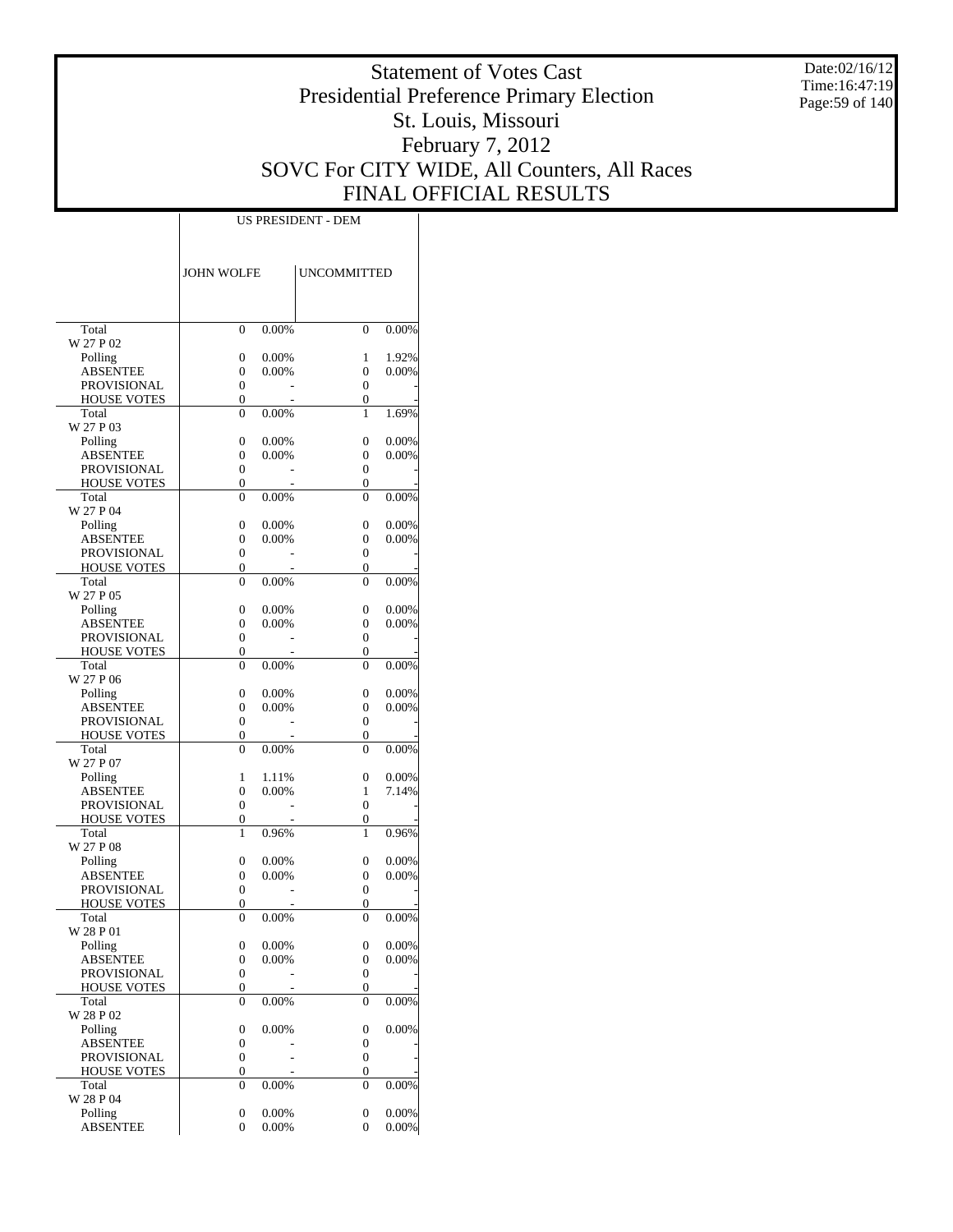# Statement of Votes Cast
## Presidential Preference Primary Election
## St. Louis, Missouri
## February 7, 2012
## SOVC For CITY WIDE, All Counters, All Races
## FINAL OFFICIAL RESULTS

Date:02/16/12
Time:16:47:19

| | US PRESIDENT - DEM | | | |
|---|---|---|---|---|
| | JOHN WOLFE | | UNCOMMITTED | |
| Total | 0 | 0.00% | 0 | 0.00% |
| W 27 P 02 | | | | |
| Polling | 0 | 0.00% | 1 | 1.92% |
| ABSENTEE | 0 | 0.00% | 0 | 0.00% |
| PROVISIONAL | 0 | - | 0 | - |
| HOUSE VOTES | 0 | - | 0 | - |
| Total | 0 | 0.00% | 1 | 1.69% |
| W 27 P 03 | | | | |
| Polling | 0 | 0.00% | 0 | 0.00% |
| ABSENTEE | 0 | 0.00% | 0 | 0.00% |
| PROVISIONAL | 0 | - | 0 | - |
| HOUSE VOTES | 0 | - | 0 | - |
| Total | 0 | 0.00% | 0 | 0.00% |
| W 27 P 04 | | | | |
| Polling | 0 | 0.00% | 0 | 0.00% |
| ABSENTEE | 0 | 0.00% | 0 | 0.00% |
| PROVISIONAL | 0 | - | 0 | - |
| HOUSE VOTES | 0 | - | 0 | - |
| Total | 0 | 0.00% | 0 | 0.00% |
| W 27 P 05 | | | | |
| Polling | 0 | 0.00% | 0 | 0.00% |
| ABSENTEE | 0 | 0.00% | 0 | 0.00% |
| PROVISIONAL | 0 | - | 0 | - |
| HOUSE VOTES | 0 | - | 0 | - |
| Total | 0 | 0.00% | 0 | 0.00% |
| W 27 P 06 | | | | |
| Polling | 0 | 0.00% | 0 | 0.00% |
| ABSENTEE | 0 | 0.00% | 0 | 0.00% |
| PROVISIONAL | 0 | - | 0 | - |
| HOUSE VOTES | 0 | - | 0 | - |
| Total | 0 | 0.00% | 0 | 0.00% |
| W 27 P 07 | | | | |
| Polling | 1 | 1.11% | 0 | 0.00% |
| ABSENTEE | 0 | 0.00% | 1 | 7.14% |
| PROVISIONAL | 0 | - | 0 | - |
| HOUSE VOTES | 0 | - | 0 | - |
| Total | 1 | 0.96% | 1 | 0.96% |
| W 27 P 08 | | | | |
| Polling | 0 | 0.00% | 0 | 0.00% |
| ABSENTEE | 0 | 0.00% | 0 | 0.00% |
| PROVISIONAL | 0 | - | 0 | - |
| HOUSE VOTES | 0 | - | 0 | - |
| Total | 0 | 0.00% | 0 | 0.00% |
| W 28 P 01 | | | | |
| Polling | 0 | 0.00% | 0 | 0.00% |
| ABSENTEE | 0 | 0.00% | 0 | 0.00% |
| PROVISIONAL | 0 | - | 0 | - |
| HOUSE VOTES | 0 | - | 0 | - |
| Total | 0 | 0.00% | 0 | 0.00% |
| W 28 P 02 | | | | |
| Polling | 0 | 0.00% | 0 | 0.00% |
| ABSENTEE | 0 | - | 0 | - |
| PROVISIONAL | 0 | - | 0 | - |
| HOUSE VOTES | 0 | - | 0 | - |
| Total | 0 | 0.00% | 0 | 0.00% |
| W 28 P 04 | | | | |
| Polling | 0 | 0.00% | 0 | 0.00% |
| ABSENTEE | 0 | 0.00% | 0 | 0.00% |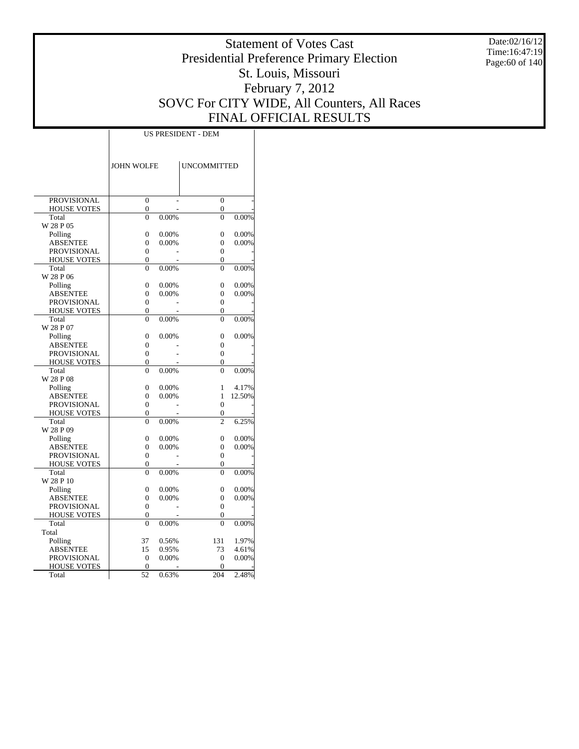# Statement of Votes Cast
# Presidential Preference Primary Election
# St. Louis, Missouri
# February 7, 2012
# SOVC For CITY WIDE, All Counters, All Races
# FINAL OFFICIAL RESULTS

Date:02/16/12
Time:16:47:19

| | US PRESIDENT - DEM | | | |
|---|---|---|---|---|
| | JOHN WOLFE | | UNCOMMITTED | |
| PROVISIONAL | 0 | - | 0 | - |
| HOUSE VOTES | 0 | - | 0 | - |
| Total | 0 | 0.00% | 0 | 0.00% |
| W 28 P 05 | | | | |
| Polling | 0 | 0.00% | 0 | 0.00% |
| ABSENTEE | 0 | 0.00% | 0 | 0.00% |
| PROVISIONAL | 0 | - | 0 | - |
| HOUSE VOTES | 0 | - | 0 | - |
| Total | 0 | 0.00% | 0 | 0.00% |
| W 28 P 06 | | | | |
| Polling | 0 | 0.00% | 0 | 0.00% |
| ABSENTEE | 0 | 0.00% | 0 | 0.00% |
| PROVISIONAL | 0 | - | 0 | - |
| HOUSE VOTES | 0 | - | 0 | - |
| Total | 0 | 0.00% | 0 | 0.00% |
| W 28 P 07 | | | | |
| Polling | 0 | 0.00% | 0 | 0.00% |
| ABSENTEE | 0 | - | 0 | - |
| PROVISIONAL | 0 | - | 0 | - |
| HOUSE VOTES | 0 | - | 0 | - |
| Total | 0 | 0.00% | 0 | 0.00% |
| W 28 P 08 | | | | |
| Polling | 0 | 0.00% | 1 | 4.17% |
| ABSENTEE | 0 | 0.00% | 1 | 12.50% |
| PROVISIONAL | 0 | - | 0 | - |
| HOUSE VOTES | 0 | - | 0 | - |
| Total | 0 | 0.00% | 2 | 6.25% |
| W 28 P 09 | | | | |
| Polling | 0 | 0.00% | 0 | 0.00% |
| ABSENTEE | 0 | 0.00% | 0 | 0.00% |
| PROVISIONAL | 0 | - | 0 | - |
| HOUSE VOTES | 0 | - | 0 | - |
| Total | 0 | 0.00% | 0 | 0.00% |
| W 28 P 10 | | | | |
| Polling | 0 | 0.00% | 0 | 0.00% |
| ABSENTEE | 0 | 0.00% | 0 | 0.00% |
| PROVISIONAL | 0 | - | 0 | - |
| HOUSE VOTES | 0 | - | 0 | - |
| Total | 0 | 0.00% | 0 | 0.00% |
| Total | | | | |
| Polling | 37 | 0.56% | 131 | 1.97% |
| ABSENTEE | 15 | 0.95% | 73 | 4.61% |
| PROVISIONAL | 0 | 0.00% | 0 | 0.00% |
| HOUSE VOTES | 0 | - | 0 | - |
| Total | 52 | 0.63% | 204 | 2.48% |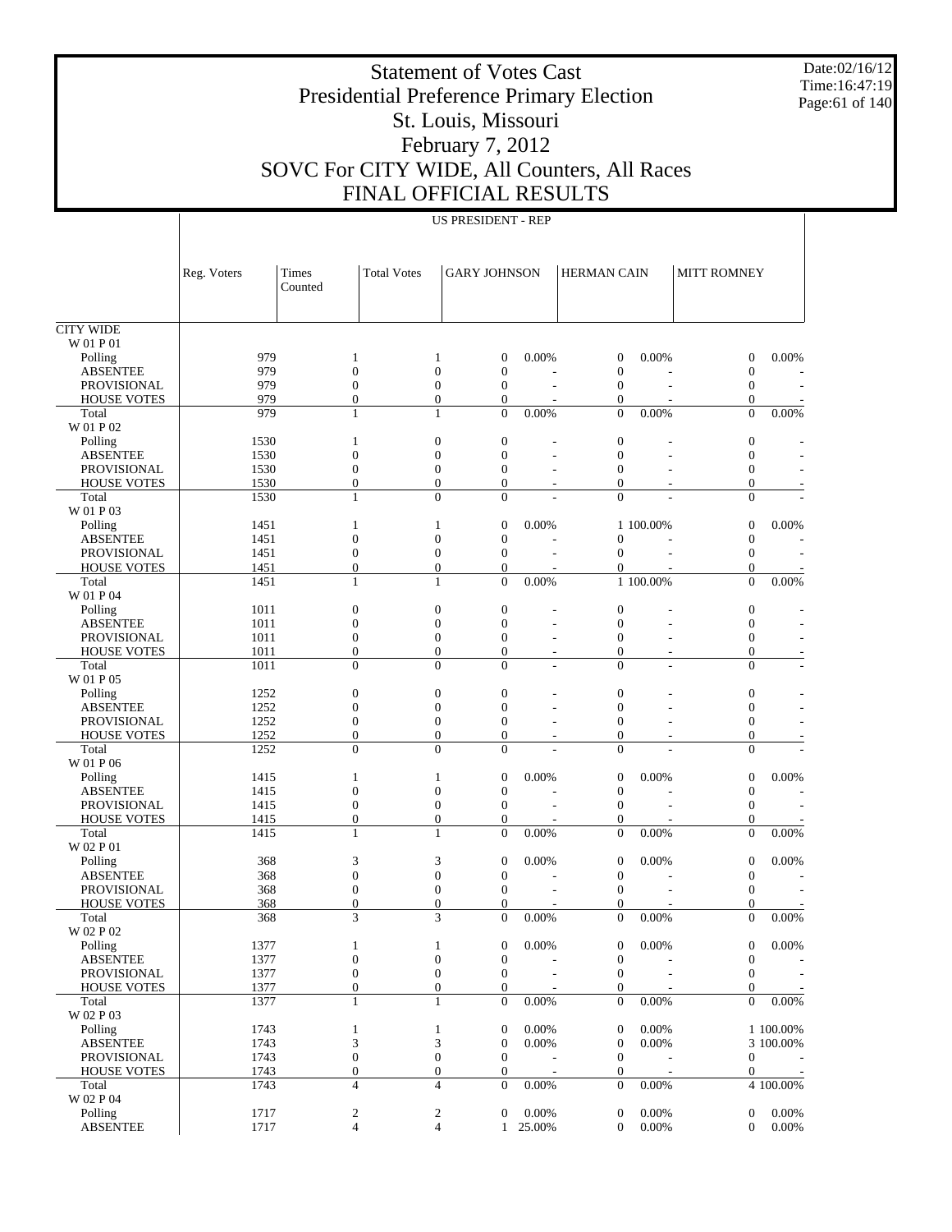# Statement of Votes Cast
# Presidential Preference Primary Election
# St. Louis, Missouri
# February 7, 2012
# SOVC For CITY WIDE, All Counters, All Races
# FINAL OFFICIAL RESULTS

Date:02/16/12
Time:16:47:19

US PRESIDENT - REP

| | Reg. Voters | Times Counted | Total Votes | GARY JOHNSON | | HERMAN CAIN | | MITT ROMNEY | |
|---|---|---|---|---|---|---|---|---|---|
| CITY WIDE | | | | | | | | | |
| W 01 P 01 | | | | | | | | | |
| Polling | 979 | 1 | 1 | 0 | 0.00% | 0 | 0.00% | 0 | 0.00% |
| ABSENTEE | 979 | 0 | 0 | 0 | - | 0 | - | 0 | - |
| PROVISIONAL | 979 | 0 | 0 | 0 | - | 0 | - | 0 | - |
| HOUSE VOTES | 979 | 0 | 0 | 0 | - | 0 | - | 0 | - |
| Total | 979 | 1 | 1 | 0 | 0.00% | 0 | 0.00% | 0 | 0.00% |
| W 01 P 02 | | | | | | | | | |
| Polling | 1530 | 1 | 0 | 0 | - | 0 | - | 0 | - |
| ABSENTEE | 1530 | 0 | 0 | 0 | - | 0 | - | 0 | - |
| PROVISIONAL | 1530 | 0 | 0 | 0 | - | 0 | - | 0 | - |
| HOUSE VOTES | 1530 | 0 | 0 | 0 | - | 0 | - | 0 | - |
| Total | 1530 | 1 | 0 | 0 | - | 0 | - | 0 | - |
| W 01 P 03 | | | | | | | | | |
| Polling | 1451 | 1 | 1 | 0 | 0.00% | 1 | 100.00% | 0 | 0.00% |
| ABSENTEE | 1451 | 0 | 0 | 0 | - | 0 | - | 0 | - |
| PROVISIONAL | 1451 | 0 | 0 | 0 | - | 0 | - | 0 | - |
| HOUSE VOTES | 1451 | 0 | 0 | 0 | - | 0 | - | 0 | - |
| Total | 1451 | 1 | 1 | 0 | 0.00% | 1 | 100.00% | 0 | 0.00% |
| W 01 P 04 | | | | | | | | | |
| Polling | 1011 | 0 | 0 | 0 | - | 0 | - | 0 | - |
| ABSENTEE | 1011 | 0 | 0 | 0 | - | 0 | - | 0 | - |
| PROVISIONAL | 1011 | 0 | 0 | 0 | - | 0 | - | 0 | - |
| HOUSE VOTES | 1011 | 0 | 0 | 0 | - | 0 | - | 0 | - |
| Total | 1011 | 0 | 0 | 0 | - | 0 | - | 0 | - |
| W 01 P 05 | | | | | | | | | |
| Polling | 1252 | 0 | 0 | 0 | - | 0 | - | 0 | - |
| ABSENTEE | 1252 | 0 | 0 | 0 | - | 0 | - | 0 | - |
| PROVISIONAL | 1252 | 0 | 0 | 0 | - | 0 | - | 0 | - |
| HOUSE VOTES | 1252 | 0 | 0 | 0 | - | 0 | - | 0 | - |
| Total | 1252 | 0 | 0 | 0 | - | 0 | - | 0 | - |
| W 01 P 06 | | | | | | | | | |
| Polling | 1415 | 1 | 1 | 0 | 0.00% | 0 | 0.00% | 0 | 0.00% |
| ABSENTEE | 1415 | 0 | 0 | 0 | - | 0 | - | 0 | - |
| PROVISIONAL | 1415 | 0 | 0 | 0 | - | 0 | - | 0 | - |
| HOUSE VOTES | 1415 | 0 | 0 | 0 | - | 0 | - | 0 | - |
| Total | 1415 | 1 | 1 | 0 | 0.00% | 0 | 0.00% | 0 | 0.00% |
| W 02 P 01 | | | | | | | | | |
| Polling | 368 | 3 | 3 | 0 | 0.00% | 0 | 0.00% | 0 | 0.00% |
| ABSENTEE | 368 | 0 | 0 | 0 | - | 0 | - | 0 | - |
| PROVISIONAL | 368 | 0 | 0 | 0 | - | 0 | - | 0 | - |
| HOUSE VOTES | 368 | 0 | 0 | 0 | - | 0 | - | 0 | - |
| Total | 368 | 3 | 3 | 0 | 0.00% | 0 | 0.00% | 0 | 0.00% |
| W 02 P 02 | | | | | | | | | |
| Polling | 1377 | 1 | 1 | 0 | 0.00% | 0 | 0.00% | 0 | 0.00% |
| ABSENTEE | 1377 | 0 | 0 | 0 | - | 0 | - | 0 | - |
| PROVISIONAL | 1377 | 0 | 0 | 0 | - | 0 | - | 0 | - |
| HOUSE VOTES | 1377 | 0 | 0 | 0 | - | 0 | - | 0 | - |
| Total | 1377 | 1 | 1 | 0 | 0.00% | 0 | 0.00% | 0 | 0.00% |
| W 02 P 03 | | | | | | | | | |
| Polling | 1743 | 1 | 1 | 0 | 0.00% | 0 | 0.00% | 1 | 100.00% |
| ABSENTEE | 1743 | 3 | 3 | 0 | 0.00% | 0 | 0.00% | 3 | 100.00% |
| PROVISIONAL | 1743 | 0 | 0 | 0 | - | 0 | - | 0 | - |
| HOUSE VOTES | 1743 | 0 | 0 | 0 | - | 0 | - | 0 | - |
| Total | 1743 | 4 | 4 | 0 | 0.00% | 0 | 0.00% | 4 | 100.00% |
| W 02 P 04 | | | | | | | | | |
| Polling | 1717 | 2 | 2 | 0 | 0.00% | 0 | 0.00% | 0 | 0.00% |
| ABSENTEE | 1717 | 4 | 4 | 1 | 25.00% | 0 | 0.00% | 0 | 0.00% |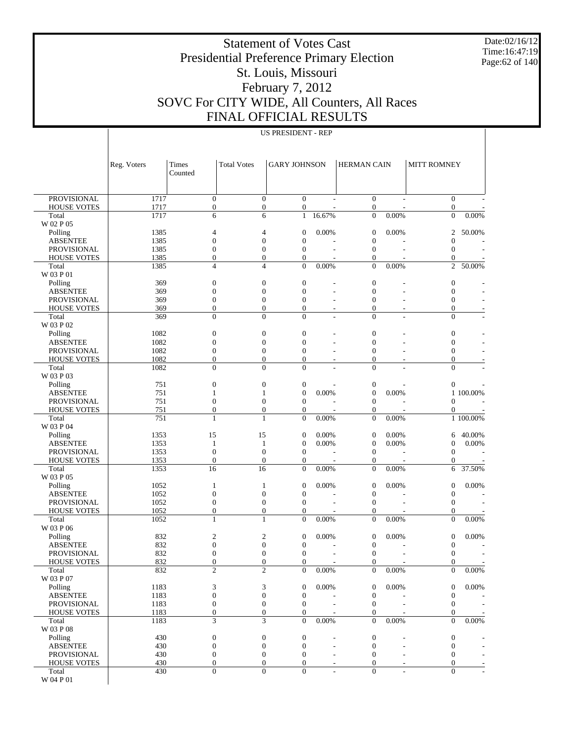# Statement of Votes Cast
## Presidential Preference Primary Election
## St. Louis, Missouri
## February 7, 2012
## SOVC For CITY WIDE, All Counters, All Races
## FINAL OFFICIAL RESULTS

Date:02/16/12
Time:16:47:19

US PRESIDENT - REP

| | Reg. Voters | Times Counted | Total Votes | GARY JOHNSON | | HERMAN CAIN | | MITT ROMNEY | |
|---|---|---|---|---|---|---|---|---|---|
| PROVISIONAL | 1717 | 0 | 0 | 0 | - | 0 | - | 0 | - |
| HOUSE VOTES | 1717 | 0 | 0 | 0 | - | 0 | - | 0 | - |
| Total | 1717 | 6 | 6 | 1 | 16.67% | 0 | 0.00% | 0 | 0.00% |
| W 02 P 05 | | | | | | | | | |
| Polling | 1385 | 4 | 4 | 0 | 0.00% | 0 | 0.00% | 2 | 50.00% |
| ABSENTEE | 1385 | 0 | 0 | 0 | - | 0 | - | 0 | - |
| PROVISIONAL | 1385 | 0 | 0 | 0 | - | 0 | - | 0 | - |
| HOUSE VOTES | 1385 | 0 | 0 | 0 | - | 0 | - | 0 | - |
| Total | 1385 | 4 | 4 | 0 | 0.00% | 0 | 0.00% | 2 | 50.00% |
| W 03 P 01 | | | | | | | | | |
| Polling | 369 | 0 | 0 | 0 | - | 0 | - | 0 | - |
| ABSENTEE | 369 | 0 | 0 | 0 | - | 0 | - | 0 | - |
| PROVISIONAL | 369 | 0 | 0 | 0 | - | 0 | - | 0 | - |
| HOUSE VOTES | 369 | 0 | 0 | 0 | - | 0 | - | 0 | - |
| Total | 369 | 0 | 0 | 0 | - | 0 | - | 0 | - |
| W 03 P 02 | | | | | | | | | |
| Polling | 1082 | 0 | 0 | 0 | - | 0 | - | 0 | - |
| ABSENTEE | 1082 | 0 | 0 | 0 | - | 0 | - | 0 | - |
| PROVISIONAL | 1082 | 0 | 0 | 0 | - | 0 | - | 0 | - |
| HOUSE VOTES | 1082 | 0 | 0 | 0 | - | 0 | - | 0 | - |
| Total | 1082 | 0 | 0 | 0 | - | 0 | - | 0 | - |
| W 03 P 03 | | | | | | | | | |
| Polling | 751 | 0 | 0 | 0 | - | 0 | - | 0 | - |
| ABSENTEE | 751 | 1 | 1 | 0 | 0.00% | 0 | 0.00% | 1 | 100.00% |
| PROVISIONAL | 751 | 0 | 0 | 0 | - | 0 | - | 0 | - |
| HOUSE VOTES | 751 | 0 | 0 | 0 | - | 0 | - | 0 | - |
| Total | 751 | 1 | 1 | 0 | 0.00% | 0 | 0.00% | 1 | 100.00% |
| W 03 P 04 | | | | | | | | | |
| Polling | 1353 | 15 | 15 | 0 | 0.00% | 0 | 0.00% | 6 | 40.00% |
| ABSENTEE | 1353 | 1 | 1 | 0 | 0.00% | 0 | 0.00% | 0 | 0.00% |
| PROVISIONAL | 1353 | 0 | 0 | 0 | - | 0 | - | 0 | - |
| HOUSE VOTES | 1353 | 0 | 0 | 0 | - | 0 | - | 0 | - |
| Total | 1353 | 16 | 16 | 0 | 0.00% | 0 | 0.00% | 6 | 37.50% |
| W 03 P 05 | | | | | | | | | |
| Polling | 1052 | 1 | 1 | 0 | 0.00% | 0 | 0.00% | 0 | 0.00% |
| ABSENTEE | 1052 | 0 | 0 | 0 | - | 0 | - | 0 | - |
| PROVISIONAL | 1052 | 0 | 0 | 0 | - | 0 | - | 0 | - |
| HOUSE VOTES | 1052 | 0 | 0 | 0 | - | 0 | - | 0 | - |
| Total | 1052 | 1 | 1 | 0 | 0.00% | 0 | 0.00% | 0 | 0.00% |
| W 03 P 06 | | | | | | | | | |
| Polling | 832 | 2 | 2 | 0 | 0.00% | 0 | 0.00% | 0 | 0.00% |
| ABSENTEE | 832 | 0 | 0 | 0 | - | 0 | - | 0 | - |
| PROVISIONAL | 832 | 0 | 0 | 0 | - | 0 | - | 0 | - |
| HOUSE VOTES | 832 | 0 | 0 | 0 | - | 0 | - | 0 | - |
| Total | 832 | 2 | 2 | 0 | 0.00% | 0 | 0.00% | 0 | 0.00% |
| W 03 P 07 | | | | | | | | | |
| Polling | 1183 | 3 | 3 | 0 | 0.00% | 0 | 0.00% | 0 | 0.00% |
| ABSENTEE | 1183 | 0 | 0 | 0 | - | 0 | - | 0 | - |
| PROVISIONAL | 1183 | 0 | 0 | 0 | - | 0 | - | 0 | - |
| HOUSE VOTES | 1183 | 0 | 0 | 0 | - | 0 | - | 0 | - |
| Total | 1183 | 3 | 3 | 0 | 0.00% | 0 | 0.00% | 0 | 0.00% |
| W 03 P 08 | | | | | | | | | |
| Polling | 430 | 0 | 0 | 0 | - | 0 | - | 0 | - |
| ABSENTEE | 430 | 0 | 0 | 0 | - | 0 | - | 0 | - |
| PROVISIONAL | 430 | 0 | 0 | 0 | - | 0 | - | 0 | - |
| HOUSE VOTES | 430 | 0 | 0 | 0 | - | 0 | - | 0 | - |
| Total | 430 | 0 | 0 | 0 | - | 0 | - | 0 | - |
| W 04 P 01 | | | | | | | | | |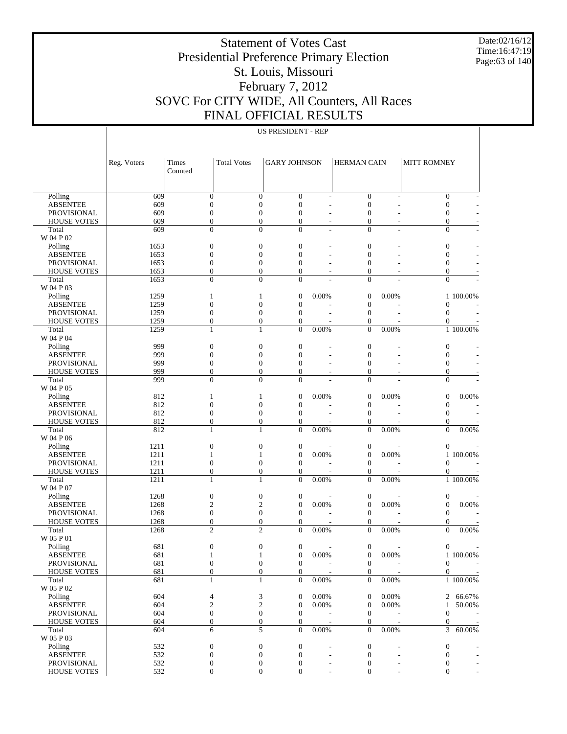# Statement of Votes Cast
# Presidential Preference Primary Election
# St. Louis, Missouri
# February 7, 2012
# SOVC For CITY WIDE, All Counters, All Races
# FINAL OFFICIAL RESULTS

Date:02/16/12
Time:16:47:19

US PRESIDENT - REP

| | Reg. Voters | Times Counted | Total Votes | GARY JOHNSON | | HERMAN CAIN | | MITT ROMNEY | |
|---|---|---|---|---|---|---|---|---|---|
| Polling | 609 | 0 | 0 | 0 | - | 0 | - | 0 | - |
| ABSENTEE | 609 | 0 | 0 | 0 | - | 0 | - | 0 | - |
| PROVISIONAL | 609 | 0 | 0 | 0 | - | 0 | - | 0 | - |
| HOUSE VOTES | 609 | 0 | 0 | 0 | - | 0 | - | 0 | - |
| Total | 609 | 0 | 0 | 0 | - | 0 | - | 0 | - |
| W 04 P 02 | | | | | | | | | |
| Polling | 1653 | 0 | 0 | 0 | - | 0 | - | 0 | - |
| ABSENTEE | 1653 | 0 | 0 | 0 | - | 0 | - | 0 | - |
| PROVISIONAL | 1653 | 0 | 0 | 0 | - | 0 | - | 0 | - |
| HOUSE VOTES | 1653 | 0 | 0 | 0 | - | 0 | - | 0 | - |
| Total | 1653 | 0 | 0 | 0 | - | 0 | - | 0 | - |
| W 04 P 03 | | | | | | | | | |
| Polling | 1259 | 1 | 1 | 0 | 0.00% | 0 | 0.00% | 1 | 100.00% |
| ABSENTEE | 1259 | 0 | 0 | 0 | - | 0 | - | 0 | - |
| PROVISIONAL | 1259 | 0 | 0 | 0 | - | 0 | - | 0 | - |
| HOUSE VOTES | 1259 | 0 | 0 | 0 | - | 0 | - | 0 | - |
| Total | 1259 | 1 | 1 | 0 | 0.00% | 0 | 0.00% | 1 | 100.00% |
| W 04 P 04 | | | | | | | | | |
| Polling | 999 | 0 | 0 | 0 | - | 0 | - | 0 | - |
| ABSENTEE | 999 | 0 | 0 | 0 | - | 0 | - | 0 | - |
| PROVISIONAL | 999 | 0 | 0 | 0 | - | 0 | - | 0 | - |
| HOUSE VOTES | 999 | 0 | 0 | 0 | - | 0 | - | 0 | - |
| Total | 999 | 0 | 0 | 0 | - | 0 | - | 0 | - |
| W 04 P 05 | | | | | | | | | |
| Polling | 812 | 1 | 1 | 0 | 0.00% | 0 | 0.00% | 0 | 0.00% |
| ABSENTEE | 812 | 0 | 0 | 0 | - | 0 | - | 0 | - |
| PROVISIONAL | 812 | 0 | 0 | 0 | - | 0 | - | 0 | - |
| HOUSE VOTES | 812 | 0 | 0 | 0 | - | 0 | - | 0 | - |
| Total | 812 | 1 | 1 | 0 | 0.00% | 0 | 0.00% | 0 | 0.00% |
| W 04 P 06 | | | | | | | | | |
| Polling | 1211 | 0 | 0 | 0 | - | 0 | - | 0 | - |
| ABSENTEE | 1211 | 1 | 1 | 0 | 0.00% | 0 | 0.00% | 1 | 100.00% |
| PROVISIONAL | 1211 | 0 | 0 | 0 | - | 0 | - | 0 | - |
| HOUSE VOTES | 1211 | 0 | 0 | 0 | - | 0 | - | 0 | - |
| Total | 1211 | 1 | 1 | 0 | 0.00% | 0 | 0.00% | 1 | 100.00% |
| W 04 P 07 | | | | | | | | | |
| Polling | 1268 | 0 | 0 | 0 | - | 0 | - | 0 | - |
| ABSENTEE | 1268 | 2 | 2 | 0 | 0.00% | 0 | 0.00% | 0 | 0.00% |
| PROVISIONAL | 1268 | 0 | 0 | 0 | - | 0 | - | 0 | - |
| HOUSE VOTES | 1268 | 0 | 0 | 0 | - | 0 | - | 0 | - |
| Total | 1268 | 2 | 2 | 0 | 0.00% | 0 | 0.00% | 0 | 0.00% |
| W 05 P 01 | | | | | | | | | |
| Polling | 681 | 0 | 0 | 0 | - | 0 | - | 0 | - |
| ABSENTEE | 681 | 1 | 1 | 0 | 0.00% | 0 | 0.00% | 1 | 100.00% |
| PROVISIONAL | 681 | 0 | 0 | 0 | - | 0 | - | 0 | - |
| HOUSE VOTES | 681 | 0 | 0 | 0 | - | 0 | - | 0 | - |
| Total | 681 | 1 | 1 | 0 | 0.00% | 0 | 0.00% | 1 | 100.00% |
| W 05 P 02 | | | | | | | | | |
| Polling | 604 | 4 | 3 | 0 | 0.00% | 0 | 0.00% | 2 | 66.67% |
| ABSENTEE | 604 | 2 | 2 | 0 | 0.00% | 0 | 0.00% | 1 | 50.00% |
| PROVISIONAL | 604 | 0 | 0 | 0 | - | 0 | - | 0 | - |
| HOUSE VOTES | 604 | 0 | 0 | 0 | - | 0 | - | 0 | - |
| Total | 604 | 6 | 5 | 0 | 0.00% | 0 | 0.00% | 3 | 60.00% |
| W 05 P 03 | | | | | | | | | |
| Polling | 532 | 0 | 0 | 0 | - | 0 | - | 0 | - |
| ABSENTEE | 532 | 0 | 0 | 0 | - | 0 | - | 0 | - |
| PROVISIONAL | 532 | 0 | 0 | 0 | - | 0 | - | 0 | - |
| HOUSE VOTES | 532 | 0 | 0 | 0 | - | 0 | - | 0 | - |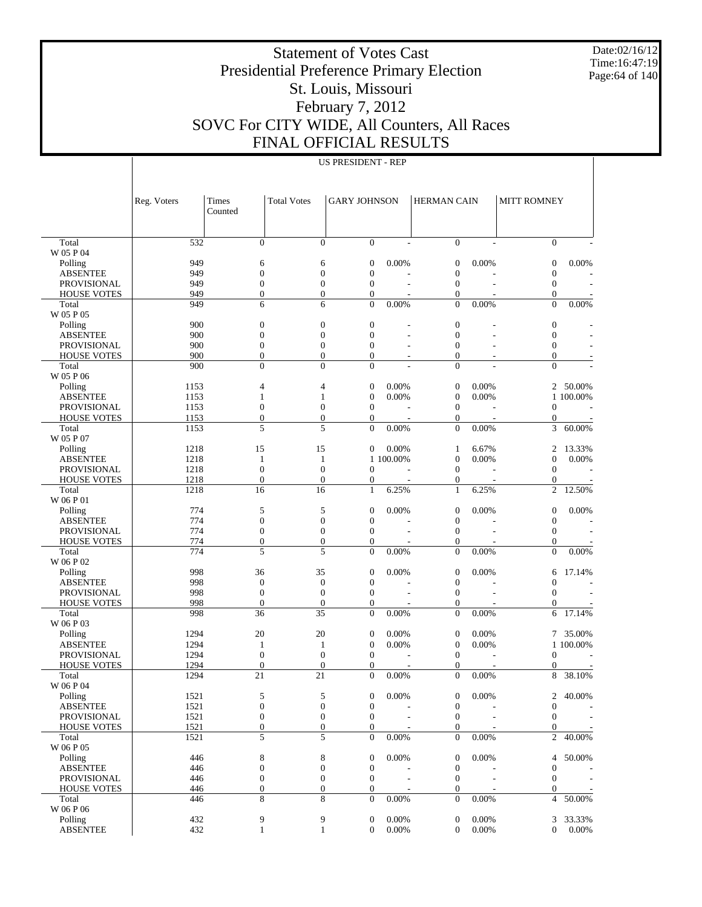# Statement of Votes Cast
# Presidential Preference Primary Election
# St. Louis, Missouri
# February 7, 2012
# SOVC For CITY WIDE, All Counters, All Races
# FINAL OFFICIAL RESULTS

Date:02/16/12
Time:16:47:19

US PRESIDENT - REP

| | Reg. Voters | Times Counted | Total Votes | GARY JOHNSON | | HERMAN CAIN | | MITT ROMNEY | |
|---|---|---|---|---|---|---|---|---|---|
| Total | 532 | 0 | 0 | 0 | - | 0 | - | 0 | - |
| W 05 P 04 | | | | | | | | | |
| Polling | 949 | 6 | 6 | 0 | 0.00% | 0 | 0.00% | 0 | 0.00% |
| ABSENTEE | 949 | 0 | 0 | 0 | - | 0 | - | 0 | - |
| PROVISIONAL | 949 | 0 | 0 | 0 | - | 0 | - | 0 | - |
| HOUSE VOTES | 949 | 0 | 0 | 0 | - | 0 | - | 0 | - |
| Total | 949 | 6 | 6 | 0 | 0.00% | 0 | 0.00% | 0 | 0.00% |
| W 05 P 05 | | | | | | | | | |
| Polling | 900 | 0 | 0 | 0 | - | 0 | - | 0 | - |
| ABSENTEE | 900 | 0 | 0 | 0 | - | 0 | - | 0 | - |
| PROVISIONAL | 900 | 0 | 0 | 0 | - | 0 | - | 0 | - |
| HOUSE VOTES | 900 | 0 | 0 | 0 | - | 0 | - | 0 | - |
| Total | 900 | 0 | 0 | 0 | - | 0 | - | 0 | - |
| W 05 P 06 | | | | | | | | | |
| Polling | 1153 | 4 | 4 | 0 | 0.00% | 0 | 0.00% | 2 | 50.00% |
| ABSENTEE | 1153 | 1 | 1 | 0 | 0.00% | 0 | 0.00% | 1 | 100.00% |
| PROVISIONAL | 1153 | 0 | 0 | 0 | - | 0 | - | 0 | - |
| HOUSE VOTES | 1153 | 0 | 0 | 0 | - | 0 | - | 0 | - |
| Total | 1153 | 5 | 5 | 0 | 0.00% | 0 | 0.00% | 3 | 60.00% |
| W 05 P 07 | | | | | | | | | |
| Polling | 1218 | 15 | 15 | 0 | 0.00% | 1 | 6.67% | 2 | 13.33% |
| ABSENTEE | 1218 | 1 | 1 | 1 | 100.00% | 0 | 0.00% | 0 | 0.00% |
| PROVISIONAL | 1218 | 0 | 0 | 0 | - | 0 | - | 0 | - |
| HOUSE VOTES | 1218 | 0 | 0 | 0 | - | 0 | - | 0 | - |
| Total | 1218 | 16 | 16 | 1 | 6.25% | 1 | 6.25% | 2 | 12.50% |
| W 06 P 01 | | | | | | | | | |
| Polling | 774 | 5 | 5 | 0 | 0.00% | 0 | 0.00% | 0 | 0.00% |
| ABSENTEE | 774 | 0 | 0 | 0 | - | 0 | - | 0 | - |
| PROVISIONAL | 774 | 0 | 0 | 0 | - | 0 | - | 0 | - |
| HOUSE VOTES | 774 | 0 | 0 | 0 | - | 0 | - | 0 | - |
| Total | 774 | 5 | 5 | 0 | 0.00% | 0 | 0.00% | 0 | 0.00% |
| W 06 P 02 | | | | | | | | | |
| Polling | 998 | 36 | 35 | 0 | 0.00% | 0 | 0.00% | 6 | 17.14% |
| ABSENTEE | 998 | 0 | 0 | 0 | - | 0 | - | 0 | - |
| PROVISIONAL | 998 | 0 | 0 | 0 | - | 0 | - | 0 | - |
| HOUSE VOTES | 998 | 0 | 0 | 0 | - | 0 | - | 0 | - |
| Total | 998 | 36 | 35 | 0 | 0.00% | 0 | 0.00% | 6 | 17.14% |
| W 06 P 03 | | | | | | | | | |
| Polling | 1294 | 20 | 20 | 0 | 0.00% | 0 | 0.00% | 7 | 35.00% |
| ABSENTEE | 1294 | 1 | 1 | 0 | 0.00% | 0 | 0.00% | 1 | 100.00% |
| PROVISIONAL | 1294 | 0 | 0 | 0 | - | 0 | - | 0 | - |
| HOUSE VOTES | 1294 | 0 | 0 | 0 | - | 0 | - | 0 | - |
| Total | 1294 | 21 | 21 | 0 | 0.00% | 0 | 0.00% | 8 | 38.10% |
| W 06 P 04 | | | | | | | | | |
| Polling | 1521 | 5 | 5 | 0 | 0.00% | 0 | 0.00% | 2 | 40.00% |
| ABSENTEE | 1521 | 0 | 0 | 0 | - | 0 | - | 0 | - |
| PROVISIONAL | 1521 | 0 | 0 | 0 | - | 0 | - | 0 | - |
| HOUSE VOTES | 1521 | 0 | 0 | 0 | - | 0 | - | 0 | - |
| Total | 1521 | 5 | 5 | 0 | 0.00% | 0 | 0.00% | 2 | 40.00% |
| W 06 P 05 | | | | | | | | | |
| Polling | 446 | 8 | 8 | 0 | 0.00% | 0 | 0.00% | 4 | 50.00% |
| ABSENTEE | 446 | 0 | 0 | 0 | - | 0 | - | 0 | - |
| PROVISIONAL | 446 | 0 | 0 | 0 | - | 0 | - | 0 | - |
| HOUSE VOTES | 446 | 0 | 0 | 0 | - | 0 | - | 0 | - |
| Total | 446 | 8 | 8 | 0 | 0.00% | 0 | 0.00% | 4 | 50.00% |
| W 06 P 06 | | | | | | | | | |
| Polling | 432 | 9 | 9 | 0 | 0.00% | 0 | 0.00% | 3 | 33.33% |
| ABSENTEE | 432 | 1 | 1 | 0 | 0.00% | 0 | 0.00% | 0 | 0.00% |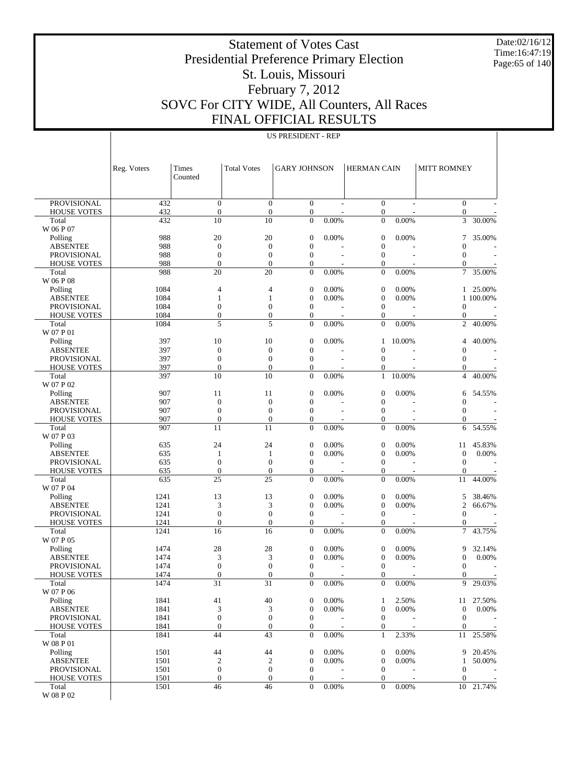# Statement of Votes Cast
# Presidential Preference Primary Election
# St. Louis, Missouri
# February 7, 2012
# SOVC For CITY WIDE, All Counters, All Races
# FINAL OFFICIAL RESULTS

Date:02/16/12
Time:16:47:19

US PRESIDENT - REP

| | Reg. Voters | Times Counted | Total Votes | GARY JOHNSON | | HERMAN CAIN | | MITT ROMNEY | |
|---|---|---|---|---|---|---|---|---|---|
| PROVISIONAL | 432 | 0 | 0 | 0 | - | 0 | - | 0 | - |
| HOUSE VOTES | 432 | 0 | 0 | 0 | - | 0 | - | 0 | - |
| Total | 432 | 10 | 10 | 0 | 0.00% | 0 | 0.00% | 3 | 30.00% |
| W 06 P 07 | | | | | | | | | |
| Polling | 988 | 20 | 20 | 0 | 0.00% | 0 | 0.00% | 7 | 35.00% |
| ABSENTEE | 988 | 0 | 0 | 0 | - | 0 | - | 0 | - |
| PROVISIONAL | 988 | 0 | 0 | 0 | - | 0 | - | 0 | - |
| HOUSE VOTES | 988 | 0 | 0 | 0 | - | 0 | - | 0 | - |
| Total | 988 | 20 | 20 | 0 | 0.00% | 0 | 0.00% | 7 | 35.00% |
| W 06 P 08 | | | | | | | | | |
| Polling | 1084 | 4 | 4 | 0 | 0.00% | 0 | 0.00% | 1 | 25.00% |
| ABSENTEE | 1084 | 1 | 1 | 0 | 0.00% | 0 | 0.00% | 1 | 100.00% |
| PROVISIONAL | 1084 | 0 | 0 | 0 | - | 0 | - | 0 | - |
| HOUSE VOTES | 1084 | 0 | 0 | 0 | - | 0 | - | 0 | - |
| Total | 1084 | 5 | 5 | 0 | 0.00% | 0 | 0.00% | 2 | 40.00% |
| W 07 P 01 | | | | | | | | | |
| Polling | 397 | 10 | 10 | 0 | 0.00% | 1 | 10.00% | 4 | 40.00% |
| ABSENTEE | 397 | 0 | 0 | 0 | - | 0 | - | 0 | - |
| PROVISIONAL | 397 | 0 | 0 | 0 | - | 0 | - | 0 | - |
| HOUSE VOTES | 397 | 0 | 0 | 0 | - | 0 | - | 0 | - |
| Total | 397 | 10 | 10 | 0 | 0.00% | 1 | 10.00% | 4 | 40.00% |
| W 07 P 02 | | | | | | | | | |
| Polling | 907 | 11 | 11 | 0 | 0.00% | 0 | 0.00% | 6 | 54.55% |
| ABSENTEE | 907 | 0 | 0 | 0 | - | 0 | - | 0 | - |
| PROVISIONAL | 907 | 0 | 0 | 0 | - | 0 | - | 0 | - |
| HOUSE VOTES | 907 | 0 | 0 | 0 | - | 0 | - | 0 | - |
| Total | 907 | 11 | 11 | 0 | 0.00% | 0 | 0.00% | 6 | 54.55% |
| W 07 P 03 | | | | | | | | | |
| Polling | 635 | 24 | 24 | 0 | 0.00% | 0 | 0.00% | 11 | 45.83% |
| ABSENTEE | 635 | 1 | 1 | 0 | 0.00% | 0 | 0.00% | 0 | 0.00% |
| PROVISIONAL | 635 | 0 | 0 | 0 | - | 0 | - | 0 | - |
| HOUSE VOTES | 635 | 0 | 0 | 0 | - | 0 | - | 0 | - |
| Total | 635 | 25 | 25 | 0 | 0.00% | 0 | 0.00% | 11 | 44.00% |
| W 07 P 04 | | | | | | | | | |
| Polling | 1241 | 13 | 13 | 0 | 0.00% | 0 | 0.00% | 5 | 38.46% |
| ABSENTEE | 1241 | 3 | 3 | 0 | 0.00% | 0 | 0.00% | 2 | 66.67% |
| PROVISIONAL | 1241 | 0 | 0 | 0 | - | 0 | - | 0 | - |
| HOUSE VOTES | 1241 | 0 | 0 | 0 | - | 0 | - | 0 | - |
| Total | 1241 | 16 | 16 | 0 | 0.00% | 0 | 0.00% | 7 | 43.75% |
| W 07 P 05 | | | | | | | | | |
| Polling | 1474 | 28 | 28 | 0 | 0.00% | 0 | 0.00% | 9 | 32.14% |
| ABSENTEE | 1474 | 3 | 3 | 0 | 0.00% | 0 | 0.00% | 0 | 0.00% |
| PROVISIONAL | 1474 | 0 | 0 | 0 | - | 0 | - | 0 | - |
| HOUSE VOTES | 1474 | 0 | 0 | 0 | - | 0 | - | 0 | - |
| Total | 1474 | 31 | 31 | 0 | 0.00% | 0 | 0.00% | 9 | 29.03% |
| W 07 P 06 | | | | | | | | | |
| Polling | 1841 | 41 | 40 | 0 | 0.00% | 1 | 2.50% | 11 | 27.50% |
| ABSENTEE | 1841 | 3 | 3 | 0 | 0.00% | 0 | 0.00% | 0 | 0.00% |
| PROVISIONAL | 1841 | 0 | 0 | 0 | - | 0 | - | 0 | - |
| HOUSE VOTES | 1841 | 0 | 0 | 0 | - | 0 | - | 0 | - |
| Total | 1841 | 44 | 43 | 0 | 0.00% | 1 | 2.33% | 11 | 25.58% |
| W 08 P 01 | | | | | | | | | |
| Polling | 1501 | 44 | 44 | 0 | 0.00% | 0 | 0.00% | 9 | 20.45% |
| ABSENTEE | 1501 | 2 | 2 | 0 | 0.00% | 0 | 0.00% | 1 | 50.00% |
| PROVISIONAL | 1501 | 0 | 0 | 0 | - | 0 | - | 0 | - |
| HOUSE VOTES | 1501 | 0 | 0 | 0 | - | 0 | - | 0 | - |
| Total | 1501 | 46 | 46 | 0 | 0.00% | 0 | 0.00% | 10 | 21.74% |
| W 08 P 02 | | | | | | | | | |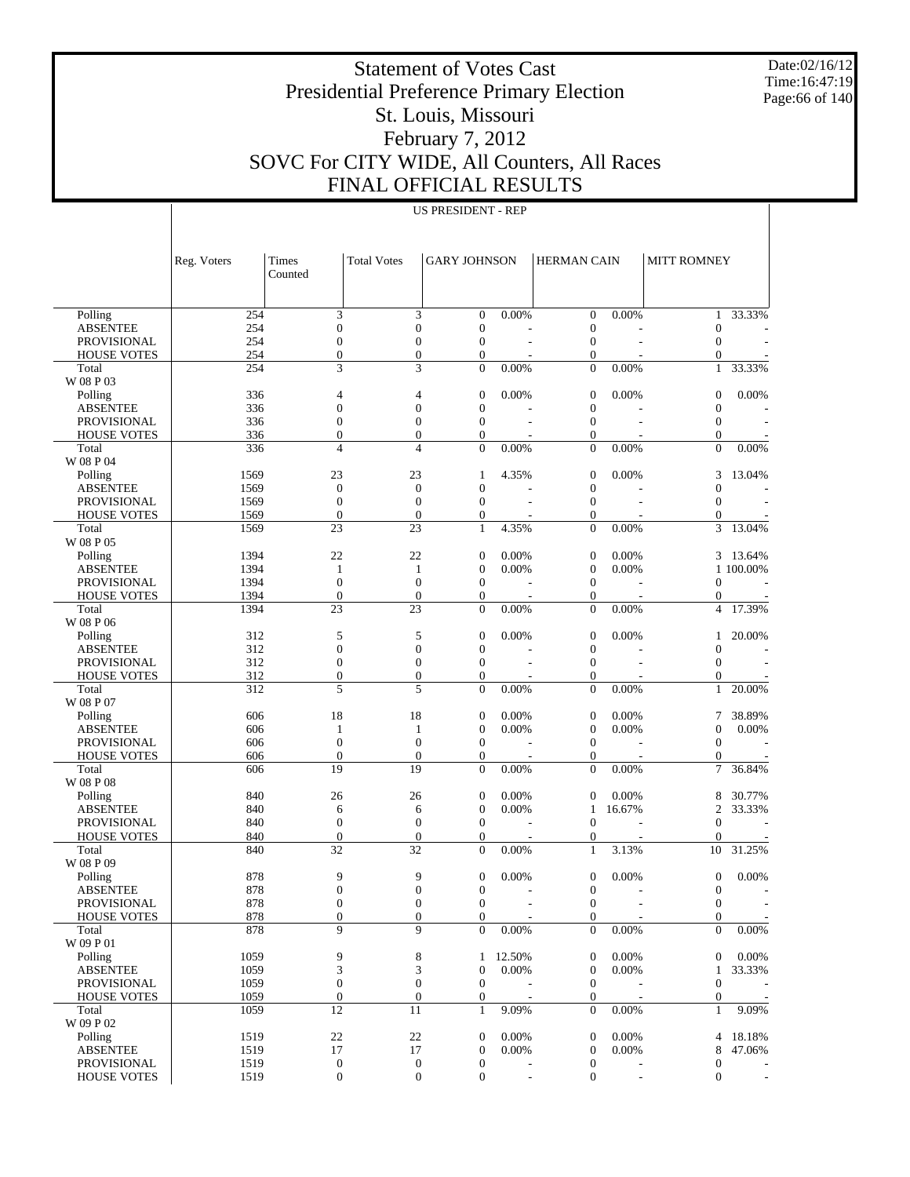# Statement of Votes Cast
# Presidential Preference Primary Election
# St. Louis, Missouri
# February 7, 2012
# SOVC For CITY WIDE, All Counters, All Races
# FINAL OFFICIAL RESULTS

Date:02/16/12
Time:16:47:19

## US PRESIDENT - REP

| | Reg. Voters | Times Counted | Total Votes | GARY JOHNSON | | HERMAN CAIN | | MITT ROMNEY | |
|---|---|---|---|---|---|---|---|---|---|
| Polling | 254 | 3 | 3 | 0 | 0.00% | 0 | 0.00% | 1 | 33.33% |
| ABSENTEE | 254 | 0 | 0 | 0 | - | 0 | - | 0 | - |
| PROVISIONAL | 254 | 0 | 0 | 0 | - | 0 | - | 0 | - |
| HOUSE VOTES | 254 | 0 | 0 | 0 | - | 0 | - | 0 | - |
| Total | 254 | 3 | 3 | 0 | 0.00% | 0 | 0.00% | 1 | 33.33% |
| W 08 P 03 | | | | | | | | | |
| Polling | 336 | 4 | 4 | 0 | 0.00% | 0 | 0.00% | 0 | 0.00% |
| ABSENTEE | 336 | 0 | 0 | 0 | - | 0 | - | 0 | - |
| PROVISIONAL | 336 | 0 | 0 | 0 | - | 0 | - | 0 | - |
| HOUSE VOTES | 336 | 0 | 0 | 0 | - | 0 | - | 0 | - |
| Total | 336 | 4 | 4 | 0 | 0.00% | 0 | 0.00% | 0 | 0.00% |
| W 08 P 04 | | | | | | | | | |
| Polling | 1569 | 23 | 23 | 1 | 4.35% | 0 | 0.00% | 3 | 13.04% |
| ABSENTEE | 1569 | 0 | 0 | 0 | - | 0 | - | 0 | - |
| PROVISIONAL | 1569 | 0 | 0 | 0 | - | 0 | - | 0 | - |
| HOUSE VOTES | 1569 | 0 | 0 | 0 | - | 0 | - | 0 | - |
| Total | 1569 | 23 | 23 | 1 | 4.35% | 0 | 0.00% | 3 | 13.04% |
| W 08 P 05 | | | | | | | | | |
| Polling | 1394 | 22 | 22 | 0 | 0.00% | 0 | 0.00% | 3 | 13.64% |
| ABSENTEE | 1394 | 1 | 1 | 0 | 0.00% | 0 | 0.00% | 1 | 100.00% |
| PROVISIONAL | 1394 | 0 | 0 | 0 | - | 0 | - | 0 | - |
| HOUSE VOTES | 1394 | 0 | 0 | 0 | - | 0 | - | 0 | - |
| Total | 1394 | 23 | 23 | 0 | 0.00% | 0 | 0.00% | 4 | 17.39% |
| W 08 P 06 | | | | | | | | | |
| Polling | 312 | 5 | 5 | 0 | 0.00% | 0 | 0.00% | 1 | 20.00% |
| ABSENTEE | 312 | 0 | 0 | 0 | - | 0 | - | 0 | - |
| PROVISIONAL | 312 | 0 | 0 | 0 | - | 0 | - | 0 | - |
| HOUSE VOTES | 312 | 0 | 0 | 0 | - | 0 | - | 0 | - |
| Total | 312 | 5 | 5 | 0 | 0.00% | 0 | 0.00% | 1 | 20.00% |
| W 08 P 07 | | | | | | | | | |
| Polling | 606 | 18 | 18 | 0 | 0.00% | 0 | 0.00% | 7 | 38.89% |
| ABSENTEE | 606 | 1 | 1 | 0 | 0.00% | 0 | 0.00% | 0 | 0.00% |
| PROVISIONAL | 606 | 0 | 0 | 0 | - | 0 | - | 0 | - |
| HOUSE VOTES | 606 | 0 | 0 | 0 | - | 0 | - | 0 | - |
| Total | 606 | 19 | 19 | 0 | 0.00% | 0 | 0.00% | 7 | 36.84% |
| W 08 P 08 | | | | | | | | | |
| Polling | 840 | 26 | 26 | 0 | 0.00% | 0 | 0.00% | 8 | 30.77% |
| ABSENTEE | 840 | 6 | 6 | 0 | 0.00% | 1 | 16.67% | 2 | 33.33% |
| PROVISIONAL | 840 | 0 | 0 | 0 | - | 0 | - | 0 | - |
| HOUSE VOTES | 840 | 0 | 0 | 0 | - | 0 | - | 0 | - |
| Total | 840 | 32 | 32 | 0 | 0.00% | 1 | 3.13% | 10 | 31.25% |
| W 08 P 09 | | | | | | | | | |
| Polling | 878 | 9 | 9 | 0 | 0.00% | 0 | 0.00% | 0 | 0.00% |
| ABSENTEE | 878 | 0 | 0 | 0 | - | 0 | - | 0 | - |
| PROVISIONAL | 878 | 0 | 0 | 0 | - | 0 | - | 0 | - |
| HOUSE VOTES | 878 | 0 | 0 | 0 | - | 0 | - | 0 | - |
| Total | 878 | 9 | 9 | 0 | 0.00% | 0 | 0.00% | 0 | 0.00% |
| W 09 P 01 | | | | | | | | | |
| Polling | 1059 | 9 | 8 | 1 | 12.50% | 0 | 0.00% | 0 | 0.00% |
| ABSENTEE | 1059 | 3 | 3 | 0 | 0.00% | 0 | 0.00% | 1 | 33.33% |
| PROVISIONAL | 1059 | 0 | 0 | 0 | - | 0 | - | 0 | - |
| HOUSE VOTES | 1059 | 0 | 0 | 0 | - | 0 | - | 0 | - |
| Total | 1059 | 12 | 11 | 1 | 9.09% | 0 | 0.00% | 1 | 9.09% |
| W 09 P 02 | | | | | | | | | |
| Polling | 1519 | 22 | 22 | 0 | 0.00% | 0 | 0.00% | 4 | 18.18% |
| ABSENTEE | 1519 | 17 | 17 | 0 | 0.00% | 0 | 0.00% | 8 | 47.06% |
| PROVISIONAL | 1519 | 0 | 0 | 0 | - | 0 | - | 0 | - |
| HOUSE VOTES | 1519 | 0 | 0 | 0 | - | 0 | - | 0 | - |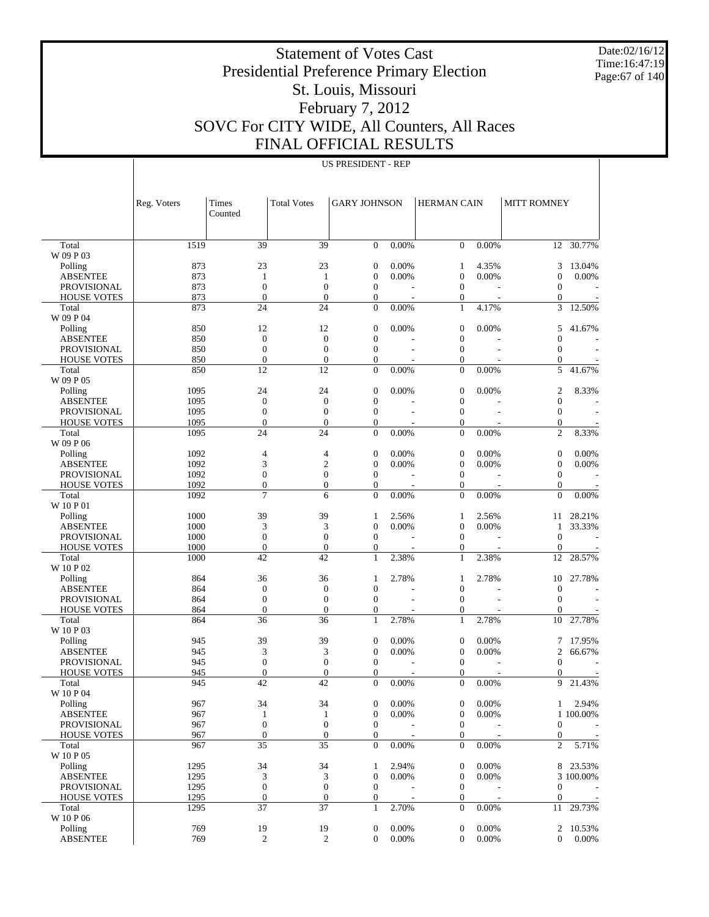# Statement of Votes Cast
# Presidential Preference Primary Election
# St. Louis, Missouri
# February 7, 2012
# SOVC For CITY WIDE, All Counters, All Races
# FINAL OFFICIAL RESULTS

Date:02/16/12
Time:16:47:19

US PRESIDENT - REP

| | Reg. Voters | Times Counted | Total Votes | GARY JOHNSON | | HERMAN CAIN | | MITT ROMNEY | |
|---|---|---|---|---|---|---|---|---|---|
| Total | 1519 | 39 | 39 | 0 | 0.00% | 0 | 0.00% | 12 | 30.77% |
| W 09 P 03 | | | | | | | | | |
| Polling | 873 | 23 | 23 | 0 | 0.00% | 1 | 4.35% | 3 | 13.04% |
| ABSENTEE | 873 | 1 | 1 | 0 | 0.00% | 0 | 0.00% | 0 | 0.00% |
| PROVISIONAL | 873 | 0 | 0 | 0 | - | 0 | - | 0 | - |
| HOUSE VOTES | 873 | 0 | 0 | 0 | - | 0 | - | 0 | - |
| Total | 873 | 24 | 24 | 0 | 0.00% | 1 | 4.17% | 3 | 12.50% |
| W 09 P 04 | | | | | | | | | |
| Polling | 850 | 12 | 12 | 0 | 0.00% | 0 | 0.00% | 5 | 41.67% |
| ABSENTEE | 850 | 0 | 0 | 0 | - | 0 | - | 0 | - |
| PROVISIONAL | 850 | 0 | 0 | 0 | - | 0 | - | 0 | - |
| HOUSE VOTES | 850 | 0 | 0 | 0 | - | 0 | - | 0 | - |
| Total | 850 | 12 | 12 | 0 | 0.00% | 0 | 0.00% | 5 | 41.67% |
| W 09 P 05 | | | | | | | | | |
| Polling | 1095 | 24 | 24 | 0 | 0.00% | 0 | 0.00% | 2 | 8.33% |
| ABSENTEE | 1095 | 0 | 0 | 0 | - | 0 | - | 0 | - |
| PROVISIONAL | 1095 | 0 | 0 | 0 | - | 0 | - | 0 | - |
| HOUSE VOTES | 1095 | 0 | 0 | 0 | - | 0 | - | 0 | - |
| Total | 1095 | 24 | 24 | 0 | 0.00% | 0 | 0.00% | 2 | 8.33% |
| W 09 P 06 | | | | | | | | | |
| Polling | 1092 | 4 | 4 | 0 | 0.00% | 0 | 0.00% | 0 | 0.00% |
| ABSENTEE | 1092 | 3 | 2 | 0 | 0.00% | 0 | 0.00% | 0 | 0.00% |
| PROVISIONAL | 1092 | 0 | 0 | 0 | - | 0 | - | 0 | - |
| HOUSE VOTES | 1092 | 0 | 0 | 0 | - | 0 | - | 0 | - |
| Total | 1092 | 7 | 6 | 0 | 0.00% | 0 | 0.00% | 0 | 0.00% |
| W 10 P 01 | | | | | | | | | |
| Polling | 1000 | 39 | 39 | 1 | 2.56% | 1 | 2.56% | 11 | 28.21% |
| ABSENTEE | 1000 | 3 | 3 | 0 | 0.00% | 0 | 0.00% | 1 | 33.33% |
| PROVISIONAL | 1000 | 0 | 0 | 0 | - | 0 | - | 0 | - |
| HOUSE VOTES | 1000 | 0 | 0 | 0 | - | 0 | - | 0 | - |
| Total | 1000 | 42 | 42 | 1 | 2.38% | 1 | 2.38% | 12 | 28.57% |
| W 10 P 02 | | | | | | | | | |
| Polling | 864 | 36 | 36 | 1 | 2.78% | 1 | 2.78% | 10 | 27.78% |
| ABSENTEE | 864 | 0 | 0 | 0 | - | 0 | - | 0 | - |
| PROVISIONAL | 864 | 0 | 0 | 0 | - | 0 | - | 0 | - |
| HOUSE VOTES | 864 | 0 | 0 | 0 | - | 0 | - | 0 | - |
| Total | 864 | 36 | 36 | 1 | 2.78% | 1 | 2.78% | 10 | 27.78% |
| W 10 P 03 | | | | | | | | | |
| Polling | 945 | 39 | 39 | 0 | 0.00% | 0 | 0.00% | 7 | 17.95% |
| ABSENTEE | 945 | 3 | 3 | 0 | 0.00% | 0 | 0.00% | 2 | 66.67% |
| PROVISIONAL | 945 | 0 | 0 | 0 | - | 0 | - | 0 | - |
| HOUSE VOTES | 945 | 0 | 0 | 0 | - | 0 | - | 0 | - |
| Total | 945 | 42 | 42 | 0 | 0.00% | 0 | 0.00% | 9 | 21.43% |
| W 10 P 04 | | | | | | | | | |
| Polling | 967 | 34 | 34 | 0 | 0.00% | 0 | 0.00% | 1 | 2.94% |
| ABSENTEE | 967 | 1 | 1 | 0 | 0.00% | 0 | 0.00% | 1 | 100.00% |
| PROVISIONAL | 967 | 0 | 0 | 0 | - | 0 | - | 0 | - |
| HOUSE VOTES | 967 | 0 | 0 | 0 | - | 0 | - | 0 | - |
| Total | 967 | 35 | 35 | 0 | 0.00% | 0 | 0.00% | 2 | 5.71% |
| W 10 P 05 | | | | | | | | | |
| Polling | 1295 | 34 | 34 | 1 | 2.94% | 0 | 0.00% | 8 | 23.53% |
| ABSENTEE | 1295 | 3 | 3 | 0 | 0.00% | 0 | 0.00% | 3 | 100.00% |
| PROVISIONAL | 1295 | 0 | 0 | 0 | - | 0 | - | 0 | - |
| HOUSE VOTES | 1295 | 0 | 0 | 0 | - | 0 | - | 0 | - |
| Total | 1295 | 37 | 37 | 1 | 2.70% | 0 | 0.00% | 11 | 29.73% |
| W 10 P 06 | | | | | | | | | |
| Polling | 769 | 19 | 19 | 0 | 0.00% | 0 | 0.00% | 2 | 10.53% |
| ABSENTEE | 769 | 2 | 2 | 0 | 0.00% | 0 | 0.00% | 0 | 0.00% |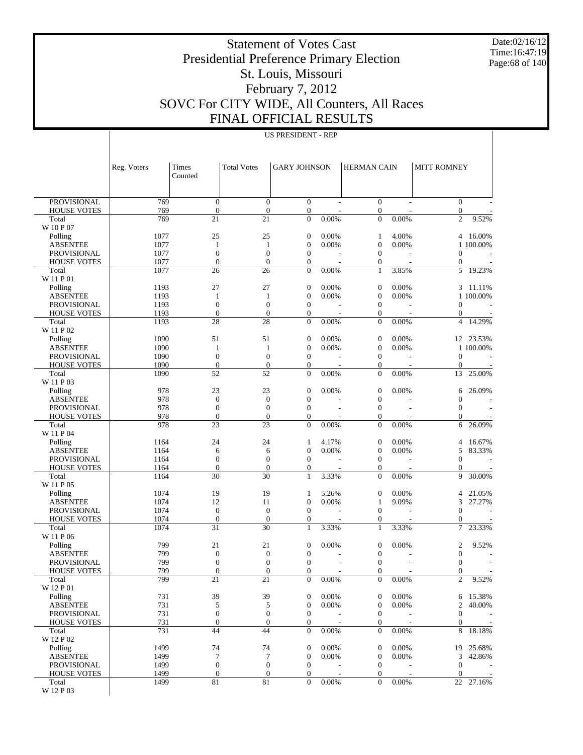# Statement of Votes Cast
# Presidential Preference Primary Election
# St. Louis, Missouri
# February 7, 2012
# SOVC For CITY WIDE, All Counters, All Races
# FINAL OFFICIAL RESULTS

Date:02/16/12
Time:16:47:19

US PRESIDENT - REP

| | Reg. Voters | Times Counted | Total Votes | GARY JOHNSON | | HERMAN CAIN | | MITT ROMNEY | |
|---|---|---|---|---|---|---|---|---|---|
| PROVISIONAL | 769 | 0 | 0 | 0 | - | 0 | - | 0 | - |
| HOUSE VOTES | 769 | 0 | 0 | 0 | - | 0 | - | 0 | - |
| Total | 769 | 21 | 21 | 0 | 0.00% | 0 | 0.00% | 2 | 9.52% |
| W 10 P 07 | | | | | | | | | |
| Polling | 1077 | 25 | 25 | 0 | 0.00% | 1 | 4.00% | 4 | 16.00% |
| ABSENTEE | 1077 | 1 | 1 | 0 | 0.00% | 0 | 0.00% | 1 | 100.00% |
| PROVISIONAL | 1077 | 0 | 0 | 0 | - | 0 | - | 0 | - |
| HOUSE VOTES | 1077 | 0 | 0 | 0 | - | 0 | - | 0 | - |
| Total | 1077 | 26 | 26 | 0 | 0.00% | 1 | 3.85% | 5 | 19.23% |
| W 11 P 01 | | | | | | | | | |
| Polling | 1193 | 27 | 27 | 0 | 0.00% | 0 | 0.00% | 3 | 11.11% |
| ABSENTEE | 1193 | 1 | 1 | 0 | 0.00% | 0 | 0.00% | 1 | 100.00% |
| PROVISIONAL | 1193 | 0 | 0 | 0 | - | 0 | - | 0 | - |
| HOUSE VOTES | 1193 | 0 | 0 | 0 | - | 0 | - | 0 | - |
| Total | 1193 | 28 | 28 | 0 | 0.00% | 0 | 0.00% | 4 | 14.29% |
| W 11 P 02 | | | | | | | | | |
| Polling | 1090 | 51 | 51 | 0 | 0.00% | 0 | 0.00% | 12 | 23.53% |
| ABSENTEE | 1090 | 1 | 1 | 0 | 0.00% | 0 | 0.00% | 1 | 100.00% |
| PROVISIONAL | 1090 | 0 | 0 | 0 | - | 0 | - | 0 | - |
| HOUSE VOTES | 1090 | 0 | 0 | 0 | - | 0 | - | 0 | - |
| Total | 1090 | 52 | 52 | 0 | 0.00% | 0 | 0.00% | 13 | 25.00% |
| W 11 P 03 | | | | | | | | | |
| Polling | 978 | 23 | 23 | 0 | 0.00% | 0 | 0.00% | 6 | 26.09% |
| ABSENTEE | 978 | 0 | 0 | 0 | - | 0 | - | 0 | - |
| PROVISIONAL | 978 | 0 | 0 | 0 | - | 0 | - | 0 | - |
| HOUSE VOTES | 978 | 0 | 0 | 0 | - | 0 | - | 0 | - |
| Total | 978 | 23 | 23 | 0 | 0.00% | 0 | 0.00% | 6 | 26.09% |
| W 11 P 04 | | | | | | | | | |
| Polling | 1164 | 24 | 24 | 1 | 4.17% | 0 | 0.00% | 4 | 16.67% |
| ABSENTEE | 1164 | 6 | 6 | 0 | 0.00% | 0 | 0.00% | 5 | 83.33% |
| PROVISIONAL | 1164 | 0 | 0 | 0 | - | 0 | - | 0 | - |
| HOUSE VOTES | 1164 | 0 | 0 | 0 | - | 0 | - | 0 | - |
| Total | 1164 | 30 | 30 | 1 | 3.33% | 0 | 0.00% | 9 | 30.00% |
| W 11 P 05 | | | | | | | | | |
| Polling | 1074 | 19 | 19 | 1 | 5.26% | 0 | 0.00% | 4 | 21.05% |
| ABSENTEE | 1074 | 12 | 11 | 0 | 0.00% | 1 | 9.09% | 3 | 27.27% |
| PROVISIONAL | 1074 | 0 | 0 | 0 | - | 0 | - | 0 | - |
| HOUSE VOTES | 1074 | 0 | 0 | 0 | - | 0 | - | 0 | - |
| Total | 1074 | 31 | 30 | 1 | 3.33% | 1 | 3.33% | 7 | 23.33% |
| W 11 P 06 | | | | | | | | | |
| Polling | 799 | 21 | 21 | 0 | 0.00% | 0 | 0.00% | 2 | 9.52% |
| ABSENTEE | 799 | 0 | 0 | 0 | - | 0 | - | 0 | - |
| PROVISIONAL | 799 | 0 | 0 | 0 | - | 0 | - | 0 | - |
| HOUSE VOTES | 799 | 0 | 0 | 0 | - | 0 | - | 0 | - |
| Total | 799 | 21 | 21 | 0 | 0.00% | 0 | 0.00% | 2 | 9.52% |
| W 12 P 01 | | | | | | | | | |
| Polling | 731 | 39 | 39 | 0 | 0.00% | 0 | 0.00% | 6 | 15.38% |
| ABSENTEE | 731 | 5 | 5 | 0 | 0.00% | 0 | 0.00% | 2 | 40.00% |
| PROVISIONAL | 731 | 0 | 0 | 0 | - | 0 | - | 0 | - |
| HOUSE VOTES | 731 | 0 | 0 | 0 | - | 0 | - | 0 | - |
| Total | 731 | 44 | 44 | 0 | 0.00% | 0 | 0.00% | 8 | 18.18% |
| W 12 P 02 | | | | | | | | | |
| Polling | 1499 | 74 | 74 | 0 | 0.00% | 0 | 0.00% | 19 | 25.68% |
| ABSENTEE | 1499 | 7 | 7 | 0 | 0.00% | 0 | 0.00% | 3 | 42.86% |
| PROVISIONAL | 1499 | 0 | 0 | 0 | - | 0 | - | 0 | - |
| HOUSE VOTES | 1499 | 0 | 0 | 0 | - | 0 | - | 0 | - |
| Total | 1499 | 81 | 81 | 0 | 0.00% | 0 | 0.00% | 22 | 27.16% |
| W 12 P 03 | | | | | | | | | |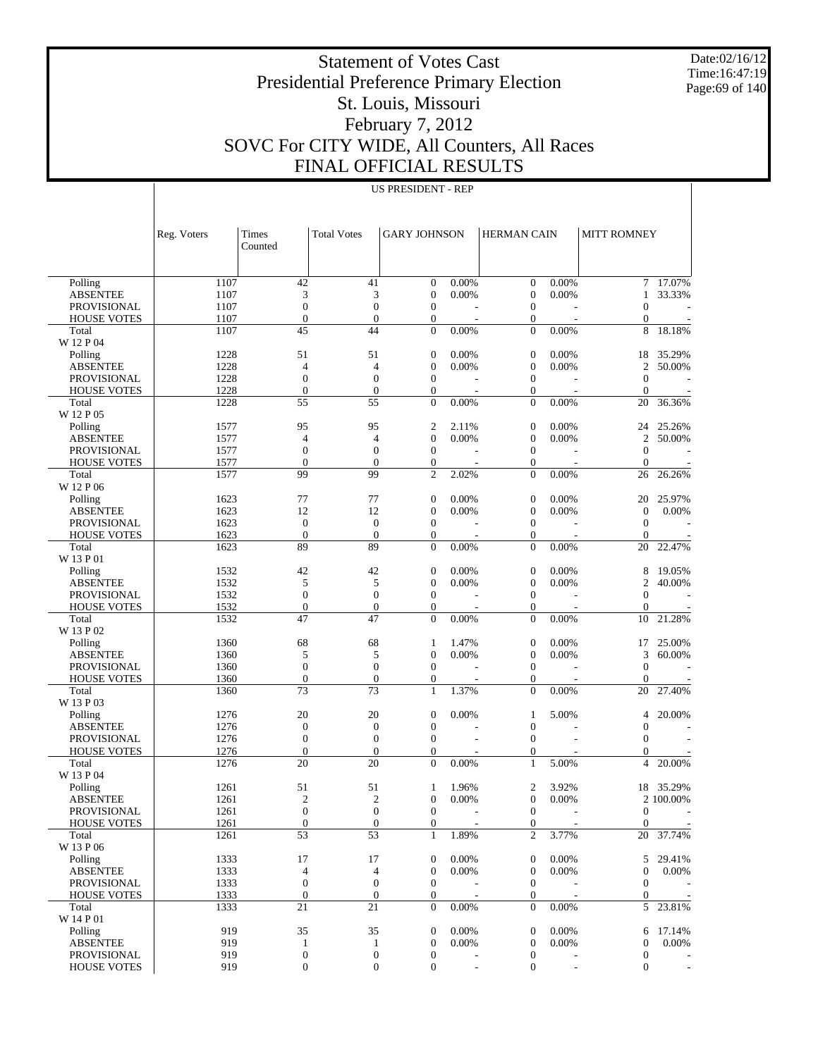# Statement of Votes Cast
# Presidential Preference Primary Election
# St. Louis, Missouri
# February 7, 2012
# SOVC For CITY WIDE, All Counters, All Races
# FINAL OFFICIAL RESULTS

Date:02/16/12
Time:16:47:19

## US PRESIDENT - REP

| | Reg. Voters | Times Counted | Total Votes | GARY JOHNSON | | HERMAN CAIN | | MITT ROMNEY | |
|---|---|---|---|---|---|---|---|---|---|
| Polling | 1107 | 42 | 41 | 0 | 0.00% | 0 | 0.00% | 7 | 17.07% |
| ABSENTEE | 1107 | 3 | 3 | 0 | 0.00% | 0 | 0.00% | 1 | 33.33% |
| PROVISIONAL | 1107 | 0 | 0 | 0 | - | 0 | - | 0 | - |
| HOUSE VOTES | 1107 | 0 | 0 | 0 | - | 0 | - | 0 | - |
| Total | 1107 | 45 | 44 | 0 | 0.00% | 0 | 0.00% | 8 | 18.18% |
| W 12 P 04 | | | | | | | | | |
| Polling | 1228 | 51 | 51 | 0 | 0.00% | 0 | 0.00% | 18 | 35.29% |
| ABSENTEE | 1228 | 4 | 4 | 0 | 0.00% | 0 | 0.00% | 2 | 50.00% |
| PROVISIONAL | 1228 | 0 | 0 | 0 | - | 0 | - | 0 | - |
| HOUSE VOTES | 1228 | 0 | 0 | 0 | - | 0 | - | 0 | - |
| Total | 1228 | 55 | 55 | 0 | 0.00% | 0 | 0.00% | 20 | 36.36% |
| W 12 P 05 | | | | | | | | | |
| Polling | 1577 | 95 | 95 | 2 | 2.11% | 0 | 0.00% | 24 | 25.26% |
| ABSENTEE | 1577 | 4 | 4 | 0 | 0.00% | 0 | 0.00% | 2 | 50.00% |
| PROVISIONAL | 1577 | 0 | 0 | 0 | - | 0 | - | 0 | - |
| HOUSE VOTES | 1577 | 0 | 0 | 0 | - | 0 | - | 0 | - |
| Total | 1577 | 99 | 99 | 2 | 2.02% | 0 | 0.00% | 26 | 26.26% |
| W 12 P 06 | | | | | | | | | |
| Polling | 1623 | 77 | 77 | 0 | 0.00% | 0 | 0.00% | 20 | 25.97% |
| ABSENTEE | 1623 | 12 | 12 | 0 | 0.00% | 0 | 0.00% | 0 | 0.00% |
| PROVISIONAL | 1623 | 0 | 0 | 0 | - | 0 | - | 0 | - |
| HOUSE VOTES | 1623 | 0 | 0 | 0 | - | 0 | - | 0 | - |
| Total | 1623 | 89 | 89 | 0 | 0.00% | 0 | 0.00% | 20 | 22.47% |
| W 13 P 01 | | | | | | | | | |
| Polling | 1532 | 42 | 42 | 0 | 0.00% | 0 | 0.00% | 8 | 19.05% |
| ABSENTEE | 1532 | 5 | 5 | 0 | 0.00% | 0 | 0.00% | 2 | 40.00% |
| PROVISIONAL | 1532 | 0 | 0 | 0 | - | 0 | - | 0 | - |
| HOUSE VOTES | 1532 | 0 | 0 | 0 | - | 0 | - | 0 | - |
| Total | 1532 | 47 | 47 | 0 | 0.00% | 0 | 0.00% | 10 | 21.28% |
| W 13 P 02 | | | | | | | | | |
| Polling | 1360 | 68 | 68 | 1 | 1.47% | 0 | 0.00% | 17 | 25.00% |
| ABSENTEE | 1360 | 5 | 5 | 0 | 0.00% | 0 | 0.00% | 3 | 60.00% |
| PROVISIONAL | 1360 | 0 | 0 | 0 | - | 0 | - | 0 | - |
| HOUSE VOTES | 1360 | 0 | 0 | 0 | - | 0 | - | 0 | - |
| Total | 1360 | 73 | 73 | 1 | 1.37% | 0 | 0.00% | 20 | 27.40% |
| W 13 P 03 | | | | | | | | | |
| Polling | 1276 | 20 | 20 | 0 | 0.00% | 1 | 5.00% | 4 | 20.00% |
| ABSENTEE | 1276 | 0 | 0 | 0 | - | 0 | - | 0 | - |
| PROVISIONAL | 1276 | 0 | 0 | 0 | - | 0 | - | 0 | - |
| HOUSE VOTES | 1276 | 0 | 0 | 0 | - | 0 | - | 0 | - |
| Total | 1276 | 20 | 20 | 0 | 0.00% | 1 | 5.00% | 4 | 20.00% |
| W 13 P 04 | | | | | | | | | |
| Polling | 1261 | 51 | 51 | 1 | 1.96% | 2 | 3.92% | 18 | 35.29% |
| ABSENTEE | 1261 | 2 | 2 | 0 | 0.00% | 0 | 0.00% | 2 | 100.00% |
| PROVISIONAL | 1261 | 0 | 0 | 0 | - | 0 | - | 0 | - |
| HOUSE VOTES | 1261 | 0 | 0 | 0 | - | 0 | - | 0 | - |
| Total | 1261 | 53 | 53 | 1 | 1.89% | 2 | 3.77% | 20 | 37.74% |
| W 13 P 06 | | | | | | | | | |
| Polling | 1333 | 17 | 17 | 0 | 0.00% | 0 | 0.00% | 5 | 29.41% |
| ABSENTEE | 1333 | 4 | 4 | 0 | 0.00% | 0 | 0.00% | 0 | 0.00% |
| PROVISIONAL | 1333 | 0 | 0 | 0 | - | 0 | - | 0 | - |
| HOUSE VOTES | 1333 | 0 | 0 | 0 | - | 0 | - | 0 | - |
| Total | 1333 | 21 | 21 | 0 | 0.00% | 0 | 0.00% | 5 | 23.81% |
| W 14 P 01 | | | | | | | | | |
| Polling | 919 | 35 | 35 | 0 | 0.00% | 0 | 0.00% | 6 | 17.14% |
| ABSENTEE | 919 | 1 | 1 | 0 | 0.00% | 0 | 0.00% | 0 | 0.00% |
| PROVISIONAL | 919 | 0 | 0 | 0 | - | 0 | - | 0 | - |
| HOUSE VOTES | 919 | 0 | 0 | 0 | - | 0 | - | 0 | - |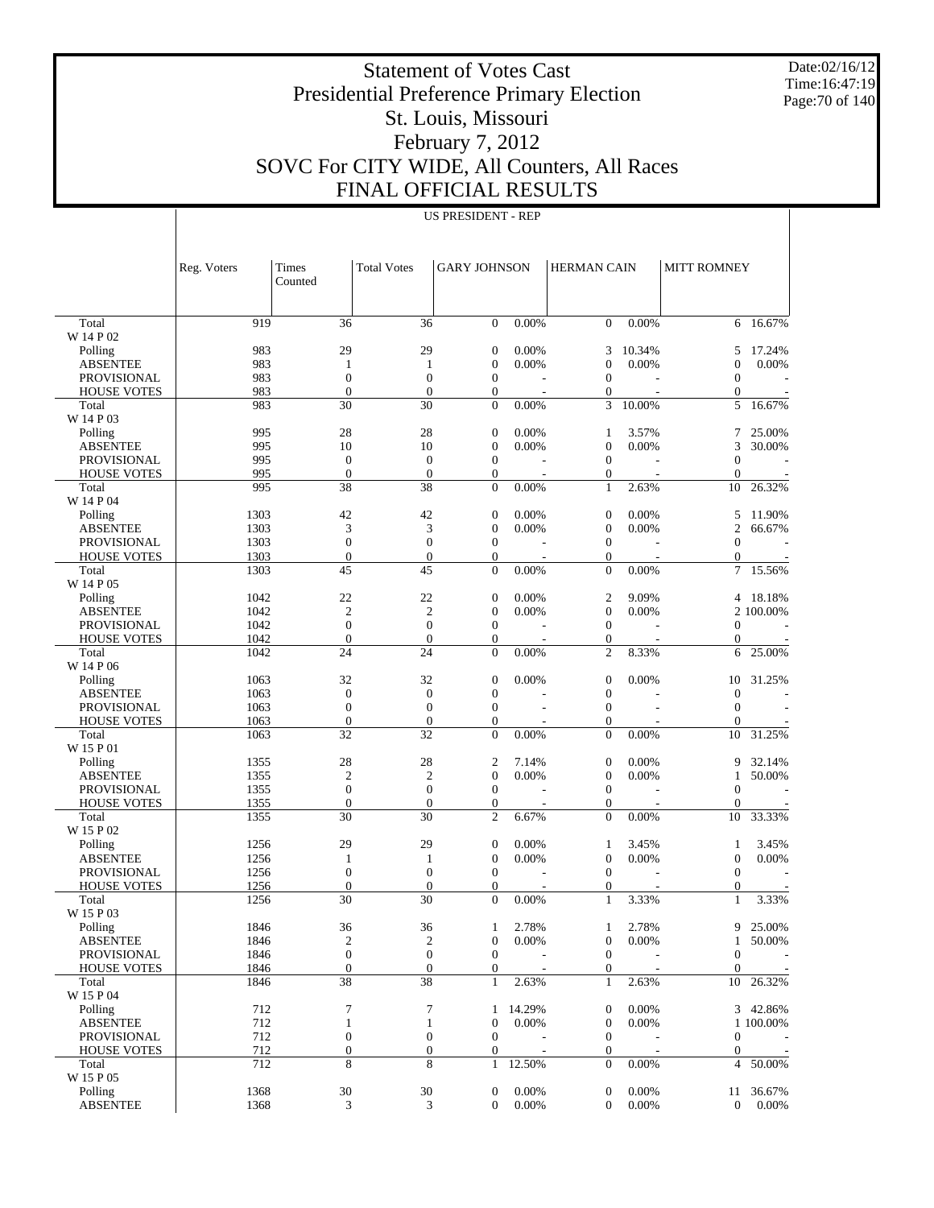# Statement of Votes Cast
# Presidential Preference Primary Election
# St. Louis, Missouri
# February 7, 2012
# SOVC For CITY WIDE, All Counters, All Races
# FINAL OFFICIAL RESULTS

Date:02/16/12
Time:16:47:19

## US PRESIDENT - REP

| | Reg. Voters | Times Counted | Total Votes | GARY JOHNSON | | HERMAN CAIN | | MITT ROMNEY | |
|---|---|---|---|---|---|---|---|---|---|
| Total | 919 | 36 | 36 | 0 | 0.00% | 0 | 0.00% | 6 | 16.67% |
| W 14 P 02 | | | | | | | | | |
| Polling | 983 | 29 | 29 | 0 | 0.00% | 3 | 10.34% | 5 | 17.24% |
| ABSENTEE | 983 | 1 | 1 | 0 | 0.00% | 0 | 0.00% | 0 | 0.00% |
| PROVISIONAL | 983 | 0 | 0 | 0 | - | 0 | - | 0 | - |
| HOUSE VOTES | 983 | 0 | 0 | 0 | - | 0 | - | 0 | - |
| Total | 983 | 30 | 30 | 0 | 0.00% | 3 | 10.00% | 5 | 16.67% |
| W 14 P 03 | | | | | | | | | |
| Polling | 995 | 28 | 28 | 0 | 0.00% | 1 | 3.57% | 7 | 25.00% |
| ABSENTEE | 995 | 10 | 10 | 0 | 0.00% | 0 | 0.00% | 3 | 30.00% |
| PROVISIONAL | 995 | 0 | 0 | 0 | - | 0 | - | 0 | - |
| HOUSE VOTES | 995 | 0 | 0 | 0 | - | 0 | - | 0 | - |
| Total | 995 | 38 | 38 | 0 | 0.00% | 1 | 2.63% | 10 | 26.32% |
| W 14 P 04 | | | | | | | | | |
| Polling | 1303 | 42 | 42 | 0 | 0.00% | 0 | 0.00% | 5 | 11.90% |
| ABSENTEE | 1303 | 3 | 3 | 0 | 0.00% | 0 | 0.00% | 2 | 66.67% |
| PROVISIONAL | 1303 | 0 | 0 | 0 | - | 0 | - | 0 | - |
| HOUSE VOTES | 1303 | 0 | 0 | 0 | - | 0 | - | 0 | - |
| Total | 1303 | 45 | 45 | 0 | 0.00% | 0 | 0.00% | 7 | 15.56% |
| W 14 P 05 | | | | | | | | | |
| Polling | 1042 | 22 | 22 | 0 | 0.00% | 2 | 9.09% | 4 | 18.18% |
| ABSENTEE | 1042 | 2 | 2 | 0 | 0.00% | 0 | 0.00% | 2 | 100.00% |
| PROVISIONAL | 1042 | 0 | 0 | 0 | - | 0 | - | 0 | - |
| HOUSE VOTES | 1042 | 0 | 0 | 0 | - | 0 | - | 0 | - |
| Total | 1042 | 24 | 24 | 0 | 0.00% | 2 | 8.33% | 6 | 25.00% |
| W 14 P 06 | | | | | | | | | |
| Polling | 1063 | 32 | 32 | 0 | 0.00% | 0 | 0.00% | 10 | 31.25% |
| ABSENTEE | 1063 | 0 | 0 | 0 | - | 0 | - | 0 | - |
| PROVISIONAL | 1063 | 0 | 0 | 0 | - | 0 | - | 0 | - |
| HOUSE VOTES | 1063 | 0 | 0 | 0 | - | 0 | - | 0 | - |
| Total | 1063 | 32 | 32 | 0 | 0.00% | 0 | 0.00% | 10 | 31.25% |
| W 15 P 01 | | | | | | | | | |
| Polling | 1355 | 28 | 28 | 2 | 7.14% | 0 | 0.00% | 9 | 32.14% |
| ABSENTEE | 1355 | 2 | 2 | 0 | 0.00% | 0 | 0.00% | 1 | 50.00% |
| PROVISIONAL | 1355 | 0 | 0 | 0 | - | 0 | - | 0 | - |
| HOUSE VOTES | 1355 | 0 | 0 | 0 | - | 0 | - | 0 | - |
| Total | 1355 | 30 | 30 | 2 | 6.67% | 0 | 0.00% | 10 | 33.33% |
| W 15 P 02 | | | | | | | | | |
| Polling | 1256 | 29 | 29 | 0 | 0.00% | 1 | 3.45% | 1 | 3.45% |
| ABSENTEE | 1256 | 1 | 1 | 0 | 0.00% | 0 | 0.00% | 0 | 0.00% |
| PROVISIONAL | 1256 | 0 | 0 | 0 | - | 0 | - | 0 | - |
| HOUSE VOTES | 1256 | 0 | 0 | 0 | - | 0 | - | 0 | - |
| Total | 1256 | 30 | 30 | 0 | 0.00% | 1 | 3.33% | 1 | 3.33% |
| W 15 P 03 | | | | | | | | | |
| Polling | 1846 | 36 | 36 | 1 | 2.78% | 1 | 2.78% | 9 | 25.00% |
| ABSENTEE | 1846 | 2 | 2 | 0 | 0.00% | 0 | 0.00% | 1 | 50.00% |
| PROVISIONAL | 1846 | 0 | 0 | 0 | - | 0 | - | 0 | - |
| HOUSE VOTES | 1846 | 0 | 0 | 0 | - | 0 | - | 0 | - |
| Total | 1846 | 38 | 38 | 1 | 2.63% | 1 | 2.63% | 10 | 26.32% |
| W 15 P 04 | | | | | | | | | |
| Polling | 712 | 7 | 7 | 1 | 14.29% | 0 | 0.00% | 3 | 42.86% |
| ABSENTEE | 712 | 1 | 1 | 0 | 0.00% | 0 | 0.00% | 1 | 100.00% |
| PROVISIONAL | 712 | 0 | 0 | 0 | - | 0 | - | 0 | - |
| HOUSE VOTES | 712 | 0 | 0 | 0 | - | 0 | - | 0 | - |
| Total | 712 | 8 | 8 | 1 | 12.50% | 0 | 0.00% | 4 | 50.00% |
| W 15 P 05 | | | | | | | | | |
| Polling | 1368 | 30 | 30 | 0 | 0.00% | 0 | 0.00% | 11 | 36.67% |
| ABSENTEE | 1368 | 3 | 3 | 0 | 0.00% | 0 | 0.00% | 0 | 0.00% |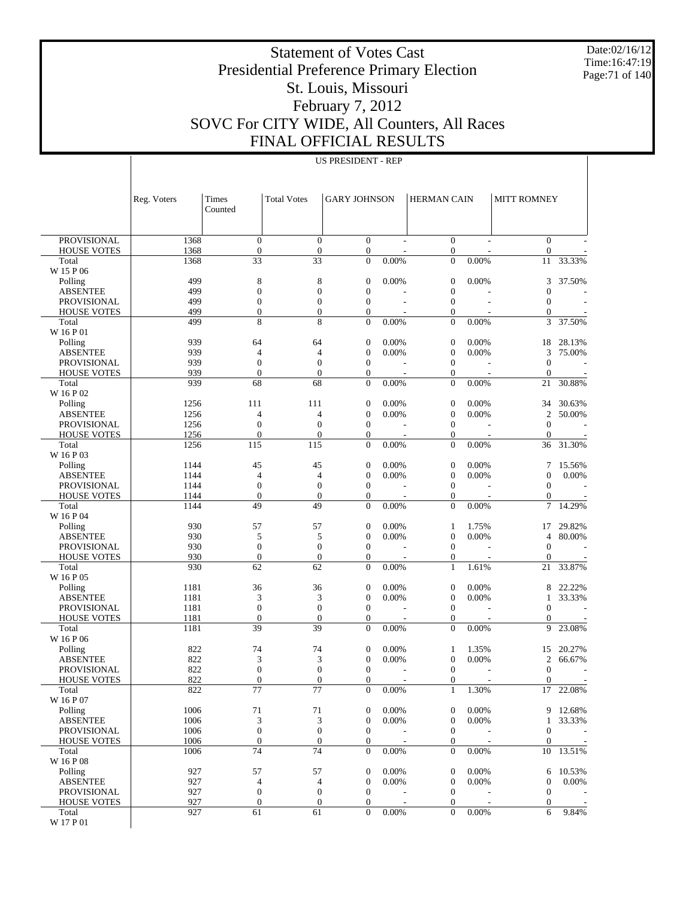# Statement of Votes Cast
# Presidential Preference Primary Election
# St. Louis, Missouri
# February 7, 2012
# SOVC For CITY WIDE, All Counters, All Races
# FINAL OFFICIAL RESULTS

Date:02/16/12
Time:16:47:19

## US PRESIDENT - REP

| | Reg. Voters | Times Counted | Total Votes | GARY JOHNSON | | HERMAN CAIN | | MITT ROMNEY | |
|---|---|---|---|---|---|---|---|---|---|
| PROVISIONAL | 1368 | 0 | 0 | 0 | - | 0 | - | 0 | - |
| HOUSE VOTES | 1368 | 0 | 0 | 0 | - | 0 | - | 0 | - |
| Total | 1368 | 33 | 33 | 0 | 0.00% | 0 | 0.00% | 11 | 33.33% |
| W 15 P 06 | | | | | | | | | |
| Polling | 499 | 8 | 8 | 0 | 0.00% | 0 | 0.00% | 3 | 37.50% |
| ABSENTEE | 499 | 0 | 0 | 0 | - | 0 | - | 0 | - |
| PROVISIONAL | 499 | 0 | 0 | 0 | - | 0 | - | 0 | - |
| HOUSE VOTES | 499 | 0 | 0 | 0 | - | 0 | - | 0 | - |
| Total | 499 | 8 | 8 | 0 | 0.00% | 0 | 0.00% | 3 | 37.50% |
| W 16 P 01 | | | | | | | | | |
| Polling | 939 | 64 | 64 | 0 | 0.00% | 0 | 0.00% | 18 | 28.13% |
| ABSENTEE | 939 | 4 | 4 | 0 | 0.00% | 0 | 0.00% | 3 | 75.00% |
| PROVISIONAL | 939 | 0 | 0 | 0 | - | 0 | - | 0 | - |
| HOUSE VOTES | 939 | 0 | 0 | 0 | - | 0 | - | 0 | - |
| Total | 939 | 68 | 68 | 0 | 0.00% | 0 | 0.00% | 21 | 30.88% |
| W 16 P 02 | | | | | | | | | |
| Polling | 1256 | 111 | 111 | 0 | 0.00% | 0 | 0.00% | 34 | 30.63% |
| ABSENTEE | 1256 | 4 | 4 | 0 | 0.00% | 0 | 0.00% | 2 | 50.00% |
| PROVISIONAL | 1256 | 0 | 0 | 0 | - | 0 | - | 0 | - |
| HOUSE VOTES | 1256 | 0 | 0 | 0 | - | 0 | - | 0 | - |
| Total | 1256 | 115 | 115 | 0 | 0.00% | 0 | 0.00% | 36 | 31.30% |
| W 16 P 03 | | | | | | | | | |
| Polling | 1144 | 45 | 45 | 0 | 0.00% | 0 | 0.00% | 7 | 15.56% |
| ABSENTEE | 1144 | 4 | 4 | 0 | 0.00% | 0 | 0.00% | 0 | 0.00% |
| PROVISIONAL | 1144 | 0 | 0 | 0 | - | 0 | - | 0 | - |
| HOUSE VOTES | 1144 | 0 | 0 | 0 | - | 0 | - | 0 | - |
| Total | 1144 | 49 | 49 | 0 | 0.00% | 0 | 0.00% | 7 | 14.29% |
| W 16 P 04 | | | | | | | | | |
| Polling | 930 | 57 | 57 | 0 | 0.00% | 1 | 1.75% | 17 | 29.82% |
| ABSENTEE | 930 | 5 | 5 | 0 | 0.00% | 0 | 0.00% | 4 | 80.00% |
| PROVISIONAL | 930 | 0 | 0 | 0 | - | 0 | - | 0 | - |
| HOUSE VOTES | 930 | 0 | 0 | 0 | - | 0 | - | 0 | - |
| Total | 930 | 62 | 62 | 0 | 0.00% | 1 | 1.61% | 21 | 33.87% |
| W 16 P 05 | | | | | | | | | |
| Polling | 1181 | 36 | 36 | 0 | 0.00% | 0 | 0.00% | 8 | 22.22% |
| ABSENTEE | 1181 | 3 | 3 | 0 | 0.00% | 0 | 0.00% | 1 | 33.33% |
| PROVISIONAL | 1181 | 0 | 0 | 0 | - | 0 | - | 0 | - |
| HOUSE VOTES | 1181 | 0 | 0 | 0 | - | 0 | - | 0 | - |
| Total | 1181 | 39 | 39 | 0 | 0.00% | 0 | 0.00% | 9 | 23.08% |
| W 16 P 06 | | | | | | | | | |
| Polling | 822 | 74 | 74 | 0 | 0.00% | 1 | 1.35% | 15 | 20.27% |
| ABSENTEE | 822 | 3 | 3 | 0 | 0.00% | 0 | 0.00% | 2 | 66.67% |
| PROVISIONAL | 822 | 0 | 0 | 0 | - | 0 | - | 0 | - |
| HOUSE VOTES | 822 | 0 | 0 | 0 | - | 0 | - | 0 | - |
| Total | 822 | 77 | 77 | 0 | 0.00% | 1 | 1.30% | 17 | 22.08% |
| W 16 P 07 | | | | | | | | | |
| Polling | 1006 | 71 | 71 | 0 | 0.00% | 0 | 0.00% | 9 | 12.68% |
| ABSENTEE | 1006 | 3 | 3 | 0 | 0.00% | 0 | 0.00% | 1 | 33.33% |
| PROVISIONAL | 1006 | 0 | 0 | 0 | - | 0 | - | 0 | - |
| HOUSE VOTES | 1006 | 0 | 0 | 0 | - | 0 | - | 0 | - |
| Total | 1006 | 74 | 74 | 0 | 0.00% | 0 | 0.00% | 10 | 13.51% |
| W 16 P 08 | | | | | | | | | |
| Polling | 927 | 57 | 57 | 0 | 0.00% | 0 | 0.00% | 6 | 10.53% |
| ABSENTEE | 927 | 4 | 4 | 0 | 0.00% | 0 | 0.00% | 0 | 0.00% |
| PROVISIONAL | 927 | 0 | 0 | 0 | - | 0 | - | 0 | - |
| HOUSE VOTES | 927 | 0 | 0 | 0 | - | 0 | - | 0 | - |
| Total | 927 | 61 | 61 | 0 | 0.00% | 0 | 0.00% | 6 | 9.84% |
| W 17 P 01 | | | | | | | | | |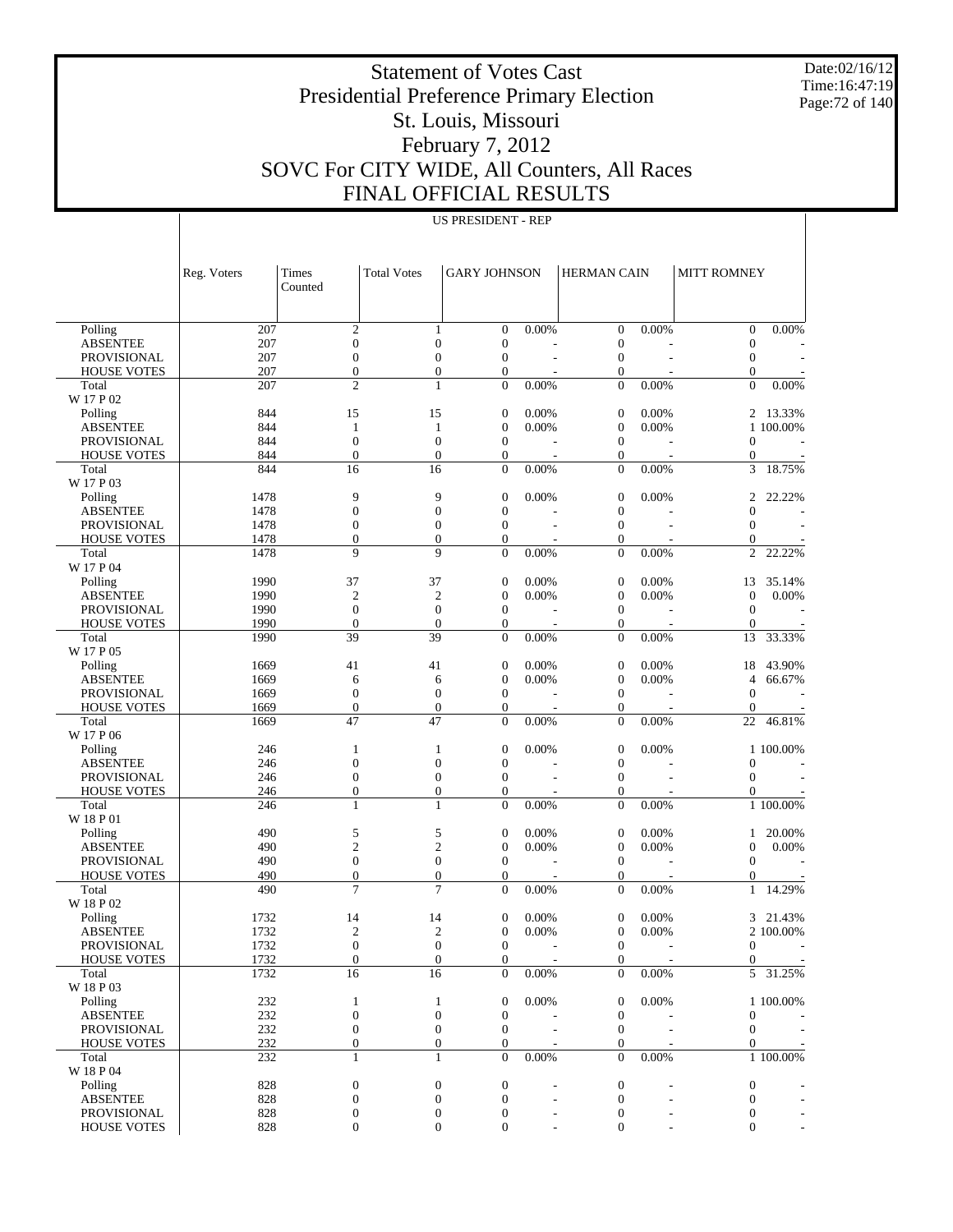# Statement of Votes Cast
## Presidential Preference Primary Election
## St. Louis, Missouri
## February 7, 2012
## SOVC For CITY WIDE, All Counters, All Races
## FINAL OFFICIAL RESULTS

Date:02/16/12
Time:16:47:19

**US PRESIDENT - REP**

| | Reg. Voters | Times Counted | Total Votes | GARY JOHNSON | | HERMAN CAIN | | MITT ROMNEY | |
|---|---|---|---|---|---|---|---|---|---|
| Polling | 207 | 2 | 1 | 0 | 0.00% | 0 | 0.00% | 0 | 0.00% |
| ABSENTEE | 207 | 0 | 0 | 0 | - | 0 | - | 0 | - |
| PROVISIONAL | 207 | 0 | 0 | 0 | - | 0 | - | 0 | - |
| HOUSE VOTES | 207 | 0 | 0 | 0 | - | 0 | - | 0 | - |
| Total | 207 | 2 | 1 | 0 | 0.00% | 0 | 0.00% | 0 | 0.00% |
| W 17 P 02 | | | | | | | | | |
| Polling | 844 | 15 | 15 | 0 | 0.00% | 0 | 0.00% | 2 | 13.33% |
| ABSENTEE | 844 | 1 | 1 | 0 | 0.00% | 0 | 0.00% | 1 | 100.00% |
| PROVISIONAL | 844 | 0 | 0 | 0 | - | 0 | - | 0 | - |
| HOUSE VOTES | 844 | 0 | 0 | 0 | - | 0 | - | 0 | - |
| Total | 844 | 16 | 16 | 0 | 0.00% | 0 | 0.00% | 3 | 18.75% |
| W 17 P 03 | | | | | | | | | |
| Polling | 1478 | 9 | 9 | 0 | 0.00% | 0 | 0.00% | 2 | 22.22% |
| ABSENTEE | 1478 | 0 | 0 | 0 | - | 0 | - | 0 | - |
| PROVISIONAL | 1478 | 0 | 0 | 0 | - | 0 | - | 0 | - |
| HOUSE VOTES | 1478 | 0 | 0 | 0 | - | 0 | - | 0 | - |
| Total | 1478 | 9 | 9 | 0 | 0.00% | 0 | 0.00% | 2 | 22.22% |
| W 17 P 04 | | | | | | | | | |
| Polling | 1990 | 37 | 37 | 0 | 0.00% | 0 | 0.00% | 13 | 35.14% |
| ABSENTEE | 1990 | 2 | 2 | 0 | 0.00% | 0 | 0.00% | 0 | 0.00% |
| PROVISIONAL | 1990 | 0 | 0 | 0 | - | 0 | - | 0 | - |
| HOUSE VOTES | 1990 | 0 | 0 | 0 | - | 0 | - | 0 | - |
| Total | 1990 | 39 | 39 | 0 | 0.00% | 0 | 0.00% | 13 | 33.33% |
| W 17 P 05 | | | | | | | | | |
| Polling | 1669 | 41 | 41 | 0 | 0.00% | 0 | 0.00% | 18 | 43.90% |
| ABSENTEE | 1669 | 6 | 6 | 0 | 0.00% | 0 | 0.00% | 4 | 66.67% |
| PROVISIONAL | 1669 | 0 | 0 | 0 | - | 0 | - | 0 | - |
| HOUSE VOTES | 1669 | 0 | 0 | 0 | - | 0 | - | 0 | - |
| Total | 1669 | 47 | 47 | 0 | 0.00% | 0 | 0.00% | 22 | 46.81% |
| W 17 P 06 | | | | | | | | | |
| Polling | 246 | 1 | 1 | 0 | 0.00% | 0 | 0.00% | 1 | 100.00% |
| ABSENTEE | 246 | 0 | 0 | 0 | - | 0 | - | 0 | - |
| PROVISIONAL | 246 | 0 | 0 | 0 | - | 0 | - | 0 | - |
| HOUSE VOTES | 246 | 0 | 0 | 0 | - | 0 | - | 0 | - |
| Total | 246 | 1 | 1 | 0 | 0.00% | 0 | 0.00% | 1 | 100.00% |
| W 18 P 01 | | | | | | | | | |
| Polling | 490 | 5 | 5 | 0 | 0.00% | 0 | 0.00% | 1 | 20.00% |
| ABSENTEE | 490 | 2 | 2 | 0 | 0.00% | 0 | 0.00% | 0 | 0.00% |
| PROVISIONAL | 490 | 0 | 0 | 0 | - | 0 | - | 0 | - |
| HOUSE VOTES | 490 | 0 | 0 | 0 | - | 0 | - | 0 | - |
| Total | 490 | 7 | 7 | 0 | 0.00% | 0 | 0.00% | 1 | 14.29% |
| W 18 P 02 | | | | | | | | | |
| Polling | 1732 | 14 | 14 | 0 | 0.00% | 0 | 0.00% | 3 | 21.43% |
| ABSENTEE | 1732 | 2 | 2 | 0 | 0.00% | 0 | 0.00% | 2 | 100.00% |
| PROVISIONAL | 1732 | 0 | 0 | 0 | - | 0 | - | 0 | - |
| HOUSE VOTES | 1732 | 0 | 0 | 0 | - | 0 | - | 0 | - |
| Total | 1732 | 16 | 16 | 0 | 0.00% | 0 | 0.00% | 5 | 31.25% |
| W 18 P 03 | | | | | | | | | |
| Polling | 232 | 1 | 1 | 0 | 0.00% | 0 | 0.00% | 1 | 100.00% |
| ABSENTEE | 232 | 0 | 0 | 0 | - | 0 | - | 0 | - |
| PROVISIONAL | 232 | 0 | 0 | 0 | - | 0 | - | 0 | - |
| HOUSE VOTES | 232 | 0 | 0 | 0 | - | 0 | - | 0 | - |
| Total | 232 | 1 | 1 | 0 | 0.00% | 0 | 0.00% | 1 | 100.00% |
| W 18 P 04 | | | | | | | | | |
| Polling | 828 | 0 | 0 | 0 | - | 0 | - | 0 | - |
| ABSENTEE | 828 | 0 | 0 | 0 | - | 0 | - | 0 | - |
| PROVISIONAL | 828 | 0 | 0 | 0 | - | 0 | - | 0 | - |
| HOUSE VOTES | 828 | 0 | 0 | 0 | - | 0 | - | 0 | - |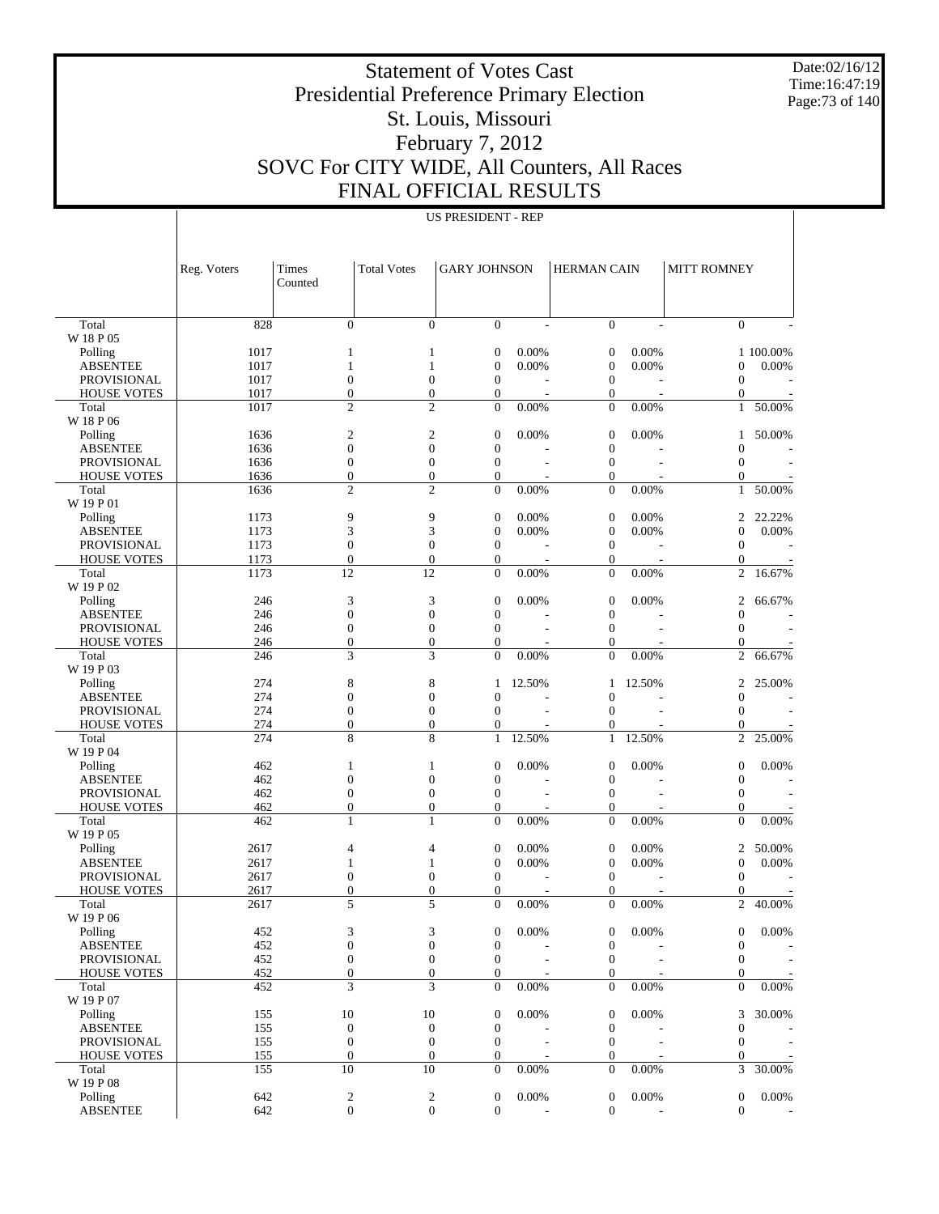# Statement of Votes Cast
## Presidential Preference Primary Election
## St. Louis, Missouri
## February 7, 2012
## SOVC For CITY WIDE, All Counters, All Races
## FINAL OFFICIAL RESULTS

Date:02/16/12
Time:16:47:19

US PRESIDENT - REP

| | Reg. Voters | Times Counted | Total Votes | GARY JOHNSON | | HERMAN CAIN | | MITT ROMNEY | |
|---|---|---|---|---|---|---|---|---|---|
| Total | 828 | 0 | 0 | 0 | - | 0 | - | 0 | - |
| W 18 P 05 | | | | | | | | | |
| Polling | 1017 | 1 | 1 | 0 | 0.00% | 0 | 0.00% | 1 | 100.00% |
| ABSENTEE | 1017 | 1 | 1 | 0 | 0.00% | 0 | 0.00% | 0 | 0.00% |
| PROVISIONAL | 1017 | 0 | 0 | 0 | - | 0 | - | 0 | - |
| HOUSE VOTES | 1017 | 0 | 0 | 0 | - | 0 | - | 0 | - |
| Total | 1017 | 2 | 2 | 0 | 0.00% | 0 | 0.00% | 1 | 50.00% |
| W 18 P 06 | | | | | | | | | |
| Polling | 1636 | 2 | 2 | 0 | 0.00% | 0 | 0.00% | 1 | 50.00% |
| ABSENTEE | 1636 | 0 | 0 | 0 | - | 0 | - | 0 | - |
| PROVISIONAL | 1636 | 0 | 0 | 0 | - | 0 | - | 0 | - |
| HOUSE VOTES | 1636 | 0 | 0 | 0 | - | 0 | - | 0 | - |
| Total | 1636 | 2 | 2 | 0 | 0.00% | 0 | 0.00% | 1 | 50.00% |
| W 19 P 01 | | | | | | | | | |
| Polling | 1173 | 9 | 9 | 0 | 0.00% | 0 | 0.00% | 2 | 22.22% |
| ABSENTEE | 1173 | 3 | 3 | 0 | 0.00% | 0 | 0.00% | 0 | 0.00% |
| PROVISIONAL | 1173 | 0 | 0 | 0 | - | 0 | - | 0 | - |
| HOUSE VOTES | 1173 | 0 | 0 | 0 | - | 0 | - | 0 | - |
| Total | 1173 | 12 | 12 | 0 | 0.00% | 0 | 0.00% | 2 | 16.67% |
| W 19 P 02 | | | | | | | | | |
| Polling | 246 | 3 | 3 | 0 | 0.00% | 0 | 0.00% | 2 | 66.67% |
| ABSENTEE | 246 | 0 | 0 | 0 | - | 0 | - | 0 | - |
| PROVISIONAL | 246 | 0 | 0 | 0 | - | 0 | - | 0 | - |
| HOUSE VOTES | 246 | 0 | 0 | 0 | - | 0 | - | 0 | - |
| Total | 246 | 3 | 3 | 0 | 0.00% | 0 | 0.00% | 2 | 66.67% |
| W 19 P 03 | | | | | | | | | |
| Polling | 274 | 8 | 8 | 1 | 12.50% | 1 | 12.50% | 2 | 25.00% |
| ABSENTEE | 274 | 0 | 0 | 0 | - | 0 | - | 0 | - |
| PROVISIONAL | 274 | 0 | 0 | 0 | - | 0 | - | 0 | - |
| HOUSE VOTES | 274 | 0 | 0 | 0 | - | 0 | - | 0 | - |
| Total | 274 | 8 | 8 | 1 | 12.50% | 1 | 12.50% | 2 | 25.00% |
| W 19 P 04 | | | | | | | | | |
| Polling | 462 | 1 | 1 | 0 | 0.00% | 0 | 0.00% | 0 | 0.00% |
| ABSENTEE | 462 | 0 | 0 | 0 | - | 0 | - | 0 | - |
| PROVISIONAL | 462 | 0 | 0 | 0 | - | 0 | - | 0 | - |
| HOUSE VOTES | 462 | 0 | 0 | 0 | - | 0 | - | 0 | - |
| Total | 462 | 1 | 1 | 0 | 0.00% | 0 | 0.00% | 0 | 0.00% |
| W 19 P 05 | | | | | | | | | |
| Polling | 2617 | 4 | 4 | 0 | 0.00% | 0 | 0.00% | 2 | 50.00% |
| ABSENTEE | 2617 | 1 | 1 | 0 | 0.00% | 0 | 0.00% | 0 | 0.00% |
| PROVISIONAL | 2617 | 0 | 0 | 0 | - | 0 | - | 0 | - |
| HOUSE VOTES | 2617 | 0 | 0 | 0 | - | 0 | - | 0 | - |
| Total | 2617 | 5 | 5 | 0 | 0.00% | 0 | 0.00% | 2 | 40.00% |
| W 19 P 06 | | | | | | | | | |
| Polling | 452 | 3 | 3 | 0 | 0.00% | 0 | 0.00% | 0 | 0.00% |
| ABSENTEE | 452 | 0 | 0 | 0 | - | 0 | - | 0 | - |
| PROVISIONAL | 452 | 0 | 0 | 0 | - | 0 | - | 0 | - |
| HOUSE VOTES | 452 | 0 | 0 | 0 | - | 0 | - | 0 | - |
| Total | 452 | 3 | 3 | 0 | 0.00% | 0 | 0.00% | 0 | 0.00% |
| W 19 P 07 | | | | | | | | | |
| Polling | 155 | 10 | 10 | 0 | 0.00% | 0 | 0.00% | 3 | 30.00% |
| ABSENTEE | 155 | 0 | 0 | 0 | - | 0 | - | 0 | - |
| PROVISIONAL | 155 | 0 | 0 | 0 | - | 0 | - | 0 | - |
| HOUSE VOTES | 155 | 0 | 0 | 0 | - | 0 | - | 0 | - |
| Total | 155 | 10 | 10 | 0 | 0.00% | 0 | 0.00% | 3 | 30.00% |
| W 19 P 08 | | | | | | | | | |
| Polling | 642 | 2 | 2 | 0 | 0.00% | 0 | 0.00% | 0 | 0.00% |
| ABSENTEE | 642 | 0 | 0 | 0 | - | 0 | - | 0 | - |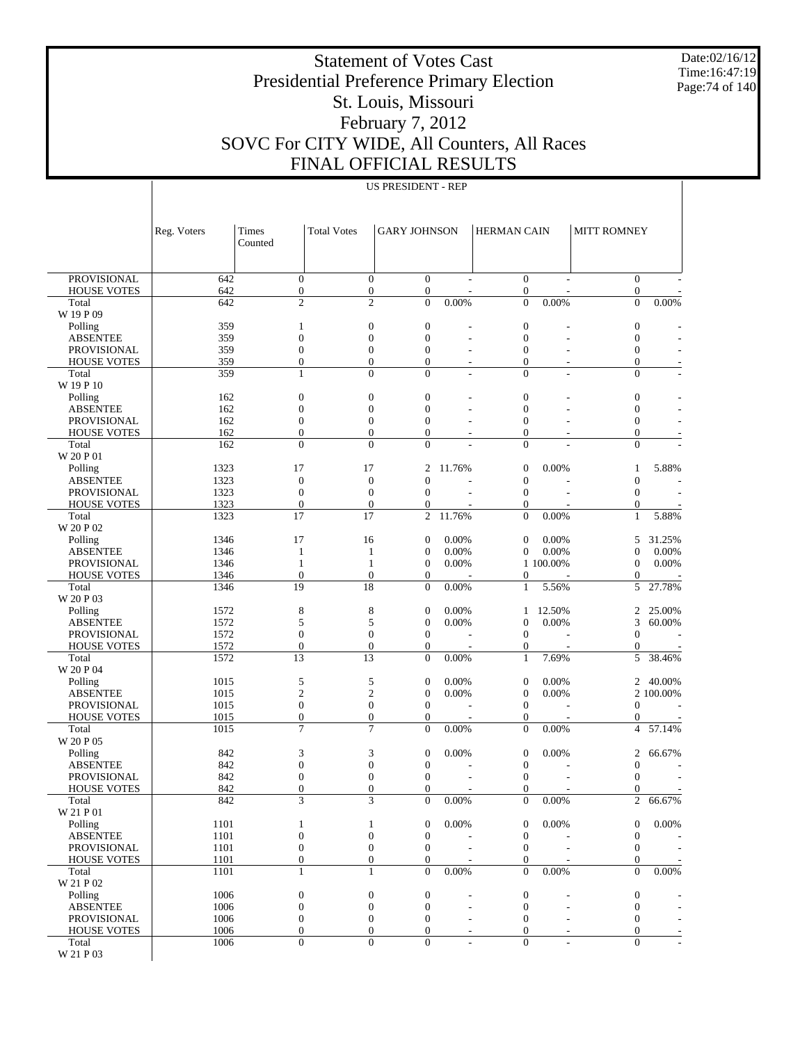# Statement of Votes Cast
# Presidential Preference Primary Election
# St. Louis, Missouri
# February 7, 2012
# SOVC For CITY WIDE, All Counters, All Races
# FINAL OFFICIAL RESULTS

Date:02/16/12
Time:16:47:19

US PRESIDENT - REP

| | Reg. Voters | Times Counted | Total Votes | GARY JOHNSON | | HERMAN CAIN | | MITT ROMNEY | |
|---|---|---|---|---|---|---|---|---|---|
| PROVISIONAL | 642 | 0 | 0 | 0 | - | 0 | - | 0 | - |
| HOUSE VOTES | 642 | 0 | 0 | 0 | - | 0 | - | 0 | - |
| Total | 642 | 2 | 2 | 0 | 0.00% | 0 | 0.00% | 0 | 0.00% |
| W 19 P 09 | | | | | | | | | |
| Polling | 359 | 1 | 0 | 0 | - | 0 | - | 0 | - |
| ABSENTEE | 359 | 0 | 0 | 0 | - | 0 | - | 0 | - |
| PROVISIONAL | 359 | 0 | 0 | 0 | - | 0 | - | 0 | - |
| HOUSE VOTES | 359 | 0 | 0 | 0 | - | 0 | - | 0 | - |
| Total | 359 | 1 | 0 | 0 | - | 0 | - | 0 | - |
| W 19 P 10 | | | | | | | | | |
| Polling | 162 | 0 | 0 | 0 | - | 0 | - | 0 | - |
| ABSENTEE | 162 | 0 | 0 | 0 | - | 0 | - | 0 | - |
| PROVISIONAL | 162 | 0 | 0 | 0 | - | 0 | - | 0 | - |
| HOUSE VOTES | 162 | 0 | 0 | 0 | - | 0 | - | 0 | - |
| Total | 162 | 0 | 0 | 0 | - | 0 | - | 0 | - |
| W 20 P 01 | | | | | | | | | |
| Polling | 1323 | 17 | 17 | 2 | 11.76% | 0 | 0.00% | 1 | 5.88% |
| ABSENTEE | 1323 | 0 | 0 | 0 | - | 0 | - | 0 | - |
| PROVISIONAL | 1323 | 0 | 0 | 0 | - | 0 | - | 0 | - |
| HOUSE VOTES | 1323 | 0 | 0 | 0 | - | 0 | - | 0 | - |
| Total | 1323 | 17 | 17 | 2 | 11.76% | 0 | 0.00% | 1 | 5.88% |
| W 20 P 02 | | | | | | | | | |
| Polling | 1346 | 17 | 16 | 0 | 0.00% | 0 | 0.00% | 5 | 31.25% |
| ABSENTEE | 1346 | 1 | 1 | 0 | 0.00% | 0 | 0.00% | 0 | 0.00% |
| PROVISIONAL | 1346 | 1 | 1 | 0 | 0.00% | 1 | 100.00% | 0 | 0.00% |
| HOUSE VOTES | 1346 | 0 | 0 | 0 | - | 0 | - | 0 | - |
| Total | 1346 | 19 | 18 | 0 | 0.00% | 1 | 5.56% | 5 | 27.78% |
| W 20 P 03 | | | | | | | | | |
| Polling | 1572 | 8 | 8 | 0 | 0.00% | 1 | 12.50% | 2 | 25.00% |
| ABSENTEE | 1572 | 5 | 5 | 0 | 0.00% | 0 | 0.00% | 3 | 60.00% |
| PROVISIONAL | 1572 | 0 | 0 | 0 | - | 0 | - | 0 | - |
| HOUSE VOTES | 1572 | 0 | 0 | 0 | - | 0 | - | 0 | - |
| Total | 1572 | 13 | 13 | 0 | 0.00% | 1 | 7.69% | 5 | 38.46% |
| W 20 P 04 | | | | | | | | | |
| Polling | 1015 | 5 | 5 | 0 | 0.00% | 0 | 0.00% | 2 | 40.00% |
| ABSENTEE | 1015 | 2 | 2 | 0 | 0.00% | 0 | 0.00% | 2 | 100.00% |
| PROVISIONAL | 1015 | 0 | 0 | 0 | - | 0 | - | 0 | - |
| HOUSE VOTES | 1015 | 0 | 0 | 0 | - | 0 | - | 0 | - |
| Total | 1015 | 7 | 7 | 0 | 0.00% | 0 | 0.00% | 4 | 57.14% |
| W 20 P 05 | | | | | | | | | |
| Polling | 842 | 3 | 3 | 0 | 0.00% | 0 | 0.00% | 2 | 66.67% |
| ABSENTEE | 842 | 0 | 0 | 0 | - | 0 | - | 0 | - |
| PROVISIONAL | 842 | 0 | 0 | 0 | - | 0 | - | 0 | - |
| HOUSE VOTES | 842 | 0 | 0 | 0 | - | 0 | - | 0 | - |
| Total | 842 | 3 | 3 | 0 | 0.00% | 0 | 0.00% | 2 | 66.67% |
| W 21 P 01 | | | | | | | | | |
| Polling | 1101 | 1 | 1 | 0 | 0.00% | 0 | 0.00% | 0 | 0.00% |
| ABSENTEE | 1101 | 0 | 0 | 0 | - | 0 | - | 0 | - |
| PROVISIONAL | 1101 | 0 | 0 | 0 | - | 0 | - | 0 | - |
| HOUSE VOTES | 1101 | 0 | 0 | 0 | - | 0 | - | 0 | - |
| Total | 1101 | 1 | 1 | 0 | 0.00% | 0 | 0.00% | 0 | 0.00% |
| W 21 P 02 | | | | | | | | | |
| Polling | 1006 | 0 | 0 | 0 | - | 0 | - | 0 | - |
| ABSENTEE | 1006 | 0 | 0 | 0 | - | 0 | - | 0 | - |
| PROVISIONAL | 1006 | 0 | 0 | 0 | - | 0 | - | 0 | - |
| HOUSE VOTES | 1006 | 0 | 0 | 0 | - | 0 | - | 0 | - |
| Total | 1006 | 0 | 0 | 0 | - | 0 | - | 0 | - |
| W 21 P 03 | | | | | | | | | |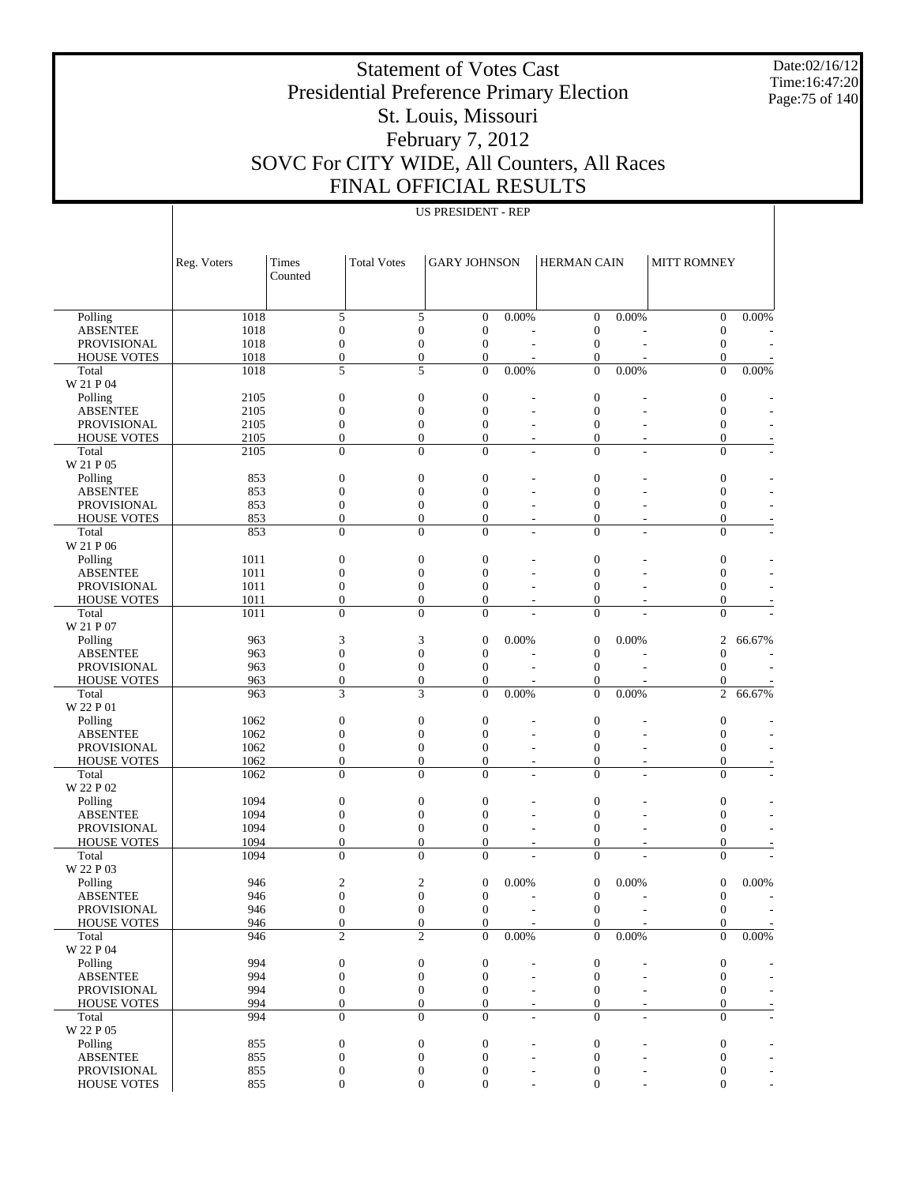# Statement of Votes Cast
# Presidential Preference Primary Election
# St. Louis, Missouri
# February 7, 2012
# SOVC For CITY WIDE, All Counters, All Races
# FINAL OFFICIAL RESULTS

Date:02/16/12
Time:16:47:20

US PRESIDENT - REP

| | Reg. Voters | Times Counted | Total Votes | GARY JOHNSON | | HERMAN CAIN | | MITT ROMNEY | |
|---|---|---|---|---|---|---|---|---|---|
| Polling | 1018 | 5 | 5 | 0 | 0.00% | 0 | 0.00% | 0 | 0.00% |
| ABSENTEE | 1018 | 0 | 0 | 0 | - | 0 | - | 0 | - |
| PROVISIONAL | 1018 | 0 | 0 | 0 | - | 0 | - | 0 | - |
| HOUSE VOTES | 1018 | 0 | 0 | 0 | - | 0 | - | 0 | - |
| Total | 1018 | 5 | 5 | 0 | 0.00% | 0 | 0.00% | 0 | 0.00% |
| W 21 P 04 | | | | | | | | | |
| Polling | 2105 | 0 | 0 | 0 | - | 0 | - | 0 | - |
| ABSENTEE | 2105 | 0 | 0 | 0 | - | 0 | - | 0 | - |
| PROVISIONAL | 2105 | 0 | 0 | 0 | - | 0 | - | 0 | - |
| HOUSE VOTES | 2105 | 0 | 0 | 0 | - | 0 | - | 0 | - |
| Total | 2105 | 0 | 0 | 0 | - | 0 | - | 0 | - |
| W 21 P 05 | | | | | | | | | |
| Polling | 853 | 0 | 0 | 0 | - | 0 | - | 0 | - |
| ABSENTEE | 853 | 0 | 0 | 0 | - | 0 | - | 0 | - |
| PROVISIONAL | 853 | 0 | 0 | 0 | - | 0 | - | 0 | - |
| HOUSE VOTES | 853 | 0 | 0 | 0 | - | 0 | - | 0 | - |
| Total | 853 | 0 | 0 | 0 | - | 0 | - | 0 | - |
| W 21 P 06 | | | | | | | | | |
| Polling | 1011 | 0 | 0 | 0 | - | 0 | - | 0 | - |
| ABSENTEE | 1011 | 0 | 0 | 0 | - | 0 | - | 0 | - |
| PROVISIONAL | 1011 | 0 | 0 | 0 | - | 0 | - | 0 | - |
| HOUSE VOTES | 1011 | 0 | 0 | 0 | - | 0 | - | 0 | - |
| Total | 1011 | 0 | 0 | 0 | - | 0 | - | 0 | - |
| W 21 P 07 | | | | | | | | | |
| Polling | 963 | 3 | 3 | 0 | 0.00% | 0 | 0.00% | 2 | 66.67% |
| ABSENTEE | 963 | 0 | 0 | 0 | - | 0 | - | 0 | - |
| PROVISIONAL | 963 | 0 | 0 | 0 | - | 0 | - | 0 | - |
| HOUSE VOTES | 963 | 0 | 0 | 0 | - | 0 | - | 0 | - |
| Total | 963 | 3 | 3 | 0 | 0.00% | 0 | 0.00% | 2 | 66.67% |
| W 22 P 01 | | | | | | | | | |
| Polling | 1062 | 0 | 0 | 0 | - | 0 | - | 0 | - |
| ABSENTEE | 1062 | 0 | 0 | 0 | - | 0 | - | 0 | - |
| PROVISIONAL | 1062 | 0 | 0 | 0 | - | 0 | - | 0 | - |
| HOUSE VOTES | 1062 | 0 | 0 | 0 | - | 0 | - | 0 | - |
| Total | 1062 | 0 | 0 | 0 | - | 0 | - | 0 | - |
| W 22 P 02 | | | | | | | | | |
| Polling | 1094 | 0 | 0 | 0 | - | 0 | - | 0 | - |
| ABSENTEE | 1094 | 0 | 0 | 0 | - | 0 | - | 0 | - |
| PROVISIONAL | 1094 | 0 | 0 | 0 | - | 0 | - | 0 | - |
| HOUSE VOTES | 1094 | 0 | 0 | 0 | - | 0 | - | 0 | - |
| Total | 1094 | 0 | 0 | 0 | - | 0 | - | 0 | - |
| W 22 P 03 | | | | | | | | | |
| Polling | 946 | 2 | 2 | 0 | 0.00% | 0 | 0.00% | 0 | 0.00% |
| ABSENTEE | 946 | 0 | 0 | 0 | - | 0 | - | 0 | - |
| PROVISIONAL | 946 | 0 | 0 | 0 | - | 0 | - | 0 | - |
| HOUSE VOTES | 946 | 0 | 0 | 0 | - | 0 | - | 0 | - |
| Total | 946 | 2 | 2 | 0 | 0.00% | 0 | 0.00% | 0 | 0.00% |
| W 22 P 04 | | | | | | | | | |
| Polling | 994 | 0 | 0 | 0 | - | 0 | - | 0 | - |
| ABSENTEE | 994 | 0 | 0 | 0 | - | 0 | - | 0 | - |
| PROVISIONAL | 994 | 0 | 0 | 0 | - | 0 | - | 0 | - |
| HOUSE VOTES | 994 | 0 | 0 | 0 | - | 0 | - | 0 | - |
| Total | 994 | 0 | 0 | 0 | - | 0 | - | 0 | - |
| W 22 P 05 | | | | | | | | | |
| Polling | 855 | 0 | 0 | 0 | - | 0 | - | 0 | - |
| ABSENTEE | 855 | 0 | 0 | 0 | - | 0 | - | 0 | - |
| PROVISIONAL | 855 | 0 | 0 | 0 | - | 0 | - | 0 | - |
| HOUSE VOTES | 855 | 0 | 0 | 0 | - | 0 | - | 0 | - |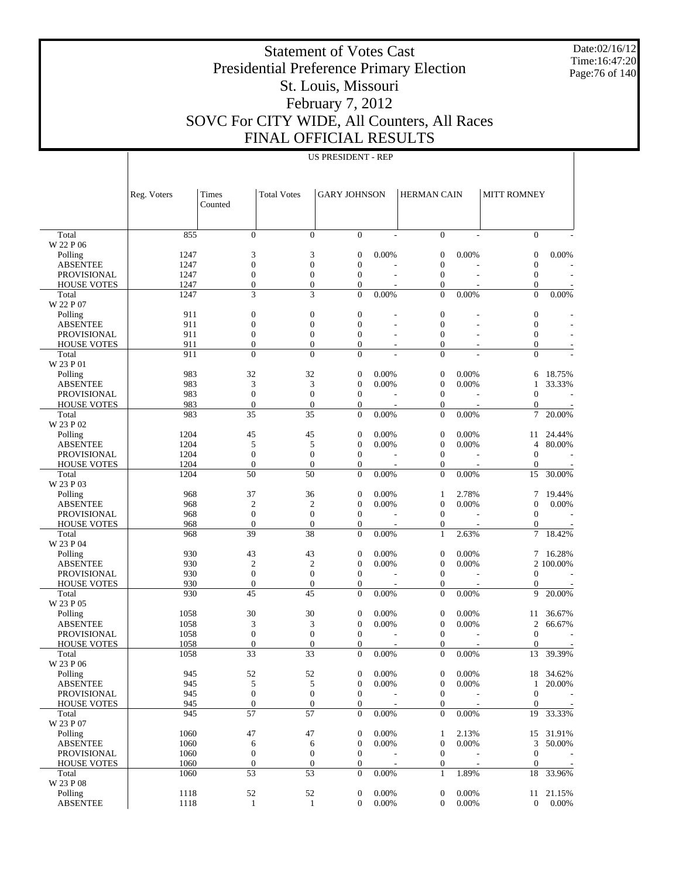# Statement of Votes Cast
# Presidential Preference Primary Election
# St. Louis, Missouri
# February 7, 2012
# SOVC For CITY WIDE, All Counters, All Races
# FINAL OFFICIAL RESULTS

Date:02/16/12
Time:16:47:20

US PRESIDENT - REP

| | Reg. Voters | Times Counted | Total Votes | GARY JOHNSON | | HERMAN CAIN | | MITT ROMNEY | |
|---|---|---|---|---|---|---|---|---|---|
| Total | 855 | 0 | 0 | 0 | - | 0 | - | 0 | - |
| W 22 P 06 | | | | | | | | | |
| Polling | 1247 | 3 | 3 | 0 | 0.00% | 0 | 0.00% | 0 | 0.00% |
| ABSENTEE | 1247 | 0 | 0 | 0 | - | 0 | - | 0 | - |
| PROVISIONAL | 1247 | 0 | 0 | 0 | - | 0 | - | 0 | - |
| HOUSE VOTES | 1247 | 0 | 0 | 0 | - | 0 | - | 0 | - |
| Total | 1247 | 3 | 3 | 0 | 0.00% | 0 | 0.00% | 0 | 0.00% |
| W 22 P 07 | | | | | | | | | |
| Polling | 911 | 0 | 0 | 0 | - | 0 | - | 0 | - |
| ABSENTEE | 911 | 0 | 0 | 0 | - | 0 | - | 0 | - |
| PROVISIONAL | 911 | 0 | 0 | 0 | - | 0 | - | 0 | - |
| HOUSE VOTES | 911 | 0 | 0 | 0 | - | 0 | - | 0 | - |
| Total | 911 | 0 | 0 | 0 | - | 0 | - | 0 | - |
| W 23 P 01 | | | | | | | | | |
| Polling | 983 | 32 | 32 | 0 | 0.00% | 0 | 0.00% | 6 | 18.75% |
| ABSENTEE | 983 | 3 | 3 | 0 | 0.00% | 0 | 0.00% | 1 | 33.33% |
| PROVISIONAL | 983 | 0 | 0 | 0 | - | 0 | - | 0 | - |
| HOUSE VOTES | 983 | 0 | 0 | 0 | - | 0 | - | 0 | - |
| Total | 983 | 35 | 35 | 0 | 0.00% | 0 | 0.00% | 7 | 20.00% |
| W 23 P 02 | | | | | | | | | |
| Polling | 1204 | 45 | 45 | 0 | 0.00% | 0 | 0.00% | 11 | 24.44% |
| ABSENTEE | 1204 | 5 | 5 | 0 | 0.00% | 0 | 0.00% | 4 | 80.00% |
| PROVISIONAL | 1204 | 0 | 0 | 0 | - | 0 | - | 0 | - |
| HOUSE VOTES | 1204 | 0 | 0 | 0 | - | 0 | - | 0 | - |
| Total | 1204 | 50 | 50 | 0 | 0.00% | 0 | 0.00% | 15 | 30.00% |
| W 23 P 03 | | | | | | | | | |
| Polling | 968 | 37 | 36 | 0 | 0.00% | 1 | 2.78% | 7 | 19.44% |
| ABSENTEE | 968 | 2 | 2 | 0 | 0.00% | 0 | 0.00% | 0 | 0.00% |
| PROVISIONAL | 968 | 0 | 0 | 0 | - | 0 | - | 0 | - |
| HOUSE VOTES | 968 | 0 | 0 | 0 | - | 0 | - | 0 | - |
| Total | 968 | 39 | 38 | 0 | 0.00% | 1 | 2.63% | 7 | 18.42% |
| W 23 P 04 | | | | | | | | | |
| Polling | 930 | 43 | 43 | 0 | 0.00% | 0 | 0.00% | 7 | 16.28% |
| ABSENTEE | 930 | 2 | 2 | 0 | 0.00% | 0 | 0.00% | 2 | 100.00% |
| PROVISIONAL | 930 | 0 | 0 | 0 | - | 0 | - | 0 | - |
| HOUSE VOTES | 930 | 0 | 0 | 0 | - | 0 | - | 0 | - |
| Total | 930 | 45 | 45 | 0 | 0.00% | 0 | 0.00% | 9 | 20.00% |
| W 23 P 05 | | | | | | | | | |
| Polling | 1058 | 30 | 30 | 0 | 0.00% | 0 | 0.00% | 11 | 36.67% |
| ABSENTEE | 1058 | 3 | 3 | 0 | 0.00% | 0 | 0.00% | 2 | 66.67% |
| PROVISIONAL | 1058 | 0 | 0 | 0 | - | 0 | - | 0 | - |
| HOUSE VOTES | 1058 | 0 | 0 | 0 | - | 0 | - | 0 | - |
| Total | 1058 | 33 | 33 | 0 | 0.00% | 0 | 0.00% | 13 | 39.39% |
| W 23 P 06 | | | | | | | | | |
| Polling | 945 | 52 | 52 | 0 | 0.00% | 0 | 0.00% | 18 | 34.62% |
| ABSENTEE | 945 | 5 | 5 | 0 | 0.00% | 0 | 0.00% | 1 | 20.00% |
| PROVISIONAL | 945 | 0 | 0 | 0 | - | 0 | - | 0 | - |
| HOUSE VOTES | 945 | 0 | 0 | 0 | - | 0 | - | 0 | - |
| Total | 945 | 57 | 57 | 0 | 0.00% | 0 | 0.00% | 19 | 33.33% |
| W 23 P 07 | | | | | | | | | |
| Polling | 1060 | 47 | 47 | 0 | 0.00% | 1 | 2.13% | 15 | 31.91% |
| ABSENTEE | 1060 | 6 | 6 | 0 | 0.00% | 0 | 0.00% | 3 | 50.00% |
| PROVISIONAL | 1060 | 0 | 0 | 0 | - | 0 | - | 0 | - |
| HOUSE VOTES | 1060 | 0 | 0 | 0 | - | 0 | - | 0 | - |
| Total | 1060 | 53 | 53 | 0 | 0.00% | 1 | 1.89% | 18 | 33.96% |
| W 23 P 08 | | | | | | | | | |
| Polling | 1118 | 52 | 52 | 0 | 0.00% | 0 | 0.00% | 11 | 21.15% |
| ABSENTEE | 1118 | 1 | 1 | 0 | 0.00% | 0 | 0.00% | 0 | 0.00% |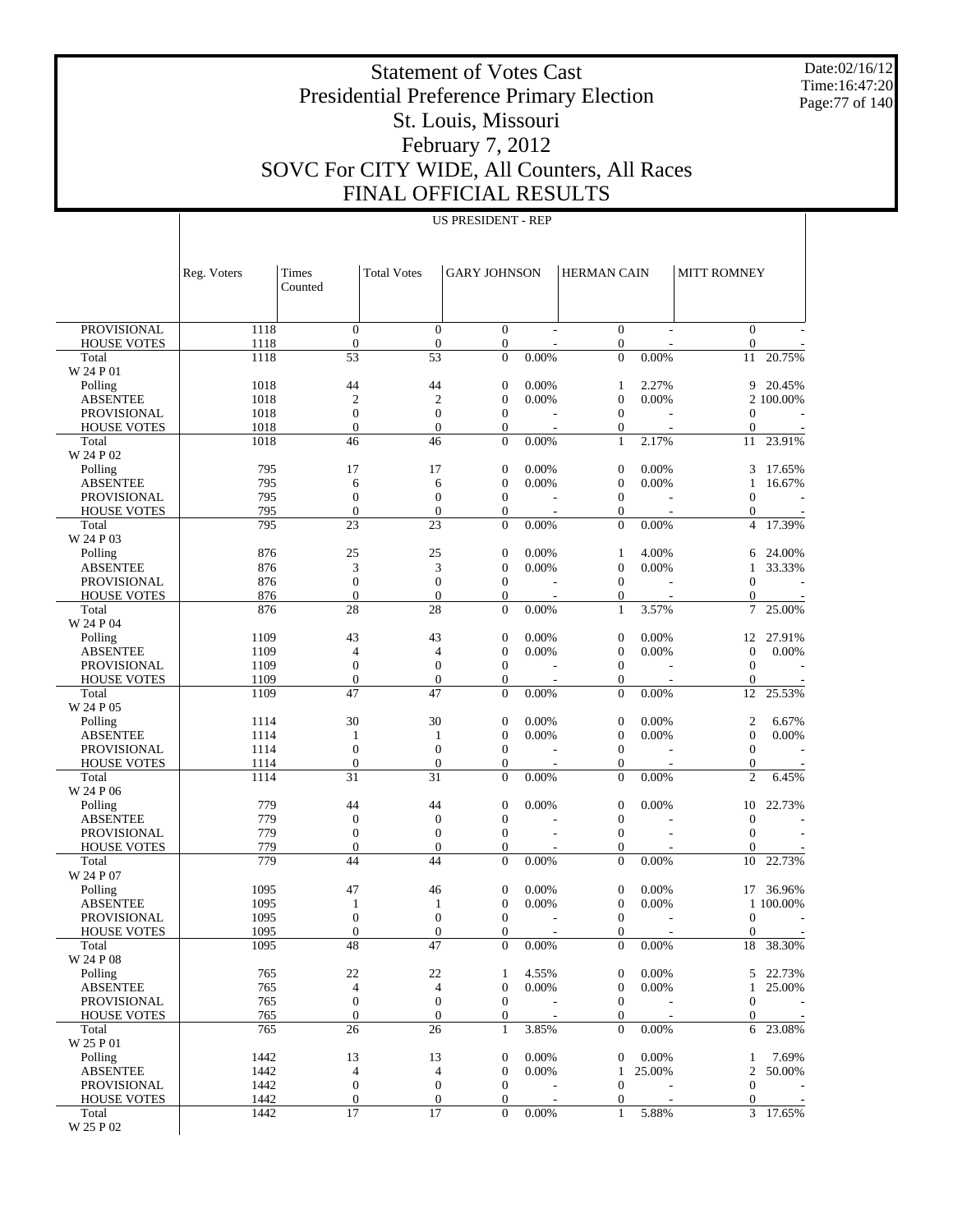# Statement of Votes Cast
# Presidential Preference Primary Election
# St. Louis, Missouri
# February 7, 2012
# SOVC For CITY WIDE, All Counters, All Races
# FINAL OFFICIAL RESULTS

Date:02/16/12
Time:16:47:20

US PRESIDENT - REP

| | Reg. Voters | Times Counted | Total Votes | GARY JOHNSON | | HERMAN CAIN | | MITT ROMNEY | |
|---|---|---|---|---|---|---|---|---|---|
| PROVISIONAL | 1118 | 0 | 0 | 0 | - | 0 | - | 0 | - |
| HOUSE VOTES | 1118 | 0 | 0 | 0 | - | 0 | - | 0 | - |
| Total | 1118 | 53 | 53 | 0 | 0.00% | 0 | 0.00% | 11 | 20.75% |
| W 24 P 01 | | | | | | | | | |
| Polling | 1018 | 44 | 44 | 0 | 0.00% | 1 | 2.27% | 9 | 20.45% |
| ABSENTEE | 1018 | 2 | 2 | 0 | 0.00% | 0 | 0.00% | 2 | 100.00% |
| PROVISIONAL | 1018 | 0 | 0 | 0 | - | 0 | - | 0 | - |
| HOUSE VOTES | 1018 | 0 | 0 | 0 | - | 0 | - | 0 | - |
| Total | 1018 | 46 | 46 | 0 | 0.00% | 1 | 2.17% | 11 | 23.91% |
| W 24 P 02 | | | | | | | | | |
| Polling | 795 | 17 | 17 | 0 | 0.00% | 0 | 0.00% | 3 | 17.65% |
| ABSENTEE | 795 | 6 | 6 | 0 | 0.00% | 0 | 0.00% | 1 | 16.67% |
| PROVISIONAL | 795 | 0 | 0 | 0 | - | 0 | - | 0 | - |
| HOUSE VOTES | 795 | 0 | 0 | 0 | - | 0 | - | 0 | - |
| Total | 795 | 23 | 23 | 0 | 0.00% | 0 | 0.00% | 4 | 17.39% |
| W 24 P 03 | | | | | | | | | |
| Polling | 876 | 25 | 25 | 0 | 0.00% | 1 | 4.00% | 6 | 24.00% |
| ABSENTEE | 876 | 3 | 3 | 0 | 0.00% | 0 | 0.00% | 1 | 33.33% |
| PROVISIONAL | 876 | 0 | 0 | 0 | - | 0 | - | 0 | - |
| HOUSE VOTES | 876 | 0 | 0 | 0 | - | 0 | - | 0 | - |
| Total | 876 | 28 | 28 | 0 | 0.00% | 1 | 3.57% | 7 | 25.00% |
| W 24 P 04 | | | | | | | | | |
| Polling | 1109 | 43 | 43 | 0 | 0.00% | 0 | 0.00% | 12 | 27.91% |
| ABSENTEE | 1109 | 4 | 4 | 0 | 0.00% | 0 | 0.00% | 0 | 0.00% |
| PROVISIONAL | 1109 | 0 | 0 | 0 | - | 0 | - | 0 | - |
| HOUSE VOTES | 1109 | 0 | 0 | 0 | - | 0 | - | 0 | - |
| Total | 1109 | 47 | 47 | 0 | 0.00% | 0 | 0.00% | 12 | 25.53% |
| W 24 P 05 | | | | | | | | | |
| Polling | 1114 | 30 | 30 | 0 | 0.00% | 0 | 0.00% | 2 | 6.67% |
| ABSENTEE | 1114 | 1 | 1 | 0 | 0.00% | 0 | 0.00% | 0 | 0.00% |
| PROVISIONAL | 1114 | 0 | 0 | 0 | - | 0 | - | 0 | - |
| HOUSE VOTES | 1114 | 0 | 0 | 0 | - | 0 | - | 0 | - |
| Total | 1114 | 31 | 31 | 0 | 0.00% | 0 | 0.00% | 2 | 6.45% |
| W 24 P 06 | | | | | | | | | |
| Polling | 779 | 44 | 44 | 0 | 0.00% | 0 | 0.00% | 10 | 22.73% |
| ABSENTEE | 779 | 0 | 0 | 0 | - | 0 | - | 0 | - |
| PROVISIONAL | 779 | 0 | 0 | 0 | - | 0 | - | 0 | - |
| HOUSE VOTES | 779 | 0 | 0 | 0 | - | 0 | - | 0 | - |
| Total | 779 | 44 | 44 | 0 | 0.00% | 0 | 0.00% | 10 | 22.73% |
| W 24 P 07 | | | | | | | | | |
| Polling | 1095 | 47 | 46 | 0 | 0.00% | 0 | 0.00% | 17 | 36.96% |
| ABSENTEE | 1095 | 1 | 1 | 0 | 0.00% | 0 | 0.00% | 1 | 100.00% |
| PROVISIONAL | 1095 | 0 | 0 | 0 | - | 0 | - | 0 | - |
| HOUSE VOTES | 1095 | 0 | 0 | 0 | - | 0 | - | 0 | - |
| Total | 1095 | 48 | 47 | 0 | 0.00% | 0 | 0.00% | 18 | 38.30% |
| W 24 P 08 | | | | | | | | | |
| Polling | 765 | 22 | 22 | 1 | 4.55% | 0 | 0.00% | 5 | 22.73% |
| ABSENTEE | 765 | 4 | 4 | 0 | 0.00% | 0 | 0.00% | 1 | 25.00% |
| PROVISIONAL | 765 | 0 | 0 | 0 | - | 0 | - | 0 | - |
| HOUSE VOTES | 765 | 0 | 0 | 0 | - | 0 | - | 0 | - |
| Total | 765 | 26 | 26 | 1 | 3.85% | 0 | 0.00% | 6 | 23.08% |
| W 25 P 01 | | | | | | | | | |
| Polling | 1442 | 13 | 13 | 0 | 0.00% | 0 | 0.00% | 1 | 7.69% |
| ABSENTEE | 1442 | 4 | 4 | 0 | 0.00% | 1 | 25.00% | 2 | 50.00% |
| PROVISIONAL | 1442 | 0 | 0 | 0 | - | 0 | - | 0 | - |
| HOUSE VOTES | 1442 | 0 | 0 | 0 | - | 0 | - | 0 | - |
| Total | 1442 | 17 | 17 | 0 | 0.00% | 1 | 5.88% | 3 | 17.65% |
| W 25 P 02 | | | | | | | | | |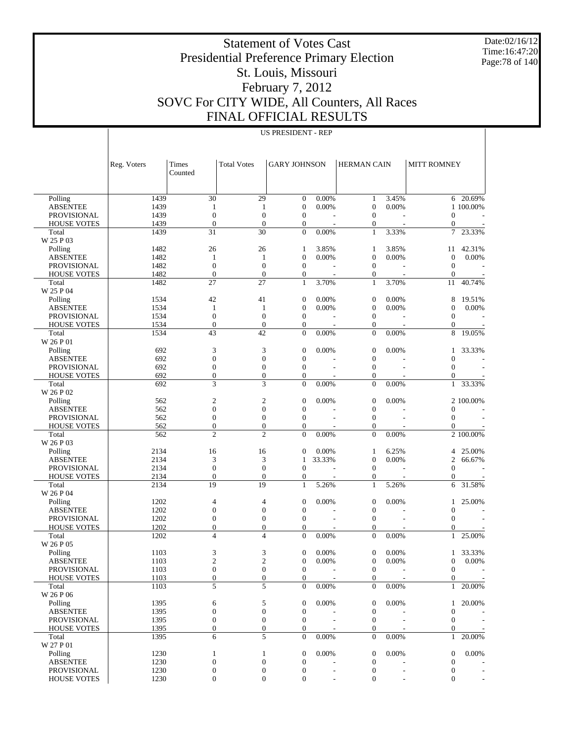# Statement of Votes Cast
# Presidential Preference Primary Election
# St. Louis, Missouri
# February 7, 2012
# SOVC For CITY WIDE, All Counters, All Races
# FINAL OFFICIAL RESULTS

Date:02/16/12
Time:16:47:20

## US PRESIDENT - REP

| | Reg. Voters | Times Counted | Total Votes | GARY JOHNSON | | HERMAN CAIN | | MITT ROMNEY | |
|---|---|---|---|---|---|---|---|---|---|
| Polling | 1439 | 30 | 29 | 0 | 0.00% | 1 | 3.45% | 6 | 20.69% |
| ABSENTEE | 1439 | 1 | 1 | 0 | 0.00% | 0 | 0.00% | 1 | 100.00% |
| PROVISIONAL | 1439 | 0 | 0 | 0 | - | 0 | - | 0 | - |
| HOUSE VOTES | 1439 | 0 | 0 | 0 | - | 0 | - | 0 | - |
| Total | 1439 | 31 | 30 | 0 | 0.00% | 1 | 3.33% | 7 | 23.33% |
| W 25 P 03 | | | | | | | | | |
| Polling | 1482 | 26 | 26 | 1 | 3.85% | 1 | 3.85% | 11 | 42.31% |
| ABSENTEE | 1482 | 1 | 1 | 0 | 0.00% | 0 | 0.00% | 0 | 0.00% |
| PROVISIONAL | 1482 | 0 | 0 | 0 | - | 0 | - | 0 | - |
| HOUSE VOTES | 1482 | 0 | 0 | 0 | - | 0 | - | 0 | - |
| Total | 1482 | 27 | 27 | 1 | 3.70% | 1 | 3.70% | 11 | 40.74% |
| W 25 P 04 | | | | | | | | | |
| Polling | 1534 | 42 | 41 | 0 | 0.00% | 0 | 0.00% | 8 | 19.51% |
| ABSENTEE | 1534 | 1 | 1 | 0 | 0.00% | 0 | 0.00% | 0 | 0.00% |
| PROVISIONAL | 1534 | 0 | 0 | 0 | - | 0 | - | 0 | - |
| HOUSE VOTES | 1534 | 0 | 0 | 0 | - | 0 | - | 0 | - |
| Total | 1534 | 43 | 42 | 0 | 0.00% | 0 | 0.00% | 8 | 19.05% |
| W 26 P 01 | | | | | | | | | |
| Polling | 692 | 3 | 3 | 0 | 0.00% | 0 | 0.00% | 1 | 33.33% |
| ABSENTEE | 692 | 0 | 0 | 0 | - | 0 | - | 0 | - |
| PROVISIONAL | 692 | 0 | 0 | 0 | - | 0 | - | 0 | - |
| HOUSE VOTES | 692 | 0 | 0 | 0 | - | 0 | - | 0 | - |
| Total | 692 | 3 | 3 | 0 | 0.00% | 0 | 0.00% | 1 | 33.33% |
| W 26 P 02 | | | | | | | | | |
| Polling | 562 | 2 | 2 | 0 | 0.00% | 0 | 0.00% | 2 | 100.00% |
| ABSENTEE | 562 | 0 | 0 | 0 | - | 0 | - | 0 | - |
| PROVISIONAL | 562 | 0 | 0 | 0 | - | 0 | - | 0 | - |
| HOUSE VOTES | 562 | 0 | 0 | 0 | - | 0 | - | 0 | - |
| Total | 562 | 2 | 2 | 0 | 0.00% | 0 | 0.00% | 2 | 100.00% |
| W 26 P 03 | | | | | | | | | |
| Polling | 2134 | 16 | 16 | 0 | 0.00% | 1 | 6.25% | 4 | 25.00% |
| ABSENTEE | 2134 | 3 | 3 | 1 | 33.33% | 0 | 0.00% | 2 | 66.67% |
| PROVISIONAL | 2134 | 0 | 0 | 0 | - | 0 | - | 0 | - |
| HOUSE VOTES | 2134 | 0 | 0 | 0 | - | 0 | - | 0 | - |
| Total | 2134 | 19 | 19 | 1 | 5.26% | 1 | 5.26% | 6 | 31.58% |
| W 26 P 04 | | | | | | | | | |
| Polling | 1202 | 4 | 4 | 0 | 0.00% | 0 | 0.00% | 1 | 25.00% |
| ABSENTEE | 1202 | 0 | 0 | 0 | - | 0 | - | 0 | - |
| PROVISIONAL | 1202 | 0 | 0 | 0 | - | 0 | - | 0 | - |
| HOUSE VOTES | 1202 | 0 | 0 | 0 | - | 0 | - | 0 | - |
| Total | 1202 | 4 | 4 | 0 | 0.00% | 0 | 0.00% | 1 | 25.00% |
| W 26 P 05 | | | | | | | | | |
| Polling | 1103 | 3 | 3 | 0 | 0.00% | 0 | 0.00% | 1 | 33.33% |
| ABSENTEE | 1103 | 2 | 2 | 0 | 0.00% | 0 | 0.00% | 0 | 0.00% |
| PROVISIONAL | 1103 | 0 | 0 | 0 | - | 0 | - | 0 | - |
| HOUSE VOTES | 1103 | 0 | 0 | 0 | - | 0 | - | 0 | - |
| Total | 1103 | 5 | 5 | 0 | 0.00% | 0 | 0.00% | 1 | 20.00% |
| W 26 P 06 | | | | | | | | | |
| Polling | 1395 | 6 | 5 | 0 | 0.00% | 0 | 0.00% | 1 | 20.00% |
| ABSENTEE | 1395 | 0 | 0 | 0 | - | 0 | - | 0 | - |
| PROVISIONAL | 1395 | 0 | 0 | 0 | - | 0 | - | 0 | - |
| HOUSE VOTES | 1395 | 0 | 0 | 0 | - | 0 | - | 0 | - |
| Total | 1395 | 6 | 5 | 0 | 0.00% | 0 | 0.00% | 1 | 20.00% |
| W 27 P 01 | | | | | | | | | |
| Polling | 1230 | 1 | 1 | 0 | 0.00% | 0 | 0.00% | 0 | 0.00% |
| ABSENTEE | 1230 | 0 | 0 | 0 | - | 0 | - | 0 | - |
| PROVISIONAL | 1230 | 0 | 0 | 0 | - | 0 | - | 0 | - |
| HOUSE VOTES | 1230 | 0 | 0 | 0 | - | 0 | - | 0 | - |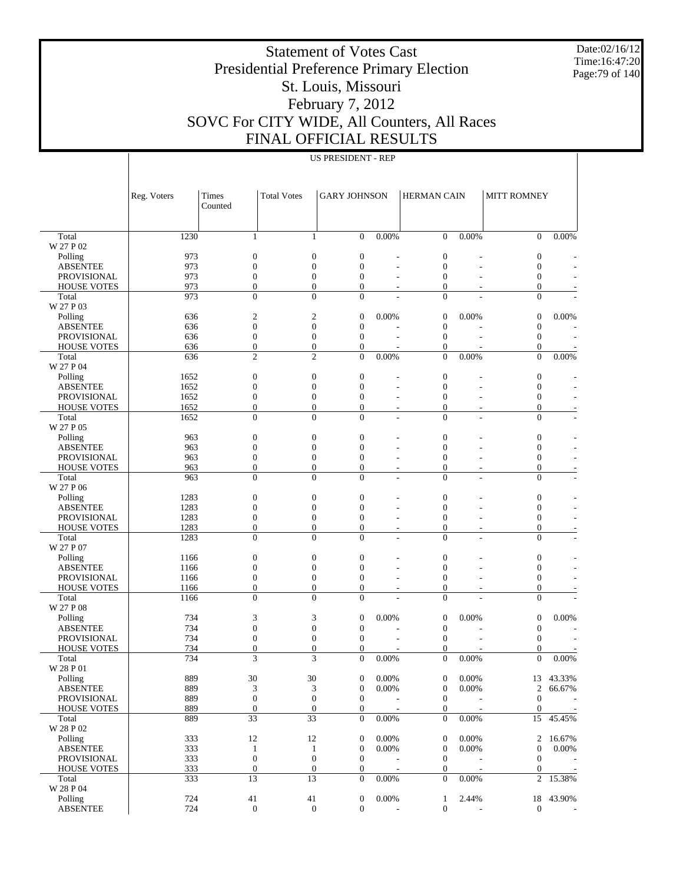# Statement of Votes Cast
# Presidential Preference Primary Election
# St. Louis, Missouri
# February 7, 2012
# SOVC For CITY WIDE, All Counters, All Races
# FINAL OFFICIAL RESULTS

Date:02/16/12
Time:16:47:20

US PRESIDENT - REP

| | Reg. Voters | Times Counted | Total Votes | GARY JOHNSON | | HERMAN CAIN | | MITT ROMNEY | |
|---|---|---|---|---|---|---|---|---|---|
| Total | 1230 | 1 | 1 | 0 | 0.00% | 0 | 0.00% | 0 | 0.00% |
| W 27 P 02 | | | | | | | | | |
| Polling | 973 | 0 | 0 | 0 | - | 0 | - | 0 | - |
| ABSENTEE | 973 | 0 | 0 | 0 | - | 0 | - | 0 | - |
| PROVISIONAL | 973 | 0 | 0 | 0 | - | 0 | - | 0 | - |
| HOUSE VOTES | 973 | 0 | 0 | 0 | - | 0 | - | 0 | - |
| Total | 973 | 0 | 0 | 0 | - | 0 | - | 0 | - |
| W 27 P 03 | | | | | | | | | |
| Polling | 636 | 2 | 2 | 0 | 0.00% | 0 | 0.00% | 0 | 0.00% |
| ABSENTEE | 636 | 0 | 0 | 0 | - | 0 | - | 0 | - |
| PROVISIONAL | 636 | 0 | 0 | 0 | - | 0 | - | 0 | - |
| HOUSE VOTES | 636 | 0 | 0 | 0 | - | 0 | - | 0 | - |
| Total | 636 | 2 | 2 | 0 | 0.00% | 0 | 0.00% | 0 | 0.00% |
| W 27 P 04 | | | | | | | | | |
| Polling | 1652 | 0 | 0 | 0 | - | 0 | - | 0 | - |
| ABSENTEE | 1652 | 0 | 0 | 0 | - | 0 | - | 0 | - |
| PROVISIONAL | 1652 | 0 | 0 | 0 | - | 0 | - | 0 | - |
| HOUSE VOTES | 1652 | 0 | 0 | 0 | - | 0 | - | 0 | - |
| Total | 1652 | 0 | 0 | 0 | - | 0 | - | 0 | - |
| W 27 P 05 | | | | | | | | | |
| Polling | 963 | 0 | 0 | 0 | - | 0 | - | 0 | - |
| ABSENTEE | 963 | 0 | 0 | 0 | - | 0 | - | 0 | - |
| PROVISIONAL | 963 | 0 | 0 | 0 | - | 0 | - | 0 | - |
| HOUSE VOTES | 963 | 0 | 0 | 0 | - | 0 | - | 0 | - |
| Total | 963 | 0 | 0 | 0 | - | 0 | - | 0 | - |
| W 27 P 06 | | | | | | | | | |
| Polling | 1283 | 0 | 0 | 0 | - | 0 | - | 0 | - |
| ABSENTEE | 1283 | 0 | 0 | 0 | - | 0 | - | 0 | - |
| PROVISIONAL | 1283 | 0 | 0 | 0 | - | 0 | - | 0 | - |
| HOUSE VOTES | 1283 | 0 | 0 | 0 | - | 0 | - | 0 | - |
| Total | 1283 | 0 | 0 | 0 | - | 0 | - | 0 | - |
| W 27 P 07 | | | | | | | | | |
| Polling | 1166 | 0 | 0 | 0 | - | 0 | - | 0 | - |
| ABSENTEE | 1166 | 0 | 0 | 0 | - | 0 | - | 0 | - |
| PROVISIONAL | 1166 | 0 | 0 | 0 | - | 0 | - | 0 | - |
| HOUSE VOTES | 1166 | 0 | 0 | 0 | - | 0 | - | 0 | - |
| Total | 1166 | 0 | 0 | 0 | - | 0 | - | 0 | - |
| W 27 P 08 | | | | | | | | | |
| Polling | 734 | 3 | 3 | 0 | 0.00% | 0 | 0.00% | 0 | 0.00% |
| ABSENTEE | 734 | 0 | 0 | 0 | - | 0 | - | 0 | - |
| PROVISIONAL | 734 | 0 | 0 | 0 | - | 0 | - | 0 | - |
| HOUSE VOTES | 734 | 0 | 0 | 0 | - | 0 | - | 0 | - |
| Total | 734 | 3 | 3 | 0 | 0.00% | 0 | 0.00% | 0 | 0.00% |
| W 28 P 01 | | | | | | | | | |
| Polling | 889 | 30 | 30 | 0 | 0.00% | 0 | 0.00% | 13 | 43.33% |
| ABSENTEE | 889 | 3 | 3 | 0 | 0.00% | 0 | 0.00% | 2 | 66.67% |
| PROVISIONAL | 889 | 0 | 0 | 0 | - | 0 | - | 0 | - |
| HOUSE VOTES | 889 | 0 | 0 | 0 | - | 0 | - | 0 | - |
| Total | 889 | 33 | 33 | 0 | 0.00% | 0 | 0.00% | 15 | 45.45% |
| W 28 P 02 | | | | | | | | | |
| Polling | 333 | 12 | 12 | 0 | 0.00% | 0 | 0.00% | 2 | 16.67% |
| ABSENTEE | 333 | 1 | 1 | 0 | 0.00% | 0 | 0.00% | 0 | 0.00% |
| PROVISIONAL | 333 | 0 | 0 | 0 | - | 0 | - | 0 | - |
| HOUSE VOTES | 333 | 0 | 0 | 0 | - | 0 | - | 0 | - |
| Total | 333 | 13 | 13 | 0 | 0.00% | 0 | 0.00% | 2 | 15.38% |
| W 28 P 04 | | | | | | | | | |
| Polling | 724 | 41 | 41 | 0 | 0.00% | 1 | 2.44% | 18 | 43.90% |
| ABSENTEE | 724 | 0 | 0 | 0 | - | 0 | - | 0 | - |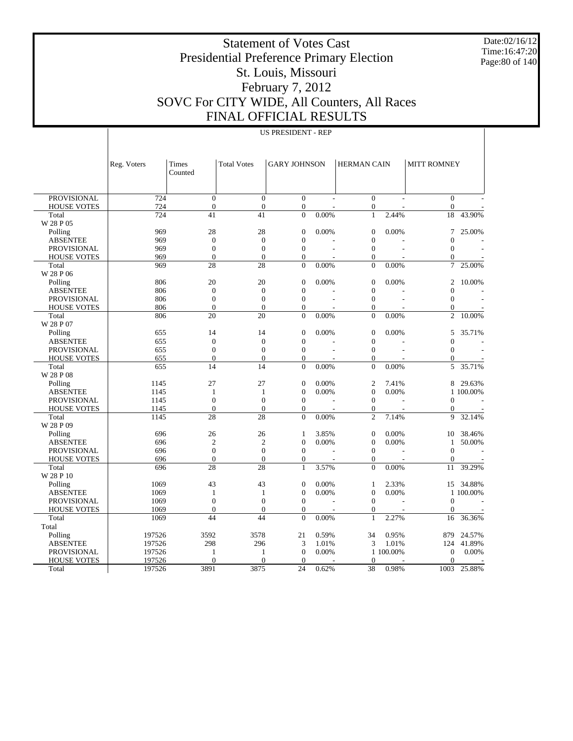# Statement of Votes Cast
# Presidential Preference Primary Election
# St. Louis, Missouri
# February 7, 2012
# SOVC For CITY WIDE, All Counters, All Races
# FINAL OFFICIAL RESULTS

Date:02/16/12
Time:16:47:20

US PRESIDENT - REP

| | Reg. Voters | Times Counted | Total Votes | GARY JOHNSON | | HERMAN CAIN | | MITT ROMNEY | |
|---|---|---|---|---|---|---|---|---|---|
| PROVISIONAL | 724 | 0 | 0 | 0 | - | 0 | - | 0 | - |
| HOUSE VOTES | 724 | 0 | 0 | 0 | - | 0 | - | 0 | - |
| Total | 724 | 41 | 41 | 0 | 0.00% | 1 | 2.44% | 18 | 43.90% |
| W 28 P 05 | | | | | | | | | |
| Polling | 969 | 28 | 28 | 0 | 0.00% | 0 | 0.00% | 7 | 25.00% |
| ABSENTEE | 969 | 0 | 0 | 0 | - | 0 | - | 0 | - |
| PROVISIONAL | 969 | 0 | 0 | 0 | - | 0 | - | 0 | - |
| HOUSE VOTES | 969 | 0 | 0 | 0 | - | 0 | - | 0 | - |
| Total | 969 | 28 | 28 | 0 | 0.00% | 0 | 0.00% | 7 | 25.00% |
| W 28 P 06 | | | | | | | | | |
| Polling | 806 | 20 | 20 | 0 | 0.00% | 0 | 0.00% | 2 | 10.00% |
| ABSENTEE | 806 | 0 | 0 | 0 | - | 0 | - | 0 | - |
| PROVISIONAL | 806 | 0 | 0 | 0 | - | 0 | - | 0 | - |
| HOUSE VOTES | 806 | 0 | 0 | 0 | - | 0 | - | 0 | - |
| Total | 806 | 20 | 20 | 0 | 0.00% | 0 | 0.00% | 2 | 10.00% |
| W 28 P 07 | | | | | | | | | |
| Polling | 655 | 14 | 14 | 0 | 0.00% | 0 | 0.00% | 5 | 35.71% |
| ABSENTEE | 655 | 0 | 0 | 0 | - | 0 | - | 0 | - |
| PROVISIONAL | 655 | 0 | 0 | 0 | - | 0 | - | 0 | - |
| HOUSE VOTES | 655 | 0 | 0 | 0 | - | 0 | - | 0 | - |
| Total | 655 | 14 | 14 | 0 | 0.00% | 0 | 0.00% | 5 | 35.71% |
| W 28 P 08 | | | | | | | | | |
| Polling | 1145 | 27 | 27 | 0 | 0.00% | 2 | 7.41% | 8 | 29.63% |
| ABSENTEE | 1145 | 1 | 1 | 0 | 0.00% | 0 | 0.00% | 1 | 100.00% |
| PROVISIONAL | 1145 | 0 | 0 | 0 | - | 0 | - | 0 | - |
| HOUSE VOTES | 1145 | 0 | 0 | 0 | - | 0 | - | 0 | - |
| Total | 1145 | 28 | 28 | 0 | 0.00% | 2 | 7.14% | 9 | 32.14% |
| W 28 P 09 | | | | | | | | | |
| Polling | 696 | 26 | 26 | 1 | 3.85% | 0 | 0.00% | 10 | 38.46% |
| ABSENTEE | 696 | 2 | 2 | 0 | 0.00% | 0 | 0.00% | 1 | 50.00% |
| PROVISIONAL | 696 | 0 | 0 | 0 | - | 0 | - | 0 | - |
| HOUSE VOTES | 696 | 0 | 0 | 0 | - | 0 | - | 0 | - |
| Total | 696 | 28 | 28 | 1 | 3.57% | 0 | 0.00% | 11 | 39.29% |
| W 28 P 10 | | | | | | | | | |
| Polling | 1069 | 43 | 43 | 0 | 0.00% | 1 | 2.33% | 15 | 34.88% |
| ABSENTEE | 1069 | 1 | 1 | 0 | 0.00% | 0 | 0.00% | 1 | 100.00% |
| PROVISIONAL | 1069 | 0 | 0 | 0 | - | 0 | - | 0 | - |
| HOUSE VOTES | 1069 | 0 | 0 | 0 | - | 0 | - | 0 | - |
| Total | 1069 | 44 | 44 | 0 | 0.00% | 1 | 2.27% | 16 | 36.36% |
| Total | | | | | | | | | |
| Polling | 197526 | 3592 | 3578 | 21 | 0.59% | 34 | 0.95% | 879 | 24.57% |
| ABSENTEE | 197526 | 298 | 296 | 3 | 1.01% | 3 | 1.01% | 124 | 41.89% |
| PROVISIONAL | 197526 | 1 | 1 | 0 | 0.00% | 1 | 100.00% | 0 | 0.00% |
| HOUSE VOTES | 197526 | 0 | 0 | 0 | - | 0 | - | 0 | - |
| Total | 197526 | 3891 | 3875 | 24 | 0.62% | 38 | 0.98% | 1003 | 25.88% |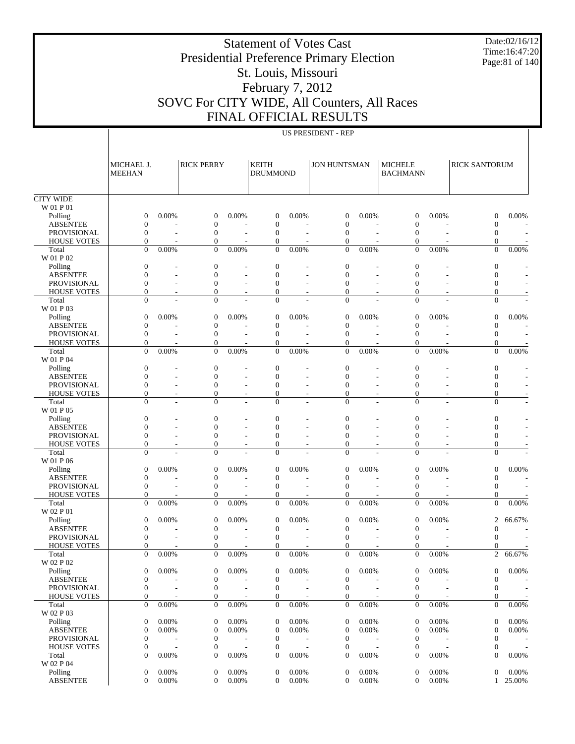# Statement of Votes Cast
## Presidential Preference Primary Election
## St. Louis, Missouri
## February 7, 2012
## SOVC For CITY WIDE, All Counters, All Races
## FINAL OFFICIAL RESULTS

Date:02/16/12
Time:16:47:20

US PRESIDENT - REP

| | MICHAEL J. MEEHAN | | RICK PERRY | | KEITH DRUMMOND | | JON HUNTSMAN | | MICHELE BACHMANN | | RICK SANTORUM | |
|---|---|---|---|---|---|---|---|---|---|---|---|---|
| **CITY WIDE** | | | | | | | | | | | | |
| W 01 P 01 | | | | | | | | | | | | |
| Polling | 0 | 0.00% | 0 | 0.00% | 0 | 0.00% | 0 | 0.00% | 0 | 0.00% | 0 | 0.00% |
| ABSENTEE | 0 | - | 0 | - | 0 | - | 0 | - | 0 | - | 0 | - |
| PROVISIONAL | 0 | - | 0 | - | 0 | - | 0 | - | 0 | - | 0 | - |
| HOUSE VOTES | 0 | - | 0 | - | 0 | - | 0 | - | 0 | - | 0 | - |
| Total | 0 | 0.00% | 0 | 0.00% | 0 | 0.00% | 0 | 0.00% | 0 | 0.00% | 0 | 0.00% |
| W 01 P 02 | | | | | | | | | | | | |
| Polling | 0 | - | 0 | - | 0 | - | 0 | - | 0 | - | 0 | - |
| ABSENTEE | 0 | - | 0 | - | 0 | - | 0 | - | 0 | - | 0 | - |
| PROVISIONAL | 0 | - | 0 | - | 0 | - | 0 | - | 0 | - | 0 | - |
| HOUSE VOTES | 0 | - | 0 | - | 0 | - | 0 | - | 0 | - | 0 | - |
| Total | 0 | - | 0 | - | 0 | - | 0 | - | 0 | - | 0 | - |
| W 01 P 03 | | | | | | | | | | | | |
| Polling | 0 | 0.00% | 0 | 0.00% | 0 | 0.00% | 0 | 0.00% | 0 | 0.00% | 0 | 0.00% |
| ABSENTEE | 0 | - | 0 | - | 0 | - | 0 | - | 0 | - | 0 | - |
| PROVISIONAL | 0 | - | 0 | - | 0 | - | 0 | - | 0 | - | 0 | - |
| HOUSE VOTES | 0 | - | 0 | - | 0 | - | 0 | - | 0 | - | 0 | - |
| Total | 0 | 0.00% | 0 | 0.00% | 0 | 0.00% | 0 | 0.00% | 0 | 0.00% | 0 | 0.00% |
| W 01 P 04 | | | | | | | | | | | | |
| Polling | 0 | - | 0 | - | 0 | - | 0 | - | 0 | - | 0 | - |
| ABSENTEE | 0 | - | 0 | - | 0 | - | 0 | - | 0 | - | 0 | - |
| PROVISIONAL | 0 | - | 0 | - | 0 | - | 0 | - | 0 | - | 0 | - |
| HOUSE VOTES | 0 | - | 0 | - | 0 | - | 0 | - | 0 | - | 0 | - |
| Total | 0 | - | 0 | - | 0 | - | 0 | - | 0 | - | 0 | - |
| W 01 P 05 | | | | | | | | | | | | |
| Polling | 0 | - | 0 | - | 0 | - | 0 | - | 0 | - | 0 | - |
| ABSENTEE | 0 | - | 0 | - | 0 | - | 0 | - | 0 | - | 0 | - |
| PROVISIONAL | 0 | - | 0 | - | 0 | - | 0 | - | 0 | - | 0 | - |
| HOUSE VOTES | 0 | - | 0 | - | 0 | - | 0 | - | 0 | - | 0 | - |
| Total | 0 | - | 0 | - | 0 | - | 0 | - | 0 | - | 0 | - |
| W 01 P 06 | | | | | | | | | | | | |
| Polling | 0 | 0.00% | 0 | 0.00% | 0 | 0.00% | 0 | 0.00% | 0 | 0.00% | 0 | 0.00% |
| ABSENTEE | 0 | - | 0 | - | 0 | - | 0 | - | 0 | - | 0 | - |
| PROVISIONAL | 0 | - | 0 | - | 0 | - | 0 | - | 0 | - | 0 | - |
| HOUSE VOTES | 0 | - | 0 | - | 0 | - | 0 | - | 0 | - | 0 | - |
| Total | 0 | 0.00% | 0 | 0.00% | 0 | 0.00% | 0 | 0.00% | 0 | 0.00% | 0 | 0.00% |
| W 02 P 01 | | | | | | | | | | | | |
| Polling | 0 | 0.00% | 0 | 0.00% | 0 | 0.00% | 0 | 0.00% | 0 | 0.00% | 2 | 66.67% |
| ABSENTEE | 0 | - | 0 | - | 0 | - | 0 | - | 0 | - | 0 | - |
| PROVISIONAL | 0 | - | 0 | - | 0 | - | 0 | - | 0 | - | 0 | - |
| HOUSE VOTES | 0 | - | 0 | - | 0 | - | 0 | - | 0 | - | 0 | - |
| Total | 0 | 0.00% | 0 | 0.00% | 0 | 0.00% | 0 | 0.00% | 0 | 0.00% | 2 | 66.67% |
| W 02 P 02 | | | | | | | | | | | | |
| Polling | 0 | 0.00% | 0 | 0.00% | 0 | 0.00% | 0 | 0.00% | 0 | 0.00% | 0 | 0.00% |
| ABSENTEE | 0 | - | 0 | - | 0 | - | 0 | - | 0 | - | 0 | - |
| PROVISIONAL | 0 | - | 0 | - | 0 | - | 0 | - | 0 | - | 0 | - |
| HOUSE VOTES | 0 | - | 0 | - | 0 | - | 0 | - | 0 | - | 0 | - |
| Total | 0 | 0.00% | 0 | 0.00% | 0 | 0.00% | 0 | 0.00% | 0 | 0.00% | 0 | 0.00% |
| W 02 P 03 | | | | | | | | | | | | |
| Polling | 0 | 0.00% | 0 | 0.00% | 0 | 0.00% | 0 | 0.00% | 0 | 0.00% | 0 | 0.00% |
| ABSENTEE | 0 | 0.00% | 0 | 0.00% | 0 | 0.00% | 0 | 0.00% | 0 | 0.00% | 0 | 0.00% |
| PROVISIONAL | 0 | - | 0 | - | 0 | - | 0 | - | 0 | - | 0 | - |
| HOUSE VOTES | 0 | - | 0 | - | 0 | - | 0 | - | 0 | - | 0 | - |
| Total | 0 | 0.00% | 0 | 0.00% | 0 | 0.00% | 0 | 0.00% | 0 | 0.00% | 0 | 0.00% |
| W 02 P 04 | | | | | | | | | | | | |
| Polling | 0 | 0.00% | 0 | 0.00% | 0 | 0.00% | 0 | 0.00% | 0 | 0.00% | 0 | 0.00% |
| ABSENTEE | 0 | 0.00% | 0 | 0.00% | 0 | 0.00% | 0 | 0.00% | 0 | 0.00% | 1 | 25.00% |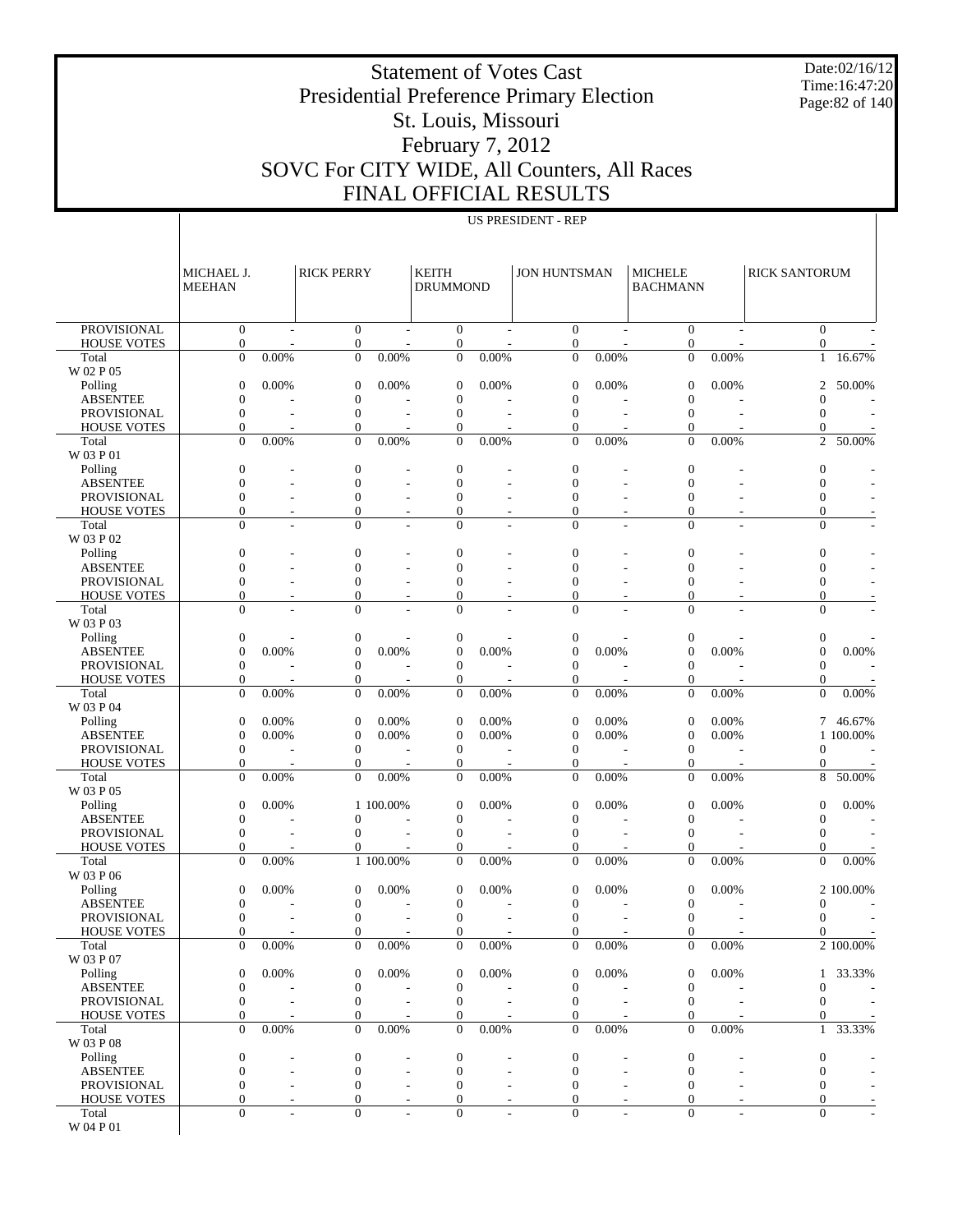# Statement of Votes Cast
# Presidential Preference Primary Election
# St. Louis, Missouri
# February 7, 2012
# SOVC For CITY WIDE, All Counters, All Races
# FINAL OFFICIAL RESULTS

Date:02/16/12
Time:16:47:20

US PRESIDENT - REP

| | MICHAEL J. MEEHAN | | RICK PERRY | | KEITH DRUMMOND | | JON HUNTSMAN | | MICHELE BACHMANN | | RICK SANTORUM | |
|---|---|---|---|---|---|---|---|---|---|---|---|---|
| PROVISIONAL | 0 | - | 0 | - | 0 | - | 0 | - | 0 | - | 0 | - |
| HOUSE VOTES | 0 | - | 0 | - | 0 | - | 0 | - | 0 | - | 0 | - |
| Total | 0 | 0.00% | 0 | 0.00% | 0 | 0.00% | 0 | 0.00% | 0 | 0.00% | 1 | 16.67% |
| W 02 P 05 | | | | | | | | | | | | |
| Polling | 0 | 0.00% | 0 | 0.00% | 0 | 0.00% | 0 | 0.00% | 0 | 0.00% | 2 | 50.00% |
| ABSENTEE | 0 | - | 0 | - | 0 | - | 0 | - | 0 | - | 0 | - |
| PROVISIONAL | 0 | - | 0 | - | 0 | - | 0 | - | 0 | - | 0 | - |
| HOUSE VOTES | 0 | - | 0 | - | 0 | - | 0 | - | 0 | - | 0 | - |
| Total | 0 | 0.00% | 0 | 0.00% | 0 | 0.00% | 0 | 0.00% | 0 | 0.00% | 2 | 50.00% |
| W 03 P 01 | | | | | | | | | | | | |
| Polling | 0 | - | 0 | - | 0 | - | 0 | - | 0 | - | 0 | - |
| ABSENTEE | 0 | - | 0 | - | 0 | - | 0 | - | 0 | - | 0 | - |
| PROVISIONAL | 0 | - | 0 | - | 0 | - | 0 | - | 0 | - | 0 | - |
| HOUSE VOTES | 0 | - | 0 | - | 0 | - | 0 | - | 0 | - | 0 | - |
| Total | 0 | - | 0 | - | 0 | - | 0 | - | 0 | - | 0 | - |
| W 03 P 02 | | | | | | | | | | | | |
| Polling | 0 | - | 0 | - | 0 | - | 0 | - | 0 | - | 0 | - |
| ABSENTEE | 0 | - | 0 | - | 0 | - | 0 | - | 0 | - | 0 | - |
| PROVISIONAL | 0 | - | 0 | - | 0 | - | 0 | - | 0 | - | 0 | - |
| HOUSE VOTES | 0 | - | 0 | - | 0 | - | 0 | - | 0 | - | 0 | - |
| Total | 0 | - | 0 | - | 0 | - | 0 | - | 0 | - | 0 | - |
| W 03 P 03 | | | | | | | | | | | | |
| Polling | 0 | - | 0 | - | 0 | - | 0 | - | 0 | - | 0 | - |
| ABSENTEE | 0 | 0.00% | 0 | 0.00% | 0 | 0.00% | 0 | 0.00% | 0 | 0.00% | 0 | 0.00% |
| PROVISIONAL | 0 | - | 0 | - | 0 | - | 0 | - | 0 | - | 0 | - |
| HOUSE VOTES | 0 | - | 0 | - | 0 | - | 0 | - | 0 | - | 0 | - |
| Total | 0 | 0.00% | 0 | 0.00% | 0 | 0.00% | 0 | 0.00% | 0 | 0.00% | 0 | 0.00% |
| W 03 P 04 | | | | | | | | | | | | |
| Polling | 0 | 0.00% | 0 | 0.00% | 0 | 0.00% | 0 | 0.00% | 0 | 0.00% | 7 | 46.67% |
| ABSENTEE | 0 | 0.00% | 0 | 0.00% | 0 | 0.00% | 0 | 0.00% | 0 | 0.00% | 1 | 100.00% |
| PROVISIONAL | 0 | - | 0 | - | 0 | - | 0 | - | 0 | - | 0 | - |
| HOUSE VOTES | 0 | - | 0 | - | 0 | - | 0 | - | 0 | - | 0 | - |
| Total | 0 | 0.00% | 0 | 0.00% | 0 | 0.00% | 0 | 0.00% | 0 | 0.00% | 8 | 50.00% |
| W 03 P 05 | | | | | | | | | | | | |
| Polling | 0 | 0.00% | 1 | 100.00% | 0 | 0.00% | 0 | 0.00% | 0 | 0.00% | 0 | 0.00% |
| ABSENTEE | 0 | - | 0 | - | 0 | - | 0 | - | 0 | - | 0 | - |
| PROVISIONAL | 0 | - | 0 | - | 0 | - | 0 | - | 0 | - | 0 | - |
| HOUSE VOTES | 0 | - | 0 | - | 0 | - | 0 | - | 0 | - | 0 | - |
| Total | 0 | 0.00% | 1 | 100.00% | 0 | 0.00% | 0 | 0.00% | 0 | 0.00% | 0 | 0.00% |
| W 03 P 06 | | | | | | | | | | | | |
| Polling | 0 | 0.00% | 0 | 0.00% | 0 | 0.00% | 0 | 0.00% | 0 | 0.00% | 2 | 100.00% |
| ABSENTEE | 0 | - | 0 | - | 0 | - | 0 | - | 0 | - | 0 | - |
| PROVISIONAL | 0 | - | 0 | - | 0 | - | 0 | - | 0 | - | 0 | - |
| HOUSE VOTES | 0 | - | 0 | - | 0 | - | 0 | - | 0 | - | 0 | - |
| Total | 0 | 0.00% | 0 | 0.00% | 0 | 0.00% | 0 | 0.00% | 0 | 0.00% | 2 | 100.00% |
| W 03 P 07 | | | | | | | | | | | | |
| Polling | 0 | 0.00% | 0 | 0.00% | 0 | 0.00% | 0 | 0.00% | 0 | 0.00% | 1 | 33.33% |
| ABSENTEE | 0 | - | 0 | - | 0 | - | 0 | - | 0 | - | 0 | - |
| PROVISIONAL | 0 | - | 0 | - | 0 | - | 0 | - | 0 | - | 0 | - |
| HOUSE VOTES | 0 | - | 0 | - | 0 | - | 0 | - | 0 | - | 0 | - |
| Total | 0 | 0.00% | 0 | 0.00% | 0 | 0.00% | 0 | 0.00% | 0 | 0.00% | 1 | 33.33% |
| W 03 P 08 | | | | | | | | | | | | |
| Polling | 0 | - | 0 | - | 0 | - | 0 | - | 0 | - | 0 | - |
| ABSENTEE | 0 | - | 0 | - | 0 | - | 0 | - | 0 | - | 0 | - |
| PROVISIONAL | 0 | - | 0 | - | 0 | - | 0 | - | 0 | - | 0 | - |
| HOUSE VOTES | 0 | - | 0 | - | 0 | - | 0 | - | 0 | - | 0 | - |
| Total | 0 | - | 0 | - | 0 | - | 0 | - | 0 | - | 0 | - |
| W 04 P 01 | | | | | | | | | | | | |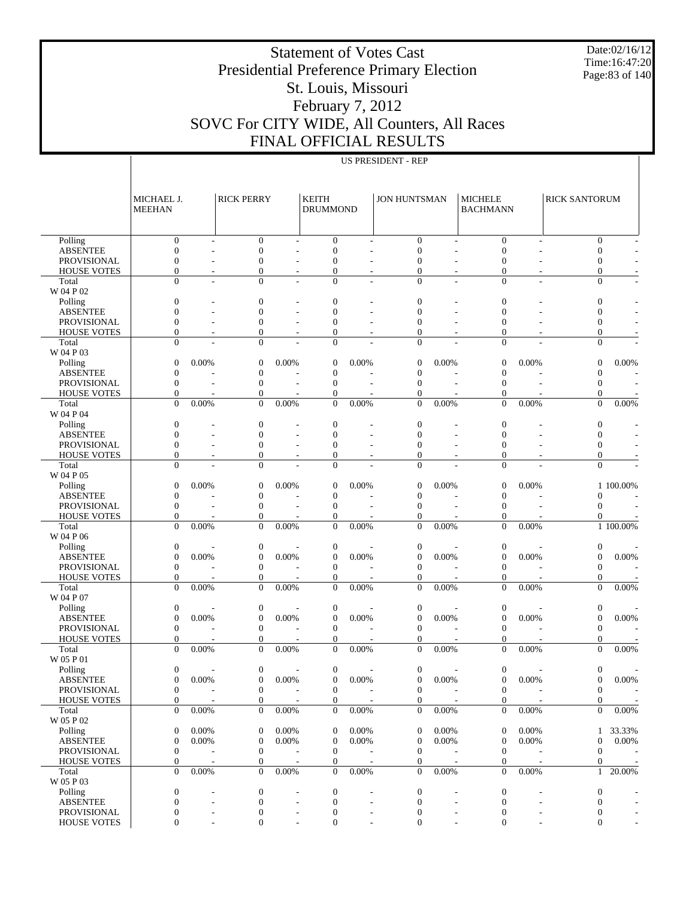# Statement of Votes Cast
# Presidential Preference Primary Election
# St. Louis, Missouri
# February 7, 2012
# SOVC For CITY WIDE, All Counters, All Races
# FINAL OFFICIAL RESULTS

Date:02/16/12
Time:16:47:20

US PRESIDENT - REP

| | MICHAEL J. MEEHAN | | RICK PERRY | | KEITH DRUMMOND | | JON HUNTSMAN | | MICHELE BACHMANN | | RICK SANTORUM | |
|---|---|---|---|---|---|---|---|---|---|---|---|---|
| Polling | 0 | - | 0 | - | 0 | - | 0 | - | 0 | - | 0 | - |
| ABSENTEE | 0 | - | 0 | - | 0 | - | 0 | - | 0 | - | 0 | - |
| PROVISIONAL | 0 | - | 0 | - | 0 | - | 0 | - | 0 | - | 0 | - |
| HOUSE VOTES | 0 | - | 0 | - | 0 | - | 0 | - | 0 | - | 0 | - |
| Total | 0 | - | 0 | - | 0 | - | 0 | - | 0 | - | 0 | - |
| W 04 P 02 | | | | | | | | | | | | |
| Polling | 0 | - | 0 | - | 0 | - | 0 | - | 0 | - | 0 | - |
| ABSENTEE | 0 | - | 0 | - | 0 | - | 0 | - | 0 | - | 0 | - |
| PROVISIONAL | 0 | - | 0 | - | 0 | - | 0 | - | 0 | - | 0 | - |
| HOUSE VOTES | 0 | - | 0 | - | 0 | - | 0 | - | 0 | - | 0 | - |
| Total | 0 | - | 0 | - | 0 | - | 0 | - | 0 | - | 0 | - |
| W 04 P 03 | | | | | | | | | | | | |
| Polling | 0 | 0.00% | 0 | 0.00% | 0 | 0.00% | 0 | 0.00% | 0 | 0.00% | 0 | 0.00% |
| ABSENTEE | 0 | - | 0 | - | 0 | - | 0 | - | 0 | - | 0 | - |
| PROVISIONAL | 0 | - | 0 | - | 0 | - | 0 | - | 0 | - | 0 | - |
| HOUSE VOTES | 0 | - | 0 | - | 0 | - | 0 | - | 0 | - | 0 | - |
| Total | 0 | 0.00% | 0 | 0.00% | 0 | 0.00% | 0 | 0.00% | 0 | 0.00% | 0 | 0.00% |
| W 04 P 04 | | | | | | | | | | | | |
| Polling | 0 | - | 0 | - | 0 | - | 0 | - | 0 | - | 0 | - |
| ABSENTEE | 0 | - | 0 | - | 0 | - | 0 | - | 0 | - | 0 | - |
| PROVISIONAL | 0 | - | 0 | - | 0 | - | 0 | - | 0 | - | 0 | - |
| HOUSE VOTES | 0 | - | 0 | - | 0 | - | 0 | - | 0 | - | 0 | - |
| Total | 0 | - | 0 | - | 0 | - | 0 | - | 0 | - | 0 | - |
| W 04 P 05 | | | | | | | | | | | | |
| Polling | 0 | 0.00% | 0 | 0.00% | 0 | 0.00% | 0 | 0.00% | 0 | 0.00% | 1 | 100.00% |
| ABSENTEE | 0 | - | 0 | - | 0 | - | 0 | - | 0 | - | 0 | - |
| PROVISIONAL | 0 | - | 0 | - | 0 | - | 0 | - | 0 | - | 0 | - |
| HOUSE VOTES | 0 | - | 0 | - | 0 | - | 0 | - | 0 | - | 0 | - |
| Total | 0 | 0.00% | 0 | 0.00% | 0 | 0.00% | 0 | 0.00% | 0 | 0.00% | 1 | 100.00% |
| W 04 P 06 | | | | | | | | | | | | |
| Polling | 0 | - | 0 | - | 0 | - | 0 | - | 0 | - | 0 | - |
| ABSENTEE | 0 | 0.00% | 0 | 0.00% | 0 | 0.00% | 0 | 0.00% | 0 | 0.00% | 0 | 0.00% |
| PROVISIONAL | 0 | - | 0 | - | 0 | - | 0 | - | 0 | - | 0 | - |
| HOUSE VOTES | 0 | - | 0 | - | 0 | - | 0 | - | 0 | - | 0 | - |
| Total | 0 | 0.00% | 0 | 0.00% | 0 | 0.00% | 0 | 0.00% | 0 | 0.00% | 0 | 0.00% |
| W 04 P 07 | | | | | | | | | | | | |
| Polling | 0 | - | 0 | - | 0 | - | 0 | - | 0 | - | 0 | - |
| ABSENTEE | 0 | 0.00% | 0 | 0.00% | 0 | 0.00% | 0 | 0.00% | 0 | 0.00% | 0 | 0.00% |
| PROVISIONAL | 0 | - | 0 | - | 0 | - | 0 | - | 0 | - | 0 | - |
| HOUSE VOTES | 0 | - | 0 | - | 0 | - | 0 | - | 0 | - | 0 | - |
| Total | 0 | 0.00% | 0 | 0.00% | 0 | 0.00% | 0 | 0.00% | 0 | 0.00% | 0 | 0.00% |
| W 05 P 01 | | | | | | | | | | | | |
| Polling | 0 | - | 0 | - | 0 | - | 0 | - | 0 | - | 0 | - |
| ABSENTEE | 0 | 0.00% | 0 | 0.00% | 0 | 0.00% | 0 | 0.00% | 0 | 0.00% | 0 | 0.00% |
| PROVISIONAL | 0 | - | 0 | - | 0 | - | 0 | - | 0 | - | 0 | - |
| HOUSE VOTES | 0 | - | 0 | - | 0 | - | 0 | - | 0 | - | 0 | - |
| Total | 0 | 0.00% | 0 | 0.00% | 0 | 0.00% | 0 | 0.00% | 0 | 0.00% | 0 | 0.00% |
| W 05 P 02 | | | | | | | | | | | | |
| Polling | 0 | 0.00% | 0 | 0.00% | 0 | 0.00% | 0 | 0.00% | 0 | 0.00% | 1 | 33.33% |
| ABSENTEE | 0 | 0.00% | 0 | 0.00% | 0 | 0.00% | 0 | 0.00% | 0 | 0.00% | 0 | 0.00% |
| PROVISIONAL | 0 | - | 0 | - | 0 | - | 0 | - | 0 | - | 0 | - |
| HOUSE VOTES | 0 | - | 0 | - | 0 | - | 0 | - | 0 | - | 0 | - |
| Total | 0 | 0.00% | 0 | 0.00% | 0 | 0.00% | 0 | 0.00% | 0 | 0.00% | 1 | 20.00% |
| W 05 P 03 | | | | | | | | | | | | |
| Polling | 0 | - | 0 | - | 0 | - | 0 | - | 0 | - | 0 | - |
| ABSENTEE | 0 | - | 0 | - | 0 | - | 0 | - | 0 | - | 0 | - |
| PROVISIONAL | 0 | - | 0 | - | 0 | - | 0 | - | 0 | - | 0 | - |
| HOUSE VOTES | 0 | - | 0 | - | 0 | - | 0 | - | 0 | - | 0 | - |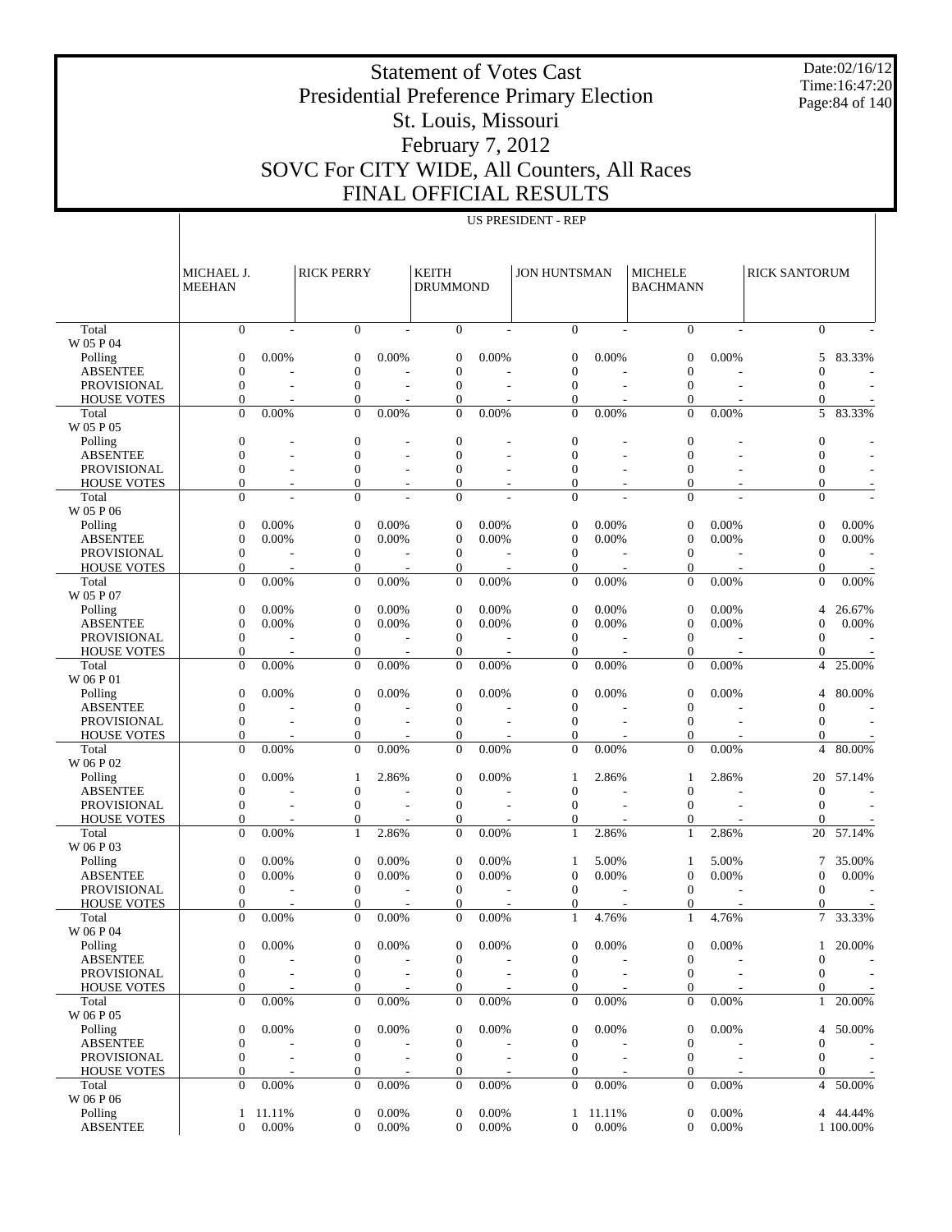# Statement of Votes Cast
# Presidential Preference Primary Election
# St. Louis, Missouri
# February 7, 2012
# SOVC For CITY WIDE, All Counters, All Races
# FINAL OFFICIAL RESULTS

Date:02/16/12
Time:16:47:20

US PRESIDENT - REP

| | MICHAEL J. MEEHAN | | RICK PERRY | | KEITH DRUMMOND | | JON HUNTSMAN | | MICHELE BACHMANN | | RICK SANTORUM | |
|---|---|---|---|---|---|---|---|---|---|---|---|---|
| Total | 0 | - | 0 | - | 0 | - | 0 | - | 0 | - | 0 | - |
| W 05 P 04 | | | | | | | | | | | | |
| Polling | 0 | 0.00% | 0 | 0.00% | 0 | 0.00% | 0 | 0.00% | 0 | 0.00% | 5 | 83.33% |
| ABSENTEE | 0 | - | 0 | - | 0 | - | 0 | - | 0 | - | 0 | - |
| PROVISIONAL | 0 | - | 0 | - | 0 | - | 0 | - | 0 | - | 0 | - |
| HOUSE VOTES | 0 | - | 0 | - | 0 | - | 0 | - | 0 | - | 0 | - |
| Total | 0 | 0.00% | 0 | 0.00% | 0 | 0.00% | 0 | 0.00% | 0 | 0.00% | 5 | 83.33% |
| W 05 P 05 | | | | | | | | | | | | |
| Polling | 0 | - | 0 | - | 0 | - | 0 | - | 0 | - | 0 | - |
| ABSENTEE | 0 | - | 0 | - | 0 | - | 0 | - | 0 | - | 0 | - |
| PROVISIONAL | 0 | - | 0 | - | 0 | - | 0 | - | 0 | - | 0 | - |
| HOUSE VOTES | 0 | - | 0 | - | 0 | - | 0 | - | 0 | - | 0 | - |
| Total | 0 | - | 0 | - | 0 | - | 0 | - | 0 | - | 0 | - |
| W 05 P 06 | | | | | | | | | | | | |
| Polling | 0 | 0.00% | 0 | 0.00% | 0 | 0.00% | 0 | 0.00% | 0 | 0.00% | 0 | 0.00% |
| ABSENTEE | 0 | 0.00% | 0 | 0.00% | 0 | 0.00% | 0 | 0.00% | 0 | 0.00% | 0 | 0.00% |
| PROVISIONAL | 0 | - | 0 | - | 0 | - | 0 | - | 0 | - | 0 | - |
| HOUSE VOTES | 0 | - | 0 | - | 0 | - | 0 | - | 0 | - | 0 | - |
| Total | 0 | 0.00% | 0 | 0.00% | 0 | 0.00% | 0 | 0.00% | 0 | 0.00% | 0 | 0.00% |
| W 05 P 07 | | | | | | | | | | | | |
| Polling | 0 | 0.00% | 0 | 0.00% | 0 | 0.00% | 0 | 0.00% | 0 | 0.00% | 4 | 26.67% |
| ABSENTEE | 0 | 0.00% | 0 | 0.00% | 0 | 0.00% | 0 | 0.00% | 0 | 0.00% | 0 | 0.00% |
| PROVISIONAL | 0 | - | 0 | - | 0 | - | 0 | - | 0 | - | 0 | - |
| HOUSE VOTES | 0 | - | 0 | - | 0 | - | 0 | - | 0 | - | 0 | - |
| Total | 0 | 0.00% | 0 | 0.00% | 0 | 0.00% | 0 | 0.00% | 0 | 0.00% | 4 | 25.00% |
| W 06 P 01 | | | | | | | | | | | | |
| Polling | 0 | 0.00% | 0 | 0.00% | 0 | 0.00% | 0 | 0.00% | 0 | 0.00% | 4 | 80.00% |
| ABSENTEE | 0 | - | 0 | - | 0 | - | 0 | - | 0 | - | 0 | - |
| PROVISIONAL | 0 | - | 0 | - | 0 | - | 0 | - | 0 | - | 0 | - |
| HOUSE VOTES | 0 | - | 0 | - | 0 | - | 0 | - | 0 | - | 0 | - |
| Total | 0 | 0.00% | 0 | 0.00% | 0 | 0.00% | 0 | 0.00% | 0 | 0.00% | 4 | 80.00% |
| W 06 P 02 | | | | | | | | | | | | |
| Polling | 0 | 0.00% | 1 | 2.86% | 0 | 0.00% | 1 | 2.86% | 1 | 2.86% | 20 | 57.14% |
| ABSENTEE | 0 | - | 0 | - | 0 | - | 0 | - | 0 | - | 0 | - |
| PROVISIONAL | 0 | - | 0 | - | 0 | - | 0 | - | 0 | - | 0 | - |
| HOUSE VOTES | 0 | - | 0 | - | 0 | - | 0 | - | 0 | - | 0 | - |
| Total | 0 | 0.00% | 1 | 2.86% | 0 | 0.00% | 1 | 2.86% | 1 | 2.86% | 20 | 57.14% |
| W 06 P 03 | | | | | | | | | | | | |
| Polling | 0 | 0.00% | 0 | 0.00% | 0 | 0.00% | 1 | 5.00% | 1 | 5.00% | 7 | 35.00% |
| ABSENTEE | 0 | 0.00% | 0 | 0.00% | 0 | 0.00% | 0 | 0.00% | 0 | 0.00% | 0 | 0.00% |
| PROVISIONAL | 0 | - | 0 | - | 0 | - | 0 | - | 0 | - | 0 | - |
| HOUSE VOTES | 0 | - | 0 | - | 0 | - | 0 | - | 0 | - | 0 | - |
| Total | 0 | 0.00% | 0 | 0.00% | 0 | 0.00% | 1 | 4.76% | 1 | 4.76% | 7 | 33.33% |
| W 06 P 04 | | | | | | | | | | | | |
| Polling | 0 | 0.00% | 0 | 0.00% | 0 | 0.00% | 0 | 0.00% | 0 | 0.00% | 1 | 20.00% |
| ABSENTEE | 0 | - | 0 | - | 0 | - | 0 | - | 0 | - | 0 | - |
| PROVISIONAL | 0 | - | 0 | - | 0 | - | 0 | - | 0 | - | 0 | - |
| HOUSE VOTES | 0 | - | 0 | - | 0 | - | 0 | - | 0 | - | 0 | - |
| Total | 0 | 0.00% | 0 | 0.00% | 0 | 0.00% | 0 | 0.00% | 0 | 0.00% | 1 | 20.00% |
| W 06 P 05 | | | | | | | | | | | | |
| Polling | 0 | 0.00% | 0 | 0.00% | 0 | 0.00% | 0 | 0.00% | 0 | 0.00% | 4 | 50.00% |
| ABSENTEE | 0 | - | 0 | - | 0 | - | 0 | - | 0 | - | 0 | - |
| PROVISIONAL | 0 | - | 0 | - | 0 | - | 0 | - | 0 | - | 0 | - |
| HOUSE VOTES | 0 | - | 0 | - | 0 | - | 0 | - | 0 | - | 0 | - |
| Total | 0 | 0.00% | 0 | 0.00% | 0 | 0.00% | 0 | 0.00% | 0 | 0.00% | 4 | 50.00% |
| W 06 P 06 | | | | | | | | | | | | |
| Polling | 1 | 11.11% | 0 | 0.00% | 0 | 0.00% | 1 | 11.11% | 0 | 0.00% | 4 | 44.44% |
| ABSENTEE | 0 | 0.00% | 0 | 0.00% | 0 | 0.00% | 0 | 0.00% | 0 | 0.00% | 1 | 100.00% |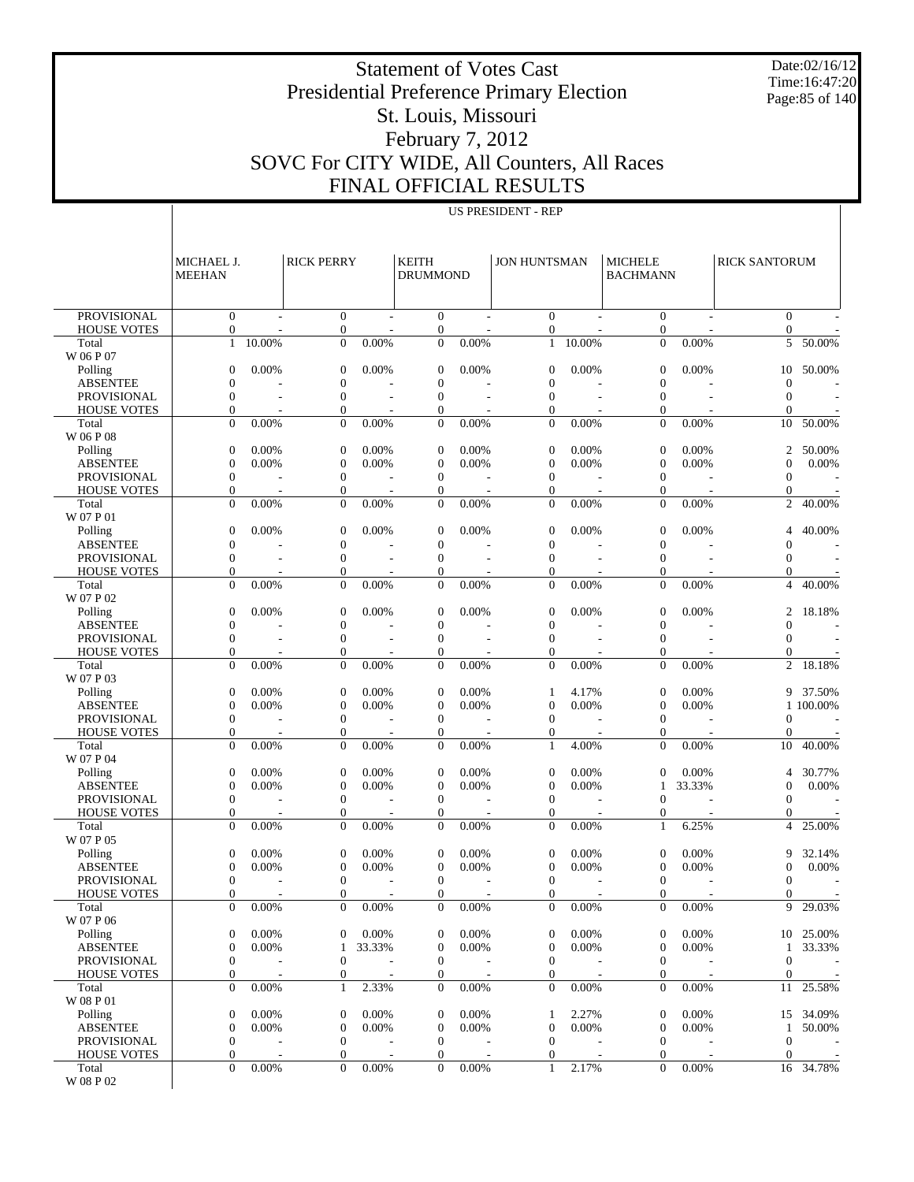# Statement of Votes Cast
# Presidential Preference Primary Election
# St. Louis, Missouri
# February 7, 2012
# SOVC For CITY WIDE, All Counters, All Races
# FINAL OFFICIAL RESULTS

Date:02/16/12
Time:16:47:20

## US PRESIDENT - REP

| | MICHAEL J. MEEHAN | | RICK PERRY | | KEITH DRUMMOND | | JON HUNTSMAN | | MICHELE BACHMANN | | RICK SANTORUM | |
|---|---|---|---|---|---|---|---|---|---|---|---|---|
| PROVISIONAL | 0 | - | 0 | - | 0 | - | 0 | - | 0 | - | 0 | - |
| HOUSE VOTES | 0 | - | 0 | - | 0 | - | 0 | - | 0 | - | 0 | - |
| Total | 1 | 10.00% | 0 | 0.00% | 0 | 0.00% | 1 | 10.00% | 0 | 0.00% | 5 | 50.00% |
| W 06 P 07 | | | | | | | | | | | | |
| Polling | 0 | 0.00% | 0 | 0.00% | 0 | 0.00% | 0 | 0.00% | 0 | 0.00% | 10 | 50.00% |
| ABSENTEE | 0 | - | 0 | - | 0 | - | 0 | - | 0 | - | 0 | - |
| PROVISIONAL | 0 | - | 0 | - | 0 | - | 0 | - | 0 | - | 0 | - |
| HOUSE VOTES | 0 | - | 0 | - | 0 | - | 0 | - | 0 | - | 0 | - |
| Total | 0 | 0.00% | 0 | 0.00% | 0 | 0.00% | 0 | 0.00% | 0 | 0.00% | 10 | 50.00% |
| W 06 P 08 | | | | | | | | | | | | |
| Polling | 0 | 0.00% | 0 | 0.00% | 0 | 0.00% | 0 | 0.00% | 0 | 0.00% | 2 | 50.00% |
| ABSENTEE | 0 | 0.00% | 0 | 0.00% | 0 | 0.00% | 0 | 0.00% | 0 | 0.00% | 0 | 0.00% |
| PROVISIONAL | 0 | - | 0 | - | 0 | - | 0 | - | 0 | - | 0 | - |
| HOUSE VOTES | 0 | - | 0 | - | 0 | - | 0 | - | 0 | - | 0 | - |
| Total | 0 | 0.00% | 0 | 0.00% | 0 | 0.00% | 0 | 0.00% | 0 | 0.00% | 2 | 40.00% |
| W 07 P 01 | | | | | | | | | | | | |
| Polling | 0 | 0.00% | 0 | 0.00% | 0 | 0.00% | 0 | 0.00% | 0 | 0.00% | 4 | 40.00% |
| ABSENTEE | 0 | - | 0 | - | 0 | - | 0 | - | 0 | - | 0 | - |
| PROVISIONAL | 0 | - | 0 | - | 0 | - | 0 | - | 0 | - | 0 | - |
| HOUSE VOTES | 0 | - | 0 | - | 0 | - | 0 | - | 0 | - | 0 | - |
| Total | 0 | 0.00% | 0 | 0.00% | 0 | 0.00% | 0 | 0.00% | 0 | 0.00% | 4 | 40.00% |
| W 07 P 02 | | | | | | | | | | | | |
| Polling | 0 | 0.00% | 0 | 0.00% | 0 | 0.00% | 0 | 0.00% | 0 | 0.00% | 2 | 18.18% |
| ABSENTEE | 0 | - | 0 | - | 0 | - | 0 | - | 0 | - | 0 | - |
| PROVISIONAL | 0 | - | 0 | - | 0 | - | 0 | - | 0 | - | 0 | - |
| HOUSE VOTES | 0 | - | 0 | - | 0 | - | 0 | - | 0 | - | 0 | - |
| Total | 0 | 0.00% | 0 | 0.00% | 0 | 0.00% | 0 | 0.00% | 0 | 0.00% | 2 | 18.18% |
| W 07 P 03 | | | | | | | | | | | | |
| Polling | 0 | 0.00% | 0 | 0.00% | 0 | 0.00% | 1 | 4.17% | 0 | 0.00% | 9 | 37.50% |
| ABSENTEE | 0 | 0.00% | 0 | 0.00% | 0 | 0.00% | 0 | 0.00% | 0 | 0.00% | 1 | 100.00% |
| PROVISIONAL | 0 | - | 0 | - | 0 | - | 0 | - | 0 | - | 0 | - |
| HOUSE VOTES | 0 | - | 0 | - | 0 | - | 0 | - | 0 | - | 0 | - |
| Total | 0 | 0.00% | 0 | 0.00% | 0 | 0.00% | 1 | 4.00% | 0 | 0.00% | 10 | 40.00% |
| W 07 P 04 | | | | | | | | | | | | |
| Polling | 0 | 0.00% | 0 | 0.00% | 0 | 0.00% | 0 | 0.00% | 0 | 0.00% | 4 | 30.77% |
| ABSENTEE | 0 | 0.00% | 0 | 0.00% | 0 | 0.00% | 0 | 0.00% | 1 | 33.33% | 0 | 0.00% |
| PROVISIONAL | 0 | - | 0 | - | 0 | - | 0 | - | 0 | - | 0 | - |
| HOUSE VOTES | 0 | - | 0 | - | 0 | - | 0 | - | 0 | - | 0 | - |
| Total | 0 | 0.00% | 0 | 0.00% | 0 | 0.00% | 0 | 0.00% | 1 | 6.25% | 4 | 25.00% |
| W 07 P 05 | | | | | | | | | | | | |
| Polling | 0 | 0.00% | 0 | 0.00% | 0 | 0.00% | 0 | 0.00% | 0 | 0.00% | 9 | 32.14% |
| ABSENTEE | 0 | 0.00% | 0 | 0.00% | 0 | 0.00% | 0 | 0.00% | 0 | 0.00% | 0 | 0.00% |
| PROVISIONAL | 0 | - | 0 | - | 0 | - | 0 | - | 0 | - | 0 | - |
| HOUSE VOTES | 0 | - | 0 | - | 0 | - | 0 | - | 0 | - | 0 | - |
| Total | 0 | 0.00% | 0 | 0.00% | 0 | 0.00% | 0 | 0.00% | 0 | 0.00% | 9 | 29.03% |
| W 07 P 06 | | | | | | | | | | | | |
| Polling | 0 | 0.00% | 0 | 0.00% | 0 | 0.00% | 0 | 0.00% | 0 | 0.00% | 10 | 25.00% |
| ABSENTEE | 0 | 0.00% | 1 | 33.33% | 0 | 0.00% | 0 | 0.00% | 0 | 0.00% | 1 | 33.33% |
| PROVISIONAL | 0 | - | 0 | - | 0 | - | 0 | - | 0 | - | 0 | - |
| HOUSE VOTES | 0 | - | 0 | - | 0 | - | 0 | - | 0 | - | 0 | - |
| Total | 0 | 0.00% | 1 | 2.33% | 0 | 0.00% | 0 | 0.00% | 0 | 0.00% | 11 | 25.58% |
| W 08 P 01 | | | | | | | | | | | | |
| Polling | 0 | 0.00% | 0 | 0.00% | 0 | 0.00% | 1 | 2.27% | 0 | 0.00% | 15 | 34.09% |
| ABSENTEE | 0 | 0.00% | 0 | 0.00% | 0 | 0.00% | 0 | 0.00% | 0 | 0.00% | 1 | 50.00% |
| PROVISIONAL | 0 | - | 0 | - | 0 | - | 0 | - | 0 | - | 0 | - |
| HOUSE VOTES | 0 | - | 0 | - | 0 | - | 0 | - | 0 | - | 0 | - |
| Total | 0 | 0.00% | 0 | 0.00% | 0 | 0.00% | 1 | 2.17% | 0 | 0.00% | 16 | 34.78% |
| W 08 P 02 | | | | | | | | | | | | |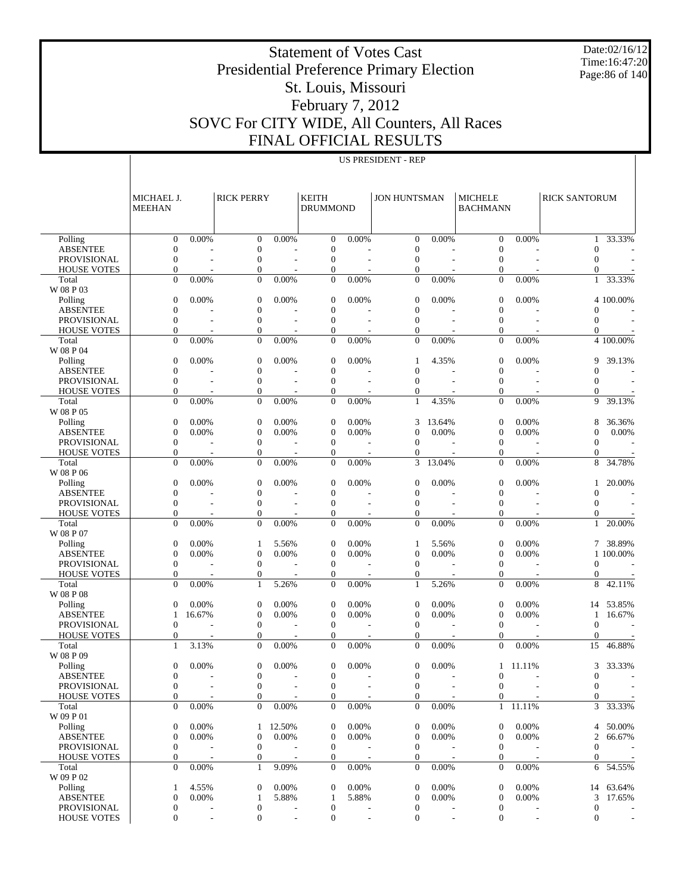# Statement of Votes Cast
# Presidential Preference Primary Election
# St. Louis, Missouri
# February 7, 2012
# SOVC For CITY WIDE, All Counters, All Races
# FINAL OFFICIAL RESULTS

Date:02/16/12
Time:16:47:20

US PRESIDENT - REP

| | MICHAEL J. MEEHAN | | RICK PERRY | | KEITH DRUMMOND | | JON HUNTSMAN | | MICHELE BACHMANN | | RICK SANTORUM | |
|---|---|---|---|---|---|---|---|---|---|---|---|---|
| Polling | 0 | 0.00% | 0 | 0.00% | 0 | 0.00% | 0 | 0.00% | 0 | 0.00% | 1 | 33.33% |
| ABSENTEE | 0 | - | 0 | - | 0 | - | 0 | - | 0 | - | 0 | - |
| PROVISIONAL | 0 | - | 0 | - | 0 | - | 0 | - | 0 | - | 0 | - |
| HOUSE VOTES | 0 | - | 0 | - | 0 | - | 0 | - | 0 | - | 0 | - |
| Total | 0 | 0.00% | 0 | 0.00% | 0 | 0.00% | 0 | 0.00% | 0 | 0.00% | 1 | 33.33% |
| W 08 P 03 | | | | | | | | | | | | |
| Polling | 0 | 0.00% | 0 | 0.00% | 0 | 0.00% | 0 | 0.00% | 0 | 0.00% | 4 | 100.00% |
| ABSENTEE | 0 | - | 0 | - | 0 | - | 0 | - | 0 | - | 0 | - |
| PROVISIONAL | 0 | - | 0 | - | 0 | - | 0 | - | 0 | - | 0 | - |
| HOUSE VOTES | 0 | - | 0 | - | 0 | - | 0 | - | 0 | - | 0 | - |
| Total | 0 | 0.00% | 0 | 0.00% | 0 | 0.00% | 0 | 0.00% | 0 | 0.00% | 4 | 100.00% |
| W 08 P 04 | | | | | | | | | | | | |
| Polling | 0 | 0.00% | 0 | 0.00% | 0 | 0.00% | 1 | 4.35% | 0 | 0.00% | 9 | 39.13% |
| ABSENTEE | 0 | - | 0 | - | 0 | - | 0 | - | 0 | - | 0 | - |
| PROVISIONAL | 0 | - | 0 | - | 0 | - | 0 | - | 0 | - | 0 | - |
| HOUSE VOTES | 0 | - | 0 | - | 0 | - | 0 | - | 0 | - | 0 | - |
| Total | 0 | 0.00% | 0 | 0.00% | 0 | 0.00% | 1 | 4.35% | 0 | 0.00% | 9 | 39.13% |
| W 08 P 05 | | | | | | | | | | | | |
| Polling | 0 | 0.00% | 0 | 0.00% | 0 | 0.00% | 3 | 13.64% | 0 | 0.00% | 8 | 36.36% |
| ABSENTEE | 0 | 0.00% | 0 | 0.00% | 0 | 0.00% | 0 | 0.00% | 0 | 0.00% | 0 | 0.00% |
| PROVISIONAL | 0 | - | 0 | - | 0 | - | 0 | - | 0 | - | 0 | - |
| HOUSE VOTES | 0 | - | 0 | - | 0 | - | 0 | - | 0 | - | 0 | - |
| Total | 0 | 0.00% | 0 | 0.00% | 0 | 0.00% | 3 | 13.04% | 0 | 0.00% | 8 | 34.78% |
| W 08 P 06 | | | | | | | | | | | | |
| Polling | 0 | 0.00% | 0 | 0.00% | 0 | 0.00% | 0 | 0.00% | 0 | 0.00% | 1 | 20.00% |
| ABSENTEE | 0 | - | 0 | - | 0 | - | 0 | - | 0 | - | 0 | - |
| PROVISIONAL | 0 | - | 0 | - | 0 | - | 0 | - | 0 | - | 0 | - |
| HOUSE VOTES | 0 | - | 0 | - | 0 | - | 0 | - | 0 | - | 0 | - |
| Total | 0 | 0.00% | 0 | 0.00% | 0 | 0.00% | 0 | 0.00% | 0 | 0.00% | 1 | 20.00% |
| W 08 P 07 | | | | | | | | | | | | |
| Polling | 0 | 0.00% | 1 | 5.56% | 0 | 0.00% | 1 | 5.56% | 0 | 0.00% | 7 | 38.89% |
| ABSENTEE | 0 | 0.00% | 0 | 0.00% | 0 | 0.00% | 0 | 0.00% | 0 | 0.00% | 1 | 100.00% |
| PROVISIONAL | 0 | - | 0 | - | 0 | - | 0 | - | 0 | - | 0 | - |
| HOUSE VOTES | 0 | - | 0 | - | 0 | - | 0 | - | 0 | - | 0 | - |
| Total | 0 | 0.00% | 1 | 5.26% | 0 | 0.00% | 1 | 5.26% | 0 | 0.00% | 8 | 42.11% |
| W 08 P 08 | | | | | | | | | | | | |
| Polling | 0 | 0.00% | 0 | 0.00% | 0 | 0.00% | 0 | 0.00% | 0 | 0.00% | 14 | 53.85% |
| ABSENTEE | 1 | 16.67% | 0 | 0.00% | 0 | 0.00% | 0 | 0.00% | 0 | 0.00% | 1 | 16.67% |
| PROVISIONAL | 0 | - | 0 | - | 0 | - | 0 | - | 0 | - | 0 | - |
| HOUSE VOTES | 0 | - | 0 | - | 0 | - | 0 | - | 0 | - | 0 | - |
| Total | 1 | 3.13% | 0 | 0.00% | 0 | 0.00% | 0 | 0.00% | 0 | 0.00% | 15 | 46.88% |
| W 08 P 09 | | | | | | | | | | | | |
| Polling | 0 | 0.00% | 0 | 0.00% | 0 | 0.00% | 0 | 0.00% | 1 | 11.11% | 3 | 33.33% |
| ABSENTEE | 0 | - | 0 | - | 0 | - | 0 | - | 0 | - | 0 | - |
| PROVISIONAL | 0 | - | 0 | - | 0 | - | 0 | - | 0 | - | 0 | - |
| HOUSE VOTES | 0 | - | 0 | - | 0 | - | 0 | - | 0 | - | 0 | - |
| Total | 0 | 0.00% | 0 | 0.00% | 0 | 0.00% | 0 | 0.00% | 1 | 11.11% | 3 | 33.33% |
| W 09 P 01 | | | | | | | | | | | | |
| Polling | 0 | 0.00% | 1 | 12.50% | 0 | 0.00% | 0 | 0.00% | 0 | 0.00% | 4 | 50.00% |
| ABSENTEE | 0 | 0.00% | 0 | 0.00% | 0 | 0.00% | 0 | 0.00% | 0 | 0.00% | 2 | 66.67% |
| PROVISIONAL | 0 | - | 0 | - | 0 | - | 0 | - | 0 | - | 0 | - |
| HOUSE VOTES | 0 | - | 0 | - | 0 | - | 0 | - | 0 | - | 0 | - |
| Total | 0 | 0.00% | 1 | 9.09% | 0 | 0.00% | 0 | 0.00% | 0 | 0.00% | 6 | 54.55% |
| W 09 P 02 | | | | | | | | | | | | |
| Polling | 1 | 4.55% | 0 | 0.00% | 0 | 0.00% | 0 | 0.00% | 0 | 0.00% | 14 | 63.64% |
| ABSENTEE | 0 | 0.00% | 1 | 5.88% | 1 | 5.88% | 0 | 0.00% | 0 | 0.00% | 3 | 17.65% |
| PROVISIONAL | 0 | - | 0 | - | 0 | - | 0 | - | 0 | - | 0 | - |
| HOUSE VOTES | 0 | - | 0 | - | 0 | - | 0 | - | 0 | - | 0 | - |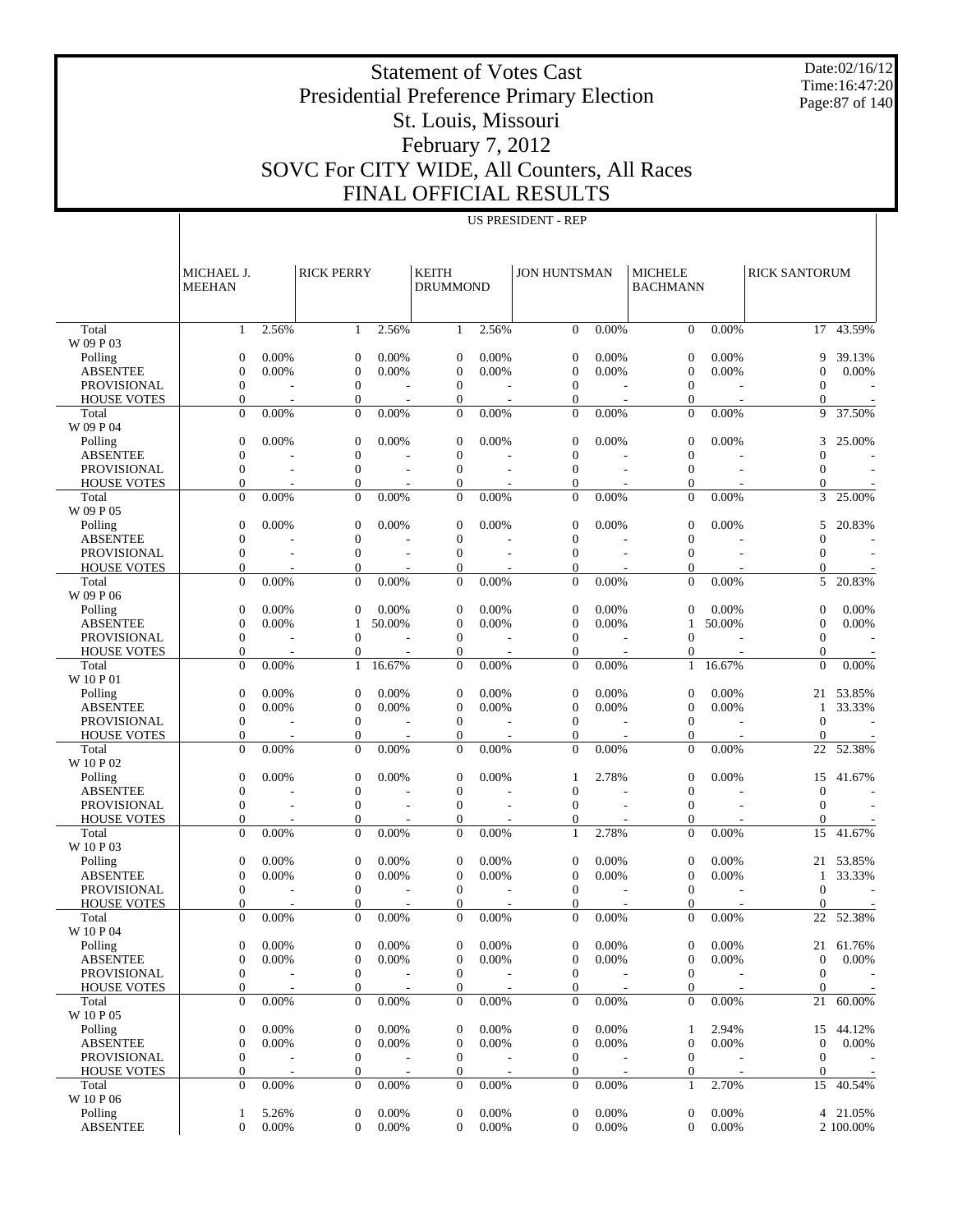# Statement of Votes Cast
## Presidential Preference Primary Election
## St. Louis, Missouri
## February 7, 2012
## SOVC For CITY WIDE, All Counters, All Races
## FINAL OFFICIAL RESULTS

Date:02/16/12
Time:16:47:20

US PRESIDENT - REP

| | MICHAEL J. MEEHAN | | RICK PERRY | | KEITH DRUMMOND | | JON HUNTSMAN | | MICHELE BACHMANN | | RICK SANTORUM | |
|---|---|---|---|---|---|---|---|---|---|---|---|---|
| Total | 1 | 2.56% | 1 | 2.56% | 1 | 2.56% | 0 | 0.00% | 0 | 0.00% | 17 | 43.59% |
| W 09 P 03 | | | | | | | | | | | | |
| Polling | 0 | 0.00% | 0 | 0.00% | 0 | 0.00% | 0 | 0.00% | 0 | 0.00% | 9 | 39.13% |
| ABSENTEE | 0 | 0.00% | 0 | 0.00% | 0 | 0.00% | 0 | 0.00% | 0 | 0.00% | 0 | 0.00% |
| PROVISIONAL | 0 | - | 0 | - | 0 | - | 0 | - | 0 | - | 0 | - |
| HOUSE VOTES | 0 | - | 0 | - | 0 | - | 0 | - | 0 | - | 0 | - |
| Total | 0 | 0.00% | 0 | 0.00% | 0 | 0.00% | 0 | 0.00% | 0 | 0.00% | 9 | 37.50% |
| W 09 P 04 | | | | | | | | | | | | |
| Polling | 0 | 0.00% | 0 | 0.00% | 0 | 0.00% | 0 | 0.00% | 0 | 0.00% | 3 | 25.00% |
| ABSENTEE | 0 | - | 0 | - | 0 | - | 0 | - | 0 | - | 0 | - |
| PROVISIONAL | 0 | - | 0 | - | 0 | - | 0 | - | 0 | - | 0 | - |
| HOUSE VOTES | 0 | - | 0 | - | 0 | - | 0 | - | 0 | - | 0 | - |
| Total | 0 | 0.00% | 0 | 0.00% | 0 | 0.00% | 0 | 0.00% | 0 | 0.00% | 3 | 25.00% |
| W 09 P 05 | | | | | | | | | | | | |
| Polling | 0 | 0.00% | 0 | 0.00% | 0 | 0.00% | 0 | 0.00% | 0 | 0.00% | 5 | 20.83% |
| ABSENTEE | 0 | - | 0 | - | 0 | - | 0 | - | 0 | - | 0 | - |
| PROVISIONAL | 0 | - | 0 | - | 0 | - | 0 | - | 0 | - | 0 | - |
| HOUSE VOTES | 0 | - | 0 | - | 0 | - | 0 | - | 0 | - | 0 | - |
| Total | 0 | 0.00% | 0 | 0.00% | 0 | 0.00% | 0 | 0.00% | 0 | 0.00% | 5 | 20.83% |
| W 09 P 06 | | | | | | | | | | | | |
| Polling | 0 | 0.00% | 0 | 0.00% | 0 | 0.00% | 0 | 0.00% | 0 | 0.00% | 0 | 0.00% |
| ABSENTEE | 0 | 0.00% | 1 | 50.00% | 0 | 0.00% | 0 | 0.00% | 1 | 50.00% | 0 | 0.00% |
| PROVISIONAL | 0 | - | 0 | - | 0 | - | 0 | - | 0 | - | 0 | - |
| HOUSE VOTES | 0 | - | 0 | - | 0 | - | 0 | - | 0 | - | 0 | - |
| Total | 0 | 0.00% | 1 | 16.67% | 0 | 0.00% | 0 | 0.00% | 1 | 16.67% | 0 | 0.00% |
| W 10 P 01 | | | | | | | | | | | | |
| Polling | 0 | 0.00% | 0 | 0.00% | 0 | 0.00% | 0 | 0.00% | 0 | 0.00% | 21 | 53.85% |
| ABSENTEE | 0 | 0.00% | 0 | 0.00% | 0 | 0.00% | 0 | 0.00% | 0 | 0.00% | 1 | 33.33% |
| PROVISIONAL | 0 | - | 0 | - | 0 | - | 0 | - | 0 | - | 0 | - |
| HOUSE VOTES | 0 | - | 0 | - | 0 | - | 0 | - | 0 | - | 0 | - |
| Total | 0 | 0.00% | 0 | 0.00% | 0 | 0.00% | 0 | 0.00% | 0 | 0.00% | 22 | 52.38% |
| W 10 P 02 | | | | | | | | | | | | |
| Polling | 0 | 0.00% | 0 | 0.00% | 0 | 0.00% | 1 | 2.78% | 0 | 0.00% | 15 | 41.67% |
| ABSENTEE | 0 | - | 0 | - | 0 | - | 0 | - | 0 | - | 0 | - |
| PROVISIONAL | 0 | - | 0 | - | 0 | - | 0 | - | 0 | - | 0 | - |
| HOUSE VOTES | 0 | - | 0 | - | 0 | - | 0 | - | 0 | - | 0 | - |
| Total | 0 | 0.00% | 0 | 0.00% | 0 | 0.00% | 1 | 2.78% | 0 | 0.00% | 15 | 41.67% |
| W 10 P 03 | | | | | | | | | | | | |
| Polling | 0 | 0.00% | 0 | 0.00% | 0 | 0.00% | 0 | 0.00% | 0 | 0.00% | 21 | 53.85% |
| ABSENTEE | 0 | 0.00% | 0 | 0.00% | 0 | 0.00% | 0 | 0.00% | 0 | 0.00% | 1 | 33.33% |
| PROVISIONAL | 0 | - | 0 | - | 0 | - | 0 | - | 0 | - | 0 | - |
| HOUSE VOTES | 0 | - | 0 | - | 0 | - | 0 | - | 0 | - | 0 | - |
| Total | 0 | 0.00% | 0 | 0.00% | 0 | 0.00% | 0 | 0.00% | 0 | 0.00% | 22 | 52.38% |
| W 10 P 04 | | | | | | | | | | | | |
| Polling | 0 | 0.00% | 0 | 0.00% | 0 | 0.00% | 0 | 0.00% | 0 | 0.00% | 21 | 61.76% |
| ABSENTEE | 0 | 0.00% | 0 | 0.00% | 0 | 0.00% | 0 | 0.00% | 0 | 0.00% | 0 | 0.00% |
| PROVISIONAL | 0 | - | 0 | - | 0 | - | 0 | - | 0 | - | 0 | - |
| HOUSE VOTES | 0 | - | 0 | - | 0 | - | 0 | - | 0 | - | 0 | - |
| Total | 0 | 0.00% | 0 | 0.00% | 0 | 0.00% | 0 | 0.00% | 0 | 0.00% | 21 | 60.00% |
| W 10 P 05 | | | | | | | | | | | | |
| Polling | 0 | 0.00% | 0 | 0.00% | 0 | 0.00% | 0 | 0.00% | 1 | 2.94% | 15 | 44.12% |
| ABSENTEE | 0 | 0.00% | 0 | 0.00% | 0 | 0.00% | 0 | 0.00% | 0 | 0.00% | 0 | 0.00% |
| PROVISIONAL | 0 | - | 0 | - | 0 | - | 0 | - | 0 | - | 0 | - |
| HOUSE VOTES | 0 | - | 0 | - | 0 | - | 0 | - | 0 | - | 0 | - |
| Total | 0 | 0.00% | 0 | 0.00% | 0 | 0.00% | 0 | 0.00% | 1 | 2.70% | 15 | 40.54% |
| W 10 P 06 | | | | | | | | | | | | |
| Polling | 1 | 5.26% | 0 | 0.00% | 0 | 0.00% | 0 | 0.00% | 0 | 0.00% | 4 | 21.05% |
| ABSENTEE | 0 | 0.00% | 0 | 0.00% | 0 | 0.00% | 0 | 0.00% | 0 | 0.00% | 2 | 100.00% |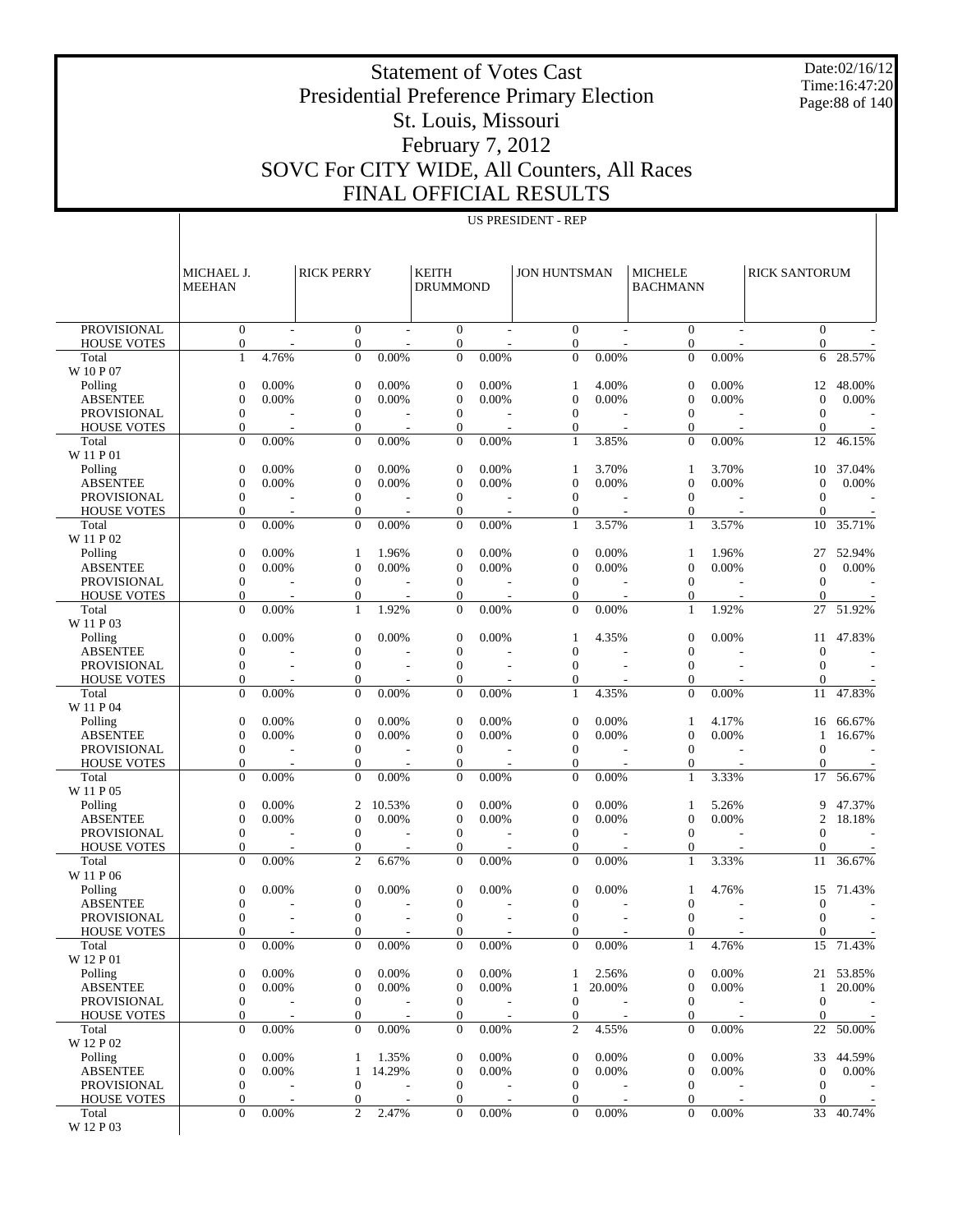# Statement of Votes Cast
## Presidential Preference Primary Election
## St. Louis, Missouri
## February 7, 2012
## SOVC For CITY WIDE, All Counters, All Races
## FINAL OFFICIAL RESULTS

Date:02/16/12
Time:16:47:20

US PRESIDENT - REP

| | MICHAEL J. MEEHAN | | RICK PERRY | | KEITH DRUMMOND | | JON HUNTSMAN | | MICHELE BACHMANN | | RICK SANTORUM | |
|---|---|---|---|---|---|---|---|---|---|---|---|---|
| PROVISIONAL | 0 | - | 0 | - | 0 | - | 0 | - | 0 | - | 0 | - |
| HOUSE VOTES | 0 | - | 0 | - | 0 | - | 0 | - | 0 | - | 0 | - |
| Total | 1 | 4.76% | 0 | 0.00% | 0 | 0.00% | 0 | 0.00% | 0 | 0.00% | 6 | 28.57% |
| W 10 P 07 | | | | | | | | | | | | |
| Polling | 0 | 0.00% | 0 | 0.00% | 0 | 0.00% | 1 | 4.00% | 0 | 0.00% | 12 | 48.00% |
| ABSENTEE | 0 | 0.00% | 0 | 0.00% | 0 | 0.00% | 0 | 0.00% | 0 | 0.00% | 0 | 0.00% |
| PROVISIONAL | 0 | - | 0 | - | 0 | - | 0 | - | 0 | - | 0 | - |
| HOUSE VOTES | 0 | - | 0 | - | 0 | - | 0 | - | 0 | - | 0 | - |
| Total | 0 | 0.00% | 0 | 0.00% | 0 | 0.00% | 1 | 3.85% | 0 | 0.00% | 12 | 46.15% |
| W 11 P 01 | | | | | | | | | | | | |
| Polling | 0 | 0.00% | 0 | 0.00% | 0 | 0.00% | 1 | 3.70% | 1 | 3.70% | 10 | 37.04% |
| ABSENTEE | 0 | 0.00% | 0 | 0.00% | 0 | 0.00% | 0 | 0.00% | 0 | 0.00% | 0 | 0.00% |
| PROVISIONAL | 0 | - | 0 | - | 0 | - | 0 | - | 0 | - | 0 | - |
| HOUSE VOTES | 0 | - | 0 | - | 0 | - | 0 | - | 0 | - | 0 | - |
| Total | 0 | 0.00% | 0 | 0.00% | 0 | 0.00% | 1 | 3.57% | 1 | 3.57% | 10 | 35.71% |
| W 11 P 02 | | | | | | | | | | | | |
| Polling | 0 | 0.00% | 1 | 1.96% | 0 | 0.00% | 0 | 0.00% | 1 | 1.96% | 27 | 52.94% |
| ABSENTEE | 0 | 0.00% | 0 | 0.00% | 0 | 0.00% | 0 | 0.00% | 0 | 0.00% | 0 | 0.00% |
| PROVISIONAL | 0 | - | 0 | - | 0 | - | 0 | - | 0 | - | 0 | - |
| HOUSE VOTES | 0 | - | 0 | - | 0 | - | 0 | - | 0 | - | 0 | - |
| Total | 0 | 0.00% | 1 | 1.92% | 0 | 0.00% | 0 | 0.00% | 1 | 1.92% | 27 | 51.92% |
| W 11 P 03 | | | | | | | | | | | | |
| Polling | 0 | 0.00% | 0 | 0.00% | 0 | 0.00% | 1 | 4.35% | 0 | 0.00% | 11 | 47.83% |
| ABSENTEE | 0 | - | 0 | - | 0 | - | 0 | - | 0 | - | 0 | - |
| PROVISIONAL | 0 | - | 0 | - | 0 | - | 0 | - | 0 | - | 0 | - |
| HOUSE VOTES | 0 | - | 0 | - | 0 | - | 0 | - | 0 | - | 0 | - |
| Total | 0 | 0.00% | 0 | 0.00% | 0 | 0.00% | 1 | 4.35% | 0 | 0.00% | 11 | 47.83% |
| W 11 P 04 | | | | | | | | | | | | |
| Polling | 0 | 0.00% | 0 | 0.00% | 0 | 0.00% | 0 | 0.00% | 1 | 4.17% | 16 | 66.67% |
| ABSENTEE | 0 | 0.00% | 0 | 0.00% | 0 | 0.00% | 0 | 0.00% | 0 | 0.00% | 1 | 16.67% |
| PROVISIONAL | 0 | - | 0 | - | 0 | - | 0 | - | 0 | - | 0 | - |
| HOUSE VOTES | 0 | - | 0 | - | 0 | - | 0 | - | 0 | - | 0 | - |
| Total | 0 | 0.00% | 0 | 0.00% | 0 | 0.00% | 0 | 0.00% | 1 | 3.33% | 17 | 56.67% |
| W 11 P 05 | | | | | | | | | | | | |
| Polling | 0 | 0.00% | 2 | 10.53% | 0 | 0.00% | 0 | 0.00% | 1 | 5.26% | 9 | 47.37% |
| ABSENTEE | 0 | 0.00% | 0 | 0.00% | 0 | 0.00% | 0 | 0.00% | 0 | 0.00% | 2 | 18.18% |
| PROVISIONAL | 0 | - | 0 | - | 0 | - | 0 | - | 0 | - | 0 | - |
| HOUSE VOTES | 0 | - | 0 | - | 0 | - | 0 | - | 0 | - | 0 | - |
| Total | 0 | 0.00% | 2 | 6.67% | 0 | 0.00% | 0 | 0.00% | 1 | 3.33% | 11 | 36.67% |
| W 11 P 06 | | | | | | | | | | | | |
| Polling | 0 | 0.00% | 0 | 0.00% | 0 | 0.00% | 0 | 0.00% | 1 | 4.76% | 15 | 71.43% |
| ABSENTEE | 0 | - | 0 | - | 0 | - | 0 | - | 0 | - | 0 | - |
| PROVISIONAL | 0 | - | 0 | - | 0 | - | 0 | - | 0 | - | 0 | - |
| HOUSE VOTES | 0 | - | 0 | - | 0 | - | 0 | - | 0 | - | 0 | - |
| Total | 0 | 0.00% | 0 | 0.00% | 0 | 0.00% | 0 | 0.00% | 1 | 4.76% | 15 | 71.43% |
| W 12 P 01 | | | | | | | | | | | | |
| Polling | 0 | 0.00% | 0 | 0.00% | 0 | 0.00% | 1 | 2.56% | 0 | 0.00% | 21 | 53.85% |
| ABSENTEE | 0 | 0.00% | 0 | 0.00% | 0 | 0.00% | 1 | 20.00% | 0 | 0.00% | 1 | 20.00% |
| PROVISIONAL | 0 | - | 0 | - | 0 | - | 0 | - | 0 | - | 0 | - |
| HOUSE VOTES | 0 | - | 0 | - | 0 | - | 0 | - | 0 | - | 0 | - |
| Total | 0 | 0.00% | 0 | 0.00% | 0 | 0.00% | 2 | 4.55% | 0 | 0.00% | 22 | 50.00% |
| W 12 P 02 | | | | | | | | | | | | |
| Polling | 0 | 0.00% | 1 | 1.35% | 0 | 0.00% | 0 | 0.00% | 0 | 0.00% | 33 | 44.59% |
| ABSENTEE | 0 | 0.00% | 1 | 14.29% | 0 | 0.00% | 0 | 0.00% | 0 | 0.00% | 0 | 0.00% |
| PROVISIONAL | 0 | - | 0 | - | 0 | - | 0 | - | 0 | - | 0 | - |
| HOUSE VOTES | 0 | - | 0 | - | 0 | - | 0 | - | 0 | - | 0 | - |
| Total | 0 | 0.00% | 2 | 2.47% | 0 | 0.00% | 0 | 0.00% | 0 | 0.00% | 33 | 40.74% |
| W 12 P 03 | | | | | | | | | | | | |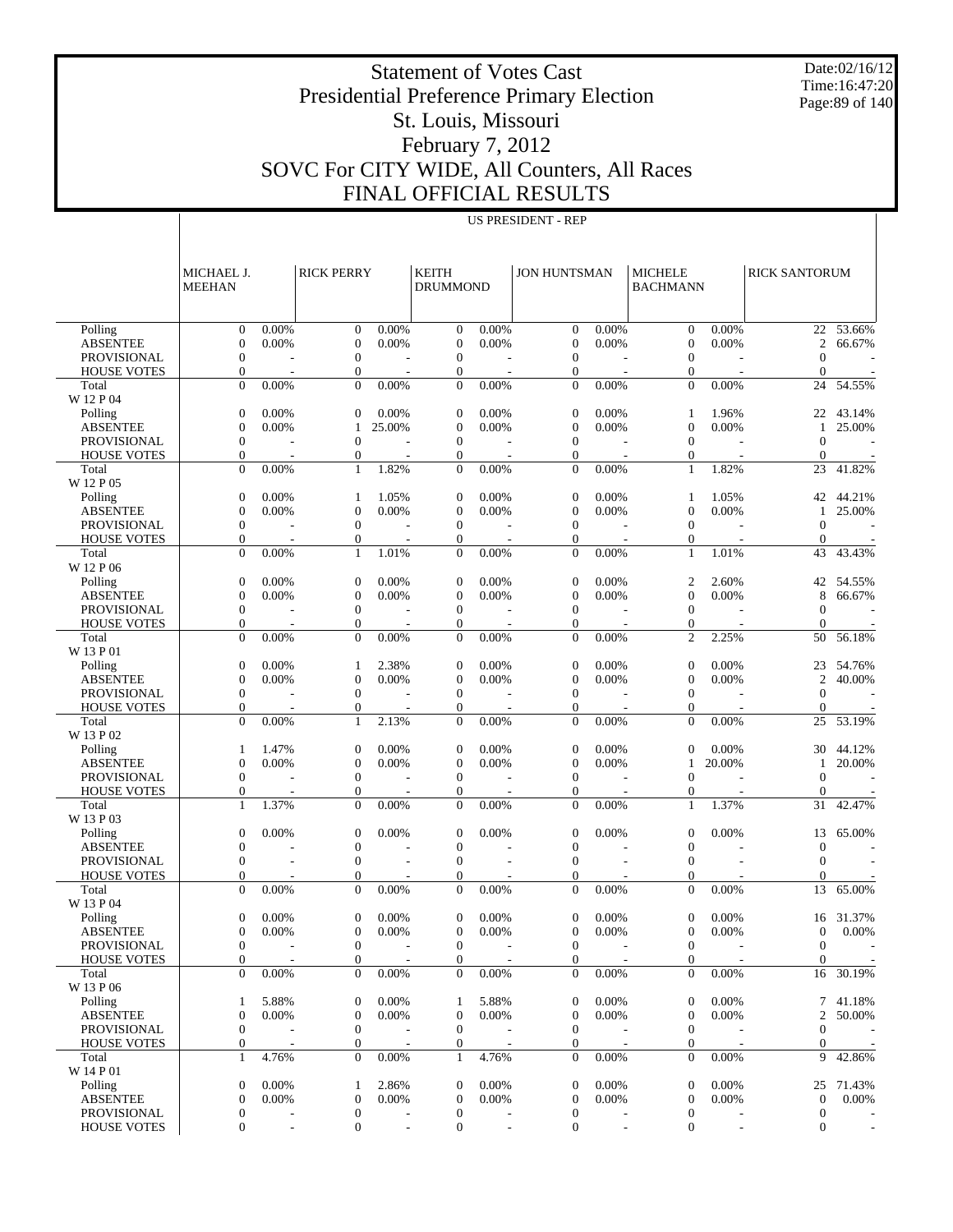# Statement of Votes Cast
## Presidential Preference Primary Election
## St. Louis, Missouri
## February 7, 2012
## SOVC For CITY WIDE, All Counters, All Races
## FINAL OFFICIAL RESULTS

Date:02/16/12
Time:16:47:20

US PRESIDENT - REP

| | MICHAEL J. MEEHAN | | RICK PERRY | | KEITH DRUMMOND | | JON HUNTSMAN | | MICHELE BACHMANN | | RICK SANTORUM | |
|---|---|---|---|---|---|---|---|---|---|---|---|---|
| Polling | 0 | 0.00% | 0 | 0.00% | 0 | 0.00% | 0 | 0.00% | 0 | 0.00% | 22 | 53.66% |
| ABSENTEE | 0 | 0.00% | 0 | 0.00% | 0 | 0.00% | 0 | 0.00% | 0 | 0.00% | 2 | 66.67% |
| PROVISIONAL | 0 | - | 0 | - | 0 | - | 0 | - | 0 | - | 0 | - |
| HOUSE VOTES | 0 | - | 0 | - | 0 | - | 0 | - | 0 | - | 0 | - |
| Total | 0 | 0.00% | 0 | 0.00% | 0 | 0.00% | 0 | 0.00% | 0 | 0.00% | 24 | 54.55% |
| W 12 P 04 | | | | | | | | | | | | |
| Polling | 0 | 0.00% | 0 | 0.00% | 0 | 0.00% | 0 | 0.00% | 1 | 1.96% | 22 | 43.14% |
| ABSENTEE | 0 | 0.00% | 1 | 25.00% | 0 | 0.00% | 0 | 0.00% | 0 | 0.00% | 1 | 25.00% |
| PROVISIONAL | 0 | - | 0 | - | 0 | - | 0 | - | 0 | - | 0 | - |
| HOUSE VOTES | 0 | - | 0 | - | 0 | - | 0 | - | 0 | - | 0 | - |
| Total | 0 | 0.00% | 1 | 1.82% | 0 | 0.00% | 0 | 0.00% | 1 | 1.82% | 23 | 41.82% |
| W 12 P 05 | | | | | | | | | | | | |
| Polling | 0 | 0.00% | 1 | 1.05% | 0 | 0.00% | 0 | 0.00% | 1 | 1.05% | 42 | 44.21% |
| ABSENTEE | 0 | 0.00% | 0 | 0.00% | 0 | 0.00% | 0 | 0.00% | 0 | 0.00% | 1 | 25.00% |
| PROVISIONAL | 0 | - | 0 | - | 0 | - | 0 | - | 0 | - | 0 | - |
| HOUSE VOTES | 0 | - | 0 | - | 0 | - | 0 | - | 0 | - | 0 | - |
| Total | 0 | 0.00% | 1 | 1.01% | 0 | 0.00% | 0 | 0.00% | 1 | 1.01% | 43 | 43.43% |
| W 12 P 06 | | | | | | | | | | | | |
| Polling | 0 | 0.00% | 0 | 0.00% | 0 | 0.00% | 0 | 0.00% | 2 | 2.60% | 42 | 54.55% |
| ABSENTEE | 0 | 0.00% | 0 | 0.00% | 0 | 0.00% | 0 | 0.00% | 0 | 0.00% | 8 | 66.67% |
| PROVISIONAL | 0 | - | 0 | - | 0 | - | 0 | - | 0 | - | 0 | - |
| HOUSE VOTES | 0 | - | 0 | - | 0 | - | 0 | - | 0 | - | 0 | - |
| Total | 0 | 0.00% | 0 | 0.00% | 0 | 0.00% | 0 | 0.00% | 2 | 2.25% | 50 | 56.18% |
| W 13 P 01 | | | | | | | | | | | | |
| Polling | 0 | 0.00% | 1 | 2.38% | 0 | 0.00% | 0 | 0.00% | 0 | 0.00% | 23 | 54.76% |
| ABSENTEE | 0 | 0.00% | 0 | 0.00% | 0 | 0.00% | 0 | 0.00% | 0 | 0.00% | 2 | 40.00% |
| PROVISIONAL | 0 | - | 0 | - | 0 | - | 0 | - | 0 | - | 0 | - |
| HOUSE VOTES | 0 | - | 0 | - | 0 | - | 0 | - | 0 | - | 0 | - |
| Total | 0 | 0.00% | 1 | 2.13% | 0 | 0.00% | 0 | 0.00% | 0 | 0.00% | 25 | 53.19% |
| W 13 P 02 | | | | | | | | | | | | |
| Polling | 1 | 1.47% | 0 | 0.00% | 0 | 0.00% | 0 | 0.00% | 0 | 0.00% | 30 | 44.12% |
| ABSENTEE | 0 | 0.00% | 0 | 0.00% | 0 | 0.00% | 0 | 0.00% | 1 | 20.00% | 1 | 20.00% |
| PROVISIONAL | 0 | - | 0 | - | 0 | - | 0 | - | 0 | - | 0 | - |
| HOUSE VOTES | 0 | - | 0 | - | 0 | - | 0 | - | 0 | - | 0 | - |
| Total | 1 | 1.37% | 0 | 0.00% | 0 | 0.00% | 0 | 0.00% | 1 | 1.37% | 31 | 42.47% |
| W 13 P 03 | | | | | | | | | | | | |
| Polling | 0 | 0.00% | 0 | 0.00% | 0 | 0.00% | 0 | 0.00% | 0 | 0.00% | 13 | 65.00% |
| ABSENTEE | 0 | - | 0 | - | 0 | - | 0 | - | 0 | - | 0 | - |
| PROVISIONAL | 0 | - | 0 | - | 0 | - | 0 | - | 0 | - | 0 | - |
| HOUSE VOTES | 0 | - | 0 | - | 0 | - | 0 | - | 0 | - | 0 | - |
| Total | 0 | 0.00% | 0 | 0.00% | 0 | 0.00% | 0 | 0.00% | 0 | 0.00% | 13 | 65.00% |
| W 13 P 04 | | | | | | | | | | | | |
| Polling | 0 | 0.00% | 0 | 0.00% | 0 | 0.00% | 0 | 0.00% | 0 | 0.00% | 16 | 31.37% |
| ABSENTEE | 0 | 0.00% | 0 | 0.00% | 0 | 0.00% | 0 | 0.00% | 0 | 0.00% | 0 | 0.00% |
| PROVISIONAL | 0 | - | 0 | - | 0 | - | 0 | - | 0 | - | 0 | - |
| HOUSE VOTES | 0 | - | 0 | - | 0 | - | 0 | - | 0 | - | 0 | - |
| Total | 0 | 0.00% | 0 | 0.00% | 0 | 0.00% | 0 | 0.00% | 0 | 0.00% | 16 | 30.19% |
| W 13 P 06 | | | | | | | | | | | | |
| Polling | 1 | 5.88% | 0 | 0.00% | 1 | 5.88% | 0 | 0.00% | 0 | 0.00% | 7 | 41.18% |
| ABSENTEE | 0 | 0.00% | 0 | 0.00% | 0 | 0.00% | 0 | 0.00% | 0 | 0.00% | 2 | 50.00% |
| PROVISIONAL | 0 | - | 0 | - | 0 | - | 0 | - | 0 | - | 0 | - |
| HOUSE VOTES | 0 | - | 0 | - | 0 | - | 0 | - | 0 | - | 0 | - |
| Total | 1 | 4.76% | 0 | 0.00% | 1 | 4.76% | 0 | 0.00% | 0 | 0.00% | 9 | 42.86% |
| W 14 P 01 | | | | | | | | | | | | |
| Polling | 0 | 0.00% | 1 | 2.86% | 0 | 0.00% | 0 | 0.00% | 0 | 0.00% | 25 | 71.43% |
| ABSENTEE | 0 | 0.00% | 0 | 0.00% | 0 | 0.00% | 0 | 0.00% | 0 | 0.00% | 0 | 0.00% |
| PROVISIONAL | 0 | - | 0 | - | 0 | - | 0 | - | 0 | - | 0 | - |
| HOUSE VOTES | 0 | - | 0 | - | 0 | - | 0 | - | 0 | - | 0 | - |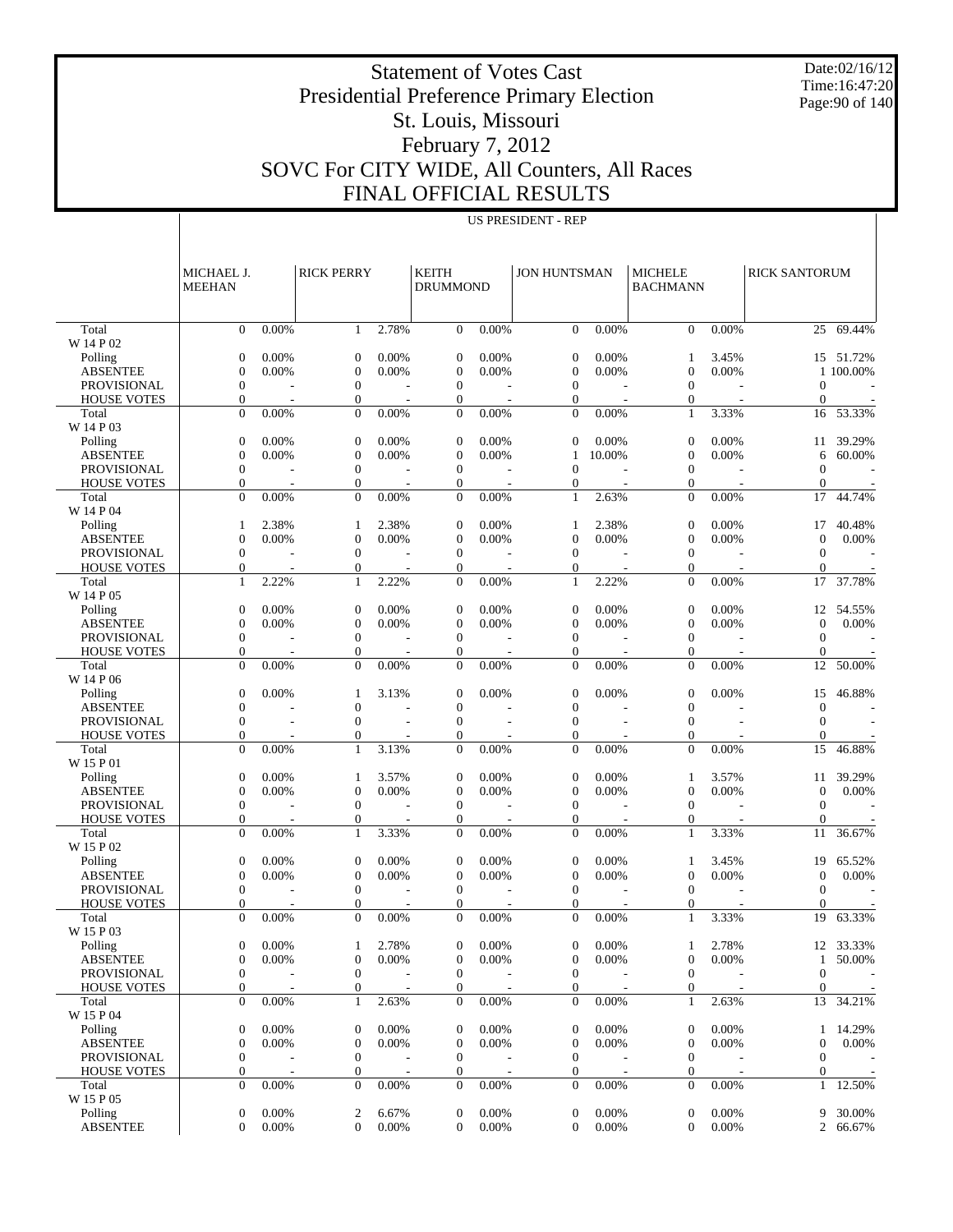# Statement of Votes Cast
# Presidential Preference Primary Election
# St. Louis, Missouri
# February 7, 2012
# SOVC For CITY WIDE, All Counters, All Races
# FINAL OFFICIAL RESULTS

Date:02/16/12
Time:16:47:20

US PRESIDENT - REP

| | MICHAEL J. MEEHAN | | RICK PERRY | | KEITH DRUMMOND | | JON HUNTSMAN | | MICHELE BACHMANN | | RICK SANTORUM | |
|---|---|---|---|---|---|---|---|---|---|---|---|---|
| Total | 0 | 0.00% | 1 | 2.78% | 0 | 0.00% | 0 | 0.00% | 0 | 0.00% | 25 | 69.44% |
| W 14 P 02 | | | | | | | | | | | | |
| Polling | 0 | 0.00% | 0 | 0.00% | 0 | 0.00% | 0 | 0.00% | 1 | 3.45% | 15 | 51.72% |
| ABSENTEE | 0 | 0.00% | 0 | 0.00% | 0 | 0.00% | 0 | 0.00% | 0 | 0.00% | 1 | 100.00% |
| PROVISIONAL | 0 | - | 0 | - | 0 | - | 0 | - | 0 | - | 0 | - |
| HOUSE VOTES | 0 | - | 0 | - | 0 | - | 0 | - | 0 | - | 0 | - |
| Total | 0 | 0.00% | 0 | 0.00% | 0 | 0.00% | 0 | 0.00% | 1 | 3.33% | 16 | 53.33% |
| W 14 P 03 | | | | | | | | | | | | |
| Polling | 0 | 0.00% | 0 | 0.00% | 0 | 0.00% | 0 | 0.00% | 0 | 0.00% | 11 | 39.29% |
| ABSENTEE | 0 | 0.00% | 0 | 0.00% | 0 | 0.00% | 1 | 10.00% | 0 | 0.00% | 6 | 60.00% |
| PROVISIONAL | 0 | - | 0 | - | 0 | - | 0 | - | 0 | - | 0 | - |
| HOUSE VOTES | 0 | - | 0 | - | 0 | - | 0 | - | 0 | - | 0 | - |
| Total | 0 | 0.00% | 0 | 0.00% | 0 | 0.00% | 1 | 2.63% | 0 | 0.00% | 17 | 44.74% |
| W 14 P 04 | | | | | | | | | | | | |
| Polling | 1 | 2.38% | 1 | 2.38% | 0 | 0.00% | 1 | 2.38% | 0 | 0.00% | 17 | 40.48% |
| ABSENTEE | 0 | 0.00% | 0 | 0.00% | 0 | 0.00% | 0 | 0.00% | 0 | 0.00% | 0 | 0.00% |
| PROVISIONAL | 0 | - | 0 | - | 0 | - | 0 | - | 0 | - | 0 | - |
| HOUSE VOTES | 0 | - | 0 | - | 0 | - | 0 | - | 0 | - | 0 | - |
| Total | 1 | 2.22% | 1 | 2.22% | 0 | 0.00% | 1 | 2.22% | 0 | 0.00% | 17 | 37.78% |
| W 14 P 05 | | | | | | | | | | | | |
| Polling | 0 | 0.00% | 0 | 0.00% | 0 | 0.00% | 0 | 0.00% | 0 | 0.00% | 12 | 54.55% |
| ABSENTEE | 0 | 0.00% | 0 | 0.00% | 0 | 0.00% | 0 | 0.00% | 0 | 0.00% | 0 | 0.00% |
| PROVISIONAL | 0 | - | 0 | - | 0 | - | 0 | - | 0 | - | 0 | - |
| HOUSE VOTES | 0 | - | 0 | - | 0 | - | 0 | - | 0 | - | 0 | - |
| Total | 0 | 0.00% | 0 | 0.00% | 0 | 0.00% | 0 | 0.00% | 0 | 0.00% | 12 | 50.00% |
| W 14 P 06 | | | | | | | | | | | | |
| Polling | 0 | 0.00% | 1 | 3.13% | 0 | 0.00% | 0 | 0.00% | 0 | 0.00% | 15 | 46.88% |
| ABSENTEE | 0 | - | 0 | - | 0 | - | 0 | - | 0 | - | 0 | - |
| PROVISIONAL | 0 | - | 0 | - | 0 | - | 0 | - | 0 | - | 0 | - |
| HOUSE VOTES | 0 | - | 0 | - | 0 | - | 0 | - | 0 | - | 0 | - |
| Total | 0 | 0.00% | 1 | 3.13% | 0 | 0.00% | 0 | 0.00% | 0 | 0.00% | 15 | 46.88% |
| W 15 P 01 | | | | | | | | | | | | |
| Polling | 0 | 0.00% | 1 | 3.57% | 0 | 0.00% | 0 | 0.00% | 1 | 3.57% | 11 | 39.29% |
| ABSENTEE | 0 | 0.00% | 0 | 0.00% | 0 | 0.00% | 0 | 0.00% | 0 | 0.00% | 0 | 0.00% |
| PROVISIONAL | 0 | - | 0 | - | 0 | - | 0 | - | 0 | - | 0 | - |
| HOUSE VOTES | 0 | - | 0 | - | 0 | - | 0 | - | 0 | - | 0 | - |
| Total | 0 | 0.00% | 1 | 3.33% | 0 | 0.00% | 0 | 0.00% | 1 | 3.33% | 11 | 36.67% |
| W 15 P 02 | | | | | | | | | | | | |
| Polling | 0 | 0.00% | 0 | 0.00% | 0 | 0.00% | 0 | 0.00% | 1 | 3.45% | 19 | 65.52% |
| ABSENTEE | 0 | 0.00% | 0 | 0.00% | 0 | 0.00% | 0 | 0.00% | 0 | 0.00% | 0 | 0.00% |
| PROVISIONAL | 0 | - | 0 | - | 0 | - | 0 | - | 0 | - | 0 | - |
| HOUSE VOTES | 0 | - | 0 | - | 0 | - | 0 | - | 0 | - | 0 | - |
| Total | 0 | 0.00% | 0 | 0.00% | 0 | 0.00% | 0 | 0.00% | 1 | 3.33% | 19 | 63.33% |
| W 15 P 03 | | | | | | | | | | | | |
| Polling | 0 | 0.00% | 1 | 2.78% | 0 | 0.00% | 0 | 0.00% | 1 | 2.78% | 12 | 33.33% |
| ABSENTEE | 0 | 0.00% | 0 | 0.00% | 0 | 0.00% | 0 | 0.00% | 0 | 0.00% | 1 | 50.00% |
| PROVISIONAL | 0 | - | 0 | - | 0 | - | 0 | - | 0 | - | 0 | - |
| HOUSE VOTES | 0 | - | 0 | - | 0 | - | 0 | - | 0 | - | 0 | - |
| Total | 0 | 0.00% | 1 | 2.63% | 0 | 0.00% | 0 | 0.00% | 1 | 2.63% | 13 | 34.21% |
| W 15 P 04 | | | | | | | | | | | | |
| Polling | 0 | 0.00% | 0 | 0.00% | 0 | 0.00% | 0 | 0.00% | 0 | 0.00% | 1 | 14.29% |
| ABSENTEE | 0 | 0.00% | 0 | 0.00% | 0 | 0.00% | 0 | 0.00% | 0 | 0.00% | 0 | 0.00% |
| PROVISIONAL | 0 | - | 0 | - | 0 | - | 0 | - | 0 | - | 0 | - |
| HOUSE VOTES | 0 | - | 0 | - | 0 | - | 0 | - | 0 | - | 0 | - |
| Total | 0 | 0.00% | 0 | 0.00% | 0 | 0.00% | 0 | 0.00% | 0 | 0.00% | 1 | 12.50% |
| W 15 P 05 | | | | | | | | | | | | |
| Polling | 0 | 0.00% | 2 | 6.67% | 0 | 0.00% | 0 | 0.00% | 0 | 0.00% | 9 | 30.00% |
| ABSENTEE | 0 | 0.00% | 0 | 0.00% | 0 | 0.00% | 0 | 0.00% | 0 | 0.00% | 2 | 66.67% |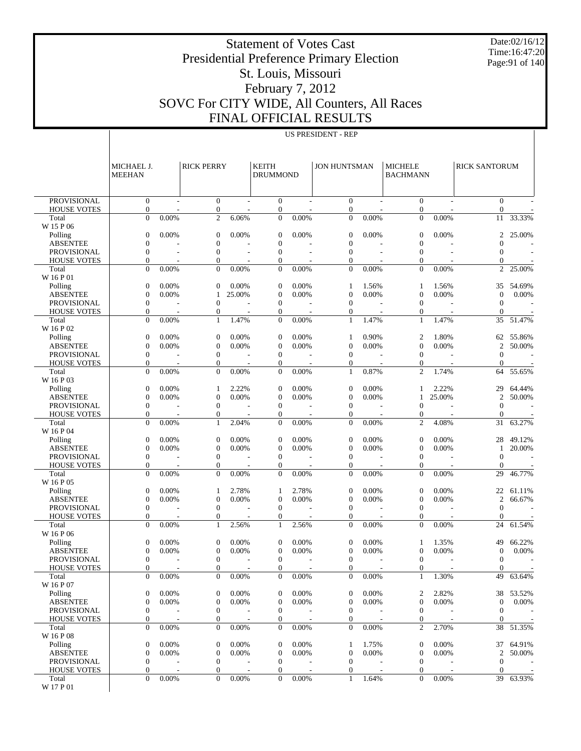# Statement of Votes Cast
## Presidential Preference Primary Election
## St. Louis, Missouri
## February 7, 2012
## SOVC For CITY WIDE, All Counters, All Races
## FINAL OFFICIAL RESULTS

Date:02/16/12
Time:16:47:20

US PRESIDENT - REP

| | MICHAEL J. MEEHAN | | RICK PERRY | | KEITH DRUMMOND | | JON HUNTSMAN | | MICHELE BACHMANN | | RICK SANTORUM | |
|---|---|---|---|---|---|---|---|---|---|---|---|---|
| PROVISIONAL | 0 | - | 0 | - | 0 | - | 0 | - | 0 | - | 0 | - |
| HOUSE VOTES | 0 | - | 0 | - | 0 | - | 0 | - | 0 | - | 0 | - |
| Total | 0 | 0.00% | 2 | 6.06% | 0 | 0.00% | 0 | 0.00% | 0 | 0.00% | 11 | 33.33% |
| W 15 P 06 | | | | | | | | | | | | |
| Polling | 0 | 0.00% | 0 | 0.00% | 0 | 0.00% | 0 | 0.00% | 0 | 0.00% | 2 | 25.00% |
| ABSENTEE | 0 | - | 0 | - | 0 | - | 0 | - | 0 | - | 0 | - |
| PROVISIONAL | 0 | - | 0 | - | 0 | - | 0 | - | 0 | - | 0 | - |
| HOUSE VOTES | 0 | - | 0 | - | 0 | - | 0 | - | 0 | - | 0 | - |
| Total | 0 | 0.00% | 0 | 0.00% | 0 | 0.00% | 0 | 0.00% | 0 | 0.00% | 2 | 25.00% |
| W 16 P 01 | | | | | | | | | | | | |
| Polling | 0 | 0.00% | 0 | 0.00% | 0 | 0.00% | 1 | 1.56% | 1 | 1.56% | 35 | 54.69% |
| ABSENTEE | 0 | 0.00% | 1 | 25.00% | 0 | 0.00% | 0 | 0.00% | 0 | 0.00% | 0 | 0.00% |
| PROVISIONAL | 0 | - | 0 | - | 0 | - | 0 | - | 0 | - | 0 | - |
| HOUSE VOTES | 0 | - | 0 | - | 0 | - | 0 | - | 0 | - | 0 | - |
| Total | 0 | 0.00% | 1 | 1.47% | 0 | 0.00% | 1 | 1.47% | 1 | 1.47% | 35 | 51.47% |
| W 16 P 02 | | | | | | | | | | | | |
| Polling | 0 | 0.00% | 0 | 0.00% | 0 | 0.00% | 1 | 0.90% | 2 | 1.80% | 62 | 55.86% |
| ABSENTEE | 0 | 0.00% | 0 | 0.00% | 0 | 0.00% | 0 | 0.00% | 0 | 0.00% | 2 | 50.00% |
| PROVISIONAL | 0 | - | 0 | - | 0 | - | 0 | - | 0 | - | 0 | - |
| HOUSE VOTES | 0 | - | 0 | - | 0 | - | 0 | - | 0 | - | 0 | - |
| Total | 0 | 0.00% | 0 | 0.00% | 0 | 0.00% | 1 | 0.87% | 2 | 1.74% | 64 | 55.65% |
| W 16 P 03 | | | | | | | | | | | | |
| Polling | 0 | 0.00% | 1 | 2.22% | 0 | 0.00% | 0 | 0.00% | 1 | 2.22% | 29 | 64.44% |
| ABSENTEE | 0 | 0.00% | 0 | 0.00% | 0 | 0.00% | 0 | 0.00% | 1 | 25.00% | 2 | 50.00% |
| PROVISIONAL | 0 | - | 0 | - | 0 | - | 0 | - | 0 | - | 0 | - |
| HOUSE VOTES | 0 | - | 0 | - | 0 | - | 0 | - | 0 | - | 0 | - |
| Total | 0 | 0.00% | 1 | 2.04% | 0 | 0.00% | 0 | 0.00% | 2 | 4.08% | 31 | 63.27% |
| W 16 P 04 | | | | | | | | | | | | |
| Polling | 0 | 0.00% | 0 | 0.00% | 0 | 0.00% | 0 | 0.00% | 0 | 0.00% | 28 | 49.12% |
| ABSENTEE | 0 | 0.00% | 0 | 0.00% | 0 | 0.00% | 0 | 0.00% | 0 | 0.00% | 1 | 20.00% |
| PROVISIONAL | 0 | - | 0 | - | 0 | - | 0 | - | 0 | - | 0 | - |
| HOUSE VOTES | 0 | - | 0 | - | 0 | - | 0 | - | 0 | - | 0 | - |
| Total | 0 | 0.00% | 0 | 0.00% | 0 | 0.00% | 0 | 0.00% | 0 | 0.00% | 29 | 46.77% |
| W 16 P 05 | | | | | | | | | | | | |
| Polling | 0 | 0.00% | 1 | 2.78% | 1 | 2.78% | 0 | 0.00% | 0 | 0.00% | 22 | 61.11% |
| ABSENTEE | 0 | 0.00% | 0 | 0.00% | 0 | 0.00% | 0 | 0.00% | 0 | 0.00% | 2 | 66.67% |
| PROVISIONAL | 0 | - | 0 | - | 0 | - | 0 | - | 0 | - | 0 | - |
| HOUSE VOTES | 0 | - | 0 | - | 0 | - | 0 | - | 0 | - | 0 | - |
| Total | 0 | 0.00% | 1 | 2.56% | 1 | 2.56% | 0 | 0.00% | 0 | 0.00% | 24 | 61.54% |
| W 16 P 06 | | | | | | | | | | | | |
| Polling | 0 | 0.00% | 0 | 0.00% | 0 | 0.00% | 0 | 0.00% | 1 | 1.35% | 49 | 66.22% |
| ABSENTEE | 0 | 0.00% | 0 | 0.00% | 0 | 0.00% | 0 | 0.00% | 0 | 0.00% | 0 | 0.00% |
| PROVISIONAL | 0 | - | 0 | - | 0 | - | 0 | - | 0 | - | 0 | - |
| HOUSE VOTES | 0 | - | 0 | - | 0 | - | 0 | - | 0 | - | 0 | - |
| Total | 0 | 0.00% | 0 | 0.00% | 0 | 0.00% | 0 | 0.00% | 1 | 1.30% | 49 | 63.64% |
| W 16 P 07 | | | | | | | | | | | | |
| Polling | 0 | 0.00% | 0 | 0.00% | 0 | 0.00% | 0 | 0.00% | 2 | 2.82% | 38 | 53.52% |
| ABSENTEE | 0 | 0.00% | 0 | 0.00% | 0 | 0.00% | 0 | 0.00% | 0 | 0.00% | 0 | 0.00% |
| PROVISIONAL | 0 | - | 0 | - | 0 | - | 0 | - | 0 | - | 0 | - |
| HOUSE VOTES | 0 | - | 0 | - | 0 | - | 0 | - | 0 | - | 0 | - |
| Total | 0 | 0.00% | 0 | 0.00% | 0 | 0.00% | 0 | 0.00% | 2 | 2.70% | 38 | 51.35% |
| W 16 P 08 | | | | | | | | | | | | |
| Polling | 0 | 0.00% | 0 | 0.00% | 0 | 0.00% | 1 | 1.75% | 0 | 0.00% | 37 | 64.91% |
| ABSENTEE | 0 | 0.00% | 0 | 0.00% | 0 | 0.00% | 0 | 0.00% | 0 | 0.00% | 2 | 50.00% |
| PROVISIONAL | 0 | - | 0 | - | 0 | - | 0 | - | 0 | - | 0 | - |
| HOUSE VOTES | 0 | - | 0 | - | 0 | - | 0 | - | 0 | - | 0 | - |
| Total | 0 | 0.00% | 0 | 0.00% | 0 | 0.00% | 1 | 1.64% | 0 | 0.00% | 39 | 63.93% |
| W 17 P 01 | | | | | | | | | | | | |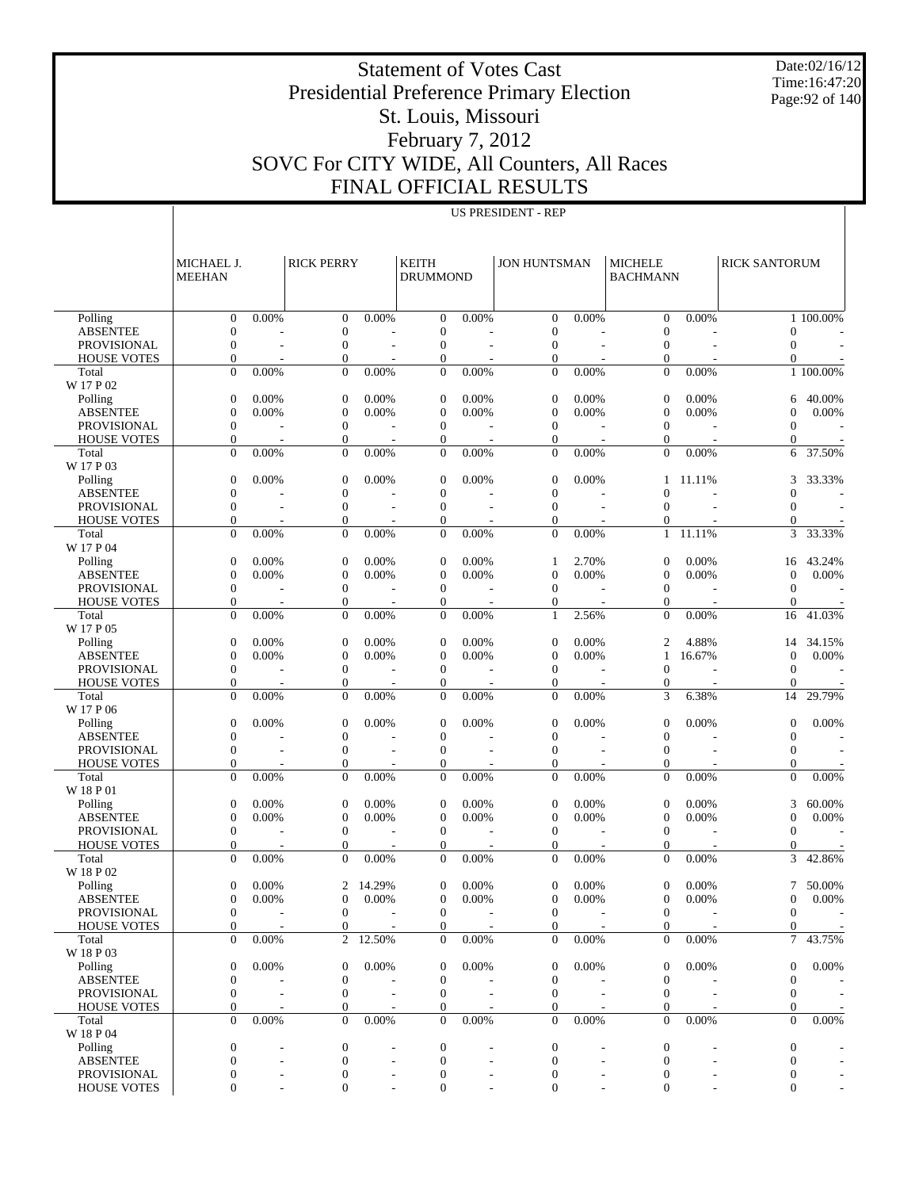# Statement of Votes Cast
# Presidential Preference Primary Election
# St. Louis, Missouri
# February 7, 2012
# SOVC For CITY WIDE, All Counters, All Races
# FINAL OFFICIAL RESULTS

Date:02/16/12
Time:16:47:20

US PRESIDENT - REP

| | MICHAEL J. MEEHAN | | RICK PERRY | | KEITH DRUMMOND | | JON HUNTSMAN | | MICHELE BACHMANN | | RICK SANTORUM | |
|---|---|---|---|---|---|---|---|---|---|---|---|---|
| Polling | 0 | 0.00% | 0 | 0.00% | 0 | 0.00% | 0 | 0.00% | 0 | 0.00% | 1 | 100.00% |
| ABSENTEE | 0 | - | 0 | - | 0 | - | 0 | - | 0 | - | 0 | - |
| PROVISIONAL | 0 | - | 0 | - | 0 | - | 0 | - | 0 | - | 0 | - |
| HOUSE VOTES | 0 | - | 0 | - | 0 | - | 0 | - | 0 | - | 0 | - |
| Total | 0 | 0.00% | 0 | 0.00% | 0 | 0.00% | 0 | 0.00% | 0 | 0.00% | 1 | 100.00% |
| W 17 P 02 | | | | | | | | | | | | |
| Polling | 0 | 0.00% | 0 | 0.00% | 0 | 0.00% | 0 | 0.00% | 0 | 0.00% | 6 | 40.00% |
| ABSENTEE | 0 | 0.00% | 0 | 0.00% | 0 | 0.00% | 0 | 0.00% | 0 | 0.00% | 0 | 0.00% |
| PROVISIONAL | 0 | - | 0 | - | 0 | - | 0 | - | 0 | - | 0 | - |
| HOUSE VOTES | 0 | - | 0 | - | 0 | - | 0 | - | 0 | - | 0 | - |
| Total | 0 | 0.00% | 0 | 0.00% | 0 | 0.00% | 0 | 0.00% | 0 | 0.00% | 6 | 37.50% |
| W 17 P 03 | | | | | | | | | | | | |
| Polling | 0 | 0.00% | 0 | 0.00% | 0 | 0.00% | 0 | 0.00% | 1 | 11.11% | 3 | 33.33% |
| ABSENTEE | 0 | - | 0 | - | 0 | - | 0 | - | 0 | - | 0 | - |
| PROVISIONAL | 0 | - | 0 | - | 0 | - | 0 | - | 0 | - | 0 | - |
| HOUSE VOTES | 0 | - | 0 | - | 0 | - | 0 | - | 0 | - | 0 | - |
| Total | 0 | 0.00% | 0 | 0.00% | 0 | 0.00% | 0 | 0.00% | 1 | 11.11% | 3 | 33.33% |
| W 17 P 04 | | | | | | | | | | | | |
| Polling | 0 | 0.00% | 0 | 0.00% | 0 | 0.00% | 1 | 2.70% | 0 | 0.00% | 16 | 43.24% |
| ABSENTEE | 0 | 0.00% | 0 | 0.00% | 0 | 0.00% | 0 | 0.00% | 0 | 0.00% | 0 | 0.00% |
| PROVISIONAL | 0 | - | 0 | - | 0 | - | 0 | - | 0 | - | 0 | - |
| HOUSE VOTES | 0 | - | 0 | - | 0 | - | 0 | - | 0 | - | 0 | - |
| Total | 0 | 0.00% | 0 | 0.00% | 0 | 0.00% | 1 | 2.56% | 0 | 0.00% | 16 | 41.03% |
| W 17 P 05 | | | | | | | | | | | | |
| Polling | 0 | 0.00% | 0 | 0.00% | 0 | 0.00% | 0 | 0.00% | 2 | 4.88% | 14 | 34.15% |
| ABSENTEE | 0 | 0.00% | 0 | 0.00% | 0 | 0.00% | 0 | 0.00% | 1 | 16.67% | 0 | 0.00% |
| PROVISIONAL | 0 | - | 0 | - | 0 | - | 0 | - | 0 | - | 0 | - |
| HOUSE VOTES | 0 | - | 0 | - | 0 | - | 0 | - | 0 | - | 0 | - |
| Total | 0 | 0.00% | 0 | 0.00% | 0 | 0.00% | 0 | 0.00% | 3 | 6.38% | 14 | 29.79% |
| W 17 P 06 | | | | | | | | | | | | |
| Polling | 0 | 0.00% | 0 | 0.00% | 0 | 0.00% | 0 | 0.00% | 0 | 0.00% | 0 | 0.00% |
| ABSENTEE | 0 | - | 0 | - | 0 | - | 0 | - | 0 | - | 0 | - |
| PROVISIONAL | 0 | - | 0 | - | 0 | - | 0 | - | 0 | - | 0 | - |
| HOUSE VOTES | 0 | - | 0 | - | 0 | - | 0 | - | 0 | - | 0 | - |
| Total | 0 | 0.00% | 0 | 0.00% | 0 | 0.00% | 0 | 0.00% | 0 | 0.00% | 0 | 0.00% |
| W 18 P 01 | | | | | | | | | | | | |
| Polling | 0 | 0.00% | 0 | 0.00% | 0 | 0.00% | 0 | 0.00% | 0 | 0.00% | 3 | 60.00% |
| ABSENTEE | 0 | 0.00% | 0 | 0.00% | 0 | 0.00% | 0 | 0.00% | 0 | 0.00% | 0 | 0.00% |
| PROVISIONAL | 0 | - | 0 | - | 0 | - | 0 | - | 0 | - | 0 | - |
| HOUSE VOTES | 0 | - | 0 | - | 0 | - | 0 | - | 0 | - | 0 | - |
| Total | 0 | 0.00% | 0 | 0.00% | 0 | 0.00% | 0 | 0.00% | 0 | 0.00% | 3 | 42.86% |
| W 18 P 02 | | | | | | | | | | | | |
| Polling | 0 | 0.00% | 2 | 14.29% | 0 | 0.00% | 0 | 0.00% | 0 | 0.00% | 7 | 50.00% |
| ABSENTEE | 0 | 0.00% | 0 | 0.00% | 0 | 0.00% | 0 | 0.00% | 0 | 0.00% | 0 | 0.00% |
| PROVISIONAL | 0 | - | 0 | - | 0 | - | 0 | - | 0 | - | 0 | - |
| HOUSE VOTES | 0 | - | 0 | - | 0 | - | 0 | - | 0 | - | 0 | - |
| Total | 0 | 0.00% | 2 | 12.50% | 0 | 0.00% | 0 | 0.00% | 0 | 0.00% | 7 | 43.75% |
| W 18 P 03 | | | | | | | | | | | | |
| Polling | 0 | 0.00% | 0 | 0.00% | 0 | 0.00% | 0 | 0.00% | 0 | 0.00% | 0 | 0.00% |
| ABSENTEE | 0 | - | 0 | - | 0 | - | 0 | - | 0 | - | 0 | - |
| PROVISIONAL | 0 | - | 0 | - | 0 | - | 0 | - | 0 | - | 0 | - |
| HOUSE VOTES | 0 | - | 0 | - | 0 | - | 0 | - | 0 | - | 0 | - |
| Total | 0 | 0.00% | 0 | 0.00% | 0 | 0.00% | 0 | 0.00% | 0 | 0.00% | 0 | 0.00% |
| W 18 P 04 | | | | | | | | | | | | |
| Polling | 0 | - | 0 | - | 0 | - | 0 | - | 0 | - | 0 | - |
| ABSENTEE | 0 | - | 0 | - | 0 | - | 0 | - | 0 | - | 0 | - |
| PROVISIONAL | 0 | - | 0 | - | 0 | - | 0 | - | 0 | - | 0 | - |
| HOUSE VOTES | 0 | - | 0 | - | 0 | - | 0 | - | 0 | - | 0 | - |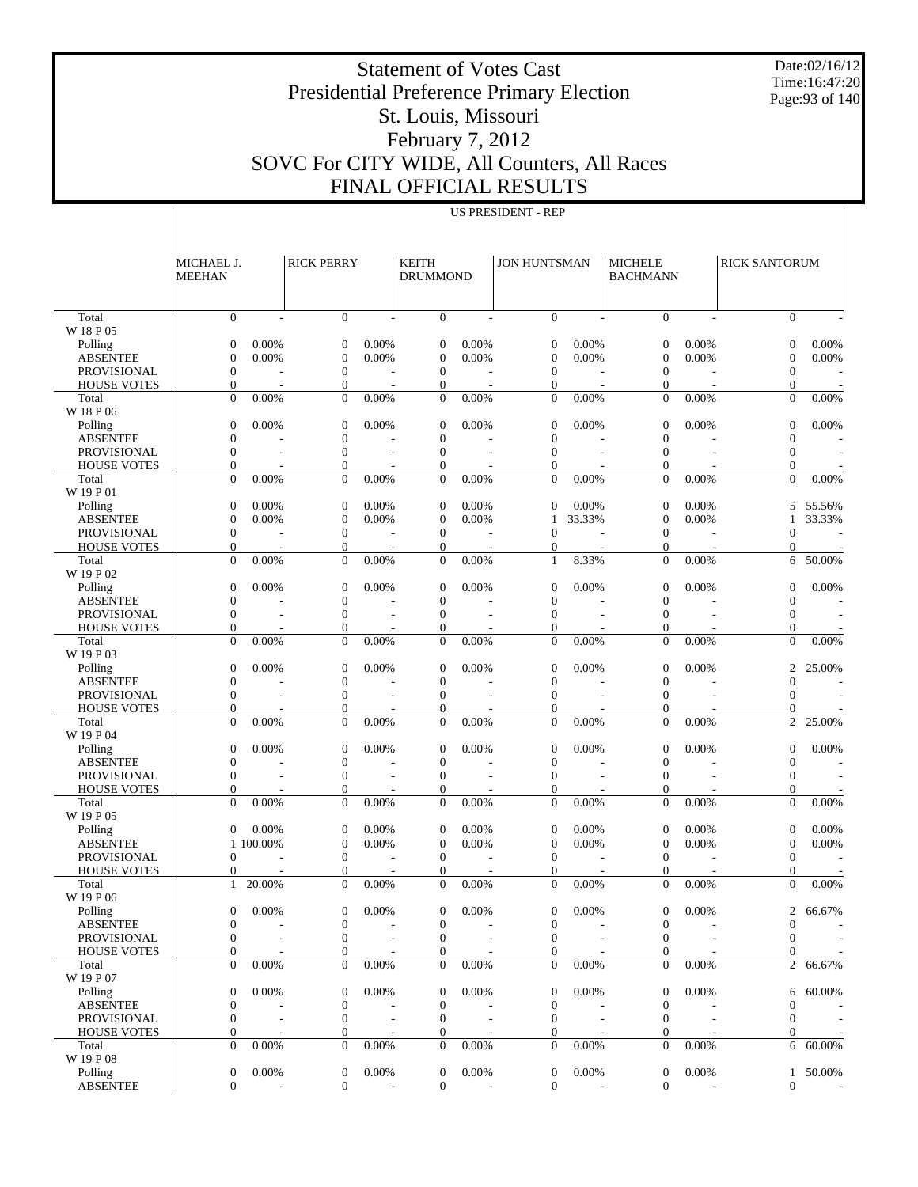# Statement of Votes Cast
# Presidential Preference Primary Election
# St. Louis, Missouri
# February 7, 2012
# SOVC For CITY WIDE, All Counters, All Races
# FINAL OFFICIAL RESULTS

Date:02/16/12
Time:16:47:20

## US PRESIDENT - REP

| | MICHAEL J. MEEHAN | | RICK PERRY | | KEITH DRUMMOND | | JON HUNTSMAN | | MICHELE BACHMANN | | RICK SANTORUM | |
|---|---|---|---|---|---|---|---|---|---|---|---|---|
| Total | 0 | - | 0 | - | 0 | - | 0 | - | 0 | - | 0 | - |
| W 18 P 05 | | | | | | | | | | | | |
| Polling | 0 | 0.00% | 0 | 0.00% | 0 | 0.00% | 0 | 0.00% | 0 | 0.00% | 0 | 0.00% |
| ABSENTEE | 0 | 0.00% | 0 | 0.00% | 0 | 0.00% | 0 | 0.00% | 0 | 0.00% | 0 | 0.00% |
| PROVISIONAL | 0 | - | 0 | - | 0 | - | 0 | - | 0 | - | 0 | - |
| HOUSE VOTES | 0 | - | 0 | - | 0 | - | 0 | - | 0 | - | 0 | - |
| Total | 0 | 0.00% | 0 | 0.00% | 0 | 0.00% | 0 | 0.00% | 0 | 0.00% | 0 | 0.00% |
| W 18 P 06 | | | | | | | | | | | | |
| Polling | 0 | 0.00% | 0 | 0.00% | 0 | 0.00% | 0 | 0.00% | 0 | 0.00% | 0 | 0.00% |
| ABSENTEE | 0 | - | 0 | - | 0 | - | 0 | - | 0 | - | 0 | - |
| PROVISIONAL | 0 | - | 0 | - | 0 | - | 0 | - | 0 | - | 0 | - |
| HOUSE VOTES | 0 | - | 0 | - | 0 | - | 0 | - | 0 | - | 0 | - |
| Total | 0 | 0.00% | 0 | 0.00% | 0 | 0.00% | 0 | 0.00% | 0 | 0.00% | 0 | 0.00% |
| W 19 P 01 | | | | | | | | | | | | |
| Polling | 0 | 0.00% | 0 | 0.00% | 0 | 0.00% | 0 | 0.00% | 0 | 0.00% | 5 | 55.56% |
| ABSENTEE | 0 | 0.00% | 0 | 0.00% | 0 | 0.00% | 1 | 33.33% | 0 | 0.00% | 1 | 33.33% |
| PROVISIONAL | 0 | - | 0 | - | 0 | - | 0 | - | 0 | - | 0 | - |
| HOUSE VOTES | 0 | - | 0 | - | 0 | - | 0 | - | 0 | - | 0 | - |
| Total | 0 | 0.00% | 0 | 0.00% | 0 | 0.00% | 1 | 8.33% | 0 | 0.00% | 6 | 50.00% |
| W 19 P 02 | | | | | | | | | | | | |
| Polling | 0 | 0.00% | 0 | 0.00% | 0 | 0.00% | 0 | 0.00% | 0 | 0.00% | 0 | 0.00% |
| ABSENTEE | 0 | - | 0 | - | 0 | - | 0 | - | 0 | - | 0 | - |
| PROVISIONAL | 0 | - | 0 | - | 0 | - | 0 | - | 0 | - | 0 | - |
| HOUSE VOTES | 0 | - | 0 | - | 0 | - | 0 | - | 0 | - | 0 | - |
| Total | 0 | 0.00% | 0 | 0.00% | 0 | 0.00% | 0 | 0.00% | 0 | 0.00% | 0 | 0.00% |
| W 19 P 03 | | | | | | | | | | | | |
| Polling | 0 | 0.00% | 0 | 0.00% | 0 | 0.00% | 0 | 0.00% | 0 | 0.00% | 2 | 25.00% |
| ABSENTEE | 0 | - | 0 | - | 0 | - | 0 | - | 0 | - | 0 | - |
| PROVISIONAL | 0 | - | 0 | - | 0 | - | 0 | - | 0 | - | 0 | - |
| HOUSE VOTES | 0 | - | 0 | - | 0 | - | 0 | - | 0 | - | 0 | - |
| Total | 0 | 0.00% | 0 | 0.00% | 0 | 0.00% | 0 | 0.00% | 0 | 0.00% | 2 | 25.00% |
| W 19 P 04 | | | | | | | | | | | | |
| Polling | 0 | 0.00% | 0 | 0.00% | 0 | 0.00% | 0 | 0.00% | 0 | 0.00% | 0 | 0.00% |
| ABSENTEE | 0 | - | 0 | - | 0 | - | 0 | - | 0 | - | 0 | - |
| PROVISIONAL | 0 | - | 0 | - | 0 | - | 0 | - | 0 | - | 0 | - |
| HOUSE VOTES | 0 | - | 0 | - | 0 | - | 0 | - | 0 | - | 0 | - |
| Total | 0 | 0.00% | 0 | 0.00% | 0 | 0.00% | 0 | 0.00% | 0 | 0.00% | 0 | 0.00% |
| W 19 P 05 | | | | | | | | | | | | |
| Polling | 0 | 0.00% | 0 | 0.00% | 0 | 0.00% | 0 | 0.00% | 0 | 0.00% | 0 | 0.00% |
| ABSENTEE | 1 | 100.00% | 0 | 0.00% | 0 | 0.00% | 0 | 0.00% | 0 | 0.00% | 0 | 0.00% |
| PROVISIONAL | 0 | - | 0 | - | 0 | - | 0 | - | 0 | - | 0 | - |
| HOUSE VOTES | 0 | - | 0 | - | 0 | - | 0 | - | 0 | - | 0 | - |
| Total | 1 | 20.00% | 0 | 0.00% | 0 | 0.00% | 0 | 0.00% | 0 | 0.00% | 0 | 0.00% |
| W 19 P 06 | | | | | | | | | | | | |
| Polling | 0 | 0.00% | 0 | 0.00% | 0 | 0.00% | 0 | 0.00% | 0 | 0.00% | 2 | 66.67% |
| ABSENTEE | 0 | - | 0 | - | 0 | - | 0 | - | 0 | - | 0 | - |
| PROVISIONAL | 0 | - | 0 | - | 0 | - | 0 | - | 0 | - | 0 | - |
| HOUSE VOTES | 0 | - | 0 | - | 0 | - | 0 | - | 0 | - | 0 | - |
| Total | 0 | 0.00% | 0 | 0.00% | 0 | 0.00% | 0 | 0.00% | 0 | 0.00% | 2 | 66.67% |
| W 19 P 07 | | | | | | | | | | | | |
| Polling | 0 | 0.00% | 0 | 0.00% | 0 | 0.00% | 0 | 0.00% | 0 | 0.00% | 6 | 60.00% |
| ABSENTEE | 0 | - | 0 | - | 0 | - | 0 | - | 0 | - | 0 | - |
| PROVISIONAL | 0 | - | 0 | - | 0 | - | 0 | - | 0 | - | 0 | - |
| HOUSE VOTES | 0 | - | 0 | - | 0 | - | 0 | - | 0 | - | 0 | - |
| Total | 0 | 0.00% | 0 | 0.00% | 0 | 0.00% | 0 | 0.00% | 0 | 0.00% | 6 | 60.00% |
| W 19 P 08 | | | | | | | | | | | | |
| Polling | 0 | 0.00% | 0 | 0.00% | 0 | 0.00% | 0 | 0.00% | 0 | 0.00% | 1 | 50.00% |
| ABSENTEE | 0 | - | 0 | - | 0 | - | 0 | - | 0 | - | 0 | - |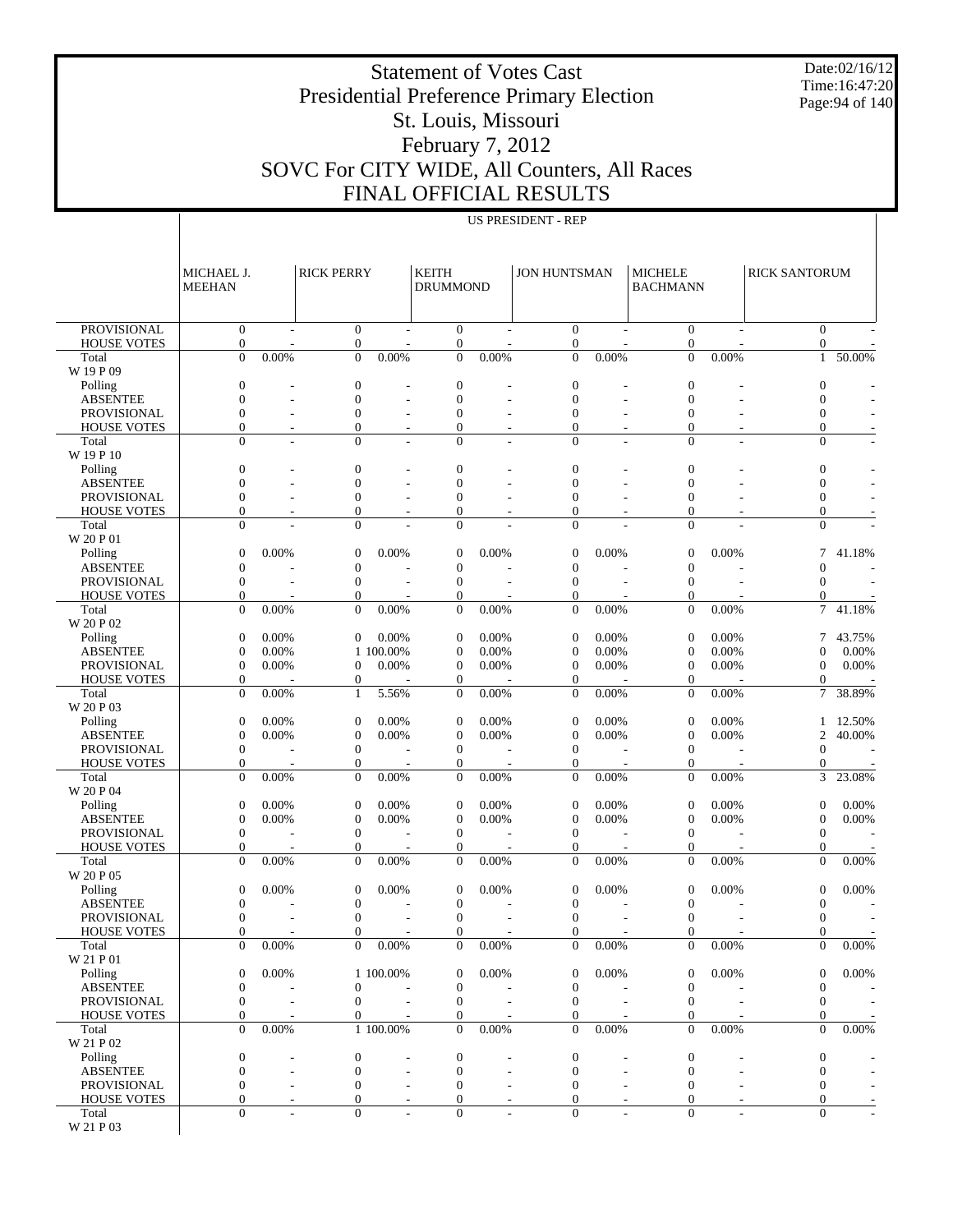# Statement of Votes Cast
# Presidential Preference Primary Election
# St. Louis, Missouri
# February 7, 2012
# SOVC For CITY WIDE, All Counters, All Races
# FINAL OFFICIAL RESULTS

Date:02/16/12
Time:16:47:20

US PRESIDENT - REP

| | MICHAEL J. MEEHAN | | RICK PERRY | | KEITH DRUMMOND | | JON HUNTSMAN | | MICHELE BACHMANN | | RICK SANTORUM | |
|---|---|---|---|---|---|---|---|---|---|---|---|---|
| PROVISIONAL | 0 | - | 0 | - | 0 | - | 0 | - | 0 | - | 0 | - |
| HOUSE VOTES | 0 | - | 0 | - | 0 | - | 0 | - | 0 | - | 0 | - |
| Total | 0 | 0.00% | 0 | 0.00% | 0 | 0.00% | 0 | 0.00% | 0 | 0.00% | 1 | 50.00% |
| W 19 P 09 | | | | | | | | | | | | |
| Polling | 0 | - | 0 | - | 0 | - | 0 | - | 0 | - | 0 | - |
| ABSENTEE | 0 | - | 0 | - | 0 | - | 0 | - | 0 | - | 0 | - |
| PROVISIONAL | 0 | - | 0 | - | 0 | - | 0 | - | 0 | - | 0 | - |
| HOUSE VOTES | 0 | - | 0 | - | 0 | - | 0 | - | 0 | - | 0 | - |
| Total | 0 | - | 0 | - | 0 | - | 0 | - | 0 | - | 0 | - |
| W 19 P 10 | | | | | | | | | | | | |
| Polling | 0 | - | 0 | - | 0 | - | 0 | - | 0 | - | 0 | - |
| ABSENTEE | 0 | - | 0 | - | 0 | - | 0 | - | 0 | - | 0 | - |
| PROVISIONAL | 0 | - | 0 | - | 0 | - | 0 | - | 0 | - | 0 | - |
| HOUSE VOTES | 0 | - | 0 | - | 0 | - | 0 | - | 0 | - | 0 | - |
| Total | 0 | - | 0 | - | 0 | - | 0 | - | 0 | - | 0 | - |
| W 20 P 01 | | | | | | | | | | | | |
| Polling | 0 | 0.00% | 0 | 0.00% | 0 | 0.00% | 0 | 0.00% | 0 | 0.00% | 7 | 41.18% |
| ABSENTEE | 0 | - | 0 | - | 0 | - | 0 | - | 0 | - | 0 | - |
| PROVISIONAL | 0 | - | 0 | - | 0 | - | 0 | - | 0 | - | 0 | - |
| HOUSE VOTES | 0 | - | 0 | - | 0 | - | 0 | - | 0 | - | 0 | - |
| Total | 0 | 0.00% | 0 | 0.00% | 0 | 0.00% | 0 | 0.00% | 0 | 0.00% | 7 | 41.18% |
| W 20 P 02 | | | | | | | | | | | | |
| Polling | 0 | 0.00% | 0 | 0.00% | 0 | 0.00% | 0 | 0.00% | 0 | 0.00% | 7 | 43.75% |
| ABSENTEE | 0 | 0.00% | 1 | 100.00% | 0 | 0.00% | 0 | 0.00% | 0 | 0.00% | 0 | 0.00% |
| PROVISIONAL | 0 | 0.00% | 0 | 0.00% | 0 | 0.00% | 0 | 0.00% | 0 | 0.00% | 0 | 0.00% |
| HOUSE VOTES | 0 | - | 0 | - | 0 | - | 0 | - | 0 | - | 0 | - |
| Total | 0 | 0.00% | 1 | 5.56% | 0 | 0.00% | 0 | 0.00% | 0 | 0.00% | 7 | 38.89% |
| W 20 P 03 | | | | | | | | | | | | |
| Polling | 0 | 0.00% | 0 | 0.00% | 0 | 0.00% | 0 | 0.00% | 0 | 0.00% | 1 | 12.50% |
| ABSENTEE | 0 | 0.00% | 0 | 0.00% | 0 | 0.00% | 0 | 0.00% | 0 | 0.00% | 2 | 40.00% |
| PROVISIONAL | 0 | - | 0 | - | 0 | - | 0 | - | 0 | - | 0 | - |
| HOUSE VOTES | 0 | - | 0 | - | 0 | - | 0 | - | 0 | - | 0 | - |
| Total | 0 | 0.00% | 0 | 0.00% | 0 | 0.00% | 0 | 0.00% | 0 | 0.00% | 3 | 23.08% |
| W 20 P 04 | | | | | | | | | | | | |
| Polling | 0 | 0.00% | 0 | 0.00% | 0 | 0.00% | 0 | 0.00% | 0 | 0.00% | 0 | 0.00% |
| ABSENTEE | 0 | 0.00% | 0 | 0.00% | 0 | 0.00% | 0 | 0.00% | 0 | 0.00% | 0 | 0.00% |
| PROVISIONAL | 0 | - | 0 | - | 0 | - | 0 | - | 0 | - | 0 | - |
| HOUSE VOTES | 0 | - | 0 | - | 0 | - | 0 | - | 0 | - | 0 | - |
| Total | 0 | 0.00% | 0 | 0.00% | 0 | 0.00% | 0 | 0.00% | 0 | 0.00% | 0 | 0.00% |
| W 20 P 05 | | | | | | | | | | | | |
| Polling | 0 | 0.00% | 0 | 0.00% | 0 | 0.00% | 0 | 0.00% | 0 | 0.00% | 0 | 0.00% |
| ABSENTEE | 0 | - | 0 | - | 0 | - | 0 | - | 0 | - | 0 | - |
| PROVISIONAL | 0 | - | 0 | - | 0 | - | 0 | - | 0 | - | 0 | - |
| HOUSE VOTES | 0 | - | 0 | - | 0 | - | 0 | - | 0 | - | 0 | - |
| Total | 0 | 0.00% | 0 | 0.00% | 0 | 0.00% | 0 | 0.00% | 0 | 0.00% | 0 | 0.00% |
| W 21 P 01 | | | | | | | | | | | | |
| Polling | 0 | 0.00% | 1 | 100.00% | 0 | 0.00% | 0 | 0.00% | 0 | 0.00% | 0 | 0.00% |
| ABSENTEE | 0 | - | 0 | - | 0 | - | 0 | - | 0 | - | 0 | - |
| PROVISIONAL | 0 | - | 0 | - | 0 | - | 0 | - | 0 | - | 0 | - |
| HOUSE VOTES | 0 | - | 0 | - | 0 | - | 0 | - | 0 | - | 0 | - |
| Total | 0 | 0.00% | 1 | 100.00% | 0 | 0.00% | 0 | 0.00% | 0 | 0.00% | 0 | 0.00% |
| W 21 P 02 | | | | | | | | | | | | |
| Polling | 0 | - | 0 | - | 0 | - | 0 | - | 0 | - | 0 | - |
| ABSENTEE | 0 | - | 0 | - | 0 | - | 0 | - | 0 | - | 0 | - |
| PROVISIONAL | 0 | - | 0 | - | 0 | - | 0 | - | 0 | - | 0 | - |
| HOUSE VOTES | 0 | - | 0 | - | 0 | - | 0 | - | 0 | - | 0 | - |
| Total | 0 | - | 0 | - | 0 | - | 0 | - | 0 | - | 0 | - |
| W 21 P 03 | | | | | | | | | | | | |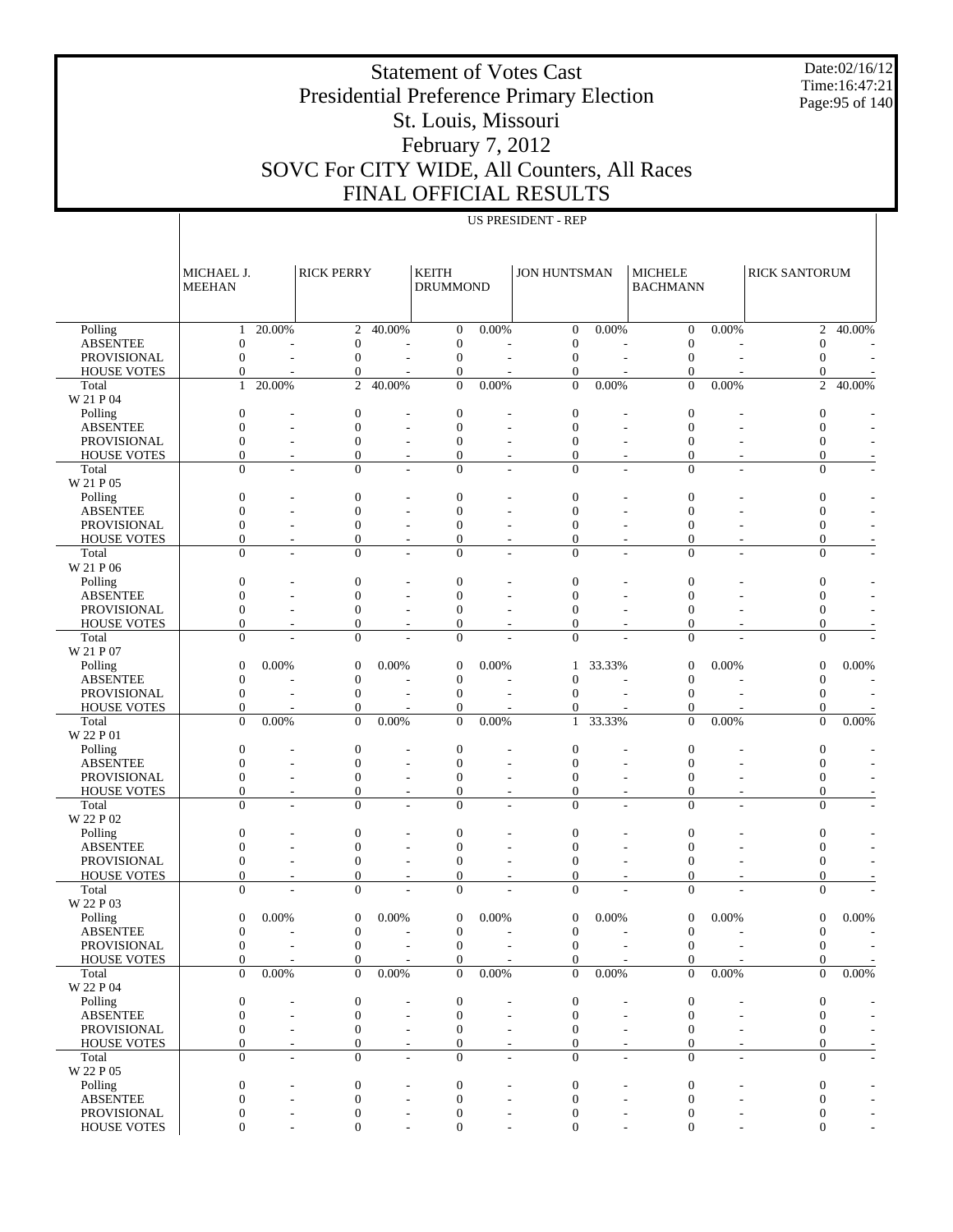# Statement of Votes Cast
# Presidential Preference Primary Election
# St. Louis, Missouri
# February 7, 2012
# SOVC For CITY WIDE, All Counters, All Races
# FINAL OFFICIAL RESULTS

Date:02/16/12
Time:16:47:21

US PRESIDENT - REP

| | MICHAEL J. MEEHAN | | RICK PERRY | | KEITH DRUMMOND | | JON HUNTSMAN | | MICHELE BACHMANN | | RICK SANTORUM | |
|---|---|---|---|---|---|---|---|---|---|---|---|---|
| Polling | 1 | 20.00% | 2 | 40.00% | 0 | 0.00% | 0 | 0.00% | 0 | 0.00% | 2 | 40.00% |
| ABSENTEE | 0 | - | 0 | - | 0 | - | 0 | - | 0 | - | 0 | - |
| PROVISIONAL | 0 | - | 0 | - | 0 | - | 0 | - | 0 | - | 0 | - |
| HOUSE VOTES | 0 | - | 0 | - | 0 | - | 0 | - | 0 | - | 0 | - |
| Total | 1 | 20.00% | 2 | 40.00% | 0 | 0.00% | 0 | 0.00% | 0 | 0.00% | 2 | 40.00% |
| W 21 P 04 | | | | | | | | | | | | |
| Polling | 0 | - | 0 | - | 0 | - | 0 | - | 0 | - | 0 | - |
| ABSENTEE | 0 | - | 0 | - | 0 | - | 0 | - | 0 | - | 0 | - |
| PROVISIONAL | 0 | - | 0 | - | 0 | - | 0 | - | 0 | - | 0 | - |
| HOUSE VOTES | 0 | - | 0 | - | 0 | - | 0 | - | 0 | - | 0 | - |
| Total | 0 | - | 0 | - | 0 | - | 0 | - | 0 | - | 0 | - |
| W 21 P 05 | | | | | | | | | | | | |
| Polling | 0 | - | 0 | - | 0 | - | 0 | - | 0 | - | 0 | - |
| ABSENTEE | 0 | - | 0 | - | 0 | - | 0 | - | 0 | - | 0 | - |
| PROVISIONAL | 0 | - | 0 | - | 0 | - | 0 | - | 0 | - | 0 | - |
| HOUSE VOTES | 0 | - | 0 | - | 0 | - | 0 | - | 0 | - | 0 | - |
| Total | 0 | - | 0 | - | 0 | - | 0 | - | 0 | - | 0 | - |
| W 21 P 06 | | | | | | | | | | | | |
| Polling | 0 | - | 0 | - | 0 | - | 0 | - | 0 | - | 0 | - |
| ABSENTEE | 0 | - | 0 | - | 0 | - | 0 | - | 0 | - | 0 | - |
| PROVISIONAL | 0 | - | 0 | - | 0 | - | 0 | - | 0 | - | 0 | - |
| HOUSE VOTES | 0 | - | 0 | - | 0 | - | 0 | - | 0 | - | 0 | - |
| Total | 0 | - | 0 | - | 0 | - | 0 | - | 0 | - | 0 | - |
| W 21 P 07 | | | | | | | | | | | | |
| Polling | 0 | 0.00% | 0 | 0.00% | 0 | 0.00% | 1 | 33.33% | 0 | 0.00% | 0 | 0.00% |
| ABSENTEE | 0 | - | 0 | - | 0 | - | 0 | - | 0 | - | 0 | - |
| PROVISIONAL | 0 | - | 0 | - | 0 | - | 0 | - | 0 | - | 0 | - |
| HOUSE VOTES | 0 | - | 0 | - | 0 | - | 0 | - | 0 | - | 0 | - |
| Total | 0 | 0.00% | 0 | 0.00% | 0 | 0.00% | 1 | 33.33% | 0 | 0.00% | 0 | 0.00% |
| W 22 P 01 | | | | | | | | | | | | |
| Polling | 0 | - | 0 | - | 0 | - | 0 | - | 0 | - | 0 | - |
| ABSENTEE | 0 | - | 0 | - | 0 | - | 0 | - | 0 | - | 0 | - |
| PROVISIONAL | 0 | - | 0 | - | 0 | - | 0 | - | 0 | - | 0 | - |
| HOUSE VOTES | 0 | - | 0 | - | 0 | - | 0 | - | 0 | - | 0 | - |
| Total | 0 | - | 0 | - | 0 | - | 0 | - | 0 | - | 0 | - |
| W 22 P 02 | | | | | | | | | | | | |
| Polling | 0 | - | 0 | - | 0 | - | 0 | - | 0 | - | 0 | - |
| ABSENTEE | 0 | - | 0 | - | 0 | - | 0 | - | 0 | - | 0 | - |
| PROVISIONAL | 0 | - | 0 | - | 0 | - | 0 | - | 0 | - | 0 | - |
| HOUSE VOTES | 0 | - | 0 | - | 0 | - | 0 | - | 0 | - | 0 | - |
| Total | 0 | - | 0 | - | 0 | - | 0 | - | 0 | - | 0 | - |
| W 22 P 03 | | | | | | | | | | | | |
| Polling | 0 | 0.00% | 0 | 0.00% | 0 | 0.00% | 0 | 0.00% | 0 | 0.00% | 0 | 0.00% |
| ABSENTEE | 0 | - | 0 | - | 0 | - | 0 | - | 0 | - | 0 | - |
| PROVISIONAL | 0 | - | 0 | - | 0 | - | 0 | - | 0 | - | 0 | - |
| HOUSE VOTES | 0 | - | 0 | - | 0 | - | 0 | - | 0 | - | 0 | - |
| Total | 0 | 0.00% | 0 | 0.00% | 0 | 0.00% | 0 | 0.00% | 0 | 0.00% | 0 | 0.00% |
| W 22 P 04 | | | | | | | | | | | | |
| Polling | 0 | - | 0 | - | 0 | - | 0 | - | 0 | - | 0 | - |
| ABSENTEE | 0 | - | 0 | - | 0 | - | 0 | - | 0 | - | 0 | - |
| PROVISIONAL | 0 | - | 0 | - | 0 | - | 0 | - | 0 | - | 0 | - |
| HOUSE VOTES | 0 | - | 0 | - | 0 | - | 0 | - | 0 | - | 0 | - |
| Total | 0 | - | 0 | - | 0 | - | 0 | - | 0 | - | 0 | - |
| W 22 P 05 | | | | | | | | | | | | |
| Polling | 0 | - | 0 | - | 0 | - | 0 | - | 0 | - | 0 | - |
| ABSENTEE | 0 | - | 0 | - | 0 | - | 0 | - | 0 | - | 0 | - |
| PROVISIONAL | 0 | - | 0 | - | 0 | - | 0 | - | 0 | - | 0 | - |
| HOUSE VOTES | 0 | - | 0 | - | 0 | - | 0 | - | 0 | - | 0 | - |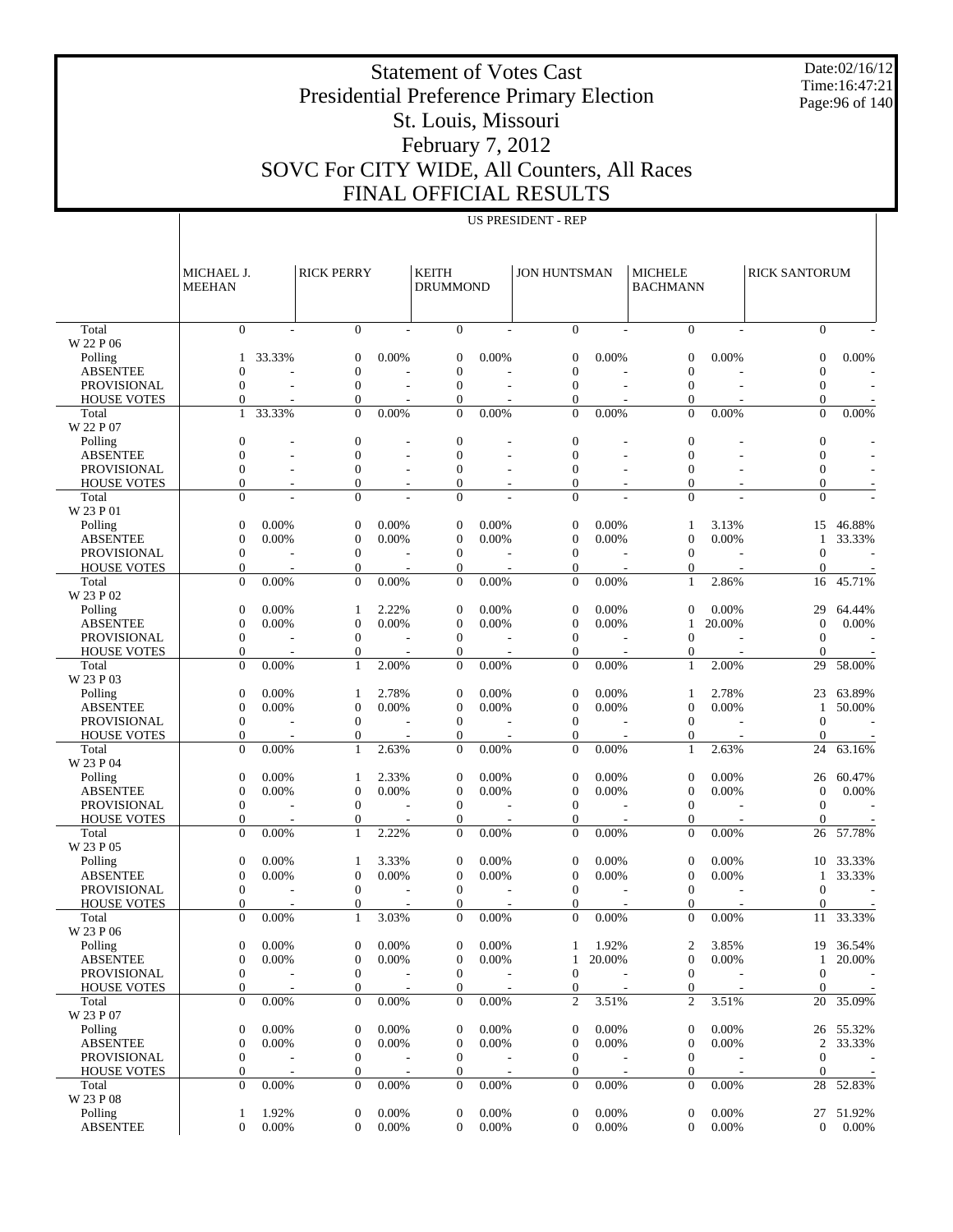# Statement of Votes Cast
## Presidential Preference Primary Election
## St. Louis, Missouri
## February 7, 2012
## SOVC For CITY WIDE, All Counters, All Races
## FINAL OFFICIAL RESULTS

Date:02/16/12
Time:16:47:21

US PRESIDENT - REP

| | MICHAEL J. MEEHAN | | RICK PERRY | | KEITH DRUMMOND | | JON HUNTSMAN | | MICHELE BACHMANN | | RICK SANTORUM | |
|---|---|---|---|---|---|---|---|---|---|---|---|---|
| Total | 0 | - | 0 | - | 0 | - | 0 | - | 0 | - | 0 | - |
| W 22 P 06 | | | | | | | | | | | | |
| Polling | 1 | 33.33% | 0 | 0.00% | 0 | 0.00% | 0 | 0.00% | 0 | 0.00% | 0 | 0.00% |
| ABSENTEE | 0 | - | 0 | - | 0 | - | 0 | - | 0 | - | 0 | - |
| PROVISIONAL | 0 | - | 0 | - | 0 | - | 0 | - | 0 | - | 0 | - |
| HOUSE VOTES | 0 | - | 0 | - | 0 | - | 0 | - | 0 | - | 0 | - |
| Total | 1 | 33.33% | 0 | 0.00% | 0 | 0.00% | 0 | 0.00% | 0 | 0.00% | 0 | 0.00% |
| W 22 P 07 | | | | | | | | | | | | |
| Polling | 0 | - | 0 | - | 0 | - | 0 | - | 0 | - | 0 | - |
| ABSENTEE | 0 | - | 0 | - | 0 | - | 0 | - | 0 | - | 0 | - |
| PROVISIONAL | 0 | - | 0 | - | 0 | - | 0 | - | 0 | - | 0 | - |
| HOUSE VOTES | 0 | - | 0 | - | 0 | - | 0 | - | 0 | - | 0 | - |
| Total | 0 | - | 0 | - | 0 | - | 0 | - | 0 | - | 0 | - |
| W 23 P 01 | | | | | | | | | | | | |
| Polling | 0 | 0.00% | 0 | 0.00% | 0 | 0.00% | 0 | 0.00% | 1 | 3.13% | 15 | 46.88% |
| ABSENTEE | 0 | 0.00% | 0 | 0.00% | 0 | 0.00% | 0 | 0.00% | 0 | 0.00% | 1 | 33.33% |
| PROVISIONAL | 0 | - | 0 | - | 0 | - | 0 | - | 0 | - | 0 | - |
| HOUSE VOTES | 0 | - | 0 | - | 0 | - | 0 | - | 0 | - | 0 | - |
| Total | 0 | 0.00% | 0 | 0.00% | 0 | 0.00% | 0 | 0.00% | 1 | 2.86% | 16 | 45.71% |
| W 23 P 02 | | | | | | | | | | | | |
| Polling | 0 | 0.00% | 1 | 2.22% | 0 | 0.00% | 0 | 0.00% | 0 | 0.00% | 29 | 64.44% |
| ABSENTEE | 0 | 0.00% | 0 | 0.00% | 0 | 0.00% | 0 | 0.00% | 1 | 20.00% | 0 | 0.00% |
| PROVISIONAL | 0 | - | 0 | - | 0 | - | 0 | - | 0 | - | 0 | - |
| HOUSE VOTES | 0 | - | 0 | - | 0 | - | 0 | - | 0 | - | 0 | - |
| Total | 0 | 0.00% | 1 | 2.00% | 0 | 0.00% | 0 | 0.00% | 1 | 2.00% | 29 | 58.00% |
| W 23 P 03 | | | | | | | | | | | | |
| Polling | 0 | 0.00% | 1 | 2.78% | 0 | 0.00% | 0 | 0.00% | 1 | 2.78% | 23 | 63.89% |
| ABSENTEE | 0 | 0.00% | 0 | 0.00% | 0 | 0.00% | 0 | 0.00% | 0 | 0.00% | 1 | 50.00% |
| PROVISIONAL | 0 | - | 0 | - | 0 | - | 0 | - | 0 | - | 0 | - |
| HOUSE VOTES | 0 | - | 0 | - | 0 | - | 0 | - | 0 | - | 0 | - |
| Total | 0 | 0.00% | 1 | 2.63% | 0 | 0.00% | 0 | 0.00% | 1 | 2.63% | 24 | 63.16% |
| W 23 P 04 | | | | | | | | | | | | |
| Polling | 0 | 0.00% | 1 | 2.33% | 0 | 0.00% | 0 | 0.00% | 0 | 0.00% | 26 | 60.47% |
| ABSENTEE | 0 | 0.00% | 0 | 0.00% | 0 | 0.00% | 0 | 0.00% | 0 | 0.00% | 0 | 0.00% |
| PROVISIONAL | 0 | - | 0 | - | 0 | - | 0 | - | 0 | - | 0 | - |
| HOUSE VOTES | 0 | - | 0 | - | 0 | - | 0 | - | 0 | - | 0 | - |
| Total | 0 | 0.00% | 1 | 2.22% | 0 | 0.00% | 0 | 0.00% | 0 | 0.00% | 26 | 57.78% |
| W 23 P 05 | | | | | | | | | | | | |
| Polling | 0 | 0.00% | 1 | 3.33% | 0 | 0.00% | 0 | 0.00% | 0 | 0.00% | 10 | 33.33% |
| ABSENTEE | 0 | 0.00% | 0 | 0.00% | 0 | 0.00% | 0 | 0.00% | 0 | 0.00% | 1 | 33.33% |
| PROVISIONAL | 0 | - | 0 | - | 0 | - | 0 | - | 0 | - | 0 | - |
| HOUSE VOTES | 0 | - | 0 | - | 0 | - | 0 | - | 0 | - | 0 | - |
| Total | 0 | 0.00% | 1 | 3.03% | 0 | 0.00% | 0 | 0.00% | 0 | 0.00% | 11 | 33.33% |
| W 23 P 06 | | | | | | | | | | | | |
| Polling | 0 | 0.00% | 0 | 0.00% | 0 | 0.00% | 1 | 1.92% | 2 | 3.85% | 19 | 36.54% |
| ABSENTEE | 0 | 0.00% | 0 | 0.00% | 0 | 0.00% | 1 | 20.00% | 0 | 0.00% | 1 | 20.00% |
| PROVISIONAL | 0 | - | 0 | - | 0 | - | 0 | - | 0 | - | 0 | - |
| HOUSE VOTES | 0 | - | 0 | - | 0 | - | 0 | - | 0 | - | 0 | - |
| Total | 0 | 0.00% | 0 | 0.00% | 0 | 0.00% | 2 | 3.51% | 2 | 3.51% | 20 | 35.09% |
| W 23 P 07 | | | | | | | | | | | | |
| Polling | 0 | 0.00% | 0 | 0.00% | 0 | 0.00% | 0 | 0.00% | 0 | 0.00% | 26 | 55.32% |
| ABSENTEE | 0 | 0.00% | 0 | 0.00% | 0 | 0.00% | 0 | 0.00% | 0 | 0.00% | 2 | 33.33% |
| PROVISIONAL | 0 | - | 0 | - | 0 | - | 0 | - | 0 | - | 0 | - |
| HOUSE VOTES | 0 | - | 0 | - | 0 | - | 0 | - | 0 | - | 0 | - |
| Total | 0 | 0.00% | 0 | 0.00% | 0 | 0.00% | 0 | 0.00% | 0 | 0.00% | 28 | 52.83% |
| W 23 P 08 | | | | | | | | | | | | |
| Polling | 1 | 1.92% | 0 | 0.00% | 0 | 0.00% | 0 | 0.00% | 0 | 0.00% | 27 | 51.92% |
| ABSENTEE | 0 | 0.00% | 0 | 0.00% | 0 | 0.00% | 0 | 0.00% | 0 | 0.00% | 0 | 0.00% |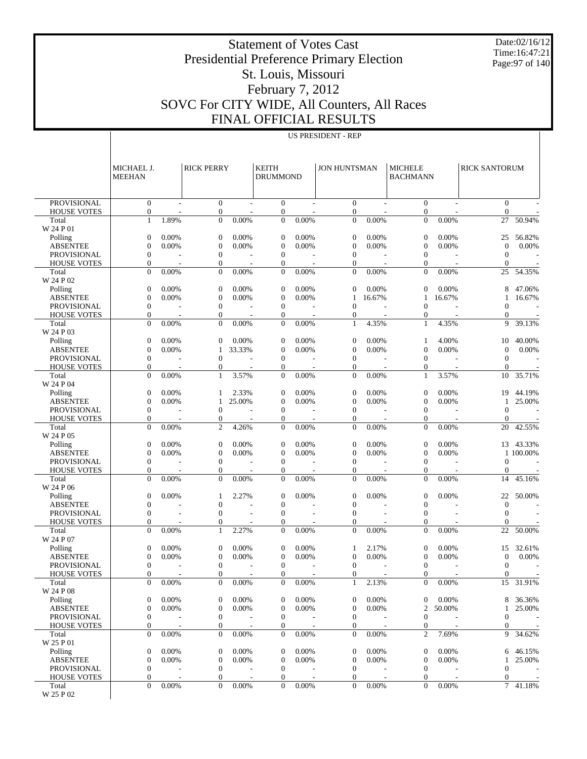# Statement of Votes Cast
# Presidential Preference Primary Election
# St. Louis, Missouri
# February 7, 2012
# SOVC For CITY WIDE, All Counters, All Races
# FINAL OFFICIAL RESULTS

Date:02/16/12
Time:16:47:21

## US PRESIDENT - REP

| | MICHAEL J. MEEHAN | | RICK PERRY | | KEITH DRUMMOND | | JON HUNTSMAN | | MICHELE BACHMANN | | RICK SANTORUM | |
|---|---|---|---|---|---|---|---|---|---|---|---|---|
| PROVISIONAL | 0 | - | 0 | - | 0 | - | 0 | - | 0 | - | 0 | - |
| HOUSE VOTES | 0 | - | 0 | - | 0 | - | 0 | - | 0 | - | 0 | - |
| Total | 1 | 1.89% | 0 | 0.00% | 0 | 0.00% | 0 | 0.00% | 0 | 0.00% | 27 | 50.94% |
| W 24 P 01 | | | | | | | | | | | | |
| Polling | 0 | 0.00% | 0 | 0.00% | 0 | 0.00% | 0 | 0.00% | 0 | 0.00% | 25 | 56.82% |
| ABSENTEE | 0 | 0.00% | 0 | 0.00% | 0 | 0.00% | 0 | 0.00% | 0 | 0.00% | 0 | 0.00% |
| PROVISIONAL | 0 | - | 0 | - | 0 | - | 0 | - | 0 | - | 0 | - |
| HOUSE VOTES | 0 | - | 0 | - | 0 | - | 0 | - | 0 | - | 0 | - |
| Total | 0 | 0.00% | 0 | 0.00% | 0 | 0.00% | 0 | 0.00% | 0 | 0.00% | 25 | 54.35% |
| W 24 P 02 | | | | | | | | | | | | |
| Polling | 0 | 0.00% | 0 | 0.00% | 0 | 0.00% | 0 | 0.00% | 0 | 0.00% | 8 | 47.06% |
| ABSENTEE | 0 | 0.00% | 0 | 0.00% | 0 | 0.00% | 1 | 16.67% | 1 | 16.67% | 1 | 16.67% |
| PROVISIONAL | 0 | - | 0 | - | 0 | - | 0 | - | 0 | - | 0 | - |
| HOUSE VOTES | 0 | - | 0 | - | 0 | - | 0 | - | 0 | - | 0 | - |
| Total | 0 | 0.00% | 0 | 0.00% | 0 | 0.00% | 1 | 4.35% | 1 | 4.35% | 9 | 39.13% |
| W 24 P 03 | | | | | | | | | | | | |
| Polling | 0 | 0.00% | 0 | 0.00% | 0 | 0.00% | 0 | 0.00% | 1 | 4.00% | 10 | 40.00% |
| ABSENTEE | 0 | 0.00% | 1 | 33.33% | 0 | 0.00% | 0 | 0.00% | 0 | 0.00% | 0 | 0.00% |
| PROVISIONAL | 0 | - | 0 | - | 0 | - | 0 | - | 0 | - | 0 | - |
| HOUSE VOTES | 0 | - | 0 | - | 0 | - | 0 | - | 0 | - | 0 | - |
| Total | 0 | 0.00% | 1 | 3.57% | 0 | 0.00% | 0 | 0.00% | 1 | 3.57% | 10 | 35.71% |
| W 24 P 04 | | | | | | | | | | | | |
| Polling | 0 | 0.00% | 1 | 2.33% | 0 | 0.00% | 0 | 0.00% | 0 | 0.00% | 19 | 44.19% |
| ABSENTEE | 0 | 0.00% | 1 | 25.00% | 0 | 0.00% | 0 | 0.00% | 0 | 0.00% | 1 | 25.00% |
| PROVISIONAL | 0 | - | 0 | - | 0 | - | 0 | - | 0 | - | 0 | - |
| HOUSE VOTES | 0 | - | 0 | - | 0 | - | 0 | - | 0 | - | 0 | - |
| Total | 0 | 0.00% | 2 | 4.26% | 0 | 0.00% | 0 | 0.00% | 0 | 0.00% | 20 | 42.55% |
| W 24 P 05 | | | | | | | | | | | | |
| Polling | 0 | 0.00% | 0 | 0.00% | 0 | 0.00% | 0 | 0.00% | 0 | 0.00% | 13 | 43.33% |
| ABSENTEE | 0 | 0.00% | 0 | 0.00% | 0 | 0.00% | 0 | 0.00% | 0 | 0.00% | 1 | 100.00% |
| PROVISIONAL | 0 | - | 0 | - | 0 | - | 0 | - | 0 | - | 0 | - |
| HOUSE VOTES | 0 | - | 0 | - | 0 | - | 0 | - | 0 | - | 0 | - |
| Total | 0 | 0.00% | 0 | 0.00% | 0 | 0.00% | 0 | 0.00% | 0 | 0.00% | 14 | 45.16% |
| W 24 P 06 | | | | | | | | | | | | |
| Polling | 0 | 0.00% | 1 | 2.27% | 0 | 0.00% | 0 | 0.00% | 0 | 0.00% | 22 | 50.00% |
| ABSENTEE | 0 | - | 0 | - | 0 | - | 0 | - | 0 | - | 0 | - |
| PROVISIONAL | 0 | - | 0 | - | 0 | - | 0 | - | 0 | - | 0 | - |
| HOUSE VOTES | 0 | - | 0 | - | 0 | - | 0 | - | 0 | - | 0 | - |
| Total | 0 | 0.00% | 1 | 2.27% | 0 | 0.00% | 0 | 0.00% | 0 | 0.00% | 22 | 50.00% |
| W 24 P 07 | | | | | | | | | | | | |
| Polling | 0 | 0.00% | 0 | 0.00% | 0 | 0.00% | 1 | 2.17% | 0 | 0.00% | 15 | 32.61% |
| ABSENTEE | 0 | 0.00% | 0 | 0.00% | 0 | 0.00% | 0 | 0.00% | 0 | 0.00% | 0 | 0.00% |
| PROVISIONAL | 0 | - | 0 | - | 0 | - | 0 | - | 0 | - | 0 | - |
| HOUSE VOTES | 0 | - | 0 | - | 0 | - | 0 | - | 0 | - | 0 | - |
| Total | 0 | 0.00% | 0 | 0.00% | 0 | 0.00% | 1 | 2.13% | 0 | 0.00% | 15 | 31.91% |
| W 24 P 08 | | | | | | | | | | | | |
| Polling | 0 | 0.00% | 0 | 0.00% | 0 | 0.00% | 0 | 0.00% | 0 | 0.00% | 8 | 36.36% |
| ABSENTEE | 0 | 0.00% | 0 | 0.00% | 0 | 0.00% | 0 | 0.00% | 2 | 50.00% | 1 | 25.00% |
| PROVISIONAL | 0 | - | 0 | - | 0 | - | 0 | - | 0 | - | 0 | - |
| HOUSE VOTES | 0 | - | 0 | - | 0 | - | 0 | - | 0 | - | 0 | - |
| Total | 0 | 0.00% | 0 | 0.00% | 0 | 0.00% | 0 | 0.00% | 2 | 7.69% | 9 | 34.62% |
| W 25 P 01 | | | | | | | | | | | | |
| Polling | 0 | 0.00% | 0 | 0.00% | 0 | 0.00% | 0 | 0.00% | 0 | 0.00% | 6 | 46.15% |
| ABSENTEE | 0 | 0.00% | 0 | 0.00% | 0 | 0.00% | 0 | 0.00% | 0 | 0.00% | 1 | 25.00% |
| PROVISIONAL | 0 | - | 0 | - | 0 | - | 0 | - | 0 | - | 0 | - |
| HOUSE VOTES | 0 | - | 0 | - | 0 | - | 0 | - | 0 | - | 0 | - |
| Total | 0 | 0.00% | 0 | 0.00% | 0 | 0.00% | 0 | 0.00% | 0 | 0.00% | 7 | 41.18% |
| W 25 P 02 | | | | | | | | | | | | |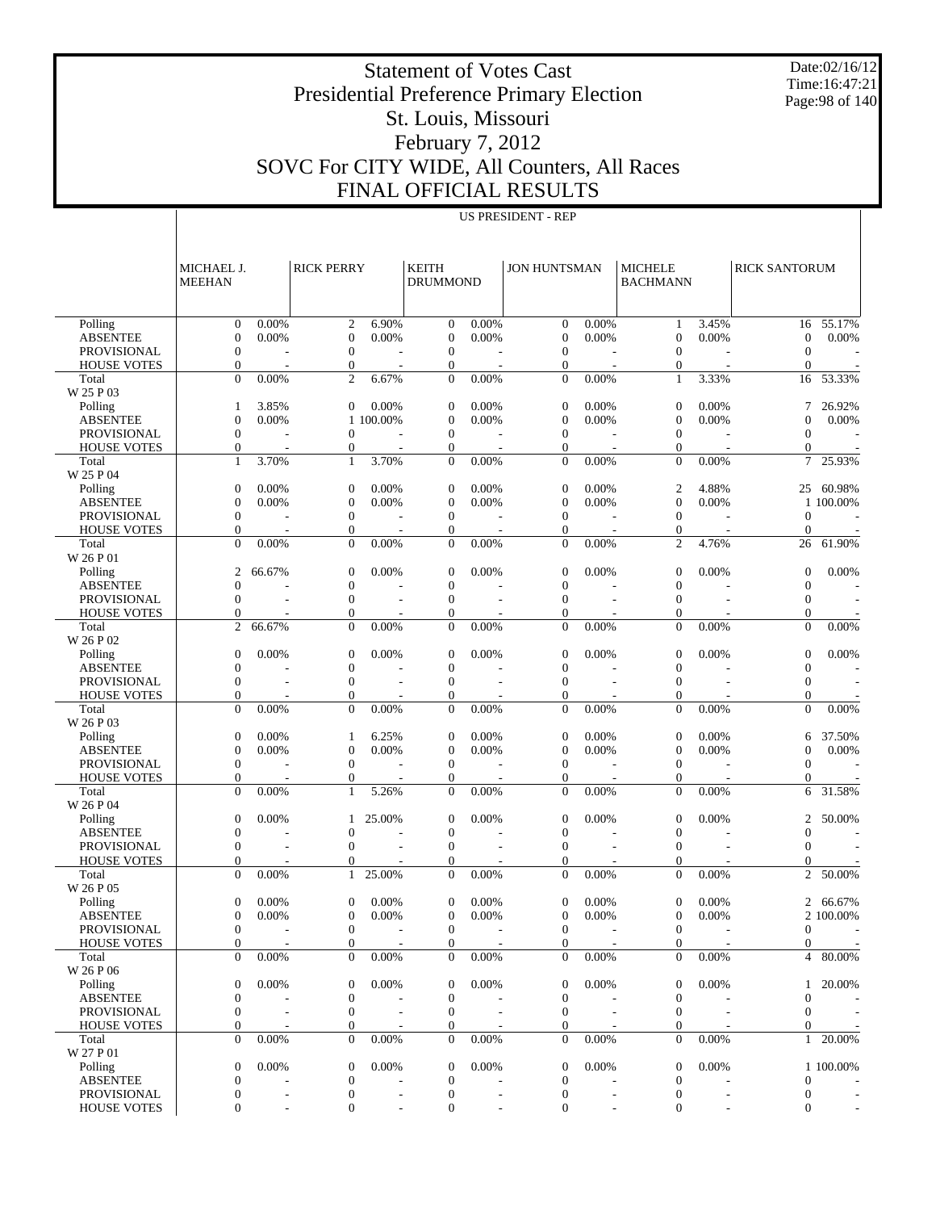# Statement of Votes Cast
# Presidential Preference Primary Election
# St. Louis, Missouri
# February 7, 2012
# SOVC For CITY WIDE, All Counters, All Races
# FINAL OFFICIAL RESULTS

Date:02/16/12
Time:16:47:21

## US PRESIDENT - REP

| | MICHAEL J. MEEHAN | | RICK PERRY | | KEITH DRUMMOND | | JON HUNTSMAN | | MICHELE BACHMANN | | RICK SANTORUM | |
|---|---|---|---|---|---|---|---|---|---|---|---|---|
| Polling | 0 | 0.00% | 2 | 6.90% | 0 | 0.00% | 0 | 0.00% | 1 | 3.45% | 16 | 55.17% |
| ABSENTEE | 0 | 0.00% | 0 | 0.00% | 0 | 0.00% | 0 | 0.00% | 0 | 0.00% | 0 | 0.00% |
| PROVISIONAL | 0 | - | 0 | - | 0 | - | 0 | - | 0 | - | 0 | - |
| HOUSE VOTES | 0 | - | 0 | - | 0 | - | 0 | - | 0 | - | 0 | - |
| Total | 0 | 0.00% | 2 | 6.67% | 0 | 0.00% | 0 | 0.00% | 1 | 3.33% | 16 | 53.33% |
| W 25 P 03 | | | | | | | | | | | | |
| Polling | 1 | 3.85% | 0 | 0.00% | 0 | 0.00% | 0 | 0.00% | 0 | 0.00% | 7 | 26.92% |
| ABSENTEE | 0 | 0.00% | 1 | 100.00% | 0 | 0.00% | 0 | 0.00% | 0 | 0.00% | 0 | 0.00% |
| PROVISIONAL | 0 | - | 0 | - | 0 | - | 0 | - | 0 | - | 0 | - |
| HOUSE VOTES | 0 | - | 0 | - | 0 | - | 0 | - | 0 | - | 0 | - |
| Total | 1 | 3.70% | 1 | 3.70% | 0 | 0.00% | 0 | 0.00% | 0 | 0.00% | 7 | 25.93% |
| W 25 P 04 | | | | | | | | | | | | |
| Polling | 0 | 0.00% | 0 | 0.00% | 0 | 0.00% | 0 | 0.00% | 2 | 4.88% | 25 | 60.98% |
| ABSENTEE | 0 | 0.00% | 0 | 0.00% | 0 | 0.00% | 0 | 0.00% | 0 | 0.00% | 1 | 100.00% |
| PROVISIONAL | 0 | - | 0 | - | 0 | - | 0 | - | 0 | - | 0 | - |
| HOUSE VOTES | 0 | - | 0 | - | 0 | - | 0 | - | 0 | - | 0 | - |
| Total | 0 | 0.00% | 0 | 0.00% | 0 | 0.00% | 0 | 0.00% | 2 | 4.76% | 26 | 61.90% |
| W 26 P 01 | | | | | | | | | | | | |
| Polling | 2 | 66.67% | 0 | 0.00% | 0 | 0.00% | 0 | 0.00% | 0 | 0.00% | 0 | 0.00% |
| ABSENTEE | 0 | - | 0 | - | 0 | - | 0 | - | 0 | - | 0 | - |
| PROVISIONAL | 0 | - | 0 | - | 0 | - | 0 | - | 0 | - | 0 | - |
| HOUSE VOTES | 0 | - | 0 | - | 0 | - | 0 | - | 0 | - | 0 | - |
| Total | 2 | 66.67% | 0 | 0.00% | 0 | 0.00% | 0 | 0.00% | 0 | 0.00% | 0 | 0.00% |
| W 26 P 02 | | | | | | | | | | | | |
| Polling | 0 | 0.00% | 0 | 0.00% | 0 | 0.00% | 0 | 0.00% | 0 | 0.00% | 0 | 0.00% |
| ABSENTEE | 0 | - | 0 | - | 0 | - | 0 | - | 0 | - | 0 | - |
| PROVISIONAL | 0 | - | 0 | - | 0 | - | 0 | - | 0 | - | 0 | - |
| HOUSE VOTES | 0 | - | 0 | - | 0 | - | 0 | - | 0 | - | 0 | - |
| Total | 0 | 0.00% | 0 | 0.00% | 0 | 0.00% | 0 | 0.00% | 0 | 0.00% | 0 | 0.00% |
| W 26 P 03 | | | | | | | | | | | | |
| Polling | 0 | 0.00% | 1 | 6.25% | 0 | 0.00% | 0 | 0.00% | 0 | 0.00% | 6 | 37.50% |
| ABSENTEE | 0 | 0.00% | 0 | 0.00% | 0 | 0.00% | 0 | 0.00% | 0 | 0.00% | 0 | 0.00% |
| PROVISIONAL | 0 | - | 0 | - | 0 | - | 0 | - | 0 | - | 0 | - |
| HOUSE VOTES | 0 | - | 0 | - | 0 | - | 0 | - | 0 | - | 0 | - |
| Total | 0 | 0.00% | 1 | 5.26% | 0 | 0.00% | 0 | 0.00% | 0 | 0.00% | 6 | 31.58% |
| W 26 P 04 | | | | | | | | | | | | |
| Polling | 0 | 0.00% | 1 | 25.00% | 0 | 0.00% | 0 | 0.00% | 0 | 0.00% | 2 | 50.00% |
| ABSENTEE | 0 | - | 0 | - | 0 | - | 0 | - | 0 | - | 0 | - |
| PROVISIONAL | 0 | - | 0 | - | 0 | - | 0 | - | 0 | - | 0 | - |
| HOUSE VOTES | 0 | - | 0 | - | 0 | - | 0 | - | 0 | - | 0 | - |
| Total | 0 | 0.00% | 1 | 25.00% | 0 | 0.00% | 0 | 0.00% | 0 | 0.00% | 2 | 50.00% |
| W 26 P 05 | | | | | | | | | | | | |
| Polling | 0 | 0.00% | 0 | 0.00% | 0 | 0.00% | 0 | 0.00% | 0 | 0.00% | 2 | 66.67% |
| ABSENTEE | 0 | 0.00% | 0 | 0.00% | 0 | 0.00% | 0 | 0.00% | 0 | 0.00% | 2 | 100.00% |
| PROVISIONAL | 0 | - | 0 | - | 0 | - | 0 | - | 0 | - | 0 | - |
| HOUSE VOTES | 0 | - | 0 | - | 0 | - | 0 | - | 0 | - | 0 | - |
| Total | 0 | 0.00% | 0 | 0.00% | 0 | 0.00% | 0 | 0.00% | 0 | 0.00% | 4 | 80.00% |
| W 26 P 06 | | | | | | | | | | | | |
| Polling | 0 | 0.00% | 0 | 0.00% | 0 | 0.00% | 0 | 0.00% | 0 | 0.00% | 1 | 20.00% |
| ABSENTEE | 0 | - | 0 | - | 0 | - | 0 | - | 0 | - | 0 | - |
| PROVISIONAL | 0 | - | 0 | - | 0 | - | 0 | - | 0 | - | 0 | - |
| HOUSE VOTES | 0 | - | 0 | - | 0 | - | 0 | - | 0 | - | 0 | - |
| Total | 0 | 0.00% | 0 | 0.00% | 0 | 0.00% | 0 | 0.00% | 0 | 0.00% | 1 | 20.00% |
| W 27 P 01 | | | | | | | | | | | | |
| Polling | 0 | 0.00% | 0 | 0.00% | 0 | 0.00% | 0 | 0.00% | 0 | 0.00% | 1 | 100.00% |
| ABSENTEE | 0 | - | 0 | - | 0 | - | 0 | - | 0 | - | 0 | - |
| PROVISIONAL | 0 | - | 0 | - | 0 | - | 0 | - | 0 | - | 0 | - |
| HOUSE VOTES | 0 | - | 0 | - | 0 | - | 0 | - | 0 | - | 0 | - |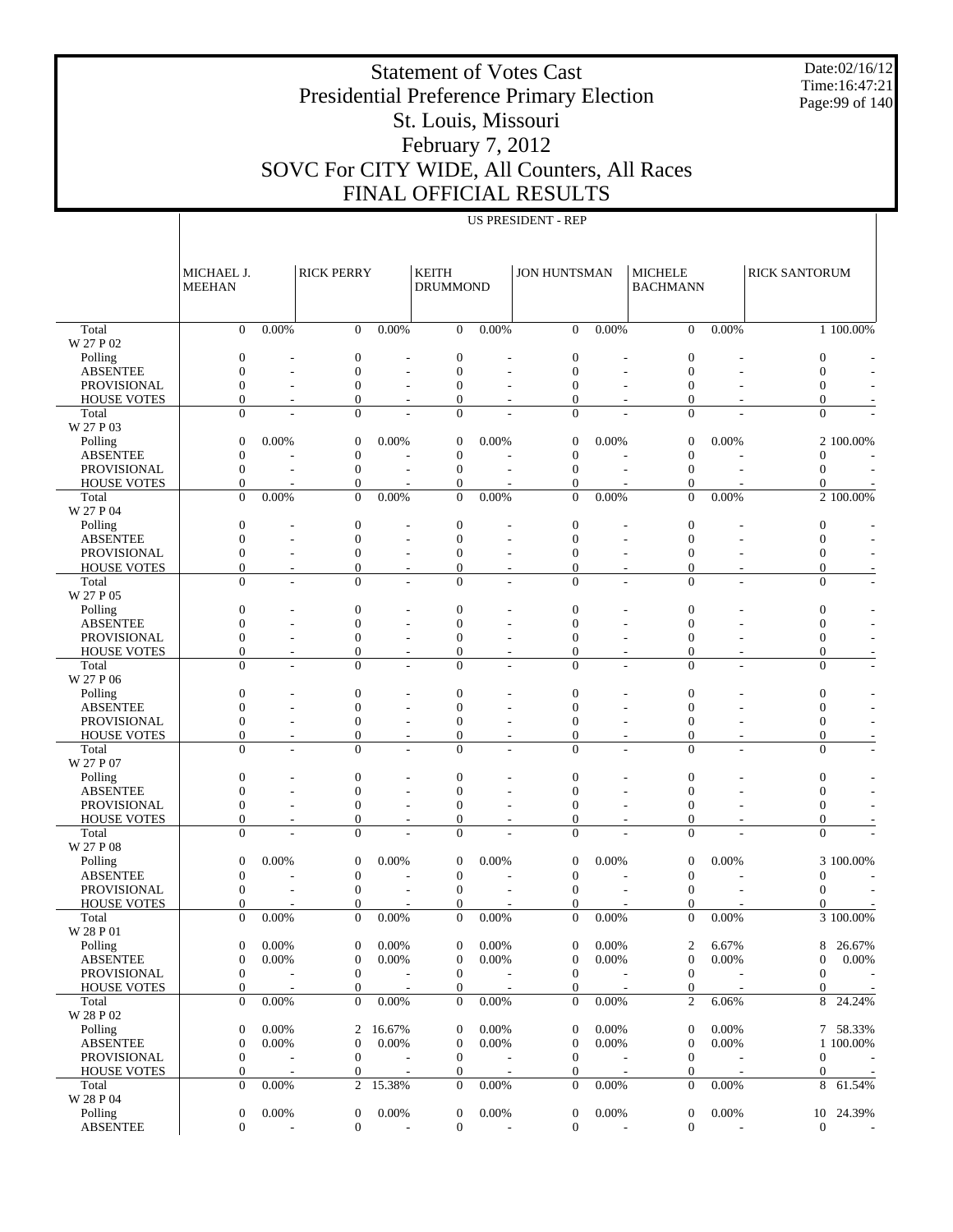# Statement of Votes Cast
# Presidential Preference Primary Election
# St. Louis, Missouri
# February 7, 2012
# SOVC For CITY WIDE, All Counters, All Races
# FINAL OFFICIAL RESULTS

Date:02/16/12
Time:16:47:21

US PRESIDENT - REP

| | MICHAEL J. MEEHAN | | RICK PERRY | | KEITH DRUMMOND | | JON HUNTSMAN | | MICHELE BACHMANN | | RICK SANTORUM | |
|---|---|---|---|---|---|---|---|---|---|---|---|---|
| Total | 0 | 0.00% | 0 | 0.00% | 0 | 0.00% | 0 | 0.00% | 0 | 0.00% | 1 | 100.00% |
| W 27 P 02 | | | | | | | | | | | | |
| Polling | 0 | - | 0 | - | 0 | - | 0 | - | 0 | - | 0 | - |
| ABSENTEE | 0 | - | 0 | - | 0 | - | 0 | - | 0 | - | 0 | - |
| PROVISIONAL | 0 | - | 0 | - | 0 | - | 0 | - | 0 | - | 0 | - |
| HOUSE VOTES | 0 | - | 0 | - | 0 | - | 0 | - | 0 | - | 0 | - |
| Total | 0 | - | 0 | - | 0 | - | 0 | - | 0 | - | 0 | - |
| W 27 P 03 | | | | | | | | | | | | |
| Polling | 0 | 0.00% | 0 | 0.00% | 0 | 0.00% | 0 | 0.00% | 0 | 0.00% | 2 | 100.00% |
| ABSENTEE | 0 | - | 0 | - | 0 | - | 0 | - | 0 | - | 0 | - |
| PROVISIONAL | 0 | - | 0 | - | 0 | - | 0 | - | 0 | - | 0 | - |
| HOUSE VOTES | 0 | - | 0 | - | 0 | - | 0 | - | 0 | - | 0 | - |
| Total | 0 | 0.00% | 0 | 0.00% | 0 | 0.00% | 0 | 0.00% | 0 | 0.00% | 2 | 100.00% |
| W 27 P 04 | | | | | | | | | | | | |
| Polling | 0 | - | 0 | - | 0 | - | 0 | - | 0 | - | 0 | - |
| ABSENTEE | 0 | - | 0 | - | 0 | - | 0 | - | 0 | - | 0 | - |
| PROVISIONAL | 0 | - | 0 | - | 0 | - | 0 | - | 0 | - | 0 | - |
| HOUSE VOTES | 0 | - | 0 | - | 0 | - | 0 | - | 0 | - | 0 | - |
| Total | 0 | - | 0 | - | 0 | - | 0 | - | 0 | - | 0 | - |
| W 27 P 05 | | | | | | | | | | | | |
| Polling | 0 | - | 0 | - | 0 | - | 0 | - | 0 | - | 0 | - |
| ABSENTEE | 0 | - | 0 | - | 0 | - | 0 | - | 0 | - | 0 | - |
| PROVISIONAL | 0 | - | 0 | - | 0 | - | 0 | - | 0 | - | 0 | - |
| HOUSE VOTES | 0 | - | 0 | - | 0 | - | 0 | - | 0 | - | 0 | - |
| Total | 0 | - | 0 | - | 0 | - | 0 | - | 0 | - | 0 | - |
| W 27 P 06 | | | | | | | | | | | | |
| Polling | 0 | - | 0 | - | 0 | - | 0 | - | 0 | - | 0 | - |
| ABSENTEE | 0 | - | 0 | - | 0 | - | 0 | - | 0 | - | 0 | - |
| PROVISIONAL | 0 | - | 0 | - | 0 | - | 0 | - | 0 | - | 0 | - |
| HOUSE VOTES | 0 | - | 0 | - | 0 | - | 0 | - | 0 | - | 0 | - |
| Total | 0 | - | 0 | - | 0 | - | 0 | - | 0 | - | 0 | - |
| W 27 P 07 | | | | | | | | | | | | |
| Polling | 0 | - | 0 | - | 0 | - | 0 | - | 0 | - | 0 | - |
| ABSENTEE | 0 | - | 0 | - | 0 | - | 0 | - | 0 | - | 0 | - |
| PROVISIONAL | 0 | - | 0 | - | 0 | - | 0 | - | 0 | - | 0 | - |
| HOUSE VOTES | 0 | - | 0 | - | 0 | - | 0 | - | 0 | - | 0 | - |
| Total | 0 | - | 0 | - | 0 | - | 0 | - | 0 | - | 0 | - |
| W 27 P 08 | | | | | | | | | | | | |
| Polling | 0 | 0.00% | 0 | 0.00% | 0 | 0.00% | 0 | 0.00% | 0 | 0.00% | 3 | 100.00% |
| ABSENTEE | 0 | - | 0 | - | 0 | - | 0 | - | 0 | - | 0 | - |
| PROVISIONAL | 0 | - | 0 | - | 0 | - | 0 | - | 0 | - | 0 | - |
| HOUSE VOTES | 0 | - | 0 | - | 0 | - | 0 | - | 0 | - | 0 | - |
| Total | 0 | 0.00% | 0 | 0.00% | 0 | 0.00% | 0 | 0.00% | 0 | 0.00% | 3 | 100.00% |
| W 28 P 01 | | | | | | | | | | | | |
| Polling | 0 | 0.00% | 0 | 0.00% | 0 | 0.00% | 0 | 0.00% | 2 | 6.67% | 8 | 26.67% |
| ABSENTEE | 0 | 0.00% | 0 | 0.00% | 0 | 0.00% | 0 | 0.00% | 0 | 0.00% | 0 | 0.00% |
| PROVISIONAL | 0 | - | 0 | - | 0 | - | 0 | - | 0 | - | 0 | - |
| HOUSE VOTES | 0 | - | 0 | - | 0 | - | 0 | - | 0 | - | 0 | - |
| Total | 0 | 0.00% | 0 | 0.00% | 0 | 0.00% | 0 | 0.00% | 2 | 6.06% | 8 | 24.24% |
| W 28 P 02 | | | | | | | | | | | | |
| Polling | 0 | 0.00% | 2 | 16.67% | 0 | 0.00% | 0 | 0.00% | 0 | 0.00% | 7 | 58.33% |
| ABSENTEE | 0 | 0.00% | 0 | 0.00% | 0 | 0.00% | 0 | 0.00% | 0 | 0.00% | 1 | 100.00% |
| PROVISIONAL | 0 | - | 0 | - | 0 | - | 0 | - | 0 | - | 0 | - |
| HOUSE VOTES | 0 | - | 0 | - | 0 | - | 0 | - | 0 | - | 0 | - |
| Total | 0 | 0.00% | 2 | 15.38% | 0 | 0.00% | 0 | 0.00% | 0 | 0.00% | 8 | 61.54% |
| W 28 P 04 | | | | | | | | | | | | |
| Polling | 0 | 0.00% | 0 | 0.00% | 0 | 0.00% | 0 | 0.00% | 0 | 0.00% | 10 | 24.39% |
| ABSENTEE | 0 | - | 0 | - | 0 | - | 0 | - | 0 | - | 0 | - |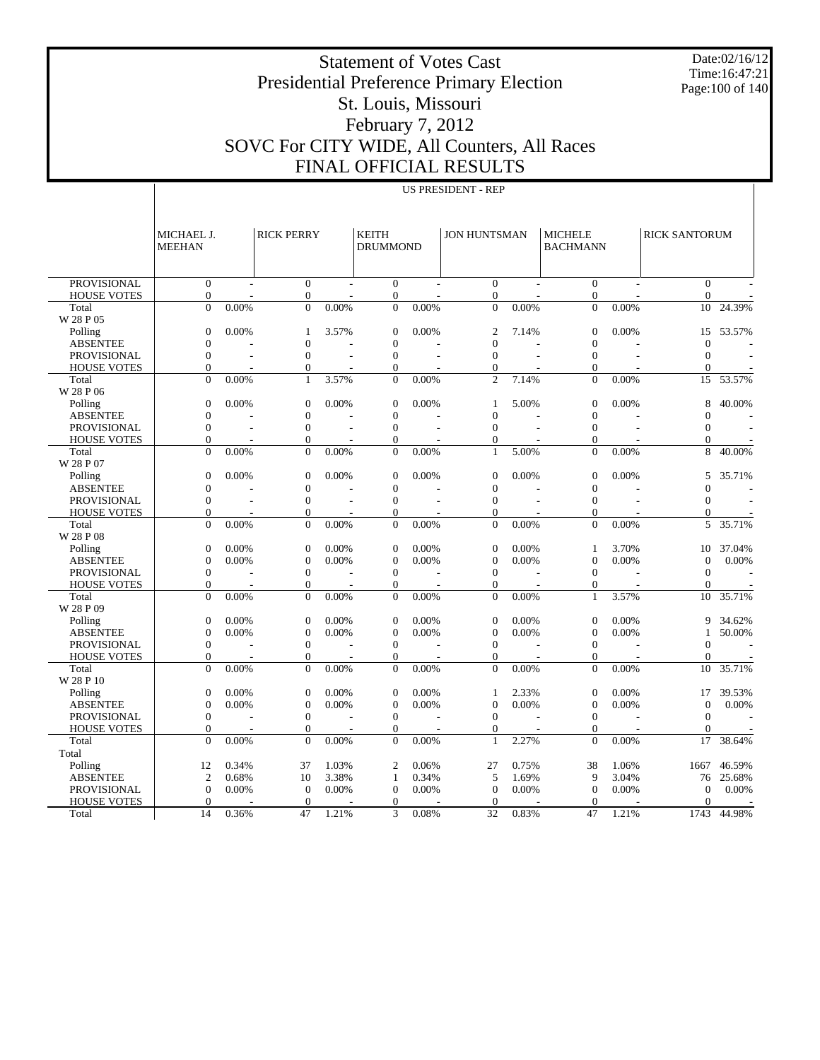# Statement of Votes Cast
# Presidential Preference Primary Election
# St. Louis, Missouri
# February 7, 2012
# SOVC For CITY WIDE, All Counters, All Races
# FINAL OFFICIAL RESULTS

Date:02/16/12
Time:16:47:21

US PRESIDENT - REP

| | MICHAEL J. MEEHAN | | RICK PERRY | | KEITH DRUMMOND | | JON HUNTSMAN | | MICHELE BACHMANN | | RICK SANTORUM | |
|---|---|---|---|---|---|---|---|---|---|---|---|---|
| PROVISIONAL | 0 | - | 0 | - | 0 | - | 0 | - | 0 | - | 0 | - |
| HOUSE VOTES | 0 | - | 0 | - | 0 | - | 0 | - | 0 | - | 0 | - |
| Total | 0 | 0.00% | 0 | 0.00% | 0 | 0.00% | 0 | 0.00% | 0 | 0.00% | 10 | 24.39% |
| W 28 P 05 | | | | | | | | | | | | |
| Polling | 0 | 0.00% | 1 | 3.57% | 0 | 0.00% | 2 | 7.14% | 0 | 0.00% | 15 | 53.57% |
| ABSENTEE | 0 | - | 0 | - | 0 | - | 0 | - | 0 | - | 0 | - |
| PROVISIONAL | 0 | - | 0 | - | 0 | - | 0 | - | 0 | - | 0 | - |
| HOUSE VOTES | 0 | - | 0 | - | 0 | - | 0 | - | 0 | - | 0 | - |
| Total | 0 | 0.00% | 1 | 3.57% | 0 | 0.00% | 2 | 7.14% | 0 | 0.00% | 15 | 53.57% |
| W 28 P 06 | | | | | | | | | | | | |
| Polling | 0 | 0.00% | 0 | 0.00% | 0 | 0.00% | 1 | 5.00% | 0 | 0.00% | 8 | 40.00% |
| ABSENTEE | 0 | - | 0 | - | 0 | - | 0 | - | 0 | - | 0 | - |
| PROVISIONAL | 0 | - | 0 | - | 0 | - | 0 | - | 0 | - | 0 | - |
| HOUSE VOTES | 0 | - | 0 | - | 0 | - | 0 | - | 0 | - | 0 | - |
| Total | 0 | 0.00% | 0 | 0.00% | 0 | 0.00% | 1 | 5.00% | 0 | 0.00% | 8 | 40.00% |
| W 28 P 07 | | | | | | | | | | | | |
| Polling | 0 | 0.00% | 0 | 0.00% | 0 | 0.00% | 0 | 0.00% | 0 | 0.00% | 5 | 35.71% |
| ABSENTEE | 0 | - | 0 | - | 0 | - | 0 | - | 0 | - | 0 | - |
| PROVISIONAL | 0 | - | 0 | - | 0 | - | 0 | - | 0 | - | 0 | - |
| HOUSE VOTES | 0 | - | 0 | - | 0 | - | 0 | - | 0 | - | 0 | - |
| Total | 0 | 0.00% | 0 | 0.00% | 0 | 0.00% | 0 | 0.00% | 0 | 0.00% | 5 | 35.71% |
| W 28 P 08 | | | | | | | | | | | | |
| Polling | 0 | 0.00% | 0 | 0.00% | 0 | 0.00% | 0 | 0.00% | 1 | 3.70% | 10 | 37.04% |
| ABSENTEE | 0 | 0.00% | 0 | 0.00% | 0 | 0.00% | 0 | 0.00% | 0 | 0.00% | 0 | 0.00% |
| PROVISIONAL | 0 | - | 0 | - | 0 | - | 0 | - | 0 | - | 0 | - |
| HOUSE VOTES | 0 | - | 0 | - | 0 | - | 0 | - | 0 | - | 0 | - |
| Total | 0 | 0.00% | 0 | 0.00% | 0 | 0.00% | 0 | 0.00% | 1 | 3.57% | 10 | 35.71% |
| W 28 P 09 | | | | | | | | | | | | |
| Polling | 0 | 0.00% | 0 | 0.00% | 0 | 0.00% | 0 | 0.00% | 0 | 0.00% | 9 | 34.62% |
| ABSENTEE | 0 | 0.00% | 0 | 0.00% | 0 | 0.00% | 0 | 0.00% | 0 | 0.00% | 1 | 50.00% |
| PROVISIONAL | 0 | - | 0 | - | 0 | - | 0 | - | 0 | - | 0 | - |
| HOUSE VOTES | 0 | - | 0 | - | 0 | - | 0 | - | 0 | - | 0 | - |
| Total | 0 | 0.00% | 0 | 0.00% | 0 | 0.00% | 0 | 0.00% | 0 | 0.00% | 10 | 35.71% |
| W 28 P 10 | | | | | | | | | | | | |
| Polling | 0 | 0.00% | 0 | 0.00% | 0 | 0.00% | 1 | 2.33% | 0 | 0.00% | 17 | 39.53% |
| ABSENTEE | 0 | 0.00% | 0 | 0.00% | 0 | 0.00% | 0 | 0.00% | 0 | 0.00% | 0 | 0.00% |
| PROVISIONAL | 0 | - | 0 | - | 0 | - | 0 | - | 0 | - | 0 | - |
| HOUSE VOTES | 0 | - | 0 | - | 0 | - | 0 | - | 0 | - | 0 | - |
| Total | 0 | 0.00% | 0 | 0.00% | 0 | 0.00% | 1 | 2.27% | 0 | 0.00% | 17 | 38.64% |
| Total | | | | | | | | | | | | |
| Polling | 12 | 0.34% | 37 | 1.03% | 2 | 0.06% | 27 | 0.75% | 38 | 1.06% | 1667 | 46.59% |
| ABSENTEE | 2 | 0.68% | 10 | 3.38% | 1 | 0.34% | 5 | 1.69% | 9 | 3.04% | 76 | 25.68% |
| PROVISIONAL | 0 | 0.00% | 0 | 0.00% | 0 | 0.00% | 0 | 0.00% | 0 | 0.00% | 0 | 0.00% |
| HOUSE VOTES | 0 | - | 0 | - | 0 | - | 0 | - | 0 | - | 0 | - |
| Total | 14 | 0.36% | 47 | 1.21% | 3 | 0.08% | 32 | 0.83% | 47 | 1.21% | 1743 | 44.98% |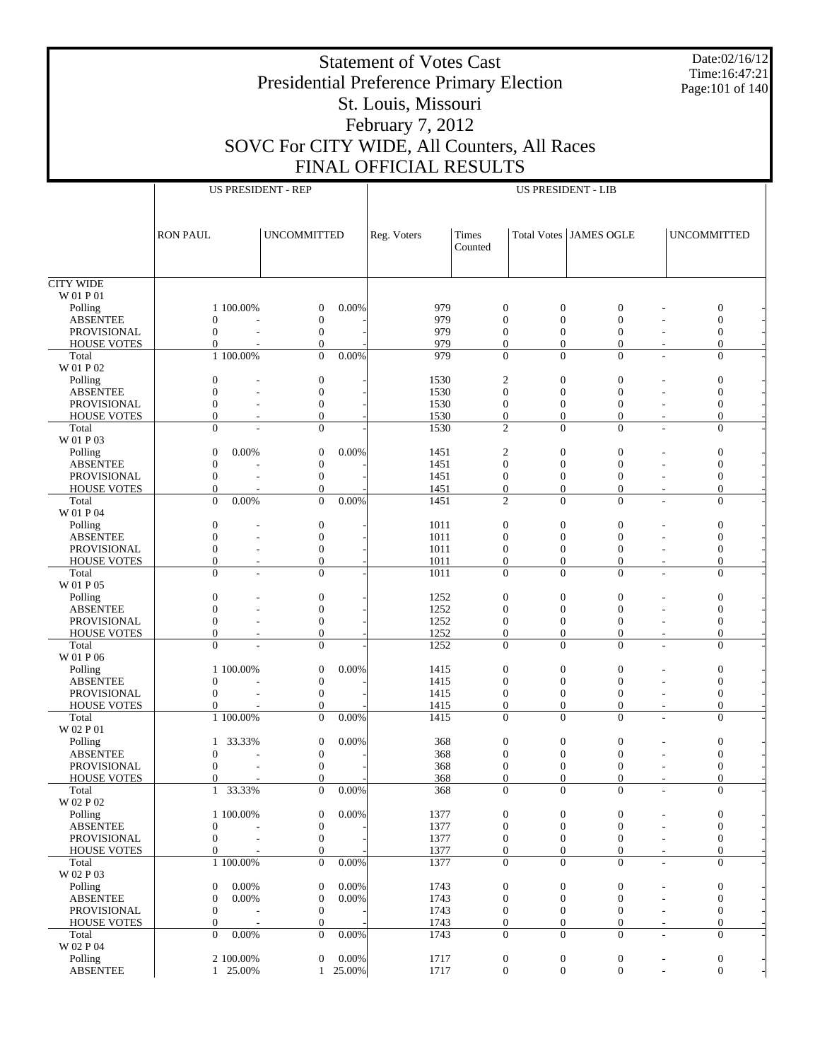# Statement of Votes Cast
# Presidential Preference Primary Election
# St. Louis, Missouri
# February 7, 2012
# SOVC For CITY WIDE, All Counters, All Races
# FINAL OFFICIAL RESULTS

Date:02/16/12
Time:16:47:21

| | US PRESIDENT - REP | | | | US PRESIDENT - LIB | | | | | | |
|---|---|---|---|---|---|---|---|---|---|---|---|
| | RON PAUL | | UNCOMMITTED | | Reg. Voters | Times Counted | Total Votes | JAMES OGLE | | UNCOMMITTED | |
| CITY WIDE | | | | | | | | | | | |
| W 01 P 01 | | | | | | | | | | | |
| Polling | 1 | 100.00% | 0 | 0.00% | 979 | 0 | 0 | 0 | - | 0 | - |
| ABSENTEE | 0 | - | 0 | - | 979 | 0 | 0 | 0 | - | 0 | - |
| PROVISIONAL | 0 | - | 0 | - | 979 | 0 | 0 | 0 | - | 0 | - |
| HOUSE VOTES | 0 | - | 0 | - | 979 | 0 | 0 | 0 | - | 0 | - |
| Total | 1 | 100.00% | 0 | 0.00% | 979 | 0 | 0 | 0 | - | 0 | - |
| W 01 P 02 | | | | | | | | | | | |
| Polling | 0 | - | 0 | - | 1530 | 2 | 0 | 0 | - | 0 | - |
| ABSENTEE | 0 | - | 0 | - | 1530 | 0 | 0 | 0 | - | 0 | - |
| PROVISIONAL | 0 | - | 0 | - | 1530 | 0 | 0 | 0 | - | 0 | - |
| HOUSE VOTES | 0 | - | 0 | - | 1530 | 0 | 0 | 0 | - | 0 | - |
| Total | 0 | - | 0 | - | 1530 | 2 | 0 | 0 | - | 0 | - |
| W 01 P 03 | | | | | | | | | | | |
| Polling | 0 | 0.00% | 0 | 0.00% | 1451 | 2 | 0 | 0 | - | 0 | - |
| ABSENTEE | 0 | - | 0 | - | 1451 | 0 | 0 | 0 | - | 0 | - |
| PROVISIONAL | 0 | - | 0 | - | 1451 | 0 | 0 | 0 | - | 0 | - |
| HOUSE VOTES | 0 | - | 0 | - | 1451 | 0 | 0 | 0 | - | 0 | - |
| Total | 0 | 0.00% | 0 | 0.00% | 1451 | 2 | 0 | 0 | - | 0 | - |
| W 01 P 04 | | | | | | | | | | | |
| Polling | 0 | - | 0 | - | 1011 | 0 | 0 | 0 | - | 0 | - |
| ABSENTEE | 0 | - | 0 | - | 1011 | 0 | 0 | 0 | - | 0 | - |
| PROVISIONAL | 0 | - | 0 | - | 1011 | 0 | 0 | 0 | - | 0 | - |
| HOUSE VOTES | 0 | - | 0 | - | 1011 | 0 | 0 | 0 | - | 0 | - |
| Total | 0 | - | 0 | - | 1011 | 0 | 0 | 0 | - | 0 | - |
| W 01 P 05 | | | | | | | | | | | |
| Polling | 0 | - | 0 | - | 1252 | 0 | 0 | 0 | - | 0 | - |
| ABSENTEE | 0 | - | 0 | - | 1252 | 0 | 0 | 0 | - | 0 | - |
| PROVISIONAL | 0 | - | 0 | - | 1252 | 0 | 0 | 0 | - | 0 | - |
| HOUSE VOTES | 0 | - | 0 | - | 1252 | 0 | 0 | 0 | - | 0 | - |
| Total | 0 | - | 0 | - | 1252 | 0 | 0 | 0 | - | 0 | - |
| W 01 P 06 | | | | | | | | | | | |
| Polling | 1 | 100.00% | 0 | 0.00% | 1415 | 0 | 0 | 0 | - | 0 | - |
| ABSENTEE | 0 | - | 0 | - | 1415 | 0 | 0 | 0 | - | 0 | - |
| PROVISIONAL | 0 | - | 0 | - | 1415 | 0 | 0 | 0 | - | 0 | - |
| HOUSE VOTES | 0 | - | 0 | - | 1415 | 0 | 0 | 0 | - | 0 | - |
| Total | 1 | 100.00% | 0 | 0.00% | 1415 | 0 | 0 | 0 | - | 0 | - |
| W 02 P 01 | | | | | | | | | | | |
| Polling | 1 | 33.33% | 0 | 0.00% | 368 | 0 | 0 | 0 | - | 0 | - |
| ABSENTEE | 0 | - | 0 | - | 368 | 0 | 0 | 0 | - | 0 | - |
| PROVISIONAL | 0 | - | 0 | - | 368 | 0 | 0 | 0 | - | 0 | - |
| HOUSE VOTES | 0 | - | 0 | - | 368 | 0 | 0 | 0 | - | 0 | - |
| Total | 1 | 33.33% | 0 | 0.00% | 368 | 0 | 0 | 0 | - | 0 | - |
| W 02 P 02 | | | | | | | | | | | |
| Polling | 1 | 100.00% | 0 | 0.00% | 1377 | 0 | 0 | 0 | - | 0 | - |
| ABSENTEE | 0 | - | 0 | - | 1377 | 0 | 0 | 0 | - | 0 | - |
| PROVISIONAL | 0 | - | 0 | - | 1377 | 0 | 0 | 0 | - | 0 | - |
| HOUSE VOTES | 0 | - | 0 | - | 1377 | 0 | 0 | 0 | - | 0 | - |
| Total | 1 | 100.00% | 0 | 0.00% | 1377 | 0 | 0 | 0 | - | 0 | - |
| W 02 P 03 | | | | | | | | | | | |
| Polling | 0 | 0.00% | 0 | 0.00% | 1743 | 0 | 0 | 0 | - | 0 | - |
| ABSENTEE | 0 | 0.00% | 0 | 0.00% | 1743 | 0 | 0 | 0 | - | 0 | - |
| PROVISIONAL | 0 | - | 0 | - | 1743 | 0 | 0 | 0 | - | 0 | - |
| HOUSE VOTES | 0 | - | 0 | - | 1743 | 0 | 0 | 0 | - | 0 | - |
| Total | 0 | 0.00% | 0 | 0.00% | 1743 | 0 | 0 | 0 | - | 0 | - |
| W 02 P 04 | | | | | | | | | | | |
| Polling | 2 | 100.00% | 0 | 0.00% | 1717 | 0 | 0 | 0 | - | 0 | - |
| ABSENTEE | 1 | 25.00% | 1 | 25.00% | 1717 | 0 | 0 | 0 | - | 0 | - |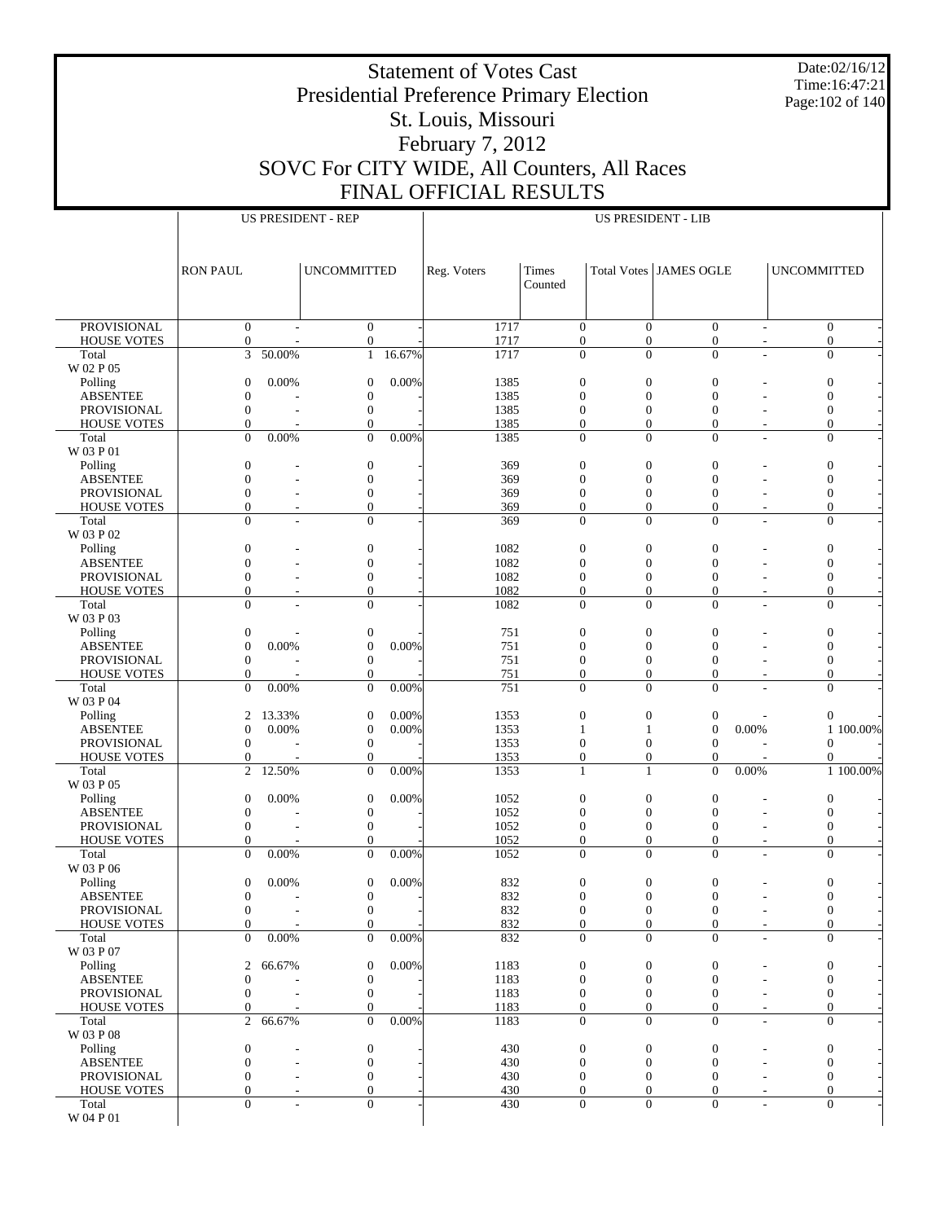# Statement of Votes Cast
## Presidential Preference Primary Election
## St. Louis, Missouri
## February 7, 2012
## SOVC For CITY WIDE, All Counters, All Races
## FINAL OFFICIAL RESULTS

Date:02/16/12
Time:16:47:21

| | US PRESIDENT - REP | | | | US PRESIDENT - LIB | | | | | | |
|---|---|---|---|---|---|---|---|---|---|---|---|
| | RON PAUL | | UNCOMMITTED | | Reg. Voters | Times Counted | Total Votes | JAMES OGLE | | UNCOMMITTED | |
| PROVISIONAL | 0 | - | 0 | - | 1717 | 0 | 0 | 0 | - | 0 | - |
| HOUSE VOTES | 0 | - | 0 | - | 1717 | 0 | 0 | 0 | - | 0 | - |
| Total | 3 | 50.00% | 1 | 16.67% | 1717 | 0 | 0 | 0 | - | 0 | - |
| W 02 P 05 | | | | | | | | | | | |
| Polling | 0 | 0.00% | 0 | 0.00% | 1385 | 0 | 0 | 0 | - | 0 | - |
| ABSENTEE | 0 | - | 0 | - | 1385 | 0 | 0 | 0 | - | 0 | - |
| PROVISIONAL | 0 | - | 0 | - | 1385 | 0 | 0 | 0 | - | 0 | - |
| HOUSE VOTES | 0 | - | 0 | - | 1385 | 0 | 0 | 0 | - | 0 | - |
| Total | 0 | 0.00% | 0 | 0.00% | 1385 | 0 | 0 | 0 | - | 0 | - |
| W 03 P 01 | | | | | | | | | | | |
| Polling | 0 | - | 0 | - | 369 | 0 | 0 | 0 | - | 0 | - |
| ABSENTEE | 0 | - | 0 | - | 369 | 0 | 0 | 0 | - | 0 | - |
| PROVISIONAL | 0 | - | 0 | - | 369 | 0 | 0 | 0 | - | 0 | - |
| HOUSE VOTES | 0 | - | 0 | - | 369 | 0 | 0 | 0 | - | 0 | - |
| Total | 0 | - | 0 | - | 369 | 0 | 0 | 0 | - | 0 | - |
| W 03 P 02 | | | | | | | | | | | |
| Polling | 0 | - | 0 | - | 1082 | 0 | 0 | 0 | - | 0 | - |
| ABSENTEE | 0 | - | 0 | - | 1082 | 0 | 0 | 0 | - | 0 | - |
| PROVISIONAL | 0 | - | 0 | - | 1082 | 0 | 0 | 0 | - | 0 | - |
| HOUSE VOTES | 0 | - | 0 | - | 1082 | 0 | 0 | 0 | - | 0 | - |
| Total | 0 | - | 0 | - | 1082 | 0 | 0 | 0 | - | 0 | - |
| W 03 P 03 | | | | | | | | | | | |
| Polling | 0 | - | 0 | - | 751 | 0 | 0 | 0 | - | 0 | - |
| ABSENTEE | 0 | 0.00% | 0 | 0.00% | 751 | 0 | 0 | 0 | - | 0 | - |
| PROVISIONAL | 0 | - | 0 | - | 751 | 0 | 0 | 0 | - | 0 | - |
| HOUSE VOTES | 0 | - | 0 | - | 751 | 0 | 0 | 0 | - | 0 | - |
| Total | 0 | 0.00% | 0 | 0.00% | 751 | 0 | 0 | 0 | - | 0 | - |
| W 03 P 04 | | | | | | | | | | | |
| Polling | 2 | 13.33% | 0 | 0.00% | 1353 | 0 | 0 | 0 | - | 0 | - |
| ABSENTEE | 0 | 0.00% | 0 | 0.00% | 1353 | 1 | 1 | 0 | 0.00% | 1 | 100.00% |
| PROVISIONAL | 0 | - | 0 | - | 1353 | 0 | 0 | 0 | - | 0 | - |
| HOUSE VOTES | 0 | - | 0 | - | 1353 | 0 | 0 | 0 | - | 0 | - |
| Total | 2 | 12.50% | 0 | 0.00% | 1353 | 1 | 1 | 0 | 0.00% | 1 | 100.00% |
| W 03 P 05 | | | | | | | | | | | |
| Polling | 0 | 0.00% | 0 | 0.00% | 1052 | 0 | 0 | 0 | - | 0 | - |
| ABSENTEE | 0 | - | 0 | - | 1052 | 0 | 0 | 0 | - | 0 | - |
| PROVISIONAL | 0 | - | 0 | - | 1052 | 0 | 0 | 0 | - | 0 | - |
| HOUSE VOTES | 0 | - | 0 | - | 1052 | 0 | 0 | 0 | - | 0 | - |
| Total | 0 | 0.00% | 0 | 0.00% | 1052 | 0 | 0 | 0 | - | 0 | - |
| W 03 P 06 | | | | | | | | | | | |
| Polling | 0 | 0.00% | 0 | 0.00% | 832 | 0 | 0 | 0 | - | 0 | - |
| ABSENTEE | 0 | - | 0 | - | 832 | 0 | 0 | 0 | - | 0 | - |
| PROVISIONAL | 0 | - | 0 | - | 832 | 0 | 0 | 0 | - | 0 | - |
| HOUSE VOTES | 0 | - | 0 | - | 832 | 0 | 0 | 0 | - | 0 | - |
| Total | 0 | 0.00% | 0 | 0.00% | 832 | 0 | 0 | 0 | - | 0 | - |
| W 03 P 07 | | | | | | | | | | | |
| Polling | 2 | 66.67% | 0 | 0.00% | 1183 | 0 | 0 | 0 | - | 0 | - |
| ABSENTEE | 0 | - | 0 | - | 1183 | 0 | 0 | 0 | - | 0 | - |
| PROVISIONAL | 0 | - | 0 | - | 1183 | 0 | 0 | 0 | - | 0 | - |
| HOUSE VOTES | 0 | - | 0 | - | 1183 | 0 | 0 | 0 | - | 0 | - |
| Total | 2 | 66.67% | 0 | 0.00% | 1183 | 0 | 0 | 0 | - | 0 | - |
| W 03 P 08 | | | | | | | | | | | |
| Polling | 0 | - | 0 | - | 430 | 0 | 0 | 0 | - | 0 | - |
| ABSENTEE | 0 | - | 0 | - | 430 | 0 | 0 | 0 | - | 0 | - |
| PROVISIONAL | 0 | - | 0 | - | 430 | 0 | 0 | 0 | - | 0 | - |
| HOUSE VOTES | 0 | - | 0 | - | 430 | 0 | 0 | 0 | - | 0 | - |
| Total | 0 | - | 0 | - | 430 | 0 | 0 | 0 | - | 0 | - |
| W 04 P 01 | | | | | | | | | | | |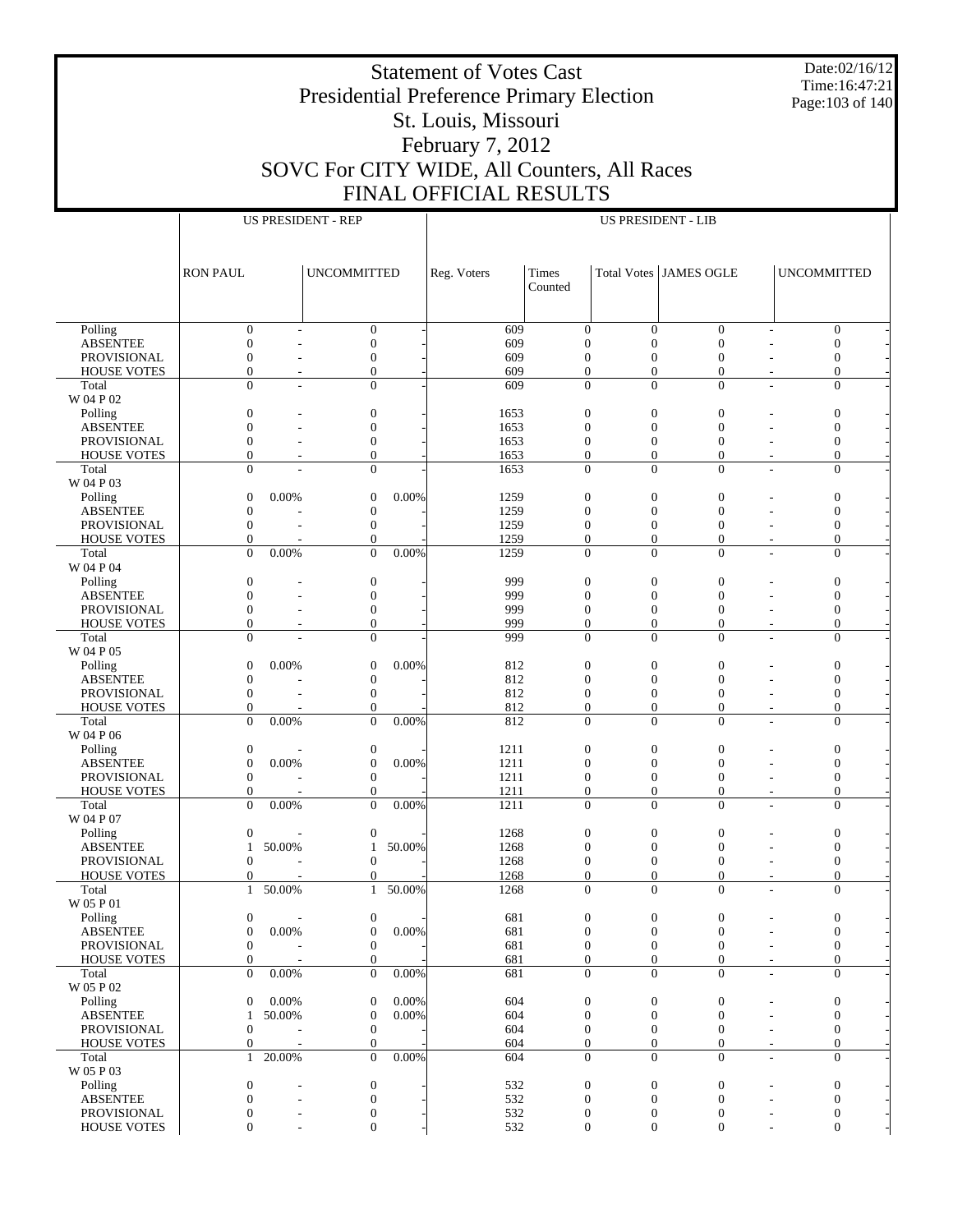# Statement of Votes Cast
# Presidential Preference Primary Election
# St. Louis, Missouri
# February 7, 2012
# SOVC For CITY WIDE, All Counters, All Races
# FINAL OFFICIAL RESULTS

Date:02/16/12
Time:16:47:21

| | US PRESIDENT - REP | | | | US PRESIDENT - LIB | | | | | | |
|---|---|---|---|---|---|---|---|---|---|---|---|
| | RON PAUL | | UNCOMMITTED | | Reg. Voters | Times Counted | Total Votes | JAMES OGLE | | UNCOMMITTED | |
| Polling | 0 | - | 0 | - | 609 | 0 | 0 | 0 | - | 0 | - |
| ABSENTEE | 0 | - | 0 | - | 609 | 0 | 0 | 0 | - | 0 | - |
| PROVISIONAL | 0 | - | 0 | - | 609 | 0 | 0 | 0 | - | 0 | - |
| HOUSE VOTES | 0 | - | 0 | - | 609 | 0 | 0 | 0 | - | 0 | - |
| Total | 0 | - | 0 | - | 609 | 0 | 0 | 0 | - | 0 | - |
| W 04 P 02 | | | | | | | | | | | |
| Polling | 0 | - | 0 | - | 1653 | 0 | 0 | 0 | - | 0 | - |
| ABSENTEE | 0 | - | 0 | - | 1653 | 0 | 0 | 0 | - | 0 | - |
| PROVISIONAL | 0 | - | 0 | - | 1653 | 0 | 0 | 0 | - | 0 | - |
| HOUSE VOTES | 0 | - | 0 | - | 1653 | 0 | 0 | 0 | - | 0 | - |
| Total | 0 | - | 0 | - | 1653 | 0 | 0 | 0 | - | 0 | - |
| W 04 P 03 | | | | | | | | | | | |
| Polling | 0 | 0.00% | 0 | 0.00% | 1259 | 0 | 0 | 0 | - | 0 | - |
| ABSENTEE | 0 | - | 0 | - | 1259 | 0 | 0 | 0 | - | 0 | - |
| PROVISIONAL | 0 | - | 0 | - | 1259 | 0 | 0 | 0 | - | 0 | - |
| HOUSE VOTES | 0 | - | 0 | - | 1259 | 0 | 0 | 0 | - | 0 | - |
| Total | 0 | 0.00% | 0 | 0.00% | 1259 | 0 | 0 | 0 | - | 0 | - |
| W 04 P 04 | | | | | | | | | | | |
| Polling | 0 | - | 0 | - | 999 | 0 | 0 | 0 | - | 0 | - |
| ABSENTEE | 0 | - | 0 | - | 999 | 0 | 0 | 0 | - | 0 | - |
| PROVISIONAL | 0 | - | 0 | - | 999 | 0 | 0 | 0 | - | 0 | - |
| HOUSE VOTES | 0 | - | 0 | - | 999 | 0 | 0 | 0 | - | 0 | - |
| Total | 0 | - | 0 | - | 999 | 0 | 0 | 0 | - | 0 | - |
| W 04 P 05 | | | | | | | | | | | |
| Polling | 0 | 0.00% | 0 | 0.00% | 812 | 0 | 0 | 0 | - | 0 | - |
| ABSENTEE | 0 | - | 0 | - | 812 | 0 | 0 | 0 | - | 0 | - |
| PROVISIONAL | 0 | - | 0 | - | 812 | 0 | 0 | 0 | - | 0 | - |
| HOUSE VOTES | 0 | - | 0 | - | 812 | 0 | 0 | 0 | - | 0 | - |
| Total | 0 | 0.00% | 0 | 0.00% | 812 | 0 | 0 | 0 | - | 0 | - |
| W 04 P 06 | | | | | | | | | | | |
| Polling | 0 | - | 0 | - | 1211 | 0 | 0 | 0 | - | 0 | - |
| ABSENTEE | 0 | 0.00% | 0 | 0.00% | 1211 | 0 | 0 | 0 | - | 0 | - |
| PROVISIONAL | 0 | - | 0 | - | 1211 | 0 | 0 | 0 | - | 0 | - |
| HOUSE VOTES | 0 | - | 0 | - | 1211 | 0 | 0 | 0 | - | 0 | - |
| Total | 0 | 0.00% | 0 | 0.00% | 1211 | 0 | 0 | 0 | - | 0 | - |
| W 04 P 07 | | | | | | | | | | | |
| Polling | 0 | - | 0 | - | 1268 | 0 | 0 | 0 | - | 0 | - |
| ABSENTEE | 1 | 50.00% | 1 | 50.00% | 1268 | 0 | 0 | 0 | - | 0 | - |
| PROVISIONAL | 0 | - | 0 | - | 1268 | 0 | 0 | 0 | - | 0 | - |
| HOUSE VOTES | 0 | - | 0 | - | 1268 | 0 | 0 | 0 | - | 0 | - |
| Total | 1 | 50.00% | 1 | 50.00% | 1268 | 0 | 0 | 0 | - | 0 | - |
| W 05 P 01 | | | | | | | | | | | |
| Polling | 0 | - | 0 | - | 681 | 0 | 0 | 0 | - | 0 | - |
| ABSENTEE | 0 | 0.00% | 0 | 0.00% | 681 | 0 | 0 | 0 | - | 0 | - |
| PROVISIONAL | 0 | - | 0 | - | 681 | 0 | 0 | 0 | - | 0 | - |
| HOUSE VOTES | 0 | - | 0 | - | 681 | 0 | 0 | 0 | - | 0 | - |
| Total | 0 | 0.00% | 0 | 0.00% | 681 | 0 | 0 | 0 | - | 0 | - |
| W 05 P 02 | | | | | | | | | | | |
| Polling | 0 | 0.00% | 0 | 0.00% | 604 | 0 | 0 | 0 | - | 0 | - |
| ABSENTEE | 1 | 50.00% | 0 | 0.00% | 604 | 0 | 0 | 0 | - | 0 | - |
| PROVISIONAL | 0 | - | 0 | - | 604 | 0 | 0 | 0 | - | 0 | - |
| HOUSE VOTES | 0 | - | 0 | - | 604 | 0 | 0 | 0 | - | 0 | - |
| Total | 1 | 20.00% | 0 | 0.00% | 604 | 0 | 0 | 0 | - | 0 | - |
| W 05 P 03 | | | | | | | | | | | |
| Polling | 0 | - | 0 | - | 532 | 0 | 0 | 0 | - | 0 | - |
| ABSENTEE | 0 | - | 0 | - | 532 | 0 | 0 | 0 | - | 0 | - |
| PROVISIONAL | 0 | - | 0 | - | 532 | 0 | 0 | 0 | - | 0 | - |
| HOUSE VOTES | 0 | - | 0 | - | 532 | 0 | 0 | 0 | - | 0 | - |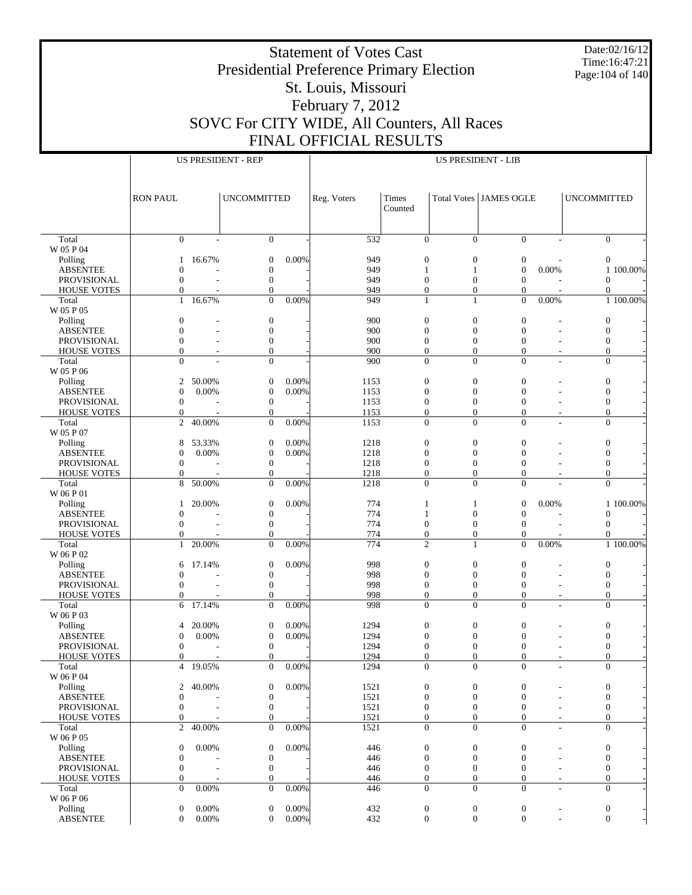# Statement of Votes Cast
# Presidential Preference Primary Election
# St. Louis, Missouri
# February 7, 2012
# SOVC For CITY WIDE, All Counters, All Races
# FINAL OFFICIAL RESULTS

Date:02/16/12
Time:16:47:21

| | US PRESIDENT - REP | | | | US PRESIDENT - LIB | | | | | | |
|---|---|---|---|---|---|---|---|---|---|---|---|
| | RON PAUL | | UNCOMMITTED | | Reg. Voters | Times Counted | Total Votes | JAMES OGLE | | UNCOMMITTED | |
| Total | 0 | - | 0 | - | 532 | 0 | 0 | 0 | - | 0 | - |
| W 05 P 04 | | | | | | | | | | | |
| Polling | 1 | 16.67% | 0 | 0.00% | 949 | 0 | 0 | 0 | - | 0 | - |
| ABSENTEE | 0 | - | 0 | - | 949 | 1 | 1 | 0 | 0.00% | 1 | 100.00% |
| PROVISIONAL | 0 | - | 0 | - | 949 | 0 | 0 | 0 | - | 0 | - |
| HOUSE VOTES | 0 | - | 0 | - | 949 | 0 | 0 | 0 | - | 0 | - |
| Total | 1 | 16.67% | 0 | 0.00% | 949 | 1 | 1 | 0 | 0.00% | 1 | 100.00% |
| W 05 P 05 | | | | | | | | | | | |
| Polling | 0 | - | 0 | - | 900 | 0 | 0 | 0 | - | 0 | - |
| ABSENTEE | 0 | - | 0 | - | 900 | 0 | 0 | 0 | - | 0 | - |
| PROVISIONAL | 0 | - | 0 | - | 900 | 0 | 0 | 0 | - | 0 | - |
| HOUSE VOTES | 0 | - | 0 | - | 900 | 0 | 0 | 0 | - | 0 | - |
| Total | 0 | - | 0 | - | 900 | 0 | 0 | 0 | - | 0 | - |
| W 05 P 06 | | | | | | | | | | | |
| Polling | 2 | 50.00% | 0 | 0.00% | 1153 | 0 | 0 | 0 | - | 0 | - |
| ABSENTEE | 0 | 0.00% | 0 | 0.00% | 1153 | 0 | 0 | 0 | - | 0 | - |
| PROVISIONAL | 0 | - | 0 | - | 1153 | 0 | 0 | 0 | - | 0 | - |
| HOUSE VOTES | 0 | - | 0 | - | 1153 | 0 | 0 | 0 | - | 0 | - |
| Total | 2 | 40.00% | 0 | 0.00% | 1153 | 0 | 0 | 0 | - | 0 | - |
| W 05 P 07 | | | | | | | | | | | |
| Polling | 8 | 53.33% | 0 | 0.00% | 1218 | 0 | 0 | 0 | - | 0 | - |
| ABSENTEE | 0 | 0.00% | 0 | 0.00% | 1218 | 0 | 0 | 0 | - | 0 | - |
| PROVISIONAL | 0 | - | 0 | - | 1218 | 0 | 0 | 0 | - | 0 | - |
| HOUSE VOTES | 0 | - | 0 | - | 1218 | 0 | 0 | 0 | - | 0 | - |
| Total | 8 | 50.00% | 0 | 0.00% | 1218 | 0 | 0 | 0 | - | 0 | - |
| W 06 P 01 | | | | | | | | | | | |
| Polling | 1 | 20.00% | 0 | 0.00% | 774 | 1 | 1 | 0 | 0.00% | 1 | 100.00% |
| ABSENTEE | 0 | - | 0 | - | 774 | 1 | 0 | 0 | - | 0 | - |
| PROVISIONAL | 0 | - | 0 | - | 774 | 0 | 0 | 0 | - | 0 | - |
| HOUSE VOTES | 0 | - | 0 | - | 774 | 0 | 0 | 0 | - | 0 | - |
| Total | 1 | 20.00% | 0 | 0.00% | 774 | 2 | 1 | 0 | 0.00% | 1 | 100.00% |
| W 06 P 02 | | | | | | | | | | | |
| Polling | 6 | 17.14% | 0 | 0.00% | 998 | 0 | 0 | 0 | - | 0 | - |
| ABSENTEE | 0 | - | 0 | - | 998 | 0 | 0 | 0 | - | 0 | - |
| PROVISIONAL | 0 | - | 0 | - | 998 | 0 | 0 | 0 | - | 0 | - |
| HOUSE VOTES | 0 | - | 0 | - | 998 | 0 | 0 | 0 | - | 0 | - |
| Total | 6 | 17.14% | 0 | 0.00% | 998 | 0 | 0 | 0 | - | 0 | - |
| W 06 P 03 | | | | | | | | | | | |
| Polling | 4 | 20.00% | 0 | 0.00% | 1294 | 0 | 0 | 0 | - | 0 | - |
| ABSENTEE | 0 | 0.00% | 0 | 0.00% | 1294 | 0 | 0 | 0 | - | 0 | - |
| PROVISIONAL | 0 | - | 0 | - | 1294 | 0 | 0 | 0 | - | 0 | - |
| HOUSE VOTES | 0 | - | 0 | - | 1294 | 0 | 0 | 0 | - | 0 | - |
| Total | 4 | 19.05% | 0 | 0.00% | 1294 | 0 | 0 | 0 | - | 0 | - |
| W 06 P 04 | | | | | | | | | | | |
| Polling | 2 | 40.00% | 0 | 0.00% | 1521 | 0 | 0 | 0 | - | 0 | - |
| ABSENTEE | 0 | - | 0 | - | 1521 | 0 | 0 | 0 | - | 0 | - |
| PROVISIONAL | 0 | - | 0 | - | 1521 | 0 | 0 | 0 | - | 0 | - |
| HOUSE VOTES | 0 | - | 0 | - | 1521 | 0 | 0 | 0 | - | 0 | - |
| Total | 2 | 40.00% | 0 | 0.00% | 1521 | 0 | 0 | 0 | - | 0 | - |
| W 06 P 05 | | | | | | | | | | | |
| Polling | 0 | 0.00% | 0 | 0.00% | 446 | 0 | 0 | 0 | - | 0 | - |
| ABSENTEE | 0 | - | 0 | - | 446 | 0 | 0 | 0 | - | 0 | - |
| PROVISIONAL | 0 | - | 0 | - | 446 | 0 | 0 | 0 | - | 0 | - |
| HOUSE VOTES | 0 | - | 0 | - | 446 | 0 | 0 | 0 | - | 0 | - |
| Total | 0 | 0.00% | 0 | 0.00% | 446 | 0 | 0 | 0 | - | 0 | - |
| W 06 P 06 | | | | | | | | | | | |
| Polling | 0 | 0.00% | 0 | 0.00% | 432 | 0 | 0 | 0 | - | 0 | - |
| ABSENTEE | 0 | 0.00% | 0 | 0.00% | 432 | 0 | 0 | 0 | - | 0 | - |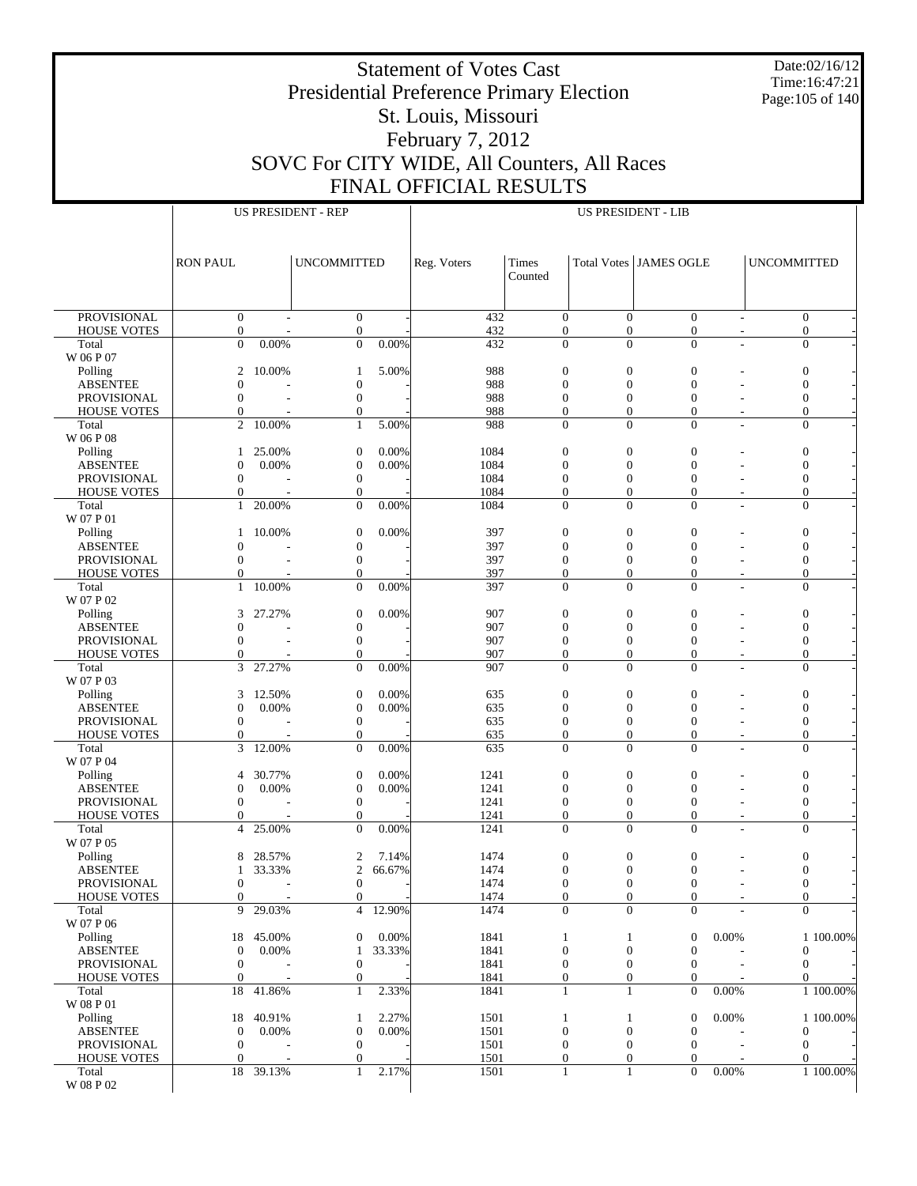# Statement of Votes Cast
## Presidential Preference Primary Election
## St. Louis, Missouri
## February 7, 2012
## SOVC For CITY WIDE, All Counters, All Races
## FINAL OFFICIAL RESULTS

Date:02/16/12
Time:16:47:21

| | US PRESIDENT - REP | | | | US PRESIDENT - LIB | | | | | | |
|---|---|---|---|---|---|---|---|---|---|---|---|
| | RON PAUL | | UNCOMMITTED | | Reg. Voters | Times Counted | Total Votes | JAMES OGLE | | UNCOMMITTED | |
| PROVISIONAL | 0 | - | 0 | - | 432 | 0 | 0 | 0 | - | 0 | - |
| HOUSE VOTES | 0 | - | 0 | - | 432 | 0 | 0 | 0 | - | 0 | - |
| Total | 0 | 0.00% | 0 | 0.00% | 432 | 0 | 0 | 0 | - | 0 | - |
| W 06 P 07 | | | | | | | | | | | |
| Polling | 2 | 10.00% | 1 | 5.00% | 988 | 0 | 0 | 0 | - | 0 | - |
| ABSENTEE | 0 | - | 0 | - | 988 | 0 | 0 | 0 | - | 0 | - |
| PROVISIONAL | 0 | - | 0 | - | 988 | 0 | 0 | 0 | - | 0 | - |
| HOUSE VOTES | 0 | - | 0 | - | 988 | 0 | 0 | 0 | - | 0 | - |
| Total | 2 | 10.00% | 1 | 5.00% | 988 | 0 | 0 | 0 | - | 0 | - |
| W 06 P 08 | | | | | | | | | | | |
| Polling | 1 | 25.00% | 0 | 0.00% | 1084 | 0 | 0 | 0 | - | 0 | - |
| ABSENTEE | 0 | 0.00% | 0 | 0.00% | 1084 | 0 | 0 | 0 | - | 0 | - |
| PROVISIONAL | 0 | - | 0 | - | 1084 | 0 | 0 | 0 | - | 0 | - |
| HOUSE VOTES | 0 | - | 0 | - | 1084 | 0 | 0 | 0 | - | 0 | - |
| Total | 1 | 20.00% | 0 | 0.00% | 1084 | 0 | 0 | 0 | - | 0 | - |
| W 07 P 01 | | | | | | | | | | | |
| Polling | 1 | 10.00% | 0 | 0.00% | 397 | 0 | 0 | 0 | - | 0 | - |
| ABSENTEE | 0 | - | 0 | - | 397 | 0 | 0 | 0 | - | 0 | - |
| PROVISIONAL | 0 | - | 0 | - | 397 | 0 | 0 | 0 | - | 0 | - |
| HOUSE VOTES | 0 | - | 0 | - | 397 | 0 | 0 | 0 | - | 0 | - |
| Total | 1 | 10.00% | 0 | 0.00% | 397 | 0 | 0 | 0 | - | 0 | - |
| W 07 P 02 | | | | | | | | | | | |
| Polling | 3 | 27.27% | 0 | 0.00% | 907 | 0 | 0 | 0 | - | 0 | - |
| ABSENTEE | 0 | - | 0 | - | 907 | 0 | 0 | 0 | - | 0 | - |
| PROVISIONAL | 0 | - | 0 | - | 907 | 0 | 0 | 0 | - | 0 | - |
| HOUSE VOTES | 0 | - | 0 | - | 907 | 0 | 0 | 0 | - | 0 | - |
| Total | 3 | 27.27% | 0 | 0.00% | 907 | 0 | 0 | 0 | - | 0 | - |
| W 07 P 03 | | | | | | | | | | | |
| Polling | 3 | 12.50% | 0 | 0.00% | 635 | 0 | 0 | 0 | - | 0 | - |
| ABSENTEE | 0 | 0.00% | 0 | 0.00% | 635 | 0 | 0 | 0 | - | 0 | - |
| PROVISIONAL | 0 | - | 0 | - | 635 | 0 | 0 | 0 | - | 0 | - |
| HOUSE VOTES | 0 | - | 0 | - | 635 | 0 | 0 | 0 | - | 0 | - |
| Total | 3 | 12.00% | 0 | 0.00% | 635 | 0 | 0 | 0 | - | 0 | - |
| W 07 P 04 | | | | | | | | | | | |
| Polling | 4 | 30.77% | 0 | 0.00% | 1241 | 0 | 0 | 0 | - | 0 | - |
| ABSENTEE | 0 | 0.00% | 0 | 0.00% | 1241 | 0 | 0 | 0 | - | 0 | - |
| PROVISIONAL | 0 | - | 0 | - | 1241 | 0 | 0 | 0 | - | 0 | - |
| HOUSE VOTES | 0 | - | 0 | - | 1241 | 0 | 0 | 0 | - | 0 | - |
| Total | 4 | 25.00% | 0 | 0.00% | 1241 | 0 | 0 | 0 | - | 0 | - |
| W 07 P 05 | | | | | | | | | | | |
| Polling | 8 | 28.57% | 2 | 7.14% | 1474 | 0 | 0 | 0 | - | 0 | - |
| ABSENTEE | 1 | 33.33% | 2 | 66.67% | 1474 | 0 | 0 | 0 | - | 0 | - |
| PROVISIONAL | 0 | - | 0 | - | 1474 | 0 | 0 | 0 | - | 0 | - |
| HOUSE VOTES | 0 | - | 0 | - | 1474 | 0 | 0 | 0 | - | 0 | - |
| Total | 9 | 29.03% | 4 | 12.90% | 1474 | 0 | 0 | 0 | - | 0 | - |
| W 07 P 06 | | | | | | | | | | | |
| Polling | 18 | 45.00% | 0 | 0.00% | 1841 | 1 | 1 | 0 | 0.00% | 1 | 100.00% |
| ABSENTEE | 0 | 0.00% | 1 | 33.33% | 1841 | 0 | 0 | 0 | - | 0 | - |
| PROVISIONAL | 0 | - | 0 | - | 1841 | 0 | 0 | 0 | - | 0 | - |
| HOUSE VOTES | 0 | - | 0 | - | 1841 | 0 | 0 | 0 | - | 0 | - |
| Total | 18 | 41.86% | 1 | 2.33% | 1841 | 1 | 1 | 0 | 0.00% | 1 | 100.00% |
| W 08 P 01 | | | | | | | | | | | |
| Polling | 18 | 40.91% | 1 | 2.27% | 1501 | 1 | 1 | 0 | 0.00% | 1 | 100.00% |
| ABSENTEE | 0 | 0.00% | 0 | 0.00% | 1501 | 0 | 0 | 0 | - | 0 | - |
| PROVISIONAL | 0 | - | 0 | - | 1501 | 0 | 0 | 0 | - | 0 | - |
| HOUSE VOTES | 0 | - | 0 | - | 1501 | 0 | 0 | 0 | - | 0 | - |
| Total | 18 | 39.13% | 1 | 2.17% | 1501 | 1 | 1 | 0 | 0.00% | 1 | 100.00% |
| W 08 P 02 | | | | | | | | | | | |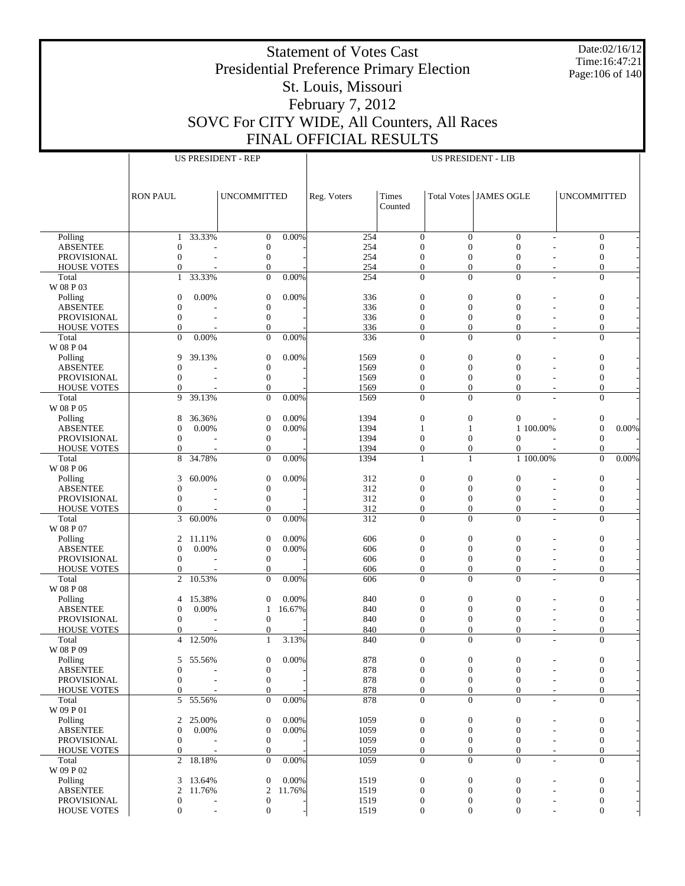# Statement of Votes Cast
## Presidential Preference Primary Election
## St. Louis, Missouri
## February 7, 2012
## SOVC For CITY WIDE, All Counters, All Races
## FINAL OFFICIAL RESULTS

Date:02/16/12
Time:16:47:21

| | US PRESIDENT - REP | | | | US PRESIDENT - LIB | | | | | | |
|---|---|---|---|---|---|---|---|---|---|---|---|
| | RON PAUL | | UNCOMMITTED | | Reg. Voters | Times Counted | Total Votes | JAMES OGLE | | UNCOMMITTED | |
| Polling | 1 | 33.33% | 0 | 0.00% | 254 | 0 | 0 | 0 | - | 0 | - |
| ABSENTEE | 0 | - | 0 | - | 254 | 0 | 0 | 0 | - | 0 | - |
| PROVISIONAL | 0 | - | 0 | - | 254 | 0 | 0 | 0 | - | 0 | - |
| HOUSE VOTES | 0 | - | 0 | - | 254 | 0 | 0 | 0 | - | 0 | - |
| Total | 1 | 33.33% | 0 | 0.00% | 254 | 0 | 0 | 0 | - | 0 | - |
| W 08 P 03 | | | | | | | | | | | |
| Polling | 0 | 0.00% | 0 | 0.00% | 336 | 0 | 0 | 0 | - | 0 | - |
| ABSENTEE | 0 | - | 0 | - | 336 | 0 | 0 | 0 | - | 0 | - |
| PROVISIONAL | 0 | - | 0 | - | 336 | 0 | 0 | 0 | - | 0 | - |
| HOUSE VOTES | 0 | - | 0 | - | 336 | 0 | 0 | 0 | - | 0 | - |
| Total | 0 | 0.00% | 0 | 0.00% | 336 | 0 | 0 | 0 | - | 0 | - |
| W 08 P 04 | | | | | | | | | | | |
| Polling | 9 | 39.13% | 0 | 0.00% | 1569 | 0 | 0 | 0 | - | 0 | - |
| ABSENTEE | 0 | - | 0 | - | 1569 | 0 | 0 | 0 | - | 0 | - |
| PROVISIONAL | 0 | - | 0 | - | 1569 | 0 | 0 | 0 | - | 0 | - |
| HOUSE VOTES | 0 | - | 0 | - | 1569 | 0 | 0 | 0 | - | 0 | - |
| Total | 9 | 39.13% | 0 | 0.00% | 1569 | 0 | 0 | 0 | - | 0 | - |
| W 08 P 05 | | | | | | | | | | | |
| Polling | 8 | 36.36% | 0 | 0.00% | 1394 | 0 | 0 | 0 | - | 0 | - |
| ABSENTEE | 0 | 0.00% | 0 | 0.00% | 1394 | 1 | 1 | 1 | 100.00% | 0 | 0.00% |
| PROVISIONAL | 0 | - | 0 | - | 1394 | 0 | 0 | 0 | - | 0 | - |
| HOUSE VOTES | 0 | - | 0 | - | 1394 | 0 | 0 | 0 | - | 0 | - |
| Total | 8 | 34.78% | 0 | 0.00% | 1394 | 1 | 1 | 1 | 100.00% | 0 | 0.00% |
| W 08 P 06 | | | | | | | | | | | |
| Polling | 3 | 60.00% | 0 | 0.00% | 312 | 0 | 0 | 0 | - | 0 | - |
| ABSENTEE | 0 | - | 0 | - | 312 | 0 | 0 | 0 | - | 0 | - |
| PROVISIONAL | 0 | - | 0 | - | 312 | 0 | 0 | 0 | - | 0 | - |
| HOUSE VOTES | 0 | - | 0 | - | 312 | 0 | 0 | 0 | - | 0 | - |
| Total | 3 | 60.00% | 0 | 0.00% | 312 | 0 | 0 | 0 | - | 0 | - |
| W 08 P 07 | | | | | | | | | | | |
| Polling | 2 | 11.11% | 0 | 0.00% | 606 | 0 | 0 | 0 | - | 0 | - |
| ABSENTEE | 0 | 0.00% | 0 | 0.00% | 606 | 0 | 0 | 0 | - | 0 | - |
| PROVISIONAL | 0 | - | 0 | - | 606 | 0 | 0 | 0 | - | 0 | - |
| HOUSE VOTES | 0 | - | 0 | - | 606 | 0 | 0 | 0 | - | 0 | - |
| Total | 2 | 10.53% | 0 | 0.00% | 606 | 0 | 0 | 0 | - | 0 | - |
| W 08 P 08 | | | | | | | | | | | |
| Polling | 4 | 15.38% | 0 | 0.00% | 840 | 0 | 0 | 0 | - | 0 | - |
| ABSENTEE | 0 | 0.00% | 1 | 16.67% | 840 | 0 | 0 | 0 | - | 0 | - |
| PROVISIONAL | 0 | - | 0 | - | 840 | 0 | 0 | 0 | - | 0 | - |
| HOUSE VOTES | 0 | - | 0 | - | 840 | 0 | 0 | 0 | - | 0 | - |
| Total | 4 | 12.50% | 1 | 3.13% | 840 | 0 | 0 | 0 | - | 0 | - |
| W 08 P 09 | | | | | | | | | | | |
| Polling | 5 | 55.56% | 0 | 0.00% | 878 | 0 | 0 | 0 | - | 0 | - |
| ABSENTEE | 0 | - | 0 | - | 878 | 0 | 0 | 0 | - | 0 | - |
| PROVISIONAL | 0 | - | 0 | - | 878 | 0 | 0 | 0 | - | 0 | - |
| HOUSE VOTES | 0 | - | 0 | - | 878 | 0 | 0 | 0 | - | 0 | - |
| Total | 5 | 55.56% | 0 | 0.00% | 878 | 0 | 0 | 0 | - | 0 | - |
| W 09 P 01 | | | | | | | | | | | |
| Polling | 2 | 25.00% | 0 | 0.00% | 1059 | 0 | 0 | 0 | - | 0 | - |
| ABSENTEE | 0 | 0.00% | 0 | 0.00% | 1059 | 0 | 0 | 0 | - | 0 | - |
| PROVISIONAL | 0 | - | 0 | - | 1059 | 0 | 0 | 0 | - | 0 | - |
| HOUSE VOTES | 0 | - | 0 | - | 1059 | 0 | 0 | 0 | - | 0 | - |
| Total | 2 | 18.18% | 0 | 0.00% | 1059 | 0 | 0 | 0 | - | 0 | - |
| W 09 P 02 | | | | | | | | | | | |
| Polling | 3 | 13.64% | 0 | 0.00% | 1519 | 0 | 0 | 0 | - | 0 | - |
| ABSENTEE | 2 | 11.76% | 2 | 11.76% | 1519 | 0 | 0 | 0 | - | 0 | - |
| PROVISIONAL | 0 | - | 0 | - | 1519 | 0 | 0 | 0 | - | 0 | - |
| HOUSE VOTES | 0 | - | 0 | - | 1519 | 0 | 0 | 0 | - | 0 | - |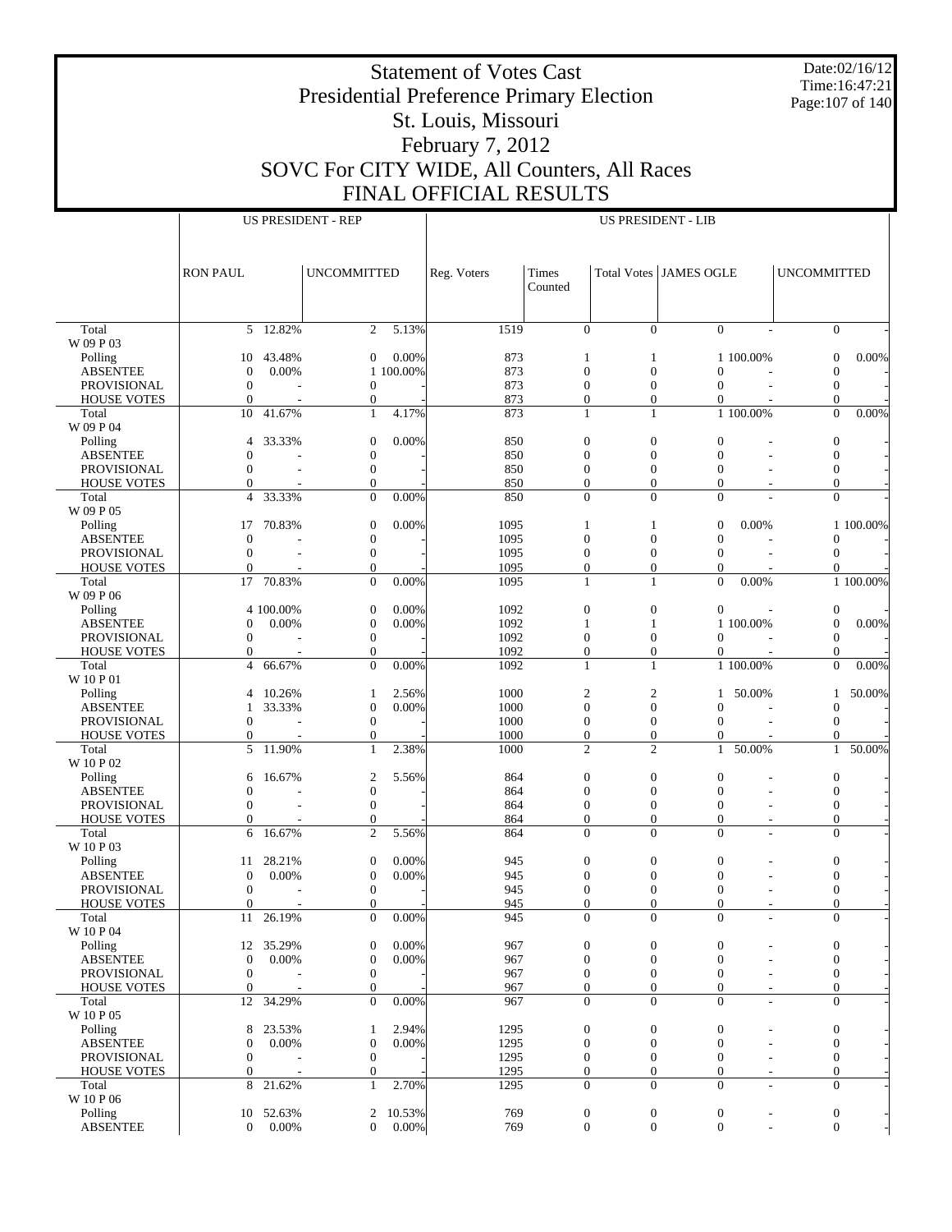# Statement of Votes Cast
# Presidential Preference Primary Election
# St. Louis, Missouri
# February 7, 2012
# SOVC For CITY WIDE, All Counters, All Races
# FINAL OFFICIAL RESULTS

Date:02/16/12
Time:16:47:21

| | US PRESIDENT - REP | | | | US PRESIDENT - LIB | | | | | | |
|---|---|---|---|---|---|---|---|---|---|---|---|
| | RON PAUL | | UNCOMMITTED | | Reg. Voters | Times Counted | Total Votes | JAMES OGLE | | UNCOMMITTED | |
| Total | 5 | 12.82% | 2 | 5.13% | 1519 | 0 | 0 | 0 | - | 0 | - |
| W 09 P 03 | | | | | | | | | | | |
| Polling | 10 | 43.48% | 0 | 0.00% | 873 | 1 | 1 | 1 | 100.00% | 0 | 0.00% |
| ABSENTEE | 0 | 0.00% | 1 | 100.00% | 873 | 0 | 0 | 0 | - | 0 | - |
| PROVISIONAL | 0 | - | 0 | - | 873 | 0 | 0 | 0 | - | 0 | - |
| HOUSE VOTES | 0 | - | 0 | - | 873 | 0 | 0 | 0 | - | 0 | - |
| Total | 10 | 41.67% | 1 | 4.17% | 873 | 1 | 1 | 1 | 100.00% | 0 | 0.00% |
| W 09 P 04 | | | | | | | | | | | |
| Polling | 4 | 33.33% | 0 | 0.00% | 850 | 0 | 0 | 0 | - | 0 | - |
| ABSENTEE | 0 | - | 0 | - | 850 | 0 | 0 | 0 | - | 0 | - |
| PROVISIONAL | 0 | - | 0 | - | 850 | 0 | 0 | 0 | - | 0 | - |
| HOUSE VOTES | 0 | - | 0 | - | 850 | 0 | 0 | 0 | - | 0 | - |
| Total | 4 | 33.33% | 0 | 0.00% | 850 | 0 | 0 | 0 | - | 0 | - |
| W 09 P 05 | | | | | | | | | | | |
| Polling | 17 | 70.83% | 0 | 0.00% | 1095 | 1 | 1 | 0 | 0.00% | 1 | 100.00% |
| ABSENTEE | 0 | - | 0 | - | 1095 | 0 | 0 | 0 | - | 0 | - |
| PROVISIONAL | 0 | - | 0 | - | 1095 | 0 | 0 | 0 | - | 0 | - |
| HOUSE VOTES | 0 | - | 0 | - | 1095 | 0 | 0 | 0 | - | 0 | - |
| Total | 17 | 70.83% | 0 | 0.00% | 1095 | 1 | 1 | 0 | 0.00% | 1 | 100.00% |
| W 09 P 06 | | | | | | | | | | | |
| Polling | 4 | 100.00% | 0 | 0.00% | 1092 | 0 | 0 | 0 | - | 0 | - |
| ABSENTEE | 0 | 0.00% | 0 | 0.00% | 1092 | 1 | 1 | 1 | 100.00% | 0 | 0.00% |
| PROVISIONAL | 0 | - | 0 | - | 1092 | 0 | 0 | 0 | - | 0 | - |
| HOUSE VOTES | 0 | - | 0 | - | 1092 | 0 | 0 | 0 | - | 0 | - |
| Total | 4 | 66.67% | 0 | 0.00% | 1092 | 1 | 1 | 1 | 100.00% | 0 | 0.00% |
| W 10 P 01 | | | | | | | | | | | |
| Polling | 4 | 10.26% | 1 | 2.56% | 1000 | 2 | 2 | 1 | 50.00% | 1 | 50.00% |
| ABSENTEE | 1 | 33.33% | 0 | 0.00% | 1000 | 0 | 0 | 0 | - | 0 | - |
| PROVISIONAL | 0 | - | 0 | - | 1000 | 0 | 0 | 0 | - | 0 | - |
| HOUSE VOTES | 0 | - | 0 | - | 1000 | 0 | 0 | 0 | - | 0 | - |
| Total | 5 | 11.90% | 1 | 2.38% | 1000 | 2 | 2 | 1 | 50.00% | 1 | 50.00% |
| W 10 P 02 | | | | | | | | | | | |
| Polling | 6 | 16.67% | 2 | 5.56% | 864 | 0 | 0 | 0 | - | 0 | - |
| ABSENTEE | 0 | - | 0 | - | 864 | 0 | 0 | 0 | - | 0 | - |
| PROVISIONAL | 0 | - | 0 | - | 864 | 0 | 0 | 0 | - | 0 | - |
| HOUSE VOTES | 0 | - | 0 | - | 864 | 0 | 0 | 0 | - | 0 | - |
| Total | 6 | 16.67% | 2 | 5.56% | 864 | 0 | 0 | 0 | - | 0 | - |
| W 10 P 03 | | | | | | | | | | | |
| Polling | 11 | 28.21% | 0 | 0.00% | 945 | 0 | 0 | 0 | - | 0 | - |
| ABSENTEE | 0 | 0.00% | 0 | 0.00% | 945 | 0 | 0 | 0 | - | 0 | - |
| PROVISIONAL | 0 | - | 0 | - | 945 | 0 | 0 | 0 | - | 0 | - |
| HOUSE VOTES | 0 | - | 0 | - | 945 | 0 | 0 | 0 | - | 0 | - |
| Total | 11 | 26.19% | 0 | 0.00% | 945 | 0 | 0 | 0 | - | 0 | - |
| W 10 P 04 | | | | | | | | | | | |
| Polling | 12 | 35.29% | 0 | 0.00% | 967 | 0 | 0 | 0 | - | 0 | - |
| ABSENTEE | 0 | 0.00% | 0 | 0.00% | 967 | 0 | 0 | 0 | - | 0 | - |
| PROVISIONAL | 0 | - | 0 | - | 967 | 0 | 0 | 0 | - | 0 | - |
| HOUSE VOTES | 0 | - | 0 | - | 967 | 0 | 0 | 0 | - | 0 | - |
| Total | 12 | 34.29% | 0 | 0.00% | 967 | 0 | 0 | 0 | - | 0 | - |
| W 10 P 05 | | | | | | | | | | | |
| Polling | 8 | 23.53% | 1 | 2.94% | 1295 | 0 | 0 | 0 | - | 0 | - |
| ABSENTEE | 0 | 0.00% | 0 | 0.00% | 1295 | 0 | 0 | 0 | - | 0 | - |
| PROVISIONAL | 0 | - | 0 | - | 1295 | 0 | 0 | 0 | - | 0 | - |
| HOUSE VOTES | 0 | - | 0 | - | 1295 | 0 | 0 | 0 | - | 0 | - |
| Total | 8 | 21.62% | 1 | 2.70% | 1295 | 0 | 0 | 0 | - | 0 | - |
| W 10 P 06 | | | | | | | | | | | |
| Polling | 10 | 52.63% | 2 | 10.53% | 769 | 0 | 0 | 0 | - | 0 | - |
| ABSENTEE | 0 | 0.00% | 0 | 0.00% | 769 | 0 | 0 | 0 | - | 0 | - |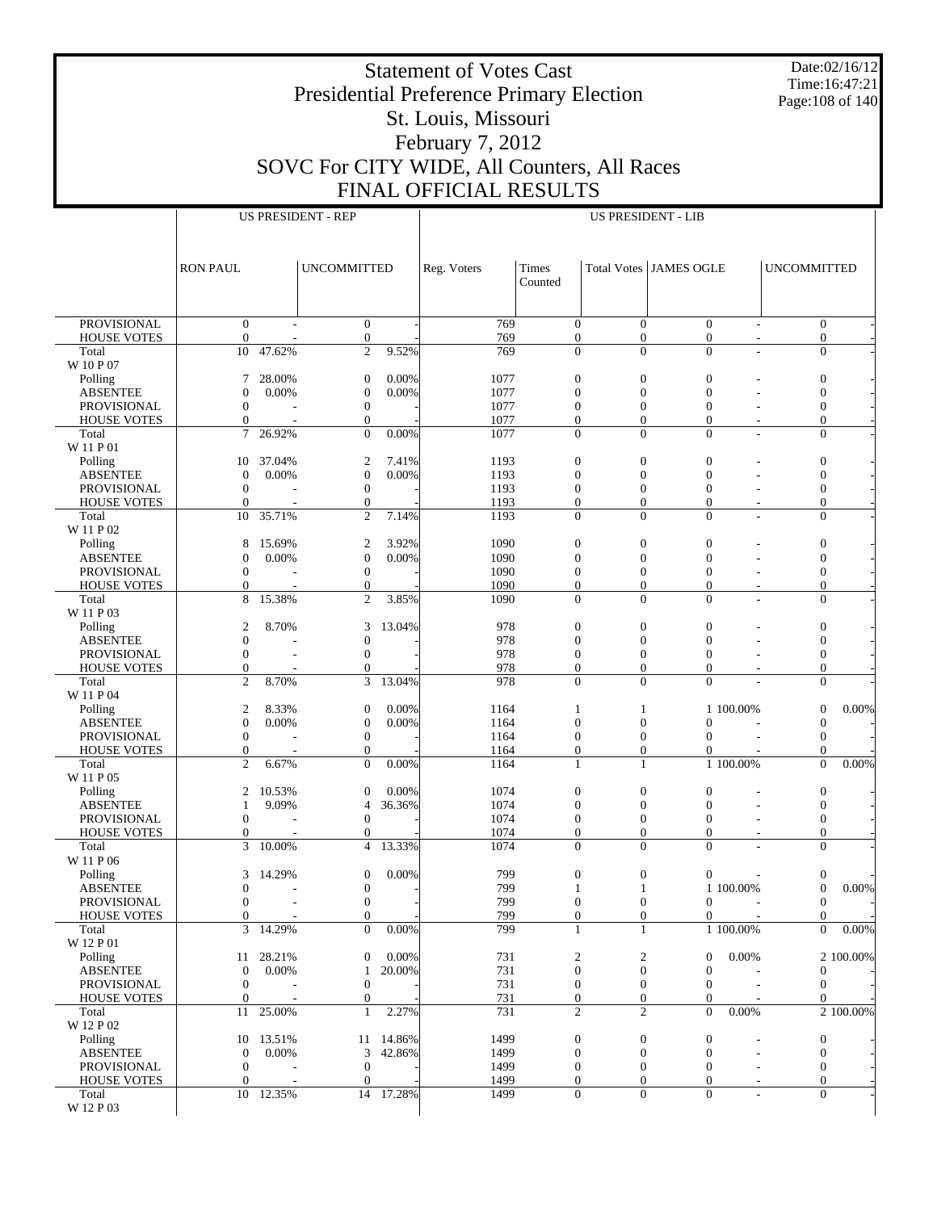# Statement of Votes Cast
## Presidential Preference Primary Election
## St. Louis, Missouri
## February 7, 2012
## SOVC For CITY WIDE, All Counters, All Races
## FINAL OFFICIAL RESULTS

Date:02/16/12
Time:16:47:21

| | US PRESIDENT - REP | | | | US PRESIDENT - LIB | | | | | | |
|---|---|---|---|---|---|---|---|---|---|---|---|
| | RON PAUL | | UNCOMMITTED | | Reg. Voters | Times Counted | Total Votes | JAMES OGLE | | UNCOMMITTED | |
| PROVISIONAL | 0 | - | 0 | - | 769 | 0 | 0 | 0 | - | 0 | - |
| HOUSE VOTES | 0 | - | 0 | - | 769 | 0 | 0 | 0 | - | 0 | - |
| Total | 10 | 47.62% | 2 | 9.52% | 769 | 0 | 0 | 0 | - | 0 | - |
| W 10 P 07 | | | | | | | | | | | |
| Polling | 7 | 28.00% | 0 | 0.00% | 1077 | 0 | 0 | 0 | - | 0 | - |
| ABSENTEE | 0 | 0.00% | 0 | 0.00% | 1077 | 0 | 0 | 0 | - | 0 | - |
| PROVISIONAL | 0 | - | 0 | - | 1077 | 0 | 0 | 0 | - | 0 | - |
| HOUSE VOTES | 0 | - | 0 | - | 1077 | 0 | 0 | 0 | - | 0 | - |
| Total | 7 | 26.92% | 0 | 0.00% | 1077 | 0 | 0 | 0 | - | 0 | - |
| W 11 P 01 | | | | | | | | | | | |
| Polling | 10 | 37.04% | 2 | 7.41% | 1193 | 0 | 0 | 0 | - | 0 | - |
| ABSENTEE | 0 | 0.00% | 0 | 0.00% | 1193 | 0 | 0 | 0 | - | 0 | - |
| PROVISIONAL | 0 | - | 0 | - | 1193 | 0 | 0 | 0 | - | 0 | - |
| HOUSE VOTES | 0 | - | 0 | - | 1193 | 0 | 0 | 0 | - | 0 | - |
| Total | 10 | 35.71% | 2 | 7.14% | 1193 | 0 | 0 | 0 | - | 0 | - |
| W 11 P 02 | | | | | | | | | | | |
| Polling | 8 | 15.69% | 2 | 3.92% | 1090 | 0 | 0 | 0 | - | 0 | - |
| ABSENTEE | 0 | 0.00% | 0 | 0.00% | 1090 | 0 | 0 | 0 | - | 0 | - |
| PROVISIONAL | 0 | - | 0 | - | 1090 | 0 | 0 | 0 | - | 0 | - |
| HOUSE VOTES | 0 | - | 0 | - | 1090 | 0 | 0 | 0 | - | 0 | - |
| Total | 8 | 15.38% | 2 | 3.85% | 1090 | 0 | 0 | 0 | - | 0 | - |
| W 11 P 03 | | | | | | | | | | | |
| Polling | 2 | 8.70% | 3 | 13.04% | 978 | 0 | 0 | 0 | - | 0 | - |
| ABSENTEE | 0 | - | 0 | - | 978 | 0 | 0 | 0 | - | 0 | - |
| PROVISIONAL | 0 | - | 0 | - | 978 | 0 | 0 | 0 | - | 0 | - |
| HOUSE VOTES | 0 | - | 0 | - | 978 | 0 | 0 | 0 | - | 0 | - |
| Total | 2 | 8.70% | 3 | 13.04% | 978 | 0 | 0 | 0 | - | 0 | - |
| W 11 P 04 | | | | | | | | | | | |
| Polling | 2 | 8.33% | 0 | 0.00% | 1164 | 1 | 1 | 1 | 100.00% | 0 | 0.00% |
| ABSENTEE | 0 | 0.00% | 0 | 0.00% | 1164 | 0 | 0 | 0 | - | 0 | - |
| PROVISIONAL | 0 | - | 0 | - | 1164 | 0 | 0 | 0 | - | 0 | - |
| HOUSE VOTES | 0 | - | 0 | - | 1164 | 0 | 0 | 0 | - | 0 | - |
| Total | 2 | 6.67% | 0 | 0.00% | 1164 | 1 | 1 | 1 | 100.00% | 0 | 0.00% |
| W 11 P 05 | | | | | | | | | | | |
| Polling | 2 | 10.53% | 0 | 0.00% | 1074 | 0 | 0 | 0 | - | 0 | - |
| ABSENTEE | 1 | 9.09% | 4 | 36.36% | 1074 | 0 | 0 | 0 | - | 0 | - |
| PROVISIONAL | 0 | - | 0 | - | 1074 | 0 | 0 | 0 | - | 0 | - |
| HOUSE VOTES | 0 | - | 0 | - | 1074 | 0 | 0 | 0 | - | 0 | - |
| Total | 3 | 10.00% | 4 | 13.33% | 1074 | 0 | 0 | 0 | - | 0 | - |
| W 11 P 06 | | | | | | | | | | | |
| Polling | 3 | 14.29% | 0 | 0.00% | 799 | 0 | 0 | 0 | - | 0 | - |
| ABSENTEE | 0 | - | 0 | - | 799 | 1 | 1 | 1 | 100.00% | 0 | 0.00% |
| PROVISIONAL | 0 | - | 0 | - | 799 | 0 | 0 | 0 | - | 0 | - |
| HOUSE VOTES | 0 | - | 0 | - | 799 | 0 | 0 | 0 | - | 0 | - |
| Total | 3 | 14.29% | 0 | 0.00% | 799 | 1 | 1 | 1 | 100.00% | 0 | 0.00% |
| W 12 P 01 | | | | | | | | | | | |
| Polling | 11 | 28.21% | 0 | 0.00% | 731 | 2 | 2 | 0 | 0.00% | 2 | 100.00% |
| ABSENTEE | 0 | 0.00% | 1 | 20.00% | 731 | 0 | 0 | 0 | - | 0 | - |
| PROVISIONAL | 0 | - | 0 | - | 731 | 0 | 0 | 0 | - | 0 | - |
| HOUSE VOTES | 0 | - | 0 | - | 731 | 0 | 0 | 0 | - | 0 | - |
| Total | 11 | 25.00% | 1 | 2.27% | 731 | 2 | 2 | 0 | 0.00% | 2 | 100.00% |
| W 12 P 02 | | | | | | | | | | | |
| Polling | 10 | 13.51% | 11 | 14.86% | 1499 | 0 | 0 | 0 | - | 0 | - |
| ABSENTEE | 0 | 0.00% | 3 | 42.86% | 1499 | 0 | 0 | 0 | - | 0 | - |
| PROVISIONAL | 0 | - | 0 | - | 1499 | 0 | 0 | 0 | - | 0 | - |
| HOUSE VOTES | 0 | - | 0 | - | 1499 | 0 | 0 | 0 | - | 0 | - |
| Total | 10 | 12.35% | 14 | 17.28% | 1499 | 0 | 0 | 0 | - | 0 | - |
| W 12 P 03 | | | | | | | | | | | |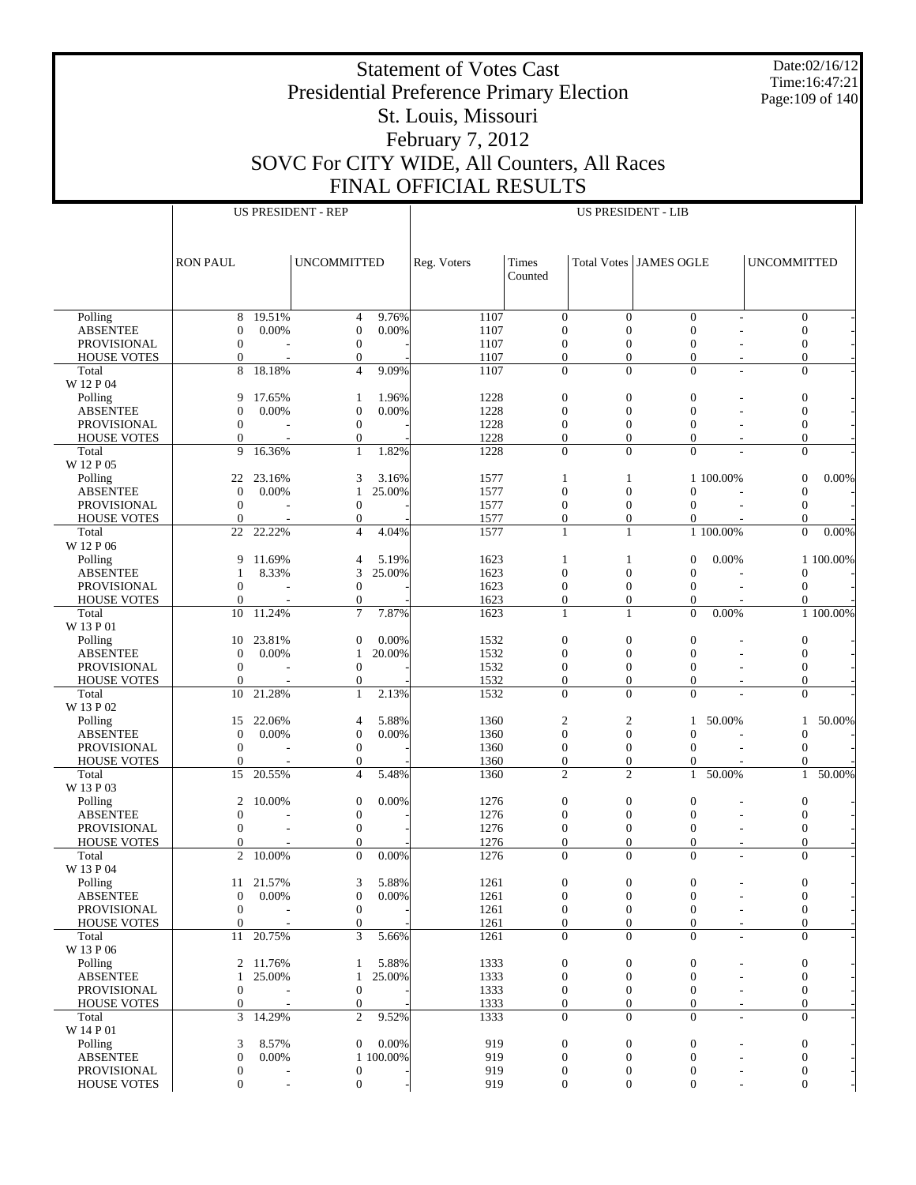# Statement of Votes Cast
# Presidential Preference Primary Election
# St. Louis, Missouri
# February 7, 2012
# SOVC For CITY WIDE, All Counters, All Races
# FINAL OFFICIAL RESULTS

Date:02/16/12
Time:16:47:21

| | US PRESIDENT - REP | | | | US PRESIDENT - LIB | | | | | | |
|---|---|---|---|---|---|---|---|---|---|---|---|
| | RON PAUL | | UNCOMMITTED | | Reg. Voters | Times Counted | Total Votes | JAMES OGLE | | UNCOMMITTED | |
| Polling | 8 | 19.51% | 4 | 9.76% | 1107 | 0 | 0 | 0 | - | 0 | - |
| ABSENTEE | 0 | 0.00% | 0 | 0.00% | 1107 | 0 | 0 | 0 | - | 0 | - |
| PROVISIONAL | 0 | - | 0 | - | 1107 | 0 | 0 | 0 | - | 0 | - |
| HOUSE VOTES | 0 | - | 0 | - | 1107 | 0 | 0 | 0 | - | 0 | - |
| Total | 8 | 18.18% | 4 | 9.09% | 1107 | 0 | 0 | 0 | - | 0 | - |
| W 12 P 04 | | | | | | | | | | | |
| Polling | 9 | 17.65% | 1 | 1.96% | 1228 | 0 | 0 | 0 | - | 0 | - |
| ABSENTEE | 0 | 0.00% | 0 | 0.00% | 1228 | 0 | 0 | 0 | - | 0 | - |
| PROVISIONAL | 0 | - | 0 | - | 1228 | 0 | 0 | 0 | - | 0 | - |
| HOUSE VOTES | 0 | - | 0 | - | 1228 | 0 | 0 | 0 | - | 0 | - |
| Total | 9 | 16.36% | 1 | 1.82% | 1228 | 0 | 0 | 0 | - | 0 | - |
| W 12 P 05 | | | | | | | | | | | |
| Polling | 22 | 23.16% | 3 | 3.16% | 1577 | 1 | 1 | 1 | 100.00% | 0 | 0.00% |
| ABSENTEE | 0 | 0.00% | 1 | 25.00% | 1577 | 0 | 0 | 0 | - | 0 | - |
| PROVISIONAL | 0 | - | 0 | - | 1577 | 0 | 0 | 0 | - | 0 | - |
| HOUSE VOTES | 0 | - | 0 | - | 1577 | 0 | 0 | 0 | - | 0 | - |
| Total | 22 | 22.22% | 4 | 4.04% | 1577 | 1 | 1 | 1 | 100.00% | 0 | 0.00% |
| W 12 P 06 | | | | | | | | | | | |
| Polling | 9 | 11.69% | 4 | 5.19% | 1623 | 1 | 1 | 0 | 0.00% | 1 | 100.00% |
| ABSENTEE | 1 | 8.33% | 3 | 25.00% | 1623 | 0 | 0 | 0 | - | 0 | - |
| PROVISIONAL | 0 | - | 0 | - | 1623 | 0 | 0 | 0 | - | 0 | - |
| HOUSE VOTES | 0 | - | 0 | - | 1623 | 0 | 0 | 0 | - | 0 | - |
| Total | 10 | 11.24% | 7 | 7.87% | 1623 | 1 | 1 | 0 | 0.00% | 1 | 100.00% |
| W 13 P 01 | | | | | | | | | | | |
| Polling | 10 | 23.81% | 0 | 0.00% | 1532 | 0 | 0 | 0 | - | 0 | - |
| ABSENTEE | 0 | 0.00% | 1 | 20.00% | 1532 | 0 | 0 | 0 | - | 0 | - |
| PROVISIONAL | 0 | - | 0 | - | 1532 | 0 | 0 | 0 | - | 0 | - |
| HOUSE VOTES | 0 | - | 0 | - | 1532 | 0 | 0 | 0 | - | 0 | - |
| Total | 10 | 21.28% | 1 | 2.13% | 1532 | 0 | 0 | 0 | - | 0 | - |
| W 13 P 02 | | | | | | | | | | | |
| Polling | 15 | 22.06% | 4 | 5.88% | 1360 | 2 | 2 | 1 | 50.00% | 1 | 50.00% |
| ABSENTEE | 0 | 0.00% | 0 | 0.00% | 1360 | 0 | 0 | 0 | - | 0 | - |
| PROVISIONAL | 0 | - | 0 | - | 1360 | 0 | 0 | 0 | - | 0 | - |
| HOUSE VOTES | 0 | - | 0 | - | 1360 | 0 | 0 | 0 | - | 0 | - |
| Total | 15 | 20.55% | 4 | 5.48% | 1360 | 2 | 2 | 1 | 50.00% | 1 | 50.00% |
| W 13 P 03 | | | | | | | | | | | |
| Polling | 2 | 10.00% | 0 | 0.00% | 1276 | 0 | 0 | 0 | - | 0 | - |
| ABSENTEE | 0 | - | 0 | - | 1276 | 0 | 0 | 0 | - | 0 | - |
| PROVISIONAL | 0 | - | 0 | - | 1276 | 0 | 0 | 0 | - | 0 | - |
| HOUSE VOTES | 0 | - | 0 | - | 1276 | 0 | 0 | 0 | - | 0 | - |
| Total | 2 | 10.00% | 0 | 0.00% | 1276 | 0 | 0 | 0 | - | 0 | - |
| W 13 P 04 | | | | | | | | | | | |
| Polling | 11 | 21.57% | 3 | 5.88% | 1261 | 0 | 0 | 0 | - | 0 | - |
| ABSENTEE | 0 | 0.00% | 0 | 0.00% | 1261 | 0 | 0 | 0 | - | 0 | - |
| PROVISIONAL | 0 | - | 0 | - | 1261 | 0 | 0 | 0 | - | 0 | - |
| HOUSE VOTES | 0 | - | 0 | - | 1261 | 0 | 0 | 0 | - | 0 | - |
| Total | 11 | 20.75% | 3 | 5.66% | 1261 | 0 | 0 | 0 | - | 0 | - |
| W 13 P 06 | | | | | | | | | | | |
| Polling | 2 | 11.76% | 1 | 5.88% | 1333 | 0 | 0 | 0 | - | 0 | - |
| ABSENTEE | 1 | 25.00% | 1 | 25.00% | 1333 | 0 | 0 | 0 | - | 0 | - |
| PROVISIONAL | 0 | - | 0 | - | 1333 | 0 | 0 | 0 | - | 0 | - |
| HOUSE VOTES | 0 | - | 0 | - | 1333 | 0 | 0 | 0 | - | 0 | - |
| Total | 3 | 14.29% | 2 | 9.52% | 1333 | 0 | 0 | 0 | - | 0 | - |
| W 14 P 01 | | | | | | | | | | | |
| Polling | 3 | 8.57% | 0 | 0.00% | 919 | 0 | 0 | 0 | - | 0 | - |
| ABSENTEE | 0 | 0.00% | 1 | 100.00% | 919 | 0 | 0 | 0 | - | 0 | - |
| PROVISIONAL | 0 | - | 0 | - | 919 | 0 | 0 | 0 | - | 0 | - |
| HOUSE VOTES | 0 | - | 0 | - | 919 | 0 | 0 | 0 | - | 0 | - |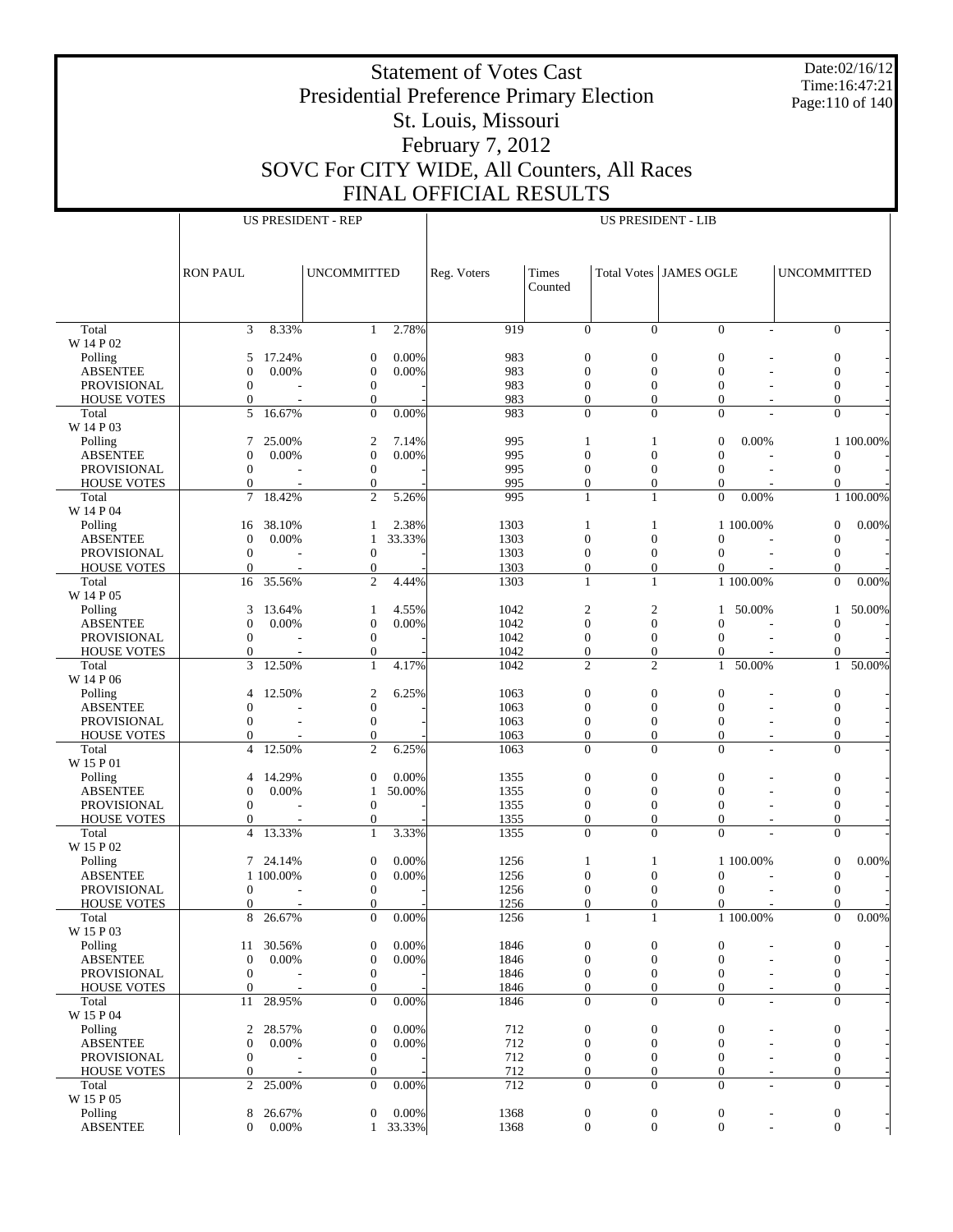# Statement of Votes Cast
## Presidential Preference Primary Election
## St. Louis, Missouri
## February 7, 2012
## SOVC For CITY WIDE, All Counters, All Races
## FINAL OFFICIAL RESULTS

Date:02/16/12
Time:16:47:21

| | US PRESIDENT - REP | | | | US PRESIDENT - LIB | | | | | | |
|---|---|---|---|---|---|---|---|---|---|---|---|
| | RON PAUL | | UNCOMMITTED | | Reg. Voters | Times Counted | Total Votes | JAMES OGLE | | UNCOMMITTED | |
| Total | 3 | 8.33% | 1 | 2.78% | 919 | 0 | 0 | 0 | - | 0 | - |
| W 14 P 02 | | | | | | | | | | | |
| Polling | 5 | 17.24% | 0 | 0.00% | 983 | 0 | 0 | 0 | - | 0 | - |
| ABSENTEE | 0 | 0.00% | 0 | 0.00% | 983 | 0 | 0 | 0 | - | 0 | - |
| PROVISIONAL | 0 | - | 0 | - | 983 | 0 | 0 | 0 | - | 0 | - |
| HOUSE VOTES | 0 | - | 0 | - | 983 | 0 | 0 | 0 | - | 0 | - |
| Total | 5 | 16.67% | 0 | 0.00% | 983 | 0 | 0 | 0 | - | 0 | - |
| W 14 P 03 | | | | | | | | | | | |
| Polling | 7 | 25.00% | 2 | 7.14% | 995 | 1 | 1 | 0 | 0.00% | 1 | 100.00% |
| ABSENTEE | 0 | 0.00% | 0 | 0.00% | 995 | 0 | 0 | 0 | - | 0 | - |
| PROVISIONAL | 0 | - | 0 | - | 995 | 0 | 0 | 0 | - | 0 | - |
| HOUSE VOTES | 0 | - | 0 | - | 995 | 0 | 0 | 0 | - | 0 | - |
| Total | 7 | 18.42% | 2 | 5.26% | 995 | 1 | 1 | 0 | 0.00% | 1 | 100.00% |
| W 14 P 04 | | | | | | | | | | | |
| Polling | 16 | 38.10% | 1 | 2.38% | 1303 | 1 | 1 | 1 | 100.00% | 0 | 0.00% |
| ABSENTEE | 0 | 0.00% | 1 | 33.33% | 1303 | 0 | 0 | 0 | - | 0 | - |
| PROVISIONAL | 0 | - | 0 | - | 1303 | 0 | 0 | 0 | - | 0 | - |
| HOUSE VOTES | 0 | - | 0 | - | 1303 | 0 | 0 | 0 | - | 0 | - |
| Total | 16 | 35.56% | 2 | 4.44% | 1303 | 1 | 1 | 1 | 100.00% | 0 | 0.00% |
| W 14 P 05 | | | | | | | | | | | |
| Polling | 3 | 13.64% | 1 | 4.55% | 1042 | 2 | 2 | 1 | 50.00% | 1 | 50.00% |
| ABSENTEE | 0 | 0.00% | 0 | 0.00% | 1042 | 0 | 0 | 0 | - | 0 | - |
| PROVISIONAL | 0 | - | 0 | - | 1042 | 0 | 0 | 0 | - | 0 | - |
| HOUSE VOTES | 0 | - | 0 | - | 1042 | 0 | 0 | 0 | - | 0 | - |
| Total | 3 | 12.50% | 1 | 4.17% | 1042 | 2 | 2 | 1 | 50.00% | 1 | 50.00% |
| W 14 P 06 | | | | | | | | | | | |
| Polling | 4 | 12.50% | 2 | 6.25% | 1063 | 0 | 0 | 0 | - | 0 | - |
| ABSENTEE | 0 | - | 0 | - | 1063 | 0 | 0 | 0 | - | 0 | - |
| PROVISIONAL | 0 | - | 0 | - | 1063 | 0 | 0 | 0 | - | 0 | - |
| HOUSE VOTES | 0 | - | 0 | - | 1063 | 0 | 0 | 0 | - | 0 | - |
| Total | 4 | 12.50% | 2 | 6.25% | 1063 | 0 | 0 | 0 | - | 0 | - |
| W 15 P 01 | | | | | | | | | | | |
| Polling | 4 | 14.29% | 0 | 0.00% | 1355 | 0 | 0 | 0 | - | 0 | - |
| ABSENTEE | 0 | 0.00% | 1 | 50.00% | 1355 | 0 | 0 | 0 | - | 0 | - |
| PROVISIONAL | 0 | - | 0 | - | 1355 | 0 | 0 | 0 | - | 0 | - |
| HOUSE VOTES | 0 | - | 0 | - | 1355 | 0 | 0 | 0 | - | 0 | - |
| Total | 4 | 13.33% | 1 | 3.33% | 1355 | 0 | 0 | 0 | - | 0 | - |
| W 15 P 02 | | | | | | | | | | | |
| Polling | 7 | 24.14% | 0 | 0.00% | 1256 | 1 | 1 | 1 | 100.00% | 0 | 0.00% |
| ABSENTEE | 1 | 100.00% | 0 | 0.00% | 1256 | 0 | 0 | 0 | - | 0 | - |
| PROVISIONAL | 0 | - | 0 | - | 1256 | 0 | 0 | 0 | - | 0 | - |
| HOUSE VOTES | 0 | - | 0 | - | 1256 | 0 | 0 | 0 | - | 0 | - |
| Total | 8 | 26.67% | 0 | 0.00% | 1256 | 1 | 1 | 1 | 100.00% | 0 | 0.00% |
| W 15 P 03 | | | | | | | | | | | |
| Polling | 11 | 30.56% | 0 | 0.00% | 1846 | 0 | 0 | 0 | - | 0 | - |
| ABSENTEE | 0 | 0.00% | 0 | 0.00% | 1846 | 0 | 0 | 0 | - | 0 | - |
| PROVISIONAL | 0 | - | 0 | - | 1846 | 0 | 0 | 0 | - | 0 | - |
| HOUSE VOTES | 0 | - | 0 | - | 1846 | 0 | 0 | 0 | - | 0 | - |
| Total | 11 | 28.95% | 0 | 0.00% | 1846 | 0 | 0 | 0 | - | 0 | - |
| W 15 P 04 | | | | | | | | | | | |
| Polling | 2 | 28.57% | 0 | 0.00% | 712 | 0 | 0 | 0 | - | 0 | - |
| ABSENTEE | 0 | 0.00% | 0 | 0.00% | 712 | 0 | 0 | 0 | - | 0 | - |
| PROVISIONAL | 0 | - | 0 | - | 712 | 0 | 0 | 0 | - | 0 | - |
| HOUSE VOTES | 0 | - | 0 | - | 712 | 0 | 0 | 0 | - | 0 | - |
| Total | 2 | 25.00% | 0 | 0.00% | 712 | 0 | 0 | 0 | - | 0 | - |
| W 15 P 05 | | | | | | | | | | | |
| Polling | 8 | 26.67% | 0 | 0.00% | 1368 | 0 | 0 | 0 | - | 0 | - |
| ABSENTEE | 0 | 0.00% | 1 | 33.33% | 1368 | 0 | 0 | 0 | - | 0 | - |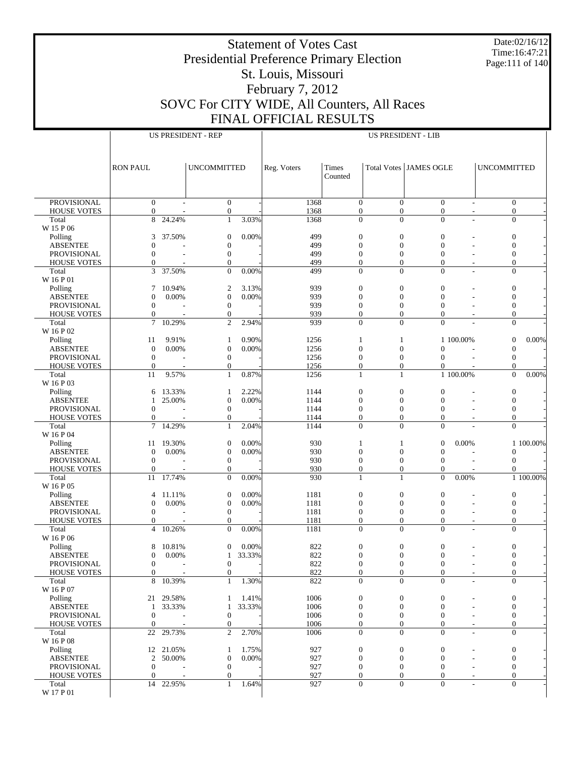# Statement of Votes Cast
# Presidential Preference Primary Election
# St. Louis, Missouri
# February 7, 2012
# SOVC For CITY WIDE, All Counters, All Races
# FINAL OFFICIAL RESULTS

Date:02/16/12
Time:16:47:21

| | US PRESIDENT - REP | | | | US PRESIDENT - LIB | | | | | | |
|---|---|---|---|---|---|---|---|---|---|---|---|
| | RON PAUL | | UNCOMMITTED | | Reg. Voters | Times Counted | Total Votes | JAMES OGLE | | UNCOMMITTED | |
| PROVISIONAL | 0 | - | 0 | - | 1368 | 0 | 0 | 0 | - | 0 | - |
| HOUSE VOTES | 0 | - | 0 | - | 1368 | 0 | 0 | 0 | - | 0 | - |
| Total | 8 | 24.24% | 1 | 3.03% | 1368 | 0 | 0 | 0 | - | 0 | - |
| W 15 P 06 | | | | | | | | | | | |
| Polling | 3 | 37.50% | 0 | 0.00% | 499 | 0 | 0 | 0 | - | 0 | - |
| ABSENTEE | 0 | - | 0 | - | 499 | 0 | 0 | 0 | - | 0 | - |
| PROVISIONAL | 0 | - | 0 | - | 499 | 0 | 0 | 0 | - | 0 | - |
| HOUSE VOTES | 0 | - | 0 | - | 499 | 0 | 0 | 0 | - | 0 | - |
| Total | 3 | 37.50% | 0 | 0.00% | 499 | 0 | 0 | 0 | - | 0 | - |
| W 16 P 01 | | | | | | | | | | | |
| Polling | 7 | 10.94% | 2 | 3.13% | 939 | 0 | 0 | 0 | - | 0 | - |
| ABSENTEE | 0 | 0.00% | 0 | 0.00% | 939 | 0 | 0 | 0 | - | 0 | - |
| PROVISIONAL | 0 | - | 0 | - | 939 | 0 | 0 | 0 | - | 0 | - |
| HOUSE VOTES | 0 | - | 0 | - | 939 | 0 | 0 | 0 | - | 0 | - |
| Total | 7 | 10.29% | 2 | 2.94% | 939 | 0 | 0 | 0 | - | 0 | - |
| W 16 P 02 | | | | | | | | | | | |
| Polling | 11 | 9.91% | 1 | 0.90% | 1256 | 1 | 1 | 1 | 100.00% | 0 | 0.00% |
| ABSENTEE | 0 | 0.00% | 0 | 0.00% | 1256 | 0 | 0 | 0 | - | 0 | - |
| PROVISIONAL | 0 | - | 0 | - | 1256 | 0 | 0 | 0 | - | 0 | - |
| HOUSE VOTES | 0 | - | 0 | - | 1256 | 0 | 0 | 0 | - | 0 | - |
| Total | 11 | 9.57% | 1 | 0.87% | 1256 | 1 | 1 | 1 | 100.00% | 0 | 0.00% |
| W 16 P 03 | | | | | | | | | | | |
| Polling | 6 | 13.33% | 1 | 2.22% | 1144 | 0 | 0 | 0 | - | 0 | - |
| ABSENTEE | 1 | 25.00% | 0 | 0.00% | 1144 | 0 | 0 | 0 | - | 0 | - |
| PROVISIONAL | 0 | - | 0 | - | 1144 | 0 | 0 | 0 | - | 0 | - |
| HOUSE VOTES | 0 | - | 0 | - | 1144 | 0 | 0 | 0 | - | 0 | - |
| Total | 7 | 14.29% | 1 | 2.04% | 1144 | 0 | 0 | 0 | - | 0 | - |
| W 16 P 04 | | | | | | | | | | | |
| Polling | 11 | 19.30% | 0 | 0.00% | 930 | 1 | 1 | 0 | 0.00% | 1 | 100.00% |
| ABSENTEE | 0 | 0.00% | 0 | 0.00% | 930 | 0 | 0 | 0 | - | 0 | - |
| PROVISIONAL | 0 | - | 0 | - | 930 | 0 | 0 | 0 | - | 0 | - |
| HOUSE VOTES | 0 | - | 0 | - | 930 | 0 | 0 | 0 | - | 0 | - |
| Total | 11 | 17.74% | 0 | 0.00% | 930 | 1 | 1 | 0 | 0.00% | 1 | 100.00% |
| W 16 P 05 | | | | | | | | | | | |
| Polling | 4 | 11.11% | 0 | 0.00% | 1181 | 0 | 0 | 0 | - | 0 | - |
| ABSENTEE | 0 | 0.00% | 0 | 0.00% | 1181 | 0 | 0 | 0 | - | 0 | - |
| PROVISIONAL | 0 | - | 0 | - | 1181 | 0 | 0 | 0 | - | 0 | - |
| HOUSE VOTES | 0 | - | 0 | - | 1181 | 0 | 0 | 0 | - | 0 | - |
| Total | 4 | 10.26% | 0 | 0.00% | 1181 | 0 | 0 | 0 | - | 0 | - |
| W 16 P 06 | | | | | | | | | | | |
| Polling | 8 | 10.81% | 0 | 0.00% | 822 | 0 | 0 | 0 | - | 0 | - |
| ABSENTEE | 0 | 0.00% | 1 | 33.33% | 822 | 0 | 0 | 0 | - | 0 | - |
| PROVISIONAL | 0 | - | 0 | - | 822 | 0 | 0 | 0 | - | 0 | - |
| HOUSE VOTES | 0 | - | 0 | - | 822 | 0 | 0 | 0 | - | 0 | - |
| Total | 8 | 10.39% | 1 | 1.30% | 822 | 0 | 0 | 0 | - | 0 | - |
| W 16 P 07 | | | | | | | | | | | |
| Polling | 21 | 29.58% | 1 | 1.41% | 1006 | 0 | 0 | 0 | - | 0 | - |
| ABSENTEE | 1 | 33.33% | 1 | 33.33% | 1006 | 0 | 0 | 0 | - | 0 | - |
| PROVISIONAL | 0 | - | 0 | - | 1006 | 0 | 0 | 0 | - | 0 | - |
| HOUSE VOTES | 0 | - | 0 | - | 1006 | 0 | 0 | 0 | - | 0 | - |
| Total | 22 | 29.73% | 2 | 2.70% | 1006 | 0 | 0 | 0 | - | 0 | - |
| W 16 P 08 | | | | | | | | | | | |
| Polling | 12 | 21.05% | 1 | 1.75% | 927 | 0 | 0 | 0 | - | 0 | - |
| ABSENTEE | 2 | 50.00% | 0 | 0.00% | 927 | 0 | 0 | 0 | - | 0 | - |
| PROVISIONAL | 0 | - | 0 | - | 927 | 0 | 0 | 0 | - | 0 | - |
| HOUSE VOTES | 0 | - | 0 | - | 927 | 0 | 0 | 0 | - | 0 | - |
| Total | 14 | 22.95% | 1 | 1.64% | 927 | 0 | 0 | 0 | - | 0 | - |
| W 17 P 01 | | | | | | | | | | | |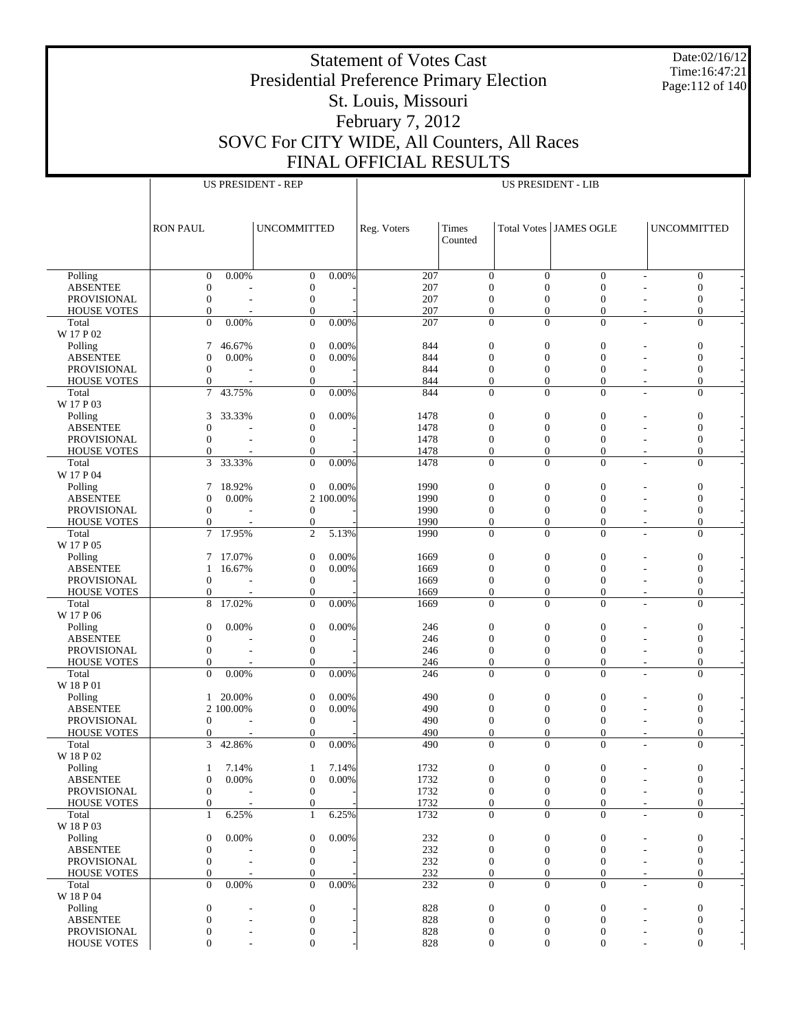# Statement of Votes Cast
# Presidential Preference Primary Election
# St. Louis, Missouri
# February 7, 2012
# SOVC For CITY WIDE, All Counters, All Races
# FINAL OFFICIAL RESULTS

Date:02/16/12
Time:16:47:21

| | US PRESIDENT - REP | | | | US PRESIDENT - LIB | | | | | | |
|---|---|---|---|---|---|---|---|---|---|---|---|
| | RON PAUL | | UNCOMMITTED | | Reg. Voters | Times Counted | Total Votes | JAMES OGLE | | UNCOMMITTED | |
| Polling | 0 | 0.00% | 0 | 0.00% | 207 | 0 | 0 | 0 | - | 0 | - |
| ABSENTEE | 0 | - | 0 | - | 207 | 0 | 0 | 0 | - | 0 | - |
| PROVISIONAL | 0 | - | 0 | - | 207 | 0 | 0 | 0 | - | 0 | - |
| HOUSE VOTES | 0 | - | 0 | - | 207 | 0 | 0 | 0 | - | 0 | - |
| Total | 0 | 0.00% | 0 | 0.00% | 207 | 0 | 0 | 0 | - | 0 | - |
| W 17 P 02 | | | | | | | | | | | |
| Polling | 7 | 46.67% | 0 | 0.00% | 844 | 0 | 0 | 0 | - | 0 | - |
| ABSENTEE | 0 | 0.00% | 0 | 0.00% | 844 | 0 | 0 | 0 | - | 0 | - |
| PROVISIONAL | 0 | - | 0 | - | 844 | 0 | 0 | 0 | - | 0 | - |
| HOUSE VOTES | 0 | - | 0 | - | 844 | 0 | 0 | 0 | - | 0 | - |
| Total | 7 | 43.75% | 0 | 0.00% | 844 | 0 | 0 | 0 | - | 0 | - |
| W 17 P 03 | | | | | | | | | | | |
| Polling | 3 | 33.33% | 0 | 0.00% | 1478 | 0 | 0 | 0 | - | 0 | - |
| ABSENTEE | 0 | - | 0 | - | 1478 | 0 | 0 | 0 | - | 0 | - |
| PROVISIONAL | 0 | - | 0 | - | 1478 | 0 | 0 | 0 | - | 0 | - |
| HOUSE VOTES | 0 | - | 0 | - | 1478 | 0 | 0 | 0 | - | 0 | - |
| Total | 3 | 33.33% | 0 | 0.00% | 1478 | 0 | 0 | 0 | - | 0 | - |
| W 17 P 04 | | | | | | | | | | | |
| Polling | 7 | 18.92% | 0 | 0.00% | 1990 | 0 | 0 | 0 | - | 0 | - |
| ABSENTEE | 0 | 0.00% | 2 | 100.00% | 1990 | 0 | 0 | 0 | - | 0 | - |
| PROVISIONAL | 0 | - | 0 | - | 1990 | 0 | 0 | 0 | - | 0 | - |
| HOUSE VOTES | 0 | - | 0 | - | 1990 | 0 | 0 | 0 | - | 0 | - |
| Total | 7 | 17.95% | 2 | 5.13% | 1990 | 0 | 0 | 0 | - | 0 | - |
| W 17 P 05 | | | | | | | | | | | |
| Polling | 7 | 17.07% | 0 | 0.00% | 1669 | 0 | 0 | 0 | - | 0 | - |
| ABSENTEE | 1 | 16.67% | 0 | 0.00% | 1669 | 0 | 0 | 0 | - | 0 | - |
| PROVISIONAL | 0 | - | 0 | - | 1669 | 0 | 0 | 0 | - | 0 | - |
| HOUSE VOTES | 0 | - | 0 | - | 1669 | 0 | 0 | 0 | - | 0 | - |
| Total | 8 | 17.02% | 0 | 0.00% | 1669 | 0 | 0 | 0 | - | 0 | - |
| W 17 P 06 | | | | | | | | | | | |
| Polling | 0 | 0.00% | 0 | 0.00% | 246 | 0 | 0 | 0 | - | 0 | - |
| ABSENTEE | 0 | - | 0 | - | 246 | 0 | 0 | 0 | - | 0 | - |
| PROVISIONAL | 0 | - | 0 | - | 246 | 0 | 0 | 0 | - | 0 | - |
| HOUSE VOTES | 0 | - | 0 | - | 246 | 0 | 0 | 0 | - | 0 | - |
| Total | 0 | 0.00% | 0 | 0.00% | 246 | 0 | 0 | 0 | - | 0 | - |
| W 18 P 01 | | | | | | | | | | | |
| Polling | 1 | 20.00% | 0 | 0.00% | 490 | 0 | 0 | 0 | - | 0 | - |
| ABSENTEE | 2 | 100.00% | 0 | 0.00% | 490 | 0 | 0 | 0 | - | 0 | - |
| PROVISIONAL | 0 | - | 0 | - | 490 | 0 | 0 | 0 | - | 0 | - |
| HOUSE VOTES | 0 | - | 0 | - | 490 | 0 | 0 | 0 | - | 0 | - |
| Total | 3 | 42.86% | 0 | 0.00% | 490 | 0 | 0 | 0 | - | 0 | - |
| W 18 P 02 | | | | | | | | | | | |
| Polling | 1 | 7.14% | 1 | 7.14% | 1732 | 0 | 0 | 0 | - | 0 | - |
| ABSENTEE | 0 | 0.00% | 0 | 0.00% | 1732 | 0 | 0 | 0 | - | 0 | - |
| PROVISIONAL | 0 | - | 0 | - | 1732 | 0 | 0 | 0 | - | 0 | - |
| HOUSE VOTES | 0 | - | 0 | - | 1732 | 0 | 0 | 0 | - | 0 | - |
| Total | 1 | 6.25% | 1 | 6.25% | 1732 | 0 | 0 | 0 | - | 0 | - |
| W 18 P 03 | | | | | | | | | | | |
| Polling | 0 | 0.00% | 0 | 0.00% | 232 | 0 | 0 | 0 | - | 0 | - |
| ABSENTEE | 0 | - | 0 | - | 232 | 0 | 0 | 0 | - | 0 | - |
| PROVISIONAL | 0 | - | 0 | - | 232 | 0 | 0 | 0 | - | 0 | - |
| HOUSE VOTES | 0 | - | 0 | - | 232 | 0 | 0 | 0 | - | 0 | - |
| Total | 0 | 0.00% | 0 | 0.00% | 232 | 0 | 0 | 0 | - | 0 | - |
| W 18 P 04 | | | | | | | | | | | |
| Polling | 0 | - | 0 | - | 828 | 0 | 0 | 0 | - | 0 | - |
| ABSENTEE | 0 | - | 0 | - | 828 | 0 | 0 | 0 | - | 0 | - |
| PROVISIONAL | 0 | - | 0 | - | 828 | 0 | 0 | 0 | - | 0 | - |
| HOUSE VOTES | 0 | - | 0 | - | 828 | 0 | 0 | 0 | - | 0 | - |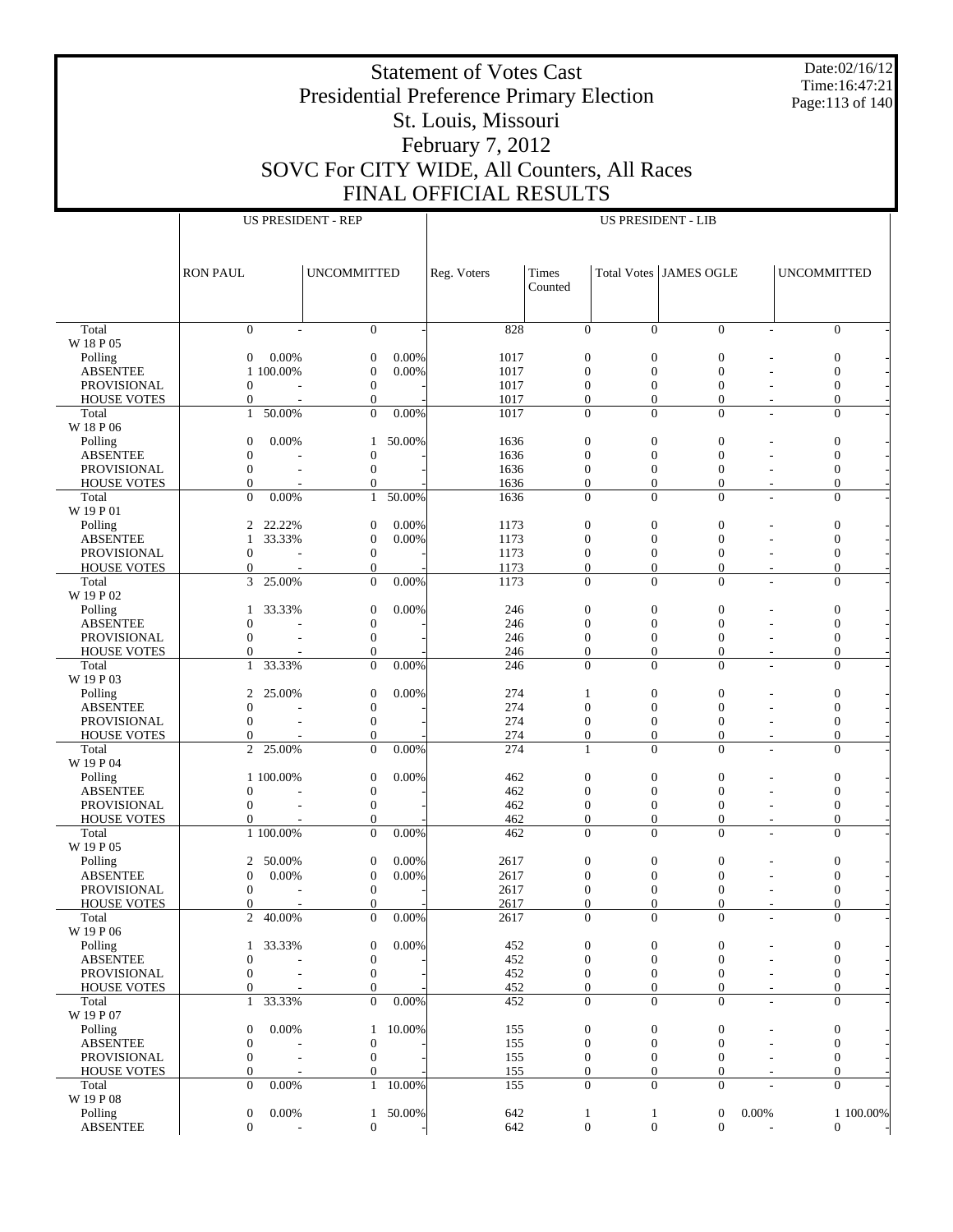# Statement of Votes Cast
# Presidential Preference Primary Election
# St. Louis, Missouri
# February 7, 2012
# SOVC For CITY WIDE, All Counters, All Races
# FINAL OFFICIAL RESULTS

Date:02/16/12
Time:16:47:21

| | US PRESIDENT - REP | | | | US PRESIDENT - LIB | | | | | | |
|---|---|---|---|---|---|---|---|---|---|---|---|
| | RON PAUL | | UNCOMMITTED | | Reg. Voters | Times Counted | Total Votes | JAMES OGLE | | UNCOMMITTED | |
| Total | 0 | - | 0 | - | 828 | 0 | 0 | 0 | - | 0 | - |
| W 18 P 05 | | | | | | | | | | | |
| Polling | 0 | 0.00% | 0 | 0.00% | 1017 | 0 | 0 | 0 | - | 0 | - |
| ABSENTEE | 1 | 100.00% | 0 | 0.00% | 1017 | 0 | 0 | 0 | - | 0 | - |
| PROVISIONAL | 0 | - | 0 | - | 1017 | 0 | 0 | 0 | - | 0 | - |
| HOUSE VOTES | 0 | - | 0 | - | 1017 | 0 | 0 | 0 | - | 0 | - |
| Total | 1 | 50.00% | 0 | 0.00% | 1017 | 0 | 0 | 0 | - | 0 | - |
| W 18 P 06 | | | | | | | | | | | |
| Polling | 0 | 0.00% | 1 | 50.00% | 1636 | 0 | 0 | 0 | - | 0 | - |
| ABSENTEE | 0 | - | 0 | - | 1636 | 0 | 0 | 0 | - | 0 | - |
| PROVISIONAL | 0 | - | 0 | - | 1636 | 0 | 0 | 0 | - | 0 | - |
| HOUSE VOTES | 0 | - | 0 | - | 1636 | 0 | 0 | 0 | - | 0 | - |
| Total | 0 | 0.00% | 1 | 50.00% | 1636 | 0 | 0 | 0 | - | 0 | - |
| W 19 P 01 | | | | | | | | | | | |
| Polling | 2 | 22.22% | 0 | 0.00% | 1173 | 0 | 0 | 0 | - | 0 | - |
| ABSENTEE | 1 | 33.33% | 0 | 0.00% | 1173 | 0 | 0 | 0 | - | 0 | - |
| PROVISIONAL | 0 | - | 0 | - | 1173 | 0 | 0 | 0 | - | 0 | - |
| HOUSE VOTES | 0 | - | 0 | - | 1173 | 0 | 0 | 0 | - | 0 | - |
| Total | 3 | 25.00% | 0 | 0.00% | 1173 | 0 | 0 | 0 | - | 0 | - |
| W 19 P 02 | | | | | | | | | | | |
| Polling | 1 | 33.33% | 0 | 0.00% | 246 | 0 | 0 | 0 | - | 0 | - |
| ABSENTEE | 0 | - | 0 | - | 246 | 0 | 0 | 0 | - | 0 | - |
| PROVISIONAL | 0 | - | 0 | - | 246 | 0 | 0 | 0 | - | 0 | - |
| HOUSE VOTES | 0 | - | 0 | - | 246 | 0 | 0 | 0 | - | 0 | - |
| Total | 1 | 33.33% | 0 | 0.00% | 246 | 0 | 0 | 0 | - | 0 | - |
| W 19 P 03 | | | | | | | | | | | |
| Polling | 2 | 25.00% | 0 | 0.00% | 274 | 1 | 0 | 0 | - | 0 | - |
| ABSENTEE | 0 | - | 0 | - | 274 | 0 | 0 | 0 | - | 0 | - |
| PROVISIONAL | 0 | - | 0 | - | 274 | 0 | 0 | 0 | - | 0 | - |
| HOUSE VOTES | 0 | - | 0 | - | 274 | 0 | 0 | 0 | - | 0 | - |
| Total | 2 | 25.00% | 0 | 0.00% | 274 | 1 | 0 | 0 | - | 0 | - |
| W 19 P 04 | | | | | | | | | | | |
| Polling | 1 | 100.00% | 0 | 0.00% | 462 | 0 | 0 | 0 | - | 0 | - |
| ABSENTEE | 0 | - | 0 | - | 462 | 0 | 0 | 0 | - | 0 | - |
| PROVISIONAL | 0 | - | 0 | - | 462 | 0 | 0 | 0 | - | 0 | - |
| HOUSE VOTES | 0 | - | 0 | - | 462 | 0 | 0 | 0 | - | 0 | - |
| Total | 1 | 100.00% | 0 | 0.00% | 462 | 0 | 0 | 0 | - | 0 | - |
| W 19 P 05 | | | | | | | | | | | |
| Polling | 2 | 50.00% | 0 | 0.00% | 2617 | 0 | 0 | 0 | - | 0 | - |
| ABSENTEE | 0 | 0.00% | 0 | 0.00% | 2617 | 0 | 0 | 0 | - | 0 | - |
| PROVISIONAL | 0 | - | 0 | - | 2617 | 0 | 0 | 0 | - | 0 | - |
| HOUSE VOTES | 0 | - | 0 | - | 2617 | 0 | 0 | 0 | - | 0 | - |
| Total | 2 | 40.00% | 0 | 0.00% | 2617 | 0 | 0 | 0 | - | 0 | - |
| W 19 P 06 | | | | | | | | | | | |
| Polling | 1 | 33.33% | 0 | 0.00% | 452 | 0 | 0 | 0 | - | 0 | - |
| ABSENTEE | 0 | - | 0 | - | 452 | 0 | 0 | 0 | - | 0 | - |
| PROVISIONAL | 0 | - | 0 | - | 452 | 0 | 0 | 0 | - | 0 | - |
| HOUSE VOTES | 0 | - | 0 | - | 452 | 0 | 0 | 0 | - | 0 | - |
| Total | 1 | 33.33% | 0 | 0.00% | 452 | 0 | 0 | 0 | - | 0 | - |
| W 19 P 07 | | | | | | | | | | | |
| Polling | 0 | 0.00% | 1 | 10.00% | 155 | 0 | 0 | 0 | - | 0 | - |
| ABSENTEE | 0 | - | 0 | - | 155 | 0 | 0 | 0 | - | 0 | - |
| PROVISIONAL | 0 | - | 0 | - | 155 | 0 | 0 | 0 | - | 0 | - |
| HOUSE VOTES | 0 | - | 0 | - | 155 | 0 | 0 | 0 | - | 0 | - |
| Total | 0 | 0.00% | 1 | 10.00% | 155 | 0 | 0 | 0 | - | 0 | - |
| W 19 P 08 | | | | | | | | | | | |
| Polling | 0 | 0.00% | 1 | 50.00% | 642 | 1 | 1 | 0 | 0.00% | 1 | 100.00% |
| ABSENTEE | 0 | - | 0 | - | 642 | 0 | 0 | 0 | - | 0 | - |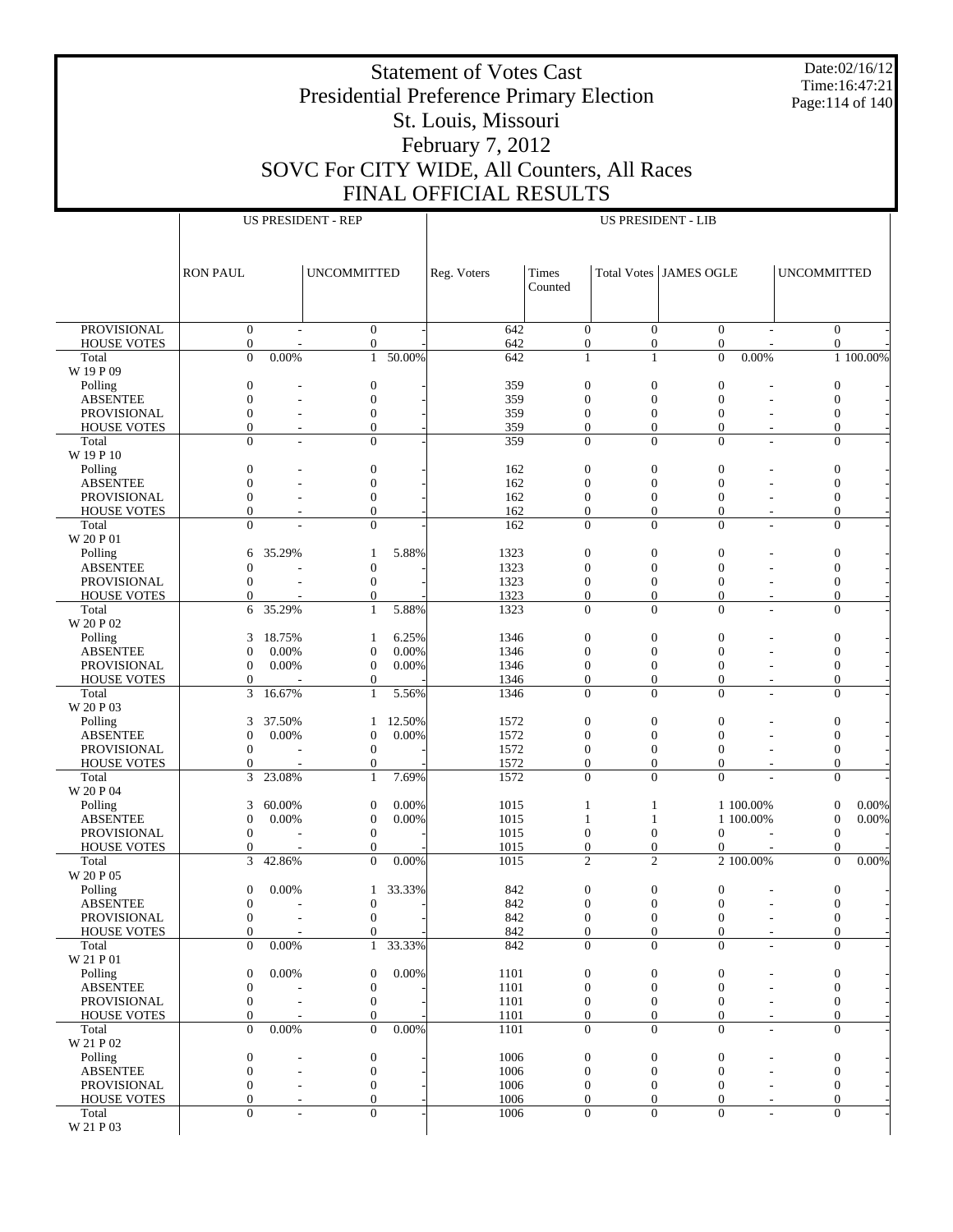# Statement of Votes Cast
# Presidential Preference Primary Election
# St. Louis, Missouri
# February 7, 2012
# SOVC For CITY WIDE, All Counters, All Races
# FINAL OFFICIAL RESULTS

Date:02/16/12
Time:16:47:21

| | US PRESIDENT - REP | | | | US PRESIDENT - LIB | | | | | | |
|---|---|---|---|---|---|---|---|---|---|---|---|
| | RON PAUL | | UNCOMMITTED | | Reg. Voters | Times Counted | Total Votes | JAMES OGLE | | UNCOMMITTED | |
| PROVISIONAL | 0 | - | 0 | - | 642 | 0 | 0 | 0 | - | 0 | - |
| HOUSE VOTES | 0 | - | 0 | - | 642 | 0 | 0 | 0 | - | 0 | - |
| Total | 0 | 0.00% | 1 | 50.00% | 642 | 1 | 1 | 0 | 0.00% | 1 | 100.00% |
| W 19 P 09 | | | | | | | | | | | |
| Polling | 0 | - | 0 | - | 359 | 0 | 0 | 0 | - | 0 | - |
| ABSENTEE | 0 | - | 0 | - | 359 | 0 | 0 | 0 | - | 0 | - |
| PROVISIONAL | 0 | - | 0 | - | 359 | 0 | 0 | 0 | - | 0 | - |
| HOUSE VOTES | 0 | - | 0 | - | 359 | 0 | 0 | 0 | - | 0 | - |
| Total | 0 | - | 0 | - | 359 | 0 | 0 | 0 | - | 0 | - |
| W 19 P 10 | | | | | | | | | | | |
| Polling | 0 | - | 0 | - | 162 | 0 | 0 | 0 | - | 0 | - |
| ABSENTEE | 0 | - | 0 | - | 162 | 0 | 0 | 0 | - | 0 | - |
| PROVISIONAL | 0 | - | 0 | - | 162 | 0 | 0 | 0 | - | 0 | - |
| HOUSE VOTES | 0 | - | 0 | - | 162 | 0 | 0 | 0 | - | 0 | - |
| Total | 0 | - | 0 | - | 162 | 0 | 0 | 0 | - | 0 | - |
| W 20 P 01 | | | | | | | | | | | |
| Polling | 6 | 35.29% | 1 | 5.88% | 1323 | 0 | 0 | 0 | - | 0 | - |
| ABSENTEE | 0 | - | 0 | - | 1323 | 0 | 0 | 0 | - | 0 | - |
| PROVISIONAL | 0 | - | 0 | - | 1323 | 0 | 0 | 0 | - | 0 | - |
| HOUSE VOTES | 0 | - | 0 | - | 1323 | 0 | 0 | 0 | - | 0 | - |
| Total | 6 | 35.29% | 1 | 5.88% | 1323 | 0 | 0 | 0 | - | 0 | - |
| W 20 P 02 | | | | | | | | | | | |
| Polling | 3 | 18.75% | 1 | 6.25% | 1346 | 0 | 0 | 0 | - | 0 | - |
| ABSENTEE | 0 | 0.00% | 0 | 0.00% | 1346 | 0 | 0 | 0 | - | 0 | - |
| PROVISIONAL | 0 | 0.00% | 0 | 0.00% | 1346 | 0 | 0 | 0 | - | 0 | - |
| HOUSE VOTES | 0 | - | 0 | - | 1346 | 0 | 0 | 0 | - | 0 | - |
| Total | 3 | 16.67% | 1 | 5.56% | 1346 | 0 | 0 | 0 | - | 0 | - |
| W 20 P 03 | | | | | | | | | | | |
| Polling | 3 | 37.50% | 1 | 12.50% | 1572 | 0 | 0 | 0 | - | 0 | - |
| ABSENTEE | 0 | 0.00% | 0 | 0.00% | 1572 | 0 | 0 | 0 | - | 0 | - |
| PROVISIONAL | 0 | - | 0 | - | 1572 | 0 | 0 | 0 | - | 0 | - |
| HOUSE VOTES | 0 | - | 0 | - | 1572 | 0 | 0 | 0 | - | 0 | - |
| Total | 3 | 23.08% | 1 | 7.69% | 1572 | 0 | 0 | 0 | - | 0 | - |
| W 20 P 04 | | | | | | | | | | | |
| Polling | 3 | 60.00% | 0 | 0.00% | 1015 | 1 | 1 | 1 | 100.00% | 0 | 0.00% |
| ABSENTEE | 0 | 0.00% | 0 | 0.00% | 1015 | 1 | 1 | 1 | 100.00% | 0 | 0.00% |
| PROVISIONAL | 0 | - | 0 | - | 1015 | 0 | 0 | 0 | - | 0 | - |
| HOUSE VOTES | 0 | - | 0 | - | 1015 | 0 | 0 | 0 | - | 0 | - |
| Total | 3 | 42.86% | 0 | 0.00% | 1015 | 2 | 2 | 2 | 100.00% | 0 | 0.00% |
| W 20 P 05 | | | | | | | | | | | |
| Polling | 0 | 0.00% | 1 | 33.33% | 842 | 0 | 0 | 0 | - | 0 | - |
| ABSENTEE | 0 | - | 0 | - | 842 | 0 | 0 | 0 | - | 0 | - |
| PROVISIONAL | 0 | - | 0 | - | 842 | 0 | 0 | 0 | - | 0 | - |
| HOUSE VOTES | 0 | - | 0 | - | 842 | 0 | 0 | 0 | - | 0 | - |
| Total | 0 | 0.00% | 1 | 33.33% | 842 | 0 | 0 | 0 | - | 0 | - |
| W 21 P 01 | | | | | | | | | | | |
| Polling | 0 | 0.00% | 0 | 0.00% | 1101 | 0 | 0 | 0 | - | 0 | - |
| ABSENTEE | 0 | - | 0 | - | 1101 | 0 | 0 | 0 | - | 0 | - |
| PROVISIONAL | 0 | - | 0 | - | 1101 | 0 | 0 | 0 | - | 0 | - |
| HOUSE VOTES | 0 | - | 0 | - | 1101 | 0 | 0 | 0 | - | 0 | - |
| Total | 0 | 0.00% | 0 | 0.00% | 1101 | 0 | 0 | 0 | - | 0 | - |
| W 21 P 02 | | | | | | | | | | | |
| Polling | 0 | - | 0 | - | 1006 | 0 | 0 | 0 | - | 0 | - |
| ABSENTEE | 0 | - | 0 | - | 1006 | 0 | 0 | 0 | - | 0 | - |
| PROVISIONAL | 0 | - | 0 | - | 1006 | 0 | 0 | 0 | - | 0 | - |
| HOUSE VOTES | 0 | - | 0 | - | 1006 | 0 | 0 | 0 | - | 0 | - |
| Total | 0 | - | 0 | - | 1006 | 0 | 0 | 0 | - | 0 | - |
| W 21 P 03 | | | | | | | | | | | |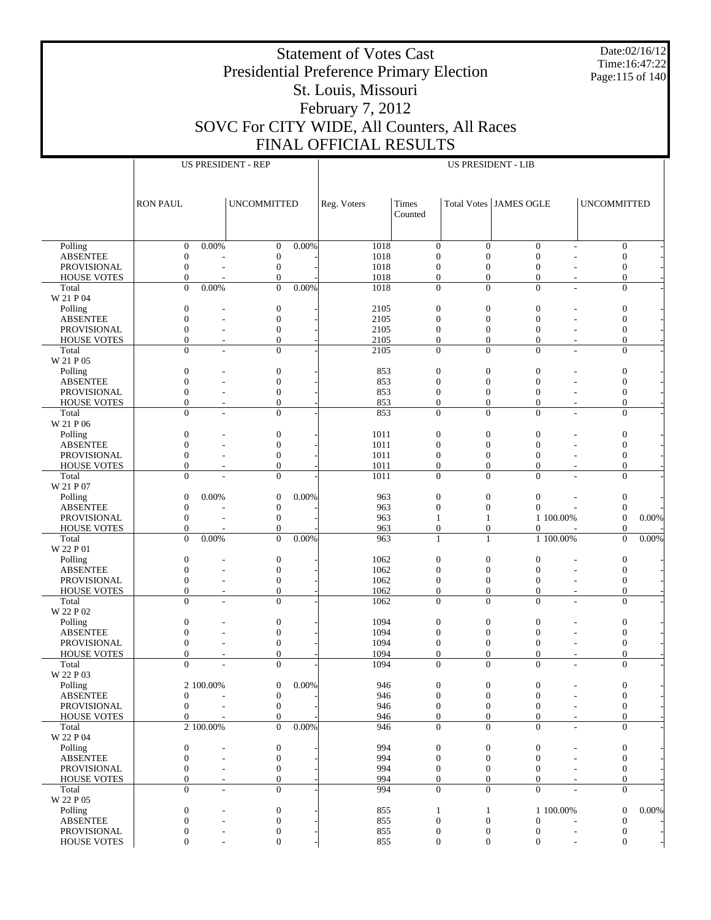# Statement of Votes Cast
# Presidential Preference Primary Election
# St. Louis, Missouri
# February 7, 2012
# SOVC For CITY WIDE, All Counters, All Races
# FINAL OFFICIAL RESULTS

Date:02/16/12
Time:16:47:22

| | US PRESIDENT - REP | | | | US PRESIDENT - LIB | | | | | | |
|---|---|---|---|---|---|---|---|---|---|---|---|
| | RON PAUL | | UNCOMMITTED | | Reg. Voters | Times Counted | Total Votes | JAMES OGLE | | UNCOMMITTED | |
| Polling | 0 | 0.00% | 0 | 0.00% | 1018 | 0 | 0 | 0 | - | 0 | - |
| ABSENTEE | 0 | - | 0 | - | 1018 | 0 | 0 | 0 | - | 0 | - |
| PROVISIONAL | 0 | - | 0 | - | 1018 | 0 | 0 | 0 | - | 0 | - |
| HOUSE VOTES | 0 | - | 0 | - | 1018 | 0 | 0 | 0 | - | 0 | - |
| Total | 0 | 0.00% | 0 | 0.00% | 1018 | 0 | 0 | 0 | - | 0 | - |
| W 21 P 04 | | | | | | | | | | | |
| Polling | 0 | - | 0 | - | 2105 | 0 | 0 | 0 | - | 0 | - |
| ABSENTEE | 0 | - | 0 | - | 2105 | 0 | 0 | 0 | - | 0 | - |
| PROVISIONAL | 0 | - | 0 | - | 2105 | 0 | 0 | 0 | - | 0 | - |
| HOUSE VOTES | 0 | - | 0 | - | 2105 | 0 | 0 | 0 | - | 0 | - |
| Total | 0 | - | 0 | - | 2105 | 0 | 0 | 0 | - | 0 | - |
| W 21 P 05 | | | | | | | | | | | |
| Polling | 0 | - | 0 | - | 853 | 0 | 0 | 0 | - | 0 | - |
| ABSENTEE | 0 | - | 0 | - | 853 | 0 | 0 | 0 | - | 0 | - |
| PROVISIONAL | 0 | - | 0 | - | 853 | 0 | 0 | 0 | - | 0 | - |
| HOUSE VOTES | 0 | - | 0 | - | 853 | 0 | 0 | 0 | - | 0 | - |
| Total | 0 | - | 0 | - | 853 | 0 | 0 | 0 | - | 0 | - |
| W 21 P 06 | | | | | | | | | | | |
| Polling | 0 | - | 0 | - | 1011 | 0 | 0 | 0 | - | 0 | - |
| ABSENTEE | 0 | - | 0 | - | 1011 | 0 | 0 | 0 | - | 0 | - |
| PROVISIONAL | 0 | - | 0 | - | 1011 | 0 | 0 | 0 | - | 0 | - |
| HOUSE VOTES | 0 | - | 0 | - | 1011 | 0 | 0 | 0 | - | 0 | - |
| Total | 0 | - | 0 | - | 1011 | 0 | 0 | 0 | - | 0 | - |
| W 21 P 07 | | | | | | | | | | | |
| Polling | 0 | 0.00% | 0 | 0.00% | 963 | 0 | 0 | 0 | - | 0 | - |
| ABSENTEE | 0 | - | 0 | - | 963 | 0 | 0 | 0 | - | 0 | - |
| PROVISIONAL | 0 | - | 0 | - | 963 | 1 | 1 | 1 | 100.00% | 0 | 0.00% |
| HOUSE VOTES | 0 | - | 0 | - | 963 | 0 | 0 | 0 | - | 0 | - |
| Total | 0 | 0.00% | 0 | 0.00% | 963 | 1 | 1 | 1 | 100.00% | 0 | 0.00% |
| W 22 P 01 | | | | | | | | | | | |
| Polling | 0 | - | 0 | - | 1062 | 0 | 0 | 0 | - | 0 | - |
| ABSENTEE | 0 | - | 0 | - | 1062 | 0 | 0 | 0 | - | 0 | - |
| PROVISIONAL | 0 | - | 0 | - | 1062 | 0 | 0 | 0 | - | 0 | - |
| HOUSE VOTES | 0 | - | 0 | - | 1062 | 0 | 0 | 0 | - | 0 | - |
| Total | 0 | - | 0 | - | 1062 | 0 | 0 | 0 | - | 0 | - |
| W 22 P 02 | | | | | | | | | | | |
| Polling | 0 | - | 0 | - | 1094 | 0 | 0 | 0 | - | 0 | - |
| ABSENTEE | 0 | - | 0 | - | 1094 | 0 | 0 | 0 | - | 0 | - |
| PROVISIONAL | 0 | - | 0 | - | 1094 | 0 | 0 | 0 | - | 0 | - |
| HOUSE VOTES | 0 | - | 0 | - | 1094 | 0 | 0 | 0 | - | 0 | - |
| Total | 0 | - | 0 | - | 1094 | 0 | 0 | 0 | - | 0 | - |
| W 22 P 03 | | | | | | | | | | | |
| Polling | 2 | 100.00% | 0 | 0.00% | 946 | 0 | 0 | 0 | - | 0 | - |
| ABSENTEE | 0 | - | 0 | - | 946 | 0 | 0 | 0 | - | 0 | - |
| PROVISIONAL | 0 | - | 0 | - | 946 | 0 | 0 | 0 | - | 0 | - |
| HOUSE VOTES | 0 | - | 0 | - | 946 | 0 | 0 | 0 | - | 0 | - |
| Total | 2 | 100.00% | 0 | 0.00% | 946 | 0 | 0 | 0 | - | 0 | - |
| W 22 P 04 | | | | | | | | | | | |
| Polling | 0 | - | 0 | - | 994 | 0 | 0 | 0 | - | 0 | - |
| ABSENTEE | 0 | - | 0 | - | 994 | 0 | 0 | 0 | - | 0 | - |
| PROVISIONAL | 0 | - | 0 | - | 994 | 0 | 0 | 0 | - | 0 | - |
| HOUSE VOTES | 0 | - | 0 | - | 994 | 0 | 0 | 0 | - | 0 | - |
| Total | 0 | - | 0 | - | 994 | 0 | 0 | 0 | - | 0 | - |
| W 22 P 05 | | | | | | | | | | | |
| Polling | 0 | - | 0 | - | 855 | 1 | 1 | 1 | 100.00% | 0 | 0.00% |
| ABSENTEE | 0 | - | 0 | - | 855 | 0 | 0 | 0 | - | 0 | - |
| PROVISIONAL | 0 | - | 0 | - | 855 | 0 | 0 | 0 | - | 0 | - |
| HOUSE VOTES | 0 | - | 0 | - | 855 | 0 | 0 | 0 | - | 0 | - |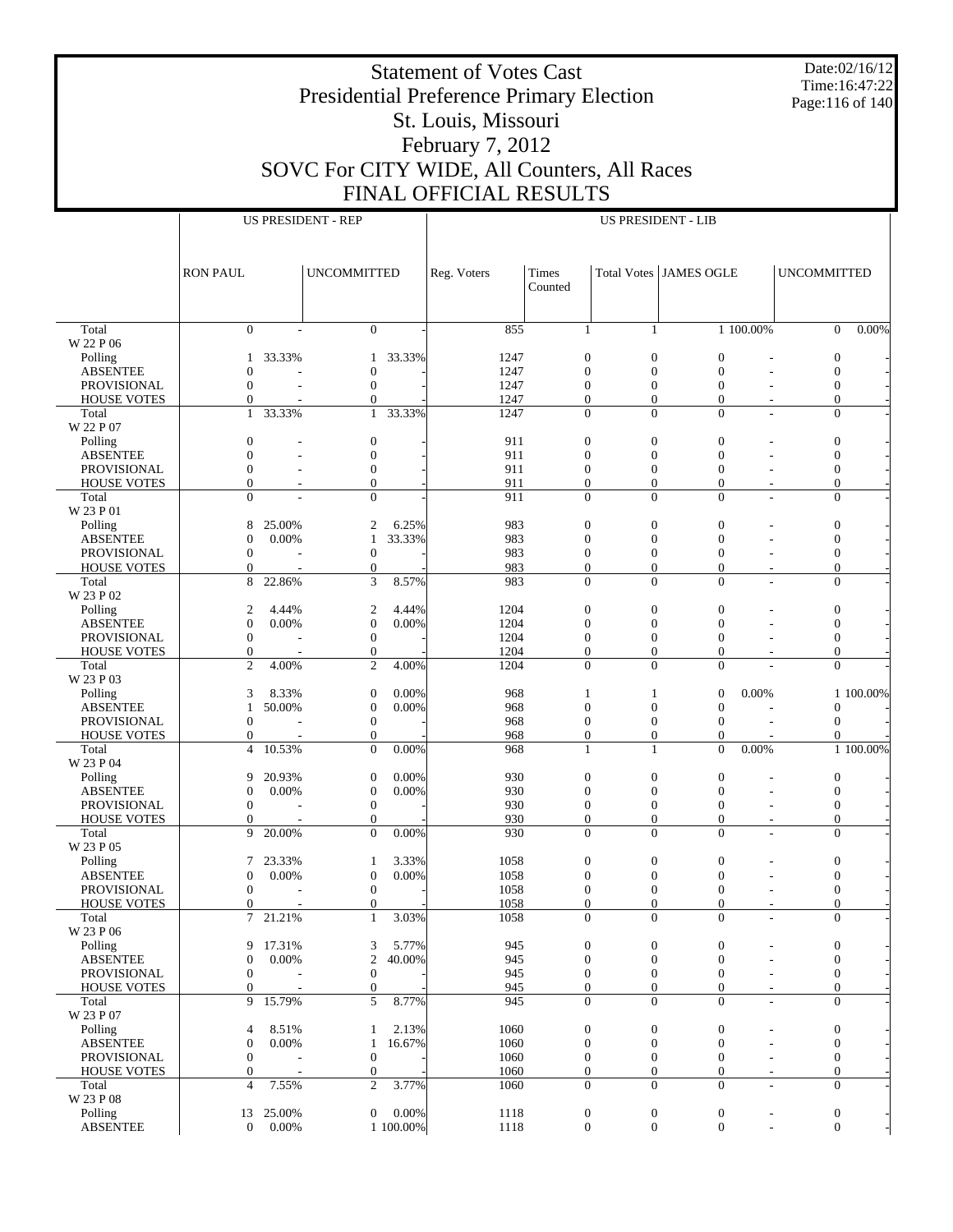# Statement of Votes Cast
# Presidential Preference Primary Election
# St. Louis, Missouri
# February 7, 2012
# SOVC For CITY WIDE, All Counters, All Races
# FINAL OFFICIAL RESULTS

Date:02/16/12
Time:16:47:22

| | US PRESIDENT - REP | | | | US PRESIDENT - LIB | | | | | | |
|---|---|---|---|---|---|---|---|---|---|---|---|
| | RON PAUL | | UNCOMMITTED | | Reg. Voters | Times Counted | Total Votes | JAMES OGLE | | UNCOMMITTED | |
| Total | 0 | - | 0 | - | 855 | 1 | 1 | 1 | 100.00% | 0 | 0.00% |
| W 22 P 06 | | | | | | | | | | | |
| Polling | 1 | 33.33% | 1 | 33.33% | 1247 | 0 | 0 | 0 | - | 0 | - |
| ABSENTEE | 0 | - | 0 | - | 1247 | 0 | 0 | 0 | - | 0 | - |
| PROVISIONAL | 0 | - | 0 | - | 1247 | 0 | 0 | 0 | - | 0 | - |
| HOUSE VOTES | 0 | - | 0 | - | 1247 | 0 | 0 | 0 | - | 0 | - |
| Total | 1 | 33.33% | 1 | 33.33% | 1247 | 0 | 0 | 0 | - | 0 | - |
| W 22 P 07 | | | | | | | | | | | |
| Polling | 0 | - | 0 | - | 911 | 0 | 0 | 0 | - | 0 | - |
| ABSENTEE | 0 | - | 0 | - | 911 | 0 | 0 | 0 | - | 0 | - |
| PROVISIONAL | 0 | - | 0 | - | 911 | 0 | 0 | 0 | - | 0 | - |
| HOUSE VOTES | 0 | - | 0 | - | 911 | 0 | 0 | 0 | - | 0 | - |
| Total | 0 | - | 0 | - | 911 | 0 | 0 | 0 | - | 0 | - |
| W 23 P 01 | | | | | | | | | | | |
| Polling | 8 | 25.00% | 2 | 6.25% | 983 | 0 | 0 | 0 | - | 0 | - |
| ABSENTEE | 0 | 0.00% | 1 | 33.33% | 983 | 0 | 0 | 0 | - | 0 | - |
| PROVISIONAL | 0 | - | 0 | - | 983 | 0 | 0 | 0 | - | 0 | - |
| HOUSE VOTES | 0 | - | 0 | - | 983 | 0 | 0 | 0 | - | 0 | - |
| Total | 8 | 22.86% | 3 | 8.57% | 983 | 0 | 0 | 0 | - | 0 | - |
| W 23 P 02 | | | | | | | | | | | |
| Polling | 2 | 4.44% | 2 | 4.44% | 1204 | 0 | 0 | 0 | - | 0 | - |
| ABSENTEE | 0 | 0.00% | 0 | 0.00% | 1204 | 0 | 0 | 0 | - | 0 | - |
| PROVISIONAL | 0 | - | 0 | - | 1204 | 0 | 0 | 0 | - | 0 | - |
| HOUSE VOTES | 0 | - | 0 | - | 1204 | 0 | 0 | 0 | - | 0 | - |
| Total | 2 | 4.00% | 2 | 4.00% | 1204 | 0 | 0 | 0 | - | 0 | - |
| W 23 P 03 | | | | | | | | | | | |
| Polling | 3 | 8.33% | 0 | 0.00% | 968 | 1 | 1 | 0 | 0.00% | 1 | 100.00% |
| ABSENTEE | 1 | 50.00% | 0 | 0.00% | 968 | 0 | 0 | 0 | - | 0 | - |
| PROVISIONAL | 0 | - | 0 | - | 968 | 0 | 0 | 0 | - | 0 | - |
| HOUSE VOTES | 0 | - | 0 | - | 968 | 0 | 0 | 0 | - | 0 | - |
| Total | 4 | 10.53% | 0 | 0.00% | 968 | 1 | 1 | 0 | 0.00% | 1 | 100.00% |
| W 23 P 04 | | | | | | | | | | | |
| Polling | 9 | 20.93% | 0 | 0.00% | 930 | 0 | 0 | 0 | - | 0 | - |
| ABSENTEE | 0 | 0.00% | 0 | 0.00% | 930 | 0 | 0 | 0 | - | 0 | - |
| PROVISIONAL | 0 | - | 0 | - | 930 | 0 | 0 | 0 | - | 0 | - |
| HOUSE VOTES | 0 | - | 0 | - | 930 | 0 | 0 | 0 | - | 0 | - |
| Total | 9 | 20.00% | 0 | 0.00% | 930 | 0 | 0 | 0 | - | 0 | - |
| W 23 P 05 | | | | | | | | | | | |
| Polling | 7 | 23.33% | 1 | 3.33% | 1058 | 0 | 0 | 0 | - | 0 | - |
| ABSENTEE | 0 | 0.00% | 0 | 0.00% | 1058 | 0 | 0 | 0 | - | 0 | - |
| PROVISIONAL | 0 | - | 0 | - | 1058 | 0 | 0 | 0 | - | 0 | - |
| HOUSE VOTES | 0 | - | 0 | - | 1058 | 0 | 0 | 0 | - | 0 | - |
| Total | 7 | 21.21% | 1 | 3.03% | 1058 | 0 | 0 | 0 | - | 0 | - |
| W 23 P 06 | | | | | | | | | | | |
| Polling | 9 | 17.31% | 3 | 5.77% | 945 | 0 | 0 | 0 | - | 0 | - |
| ABSENTEE | 0 | 0.00% | 2 | 40.00% | 945 | 0 | 0 | 0 | - | 0 | - |
| PROVISIONAL | 0 | - | 0 | - | 945 | 0 | 0 | 0 | - | 0 | - |
| HOUSE VOTES | 0 | - | 0 | - | 945 | 0 | 0 | 0 | - | 0 | - |
| Total | 9 | 15.79% | 5 | 8.77% | 945 | 0 | 0 | 0 | - | 0 | - |
| W 23 P 07 | | | | | | | | | | | |
| Polling | 4 | 8.51% | 1 | 2.13% | 1060 | 0 | 0 | 0 | - | 0 | - |
| ABSENTEE | 0 | 0.00% | 1 | 16.67% | 1060 | 0 | 0 | 0 | - | 0 | - |
| PROVISIONAL | 0 | - | 0 | - | 1060 | 0 | 0 | 0 | - | 0 | - |
| HOUSE VOTES | 0 | - | 0 | - | 1060 | 0 | 0 | 0 | - | 0 | - |
| Total | 4 | 7.55% | 2 | 3.77% | 1060 | 0 | 0 | 0 | - | 0 | - |
| W 23 P 08 | | | | | | | | | | | |
| Polling | 13 | 25.00% | 0 | 0.00% | 1118 | 0 | 0 | 0 | - | 0 | - |
| ABSENTEE | 0 | 0.00% | 1 | 100.00% | 1118 | 0 | 0 | 0 | - | 0 | - |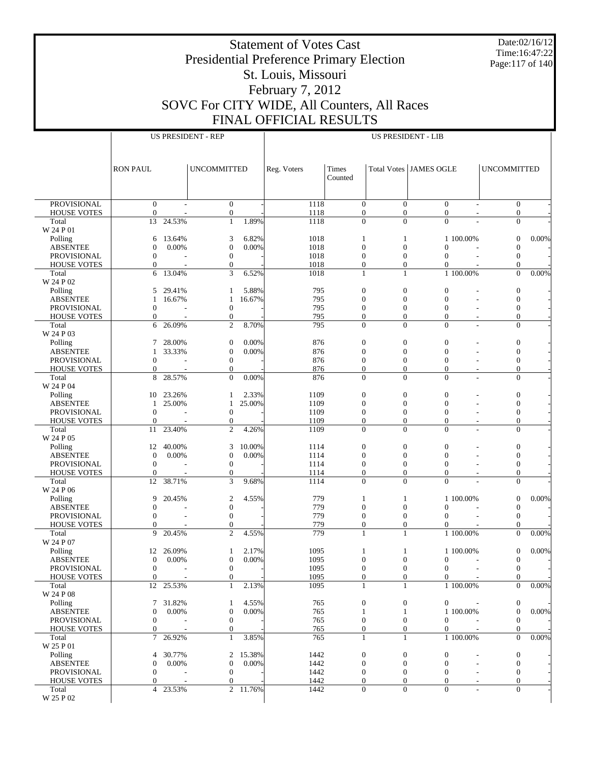# Statement of Votes Cast
## Presidential Preference Primary Election
## St. Louis, Missouri
## February 7, 2012
## SOVC For CITY WIDE, All Counters, All Races
## FINAL OFFICIAL RESULTS

Date:02/16/12
Time:16:47:22

| | US PRESIDENT - REP | | | | US PRESIDENT - LIB | | | | | | |
|---|---|---|---|---|---|---|---|---|---|---|---|
| | RON PAUL | | UNCOMMITTED | | Reg. Voters | Times Counted | Total Votes | JAMES OGLE | | UNCOMMITTED | |
| PROVISIONAL | 0 | - | 0 | - | 1118 | 0 | 0 | 0 | - | 0 | - |
| HOUSE VOTES | 0 | - | 0 | - | 1118 | 0 | 0 | 0 | - | 0 | - |
| Total | 13 | 24.53% | 1 | 1.89% | 1118 | 0 | 0 | 0 | - | 0 | - |
| W 24 P 01 | | | | | | | | | | | |
| Polling | 6 | 13.64% | 3 | 6.82% | 1018 | 1 | 1 | 1 | 100.00% | 0 | 0.00% |
| ABSENTEE | 0 | 0.00% | 0 | 0.00% | 1018 | 0 | 0 | 0 | - | 0 | - |
| PROVISIONAL | 0 | - | 0 | - | 1018 | 0 | 0 | 0 | - | 0 | - |
| HOUSE VOTES | 0 | - | 0 | - | 1018 | 0 | 0 | 0 | - | 0 | - |
| Total | 6 | 13.04% | 3 | 6.52% | 1018 | 1 | 1 | 1 | 100.00% | 0 | 0.00% |
| W 24 P 02 | | | | | | | | | | | |
| Polling | 5 | 29.41% | 1 | 5.88% | 795 | 0 | 0 | 0 | - | 0 | - |
| ABSENTEE | 1 | 16.67% | 1 | 16.67% | 795 | 0 | 0 | 0 | - | 0 | - |
| PROVISIONAL | 0 | - | 0 | - | 795 | 0 | 0 | 0 | - | 0 | - |
| HOUSE VOTES | 0 | - | 0 | - | 795 | 0 | 0 | 0 | - | 0 | - |
| Total | 6 | 26.09% | 2 | 8.70% | 795 | 0 | 0 | 0 | - | 0 | - |
| W 24 P 03 | | | | | | | | | | | |
| Polling | 7 | 28.00% | 0 | 0.00% | 876 | 0 | 0 | 0 | - | 0 | - |
| ABSENTEE | 1 | 33.33% | 0 | 0.00% | 876 | 0 | 0 | 0 | - | 0 | - |
| PROVISIONAL | 0 | - | 0 | - | 876 | 0 | 0 | 0 | - | 0 | - |
| HOUSE VOTES | 0 | - | 0 | - | 876 | 0 | 0 | 0 | - | 0 | - |
| Total | 8 | 28.57% | 0 | 0.00% | 876 | 0 | 0 | 0 | - | 0 | - |
| W 24 P 04 | | | | | | | | | | | |
| Polling | 10 | 23.26% | 1 | 2.33% | 1109 | 0 | 0 | 0 | - | 0 | - |
| ABSENTEE | 1 | 25.00% | 1 | 25.00% | 1109 | 0 | 0 | 0 | - | 0 | - |
| PROVISIONAL | 0 | - | 0 | - | 1109 | 0 | 0 | 0 | - | 0 | - |
| HOUSE VOTES | 0 | - | 0 | - | 1109 | 0 | 0 | 0 | - | 0 | - |
| Total | 11 | 23.40% | 2 | 4.26% | 1109 | 0 | 0 | 0 | - | 0 | - |
| W 24 P 05 | | | | | | | | | | | |
| Polling | 12 | 40.00% | 3 | 10.00% | 1114 | 0 | 0 | 0 | - | 0 | - |
| ABSENTEE | 0 | 0.00% | 0 | 0.00% | 1114 | 0 | 0 | 0 | - | 0 | - |
| PROVISIONAL | 0 | - | 0 | - | 1114 | 0 | 0 | 0 | - | 0 | - |
| HOUSE VOTES | 0 | - | 0 | - | 1114 | 0 | 0 | 0 | - | 0 | - |
| Total | 12 | 38.71% | 3 | 9.68% | 1114 | 0 | 0 | 0 | - | 0 | - |
| W 24 P 06 | | | | | | | | | | | |
| Polling | 9 | 20.45% | 2 | 4.55% | 779 | 1 | 1 | 1 | 100.00% | 0 | 0.00% |
| ABSENTEE | 0 | - | 0 | - | 779 | 0 | 0 | 0 | - | 0 | - |
| PROVISIONAL | 0 | - | 0 | - | 779 | 0 | 0 | 0 | - | 0 | - |
| HOUSE VOTES | 0 | - | 0 | - | 779 | 0 | 0 | 0 | - | 0 | - |
| Total | 9 | 20.45% | 2 | 4.55% | 779 | 1 | 1 | 1 | 100.00% | 0 | 0.00% |
| W 24 P 07 | | | | | | | | | | | |
| Polling | 12 | 26.09% | 1 | 2.17% | 1095 | 1 | 1 | 1 | 100.00% | 0 | 0.00% |
| ABSENTEE | 0 | 0.00% | 0 | 0.00% | 1095 | 0 | 0 | 0 | - | 0 | - |
| PROVISIONAL | 0 | - | 0 | - | 1095 | 0 | 0 | 0 | - | 0 | - |
| HOUSE VOTES | 0 | - | 0 | - | 1095 | 0 | 0 | 0 | - | 0 | - |
| Total | 12 | 25.53% | 1 | 2.13% | 1095 | 1 | 1 | 1 | 100.00% | 0 | 0.00% |
| W 24 P 08 | | | | | | | | | | | |
| Polling | 7 | 31.82% | 1 | 4.55% | 765 | 0 | 0 | 0 | - | 0 | - |
| ABSENTEE | 0 | 0.00% | 0 | 0.00% | 765 | 1 | 1 | 1 | 100.00% | 0 | 0.00% |
| PROVISIONAL | 0 | - | 0 | - | 765 | 0 | 0 | 0 | - | 0 | - |
| HOUSE VOTES | 0 | - | 0 | - | 765 | 0 | 0 | 0 | - | 0 | - |
| Total | 7 | 26.92% | 1 | 3.85% | 765 | 1 | 1 | 1 | 100.00% | 0 | 0.00% |
| W 25 P 01 | | | | | | | | | | | |
| Polling | 4 | 30.77% | 2 | 15.38% | 1442 | 0 | 0 | 0 | - | 0 | - |
| ABSENTEE | 0 | 0.00% | 0 | 0.00% | 1442 | 0 | 0 | 0 | - | 0 | - |
| PROVISIONAL | 0 | - | 0 | - | 1442 | 0 | 0 | 0 | - | 0 | - |
| HOUSE VOTES | 0 | - | 0 | - | 1442 | 0 | 0 | 0 | - | 0 | - |
| Total | 4 | 23.53% | 2 | 11.76% | 1442 | 0 | 0 | 0 | - | 0 | - |
| W 25 P 02 | | | | | | | | | | | |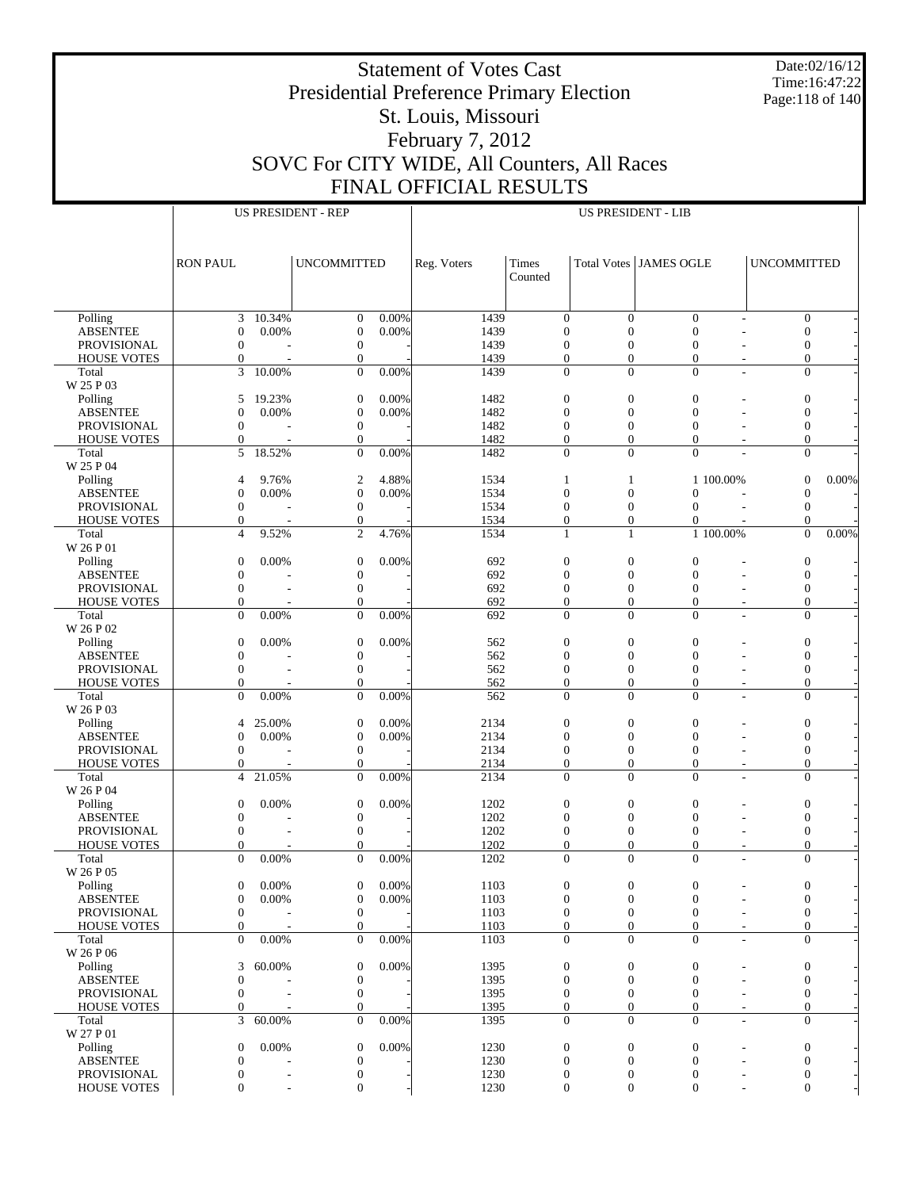# Statement of Votes Cast
## Presidential Preference Primary Election
## St. Louis, Missouri
## February 7, 2012
## SOVC For CITY WIDE, All Counters, All Races
## FINAL OFFICIAL RESULTS

| | US PRESIDENT - REP | | | | US PRESIDENT - LIB | | | | | | |
|---|---|---|---|---|---|---|---|---|---|---|---|
| | RON PAUL | | UNCOMMITTED | | Reg. Voters | Times Counted | Total Votes | JAMES OGLE | | UNCOMMITTED | |
| Polling | 3 | 10.34% | 0 | 0.00% | 1439 | 0 | 0 | 0 | - | 0 | - |
| ABSENTEE | 0 | 0.00% | 0 | 0.00% | 1439 | 0 | 0 | 0 | - | 0 | - |
| PROVISIONAL | 0 | - | 0 | - | 1439 | 0 | 0 | 0 | - | 0 | - |
| HOUSE VOTES | 0 | - | 0 | - | 1439 | 0 | 0 | 0 | - | 0 | - |
| Total | 3 | 10.00% | 0 | 0.00% | 1439 | 0 | 0 | 0 | - | 0 | - |
| W 25 P 03 | | | | | | | | | | | |
| Polling | 5 | 19.23% | 0 | 0.00% | 1482 | 0 | 0 | 0 | - | 0 | - |
| ABSENTEE | 0 | 0.00% | 0 | 0.00% | 1482 | 0 | 0 | 0 | - | 0 | - |
| PROVISIONAL | 0 | - | 0 | - | 1482 | 0 | 0 | 0 | - | 0 | - |
| HOUSE VOTES | 0 | - | 0 | - | 1482 | 0 | 0 | 0 | - | 0 | - |
| Total | 5 | 18.52% | 0 | 0.00% | 1482 | 0 | 0 | 0 | - | 0 | - |
| W 25 P 04 | | | | | | | | | | | |
| Polling | 4 | 9.76% | 2 | 4.88% | 1534 | 1 | 1 | 1 | 100.00% | 0 | 0.00% |
| ABSENTEE | 0 | 0.00% | 0 | 0.00% | 1534 | 0 | 0 | 0 | - | 0 | - |
| PROVISIONAL | 0 | - | 0 | - | 1534 | 0 | 0 | 0 | - | 0 | - |
| HOUSE VOTES | 0 | - | 0 | - | 1534 | 0 | 0 | 0 | - | 0 | - |
| Total | 4 | 9.52% | 2 | 4.76% | 1534 | 1 | 1 | 1 | 100.00% | 0 | 0.00% |
| W 26 P 01 | | | | | | | | | | | |
| Polling | 0 | 0.00% | 0 | 0.00% | 692 | 0 | 0 | 0 | - | 0 | - |
| ABSENTEE | 0 | - | 0 | - | 692 | 0 | 0 | 0 | - | 0 | - |
| PROVISIONAL | 0 | - | 0 | - | 692 | 0 | 0 | 0 | - | 0 | - |
| HOUSE VOTES | 0 | - | 0 | - | 692 | 0 | 0 | 0 | - | 0 | - |
| Total | 0 | 0.00% | 0 | 0.00% | 692 | 0 | 0 | 0 | - | 0 | - |
| W 26 P 02 | | | | | | | | | | | |
| Polling | 0 | 0.00% | 0 | 0.00% | 562 | 0 | 0 | 0 | - | 0 | - |
| ABSENTEE | 0 | - | 0 | - | 562 | 0 | 0 | 0 | - | 0 | - |
| PROVISIONAL | 0 | - | 0 | - | 562 | 0 | 0 | 0 | - | 0 | - |
| HOUSE VOTES | 0 | - | 0 | - | 562 | 0 | 0 | 0 | - | 0 | - |
| Total | 0 | 0.00% | 0 | 0.00% | 562 | 0 | 0 | 0 | - | 0 | - |
| W 26 P 03 | | | | | | | | | | | |
| Polling | 4 | 25.00% | 0 | 0.00% | 2134 | 0 | 0 | 0 | - | 0 | - |
| ABSENTEE | 0 | 0.00% | 0 | 0.00% | 2134 | 0 | 0 | 0 | - | 0 | - |
| PROVISIONAL | 0 | - | 0 | - | 2134 | 0 | 0 | 0 | - | 0 | - |
| HOUSE VOTES | 0 | - | 0 | - | 2134 | 0 | 0 | 0 | - | 0 | - |
| Total | 4 | 21.05% | 0 | 0.00% | 2134 | 0 | 0 | 0 | - | 0 | - |
| W 26 P 04 | | | | | | | | | | | |
| Polling | 0 | 0.00% | 0 | 0.00% | 1202 | 0 | 0 | 0 | - | 0 | - |
| ABSENTEE | 0 | - | 0 | - | 1202 | 0 | 0 | 0 | - | 0 | - |
| PROVISIONAL | 0 | - | 0 | - | 1202 | 0 | 0 | 0 | - | 0 | - |
| HOUSE VOTES | 0 | - | 0 | - | 1202 | 0 | 0 | 0 | - | 0 | - |
| Total | 0 | 0.00% | 0 | 0.00% | 1202 | 0 | 0 | 0 | - | 0 | - |
| W 26 P 05 | | | | | | | | | | | |
| Polling | 0 | 0.00% | 0 | 0.00% | 1103 | 0 | 0 | 0 | - | 0 | - |
| ABSENTEE | 0 | 0.00% | 0 | 0.00% | 1103 | 0 | 0 | 0 | - | 0 | - |
| PROVISIONAL | 0 | - | 0 | - | 1103 | 0 | 0 | 0 | - | 0 | - |
| HOUSE VOTES | 0 | - | 0 | - | 1103 | 0 | 0 | 0 | - | 0 | - |
| Total | 0 | 0.00% | 0 | 0.00% | 1103 | 0 | 0 | 0 | - | 0 | - |
| W 26 P 06 | | | | | | | | | | | |
| Polling | 3 | 60.00% | 0 | 0.00% | 1395 | 0 | 0 | 0 | - | 0 | - |
| ABSENTEE | 0 | - | 0 | - | 1395 | 0 | 0 | 0 | - | 0 | - |
| PROVISIONAL | 0 | - | 0 | - | 1395 | 0 | 0 | 0 | - | 0 | - |
| HOUSE VOTES | 0 | - | 0 | - | 1395 | 0 | 0 | 0 | - | 0 | - |
| Total | 3 | 60.00% | 0 | 0.00% | 1395 | 0 | 0 | 0 | - | 0 | - |
| W 27 P 01 | | | | | | | | | | | |
| Polling | 0 | 0.00% | 0 | 0.00% | 1230 | 0 | 0 | 0 | - | 0 | - |
| ABSENTEE | 0 | - | 0 | - | 1230 | 0 | 0 | 0 | - | 0 | - |
| PROVISIONAL | 0 | - | 0 | - | 1230 | 0 | 0 | 0 | - | 0 | - |
| HOUSE VOTES | 0 | - | 0 | - | 1230 | 0 | 0 | 0 | - | 0 | - |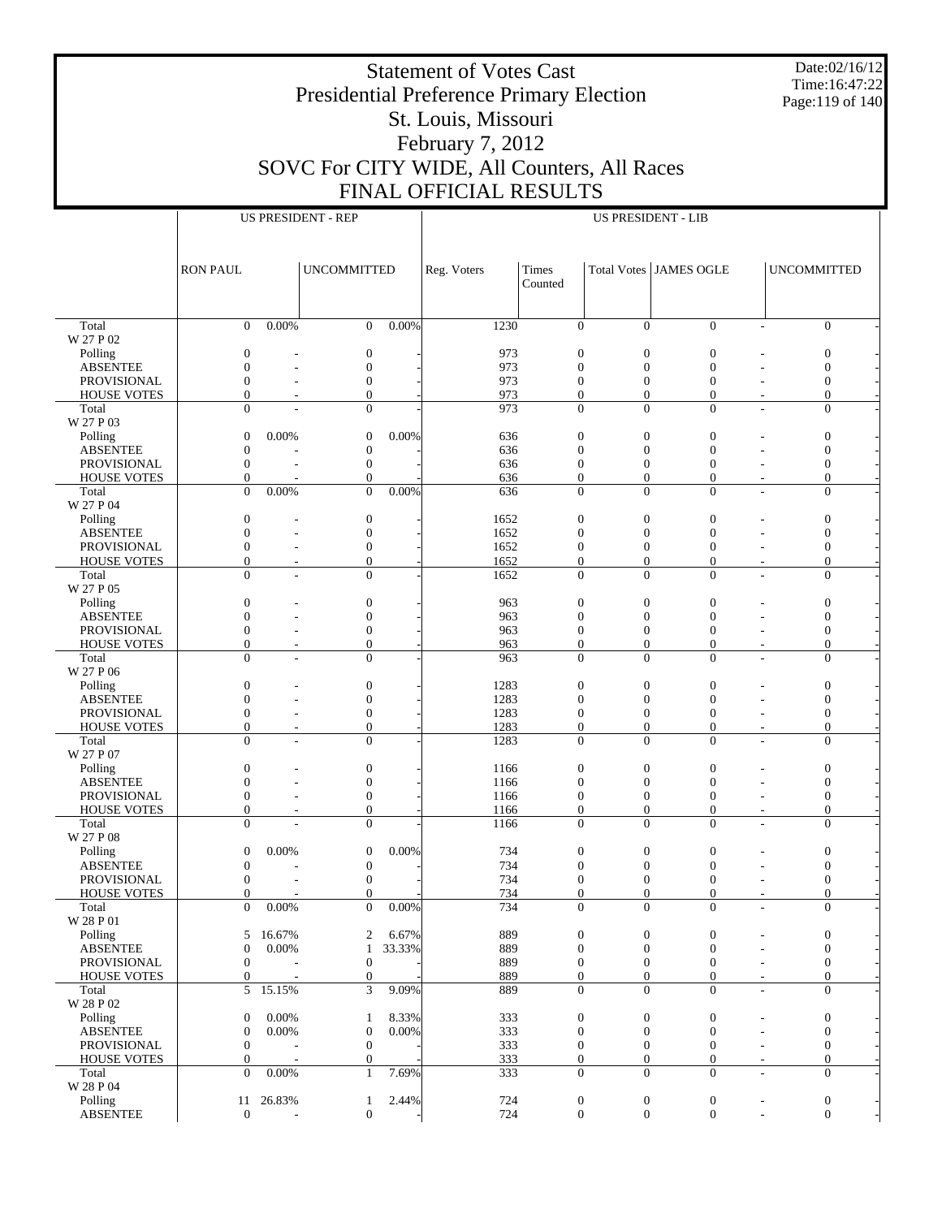# Statement of Votes Cast
# Presidential Preference Primary Election
# St. Louis, Missouri
# February 7, 2012
# SOVC For CITY WIDE, All Counters, All Races
# FINAL OFFICIAL RESULTS

Date:02/16/12
Time:16:47:22

| | US PRESIDENT - REP | | | | US PRESIDENT - LIB | | | | | | |
|---|---|---|---|---|---|---|---|---|---|---|---|
| | RON PAUL | | UNCOMMITTED | | Reg. Voters | Times Counted | Total Votes | JAMES OGLE | | UNCOMMITTED | |
| Total | 0 | 0.00% | 0 | 0.00% | 1230 | 0 | 0 | 0 | - | 0 | - |
| W 27 P 02 | | | | | | | | | | | |
| Polling | 0 | - | 0 | - | 973 | 0 | 0 | 0 | - | 0 | - |
| ABSENTEE | 0 | - | 0 | - | 973 | 0 | 0 | 0 | - | 0 | - |
| PROVISIONAL | 0 | - | 0 | - | 973 | 0 | 0 | 0 | - | 0 | - |
| HOUSE VOTES | 0 | - | 0 | - | 973 | 0 | 0 | 0 | - | 0 | - |
| Total | 0 | - | 0 | - | 973 | 0 | 0 | 0 | - | 0 | - |
| W 27 P 03 | | | | | | | | | | | |
| Polling | 0 | 0.00% | 0 | 0.00% | 636 | 0 | 0 | 0 | - | 0 | - |
| ABSENTEE | 0 | - | 0 | - | 636 | 0 | 0 | 0 | - | 0 | - |
| PROVISIONAL | 0 | - | 0 | - | 636 | 0 | 0 | 0 | - | 0 | - |
| HOUSE VOTES | 0 | - | 0 | - | 636 | 0 | 0 | 0 | - | 0 | - |
| Total | 0 | 0.00% | 0 | 0.00% | 636 | 0 | 0 | 0 | - | 0 | - |
| W 27 P 04 | | | | | | | | | | | |
| Polling | 0 | - | 0 | - | 1652 | 0 | 0 | 0 | - | 0 | - |
| ABSENTEE | 0 | - | 0 | - | 1652 | 0 | 0 | 0 | - | 0 | - |
| PROVISIONAL | 0 | - | 0 | - | 1652 | 0 | 0 | 0 | - | 0 | - |
| HOUSE VOTES | 0 | - | 0 | - | 1652 | 0 | 0 | 0 | - | 0 | - |
| Total | 0 | - | 0 | - | 1652 | 0 | 0 | 0 | - | 0 | - |
| W 27 P 05 | | | | | | | | | | | |
| Polling | 0 | - | 0 | - | 963 | 0 | 0 | 0 | - | 0 | - |
| ABSENTEE | 0 | - | 0 | - | 963 | 0 | 0 | 0 | - | 0 | - |
| PROVISIONAL | 0 | - | 0 | - | 963 | 0 | 0 | 0 | - | 0 | - |
| HOUSE VOTES | 0 | - | 0 | - | 963 | 0 | 0 | 0 | - | 0 | - |
| Total | 0 | - | 0 | - | 963 | 0 | 0 | 0 | - | 0 | - |
| W 27 P 06 | | | | | | | | | | | |
| Polling | 0 | - | 0 | - | 1283 | 0 | 0 | 0 | - | 0 | - |
| ABSENTEE | 0 | - | 0 | - | 1283 | 0 | 0 | 0 | - | 0 | - |
| PROVISIONAL | 0 | - | 0 | - | 1283 | 0 | 0 | 0 | - | 0 | - |
| HOUSE VOTES | 0 | - | 0 | - | 1283 | 0 | 0 | 0 | - | 0 | - |
| Total | 0 | - | 0 | - | 1283 | 0 | 0 | 0 | - | 0 | - |
| W 27 P 07 | | | | | | | | | | | |
| Polling | 0 | - | 0 | - | 1166 | 0 | 0 | 0 | - | 0 | - |
| ABSENTEE | 0 | - | 0 | - | 1166 | 0 | 0 | 0 | - | 0 | - |
| PROVISIONAL | 0 | - | 0 | - | 1166 | 0 | 0 | 0 | - | 0 | - |
| HOUSE VOTES | 0 | - | 0 | - | 1166 | 0 | 0 | 0 | - | 0 | - |
| Total | 0 | - | 0 | - | 1166 | 0 | 0 | 0 | - | 0 | - |
| W 27 P 08 | | | | | | | | | | | |
| Polling | 0 | 0.00% | 0 | 0.00% | 734 | 0 | 0 | 0 | - | 0 | - |
| ABSENTEE | 0 | - | 0 | - | 734 | 0 | 0 | 0 | - | 0 | - |
| PROVISIONAL | 0 | - | 0 | - | 734 | 0 | 0 | 0 | - | 0 | - |
| HOUSE VOTES | 0 | - | 0 | - | 734 | 0 | 0 | 0 | - | 0 | - |
| Total | 0 | 0.00% | 0 | 0.00% | 734 | 0 | 0 | 0 | - | 0 | - |
| W 28 P 01 | | | | | | | | | | | |
| Polling | 5 | 16.67% | 2 | 6.67% | 889 | 0 | 0 | 0 | - | 0 | - |
| ABSENTEE | 0 | 0.00% | 1 | 33.33% | 889 | 0 | 0 | 0 | - | 0 | - |
| PROVISIONAL | 0 | - | 0 | - | 889 | 0 | 0 | 0 | - | 0 | - |
| HOUSE VOTES | 0 | - | 0 | - | 889 | 0 | 0 | 0 | - | 0 | - |
| Total | 5 | 15.15% | 3 | 9.09% | 889 | 0 | 0 | 0 | - | 0 | - |
| W 28 P 02 | | | | | | | | | | | |
| Polling | 0 | 0.00% | 1 | 8.33% | 333 | 0 | 0 | 0 | - | 0 | - |
| ABSENTEE | 0 | 0.00% | 0 | 0.00% | 333 | 0 | 0 | 0 | - | 0 | - |
| PROVISIONAL | 0 | - | 0 | - | 333 | 0 | 0 | 0 | - | 0 | - |
| HOUSE VOTES | 0 | - | 0 | - | 333 | 0 | 0 | 0 | - | 0 | - |
| Total | 0 | 0.00% | 1 | 7.69% | 333 | 0 | 0 | 0 | - | 0 | - |
| W 28 P 04 | | | | | | | | | | | |
| Polling | 11 | 26.83% | 1 | 2.44% | 724 | 0 | 0 | 0 | - | 0 | - |
| ABSENTEE | 0 | - | 0 | - | 724 | 0 | 0 | 0 | - | 0 | - |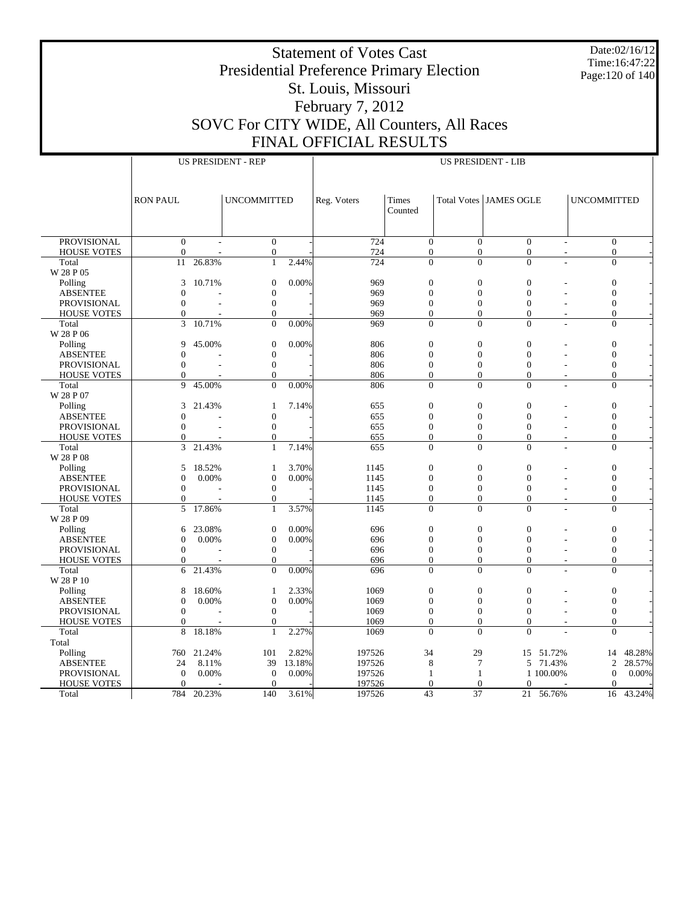# Statement of Votes Cast
# Presidential Preference Primary Election
# St. Louis, Missouri
# February 7, 2012
# SOVC For CITY WIDE, All Counters, All Races
# FINAL OFFICIAL RESULTS

Date:02/16/12
Time:16:47:22

| | US PRESIDENT - REP | | | | US PRESIDENT - LIB | | | | | | |
|---|---|---|---|---|---|---|---|---|---|---|---|
| | RON PAUL | | UNCOMMITTED | | Reg. Voters | Times Counted | Total Votes | JAMES OGLE | | UNCOMMITTED | |
| PROVISIONAL | 0 | - | 0 | - | 724 | 0 | 0 | 0 | - | 0 | - |
| HOUSE VOTES | 0 | - | 0 | - | 724 | 0 | 0 | 0 | - | 0 | - |
| Total | 11 | 26.83% | 1 | 2.44% | 724 | 0 | 0 | 0 | - | 0 | - |
| W 28 P 05 | | | | | | | | | | | |
| Polling | 3 | 10.71% | 0 | 0.00% | 969 | 0 | 0 | 0 | - | 0 | - |
| ABSENTEE | 0 | - | 0 | - | 969 | 0 | 0 | 0 | - | 0 | - |
| PROVISIONAL | 0 | - | 0 | - | 969 | 0 | 0 | 0 | - | 0 | - |
| HOUSE VOTES | 0 | - | 0 | - | 969 | 0 | 0 | 0 | - | 0 | - |
| Total | 3 | 10.71% | 0 | 0.00% | 969 | 0 | 0 | 0 | - | 0 | - |
| W 28 P 06 | | | | | | | | | | | |
| Polling | 9 | 45.00% | 0 | 0.00% | 806 | 0 | 0 | 0 | - | 0 | - |
| ABSENTEE | 0 | - | 0 | - | 806 | 0 | 0 | 0 | - | 0 | - |
| PROVISIONAL | 0 | - | 0 | - | 806 | 0 | 0 | 0 | - | 0 | - |
| HOUSE VOTES | 0 | - | 0 | - | 806 | 0 | 0 | 0 | - | 0 | - |
| Total | 9 | 45.00% | 0 | 0.00% | 806 | 0 | 0 | 0 | - | 0 | - |
| W 28 P 07 | | | | | | | | | | | |
| Polling | 3 | 21.43% | 1 | 7.14% | 655 | 0 | 0 | 0 | - | 0 | - |
| ABSENTEE | 0 | - | 0 | - | 655 | 0 | 0 | 0 | - | 0 | - |
| PROVISIONAL | 0 | - | 0 | - | 655 | 0 | 0 | 0 | - | 0 | - |
| HOUSE VOTES | 0 | - | 0 | - | 655 | 0 | 0 | 0 | - | 0 | - |
| Total | 3 | 21.43% | 1 | 7.14% | 655 | 0 | 0 | 0 | - | 0 | - |
| W 28 P 08 | | | | | | | | | | | |
| Polling | 5 | 18.52% | 1 | 3.70% | 1145 | 0 | 0 | 0 | - | 0 | - |
| ABSENTEE | 0 | 0.00% | 0 | 0.00% | 1145 | 0 | 0 | 0 | - | 0 | - |
| PROVISIONAL | 0 | - | 0 | - | 1145 | 0 | 0 | 0 | - | 0 | - |
| HOUSE VOTES | 0 | - | 0 | - | 1145 | 0 | 0 | 0 | - | 0 | - |
| Total | 5 | 17.86% | 1 | 3.57% | 1145 | 0 | 0 | 0 | - | 0 | - |
| W 28 P 09 | | | | | | | | | | | |
| Polling | 6 | 23.08% | 0 | 0.00% | 696 | 0 | 0 | 0 | - | 0 | - |
| ABSENTEE | 0 | 0.00% | 0 | 0.00% | 696 | 0 | 0 | 0 | - | 0 | - |
| PROVISIONAL | 0 | - | 0 | - | 696 | 0 | 0 | 0 | - | 0 | - |
| HOUSE VOTES | 0 | - | 0 | - | 696 | 0 | 0 | 0 | - | 0 | - |
| Total | 6 | 21.43% | 0 | 0.00% | 696 | 0 | 0 | 0 | - | 0 | - |
| W 28 P 10 | | | | | | | | | | | |
| Polling | 8 | 18.60% | 1 | 2.33% | 1069 | 0 | 0 | 0 | - | 0 | - |
| ABSENTEE | 0 | 0.00% | 0 | 0.00% | 1069 | 0 | 0 | 0 | - | 0 | - |
| PROVISIONAL | 0 | - | 0 | - | 1069 | 0 | 0 | 0 | - | 0 | - |
| HOUSE VOTES | 0 | - | 0 | - | 1069 | 0 | 0 | 0 | - | 0 | - |
| Total | 8 | 18.18% | 1 | 2.27% | 1069 | 0 | 0 | 0 | - | 0 | - |
| Total | | | | | | | | | | | |
| Polling | 760 | 21.24% | 101 | 2.82% | 197526 | 34 | 29 | 15 | 51.72% | 14 | 48.28% |
| ABSENTEE | 24 | 8.11% | 39 | 13.18% | 197526 | 8 | 7 | 5 | 71.43% | 2 | 28.57% |
| PROVISIONAL | 0 | 0.00% | 0 | 0.00% | 197526 | 1 | 1 | 1 | 100.00% | 0 | 0.00% |
| HOUSE VOTES | 0 | - | 0 | - | 197526 | 0 | 0 | 0 | - | 0 | - |
| Total | 784 | 20.23% | 140 | 3.61% | 197526 | 43 | 37 | 21 | 56.76% | 16 | 43.24% |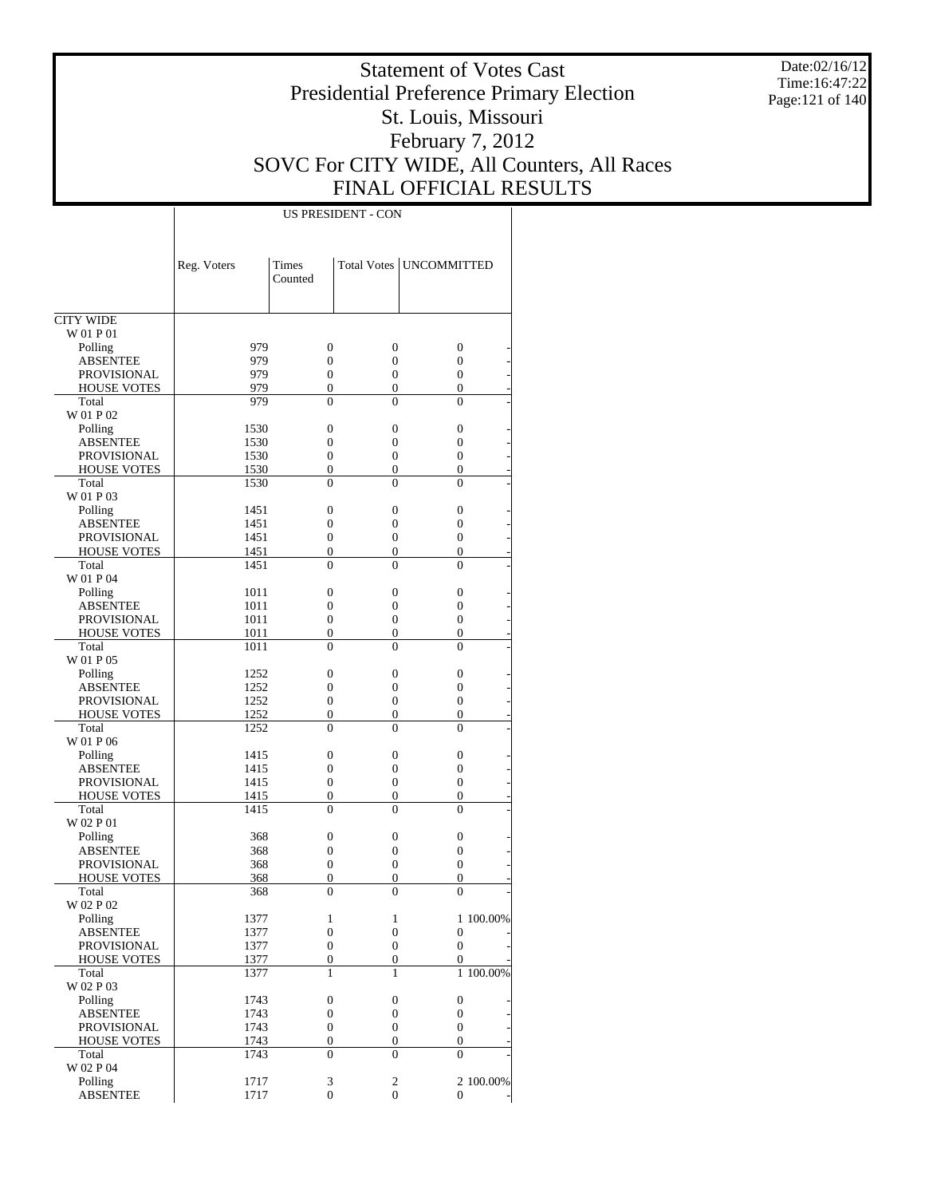# Statement of Votes Cast
# Presidential Preference Primary Election
# St. Louis, Missouri
# February 7, 2012
# SOVC For CITY WIDE, All Counters, All Races
# FINAL OFFICIAL RESULTS

Date:02/16/12
Time:16:47:22

| | US PRESIDENT - CON | | | | |
|---|---|---|---|---|---|
| | Reg. Voters | Times Counted | Total Votes | UNCOMMITTED | |
| CITY WIDE | | | | | |
| W 01 P 01 | | | | | |
| Polling | 979 | 0 | 0 | 0 | - |
| ABSENTEE | 979 | 0 | 0 | 0 | - |
| PROVISIONAL | 979 | 0 | 0 | 0 | - |
| HOUSE VOTES | 979 | 0 | 0 | 0 | - |
| Total | 979 | 0 | 0 | 0 | - |
| W 01 P 02 | | | | | |
| Polling | 1530 | 0 | 0 | 0 | - |
| ABSENTEE | 1530 | 0 | 0 | 0 | - |
| PROVISIONAL | 1530 | 0 | 0 | 0 | - |
| HOUSE VOTES | 1530 | 0 | 0 | 0 | - |
| Total | 1530 | 0 | 0 | 0 | - |
| W 01 P 03 | | | | | |
| Polling | 1451 | 0 | 0 | 0 | - |
| ABSENTEE | 1451 | 0 | 0 | 0 | - |
| PROVISIONAL | 1451 | 0 | 0 | 0 | - |
| HOUSE VOTES | 1451 | 0 | 0 | 0 | - |
| Total | 1451 | 0 | 0 | 0 | - |
| W 01 P 04 | | | | | |
| Polling | 1011 | 0 | 0 | 0 | - |
| ABSENTEE | 1011 | 0 | 0 | 0 | - |
| PROVISIONAL | 1011 | 0 | 0 | 0 | - |
| HOUSE VOTES | 1011 | 0 | 0 | 0 | - |
| Total | 1011 | 0 | 0 | 0 | - |
| W 01 P 05 | | | | | |
| Polling | 1252 | 0 | 0 | 0 | - |
| ABSENTEE | 1252 | 0 | 0 | 0 | - |
| PROVISIONAL | 1252 | 0 | 0 | 0 | - |
| HOUSE VOTES | 1252 | 0 | 0 | 0 | - |
| Total | 1252 | 0 | 0 | 0 | - |
| W 01 P 06 | | | | | |
| Polling | 1415 | 0 | 0 | 0 | - |
| ABSENTEE | 1415 | 0 | 0 | 0 | - |
| PROVISIONAL | 1415 | 0 | 0 | 0 | - |
| HOUSE VOTES | 1415 | 0 | 0 | 0 | - |
| Total | 1415 | 0 | 0 | 0 | - |
| W 02 P 01 | | | | | |
| Polling | 368 | 0 | 0 | 0 | - |
| ABSENTEE | 368 | 0 | 0 | 0 | - |
| PROVISIONAL | 368 | 0 | 0 | 0 | - |
| HOUSE VOTES | 368 | 0 | 0 | 0 | - |
| Total | 368 | 0 | 0 | 0 | - |
| W 02 P 02 | | | | | |
| Polling | 1377 | 1 | 1 | 1 | 100.00% |
| ABSENTEE | 1377 | 0 | 0 | 0 | - |
| PROVISIONAL | 1377 | 0 | 0 | 0 | - |
| HOUSE VOTES | 1377 | 0 | 0 | 0 | - |
| Total | 1377 | 1 | 1 | 1 | 100.00% |
| W 02 P 03 | | | | | |
| Polling | 1743 | 0 | 0 | 0 | - |
| ABSENTEE | 1743 | 0 | 0 | 0 | - |
| PROVISIONAL | 1743 | 0 | 0 | 0 | - |
| HOUSE VOTES | 1743 | 0 | 0 | 0 | - |
| Total | 1743 | 0 | 0 | 0 | - |
| W 02 P 04 | | | | | |
| Polling | 1717 | 3 | 2 | 2 | 100.00% |
| ABSENTEE | 1717 | 0 | 0 | 0 | - |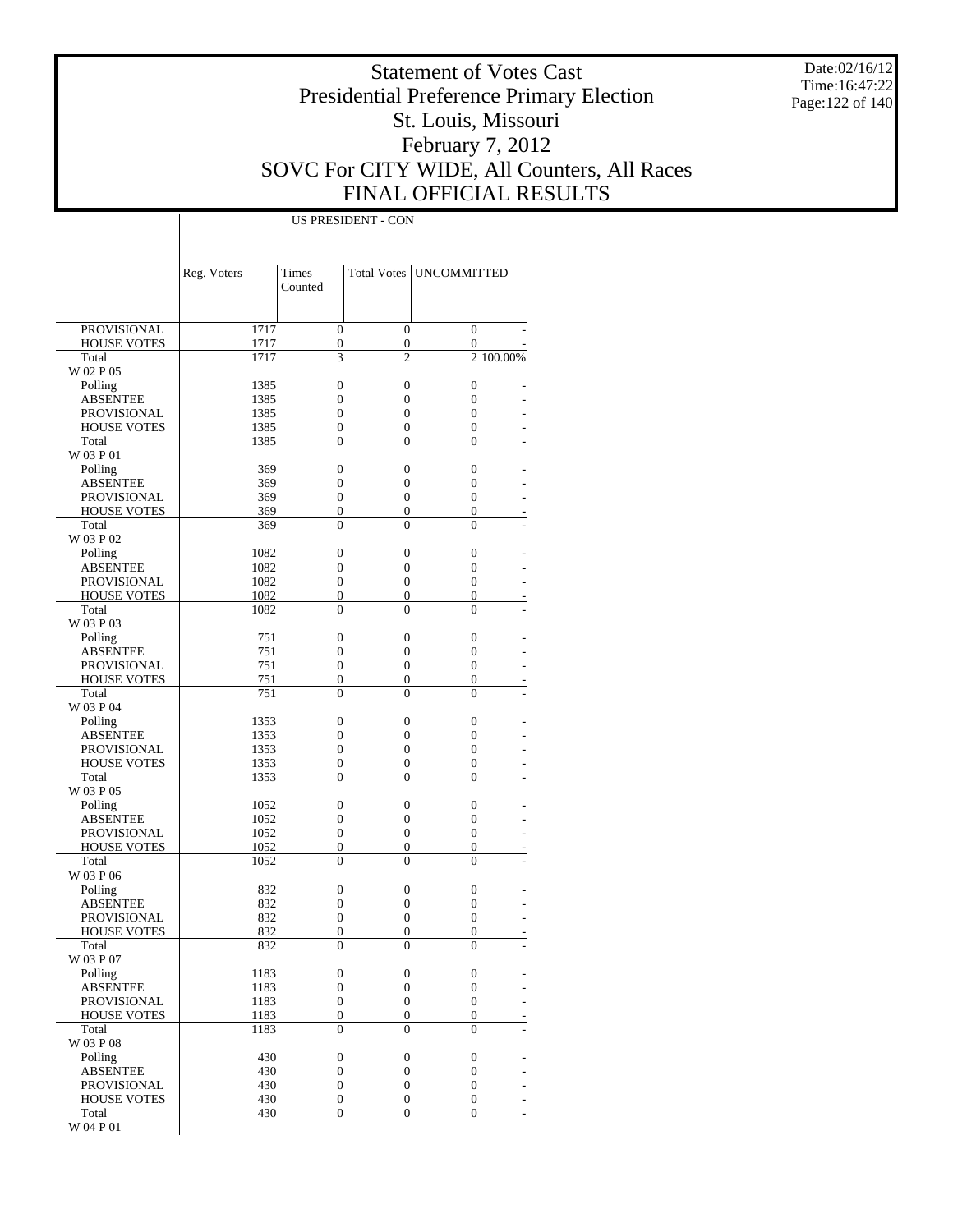# Statement of Votes Cast
# Presidential Preference Primary Election
# St. Louis, Missouri
# February 7, 2012
# SOVC For CITY WIDE, All Counters, All Races
# FINAL OFFICIAL RESULTS

Date:02/16/12
Time:16:47:22

| | US PRESIDENT - CON | | | | |
|---|---|---|---|---|---|
| | Reg. Voters | Times Counted | Total Votes | UNCOMMITTED | |
| PROVISIONAL | 1717 | 0 | 0 | 0 | - |
| HOUSE VOTES | 1717 | 0 | 0 | 0 | - |
| Total | 1717 | 3 | 2 | 2 | 100.00% |
| W 02 P 05 | | | | | |
| Polling | 1385 | 0 | 0 | 0 | - |
| ABSENTEE | 1385 | 0 | 0 | 0 | - |
| PROVISIONAL | 1385 | 0 | 0 | 0 | - |
| HOUSE VOTES | 1385 | 0 | 0 | 0 | - |
| Total | 1385 | 0 | 0 | 0 | - |
| W 03 P 01 | | | | | |
| Polling | 369 | 0 | 0 | 0 | - |
| ABSENTEE | 369 | 0 | 0 | 0 | - |
| PROVISIONAL | 369 | 0 | 0 | 0 | - |
| HOUSE VOTES | 369 | 0 | 0 | 0 | - |
| Total | 369 | 0 | 0 | 0 | - |
| W 03 P 02 | | | | | |
| Polling | 1082 | 0 | 0 | 0 | - |
| ABSENTEE | 1082 | 0 | 0 | 0 | - |
| PROVISIONAL | 1082 | 0 | 0 | 0 | - |
| HOUSE VOTES | 1082 | 0 | 0 | 0 | - |
| Total | 1082 | 0 | 0 | 0 | - |
| W 03 P 03 | | | | | |
| Polling | 751 | 0 | 0 | 0 | - |
| ABSENTEE | 751 | 0 | 0 | 0 | - |
| PROVISIONAL | 751 | 0 | 0 | 0 | - |
| HOUSE VOTES | 751 | 0 | 0 | 0 | - |
| Total | 751 | 0 | 0 | 0 | - |
| W 03 P 04 | | | | | |
| Polling | 1353 | 0 | 0 | 0 | - |
| ABSENTEE | 1353 | 0 | 0 | 0 | - |
| PROVISIONAL | 1353 | 0 | 0 | 0 | - |
| HOUSE VOTES | 1353 | 0 | 0 | 0 | - |
| Total | 1353 | 0 | 0 | 0 | - |
| W 03 P 05 | | | | | |
| Polling | 1052 | 0 | 0 | 0 | - |
| ABSENTEE | 1052 | 0 | 0 | 0 | - |
| PROVISIONAL | 1052 | 0 | 0 | 0 | - |
| HOUSE VOTES | 1052 | 0 | 0 | 0 | - |
| Total | 1052 | 0 | 0 | 0 | - |
| W 03 P 06 | | | | | |
| Polling | 832 | 0 | 0 | 0 | - |
| ABSENTEE | 832 | 0 | 0 | 0 | - |
| PROVISIONAL | 832 | 0 | 0 | 0 | - |
| HOUSE VOTES | 832 | 0 | 0 | 0 | - |
| Total | 832 | 0 | 0 | 0 | - |
| W 03 P 07 | | | | | |
| Polling | 1183 | 0 | 0 | 0 | - |
| ABSENTEE | 1183 | 0 | 0 | 0 | - |
| PROVISIONAL | 1183 | 0 | 0 | 0 | - |
| HOUSE VOTES | 1183 | 0 | 0 | 0 | - |
| Total | 1183 | 0 | 0 | 0 | - |
| W 03 P 08 | | | | | |
| Polling | 430 | 0 | 0 | 0 | - |
| ABSENTEE | 430 | 0 | 0 | 0 | - |
| PROVISIONAL | 430 | 0 | 0 | 0 | - |
| HOUSE VOTES | 430 | 0 | 0 | 0 | - |
| Total | 430 | 0 | 0 | 0 | - |
| W 04 P 01 | | | | | |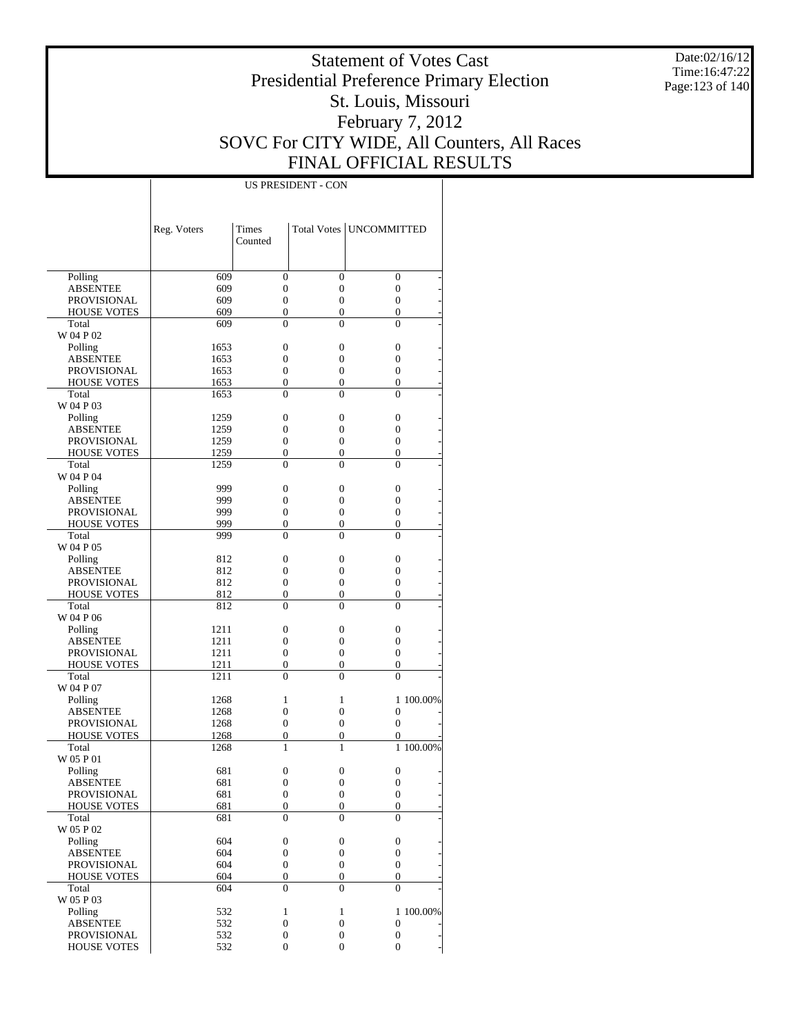# Statement of Votes Cast
# Presidential Preference Primary Election
# St. Louis, Missouri
# February 7, 2012
# SOVC For CITY WIDE, All Counters, All Races
# FINAL OFFICIAL RESULTS

Date:02/16/12
Time:16:47:22

| | US PRESIDENT - CON | | | | |
|---|---|---|---|---|---|
| | Reg. Voters | Times Counted | Total Votes | UNCOMMITTED | |
| Polling | 609 | 0 | 0 | 0 | - |
| ABSENTEE | 609 | 0 | 0 | 0 | - |
| PROVISIONAL | 609 | 0 | 0 | 0 | - |
| HOUSE VOTES | 609 | 0 | 0 | 0 | - |
| Total | 609 | 0 | 0 | 0 | - |
| W 04 P 02 | | | | | |
| Polling | 1653 | 0 | 0 | 0 | - |
| ABSENTEE | 1653 | 0 | 0 | 0 | - |
| PROVISIONAL | 1653 | 0 | 0 | 0 | - |
| HOUSE VOTES | 1653 | 0 | 0 | 0 | - |
| Total | 1653 | 0 | 0 | 0 | - |
| W 04 P 03 | | | | | |
| Polling | 1259 | 0 | 0 | 0 | - |
| ABSENTEE | 1259 | 0 | 0 | 0 | - |
| PROVISIONAL | 1259 | 0 | 0 | 0 | - |
| HOUSE VOTES | 1259 | 0 | 0 | 0 | - |
| Total | 1259 | 0 | 0 | 0 | - |
| W 04 P 04 | | | | | |
| Polling | 999 | 0 | 0 | 0 | - |
| ABSENTEE | 999 | 0 | 0 | 0 | - |
| PROVISIONAL | 999 | 0 | 0 | 0 | - |
| HOUSE VOTES | 999 | 0 | 0 | 0 | - |
| Total | 999 | 0 | 0 | 0 | - |
| W 04 P 05 | | | | | |
| Polling | 812 | 0 | 0 | 0 | - |
| ABSENTEE | 812 | 0 | 0 | 0 | - |
| PROVISIONAL | 812 | 0 | 0 | 0 | - |
| HOUSE VOTES | 812 | 0 | 0 | 0 | - |
| Total | 812 | 0 | 0 | 0 | - |
| W 04 P 06 | | | | | |
| Polling | 1211 | 0 | 0 | 0 | - |
| ABSENTEE | 1211 | 0 | 0 | 0 | - |
| PROVISIONAL | 1211 | 0 | 0 | 0 | - |
| HOUSE VOTES | 1211 | 0 | 0 | 0 | - |
| Total | 1211 | 0 | 0 | 0 | - |
| W 04 P 07 | | | | | |
| Polling | 1268 | 1 | 1 | 1 | 100.00% |
| ABSENTEE | 1268 | 0 | 0 | 0 | - |
| PROVISIONAL | 1268 | 0 | 0 | 0 | - |
| HOUSE VOTES | 1268 | 0 | 0 | 0 | - |
| Total | 1268 | 1 | 1 | 1 | 100.00% |
| W 05 P 01 | | | | | |
| Polling | 681 | 0 | 0 | 0 | - |
| ABSENTEE | 681 | 0 | 0 | 0 | - |
| PROVISIONAL | 681 | 0 | 0 | 0 | - |
| HOUSE VOTES | 681 | 0 | 0 | 0 | - |
| Total | 681 | 0 | 0 | 0 | - |
| W 05 P 02 | | | | | |
| Polling | 604 | 0 | 0 | 0 | - |
| ABSENTEE | 604 | 0 | 0 | 0 | - |
| PROVISIONAL | 604 | 0 | 0 | 0 | - |
| HOUSE VOTES | 604 | 0 | 0 | 0 | - |
| Total | 604 | 0 | 0 | 0 | - |
| W 05 P 03 | | | | | |
| Polling | 532 | 1 | 1 | 1 | 100.00% |
| ABSENTEE | 532 | 0 | 0 | 0 | - |
| PROVISIONAL | 532 | 0 | 0 | 0 | - |
| HOUSE VOTES | 532 | 0 | 0 | 0 | - |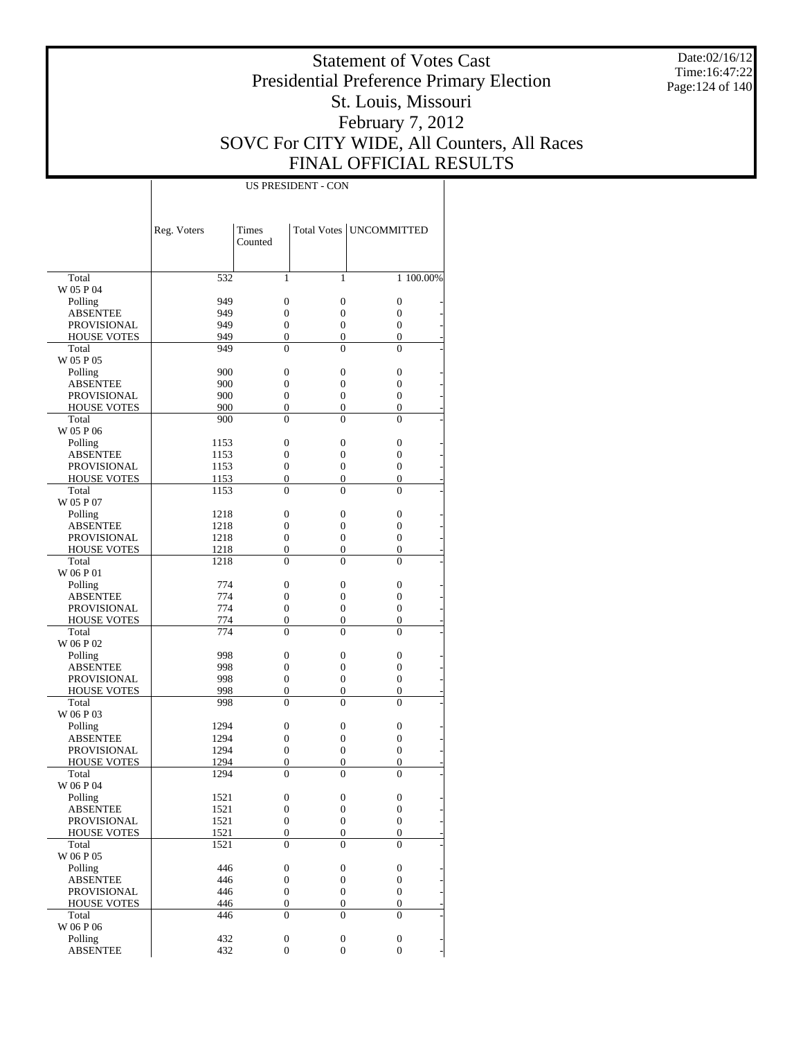# Statement of Votes Cast
## Presidential Preference Primary Election
## St. Louis, Missouri
## February 7, 2012
## SOVC For CITY WIDE, All Counters, All Races
## FINAL OFFICIAL RESULTS

Date:02/16/12
Time:16:47:22

| | US PRESIDENT - CON | | | | |
|---|---|---|---|---|---|
| | Reg. Voters | Times Counted | Total Votes | UNCOMMITTED | |
| Total | 532 | 1 | 1 | 1 | 100.00% |
| W 05 P 04 | | | | | |
| Polling | 949 | 0 | 0 | 0 | - |
| ABSENTEE | 949 | 0 | 0 | 0 | - |
| PROVISIONAL | 949 | 0 | 0 | 0 | - |
| HOUSE VOTES | 949 | 0 | 0 | 0 | - |
| Total | 949 | 0 | 0 | 0 | - |
| W 05 P 05 | | | | | |
| Polling | 900 | 0 | 0 | 0 | - |
| ABSENTEE | 900 | 0 | 0 | 0 | - |
| PROVISIONAL | 900 | 0 | 0 | 0 | - |
| HOUSE VOTES | 900 | 0 | 0 | 0 | - |
| Total | 900 | 0 | 0 | 0 | - |
| W 05 P 06 | | | | | |
| Polling | 1153 | 0 | 0 | 0 | - |
| ABSENTEE | 1153 | 0 | 0 | 0 | - |
| PROVISIONAL | 1153 | 0 | 0 | 0 | - |
| HOUSE VOTES | 1153 | 0 | 0 | 0 | - |
| Total | 1153 | 0 | 0 | 0 | - |
| W 05 P 07 | | | | | |
| Polling | 1218 | 0 | 0 | 0 | - |
| ABSENTEE | 1218 | 0 | 0 | 0 | - |
| PROVISIONAL | 1218 | 0 | 0 | 0 | - |
| HOUSE VOTES | 1218 | 0 | 0 | 0 | - |
| Total | 1218 | 0 | 0 | 0 | - |
| W 06 P 01 | | | | | |
| Polling | 774 | 0 | 0 | 0 | - |
| ABSENTEE | 774 | 0 | 0 | 0 | - |
| PROVISIONAL | 774 | 0 | 0 | 0 | - |
| HOUSE VOTES | 774 | 0 | 0 | 0 | - |
| Total | 774 | 0 | 0 | 0 | - |
| W 06 P 02 | | | | | |
| Polling | 998 | 0 | 0 | 0 | - |
| ABSENTEE | 998 | 0 | 0 | 0 | - |
| PROVISIONAL | 998 | 0 | 0 | 0 | - |
| HOUSE VOTES | 998 | 0 | 0 | 0 | - |
| Total | 998 | 0 | 0 | 0 | - |
| W 06 P 03 | | | | | |
| Polling | 1294 | 0 | 0 | 0 | - |
| ABSENTEE | 1294 | 0 | 0 | 0 | - |
| PROVISIONAL | 1294 | 0 | 0 | 0 | - |
| HOUSE VOTES | 1294 | 0 | 0 | 0 | - |
| Total | 1294 | 0 | 0 | 0 | - |
| W 06 P 04 | | | | | |
| Polling | 1521 | 0 | 0 | 0 | - |
| ABSENTEE | 1521 | 0 | 0 | 0 | - |
| PROVISIONAL | 1521 | 0 | 0 | 0 | - |
| HOUSE VOTES | 1521 | 0 | 0 | 0 | - |
| Total | 1521 | 0 | 0 | 0 | - |
| W 06 P 05 | | | | | |
| Polling | 446 | 0 | 0 | 0 | - |
| ABSENTEE | 446 | 0 | 0 | 0 | - |
| PROVISIONAL | 446 | 0 | 0 | 0 | - |
| HOUSE VOTES | 446 | 0 | 0 | 0 | - |
| Total | 446 | 0 | 0 | 0 | - |
| W 06 P 06 | | | | | |
| Polling | 432 | 0 | 0 | 0 | - |
| ABSENTEE | 432 | 0 | 0 | 0 | - |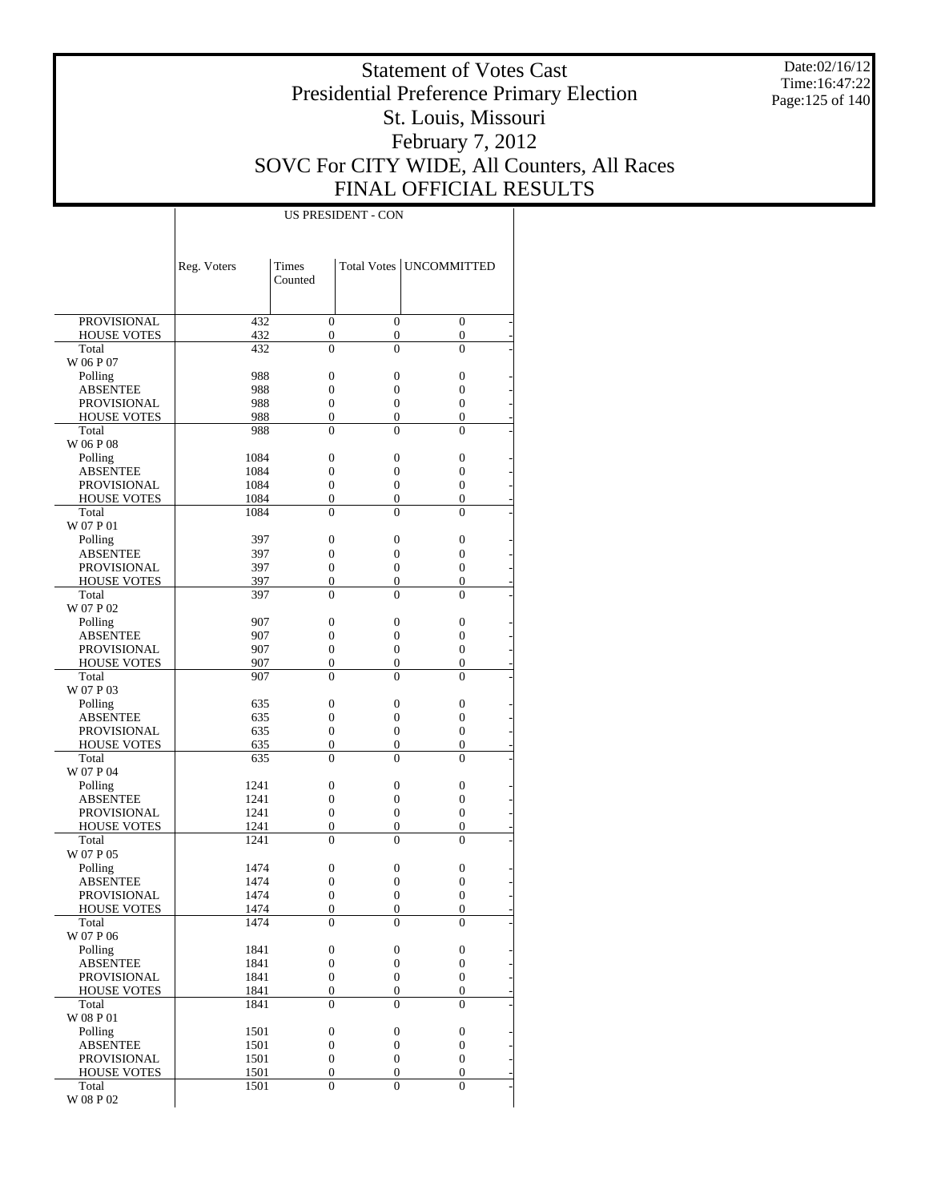# Statement of Votes Cast
# Presidential Preference Primary Election
# St. Louis, Missouri
# February 7, 2012
# SOVC For CITY WIDE, All Counters, All Races
# FINAL OFFICIAL RESULTS

Date:02/16/12
Time:16:47:22

| | US PRESIDENT - CON | | | |
|---|---|---|---|---|
| | Reg. Voters | Times Counted | Total Votes | UNCOMMITTED |
| PROVISIONAL | 432 | 0 | 0 | 0 |
| HOUSE VOTES | 432 | 0 | 0 | 0 |
| Total | 432 | 0 | 0 | 0 |
| W 06 P 07 | | | | |
| Polling | 988 | 0 | 0 | 0 |
| ABSENTEE | 988 | 0 | 0 | 0 |
| PROVISIONAL | 988 | 0 | 0 | 0 |
| HOUSE VOTES | 988 | 0 | 0 | 0 |
| Total | 988 | 0 | 0 | 0 |
| W 06 P 08 | | | | |
| Polling | 1084 | 0 | 0 | 0 |
| ABSENTEE | 1084 | 0 | 0 | 0 |
| PROVISIONAL | 1084 | 0 | 0 | 0 |
| HOUSE VOTES | 1084 | 0 | 0 | 0 |
| Total | 1084 | 0 | 0 | 0 |
| W 07 P 01 | | | | |
| Polling | 397 | 0 | 0 | 0 |
| ABSENTEE | 397 | 0 | 0 | 0 |
| PROVISIONAL | 397 | 0 | 0 | 0 |
| HOUSE VOTES | 397 | 0 | 0 | 0 |
| Total | 397 | 0 | 0 | 0 |
| W 07 P 02 | | | | |
| Polling | 907 | 0 | 0 | 0 |
| ABSENTEE | 907 | 0 | 0 | 0 |
| PROVISIONAL | 907 | 0 | 0 | 0 |
| HOUSE VOTES | 907 | 0 | 0 | 0 |
| Total | 907 | 0 | 0 | 0 |
| W 07 P 03 | | | | |
| Polling | 635 | 0 | 0 | 0 |
| ABSENTEE | 635 | 0 | 0 | 0 |
| PROVISIONAL | 635 | 0 | 0 | 0 |
| HOUSE VOTES | 635 | 0 | 0 | 0 |
| Total | 635 | 0 | 0 | 0 |
| W 07 P 04 | | | | |
| Polling | 1241 | 0 | 0 | 0 |
| ABSENTEE | 1241 | 0 | 0 | 0 |
| PROVISIONAL | 1241 | 0 | 0 | 0 |
| HOUSE VOTES | 1241 | 0 | 0 | 0 |
| Total | 1241 | 0 | 0 | 0 |
| W 07 P 05 | | | | |
| Polling | 1474 | 0 | 0 | 0 |
| ABSENTEE | 1474 | 0 | 0 | 0 |
| PROVISIONAL | 1474 | 0 | 0 | 0 |
| HOUSE VOTES | 1474 | 0 | 0 | 0 |
| Total | 1474 | 0 | 0 | 0 |
| W 07 P 06 | | | | |
| Polling | 1841 | 0 | 0 | 0 |
| ABSENTEE | 1841 | 0 | 0 | 0 |
| PROVISIONAL | 1841 | 0 | 0 | 0 |
| HOUSE VOTES | 1841 | 0 | 0 | 0 |
| Total | 1841 | 0 | 0 | 0 |
| W 08 P 01 | | | | |
| Polling | 1501 | 0 | 0 | 0 |
| ABSENTEE | 1501 | 0 | 0 | 0 |
| PROVISIONAL | 1501 | 0 | 0 | 0 |
| HOUSE VOTES | 1501 | 0 | 0 | 0 |
| Total | 1501 | 0 | 0 | 0 |
| W 08 P 02 | | | | |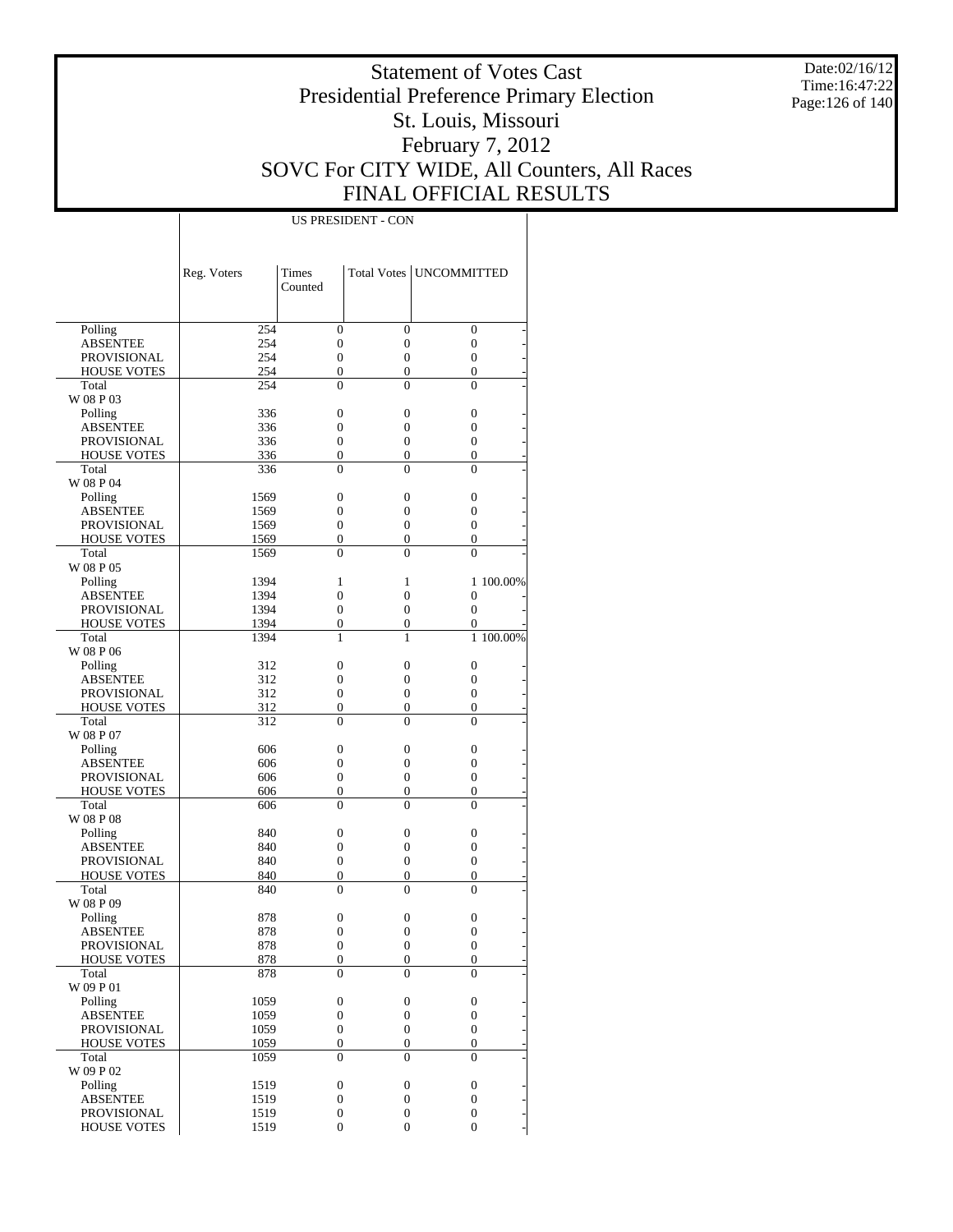# Statement of Votes Cast
## Presidential Preference Primary Election
## St. Louis, Missouri
## February 7, 2012
## SOVC For CITY WIDE, All Counters, All Races
## FINAL OFFICIAL RESULTS

Date:02/16/12
Time:16:47:22

| | US PRESIDENT - CON | | | | |
|---|---|---|---|---|---|
| | Reg. Voters | Times Counted | Total Votes | UNCOMMITTED | |
| Polling | 254 | 0 | 0 | 0 | - |
| ABSENTEE | 254 | 0 | 0 | 0 | - |
| PROVISIONAL | 254 | 0 | 0 | 0 | - |
| HOUSE VOTES | 254 | 0 | 0 | 0 | - |
| Total | 254 | 0 | 0 | 0 | - |
| W 08 P 03 | | | | | |
| Polling | 336 | 0 | 0 | 0 | - |
| ABSENTEE | 336 | 0 | 0 | 0 | - |
| PROVISIONAL | 336 | 0 | 0 | 0 | - |
| HOUSE VOTES | 336 | 0 | 0 | 0 | - |
| Total | 336 | 0 | 0 | 0 | - |
| W 08 P 04 | | | | | |
| Polling | 1569 | 0 | 0 | 0 | - |
| ABSENTEE | 1569 | 0 | 0 | 0 | - |
| PROVISIONAL | 1569 | 0 | 0 | 0 | - |
| HOUSE VOTES | 1569 | 0 | 0 | 0 | - |
| Total | 1569 | 0 | 0 | 0 | - |
| W 08 P 05 | | | | | |
| Polling | 1394 | 1 | 1 | 1 | 100.00% |
| ABSENTEE | 1394 | 0 | 0 | 0 | - |
| PROVISIONAL | 1394 | 0 | 0 | 0 | - |
| HOUSE VOTES | 1394 | 0 | 0 | 0 | - |
| Total | 1394 | 1 | 1 | 1 | 100.00% |
| W 08 P 06 | | | | | |
| Polling | 312 | 0 | 0 | 0 | - |
| ABSENTEE | 312 | 0 | 0 | 0 | - |
| PROVISIONAL | 312 | 0 | 0 | 0 | - |
| HOUSE VOTES | 312 | 0 | 0 | 0 | - |
| Total | 312 | 0 | 0 | 0 | - |
| W 08 P 07 | | | | | |
| Polling | 606 | 0 | 0 | 0 | - |
| ABSENTEE | 606 | 0 | 0 | 0 | - |
| PROVISIONAL | 606 | 0 | 0 | 0 | - |
| HOUSE VOTES | 606 | 0 | 0 | 0 | - |
| Total | 606 | 0 | 0 | 0 | - |
| W 08 P 08 | | | | | |
| Polling | 840 | 0 | 0 | 0 | - |
| ABSENTEE | 840 | 0 | 0 | 0 | - |
| PROVISIONAL | 840 | 0 | 0 | 0 | - |
| HOUSE VOTES | 840 | 0 | 0 | 0 | - |
| Total | 840 | 0 | 0 | 0 | - |
| W 08 P 09 | | | | | |
| Polling | 878 | 0 | 0 | 0 | - |
| ABSENTEE | 878 | 0 | 0 | 0 | - |
| PROVISIONAL | 878 | 0 | 0 | 0 | - |
| HOUSE VOTES | 878 | 0 | 0 | 0 | - |
| Total | 878 | 0 | 0 | 0 | - |
| W 09 P 01 | | | | | |
| Polling | 1059 | 0 | 0 | 0 | - |
| ABSENTEE | 1059 | 0 | 0 | 0 | - |
| PROVISIONAL | 1059 | 0 | 0 | 0 | - |
| HOUSE VOTES | 1059 | 0 | 0 | 0 | - |
| Total | 1059 | 0 | 0 | 0 | - |
| W 09 P 02 | | | | | |
| Polling | 1519 | 0 | 0 | 0 | - |
| ABSENTEE | 1519 | 0 | 0 | 0 | - |
| PROVISIONAL | 1519 | 0 | 0 | 0 | - |
| HOUSE VOTES | 1519 | 0 | 0 | 0 | - |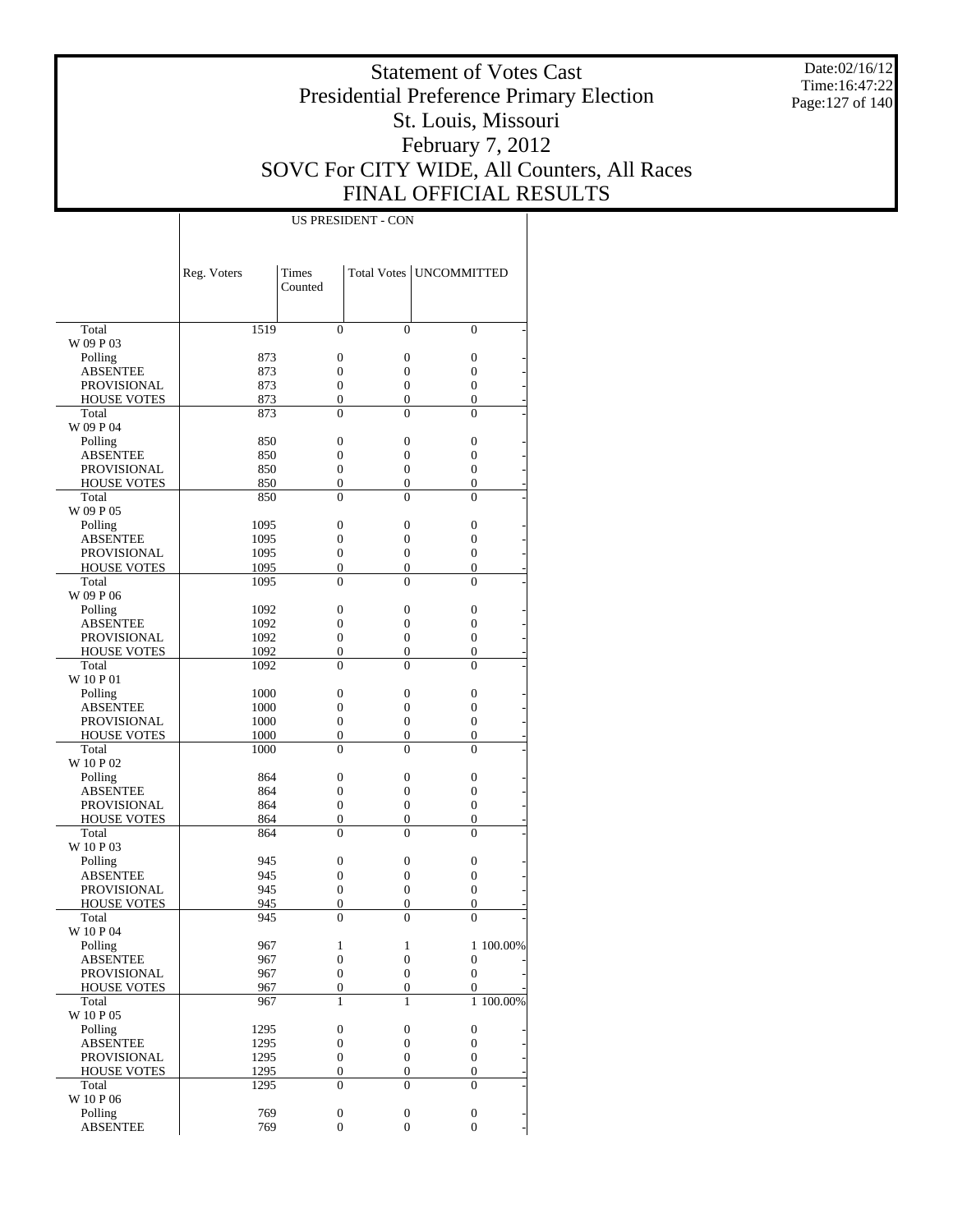# Statement of Votes Cast
# Presidential Preference Primary Election
# St. Louis, Missouri
# February 7, 2012
# SOVC For CITY WIDE, All Counters, All Races
# FINAL OFFICIAL RESULTS

Date:02/16/12
Time:16:47:22

| | US PRESIDENT - CON | | | | |
|---|---|---|---|---|---|
| | Reg. Voters | Times Counted | Total Votes | UNCOMMITTED | |
| Total | 1519 | 0 | 0 | 0 | - |
| W 09 P 03 | | | | | |
| Polling | 873 | 0 | 0 | 0 | - |
| ABSENTEE | 873 | 0 | 0 | 0 | - |
| PROVISIONAL | 873 | 0 | 0 | 0 | - |
| HOUSE VOTES | 873 | 0 | 0 | 0 | - |
| Total | 873 | 0 | 0 | 0 | - |
| W 09 P 04 | | | | | |
| Polling | 850 | 0 | 0 | 0 | - |
| ABSENTEE | 850 | 0 | 0 | 0 | - |
| PROVISIONAL | 850 | 0 | 0 | 0 | - |
| HOUSE VOTES | 850 | 0 | 0 | 0 | - |
| Total | 850 | 0 | 0 | 0 | - |
| W 09 P 05 | | | | | |
| Polling | 1095 | 0 | 0 | 0 | - |
| ABSENTEE | 1095 | 0 | 0 | 0 | - |
| PROVISIONAL | 1095 | 0 | 0 | 0 | - |
| HOUSE VOTES | 1095 | 0 | 0 | 0 | - |
| Total | 1095 | 0 | 0 | 0 | - |
| W 09 P 06 | | | | | |
| Polling | 1092 | 0 | 0 | 0 | - |
| ABSENTEE | 1092 | 0 | 0 | 0 | - |
| PROVISIONAL | 1092 | 0 | 0 | 0 | - |
| HOUSE VOTES | 1092 | 0 | 0 | 0 | - |
| Total | 1092 | 0 | 0 | 0 | - |
| W 10 P 01 | | | | | |
| Polling | 1000 | 0 | 0 | 0 | - |
| ABSENTEE | 1000 | 0 | 0 | 0 | - |
| PROVISIONAL | 1000 | 0 | 0 | 0 | - |
| HOUSE VOTES | 1000 | 0 | 0 | 0 | - |
| Total | 1000 | 0 | 0 | 0 | - |
| W 10 P 02 | | | | | |
| Polling | 864 | 0 | 0 | 0 | - |
| ABSENTEE | 864 | 0 | 0 | 0 | - |
| PROVISIONAL | 864 | 0 | 0 | 0 | - |
| HOUSE VOTES | 864 | 0 | 0 | 0 | - |
| Total | 864 | 0 | 0 | 0 | - |
| W 10 P 03 | | | | | |
| Polling | 945 | 0 | 0 | 0 | - |
| ABSENTEE | 945 | 0 | 0 | 0 | - |
| PROVISIONAL | 945 | 0 | 0 | 0 | - |
| HOUSE VOTES | 945 | 0 | 0 | 0 | - |
| Total | 945 | 0 | 0 | 0 | - |
| W 10 P 04 | | | | | |
| Polling | 967 | 1 | 1 | 1 | 100.00% |
| ABSENTEE | 967 | 0 | 0 | 0 | - |
| PROVISIONAL | 967 | 0 | 0 | 0 | - |
| HOUSE VOTES | 967 | 0 | 0 | 0 | - |
| Total | 967 | 1 | 1 | 1 | 100.00% |
| W 10 P 05 | | | | | |
| Polling | 1295 | 0 | 0 | 0 | - |
| ABSENTEE | 1295 | 0 | 0 | 0 | - |
| PROVISIONAL | 1295 | 0 | 0 | 0 | - |
| HOUSE VOTES | 1295 | 0 | 0 | 0 | - |
| Total | 1295 | 0 | 0 | 0 | - |
| W 10 P 06 | | | | | |
| Polling | 769 | 0 | 0 | 0 | - |
| ABSENTEE | 769 | 0 | 0 | 0 | - |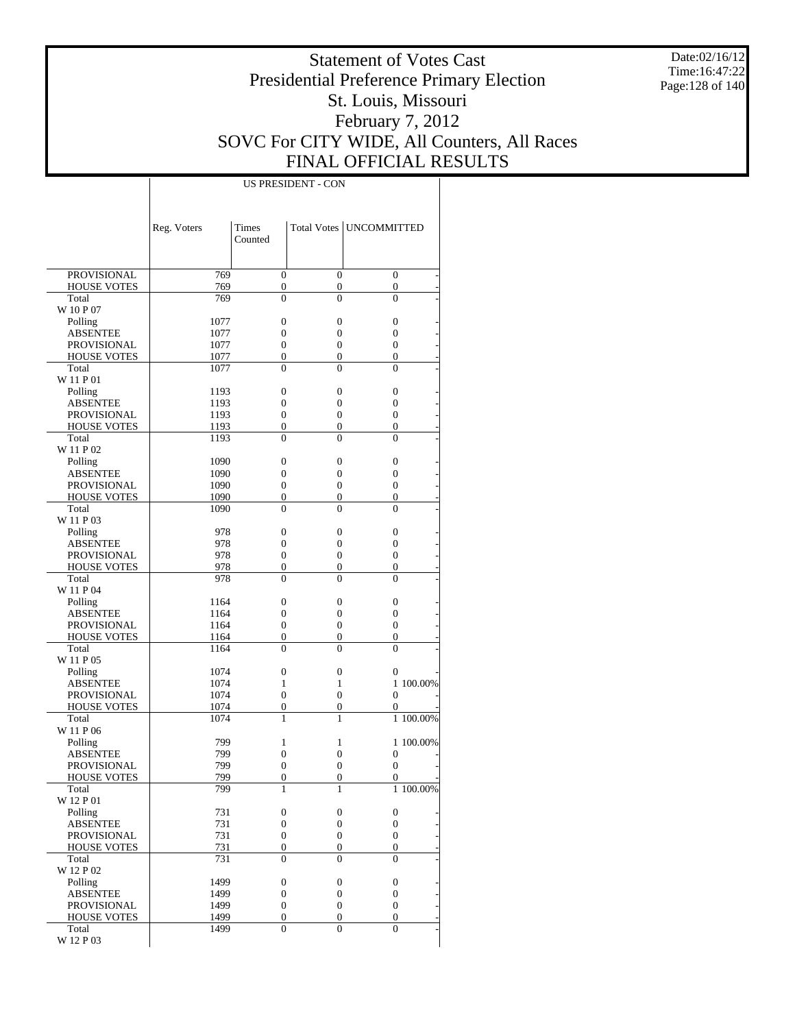# Statement of Votes Cast
# Presidential Preference Primary Election
# St. Louis, Missouri
# February 7, 2012
# SOVC For CITY WIDE, All Counters, All Races
# FINAL OFFICIAL RESULTS

Date:02/16/12
Time:16:47:22

| | US PRESIDENT - CON | | | | |
|---|---|---|---|---|---|
| | Reg. Voters | Times Counted | Total Votes | UNCOMMITTED | |
| PROVISIONAL | 769 | 0 | 0 | 0 | - |
| HOUSE VOTES | 769 | 0 | 0 | 0 | - |
| Total | 769 | 0 | 0 | 0 | - |
| W 10 P 07 | | | | | |
| Polling | 1077 | 0 | 0 | 0 | - |
| ABSENTEE | 1077 | 0 | 0 | 0 | - |
| PROVISIONAL | 1077 | 0 | 0 | 0 | - |
| HOUSE VOTES | 1077 | 0 | 0 | 0 | - |
| Total | 1077 | 0 | 0 | 0 | - |
| W 11 P 01 | | | | | |
| Polling | 1193 | 0 | 0 | 0 | - |
| ABSENTEE | 1193 | 0 | 0 | 0 | - |
| PROVISIONAL | 1193 | 0 | 0 | 0 | - |
| HOUSE VOTES | 1193 | 0 | 0 | 0 | - |
| Total | 1193 | 0 | 0 | 0 | - |
| W 11 P 02 | | | | | |
| Polling | 1090 | 0 | 0 | 0 | - |
| ABSENTEE | 1090 | 0 | 0 | 0 | - |
| PROVISIONAL | 1090 | 0 | 0 | 0 | - |
| HOUSE VOTES | 1090 | 0 | 0 | 0 | - |
| Total | 1090 | 0 | 0 | 0 | - |
| W 11 P 03 | | | | | |
| Polling | 978 | 0 | 0 | 0 | - |
| ABSENTEE | 978 | 0 | 0 | 0 | - |
| PROVISIONAL | 978 | 0 | 0 | 0 | - |
| HOUSE VOTES | 978 | 0 | 0 | 0 | - |
| Total | 978 | 0 | 0 | 0 | - |
| W 11 P 04 | | | | | |
| Polling | 1164 | 0 | 0 | 0 | - |
| ABSENTEE | 1164 | 0 | 0 | 0 | - |
| PROVISIONAL | 1164 | 0 | 0 | 0 | - |
| HOUSE VOTES | 1164 | 0 | 0 | 0 | - |
| Total | 1164 | 0 | 0 | 0 | - |
| W 11 P 05 | | | | | |
| Polling | 1074 | 0 | 0 | 0 | - |
| ABSENTEE | 1074 | 1 | 1 | 1 | 100.00% |
| PROVISIONAL | 1074 | 0 | 0 | 0 | - |
| HOUSE VOTES | 1074 | 0 | 0 | 0 | - |
| Total | 1074 | 1 | 1 | 1 | 100.00% |
| W 11 P 06 | | | | | |
| Polling | 799 | 1 | 1 | 1 | 100.00% |
| ABSENTEE | 799 | 0 | 0 | 0 | - |
| PROVISIONAL | 799 | 0 | 0 | 0 | - |
| HOUSE VOTES | 799 | 0 | 0 | 0 | - |
| Total | 799 | 1 | 1 | 1 | 100.00% |
| W 12 P 01 | | | | | |
| Polling | 731 | 0 | 0 | 0 | - |
| ABSENTEE | 731 | 0 | 0 | 0 | - |
| PROVISIONAL | 731 | 0 | 0 | 0 | - |
| HOUSE VOTES | 731 | 0 | 0 | 0 | - |
| Total | 731 | 0 | 0 | 0 | - |
| W 12 P 02 | | | | | |
| Polling | 1499 | 0 | 0 | 0 | - |
| ABSENTEE | 1499 | 0 | 0 | 0 | - |
| PROVISIONAL | 1499 | 0 | 0 | 0 | - |
| HOUSE VOTES | 1499 | 0 | 0 | 0 | - |
| Total | 1499 | 0 | 0 | 0 | - |
| W 12 P 03 | | | | | |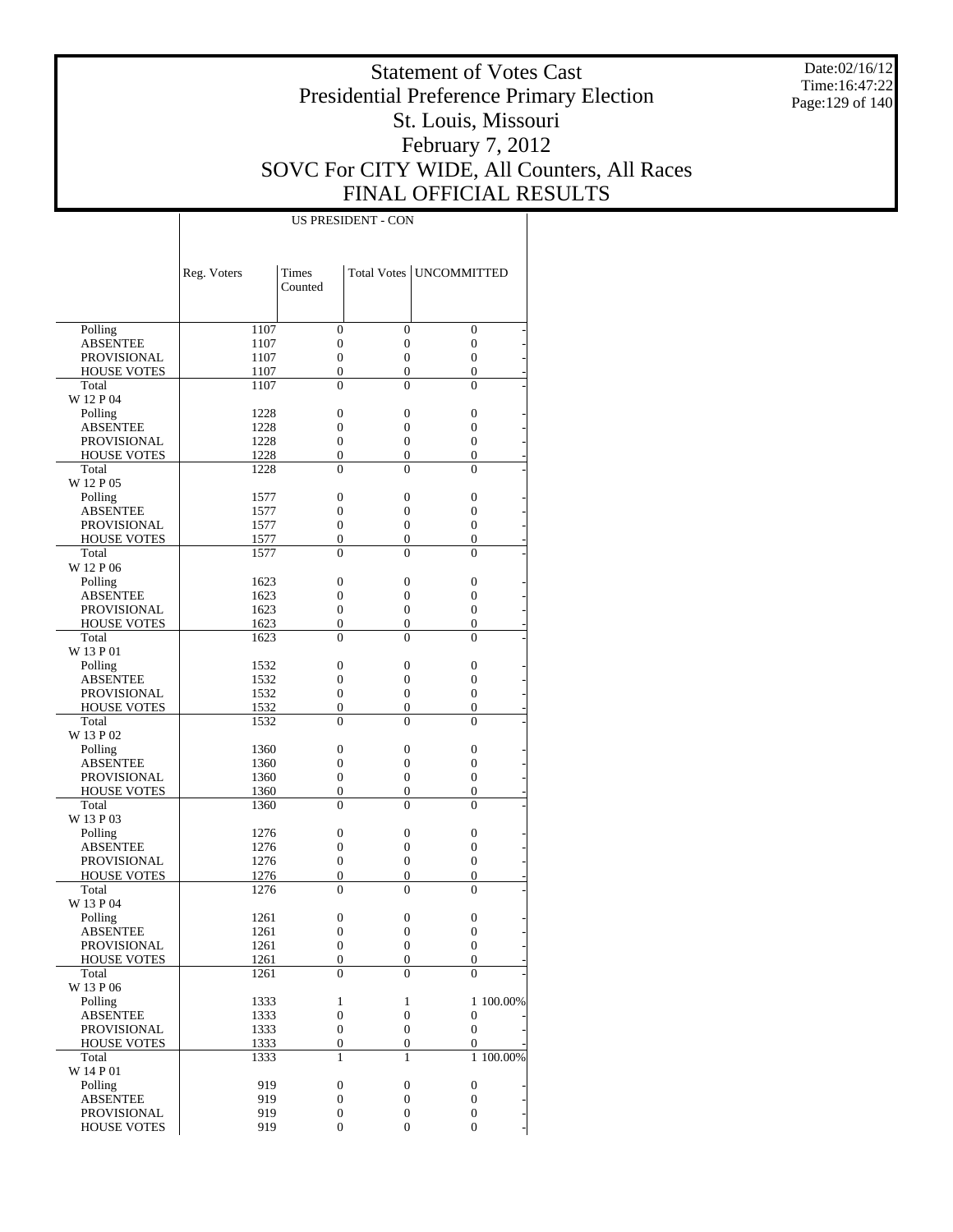# Statement of Votes Cast
# Presidential Preference Primary Election
# St. Louis, Missouri
# February 7, 2012
# SOVC For CITY WIDE, All Counters, All Races
# FINAL OFFICIAL RESULTS

Date:02/16/12
Time:16:47:22

| | US PRESIDENT - CON | | | | |
|---|---|---|---|---|---|
| | Reg. Voters | Times Counted | Total Votes | UNCOMMITTED | |
| Polling | 1107 | 0 | 0 | 0 | - |
| ABSENTEE | 1107 | 0 | 0 | 0 | - |
| PROVISIONAL | 1107 | 0 | 0 | 0 | - |
| HOUSE VOTES | 1107 | 0 | 0 | 0 | - |
| Total | 1107 | 0 | 0 | 0 | - |
| W 12 P 04 | | | | | |
| Polling | 1228 | 0 | 0 | 0 | - |
| ABSENTEE | 1228 | 0 | 0 | 0 | - |
| PROVISIONAL | 1228 | 0 | 0 | 0 | - |
| HOUSE VOTES | 1228 | 0 | 0 | 0 | - |
| Total | 1228 | 0 | 0 | 0 | - |
| W 12 P 05 | | | | | |
| Polling | 1577 | 0 | 0 | 0 | - |
| ABSENTEE | 1577 | 0 | 0 | 0 | - |
| PROVISIONAL | 1577 | 0 | 0 | 0 | - |
| HOUSE VOTES | 1577 | 0 | 0 | 0 | - |
| Total | 1577 | 0 | 0 | 0 | - |
| W 12 P 06 | | | | | |
| Polling | 1623 | 0 | 0 | 0 | - |
| ABSENTEE | 1623 | 0 | 0 | 0 | - |
| PROVISIONAL | 1623 | 0 | 0 | 0 | - |
| HOUSE VOTES | 1623 | 0 | 0 | 0 | - |
| Total | 1623 | 0 | 0 | 0 | - |
| W 13 P 01 | | | | | |
| Polling | 1532 | 0 | 0 | 0 | - |
| ABSENTEE | 1532 | 0 | 0 | 0 | - |
| PROVISIONAL | 1532 | 0 | 0 | 0 | - |
| HOUSE VOTES | 1532 | 0 | 0 | 0 | - |
| Total | 1532 | 0 | 0 | 0 | - |
| W 13 P 02 | | | | | |
| Polling | 1360 | 0 | 0 | 0 | - |
| ABSENTEE | 1360 | 0 | 0 | 0 | - |
| PROVISIONAL | 1360 | 0 | 0 | 0 | - |
| HOUSE VOTES | 1360 | 0 | 0 | 0 | - |
| Total | 1360 | 0 | 0 | 0 | - |
| W 13 P 03 | | | | | |
| Polling | 1276 | 0 | 0 | 0 | - |
| ABSENTEE | 1276 | 0 | 0 | 0 | - |
| PROVISIONAL | 1276 | 0 | 0 | 0 | - |
| HOUSE VOTES | 1276 | 0 | 0 | 0 | - |
| Total | 1276 | 0 | 0 | 0 | - |
| W 13 P 04 | | | | | |
| Polling | 1261 | 0 | 0 | 0 | - |
| ABSENTEE | 1261 | 0 | 0 | 0 | - |
| PROVISIONAL | 1261 | 0 | 0 | 0 | - |
| HOUSE VOTES | 1261 | 0 | 0 | 0 | - |
| Total | 1261 | 0 | 0 | 0 | - |
| W 13 P 06 | | | | | |
| Polling | 1333 | 1 | 1 | 1 | 100.00% |
| ABSENTEE | 1333 | 0 | 0 | 0 | - |
| PROVISIONAL | 1333 | 0 | 0 | 0 | - |
| HOUSE VOTES | 1333 | 0 | 0 | 0 | - |
| Total | 1333 | 1 | 1 | 1 | 100.00% |
| W 14 P 01 | | | | | |
| Polling | 919 | 0 | 0 | 0 | - |
| ABSENTEE | 919 | 0 | 0 | 0 | - |
| PROVISIONAL | 919 | 0 | 0 | 0 | - |
| HOUSE VOTES | 919 | 0 | 0 | 0 | - |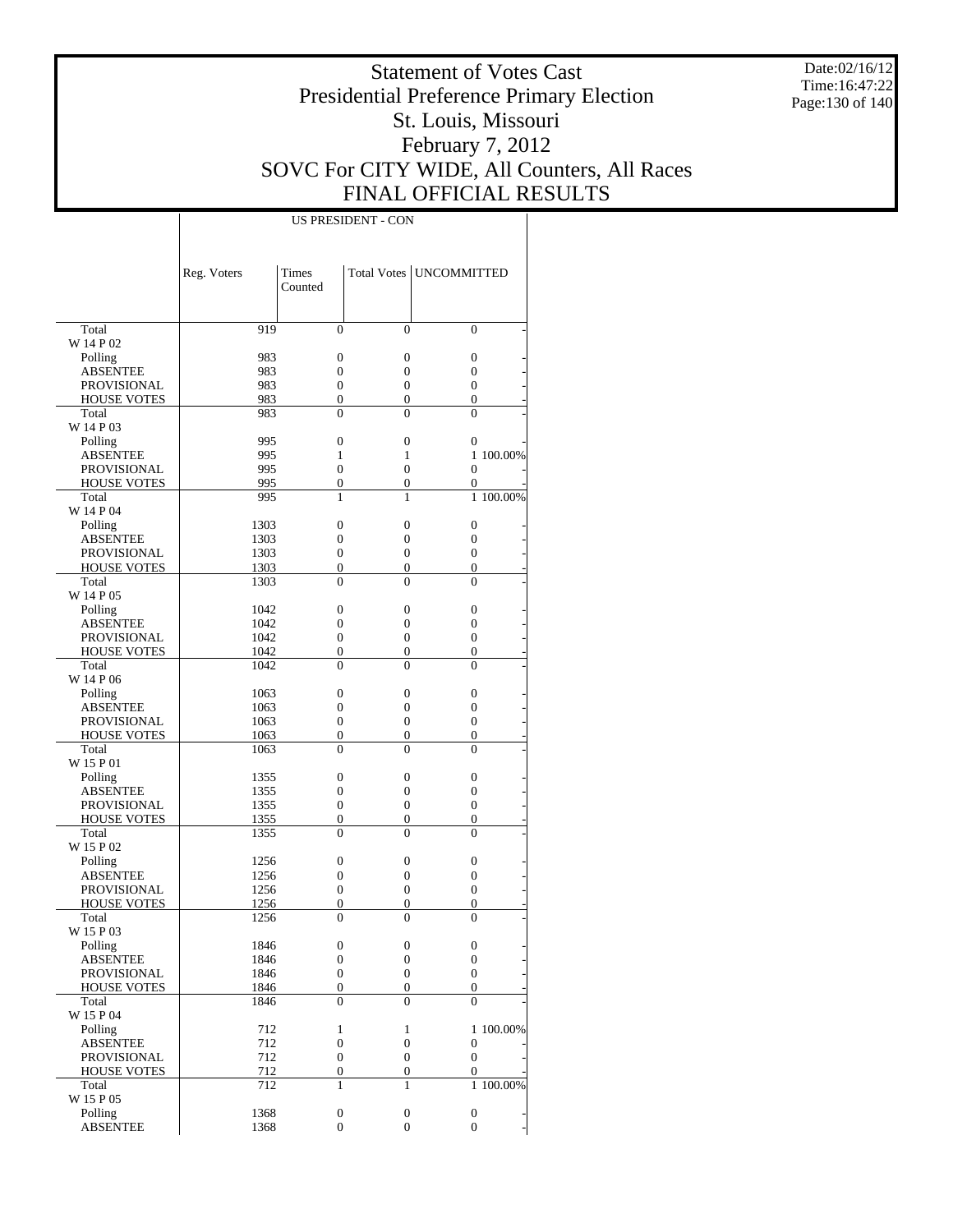# Statement of Votes Cast
## Presidential Preference Primary Election
## St. Louis, Missouri
## February 7, 2012
## SOVC For CITY WIDE, All Counters, All Races
## FINAL OFFICIAL RESULTS

Date:02/16/12
Time:16:47:22

| | US PRESIDENT - CON | | | | |
|---|---|---|---|---|---|
| | Reg. Voters | Times Counted | Total Votes | UNCOMMITTED | |
| Total | 919 | 0 | 0 | 0 | - |
| W 14 P 02 | | | | | |
| Polling | 983 | 0 | 0 | 0 | - |
| ABSENTEE | 983 | 0 | 0 | 0 | - |
| PROVISIONAL | 983 | 0 | 0 | 0 | - |
| HOUSE VOTES | 983 | 0 | 0 | 0 | - |
| Total | 983 | 0 | 0 | 0 | - |
| W 14 P 03 | | | | | |
| Polling | 995 | 0 | 0 | 0 | - |
| ABSENTEE | 995 | 1 | 1 | 1 | 100.00% |
| PROVISIONAL | 995 | 0 | 0 | 0 | - |
| HOUSE VOTES | 995 | 0 | 0 | 0 | - |
| Total | 995 | 1 | 1 | 1 | 100.00% |
| W 14 P 04 | | | | | |
| Polling | 1303 | 0 | 0 | 0 | - |
| ABSENTEE | 1303 | 0 | 0 | 0 | - |
| PROVISIONAL | 1303 | 0 | 0 | 0 | - |
| HOUSE VOTES | 1303 | 0 | 0 | 0 | - |
| Total | 1303 | 0 | 0 | 0 | - |
| W 14 P 05 | | | | | |
| Polling | 1042 | 0 | 0 | 0 | - |
| ABSENTEE | 1042 | 0 | 0 | 0 | - |
| PROVISIONAL | 1042 | 0 | 0 | 0 | - |
| HOUSE VOTES | 1042 | 0 | 0 | 0 | - |
| Total | 1042 | 0 | 0 | 0 | - |
| W 14 P 06 | | | | | |
| Polling | 1063 | 0 | 0 | 0 | - |
| ABSENTEE | 1063 | 0 | 0 | 0 | - |
| PROVISIONAL | 1063 | 0 | 0 | 0 | - |
| HOUSE VOTES | 1063 | 0 | 0 | 0 | - |
| Total | 1063 | 0 | 0 | 0 | - |
| W 15 P 01 | | | | | |
| Polling | 1355 | 0 | 0 | 0 | - |
| ABSENTEE | 1355 | 0 | 0 | 0 | - |
| PROVISIONAL | 1355 | 0 | 0 | 0 | - |
| HOUSE VOTES | 1355 | 0 | 0 | 0 | - |
| Total | 1355 | 0 | 0 | 0 | - |
| W 15 P 02 | | | | | |
| Polling | 1256 | 0 | 0 | 0 | - |
| ABSENTEE | 1256 | 0 | 0 | 0 | - |
| PROVISIONAL | 1256 | 0 | 0 | 0 | - |
| HOUSE VOTES | 1256 | 0 | 0 | 0 | - |
| Total | 1256 | 0 | 0 | 0 | - |
| W 15 P 03 | | | | | |
| Polling | 1846 | 0 | 0 | 0 | - |
| ABSENTEE | 1846 | 0 | 0 | 0 | - |
| PROVISIONAL | 1846 | 0 | 0 | 0 | - |
| HOUSE VOTES | 1846 | 0 | 0 | 0 | - |
| Total | 1846 | 0 | 0 | 0 | - |
| W 15 P 04 | | | | | |
| Polling | 712 | 1 | 1 | 1 | 100.00% |
| ABSENTEE | 712 | 0 | 0 | 0 | - |
| PROVISIONAL | 712 | 0 | 0 | 0 | - |
| HOUSE VOTES | 712 | 0 | 0 | 0 | - |
| Total | 712 | 1 | 1 | 1 | 100.00% |
| W 15 P 05 | | | | | |
| Polling | 1368 | 0 | 0 | 0 | - |
| ABSENTEE | 1368 | 0 | 0 | 0 | - |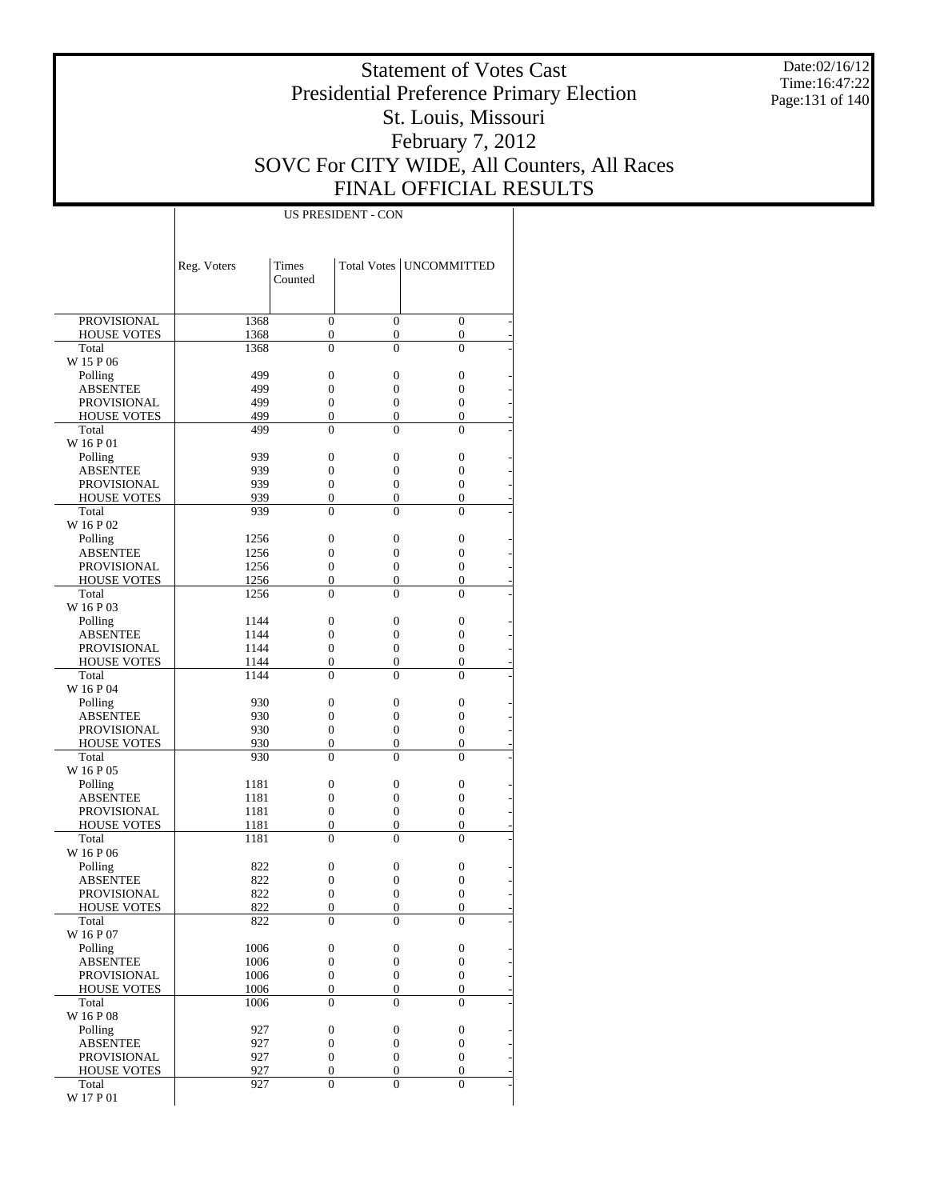# Statement of Votes Cast
# Presidential Preference Primary Election
# St. Louis, Missouri
# February 7, 2012
# SOVC For CITY WIDE, All Counters, All Races
# FINAL OFFICIAL RESULTS

Date:02/16/12
Time:16:47:22

US PRESIDENT - CON

| | Reg. Voters | Times Counted | Total Votes | UNCOMMITTED |
|---|---|---|---|---|
| PROVISIONAL | 1368 | 0 | 0 | 0 |
| HOUSE VOTES | 1368 | 0 | 0 | 0 |
| Total | 1368 | 0 | 0 | 0 |
| W 15 P 06 | | | | |
| Polling | 499 | 0 | 0 | 0 |
| ABSENTEE | 499 | 0 | 0 | 0 |
| PROVISIONAL | 499 | 0 | 0 | 0 |
| HOUSE VOTES | 499 | 0 | 0 | 0 |
| Total | 499 | 0 | 0 | 0 |
| W 16 P 01 | | | | |
| Polling | 939 | 0 | 0 | 0 |
| ABSENTEE | 939 | 0 | 0 | 0 |
| PROVISIONAL | 939 | 0 | 0 | 0 |
| HOUSE VOTES | 939 | 0 | 0 | 0 |
| Total | 939 | 0 | 0 | 0 |
| W 16 P 02 | | | | |
| Polling | 1256 | 0 | 0 | 0 |
| ABSENTEE | 1256 | 0 | 0 | 0 |
| PROVISIONAL | 1256 | 0 | 0 | 0 |
| HOUSE VOTES | 1256 | 0 | 0 | 0 |
| Total | 1256 | 0 | 0 | 0 |
| W 16 P 03 | | | | |
| Polling | 1144 | 0 | 0 | 0 |
| ABSENTEE | 1144 | 0 | 0 | 0 |
| PROVISIONAL | 1144 | 0 | 0 | 0 |
| HOUSE VOTES | 1144 | 0 | 0 | 0 |
| Total | 1144 | 0 | 0 | 0 |
| W 16 P 04 | | | | |
| Polling | 930 | 0 | 0 | 0 |
| ABSENTEE | 930 | 0 | 0 | 0 |
| PROVISIONAL | 930 | 0 | 0 | 0 |
| HOUSE VOTES | 930 | 0 | 0 | 0 |
| Total | 930 | 0 | 0 | 0 |
| W 16 P 05 | | | | |
| Polling | 1181 | 0 | 0 | 0 |
| ABSENTEE | 1181 | 0 | 0 | 0 |
| PROVISIONAL | 1181 | 0 | 0 | 0 |
| HOUSE VOTES | 1181 | 0 | 0 | 0 |
| Total | 1181 | 0 | 0 | 0 |
| W 16 P 06 | | | | |
| Polling | 822 | 0 | 0 | 0 |
| ABSENTEE | 822 | 0 | 0 | 0 |
| PROVISIONAL | 822 | 0 | 0 | 0 |
| HOUSE VOTES | 822 | 0 | 0 | 0 |
| Total | 822 | 0 | 0 | 0 |
| W 16 P 07 | | | | |
| Polling | 1006 | 0 | 0 | 0 |
| ABSENTEE | 1006 | 0 | 0 | 0 |
| PROVISIONAL | 1006 | 0 | 0 | 0 |
| HOUSE VOTES | 1006 | 0 | 0 | 0 |
| Total | 1006 | 0 | 0 | 0 |
| W 16 P 08 | | | | |
| Polling | 927 | 0 | 0 | 0 |
| ABSENTEE | 927 | 0 | 0 | 0 |
| PROVISIONAL | 927 | 0 | 0 | 0 |
| HOUSE VOTES | 927 | 0 | 0 | 0 |
| Total | 927 | 0 | 0 | 0 |
| W 17 P 01 | | | | |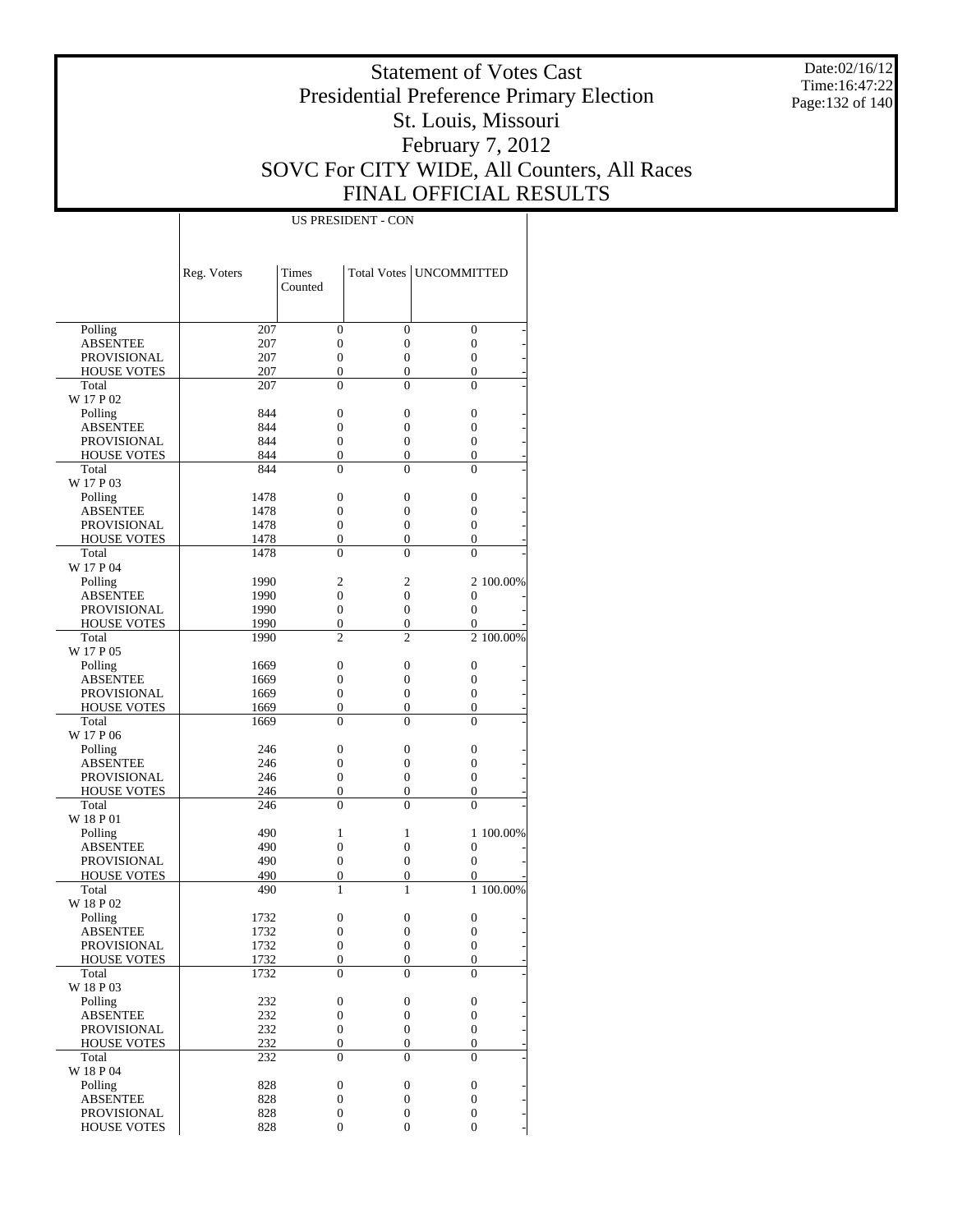# Statement of Votes Cast
# Presidential Preference Primary Election
# St. Louis, Missouri
# February 7, 2012
# SOVC For CITY WIDE, All Counters, All Races
# FINAL OFFICIAL RESULTS

Date:02/16/12
Time:16:47:22

| | US PRESIDENT - CON | | | | |
|---|---|---|---|---|---|
| | Reg. Voters | Times Counted | Total Votes | UNCOMMITTED | |
| Polling | 207 | 0 | 0 | 0 | - |
| ABSENTEE | 207 | 0 | 0 | 0 | - |
| PROVISIONAL | 207 | 0 | 0 | 0 | - |
| HOUSE VOTES | 207 | 0 | 0 | 0 | - |
| Total | 207 | 0 | 0 | 0 | - |
| W 17 P 02 | | | | | |
| Polling | 844 | 0 | 0 | 0 | - |
| ABSENTEE | 844 | 0 | 0 | 0 | - |
| PROVISIONAL | 844 | 0 | 0 | 0 | - |
| HOUSE VOTES | 844 | 0 | 0 | 0 | - |
| Total | 844 | 0 | 0 | 0 | - |
| W 17 P 03 | | | | | |
| Polling | 1478 | 0 | 0 | 0 | - |
| ABSENTEE | 1478 | 0 | 0 | 0 | - |
| PROVISIONAL | 1478 | 0 | 0 | 0 | - |
| HOUSE VOTES | 1478 | 0 | 0 | 0 | - |
| Total | 1478 | 0 | 0 | 0 | - |
| W 17 P 04 | | | | | |
| Polling | 1990 | 2 | 2 | 2 | 100.00% |
| ABSENTEE | 1990 | 0 | 0 | 0 | - |
| PROVISIONAL | 1990 | 0 | 0 | 0 | - |
| HOUSE VOTES | 1990 | 0 | 0 | 0 | - |
| Total | 1990 | 2 | 2 | 2 | 100.00% |
| W 17 P 05 | | | | | |
| Polling | 1669 | 0 | 0 | 0 | - |
| ABSENTEE | 1669 | 0 | 0 | 0 | - |
| PROVISIONAL | 1669 | 0 | 0 | 0 | - |
| HOUSE VOTES | 1669 | 0 | 0 | 0 | - |
| Total | 1669 | 0 | 0 | 0 | - |
| W 17 P 06 | | | | | |
| Polling | 246 | 0 | 0 | 0 | - |
| ABSENTEE | 246 | 0 | 0 | 0 | - |
| PROVISIONAL | 246 | 0 | 0 | 0 | - |
| HOUSE VOTES | 246 | 0 | 0 | 0 | - |
| Total | 246 | 0 | 0 | 0 | - |
| W 18 P 01 | | | | | |
| Polling | 490 | 1 | 1 | 1 | 100.00% |
| ABSENTEE | 490 | 0 | 0 | 0 | - |
| PROVISIONAL | 490 | 0 | 0 | 0 | - |
| HOUSE VOTES | 490 | 0 | 0 | 0 | - |
| Total | 490 | 1 | 1 | 1 | 100.00% |
| W 18 P 02 | | | | | |
| Polling | 1732 | 0 | 0 | 0 | - |
| ABSENTEE | 1732 | 0 | 0 | 0 | - |
| PROVISIONAL | 1732 | 0 | 0 | 0 | - |
| HOUSE VOTES | 1732 | 0 | 0 | 0 | - |
| Total | 1732 | 0 | 0 | 0 | - |
| W 18 P 03 | | | | | |
| Polling | 232 | 0 | 0 | 0 | - |
| ABSENTEE | 232 | 0 | 0 | 0 | - |
| PROVISIONAL | 232 | 0 | 0 | 0 | - |
| HOUSE VOTES | 232 | 0 | 0 | 0 | - |
| Total | 232 | 0 | 0 | 0 | - |
| W 18 P 04 | | | | | |
| Polling | 828 | 0 | 0 | 0 | - |
| ABSENTEE | 828 | 0 | 0 | 0 | - |
| PROVISIONAL | 828 | 0 | 0 | 0 | - |
| HOUSE VOTES | 828 | 0 | 0 | 0 | - |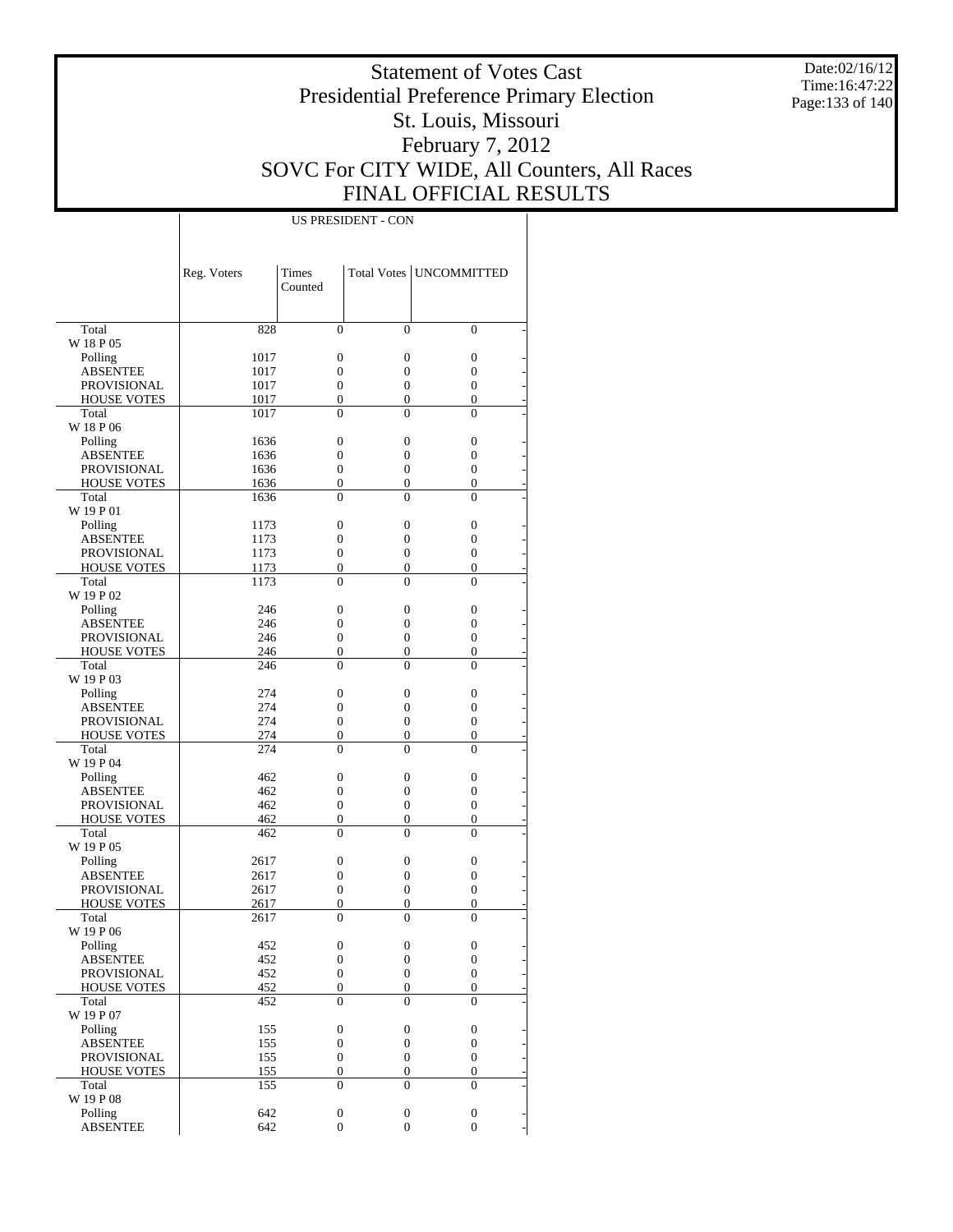# Statement of Votes Cast
## Presidential Preference Primary Election
## St. Louis, Missouri
## February 7, 2012
## SOVC For CITY WIDE, All Counters, All Races
## FINAL OFFICIAL RESULTS

Date:02/16/12
Time:16:47:22

| | US PRESIDENT - CON | | | |
|---|---|---|---|---|
| | Reg. Voters | Times Counted | Total Votes | UNCOMMITTED |
| Total | 828 | 0 | 0 | 0 |
| W 18 P 05 | | | | |
| Polling | 1017 | 0 | 0 | 0 |
| ABSENTEE | 1017 | 0 | 0 | 0 |
| PROVISIONAL | 1017 | 0 | 0 | 0 |
| HOUSE VOTES | 1017 | 0 | 0 | 0 |
| Total | 1017 | 0 | 0 | 0 |
| W 18 P 06 | | | | |
| Polling | 1636 | 0 | 0 | 0 |
| ABSENTEE | 1636 | 0 | 0 | 0 |
| PROVISIONAL | 1636 | 0 | 0 | 0 |
| HOUSE VOTES | 1636 | 0 | 0 | 0 |
| Total | 1636 | 0 | 0 | 0 |
| W 19 P 01 | | | | |
| Polling | 1173 | 0 | 0 | 0 |
| ABSENTEE | 1173 | 0 | 0 | 0 |
| PROVISIONAL | 1173 | 0 | 0 | 0 |
| HOUSE VOTES | 1173 | 0 | 0 | 0 |
| Total | 1173 | 0 | 0 | 0 |
| W 19 P 02 | | | | |
| Polling | 246 | 0 | 0 | 0 |
| ABSENTEE | 246 | 0 | 0 | 0 |
| PROVISIONAL | 246 | 0 | 0 | 0 |
| HOUSE VOTES | 246 | 0 | 0 | 0 |
| Total | 246 | 0 | 0 | 0 |
| W 19 P 03 | | | | |
| Polling | 274 | 0 | 0 | 0 |
| ABSENTEE | 274 | 0 | 0 | 0 |
| PROVISIONAL | 274 | 0 | 0 | 0 |
| HOUSE VOTES | 274 | 0 | 0 | 0 |
| Total | 274 | 0 | 0 | 0 |
| W 19 P 04 | | | | |
| Polling | 462 | 0 | 0 | 0 |
| ABSENTEE | 462 | 0 | 0 | 0 |
| PROVISIONAL | 462 | 0 | 0 | 0 |
| HOUSE VOTES | 462 | 0 | 0 | 0 |
| Total | 462 | 0 | 0 | 0 |
| W 19 P 05 | | | | |
| Polling | 2617 | 0 | 0 | 0 |
| ABSENTEE | 2617 | 0 | 0 | 0 |
| PROVISIONAL | 2617 | 0 | 0 | 0 |
| HOUSE VOTES | 2617 | 0 | 0 | 0 |
| Total | 2617 | 0 | 0 | 0 |
| W 19 P 06 | | | | |
| Polling | 452 | 0 | 0 | 0 |
| ABSENTEE | 452 | 0 | 0 | 0 |
| PROVISIONAL | 452 | 0 | 0 | 0 |
| HOUSE VOTES | 452 | 0 | 0 | 0 |
| Total | 452 | 0 | 0 | 0 |
| W 19 P 07 | | | | |
| Polling | 155 | 0 | 0 | 0 |
| ABSENTEE | 155 | 0 | 0 | 0 |
| PROVISIONAL | 155 | 0 | 0 | 0 |
| HOUSE VOTES | 155 | 0 | 0 | 0 |
| Total | 155 | 0 | 0 | 0 |
| W 19 P 08 | | | | |
| Polling | 642 | 0 | 0 | 0 |
| ABSENTEE | 642 | 0 | 0 | 0 |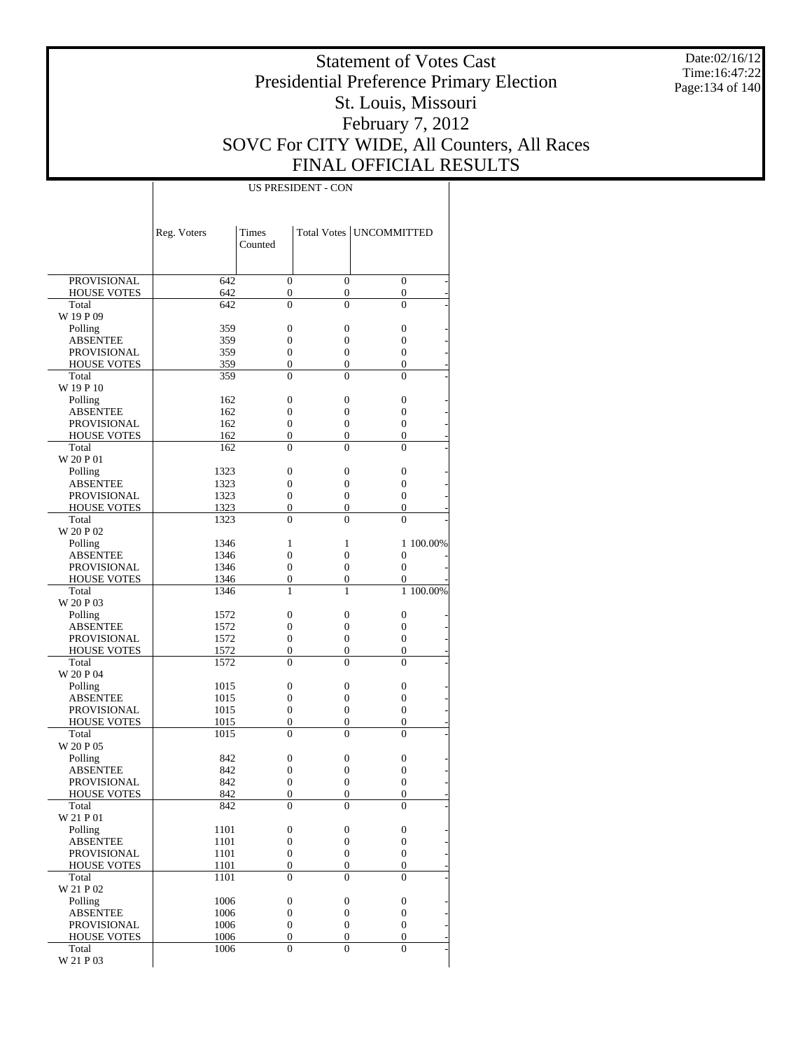# Statement of Votes Cast
# Presidential Preference Primary Election
# St. Louis, Missouri
# February 7, 2012
# SOVC For CITY WIDE, All Counters, All Races
# FINAL OFFICIAL RESULTS

Date:02/16/12
Time:16:47:22

| | US PRESIDENT - CON | | | | |
|---|---|---|---|---|---|
| | Reg. Voters | Times Counted | Total Votes | UNCOMMITTED | |
| PROVISIONAL | 642 | 0 | 0 | 0 | - |
| HOUSE VOTES | 642 | 0 | 0 | 0 | - |
| Total | 642 | 0 | 0 | 0 | - |
| W 19 P 09 | | | | | |
| Polling | 359 | 0 | 0 | 0 | - |
| ABSENTEE | 359 | 0 | 0 | 0 | - |
| PROVISIONAL | 359 | 0 | 0 | 0 | - |
| HOUSE VOTES | 359 | 0 | 0 | 0 | - |
| Total | 359 | 0 | 0 | 0 | - |
| W 19 P 10 | | | | | |
| Polling | 162 | 0 | 0 | 0 | - |
| ABSENTEE | 162 | 0 | 0 | 0 | - |
| PROVISIONAL | 162 | 0 | 0 | 0 | - |
| HOUSE VOTES | 162 | 0 | 0 | 0 | - |
| Total | 162 | 0 | 0 | 0 | - |
| W 20 P 01 | | | | | |
| Polling | 1323 | 0 | 0 | 0 | - |
| ABSENTEE | 1323 | 0 | 0 | 0 | - |
| PROVISIONAL | 1323 | 0 | 0 | 0 | - |
| HOUSE VOTES | 1323 | 0 | 0 | 0 | - |
| Total | 1323 | 0 | 0 | 0 | - |
| W 20 P 02 | | | | | |
| Polling | 1346 | 1 | 1 | 1 | 100.00% |
| ABSENTEE | 1346 | 0 | 0 | 0 | - |
| PROVISIONAL | 1346 | 0 | 0 | 0 | - |
| HOUSE VOTES | 1346 | 0 | 0 | 0 | - |
| Total | 1346 | 1 | 1 | 1 | 100.00% |
| W 20 P 03 | | | | | |
| Polling | 1572 | 0 | 0 | 0 | - |
| ABSENTEE | 1572 | 0 | 0 | 0 | - |
| PROVISIONAL | 1572 | 0 | 0 | 0 | - |
| HOUSE VOTES | 1572 | 0 | 0 | 0 | - |
| Total | 1572 | 0 | 0 | 0 | - |
| W 20 P 04 | | | | | |
| Polling | 1015 | 0 | 0 | 0 | - |
| ABSENTEE | 1015 | 0 | 0 | 0 | - |
| PROVISIONAL | 1015 | 0 | 0 | 0 | - |
| HOUSE VOTES | 1015 | 0 | 0 | 0 | - |
| Total | 1015 | 0 | 0 | 0 | - |
| W 20 P 05 | | | | | |
| Polling | 842 | 0 | 0 | 0 | - |
| ABSENTEE | 842 | 0 | 0 | 0 | - |
| PROVISIONAL | 842 | 0 | 0 | 0 | - |
| HOUSE VOTES | 842 | 0 | 0 | 0 | - |
| Total | 842 | 0 | 0 | 0 | - |
| W 21 P 01 | | | | | |
| Polling | 1101 | 0 | 0 | 0 | - |
| ABSENTEE | 1101 | 0 | 0 | 0 | - |
| PROVISIONAL | 1101 | 0 | 0 | 0 | - |
| HOUSE VOTES | 1101 | 0 | 0 | 0 | - |
| Total | 1101 | 0 | 0 | 0 | - |
| W 21 P 02 | | | | | |
| Polling | 1006 | 0 | 0 | 0 | - |
| ABSENTEE | 1006 | 0 | 0 | 0 | - |
| PROVISIONAL | 1006 | 0 | 0 | 0 | - |
| HOUSE VOTES | 1006 | 0 | 0 | 0 | - |
| Total | 1006 | 0 | 0 | 0 | - |
| W 21 P 03 | | | | | |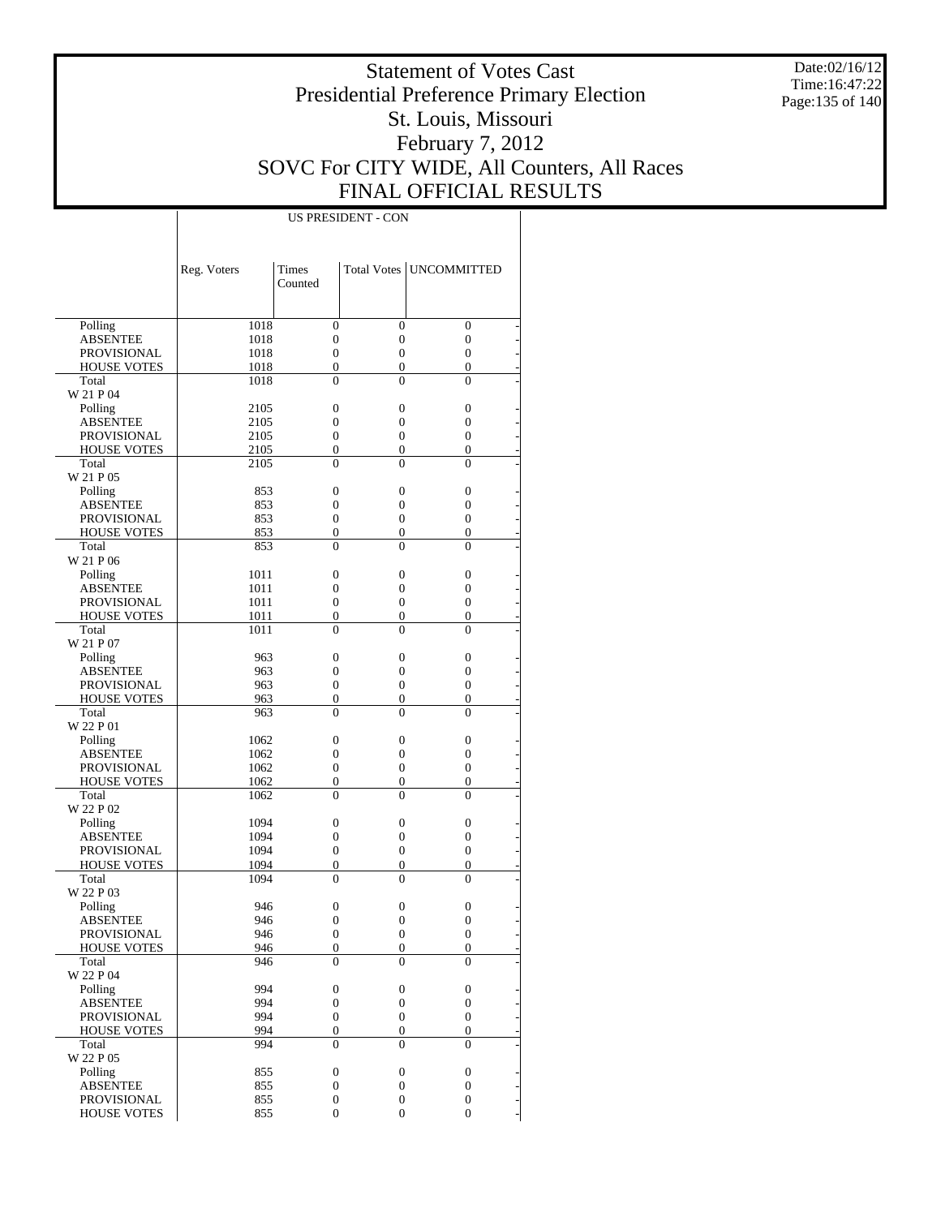# Statement of Votes Cast
# Presidential Preference Primary Election
# St. Louis, Missouri
# February 7, 2012
# SOVC For CITY WIDE, All Counters, All Races
# FINAL OFFICIAL RESULTS

Date:02/16/12
Time:16:47:22

| | US PRESIDENT - CON | | | |
|---|---|---|---|---|
| | Reg. Voters | Times Counted | Total Votes | UNCOMMITTED |
| Polling | 1018 | 0 | 0 | 0 |
| ABSENTEE | 1018 | 0 | 0 | 0 |
| PROVISIONAL | 1018 | 0 | 0 | 0 |
| HOUSE VOTES | 1018 | 0 | 0 | 0 |
| Total | 1018 | 0 | 0 | 0 |
| W 21 P 04 | | | | |
| Polling | 2105 | 0 | 0 | 0 |
| ABSENTEE | 2105 | 0 | 0 | 0 |
| PROVISIONAL | 2105 | 0 | 0 | 0 |
| HOUSE VOTES | 2105 | 0 | 0 | 0 |
| Total | 2105 | 0 | 0 | 0 |
| W 21 P 05 | | | | |
| Polling | 853 | 0 | 0 | 0 |
| ABSENTEE | 853 | 0 | 0 | 0 |
| PROVISIONAL | 853 | 0 | 0 | 0 |
| HOUSE VOTES | 853 | 0 | 0 | 0 |
| Total | 853 | 0 | 0 | 0 |
| W 21 P 06 | | | | |
| Polling | 1011 | 0 | 0 | 0 |
| ABSENTEE | 1011 | 0 | 0 | 0 |
| PROVISIONAL | 1011 | 0 | 0 | 0 |
| HOUSE VOTES | 1011 | 0 | 0 | 0 |
| Total | 1011 | 0 | 0 | 0 |
| W 21 P 07 | | | | |
| Polling | 963 | 0 | 0 | 0 |
| ABSENTEE | 963 | 0 | 0 | 0 |
| PROVISIONAL | 963 | 0 | 0 | 0 |
| HOUSE VOTES | 963 | 0 | 0 | 0 |
| Total | 963 | 0 | 0 | 0 |
| W 22 P 01 | | | | |
| Polling | 1062 | 0 | 0 | 0 |
| ABSENTEE | 1062 | 0 | 0 | 0 |
| PROVISIONAL | 1062 | 0 | 0 | 0 |
| HOUSE VOTES | 1062 | 0 | 0 | 0 |
| Total | 1062 | 0 | 0 | 0 |
| W 22 P 02 | | | | |
| Polling | 1094 | 0 | 0 | 0 |
| ABSENTEE | 1094 | 0 | 0 | 0 |
| PROVISIONAL | 1094 | 0 | 0 | 0 |
| HOUSE VOTES | 1094 | 0 | 0 | 0 |
| Total | 1094 | 0 | 0 | 0 |
| W 22 P 03 | | | | |
| Polling | 946 | 0 | 0 | 0 |
| ABSENTEE | 946 | 0 | 0 | 0 |
| PROVISIONAL | 946 | 0 | 0 | 0 |
| HOUSE VOTES | 946 | 0 | 0 | 0 |
| Total | 946 | 0 | 0 | 0 |
| W 22 P 04 | | | | |
| Polling | 994 | 0 | 0 | 0 |
| ABSENTEE | 994 | 0 | 0 | 0 |
| PROVISIONAL | 994 | 0 | 0 | 0 |
| HOUSE VOTES | 994 | 0 | 0 | 0 |
| Total | 994 | 0 | 0 | 0 |
| W 22 P 05 | | | | |
| Polling | 855 | 0 | 0 | 0 |
| ABSENTEE | 855 | 0 | 0 | 0 |
| PROVISIONAL | 855 | 0 | 0 | 0 |
| HOUSE VOTES | 855 | 0 | 0 | 0 |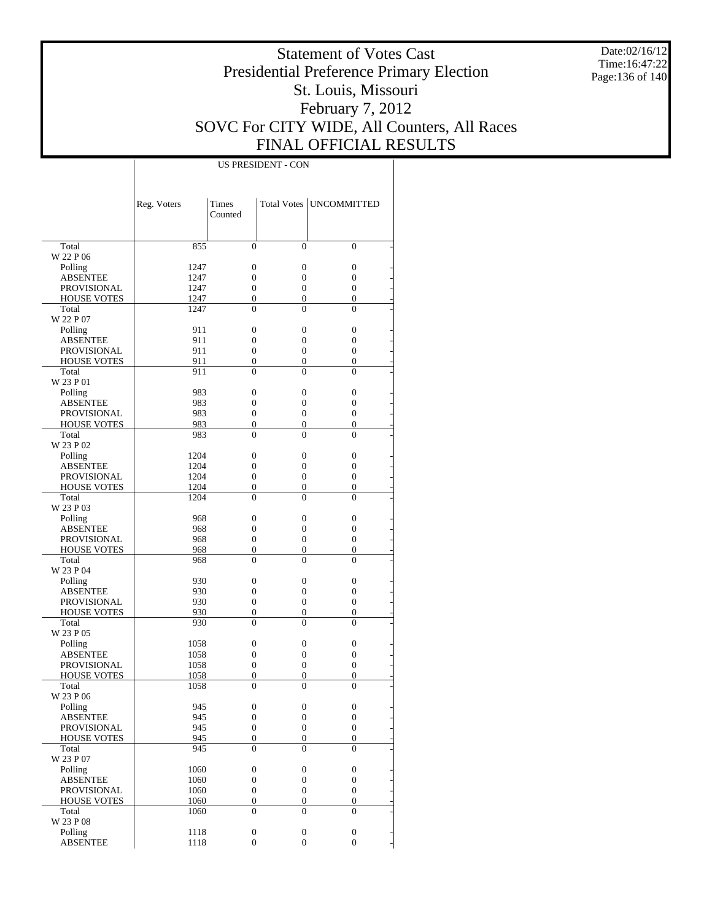# Statement of Votes Cast
# Presidential Preference Primary Election
# St. Louis, Missouri
# February 7, 2012
# SOVC For CITY WIDE, All Counters, All Races
# FINAL OFFICIAL RESULTS

Date:02/16/12
Time:16:47:22

| | US PRESIDENT - CON | | | |
|---|---|---|---|---|
| | Reg. Voters | Times Counted | Total Votes | UNCOMMITTED |
| Total | 855 | 0 | 0 | 0 |
| W 22 P 06 | | | | |
| Polling | 1247 | 0 | 0 | 0 |
| ABSENTEE | 1247 | 0 | 0 | 0 |
| PROVISIONAL | 1247 | 0 | 0 | 0 |
| HOUSE VOTES | 1247 | 0 | 0 | 0 |
| Total | 1247 | 0 | 0 | 0 |
| W 22 P 07 | | | | |
| Polling | 911 | 0 | 0 | 0 |
| ABSENTEE | 911 | 0 | 0 | 0 |
| PROVISIONAL | 911 | 0 | 0 | 0 |
| HOUSE VOTES | 911 | 0 | 0 | 0 |
| Total | 911 | 0 | 0 | 0 |
| W 23 P 01 | | | | |
| Polling | 983 | 0 | 0 | 0 |
| ABSENTEE | 983 | 0 | 0 | 0 |
| PROVISIONAL | 983 | 0 | 0 | 0 |
| HOUSE VOTES | 983 | 0 | 0 | 0 |
| Total | 983 | 0 | 0 | 0 |
| W 23 P 02 | | | | |
| Polling | 1204 | 0 | 0 | 0 |
| ABSENTEE | 1204 | 0 | 0 | 0 |
| PROVISIONAL | 1204 | 0 | 0 | 0 |
| HOUSE VOTES | 1204 | 0 | 0 | 0 |
| Total | 1204 | 0 | 0 | 0 |
| W 23 P 03 | | | | |
| Polling | 968 | 0 | 0 | 0 |
| ABSENTEE | 968 | 0 | 0 | 0 |
| PROVISIONAL | 968 | 0 | 0 | 0 |
| HOUSE VOTES | 968 | 0 | 0 | 0 |
| Total | 968 | 0 | 0 | 0 |
| W 23 P 04 | | | | |
| Polling | 930 | 0 | 0 | 0 |
| ABSENTEE | 930 | 0 | 0 | 0 |
| PROVISIONAL | 930 | 0 | 0 | 0 |
| HOUSE VOTES | 930 | 0 | 0 | 0 |
| Total | 930 | 0 | 0 | 0 |
| W 23 P 05 | | | | |
| Polling | 1058 | 0 | 0 | 0 |
| ABSENTEE | 1058 | 0 | 0 | 0 |
| PROVISIONAL | 1058 | 0 | 0 | 0 |
| HOUSE VOTES | 1058 | 0 | 0 | 0 |
| Total | 1058 | 0 | 0 | 0 |
| W 23 P 06 | | | | |
| Polling | 945 | 0 | 0 | 0 |
| ABSENTEE | 945 | 0 | 0 | 0 |
| PROVISIONAL | 945 | 0 | 0 | 0 |
| HOUSE VOTES | 945 | 0 | 0 | 0 |
| Total | 945 | 0 | 0 | 0 |
| W 23 P 07 | | | | |
| Polling | 1060 | 0 | 0 | 0 |
| ABSENTEE | 1060 | 0 | 0 | 0 |
| PROVISIONAL | 1060 | 0 | 0 | 0 |
| HOUSE VOTES | 1060 | 0 | 0 | 0 |
| Total | 1060 | 0 | 0 | 0 |
| W 23 P 08 | | | | |
| Polling | 1118 | 0 | 0 | 0 |
| ABSENTEE | 1118 | 0 | 0 | 0 |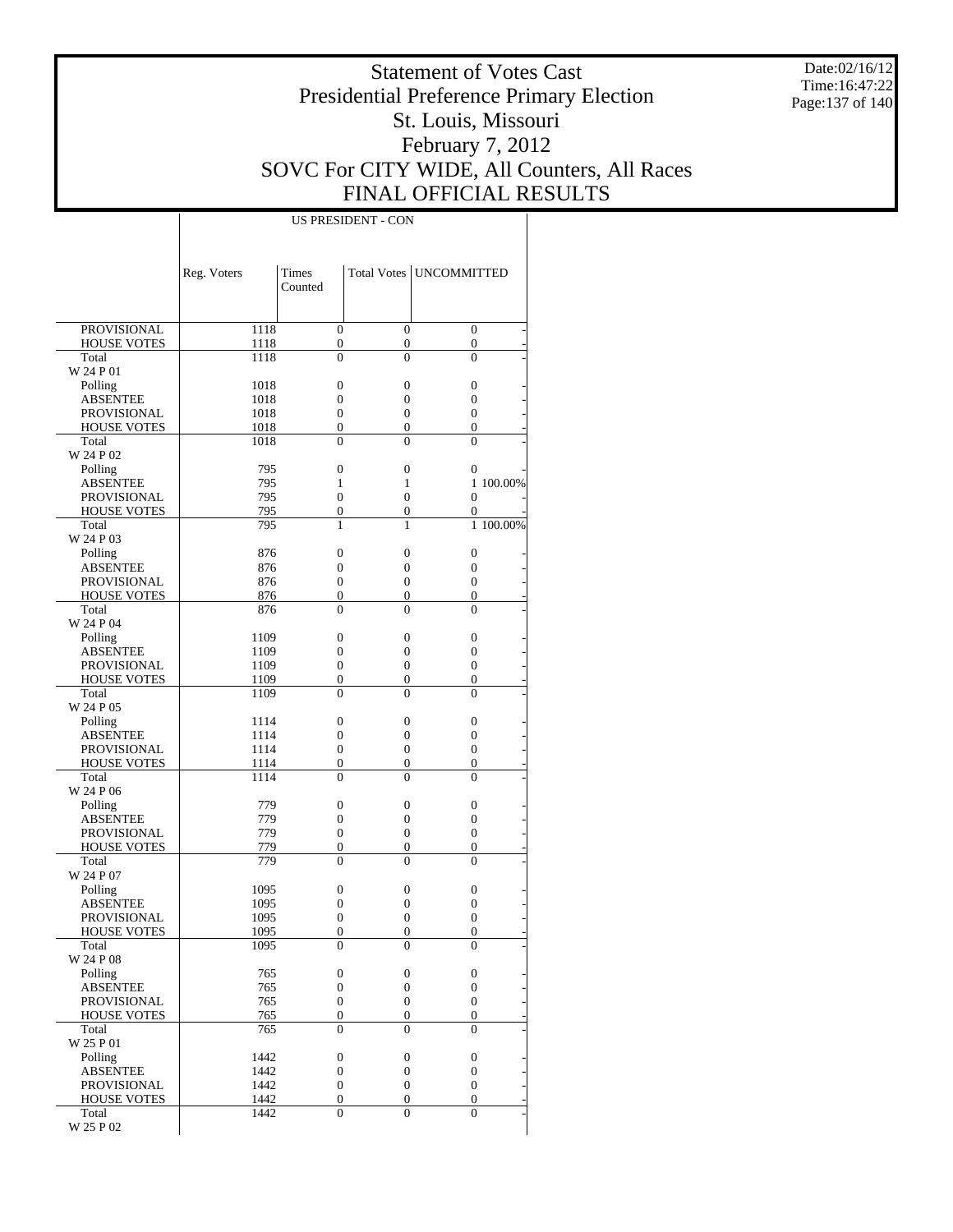# Statement of Votes Cast
## Presidential Preference Primary Election
## St. Louis, Missouri
## February 7, 2012
## SOVC For CITY WIDE, All Counters, All Races
## FINAL OFFICIAL RESULTS

Date:02/16/12
Time:16:47:22

| | US PRESIDENT - CON | | | | |
|---|---|---|---|---|---|
| | Reg. Voters | Times Counted | Total Votes | UNCOMMITTED | |
| PROVISIONAL | 1118 | 0 | 0 | 0 | - |
| HOUSE VOTES | 1118 | 0 | 0 | 0 | - |
| Total | 1118 | 0 | 0 | 0 | - |
| W 24 P 01 | | | | | |
| Polling | 1018 | 0 | 0 | 0 | - |
| ABSENTEE | 1018 | 0 | 0 | 0 | - |
| PROVISIONAL | 1018 | 0 | 0 | 0 | - |
| HOUSE VOTES | 1018 | 0 | 0 | 0 | - |
| Total | 1018 | 0 | 0 | 0 | - |
| W 24 P 02 | | | | | |
| Polling | 795 | 0 | 0 | 0 | - |
| ABSENTEE | 795 | 1 | 1 | 1 | 100.00% |
| PROVISIONAL | 795 | 0 | 0 | 0 | - |
| HOUSE VOTES | 795 | 0 | 0 | 0 | - |
| Total | 795 | 1 | 1 | 1 | 100.00% |
| W 24 P 03 | | | | | |
| Polling | 876 | 0 | 0 | 0 | - |
| ABSENTEE | 876 | 0 | 0 | 0 | - |
| PROVISIONAL | 876 | 0 | 0 | 0 | - |
| HOUSE VOTES | 876 | 0 | 0 | 0 | - |
| Total | 876 | 0 | 0 | 0 | - |
| W 24 P 04 | | | | | |
| Polling | 1109 | 0 | 0 | 0 | - |
| ABSENTEE | 1109 | 0 | 0 | 0 | - |
| PROVISIONAL | 1109 | 0 | 0 | 0 | - |
| HOUSE VOTES | 1109 | 0 | 0 | 0 | - |
| Total | 1109 | 0 | 0 | 0 | - |
| W 24 P 05 | | | | | |
| Polling | 1114 | 0 | 0 | 0 | - |
| ABSENTEE | 1114 | 0 | 0 | 0 | - |
| PROVISIONAL | 1114 | 0 | 0 | 0 | - |
| HOUSE VOTES | 1114 | 0 | 0 | 0 | - |
| Total | 1114 | 0 | 0 | 0 | - |
| W 24 P 06 | | | | | |
| Polling | 779 | 0 | 0 | 0 | - |
| ABSENTEE | 779 | 0 | 0 | 0 | - |
| PROVISIONAL | 779 | 0 | 0 | 0 | - |
| HOUSE VOTES | 779 | 0 | 0 | 0 | - |
| Total | 779 | 0 | 0 | 0 | - |
| W 24 P 07 | | | | | |
| Polling | 1095 | 0 | 0 | 0 | - |
| ABSENTEE | 1095 | 0 | 0 | 0 | - |
| PROVISIONAL | 1095 | 0 | 0 | 0 | - |
| HOUSE VOTES | 1095 | 0 | 0 | 0 | - |
| Total | 1095 | 0 | 0 | 0 | - |
| W 24 P 08 | | | | | |
| Polling | 765 | 0 | 0 | 0 | - |
| ABSENTEE | 765 | 0 | 0 | 0 | - |
| PROVISIONAL | 765 | 0 | 0 | 0 | - |
| HOUSE VOTES | 765 | 0 | 0 | 0 | - |
| Total | 765 | 0 | 0 | 0 | - |
| W 25 P 01 | | | | | |
| Polling | 1442 | 0 | 0 | 0 | - |
| ABSENTEE | 1442 | 0 | 0 | 0 | - |
| PROVISIONAL | 1442 | 0 | 0 | 0 | - |
| HOUSE VOTES | 1442 | 0 | 0 | 0 | - |
| Total | 1442 | 0 | 0 | 0 | - |
| W 25 P 02 | | | | | |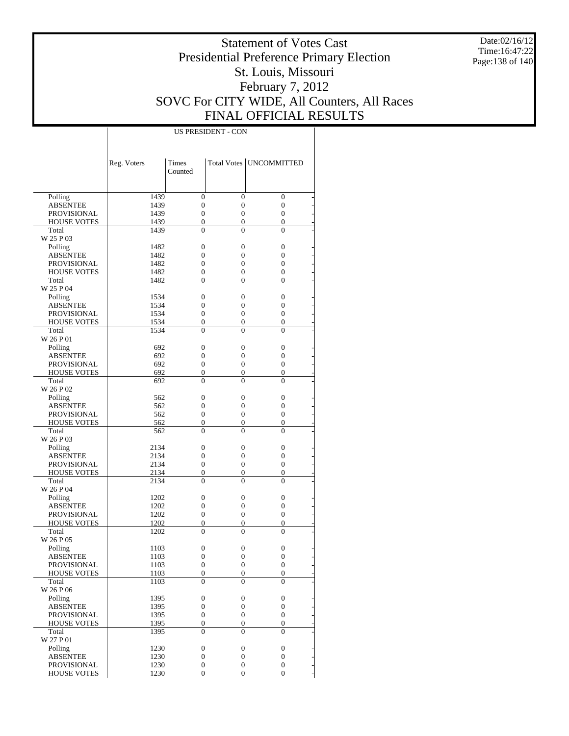# Statement of Votes Cast
## Presidential Preference Primary Election
## St. Louis, Missouri
## February 7, 2012
## SOVC For CITY WIDE, All Counters, All Races
## FINAL OFFICIAL RESULTS

Date:02/16/12
Time:16:47:22

| | US PRESIDENT - CON | | | |
|---|---|---|---|---|
| | Reg. Voters | Times Counted | Total Votes | UNCOMMITTED |
| Polling | 1439 | 0 | 0 | 0 |
| ABSENTEE | 1439 | 0 | 0 | 0 |
| PROVISIONAL | 1439 | 0 | 0 | 0 |
| HOUSE VOTES | 1439 | 0 | 0 | 0 |
| Total | 1439 | 0 | 0 | 0 |
| W 25 P 03 | | | | |
| Polling | 1482 | 0 | 0 | 0 |
| ABSENTEE | 1482 | 0 | 0 | 0 |
| PROVISIONAL | 1482 | 0 | 0 | 0 |
| HOUSE VOTES | 1482 | 0 | 0 | 0 |
| Total | 1482 | 0 | 0 | 0 |
| W 25 P 04 | | | | |
| Polling | 1534 | 0 | 0 | 0 |
| ABSENTEE | 1534 | 0 | 0 | 0 |
| PROVISIONAL | 1534 | 0 | 0 | 0 |
| HOUSE VOTES | 1534 | 0 | 0 | 0 |
| Total | 1534 | 0 | 0 | 0 |
| W 26 P 01 | | | | |
| Polling | 692 | 0 | 0 | 0 |
| ABSENTEE | 692 | 0 | 0 | 0 |
| PROVISIONAL | 692 | 0 | 0 | 0 |
| HOUSE VOTES | 692 | 0 | 0 | 0 |
| Total | 692 | 0 | 0 | 0 |
| W 26 P 02 | | | | |
| Polling | 562 | 0 | 0 | 0 |
| ABSENTEE | 562 | 0 | 0 | 0 |
| PROVISIONAL | 562 | 0 | 0 | 0 |
| HOUSE VOTES | 562 | 0 | 0 | 0 |
| Total | 562 | 0 | 0 | 0 |
| W 26 P 03 | | | | |
| Polling | 2134 | 0 | 0 | 0 |
| ABSENTEE | 2134 | 0 | 0 | 0 |
| PROVISIONAL | 2134 | 0 | 0 | 0 |
| HOUSE VOTES | 2134 | 0 | 0 | 0 |
| Total | 2134 | 0 | 0 | 0 |
| W 26 P 04 | | | | |
| Polling | 1202 | 0 | 0 | 0 |
| ABSENTEE | 1202 | 0 | 0 | 0 |
| PROVISIONAL | 1202 | 0 | 0 | 0 |
| HOUSE VOTES | 1202 | 0 | 0 | 0 |
| Total | 1202 | 0 | 0 | 0 |
| W 26 P 05 | | | | |
| Polling | 1103 | 0 | 0 | 0 |
| ABSENTEE | 1103 | 0 | 0 | 0 |
| PROVISIONAL | 1103 | 0 | 0 | 0 |
| HOUSE VOTES | 1103 | 0 | 0 | 0 |
| Total | 1103 | 0 | 0 | 0 |
| W 26 P 06 | | | | |
| Polling | 1395 | 0 | 0 | 0 |
| ABSENTEE | 1395 | 0 | 0 | 0 |
| PROVISIONAL | 1395 | 0 | 0 | 0 |
| HOUSE VOTES | 1395 | 0 | 0 | 0 |
| Total | 1395 | 0 | 0 | 0 |
| W 27 P 01 | | | | |
| Polling | 1230 | 0 | 0 | 0 |
| ABSENTEE | 1230 | 0 | 0 | 0 |
| PROVISIONAL | 1230 | 0 | 0 | 0 |
| HOUSE VOTES | 1230 | 0 | 0 | 0 |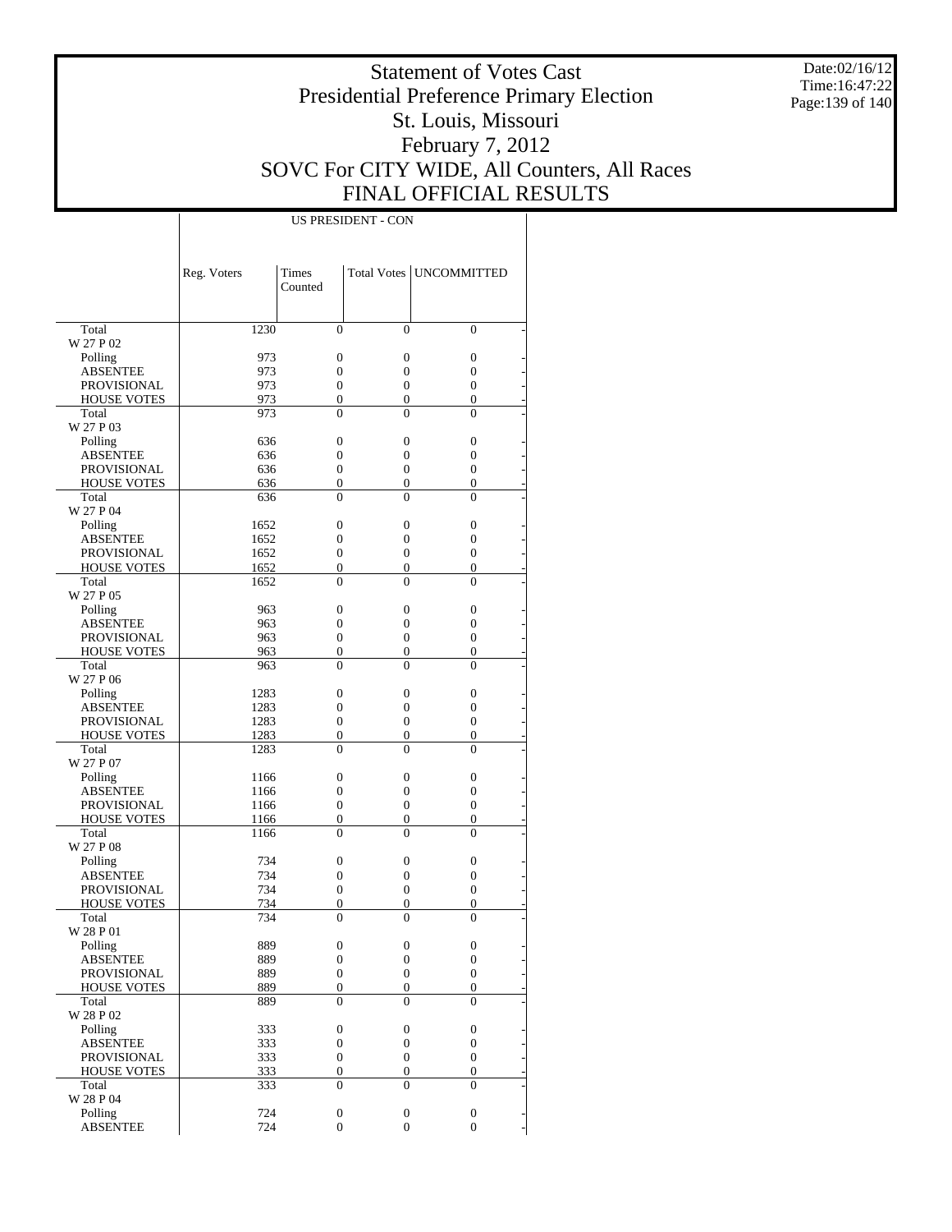# Statement of Votes Cast
# Presidential Preference Primary Election
# St. Louis, Missouri
# February 7, 2012
# SOVC For CITY WIDE, All Counters, All Races
# FINAL OFFICIAL RESULTS

Date:02/16/12
Time:16:47:22

| | US PRESIDENT - CON | | | |
|---|---|---|---|---|
| | Reg. Voters | Times Counted | Total Votes | UNCOMMITTED |
| Total | 1230 | 0 | 0 | 0 |
| W 27 P 02 | | | | |
| Polling | 973 | 0 | 0 | 0 |
| ABSENTEE | 973 | 0 | 0 | 0 |
| PROVISIONAL | 973 | 0 | 0 | 0 |
| HOUSE VOTES | 973 | 0 | 0 | 0 |
| Total | 973 | 0 | 0 | 0 |
| W 27 P 03 | | | | |
| Polling | 636 | 0 | 0 | 0 |
| ABSENTEE | 636 | 0 | 0 | 0 |
| PROVISIONAL | 636 | 0 | 0 | 0 |
| HOUSE VOTES | 636 | 0 | 0 | 0 |
| Total | 636 | 0 | 0 | 0 |
| W 27 P 04 | | | | |
| Polling | 1652 | 0 | 0 | 0 |
| ABSENTEE | 1652 | 0 | 0 | 0 |
| PROVISIONAL | 1652 | 0 | 0 | 0 |
| HOUSE VOTES | 1652 | 0 | 0 | 0 |
| Total | 1652 | 0 | 0 | 0 |
| W 27 P 05 | | | | |
| Polling | 963 | 0 | 0 | 0 |
| ABSENTEE | 963 | 0 | 0 | 0 |
| PROVISIONAL | 963 | 0 | 0 | 0 |
| HOUSE VOTES | 963 | 0 | 0 | 0 |
| Total | 963 | 0 | 0 | 0 |
| W 27 P 06 | | | | |
| Polling | 1283 | 0 | 0 | 0 |
| ABSENTEE | 1283 | 0 | 0 | 0 |
| PROVISIONAL | 1283 | 0 | 0 | 0 |
| HOUSE VOTES | 1283 | 0 | 0 | 0 |
| Total | 1283 | 0 | 0 | 0 |
| W 27 P 07 | | | | |
| Polling | 1166 | 0 | 0 | 0 |
| ABSENTEE | 1166 | 0 | 0 | 0 |
| PROVISIONAL | 1166 | 0 | 0 | 0 |
| HOUSE VOTES | 1166 | 0 | 0 | 0 |
| Total | 1166 | 0 | 0 | 0 |
| W 27 P 08 | | | | |
| Polling | 734 | 0 | 0 | 0 |
| ABSENTEE | 734 | 0 | 0 | 0 |
| PROVISIONAL | 734 | 0 | 0 | 0 |
| HOUSE VOTES | 734 | 0 | 0 | 0 |
| Total | 734 | 0 | 0 | 0 |
| W 28 P 01 | | | | |
| Polling | 889 | 0 | 0 | 0 |
| ABSENTEE | 889 | 0 | 0 | 0 |
| PROVISIONAL | 889 | 0 | 0 | 0 |
| HOUSE VOTES | 889 | 0 | 0 | 0 |
| Total | 889 | 0 | 0 | 0 |
| W 28 P 02 | | | | |
| Polling | 333 | 0 | 0 | 0 |
| ABSENTEE | 333 | 0 | 0 | 0 |
| PROVISIONAL | 333 | 0 | 0 | 0 |
| HOUSE VOTES | 333 | 0 | 0 | 0 |
| Total | 333 | 0 | 0 | 0 |
| W 28 P 04 | | | | |
| Polling | 724 | 0 | 0 | 0 |
| ABSENTEE | 724 | 0 | 0 | 0 |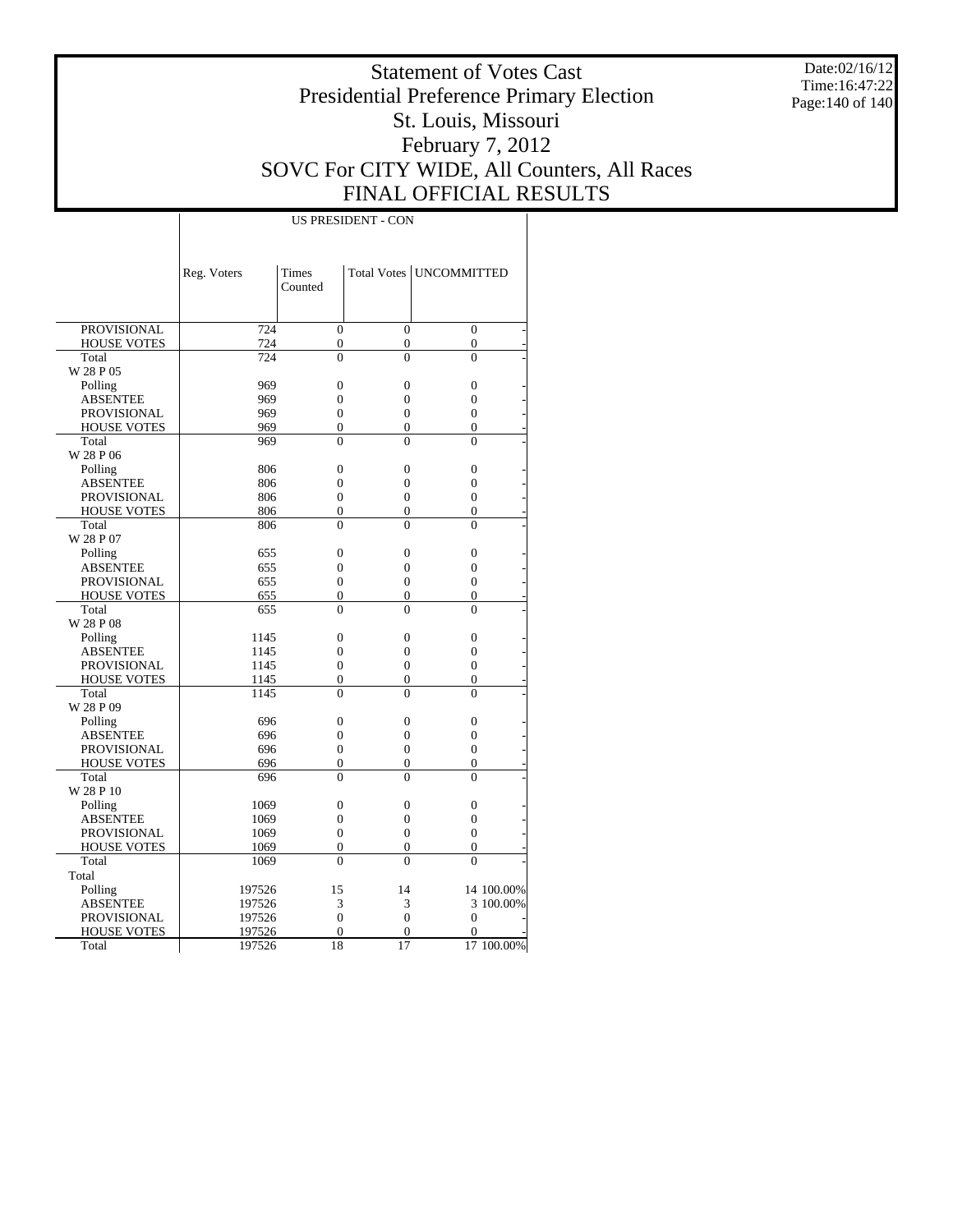# Statement of Votes Cast
# Presidential Preference Primary Election
# St. Louis, Missouri
# February 7, 2012
# SOVC For CITY WIDE, All Counters, All Races
# FINAL OFFICIAL RESULTS

Date:02/16/12
Time:16:47:22

| | US PRESIDENT - CON | | | | |
|---|---|---|---|---|---|
| | Reg. Voters | Times Counted | Total Votes | UNCOMMITTED | |
| PROVISIONAL | 724 | 0 | 0 | 0 | - |
| HOUSE VOTES | 724 | 0 | 0 | 0 | - |
| Total | 724 | 0 | 0 | 0 | - |
| W 28 P 05 | | | | | |
| Polling | 969 | 0 | 0 | 0 | - |
| ABSENTEE | 969 | 0 | 0 | 0 | - |
| PROVISIONAL | 969 | 0 | 0 | 0 | - |
| HOUSE VOTES | 969 | 0 | 0 | 0 | - |
| Total | 969 | 0 | 0 | 0 | - |
| W 28 P 06 | | | | | |
| Polling | 806 | 0 | 0 | 0 | - |
| ABSENTEE | 806 | 0 | 0 | 0 | - |
| PROVISIONAL | 806 | 0 | 0 | 0 | - |
| HOUSE VOTES | 806 | 0 | 0 | 0 | - |
| Total | 806 | 0 | 0 | 0 | - |
| W 28 P 07 | | | | | |
| Polling | 655 | 0 | 0 | 0 | - |
| ABSENTEE | 655 | 0 | 0 | 0 | - |
| PROVISIONAL | 655 | 0 | 0 | 0 | - |
| HOUSE VOTES | 655 | 0 | 0 | 0 | - |
| Total | 655 | 0 | 0 | 0 | - |
| W 28 P 08 | | | | | |
| Polling | 1145 | 0 | 0 | 0 | - |
| ABSENTEE | 1145 | 0 | 0 | 0 | - |
| PROVISIONAL | 1145 | 0 | 0 | 0 | - |
| HOUSE VOTES | 1145 | 0 | 0 | 0 | - |
| Total | 1145 | 0 | 0 | 0 | - |
| W 28 P 09 | | | | | |
| Polling | 696 | 0 | 0 | 0 | - |
| ABSENTEE | 696 | 0 | 0 | 0 | - |
| PROVISIONAL | 696 | 0 | 0 | 0 | - |
| HOUSE VOTES | 696 | 0 | 0 | 0 | - |
| Total | 696 | 0 | 0 | 0 | - |
| W 28 P 10 | | | | | |
| Polling | 1069 | 0 | 0 | 0 | - |
| ABSENTEE | 1069 | 0 | 0 | 0 | - |
| PROVISIONAL | 1069 | 0 | 0 | 0 | - |
| HOUSE VOTES | 1069 | 0 | 0 | 0 | - |
| Total | 1069 | 0 | 0 | 0 | - |
| Total | | | | | |
| Polling | 197526 | 15 | 14 | 14 | 100.00% |
| ABSENTEE | 197526 | 3 | 3 | 3 | 100.00% |
| PROVISIONAL | 197526 | 0 | 0 | 0 | - |
| HOUSE VOTES | 197526 | 0 | 0 | 0 | - |
| Total | 197526 | 18 | 17 | 17 | 100.00% |